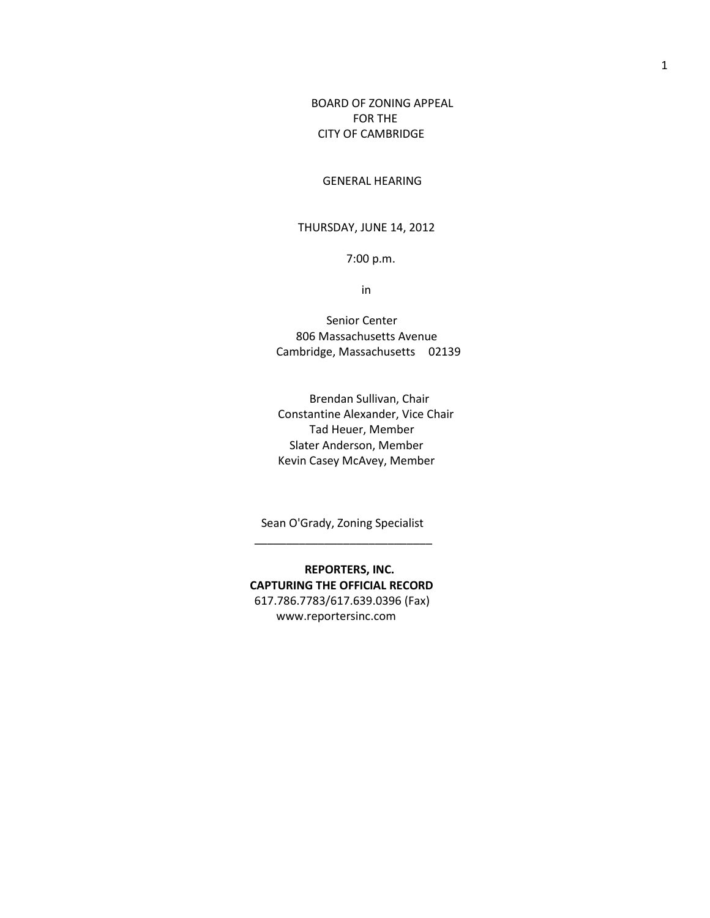# BOARD OF ZONING APPEAL
# FOR THE
# CITY OF CAMBRIDGE

## GENERAL HEARING

THURSDAY, JUNE 14, 2012

7:00 p.m.

in

Senior Center
806 Massachusetts Avenue
Cambridge, Massachusetts 02139

Brendan Sullivan, Chair
Constantine Alexander, Vice Chair
Tad Heuer, Member
Slater Anderson, Member
Kevin Casey McAvey, Member

Sean O'Grady, Zoning Specialist

---

**REPORTERS, INC.**
**CAPTURING THE OFFICIAL RECORD**
617.786.7783/617.639.0396 (Fax)
www.reportersinc.com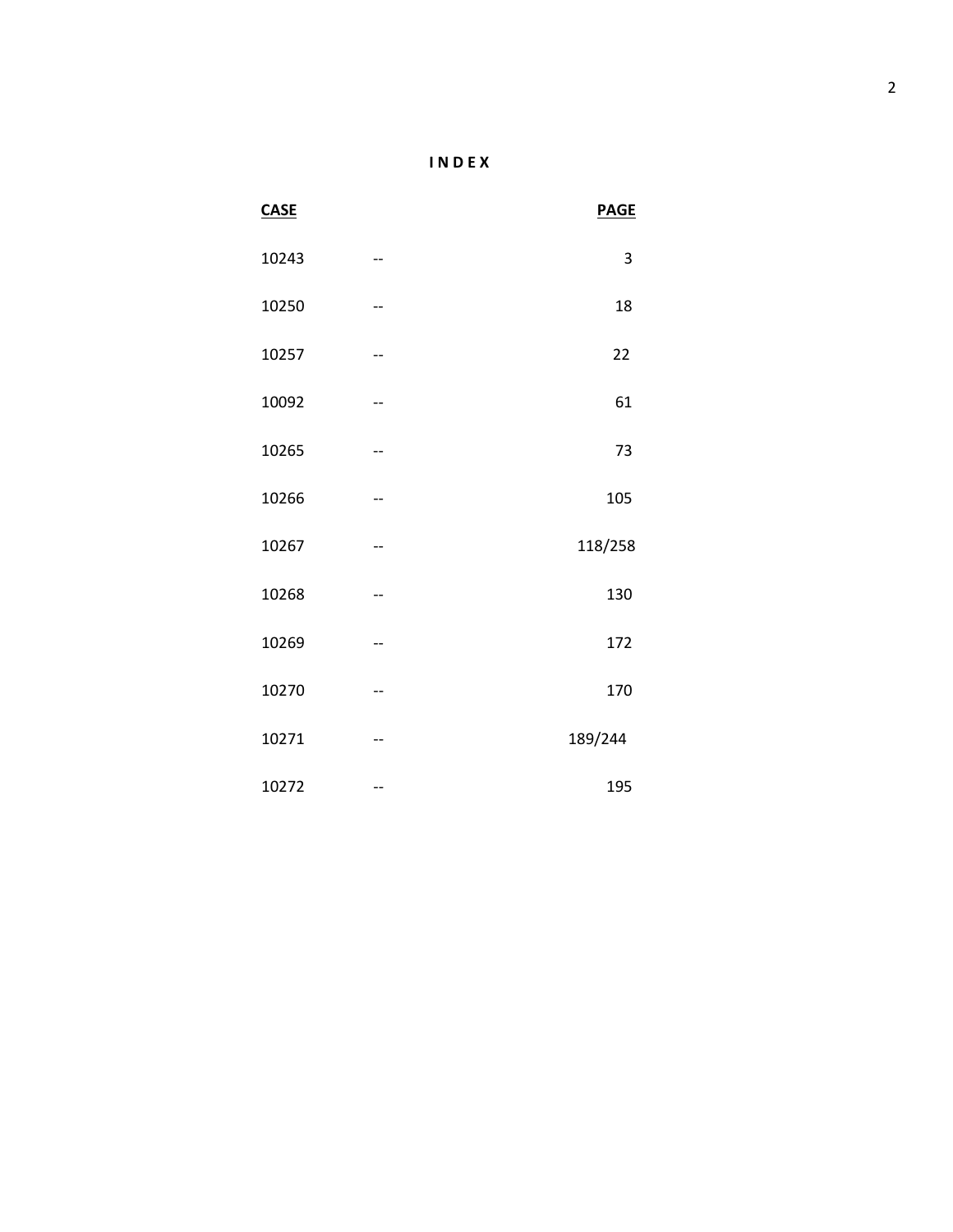# INDEX

| CASE | | PAGE |
|---|---|---|
| 10243 | -- | 3 |
| 10250 | -- | 18 |
| 10257 | -- | 22 |
| 10092 | -- | 61 |
| 10265 | -- | 73 |
| 10266 | -- | 105 |
| 10267 | -- | 118/258 |
| 10268 | -- | 130 |
| 10269 | -- | 172 |
| 10270 | -- | 170 |
| 10271 | -- | 189/244 |
| 10272 | -- | 195 |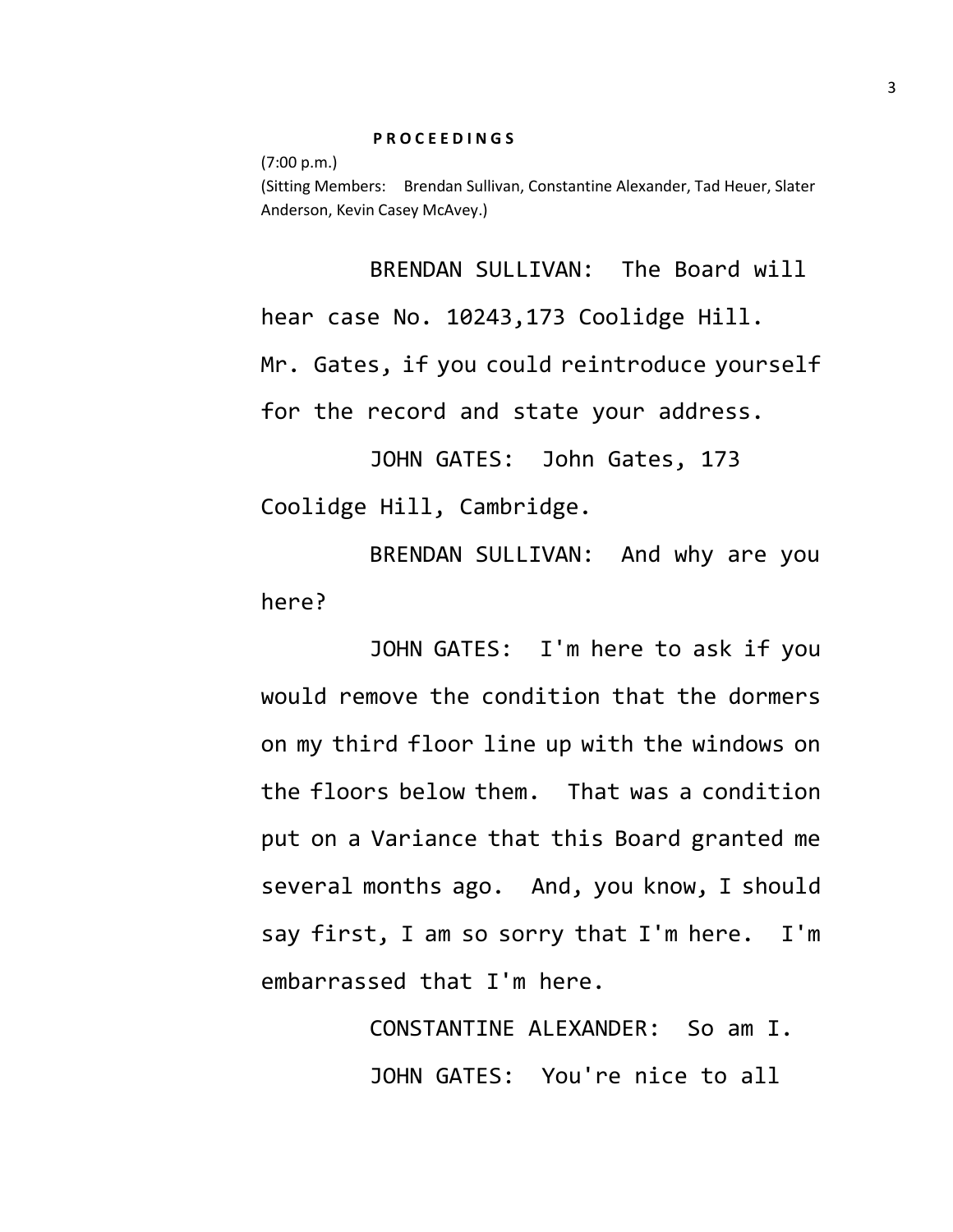**P R O C E E D I N G S**

(7:00 p.m.)

(Sitting Members: Brendan Sullivan, Constantine Alexander, Tad Heuer, Slater Anderson, Kevin Casey McAvey.)

BRENDAN SULLIVAN: The Board will hear case No. 10243,173 Coolidge Hill. Mr. Gates, if you could reintroduce yourself for the record and state your address.

JOHN GATES: John Gates, 173 Coolidge Hill, Cambridge.

BRENDAN SULLIVAN: And why are you here?

JOHN GATES: I'm here to ask if you would remove the condition that the dormers on my third floor line up with the windows on the floors below them. That was a condition put on a Variance that this Board granted me several months ago. And, you know, I should say first, I am so sorry that I'm here. I'm embarrassed that I'm here.

CONSTANTINE ALEXANDER: So am I.

JOHN GATES: You're nice to all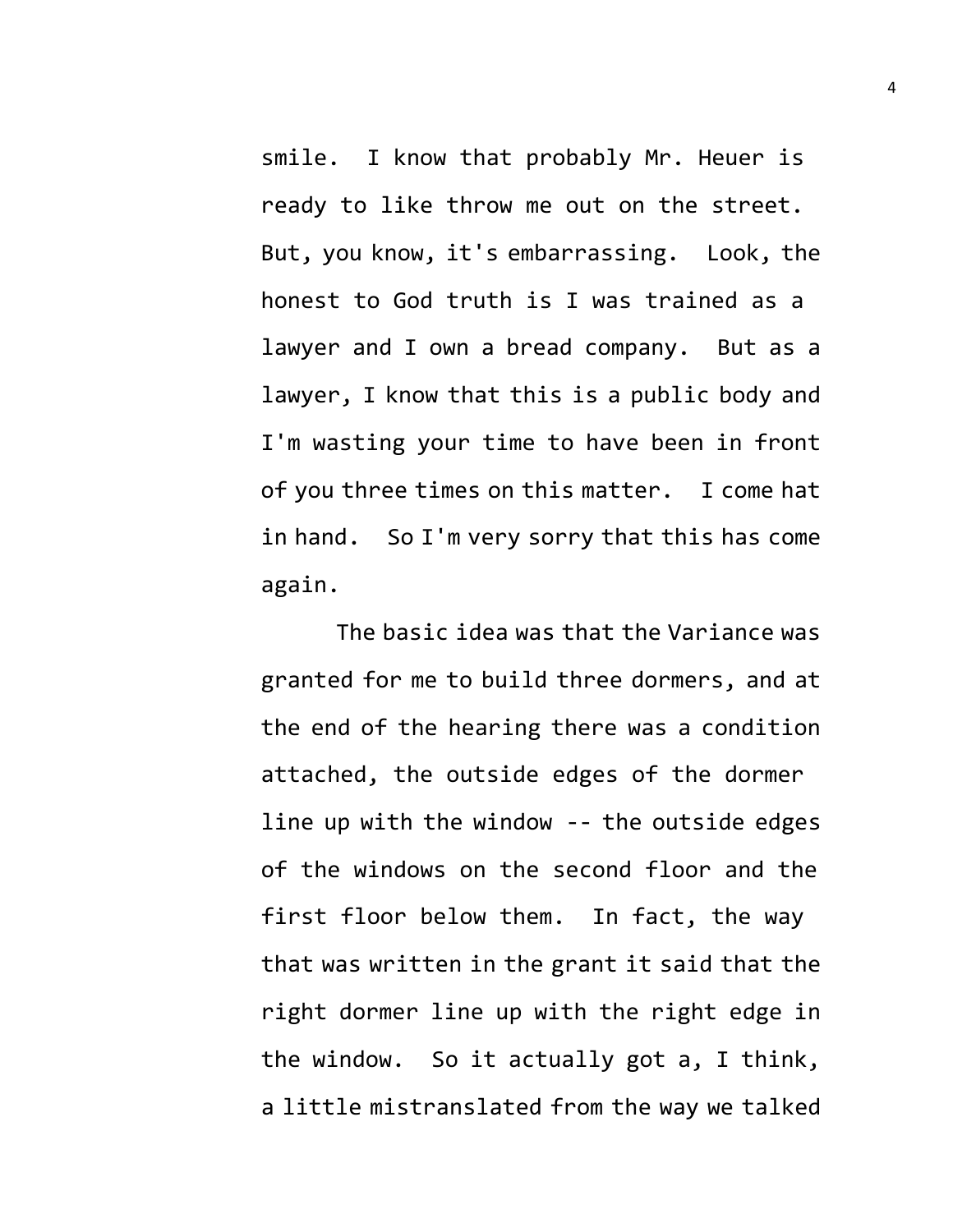smile. I know that probably Mr. Heuer is ready to like throw me out on the street. But, you know, it's embarrassing. Look, the honest to God truth is I was trained as a lawyer and I own a bread company. But as a lawyer, I know that this is a public body and I'm wasting your time to have been in front of you three times on this matter. I come hat in hand. So I'm very sorry that this has come again.

The basic idea was that the Variance was granted for me to build three dormers, and at the end of the hearing there was a condition attached, the outside edges of the dormer line up with the window -- the outside edges of the windows on the second floor and the first floor below them. In fact, the way that was written in the grant it said that the right dormer line up with the right edge in the window. So it actually got a, I think, a little mistranslated from the way we talked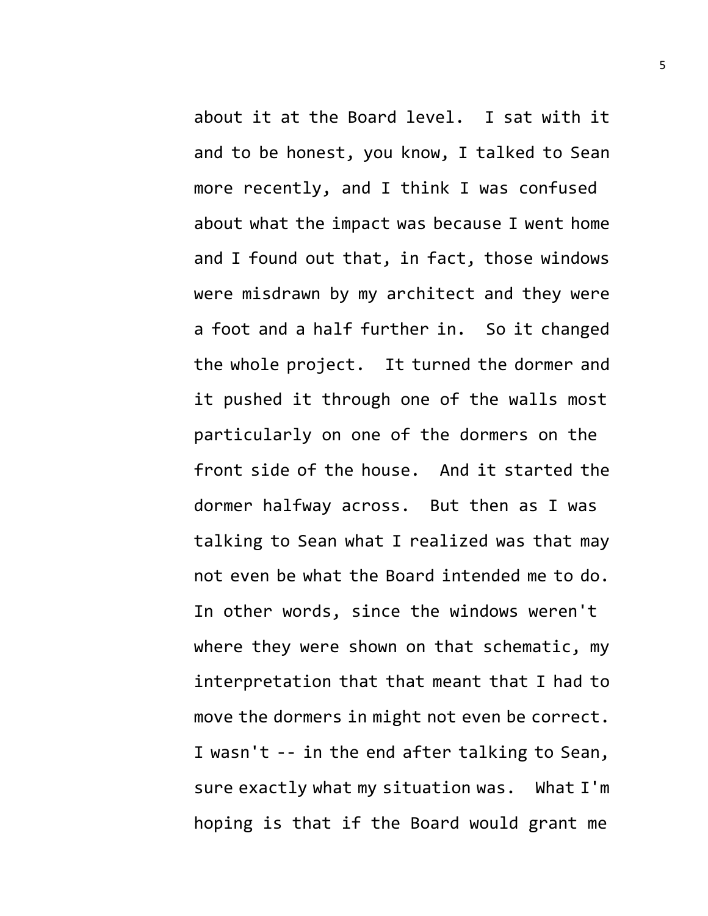about it at the Board level. I sat with it and to be honest, you know, I talked to Sean more recently, and I think I was confused about what the impact was because I went home and I found out that, in fact, those windows were misdrawn by my architect and they were a foot and a half further in. So it changed the whole project. It turned the dormer and it pushed it through one of the walls most particularly on one of the dormers on the front side of the house. And it started the dormer halfway across. But then as I was talking to Sean what I realized was that may not even be what the Board intended me to do. In other words, since the windows weren't where they were shown on that schematic, my interpretation that that meant that I had to move the dormers in might not even be correct. I wasn't -- in the end after talking to Sean, sure exactly what my situation was. What I'm hoping is that if the Board would grant me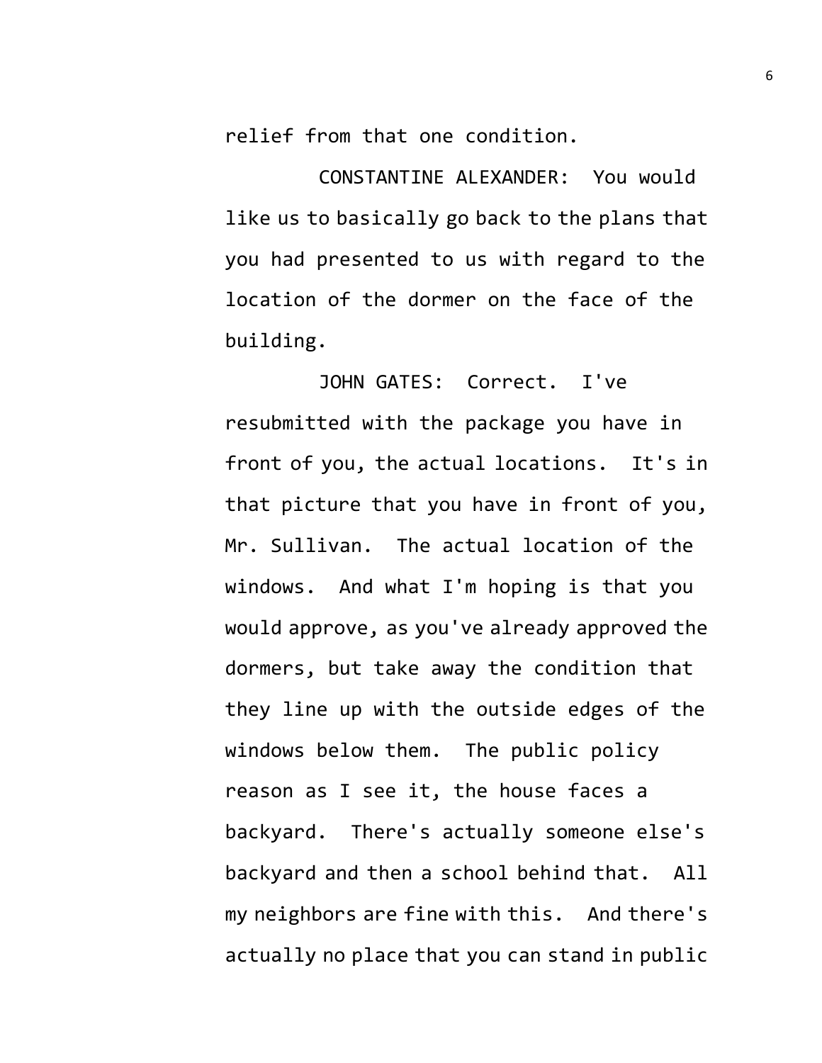relief from that one condition.

CONSTANTINE ALEXANDER: You would like us to basically go back to the plans that you had presented to us with regard to the location of the dormer on the face of the building.

JOHN GATES: Correct. I've resubmitted with the package you have in front of you, the actual locations. It's in that picture that you have in front of you, Mr. Sullivan. The actual location of the windows. And what I'm hoping is that you would approve, as you've already approved the dormers, but take away the condition that they line up with the outside edges of the windows below them. The public policy reason as I see it, the house faces a backyard. There's actually someone else's backyard and then a school behind that. All my neighbors are fine with this. And there's actually no place that you can stand in public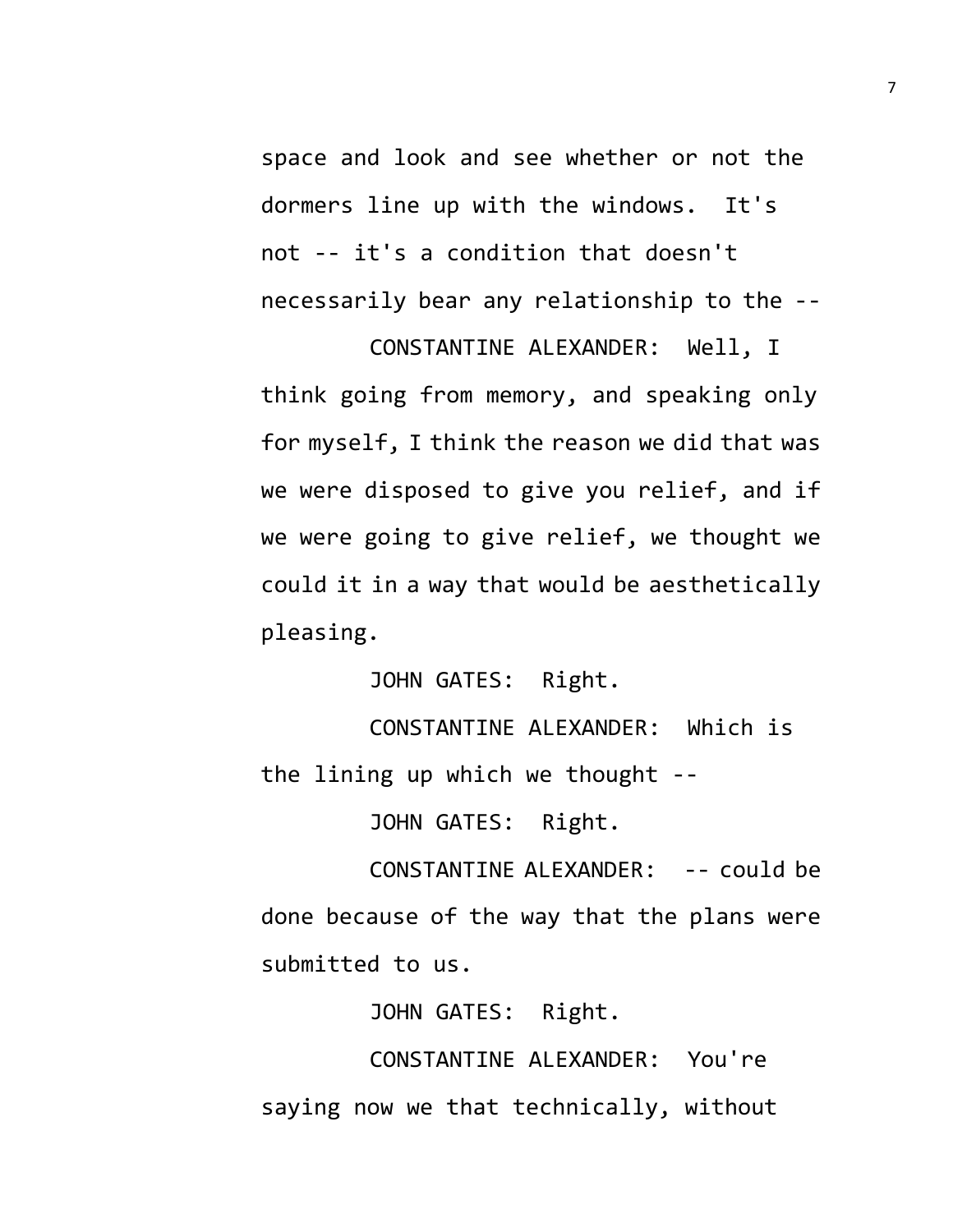space and look and see whether or not the dormers line up with the windows. It's not -- it's a condition that doesn't necessarily bear any relationship to the --

CONSTANTINE ALEXANDER: Well, I think going from memory, and speaking only for myself, I think the reason we did that was we were disposed to give you relief, and if we were going to give relief, we thought we could it in a way that would be aesthetically pleasing.

JOHN GATES: Right.

CONSTANTINE ALEXANDER: Which is the lining up which we thought --

JOHN GATES: Right.

CONSTANTINE ALEXANDER: -- could be done because of the way that the plans were submitted to us.

JOHN GATES: Right.

CONSTANTINE ALEXANDER: You're saying now we that technically, without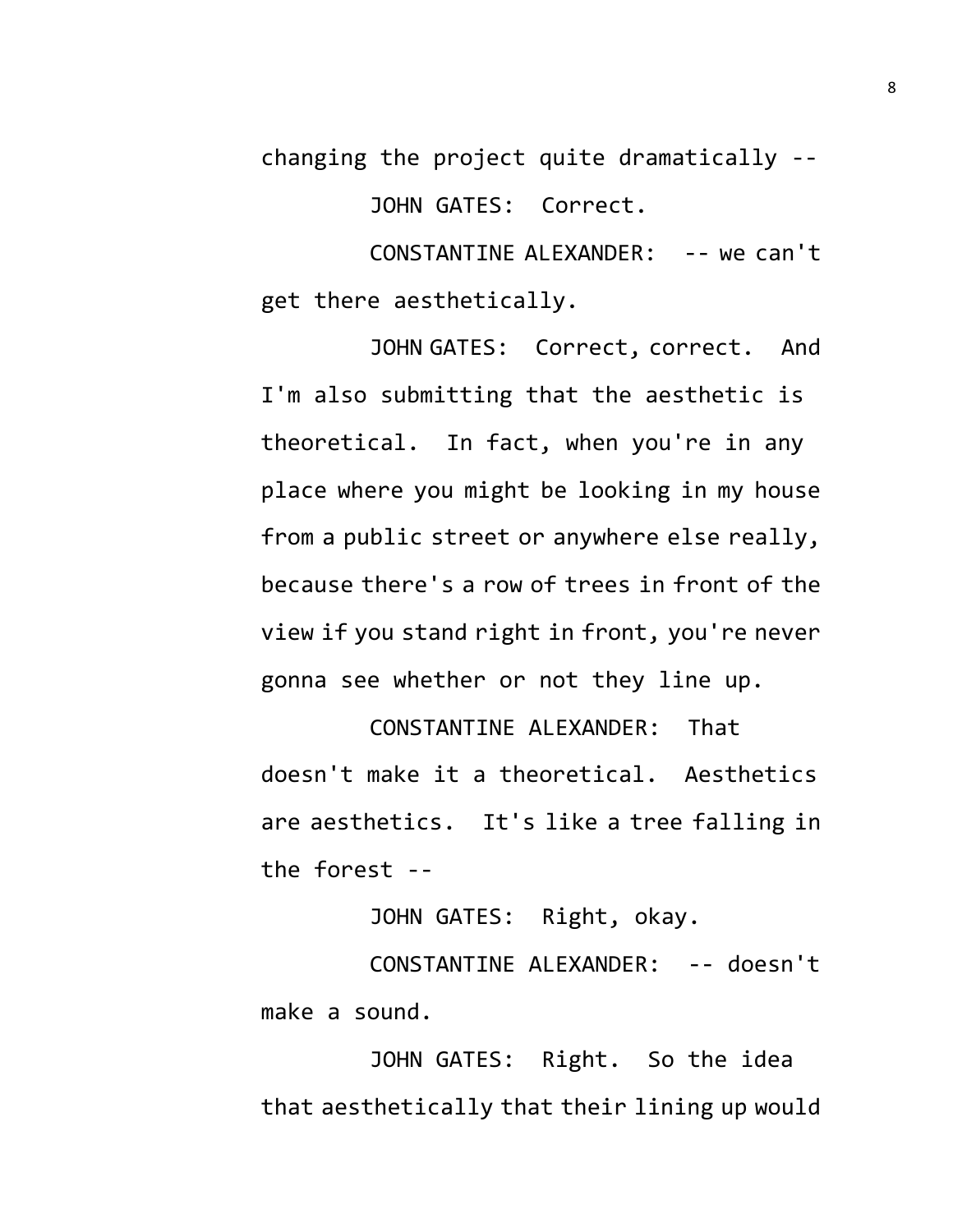changing the project quite dramatically --

JOHN GATES: Correct.

CONSTANTINE ALEXANDER: -- we can't get there aesthetically.

JOHN GATES: Correct, correct. And I'm also submitting that the aesthetic is theoretical. In fact, when you're in any place where you might be looking in my house from a public street or anywhere else really, because there's a row of trees in front of the view if you stand right in front, you're never gonna see whether or not they line up.

CONSTANTINE ALEXANDER: That doesn't make it a theoretical. Aesthetics are aesthetics. It's like a tree falling in the forest --

JOHN GATES: Right, okay.

CONSTANTINE ALEXANDER: -- doesn't make a sound.

JOHN GATES: Right. So the idea that aesthetically that their lining up would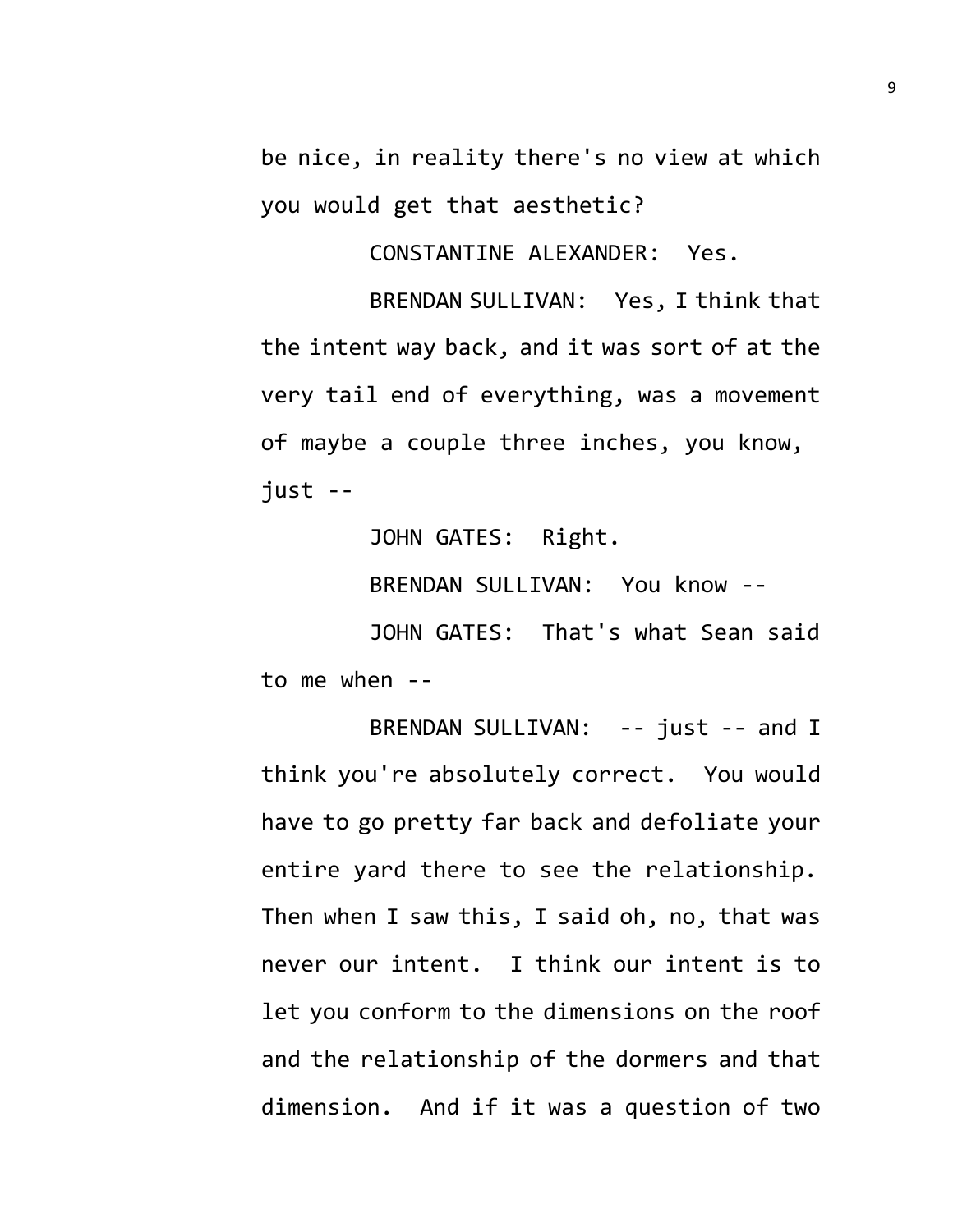be nice, in reality there's no view at which you would get that aesthetic?

CONSTANTINE ALEXANDER: Yes.

BRENDAN SULLIVAN: Yes, I think that the intent way back, and it was sort of at the very tail end of everything, was a movement of maybe a couple three inches, you know, just --

JOHN GATES: Right.

BRENDAN SULLIVAN: You know --

JOHN GATES: That's what Sean said to me when --

BRENDAN SULLIVAN: -- just -- and I think you're absolutely correct. You would have to go pretty far back and defoliate your entire yard there to see the relationship. Then when I saw this, I said oh, no, that was never our intent. I think our intent is to let you conform to the dimensions on the roof and the relationship of the dormers and that dimension. And if it was a question of two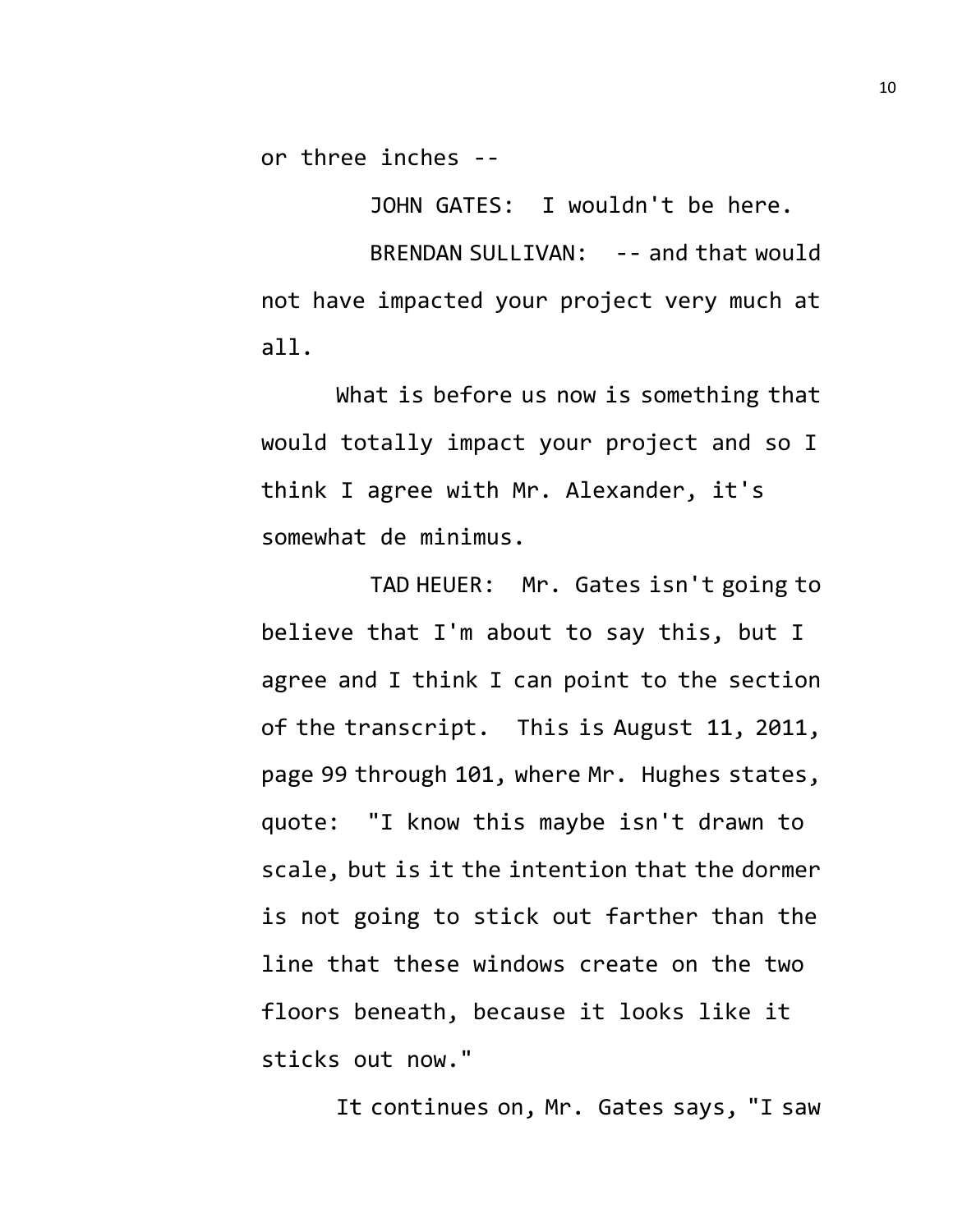or three inches --

JOHN GATES: I wouldn't be here.

BRENDAN SULLIVAN: -- and that would not have impacted your project very much at all.

What is before us now is something that would totally impact your project and so I think I agree with Mr. Alexander, it's somewhat de minimus.

TAD HEUER: Mr. Gates isn't going to believe that I'm about to say this, but I agree and I think I can point to the section of the transcript. This is August 11, 2011, page 99 through 101, where Mr. Hughes states, quote: "I know this maybe isn't drawn to scale, but is it the intention that the dormer is not going to stick out farther than the line that these windows create on the two floors beneath, because it looks like it sticks out now."

It continues on, Mr. Gates says, "I saw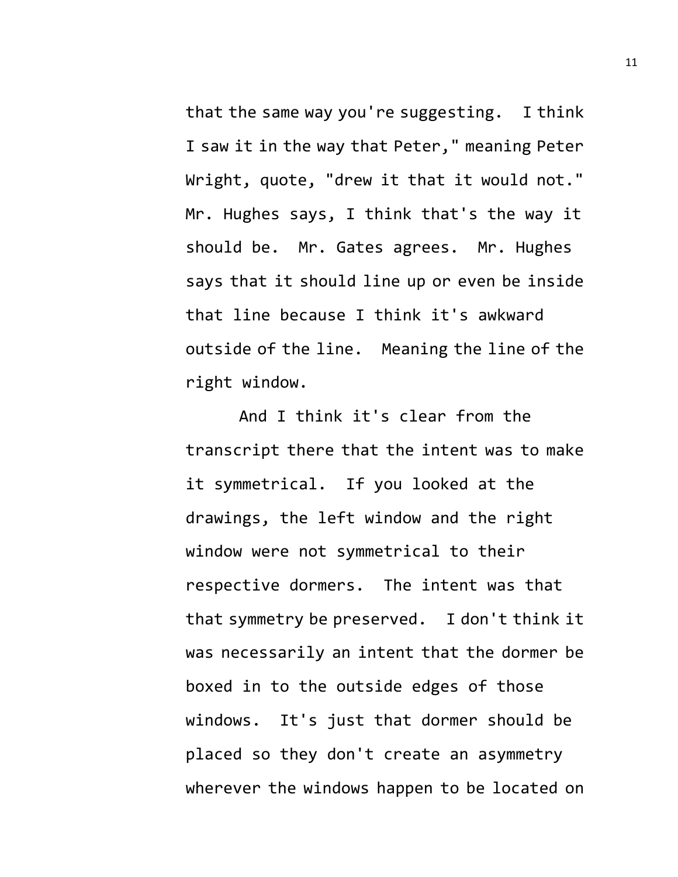that the same way you're suggesting. I think I saw it in the way that Peter," meaning Peter Wright, quote, "drew it that it would not." Mr. Hughes says, I think that's the way it should be. Mr. Gates agrees. Mr. Hughes says that it should line up or even be inside that line because I think it's awkward outside of the line. Meaning the line of the right window.

And I think it's clear from the transcript there that the intent was to make it symmetrical. If you looked at the drawings, the left window and the right window were not symmetrical to their respective dormers. The intent was that that symmetry be preserved. I don't think it was necessarily an intent that the dormer be boxed in to the outside edges of those windows. It's just that dormer should be placed so they don't create an asymmetry wherever the windows happen to be located on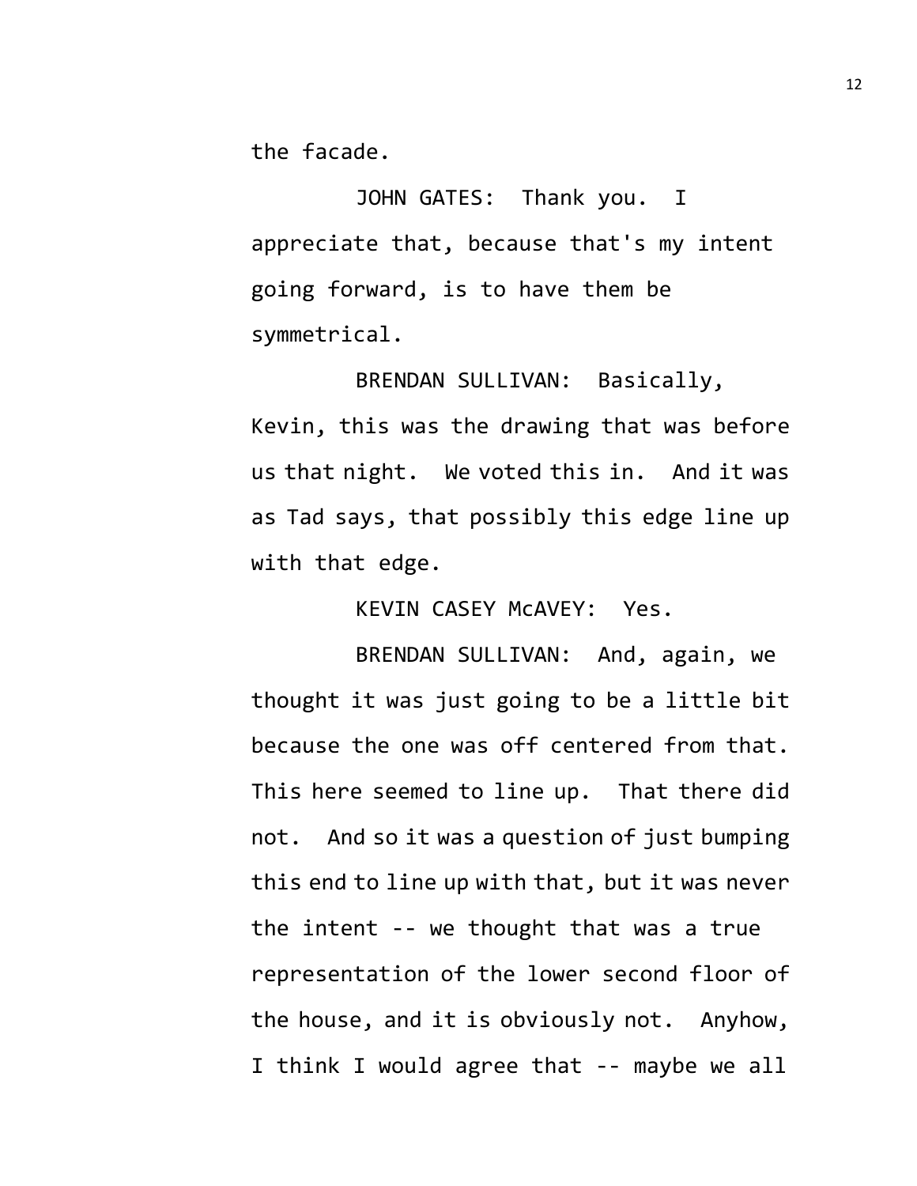the facade.

JOHN GATES: Thank you. I appreciate that, because that's my intent going forward, is to have them be symmetrical.

BRENDAN SULLIVAN: Basically, Kevin, this was the drawing that was before us that night. We voted this in. And it was as Tad says, that possibly this edge line up with that edge.

KEVIN CASEY McAVEY: Yes.

BRENDAN SULLIVAN: And, again, we thought it was just going to be a little bit because the one was off centered from that. This here seemed to line up. That there did not. And so it was a question of just bumping this end to line up with that, but it was never the intent -- we thought that was a true representation of the lower second floor of the house, and it is obviously not. Anyhow, I think I would agree that -- maybe we all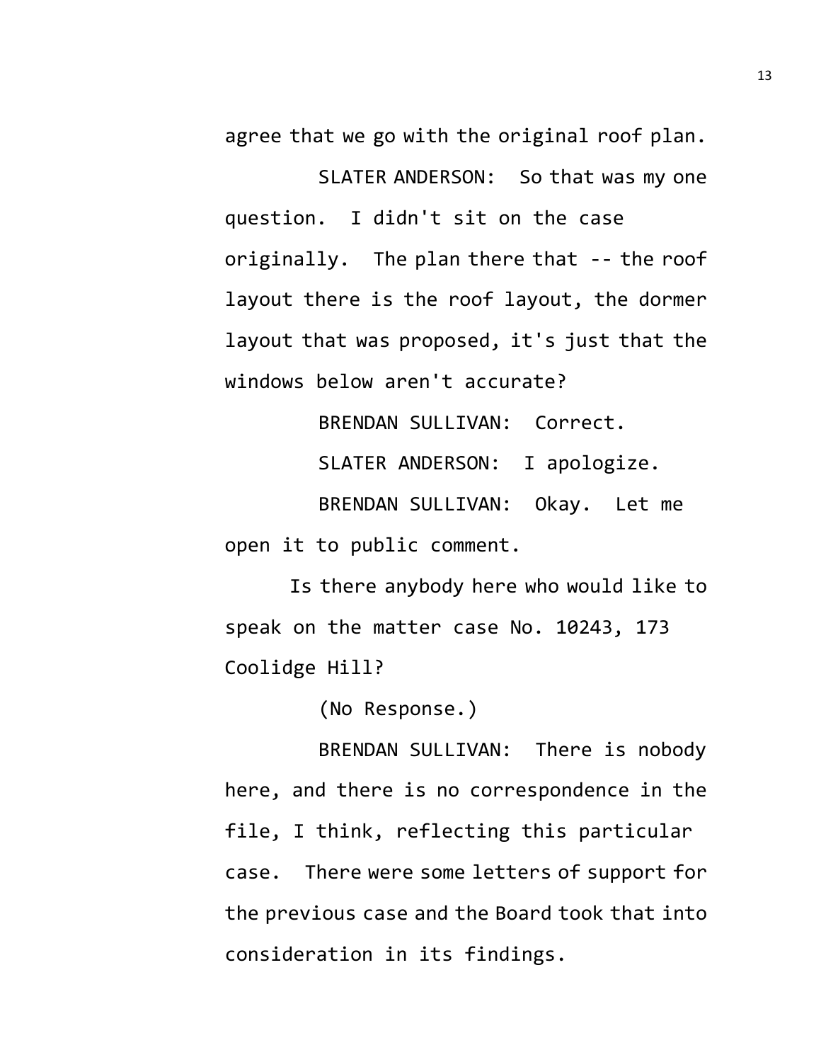agree that we go with the original roof plan.

SLATER ANDERSON: So that was my one question. I didn't sit on the case originally. The plan there that -- the roof layout there is the roof layout, the dormer layout that was proposed, it's just that the windows below aren't accurate?

BRENDAN SULLIVAN: Correct.

SLATER ANDERSON: I apologize.

BRENDAN SULLIVAN: Okay. Let me open it to public comment.

Is there anybody here who would like to speak on the matter case No. 10243, 173 Coolidge Hill?

(No Response.)

BRENDAN SULLIVAN: There is nobody here, and there is no correspondence in the file, I think, reflecting this particular case. There were some letters of support for the previous case and the Board took that into consideration in its findings.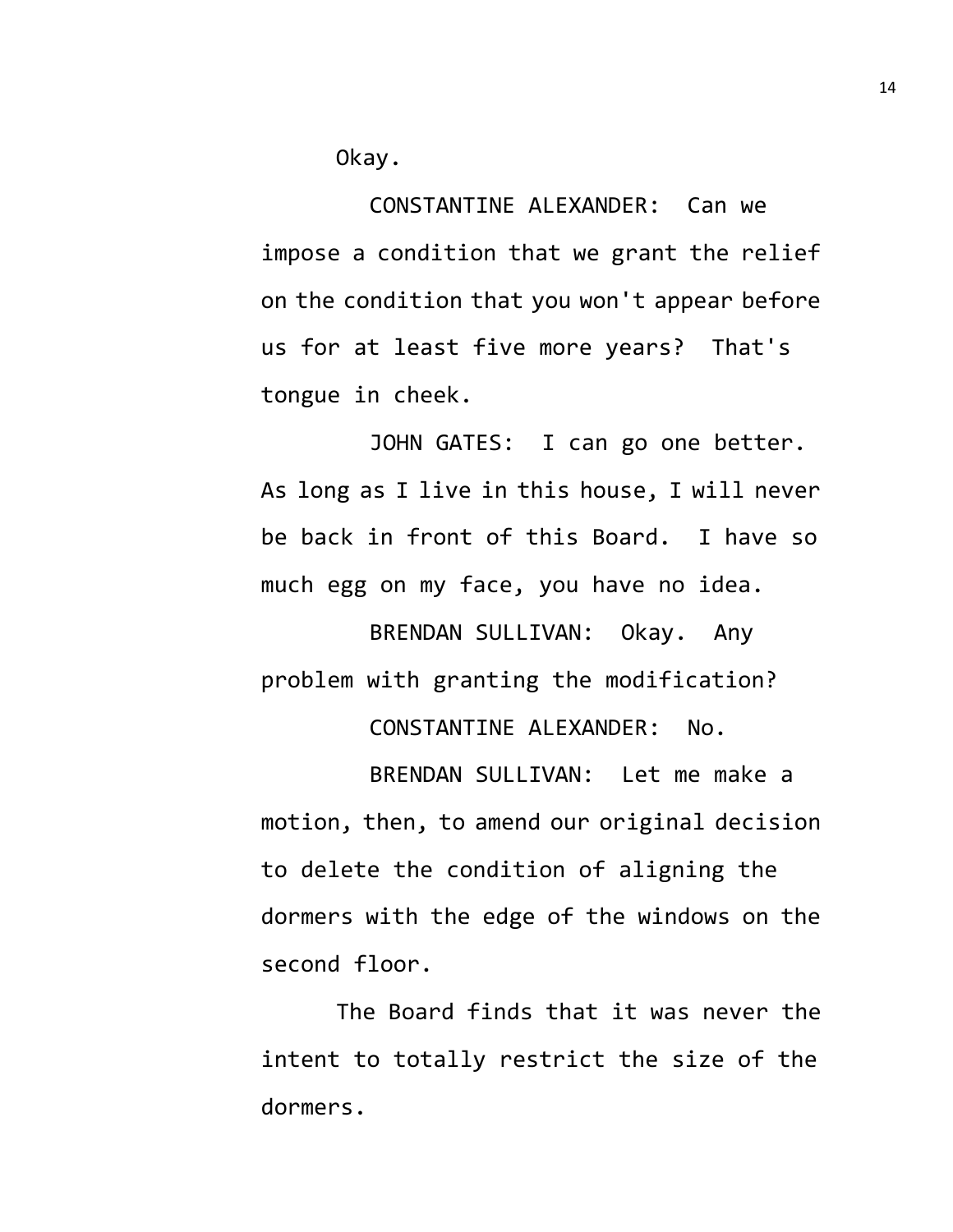Okay.

CONSTANTINE ALEXANDER: Can we impose a condition that we grant the relief on the condition that you won't appear before us for at least five more years? That's tongue in cheek.

JOHN GATES: I can go one better. As long as I live in this house, I will never be back in front of this Board. I have so much egg on my face, you have no idea.

BRENDAN SULLIVAN: Okay. Any problem with granting the modification?

CONSTANTINE ALEXANDER: No.

BRENDAN SULLIVAN: Let me make a motion, then, to amend our original decision to delete the condition of aligning the dormers with the edge of the windows on the second floor.

The Board finds that it was never the intent to totally restrict the size of the dormers.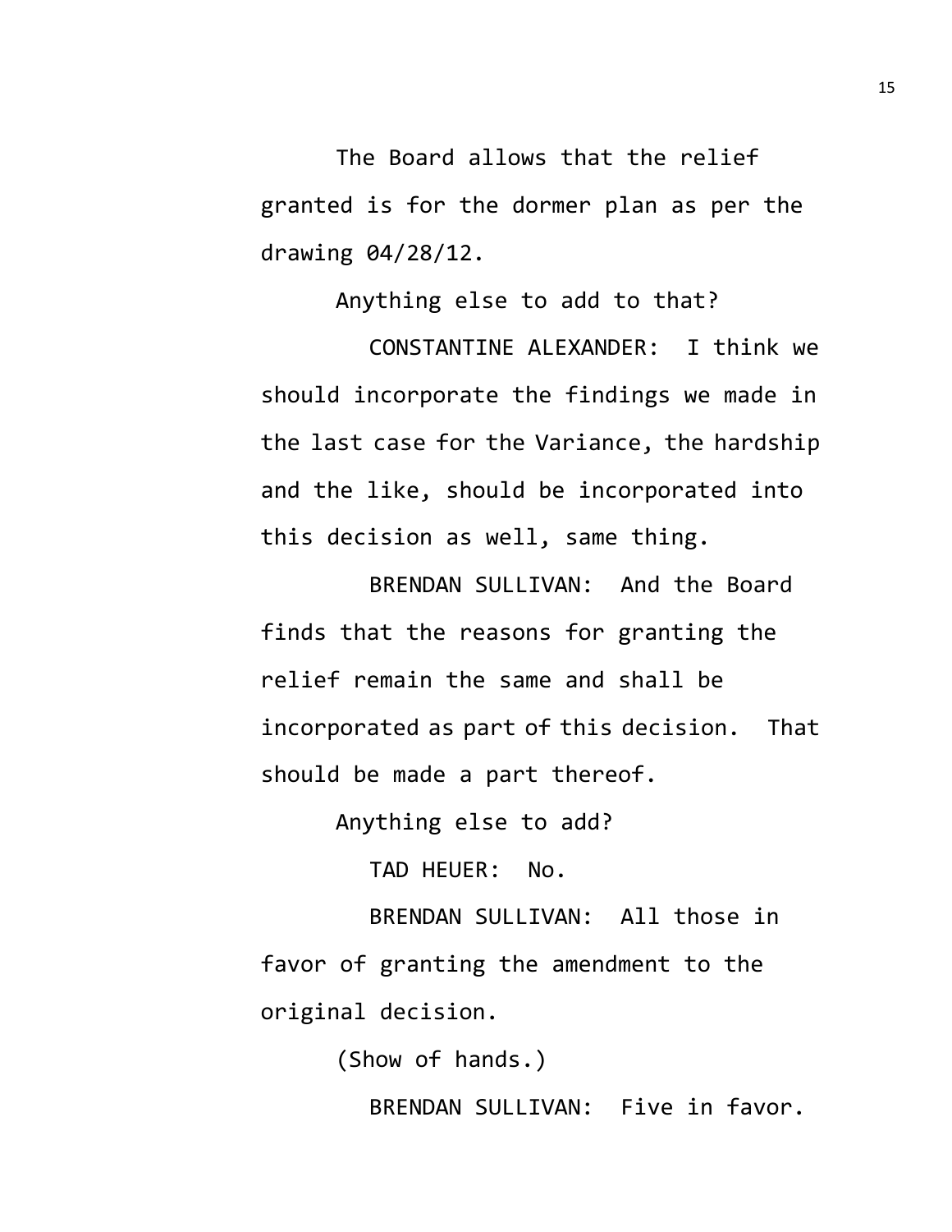The Board allows that the relief granted is for the dormer plan as per the drawing 04/28/12.

Anything else to add to that?

CONSTANTINE ALEXANDER: I think we should incorporate the findings we made in the last case for the Variance, the hardship and the like, should be incorporated into this decision as well, same thing.

BRENDAN SULLIVAN: And the Board finds that the reasons for granting the relief remain the same and shall be incorporated as part of this decision. That should be made a part thereof.

Anything else to add?

TAD HEUER: No.

BRENDAN SULLIVAN: All those in favor of granting the amendment to the original decision.

(Show of hands.)

BRENDAN SULLIVAN: Five in favor.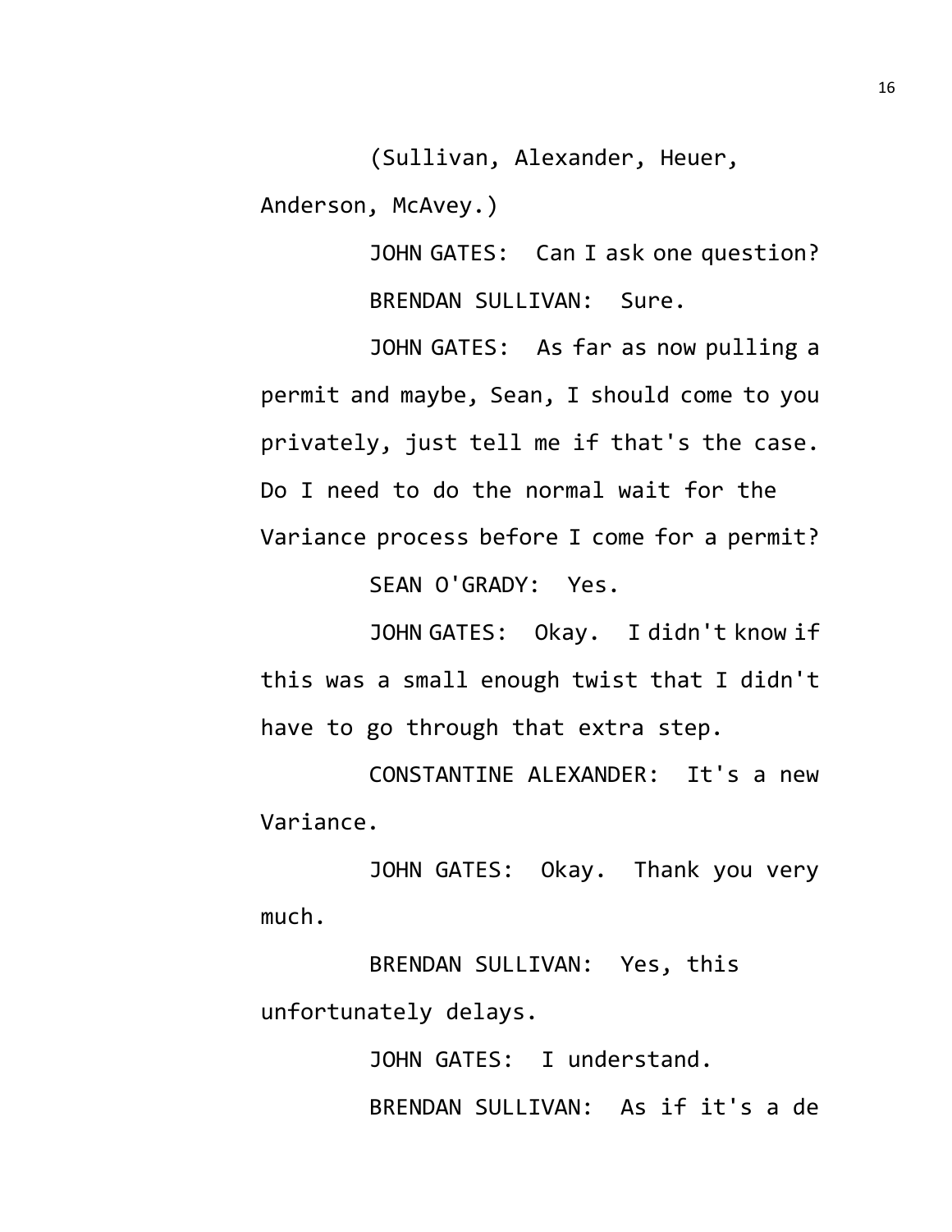(Sullivan, Alexander, Heuer, Anderson, McAvey.)

JOHN GATES: Can I ask one question?

BRENDAN SULLIVAN: Sure.

JOHN GATES: As far as now pulling a permit and maybe, Sean, I should come to you privately, just tell me if that's the case. Do I need to do the normal wait for the Variance process before I come for a permit?

SEAN O'GRADY: Yes.

JOHN GATES: Okay. I didn't know if this was a small enough twist that I didn't have to go through that extra step.

CONSTANTINE ALEXANDER: It's a new Variance.

JOHN GATES: Okay. Thank you very much.

BRENDAN SULLIVAN: Yes, this unfortunately delays.

JOHN GATES: I understand.

BRENDAN SULLIVAN: As if it's a de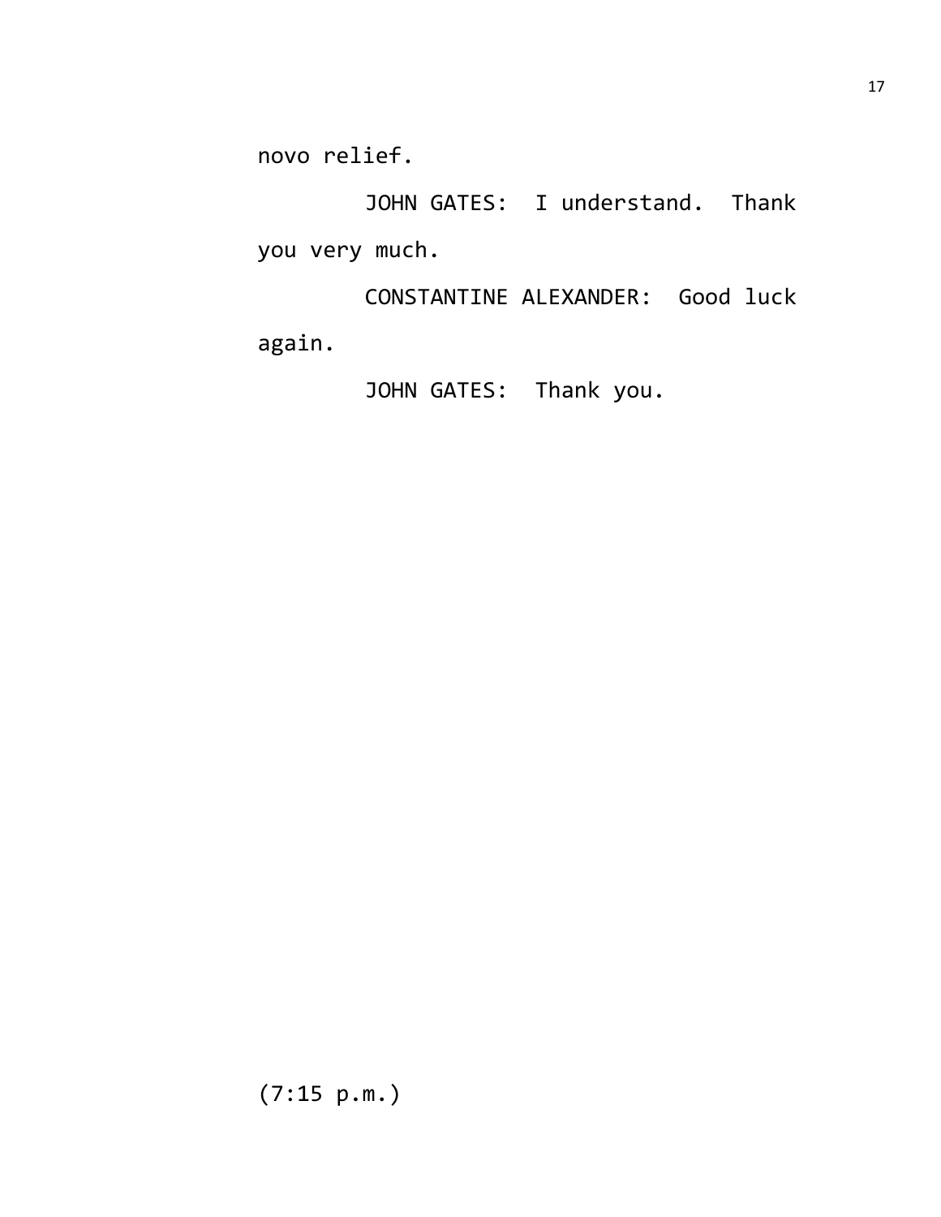novo relief.

JOHN GATES: I understand. Thank you very much.

CONSTANTINE ALEXANDER: Good luck again.

JOHN GATES: Thank you.

(7:15 p.m.)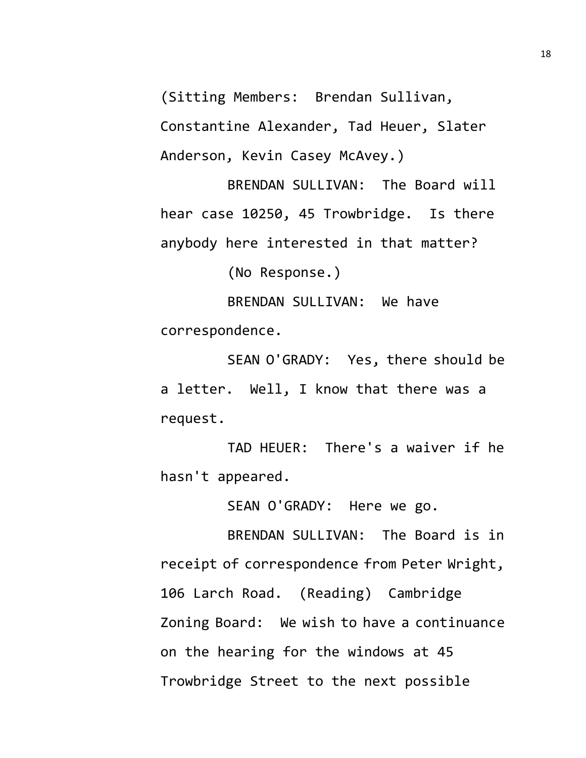(Sitting Members: Brendan Sullivan, Constantine Alexander, Tad Heuer, Slater Anderson, Kevin Casey McAvey.)

BRENDAN SULLIVAN: The Board will hear case 10250, 45 Trowbridge. Is there anybody here interested in that matter?

(No Response.)

BRENDAN SULLIVAN: We have correspondence.

SEAN O'GRADY: Yes, there should be a letter. Well, I know that there was a request.

TAD HEUER: There's a waiver if he hasn't appeared.

SEAN O'GRADY: Here we go.

BRENDAN SULLIVAN: The Board is in receipt of correspondence from Peter Wright, 106 Larch Road. (Reading) Cambridge Zoning Board: We wish to have a continuance on the hearing for the windows at 45 Trowbridge Street to the next possible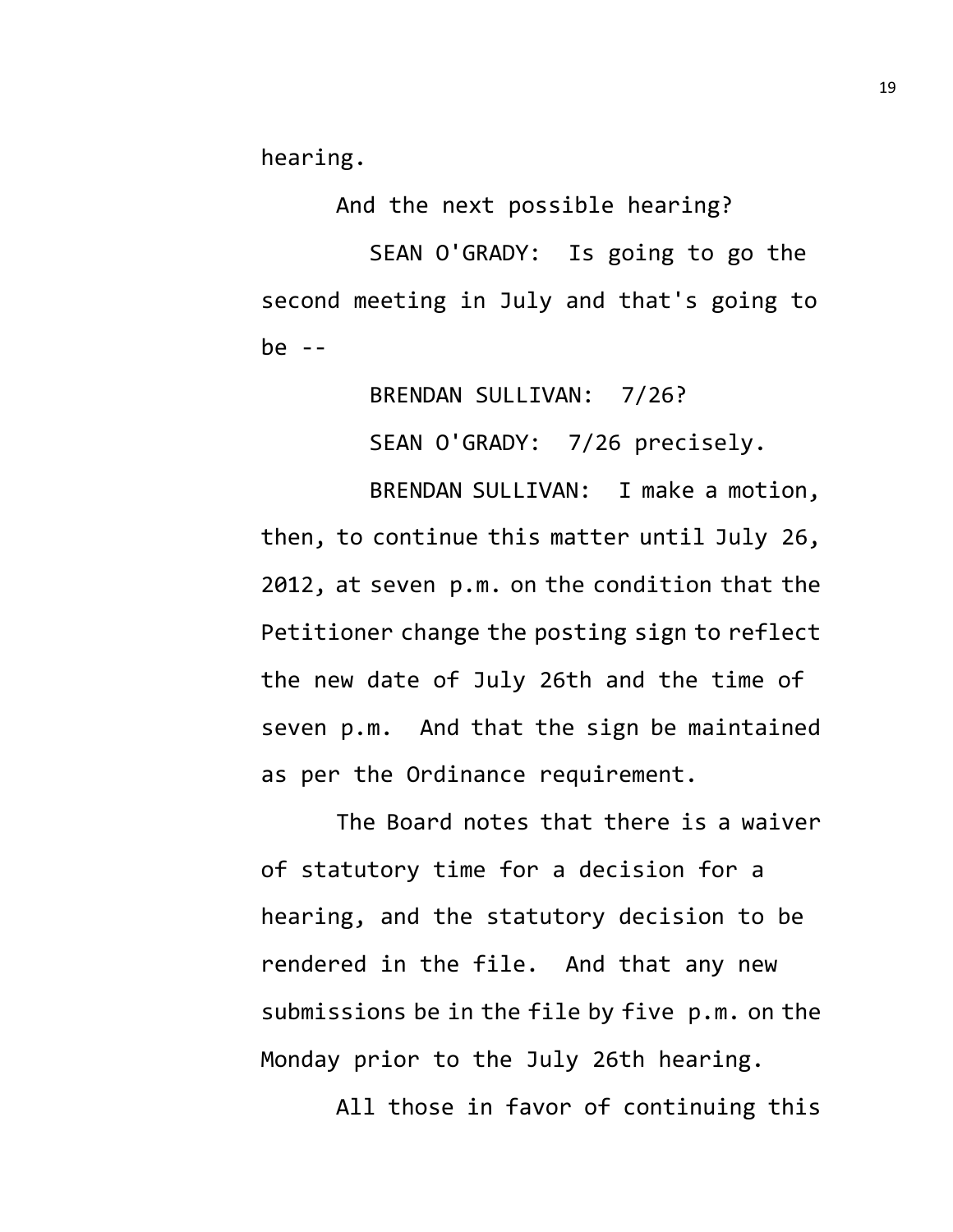hearing.

And the next possible hearing?

SEAN O'GRADY: Is going to go the second meeting in July and that's going to be --

BRENDAN SULLIVAN: 7/26?

SEAN O'GRADY: 7/26 precisely.

BRENDAN SULLIVAN: I make a motion, then, to continue this matter until July 26, 2012, at seven p.m. on the condition that the Petitioner change the posting sign to reflect the new date of July 26th and the time of seven p.m. And that the sign be maintained as per the Ordinance requirement.

The Board notes that there is a waiver of statutory time for a decision for a hearing, and the statutory decision to be rendered in the file. And that any new submissions be in the file by five p.m. on the Monday prior to the July 26th hearing.

All those in favor of continuing this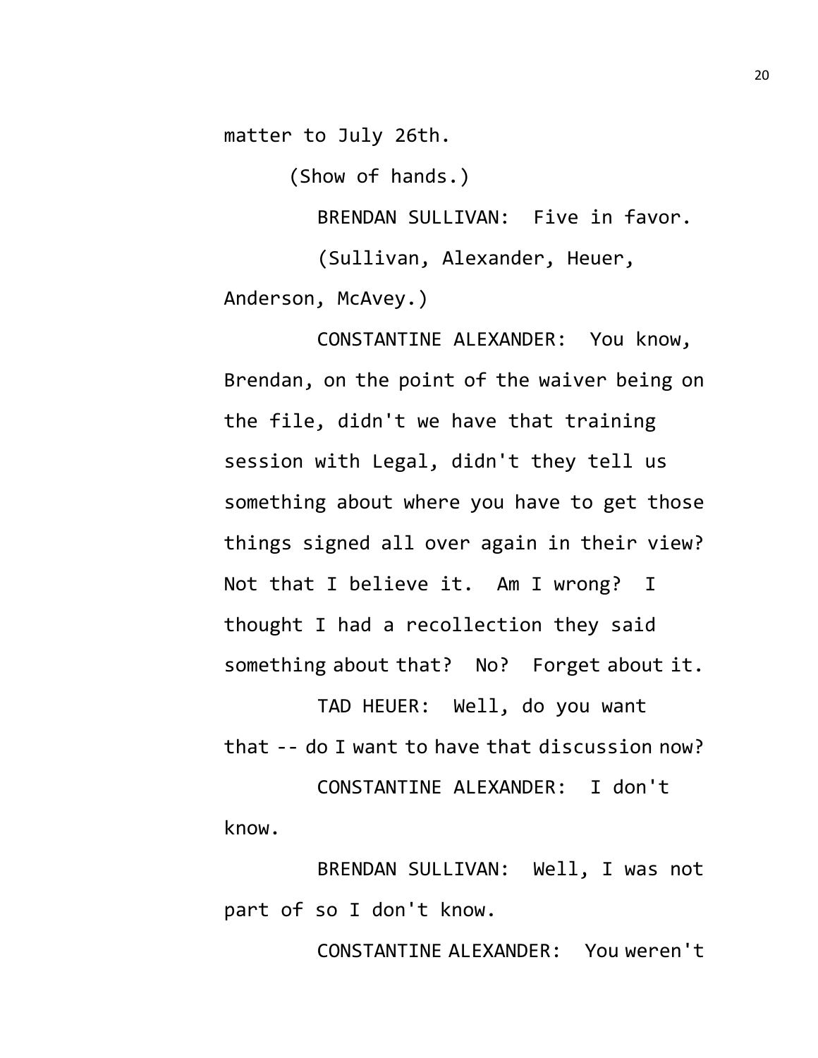matter to July 26th.

(Show of hands.)

BRENDAN SULLIVAN: Five in favor.

(Sullivan, Alexander, Heuer, Anderson, McAvey.)

CONSTANTINE ALEXANDER: You know, Brendan, on the point of the waiver being on the file, didn't we have that training session with Legal, didn't they tell us something about where you have to get those things signed all over again in their view? Not that I believe it. Am I wrong? I thought I had a recollection they said something about that? No? Forget about it.

TAD HEUER: Well, do you want that -- do I want to have that discussion now?

CONSTANTINE ALEXANDER: I don't know.

BRENDAN SULLIVAN: Well, I was not part of so I don't know.

CONSTANTINE ALEXANDER: You weren't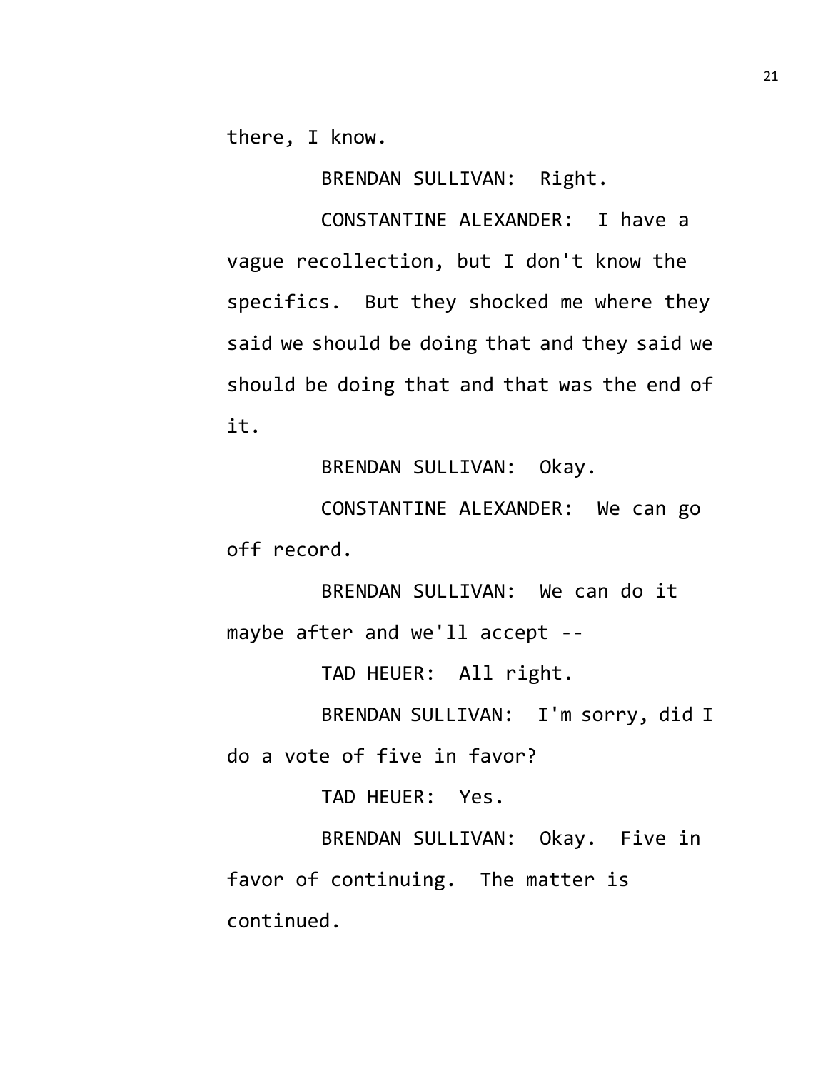there, I know.

BRENDAN SULLIVAN: Right.

CONSTANTINE ALEXANDER: I have a vague recollection, but I don't know the specifics. But they shocked me where they said we should be doing that and they said we should be doing that and that was the end of it.

BRENDAN SULLIVAN: Okay.

CONSTANTINE ALEXANDER: We can go off record.

BRENDAN SULLIVAN: We can do it maybe after and we'll accept --

TAD HEUER: All right.

BRENDAN SULLIVAN: I'm sorry, did I do a vote of five in favor?

TAD HEUER: Yes.

BRENDAN SULLIVAN: Okay. Five in favor of continuing. The matter is continued.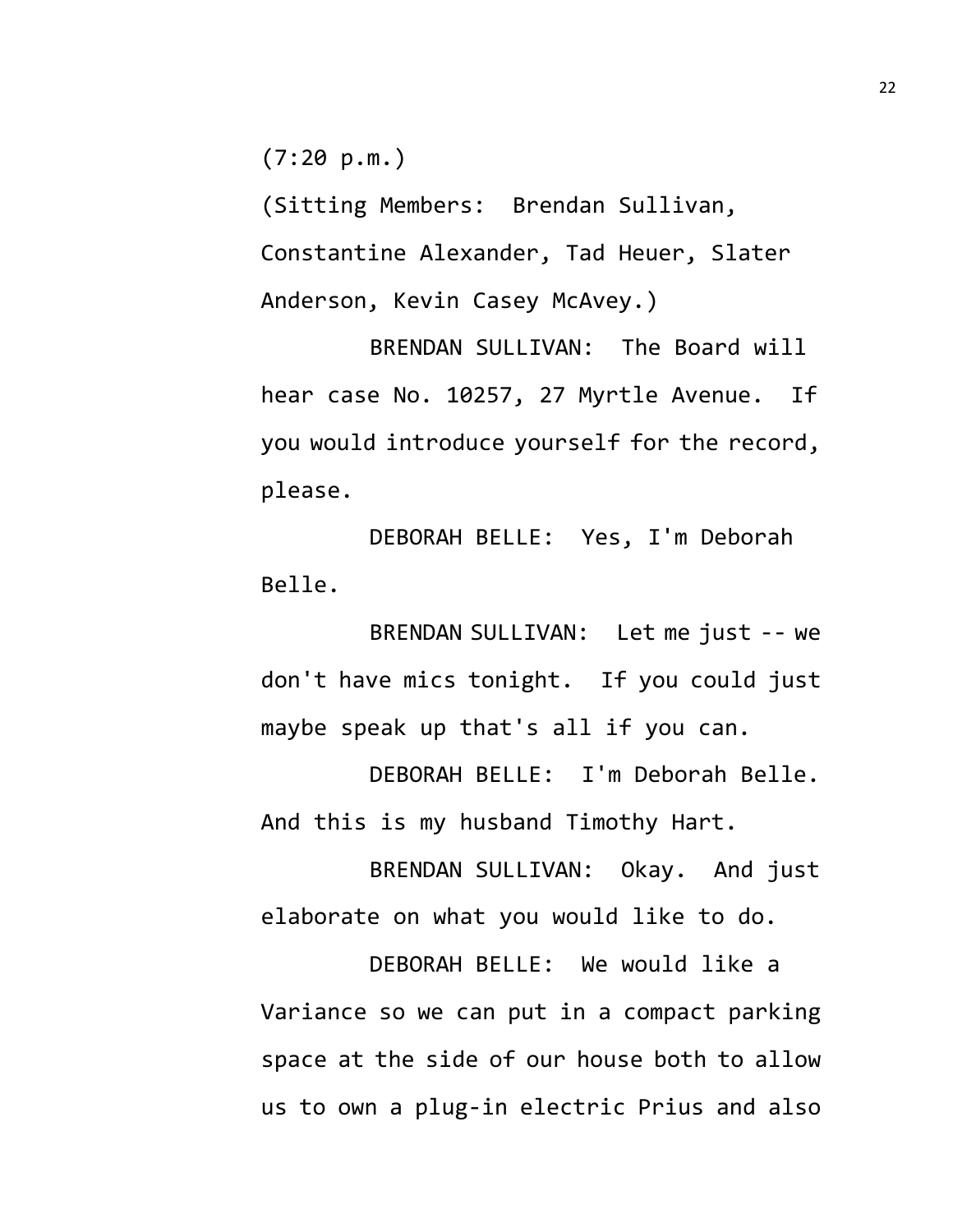(7:20 p.m.)

(Sitting Members: Brendan Sullivan, Constantine Alexander, Tad Heuer, Slater Anderson, Kevin Casey McAvey.)

BRENDAN SULLIVAN: The Board will hear case No. 10257, 27 Myrtle Avenue. If you would introduce yourself for the record, please.

DEBORAH BELLE: Yes, I'm Deborah Belle.

BRENDAN SULLIVAN: Let me just -- we don't have mics tonight. If you could just maybe speak up that's all if you can.

DEBORAH BELLE: I'm Deborah Belle. And this is my husband Timothy Hart.

BRENDAN SULLIVAN: Okay. And just elaborate on what you would like to do.

DEBORAH BELLE: We would like a Variance so we can put in a compact parking space at the side of our house both to allow us to own a plug-in electric Prius and also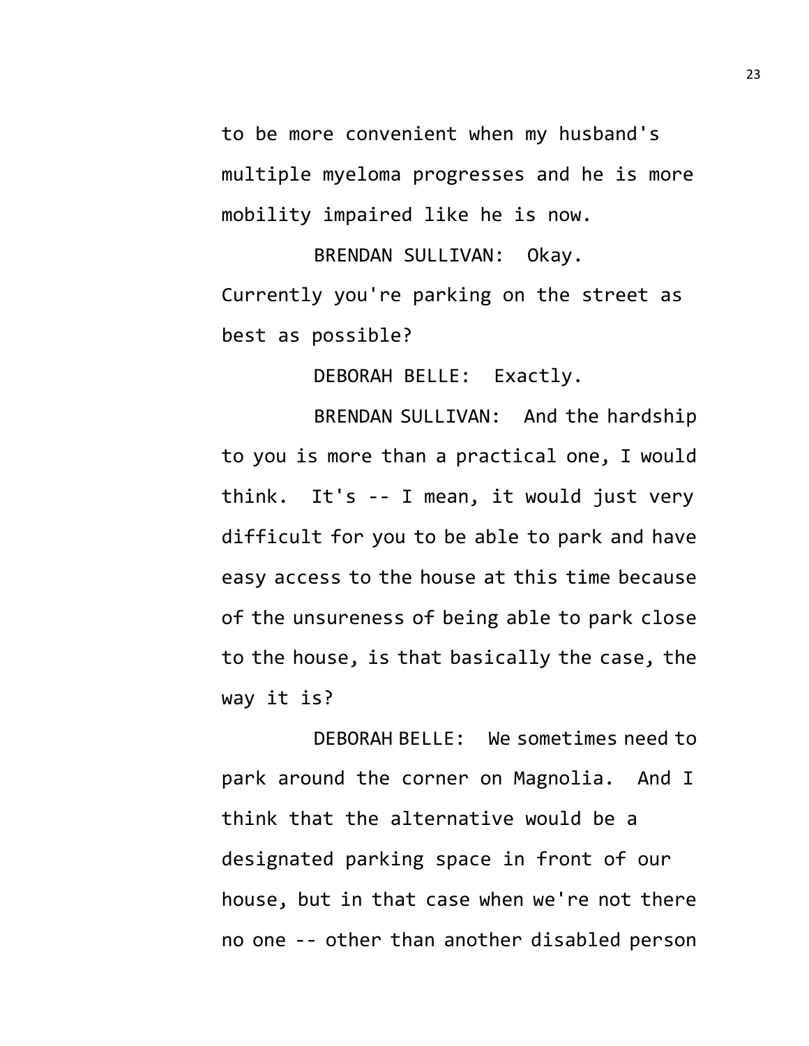to be more convenient when my husband's multiple myeloma progresses and he is more mobility impaired like he is now.

BRENDAN SULLIVAN: Okay. Currently you're parking on the street as best as possible?

DEBORAH BELLE: Exactly.

BRENDAN SULLIVAN: And the hardship to you is more than a practical one, I would think. It's -- I mean, it would just very difficult for you to be able to park and have easy access to the house at this time because of the unsureness of being able to park close to the house, is that basically the case, the way it is?

DEBORAH BELLE: We sometimes need to park around the corner on Magnolia. And I think that the alternative would be a designated parking space in front of our house, but in that case when we're not there no one -- other than another disabled person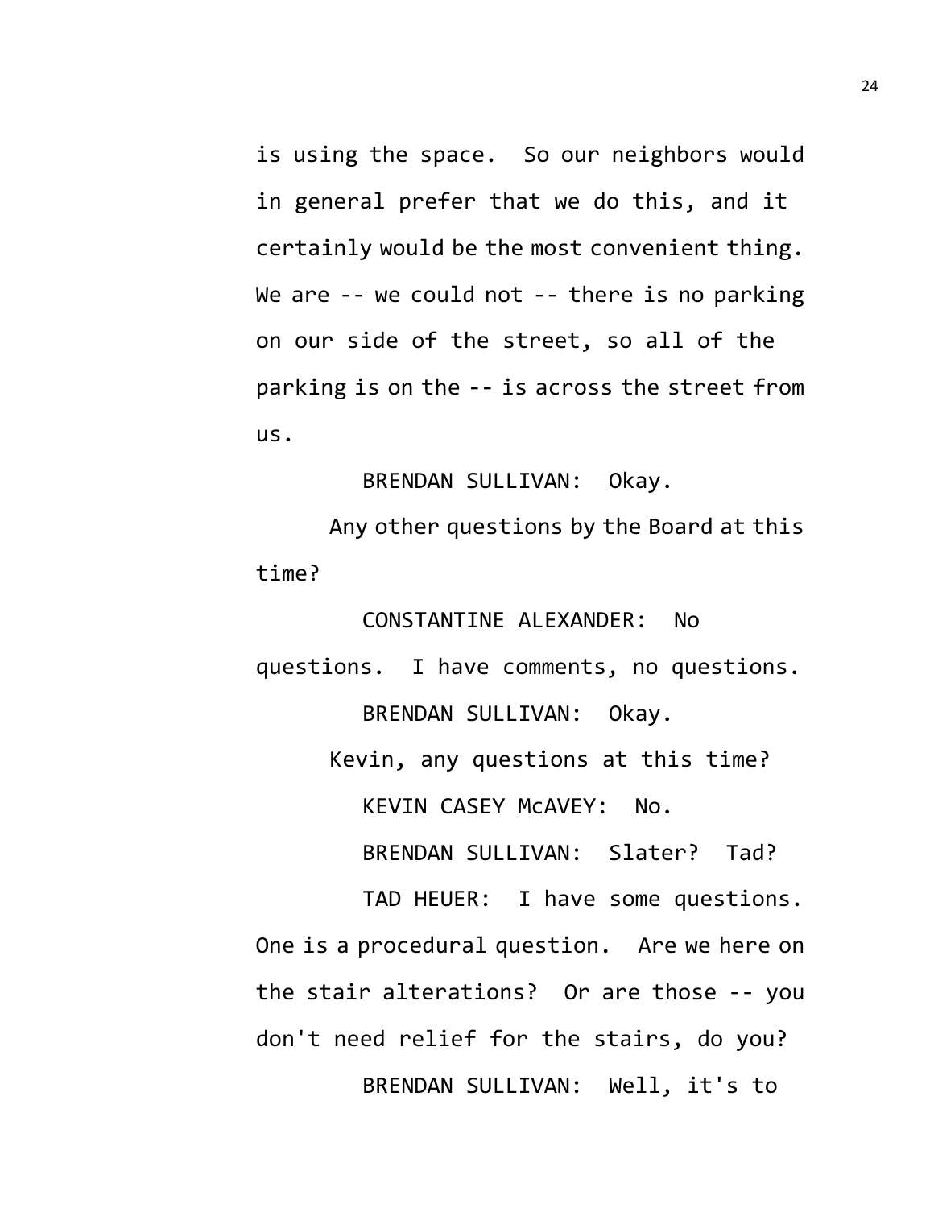is using the space. So our neighbors would in general prefer that we do this, and it certainly would be the most convenient thing. We are -- we could not -- there is no parking on our side of the street, so all of the parking is on the -- is across the street from us.

BRENDAN SULLIVAN: Okay.

Any other questions by the Board at this time?

CONSTANTINE ALEXANDER: No questions. I have comments, no questions.

BRENDAN SULLIVAN: Okay.

Kevin, any questions at this time?

KEVIN CASEY McAVEY: No.

BRENDAN SULLIVAN: Slater? Tad?

TAD HEUER: I have some questions. One is a procedural question. Are we here on the stair alterations? Or are those -- you don't need relief for the stairs, do you?

BRENDAN SULLIVAN: Well, it's to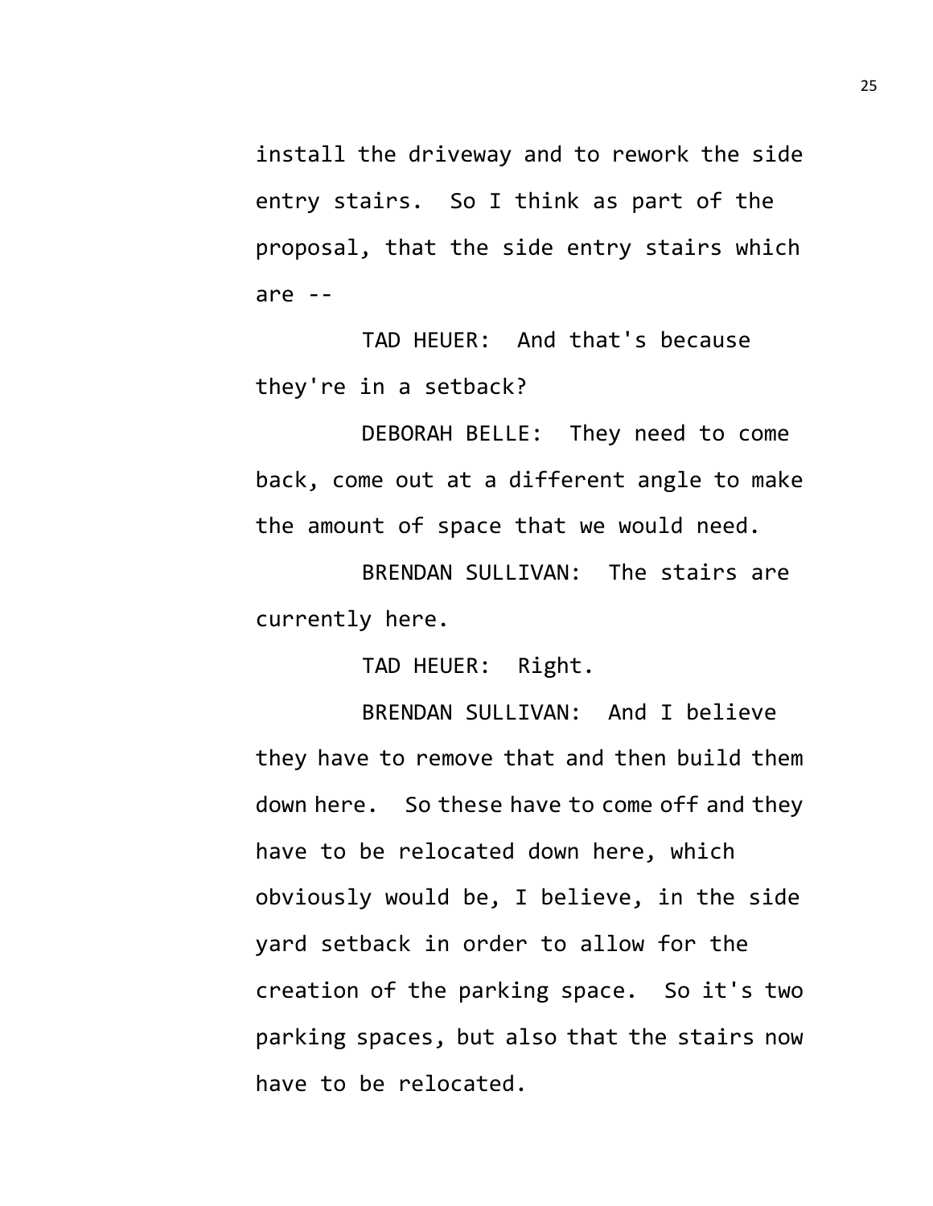install the driveway and to rework the side entry stairs. So I think as part of the proposal, that the side entry stairs which are --

TAD HEUER: And that's because they're in a setback?

DEBORAH BELLE: They need to come back, come out at a different angle to make the amount of space that we would need.

BRENDAN SULLIVAN: The stairs are currently here.

TAD HEUER: Right.

BRENDAN SULLIVAN: And I believe they have to remove that and then build them down here. So these have to come off and they have to be relocated down here, which obviously would be, I believe, in the side yard setback in order to allow for the creation of the parking space. So it's two parking spaces, but also that the stairs now have to be relocated.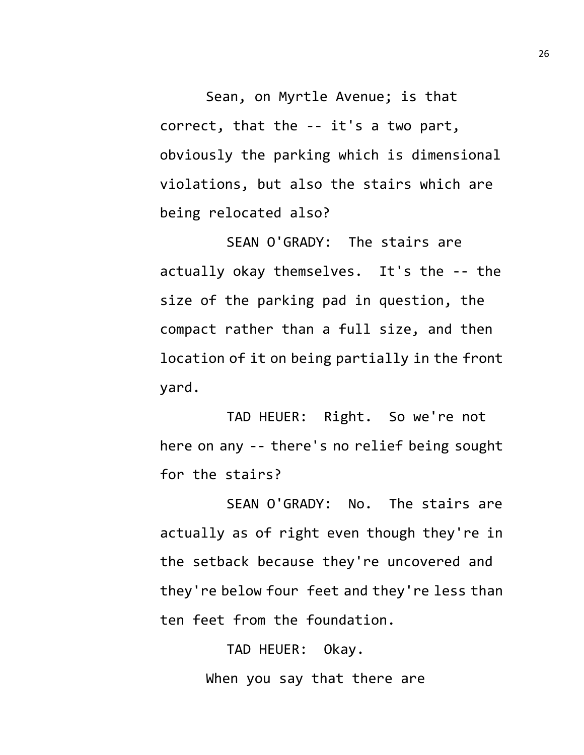Sean, on Myrtle Avenue; is that correct, that the -- it's a two part, obviously the parking which is dimensional violations, but also the stairs which are being relocated also?

SEAN O'GRADY: The stairs are actually okay themselves. It's the -- the size of the parking pad in question, the compact rather than a full size, and then location of it on being partially in the front yard.

TAD HEUER: Right. So we're not here on any -- there's no relief being sought for the stairs?

SEAN O'GRADY: No. The stairs are actually as of right even though they're in the setback because they're uncovered and they're below four feet and they're less than ten feet from the foundation.

TAD HEUER: Okay.

When you say that there are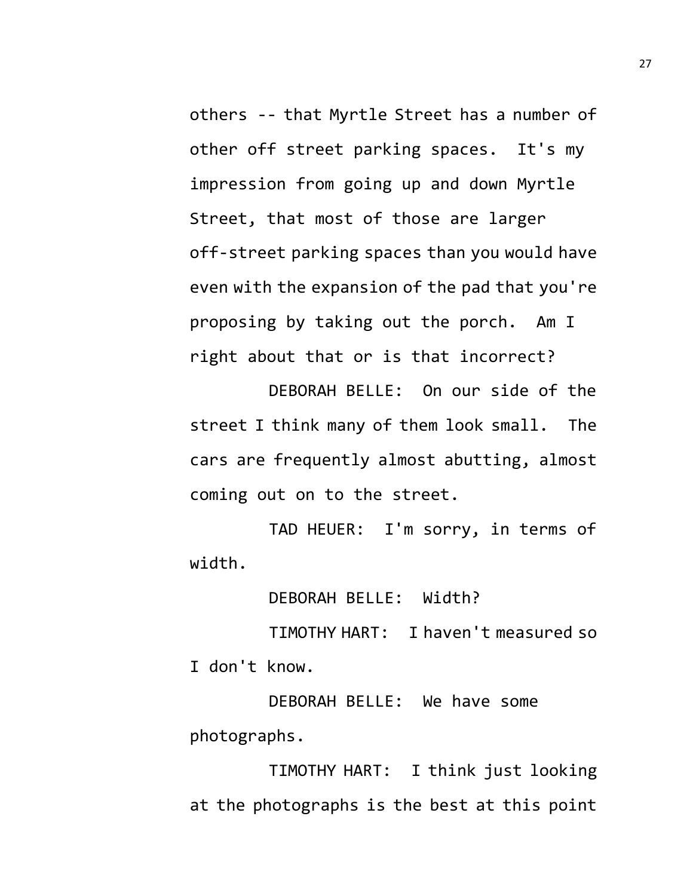others -- that Myrtle Street has a number of other off street parking spaces. It's my impression from going up and down Myrtle Street, that most of those are larger off-street parking spaces than you would have even with the expansion of the pad that you're proposing by taking out the porch. Am I right about that or is that incorrect?

DEBORAH BELLE: On our side of the street I think many of them look small. The cars are frequently almost abutting, almost coming out on to the street.

TAD HEUER: I'm sorry, in terms of width.

DEBORAH BELLE: Width?

TIMOTHY HART: I haven't measured so I don't know.

DEBORAH BELLE: We have some photographs.

TIMOTHY HART: I think just looking at the photographs is the best at this point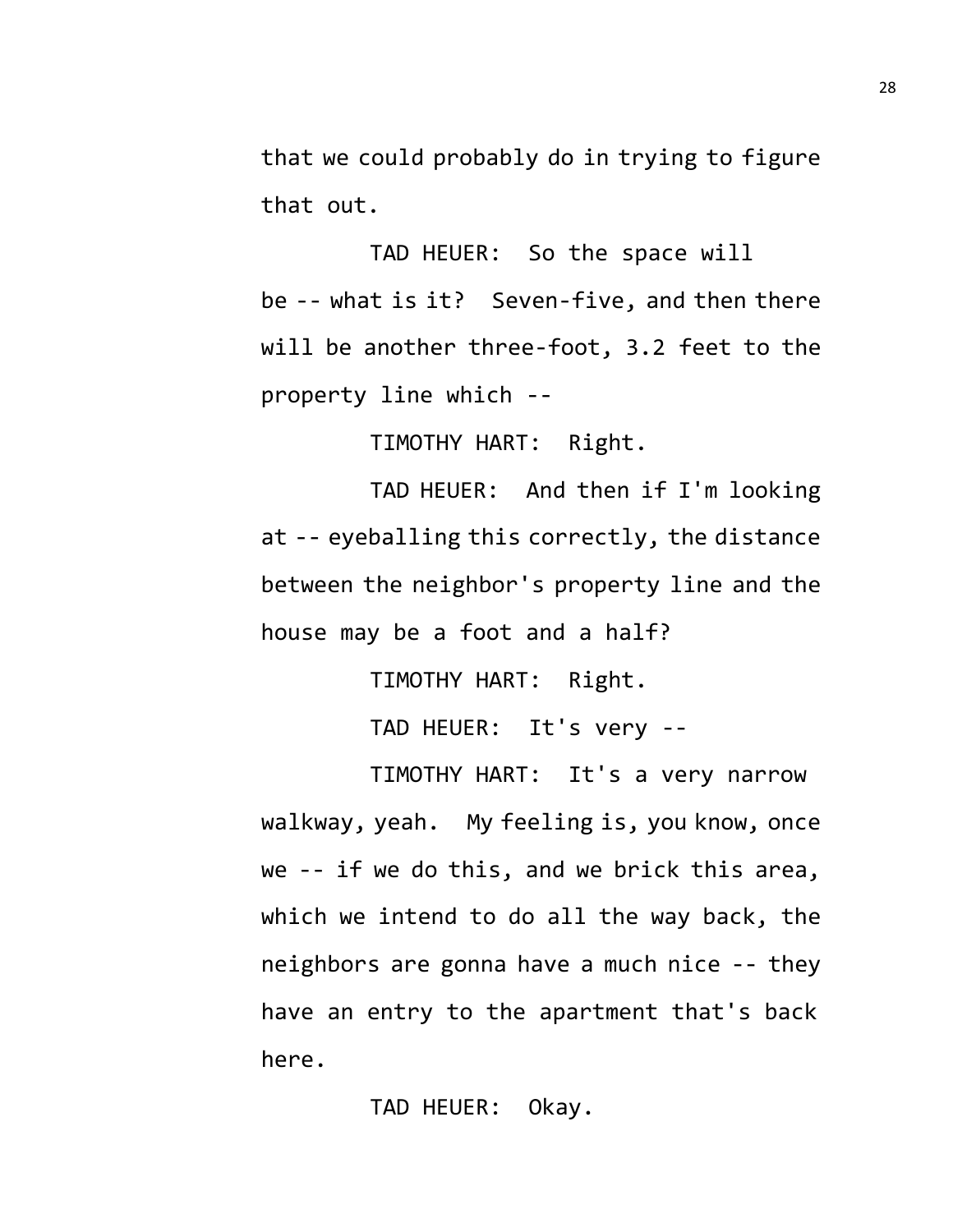that we could probably do in trying to figure that out.

TAD HEUER: So the space will be -- what is it? Seven-five, and then there will be another three-foot, 3.2 feet to the property line which --

TIMOTHY HART: Right.

TAD HEUER: And then if I'm looking at -- eyeballing this correctly, the distance between the neighbor's property line and the house may be a foot and a half?

TIMOTHY HART: Right.

TAD HEUER: It's very --

TIMOTHY HART: It's a very narrow walkway, yeah. My feeling is, you know, once we -- if we do this, and we brick this area, which we intend to do all the way back, the neighbors are gonna have a much nice -- they have an entry to the apartment that's back here.

TAD HEUER: Okay.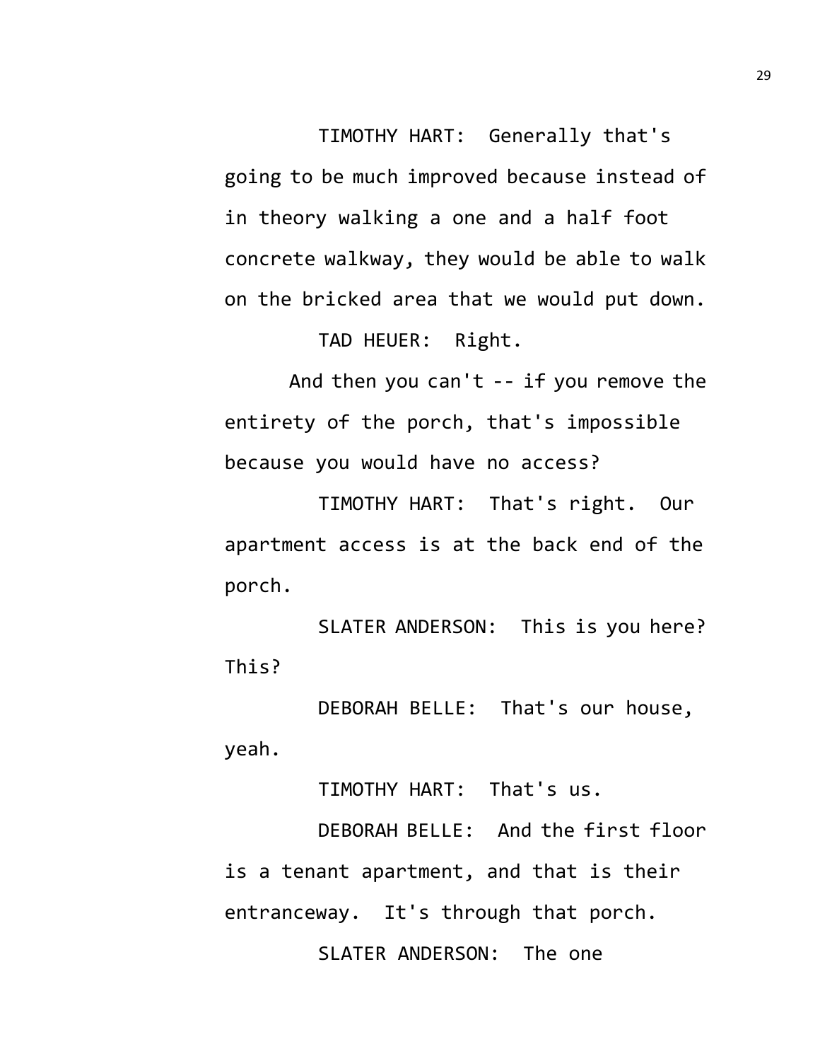TIMOTHY HART: Generally that's going to be much improved because instead of in theory walking a one and a half foot concrete walkway, they would be able to walk on the bricked area that we would put down.

TAD HEUER: Right.

And then you can't -- if you remove the entirety of the porch, that's impossible because you would have no access?

TIMOTHY HART: That's right. Our apartment access is at the back end of the porch.

SLATER ANDERSON: This is you here? This?

DEBORAH BELLE: That's our house, yeah.

TIMOTHY HART: That's us.

DEBORAH BELLE: And the first floor is a tenant apartment, and that is their entranceway. It's through that porch.

SLATER ANDERSON: The one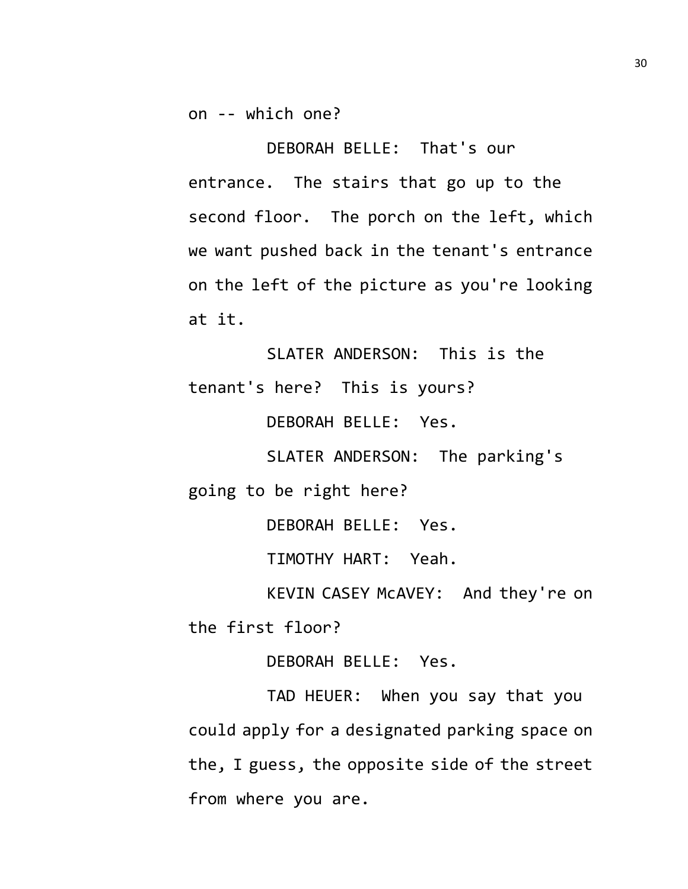on -- which one?

DEBORAH BELLE: That's our entrance. The stairs that go up to the second floor. The porch on the left, which we want pushed back in the tenant's entrance on the left of the picture as you're looking at it.

SLATER ANDERSON: This is the tenant's here? This is yours?

DEBORAH BELLE: Yes.

SLATER ANDERSON: The parking's going to be right here?

DEBORAH BELLE: Yes.

TIMOTHY HART: Yeah.

KEVIN CASEY McAVEY: And they're on the first floor?

DEBORAH BELLE: Yes.

TAD HEUER: When you say that you could apply for a designated parking space on the, I guess, the opposite side of the street from where you are.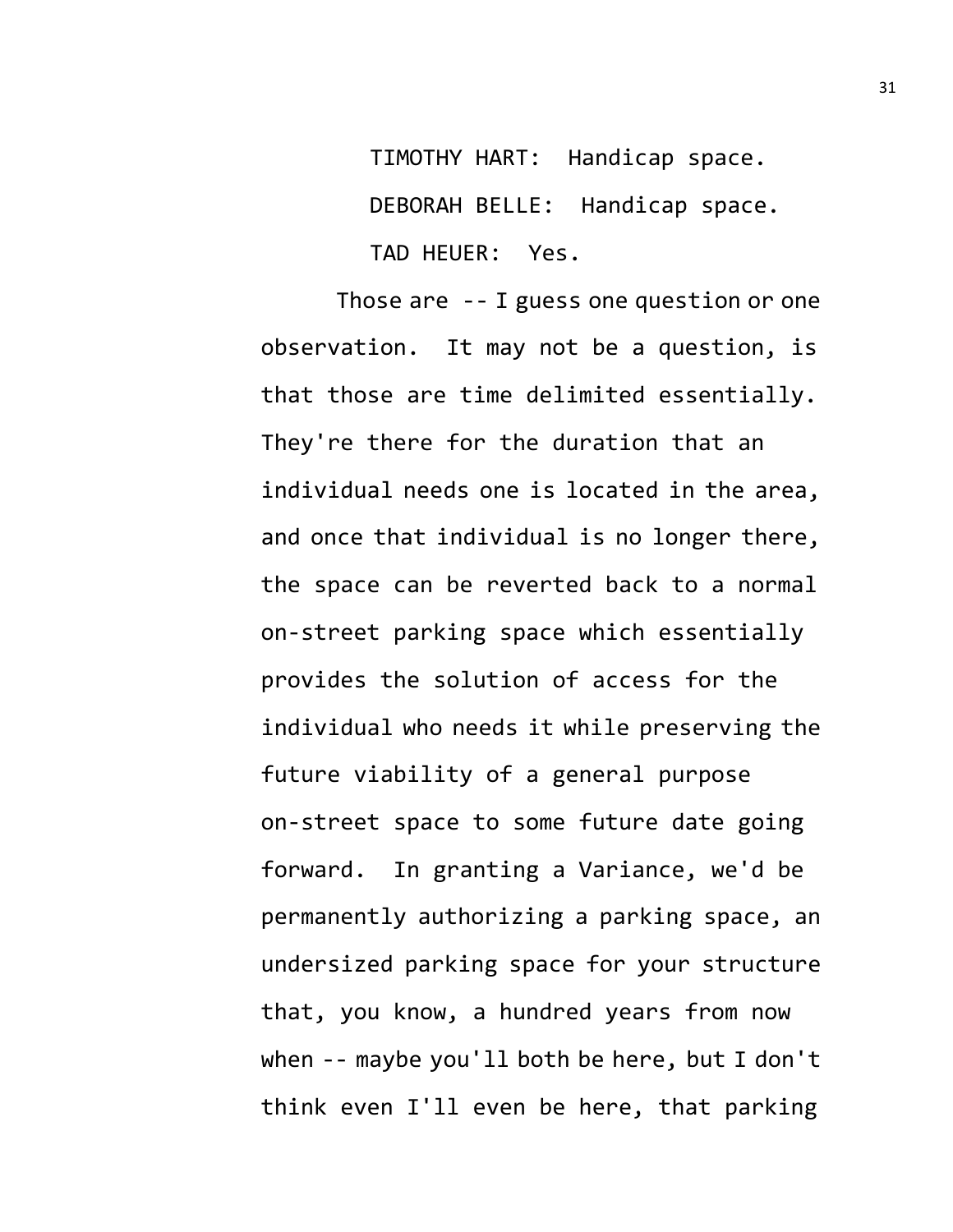TIMOTHY HART: Handicap space.

DEBORAH BELLE: Handicap space.

TAD HEUER: Yes.

Those are -- I guess one question or one observation. It may not be a question, is that those are time delimited essentially. They're there for the duration that an individual needs one is located in the area, and once that individual is no longer there, the space can be reverted back to a normal on-street parking space which essentially provides the solution of access for the individual who needs it while preserving the future viability of a general purpose on-street space to some future date going forward. In granting a Variance, we'd be permanently authorizing a parking space, an undersized parking space for your structure that, you know, a hundred years from now when -- maybe you'll both be here, but I don't think even I'll even be here, that parking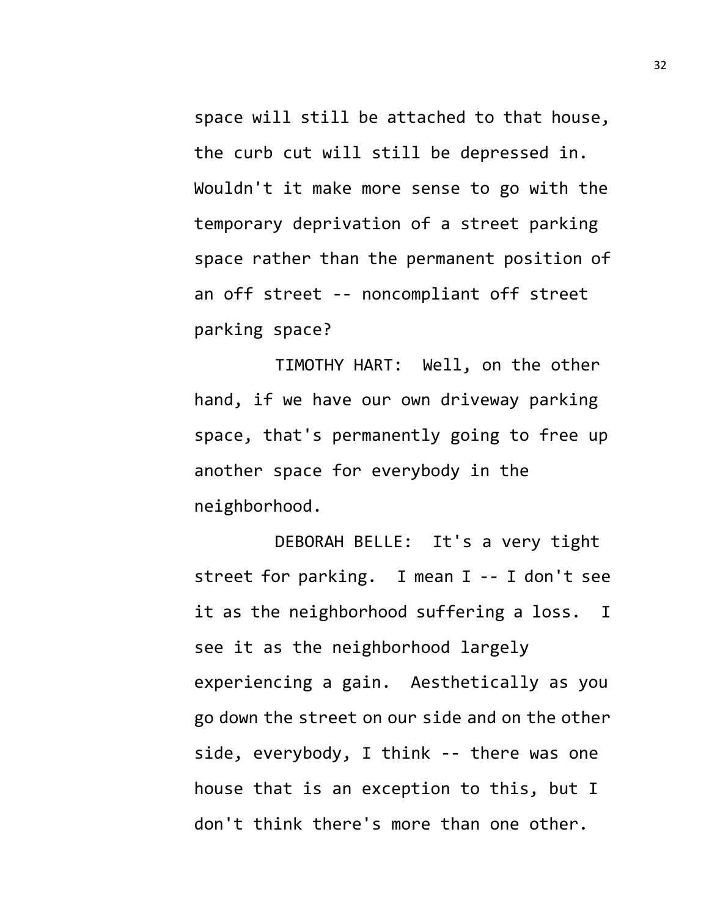space will still be attached to that house, the curb cut will still be depressed in. Wouldn't it make more sense to go with the temporary deprivation of a street parking space rather than the permanent position of an off street -- noncompliant off street parking space?

TIMOTHY HART: Well, on the other hand, if we have our own driveway parking space, that's permanently going to free up another space for everybody in the neighborhood.

DEBORAH BELLE: It's a very tight street for parking. I mean I -- I don't see it as the neighborhood suffering a loss. I see it as the neighborhood largely experiencing a gain. Aesthetically as you go down the street on our side and on the other side, everybody, I think -- there was one house that is an exception to this, but I don't think there's more than one other.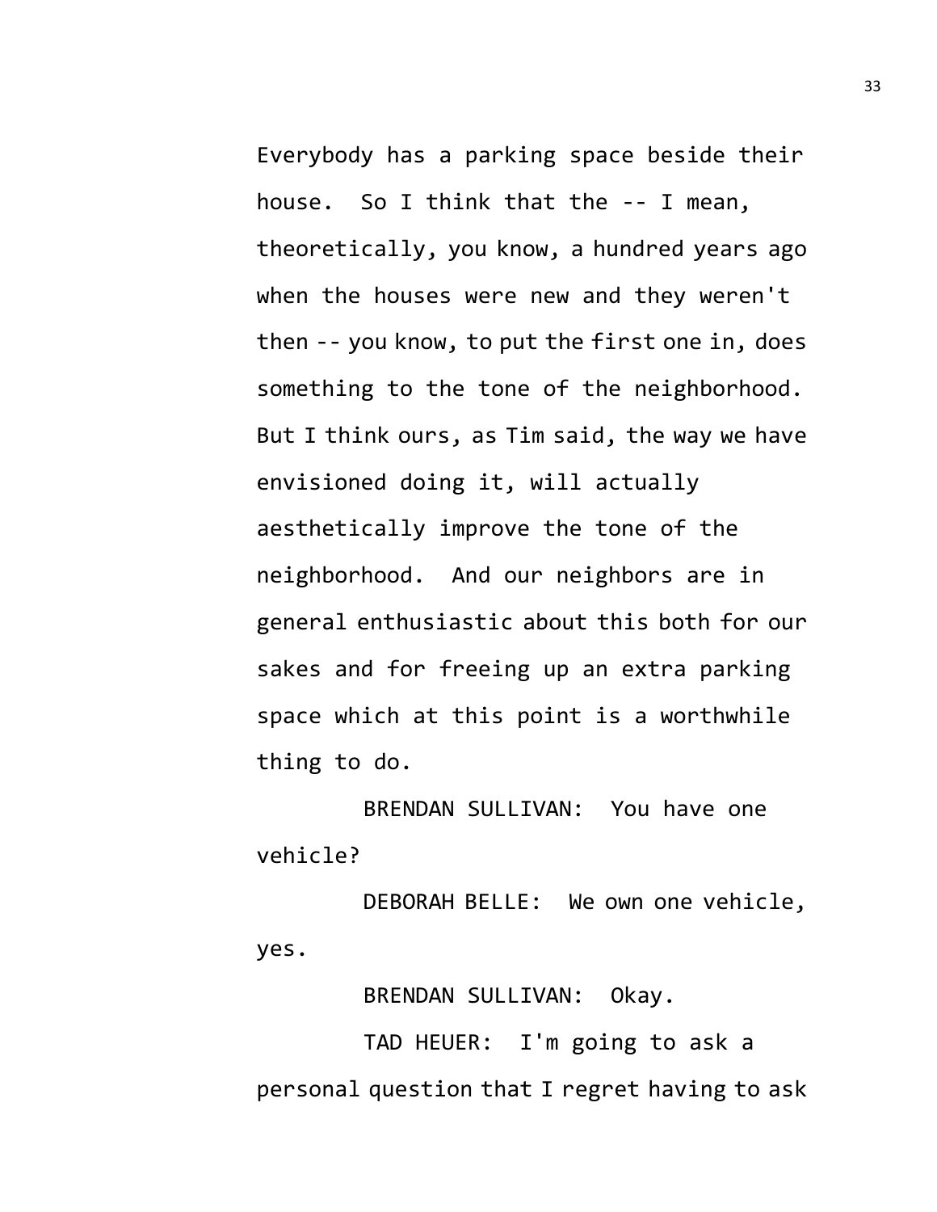Everybody has a parking space beside their house. So I think that the -- I mean, theoretically, you know, a hundred years ago when the houses were new and they weren't then -- you know, to put the first one in, does something to the tone of the neighborhood. But I think ours, as Tim said, the way we have envisioned doing it, will actually aesthetically improve the tone of the neighborhood. And our neighbors are in general enthusiastic about this both for our sakes and for freeing up an extra parking space which at this point is a worthwhile thing to do.

BRENDAN SULLIVAN: You have one vehicle?

DEBORAH BELLE: We own one vehicle, yes.

BRENDAN SULLIVAN: Okay.

TAD HEUER: I'm going to ask a personal question that I regret having to ask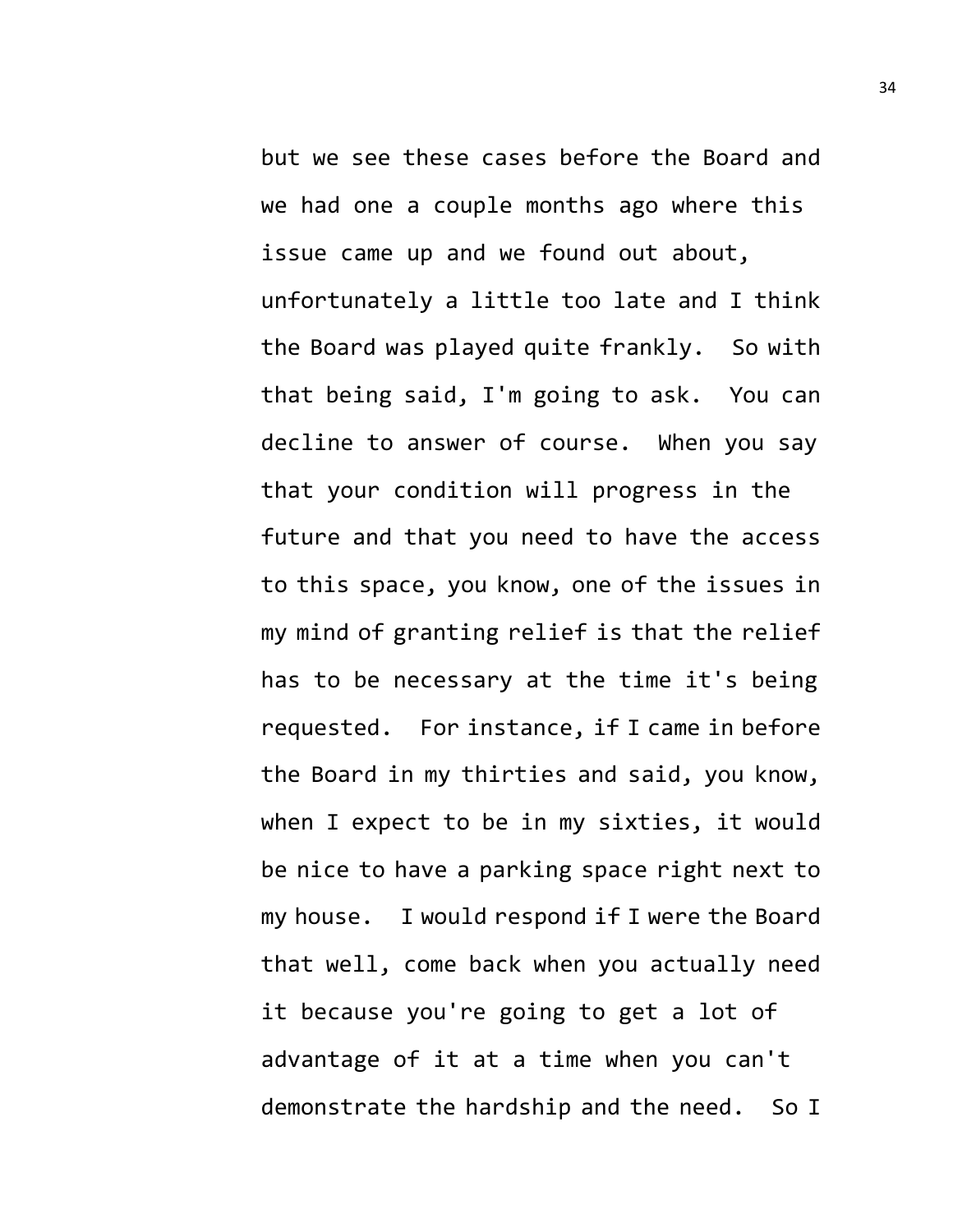but we see these cases before the Board and we had one a couple months ago where this issue came up and we found out about, unfortunately a little too late and I think the Board was played quite frankly. So with that being said, I'm going to ask. You can decline to answer of course. When you say that your condition will progress in the future and that you need to have the access to this space, you know, one of the issues in my mind of granting relief is that the relief has to be necessary at the time it's being requested. For instance, if I came in before the Board in my thirties and said, you know, when I expect to be in my sixties, it would be nice to have a parking space right next to my house. I would respond if I were the Board that well, come back when you actually need it because you're going to get a lot of advantage of it at a time when you can't demonstrate the hardship and the need. So I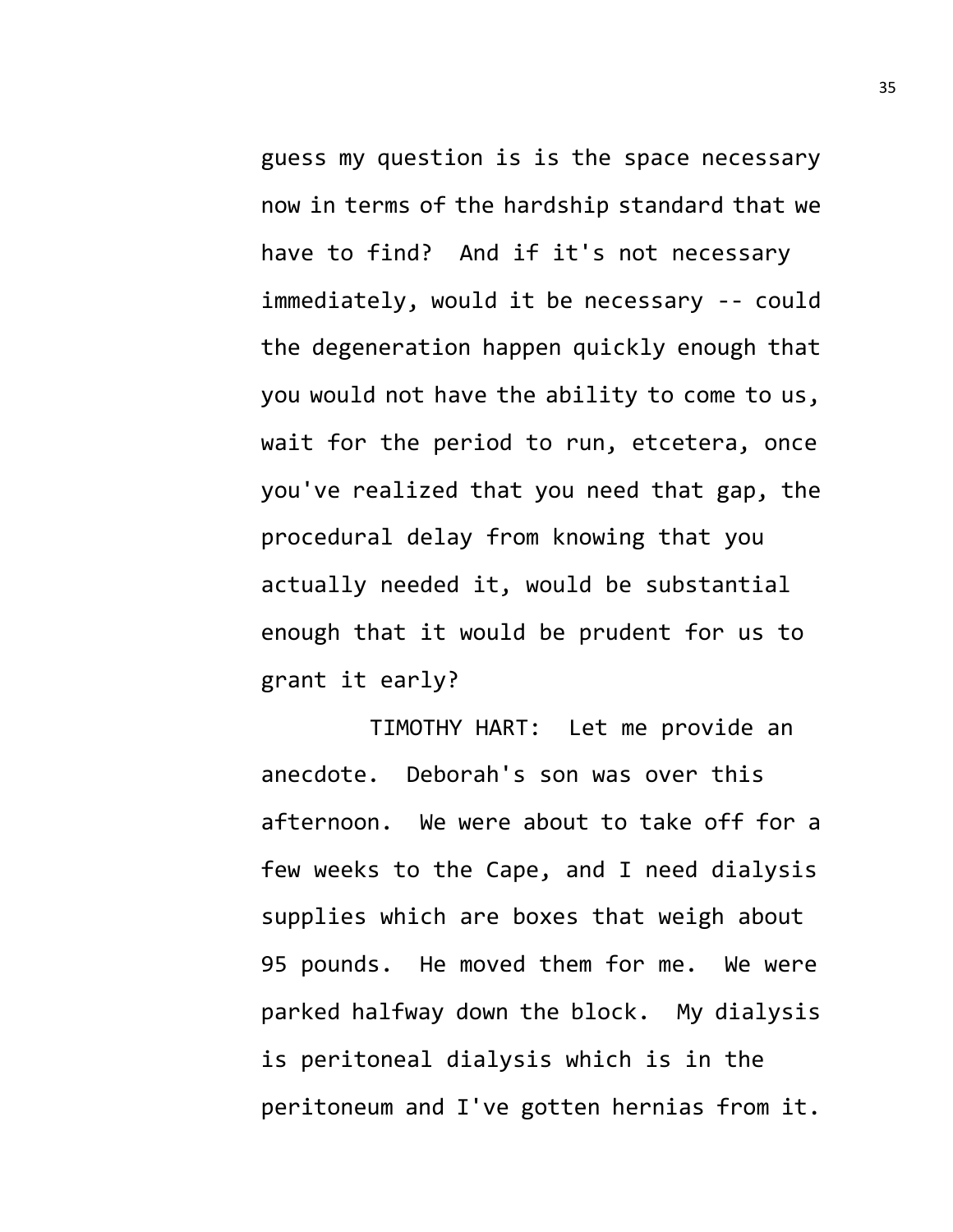guess my question is is the space necessary now in terms of the hardship standard that we have to find? And if it's not necessary immediately, would it be necessary -- could the degeneration happen quickly enough that you would not have the ability to come to us, wait for the period to run, etcetera, once you've realized that you need that gap, the procedural delay from knowing that you actually needed it, would be substantial enough that it would be prudent for us to grant it early?

TIMOTHY HART: Let me provide an anecdote. Deborah's son was over this afternoon. We were about to take off for a few weeks to the Cape, and I need dialysis supplies which are boxes that weigh about 95 pounds. He moved them for me. We were parked halfway down the block. My dialysis is peritoneal dialysis which is in the peritoneum and I've gotten hernias from it.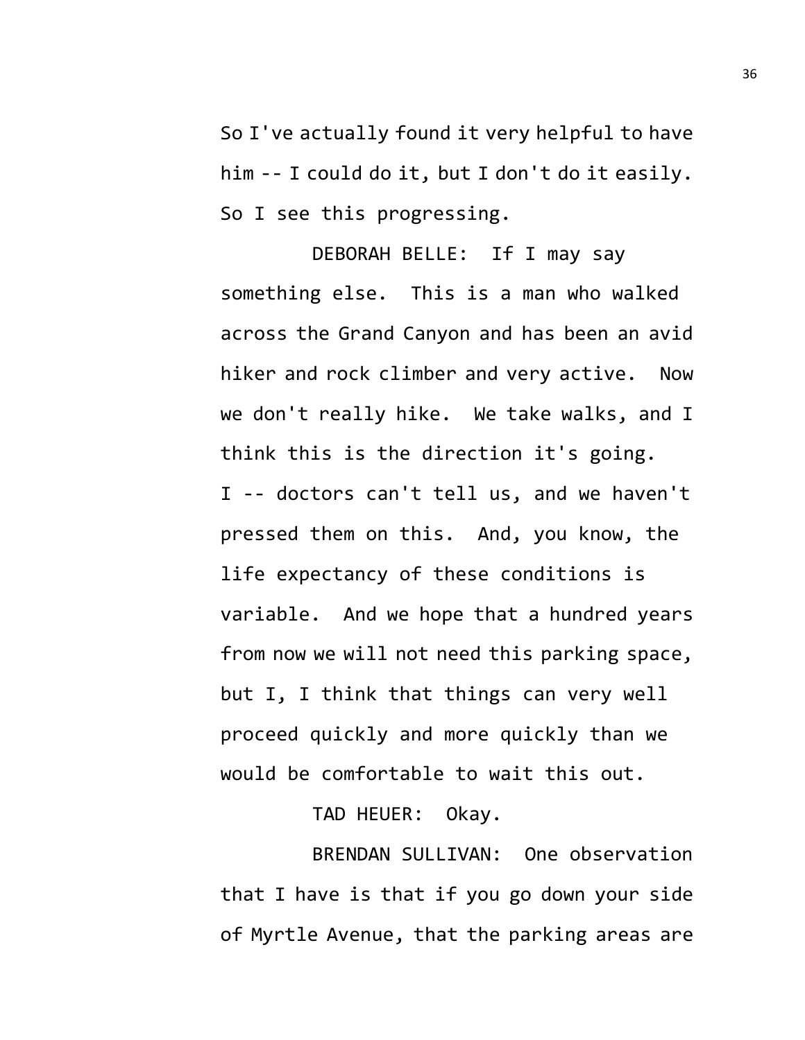So I've actually found it very helpful to have him -- I could do it, but I don't do it easily. So I see this progressing.

DEBORAH BELLE: If I may say something else. This is a man who walked across the Grand Canyon and has been an avid hiker and rock climber and very active. Now we don't really hike. We take walks, and I think this is the direction it's going. I -- doctors can't tell us, and we haven't pressed them on this. And, you know, the life expectancy of these conditions is variable. And we hope that a hundred years from now we will not need this parking space, but I, I think that things can very well proceed quickly and more quickly than we would be comfortable to wait this out.

TAD HEUER: Okay.

BRENDAN SULLIVAN: One observation that I have is that if you go down your side of Myrtle Avenue, that the parking areas are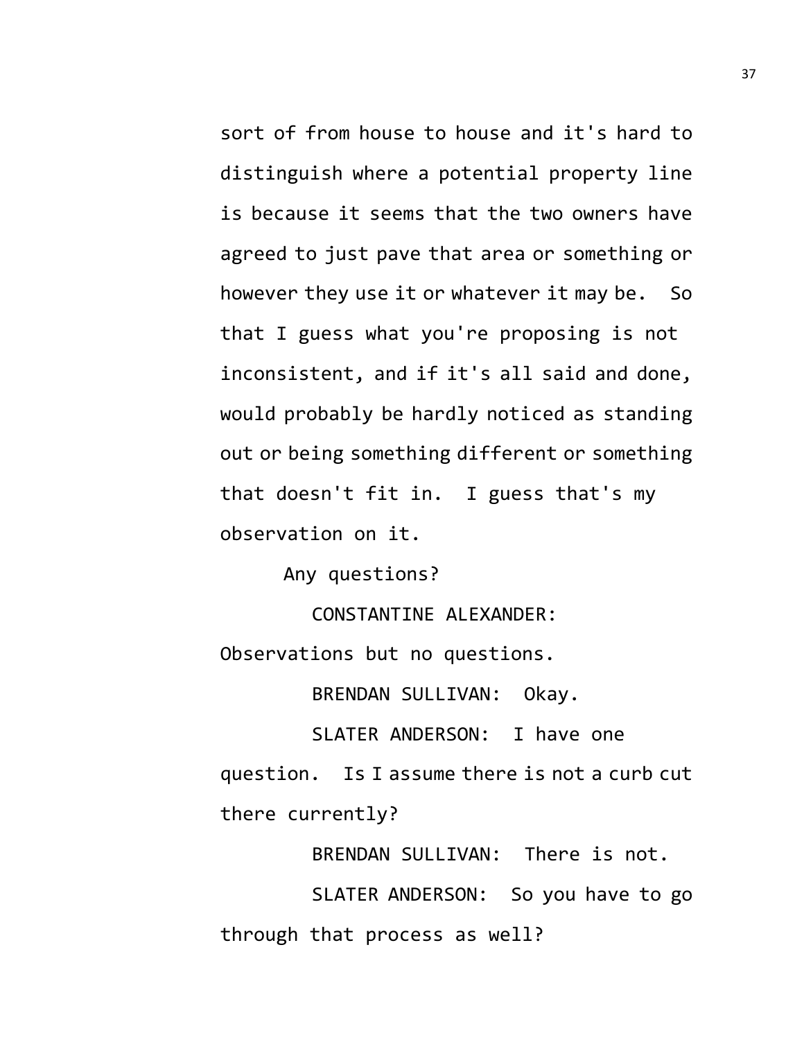sort of from house to house and it's hard to distinguish where a potential property line is because it seems that the two owners have agreed to just pave that area or something or however they use it or whatever it may be. So that I guess what you're proposing is not inconsistent, and if it's all said and done, would probably be hardly noticed as standing out or being something different or something that doesn't fit in. I guess that's my observation on it.

Any questions?

CONSTANTINE ALEXANDER: Observations but no questions.

BRENDAN SULLIVAN: Okay.

SLATER ANDERSON: I have one question. Is I assume there is not a curb cut there currently?

BRENDAN SULLIVAN: There is not.

SLATER ANDERSON: So you have to go through that process as well?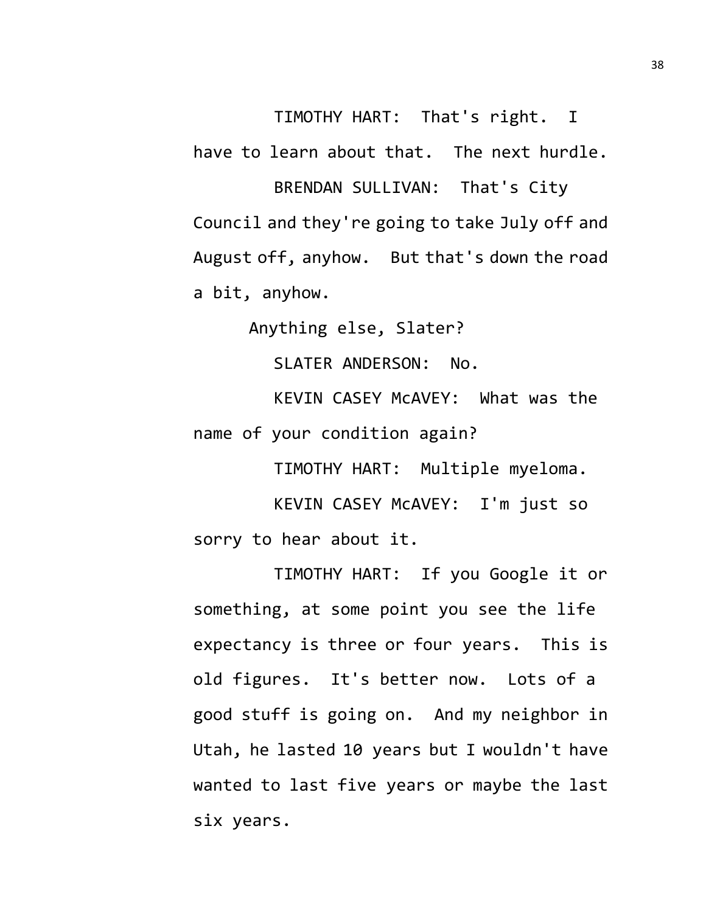TIMOTHY HART: That's right. I have to learn about that. The next hurdle.

BRENDAN SULLIVAN: That's City Council and they're going to take July off and August off, anyhow. But that's down the road a bit, anyhow.

Anything else, Slater?

SLATER ANDERSON: No.

KEVIN CASEY McAVEY: What was the name of your condition again?

TIMOTHY HART: Multiple myeloma.

KEVIN CASEY McAVEY: I'm just so sorry to hear about it.

TIMOTHY HART: If you Google it or something, at some point you see the life expectancy is three or four years. This is old figures. It's better now. Lots of a good stuff is going on. And my neighbor in Utah, he lasted 10 years but I wouldn't have wanted to last five years or maybe the last six years.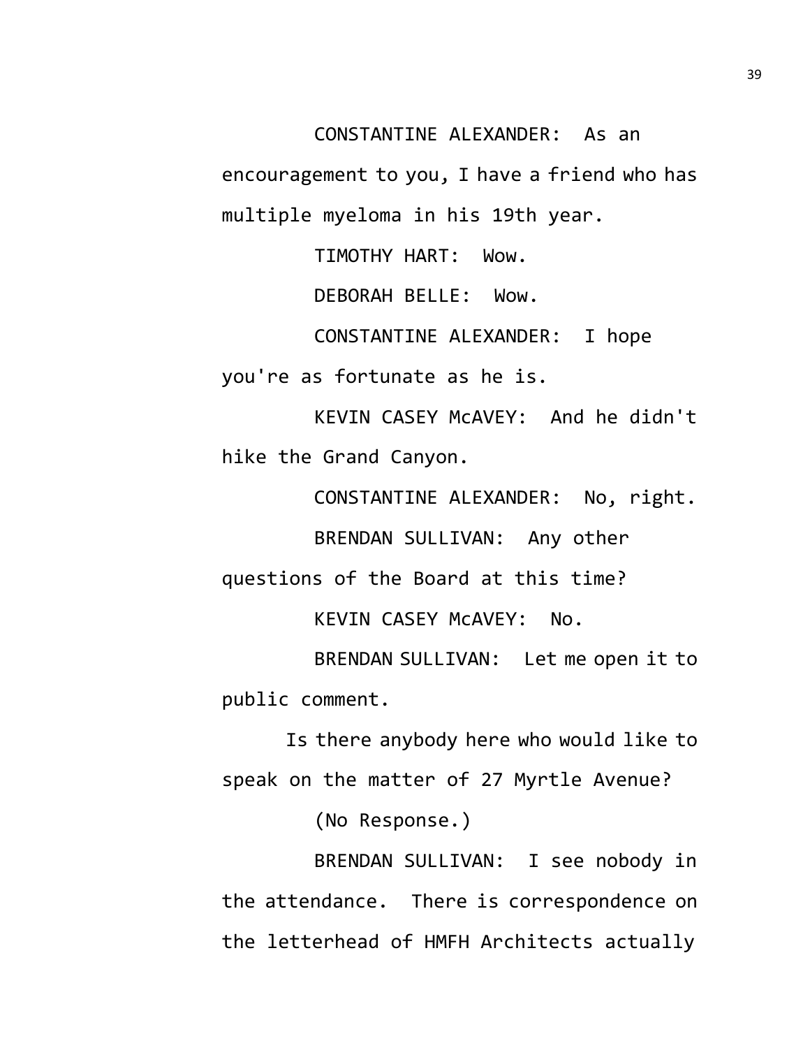CONSTANTINE ALEXANDER: As an encouragement to you, I have a friend who has multiple myeloma in his 19th year.

TIMOTHY HART: Wow.

DEBORAH BELLE: Wow.

CONSTANTINE ALEXANDER: I hope you're as fortunate as he is.

KEVIN CASEY McAVEY: And he didn't hike the Grand Canyon.

CONSTANTINE ALEXANDER: No, right.

BRENDAN SULLIVAN: Any other questions of the Board at this time?

KEVIN CASEY McAVEY: No.

BRENDAN SULLIVAN: Let me open it to public comment.

Is there anybody here who would like to speak on the matter of 27 Myrtle Avenue?

(No Response.)

BRENDAN SULLIVAN: I see nobody in the attendance. There is correspondence on the letterhead of HMFH Architects actually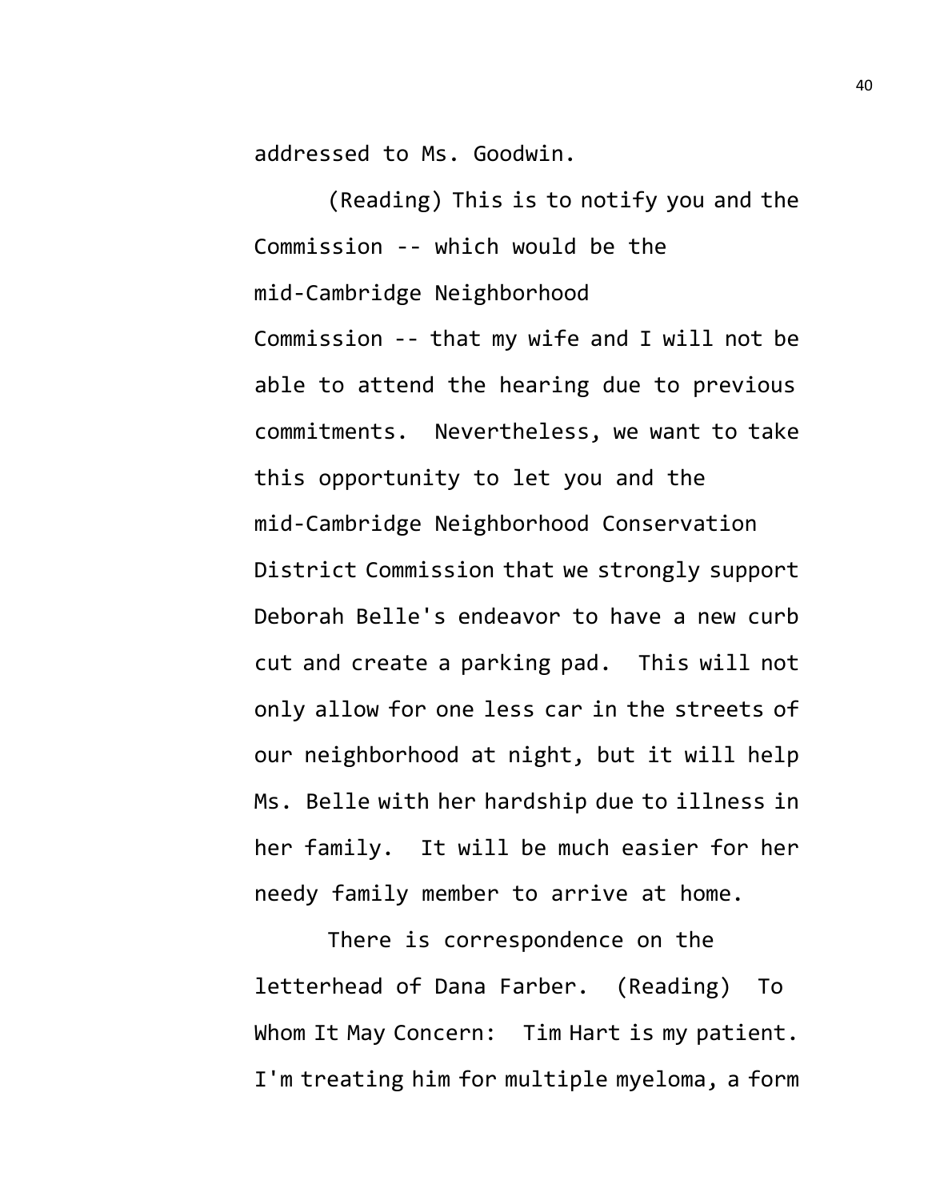addressed to Ms. Goodwin.

(Reading) This is to notify you and the Commission -- which would be the mid-Cambridge Neighborhood Commission -- that my wife and I will not be able to attend the hearing due to previous commitments. Nevertheless, we want to take this opportunity to let you and the mid-Cambridge Neighborhood Conservation District Commission that we strongly support Deborah Belle's endeavor to have a new curb cut and create a parking pad. This will not only allow for one less car in the streets of our neighborhood at night, but it will help Ms. Belle with her hardship due to illness in her family. It will be much easier for her needy family member to arrive at home.

There is correspondence on the letterhead of Dana Farber. (Reading) To Whom It May Concern: Tim Hart is my patient. I'm treating him for multiple myeloma, a form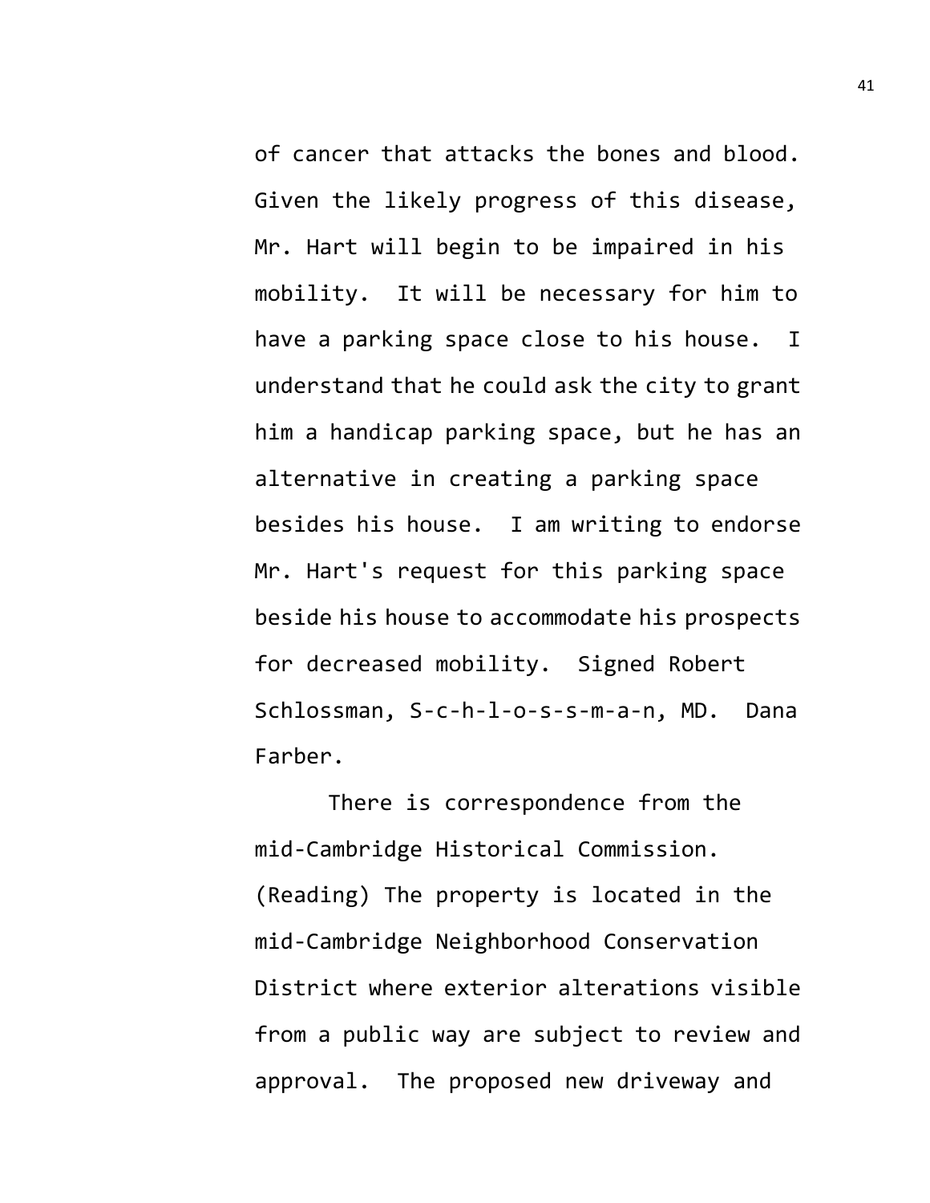of cancer that attacks the bones and blood. Given the likely progress of this disease, Mr. Hart will begin to be impaired in his mobility. It will be necessary for him to have a parking space close to his house. I understand that he could ask the city to grant him a handicap parking space, but he has an alternative in creating a parking space besides his house. I am writing to endorse Mr. Hart's request for this parking space beside his house to accommodate his prospects for decreased mobility. Signed Robert Schlossman, S-c-h-l-o-s-s-m-a-n, MD. Dana Farber.

There is correspondence from the mid-Cambridge Historical Commission. (Reading) The property is located in the mid-Cambridge Neighborhood Conservation District where exterior alterations visible from a public way are subject to review and approval. The proposed new driveway and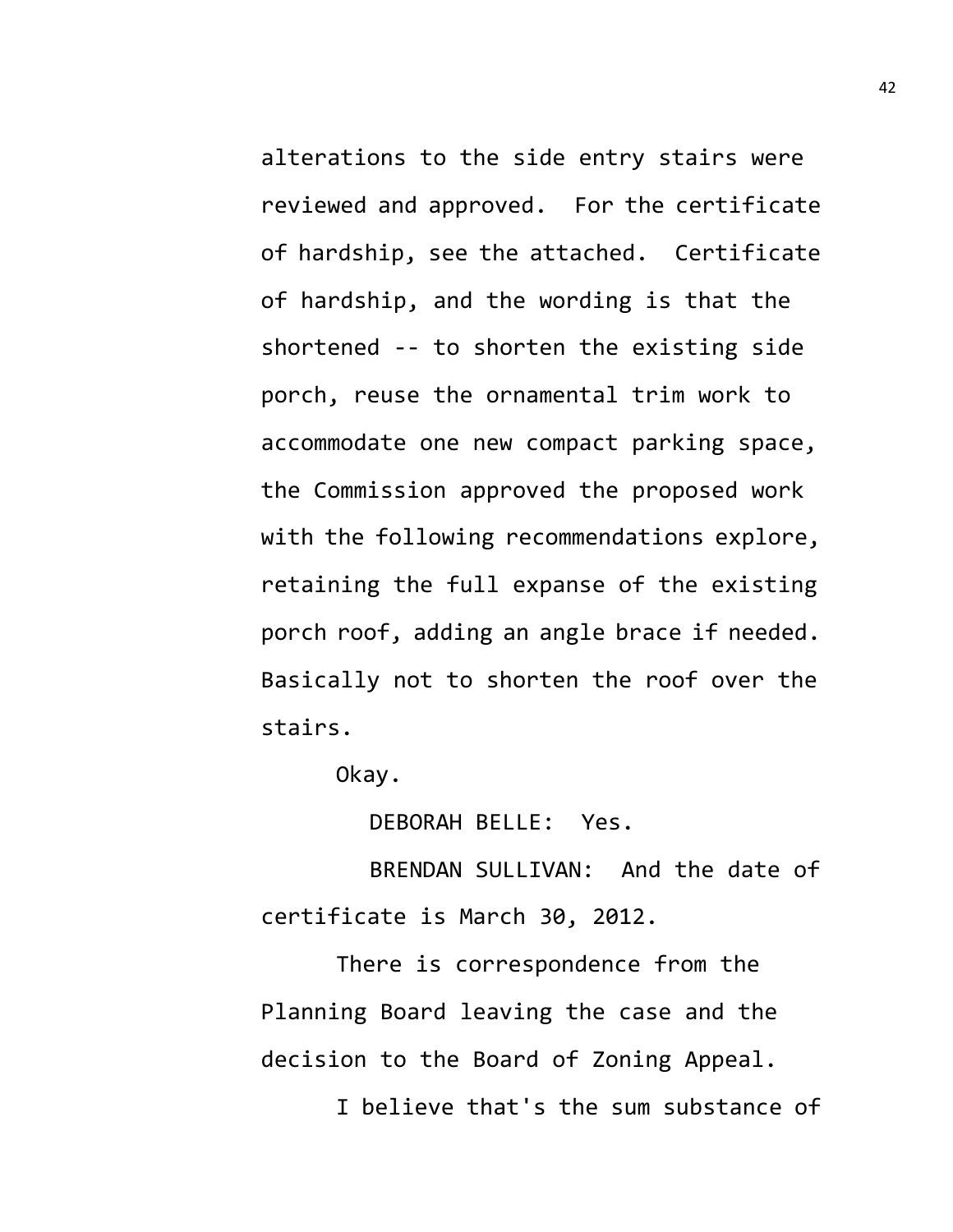alterations to the side entry stairs were reviewed and approved. For the certificate of hardship, see the attached. Certificate of hardship, and the wording is that the shortened -- to shorten the existing side porch, reuse the ornamental trim work to accommodate one new compact parking space, the Commission approved the proposed work with the following recommendations explore, retaining the full expanse of the existing porch roof, adding an angle brace if needed. Basically not to shorten the roof over the stairs.

Okay.

DEBORAH BELLE: Yes.

BRENDAN SULLIVAN: And the date of certificate is March 30, 2012.

There is correspondence from the Planning Board leaving the case and the decision to the Board of Zoning Appeal.

I believe that's the sum substance of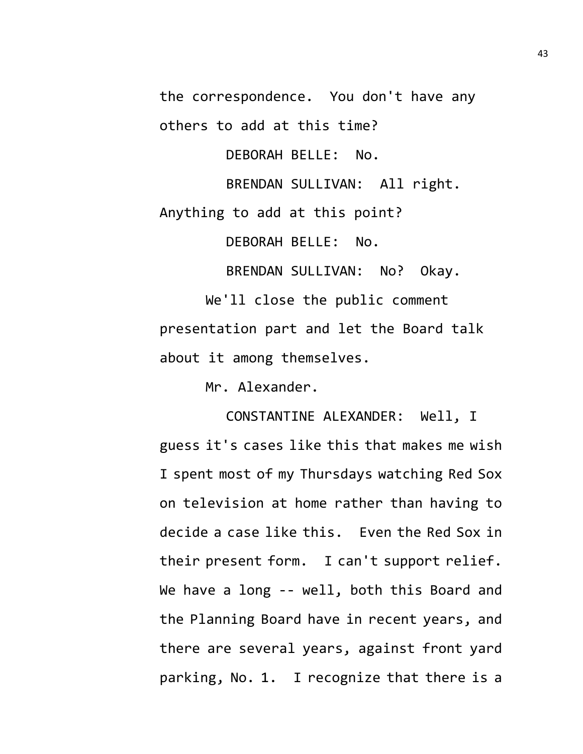the correspondence. You don't have any others to add at this time?

DEBORAH BELLE: No.

BRENDAN SULLIVAN: All right. Anything to add at this point?

DEBORAH BELLE: No.

BRENDAN SULLIVAN: No? Okay.

We'll close the public comment presentation part and let the Board talk about it among themselves.

Mr. Alexander.

CONSTANTINE ALEXANDER: Well, I guess it's cases like this that makes me wish I spent most of my Thursdays watching Red Sox on television at home rather than having to decide a case like this. Even the Red Sox in their present form. I can't support relief. We have a long -- well, both this Board and the Planning Board have in recent years, and there are several years, against front yard parking, No. 1. I recognize that there is a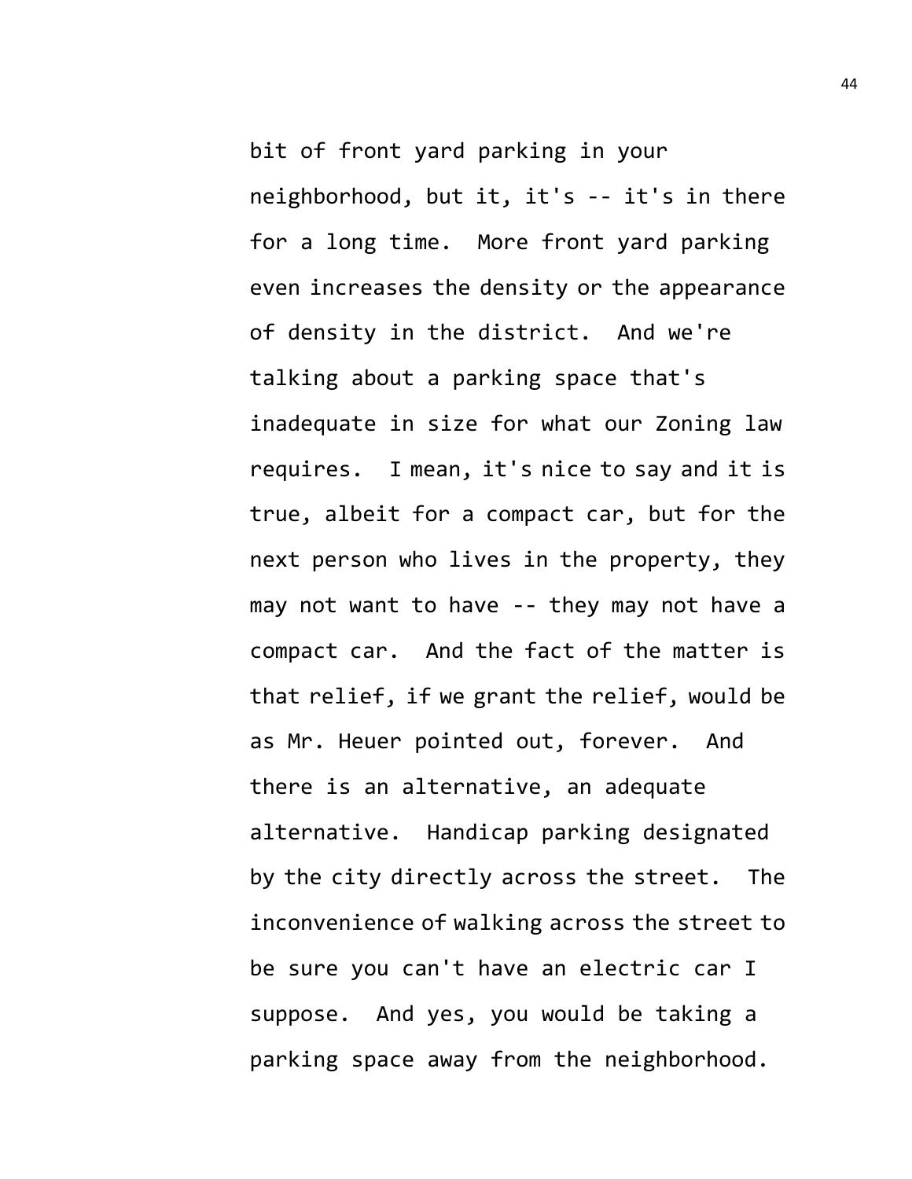bit of front yard parking in your neighborhood, but it, it's -- it's in there for a long time. More front yard parking even increases the density or the appearance of density in the district. And we're talking about a parking space that's inadequate in size for what our Zoning law requires. I mean, it's nice to say and it is true, albeit for a compact car, but for the next person who lives in the property, they may not want to have -- they may not have a compact car. And the fact of the matter is that relief, if we grant the relief, would be as Mr. Heuer pointed out, forever. And there is an alternative, an adequate alternative. Handicap parking designated by the city directly across the street. The inconvenience of walking across the street to be sure you can't have an electric car I suppose. And yes, you would be taking a parking space away from the neighborhood.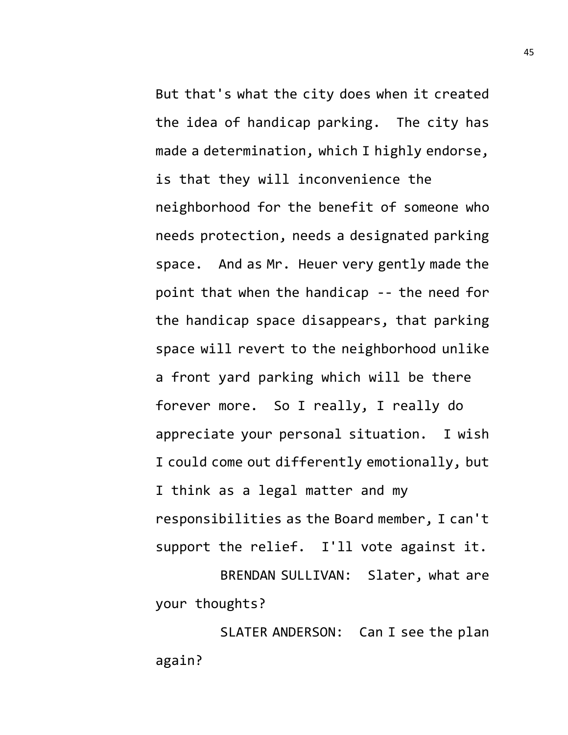But that's what the city does when it created the idea of handicap parking. The city has made a determination, which I highly endorse, is that they will inconvenience the neighborhood for the benefit of someone who needs protection, needs a designated parking space. And as Mr. Heuer very gently made the point that when the handicap -- the need for the handicap space disappears, that parking space will revert to the neighborhood unlike a front yard parking which will be there forever more. So I really, I really do appreciate your personal situation. I wish I could come out differently emotionally, but I think as a legal matter and my responsibilities as the Board member, I can't support the relief. I'll vote against it.

BRENDAN SULLIVAN: Slater, what are your thoughts?

SLATER ANDERSON: Can I see the plan again?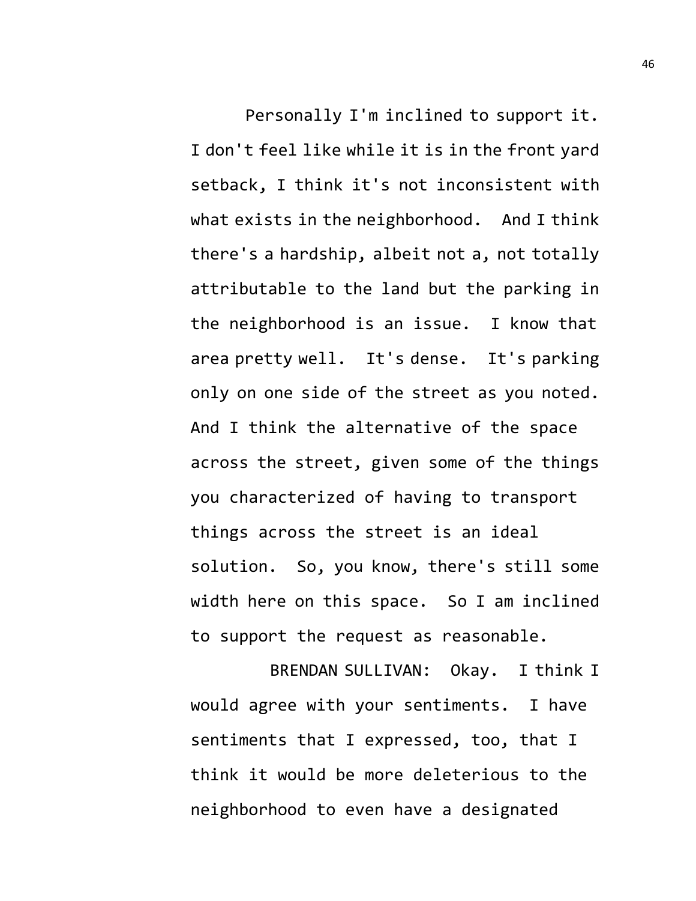Personally I'm inclined to support it. I don't feel like while it is in the front yard setback, I think it's not inconsistent with what exists in the neighborhood. And I think there's a hardship, albeit not a, not totally attributable to the land but the parking in the neighborhood is an issue. I know that area pretty well. It's dense. It's parking only on one side of the street as you noted. And I think the alternative of the space across the street, given some of the things you characterized of having to transport things across the street is an ideal solution. So, you know, there's still some width here on this space. So I am inclined to support the request as reasonable.

BRENDAN SULLIVAN: Okay. I think I would agree with your sentiments. I have sentiments that I expressed, too, that I think it would be more deleterious to the neighborhood to even have a designated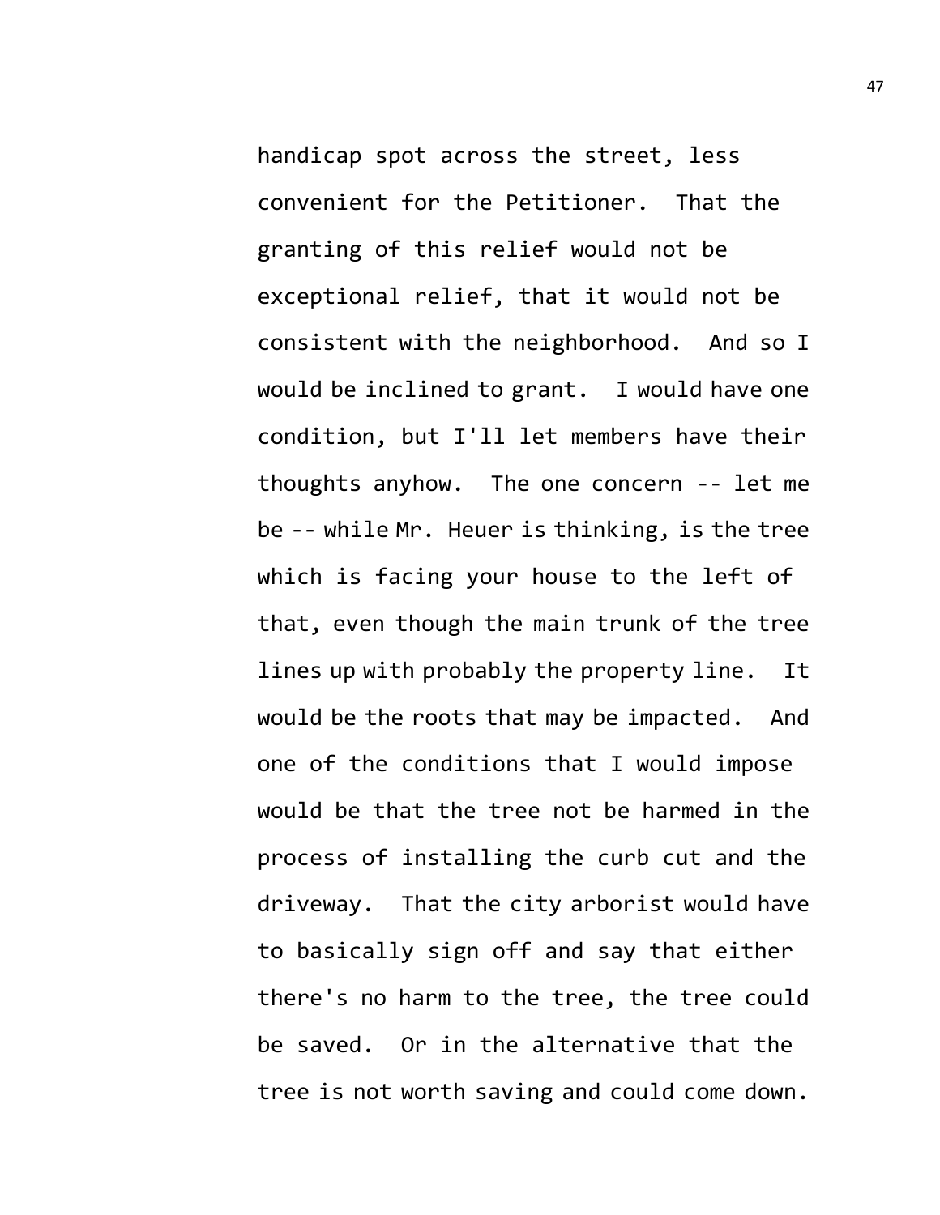handicap spot across the street, less convenient for the Petitioner. That the granting of this relief would not be exceptional relief, that it would not be consistent with the neighborhood. And so I would be inclined to grant. I would have one condition, but I'll let members have their thoughts anyhow. The one concern -- let me be -- while Mr. Heuer is thinking, is the tree which is facing your house to the left of that, even though the main trunk of the tree lines up with probably the property line. It would be the roots that may be impacted. And one of the conditions that I would impose would be that the tree not be harmed in the process of installing the curb cut and the driveway. That the city arborist would have to basically sign off and say that either there's no harm to the tree, the tree could be saved. Or in the alternative that the tree is not worth saving and could come down.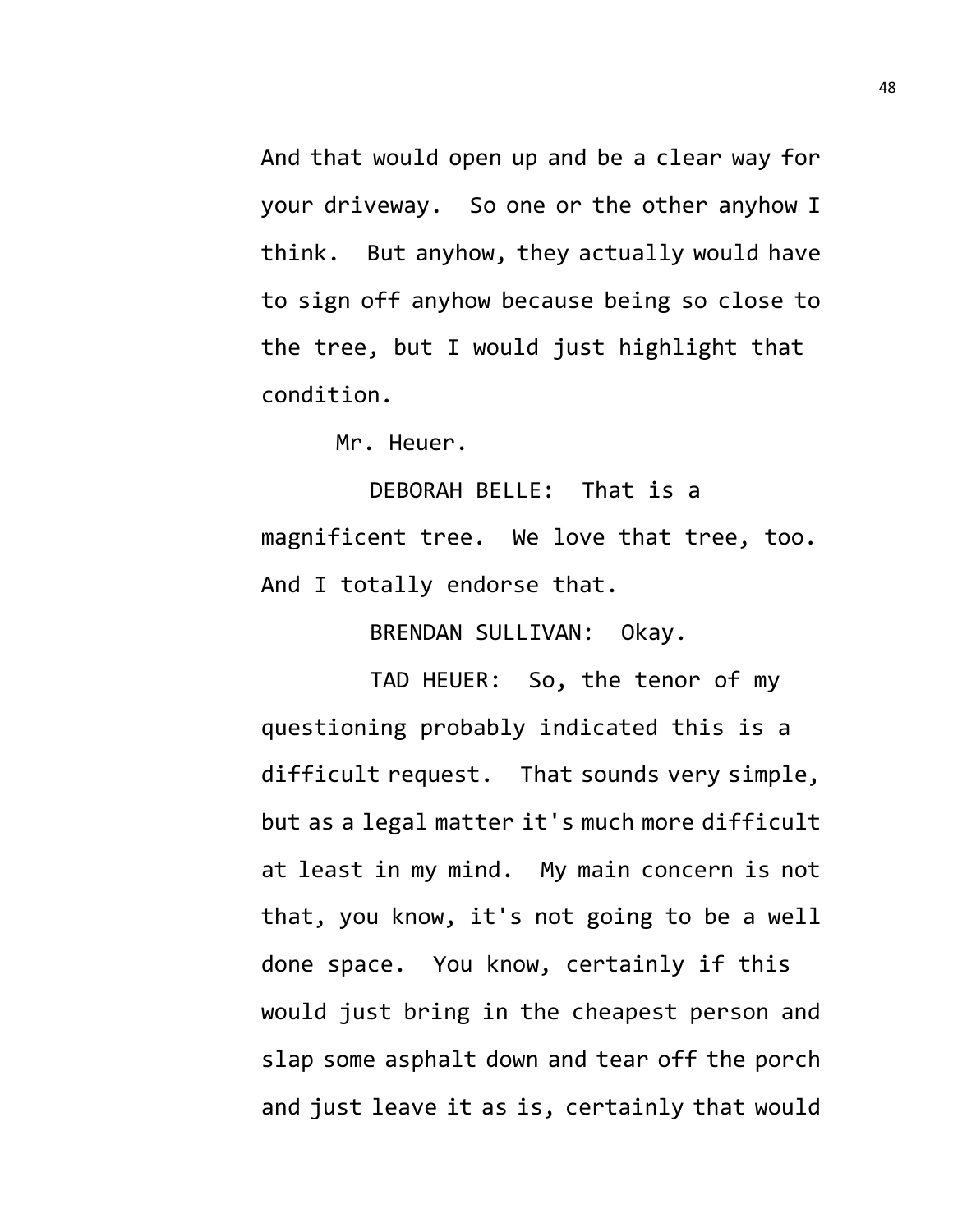And that would open up and be a clear way for your driveway. So one or the other anyhow I think. But anyhow, they actually would have to sign off anyhow because being so close to the tree, but I would just highlight that condition.

Mr. Heuer.

DEBORAH BELLE: That is a magnificent tree. We love that tree, too. And I totally endorse that.

BRENDAN SULLIVAN: Okay.

TAD HEUER: So, the tenor of my questioning probably indicated this is a difficult request. That sounds very simple, but as a legal matter it's much more difficult at least in my mind. My main concern is not that, you know, it's not going to be a well done space. You know, certainly if this would just bring in the cheapest person and slap some asphalt down and tear off the porch and just leave it as is, certainly that would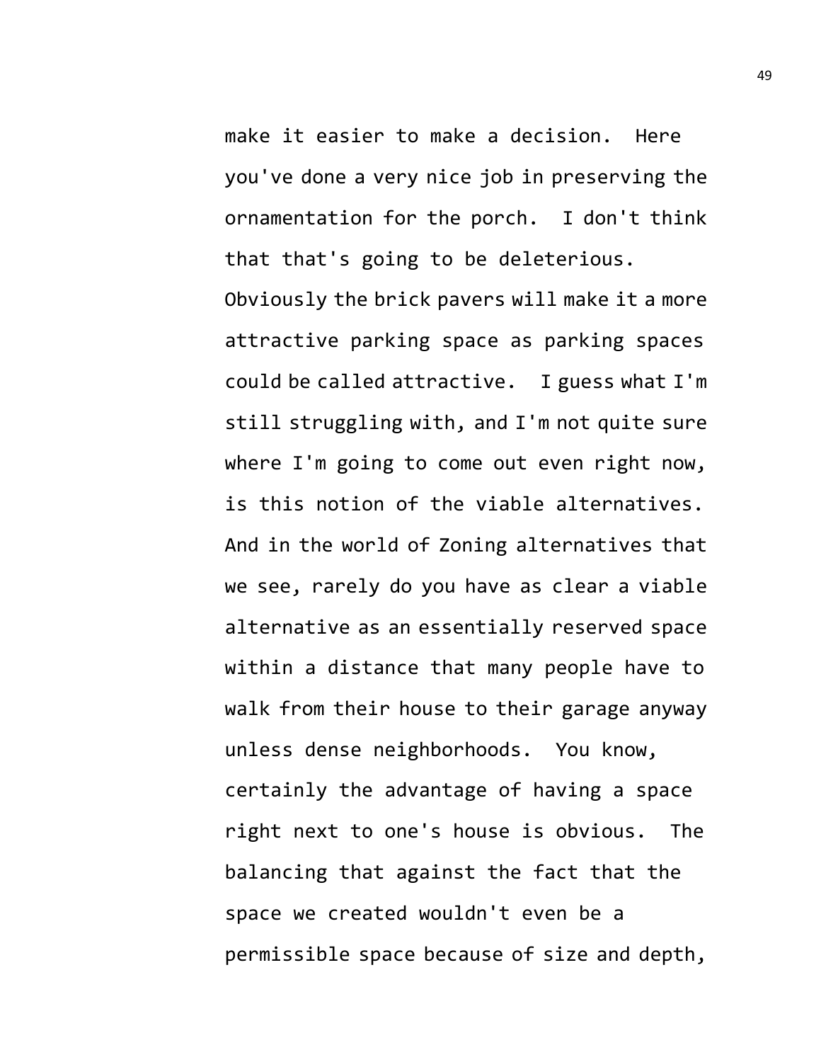make it easier to make a decision. Here you've done a very nice job in preserving the ornamentation for the porch. I don't think that that's going to be deleterious. Obviously the brick pavers will make it a more attractive parking space as parking spaces could be called attractive. I guess what I'm still struggling with, and I'm not quite sure where I'm going to come out even right now, is this notion of the viable alternatives. And in the world of Zoning alternatives that we see, rarely do you have as clear a viable alternative as an essentially reserved space within a distance that many people have to walk from their house to their garage anyway unless dense neighborhoods. You know, certainly the advantage of having a space right next to one's house is obvious. The balancing that against the fact that the space we created wouldn't even be a permissible space because of size and depth,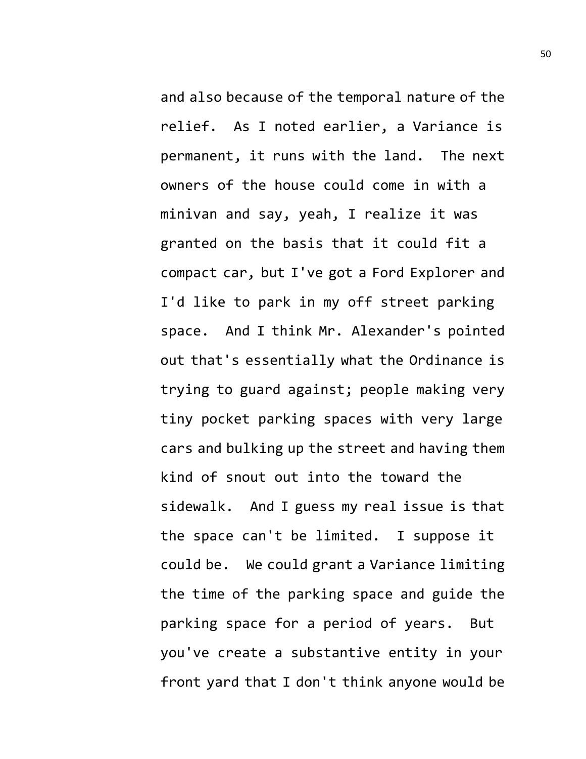and also because of the temporal nature of the relief. As I noted earlier, a Variance is permanent, it runs with the land. The next owners of the house could come in with a minivan and say, yeah, I realize it was granted on the basis that it could fit a compact car, but I've got a Ford Explorer and I'd like to park in my off street parking space. And I think Mr. Alexander's pointed out that's essentially what the Ordinance is trying to guard against; people making very tiny pocket parking spaces with very large cars and bulking up the street and having them kind of snout out into the toward the sidewalk. And I guess my real issue is that the space can't be limited. I suppose it could be. We could grant a Variance limiting the time of the parking space and guide the parking space for a period of years. But you've create a substantive entity in your front yard that I don't think anyone would be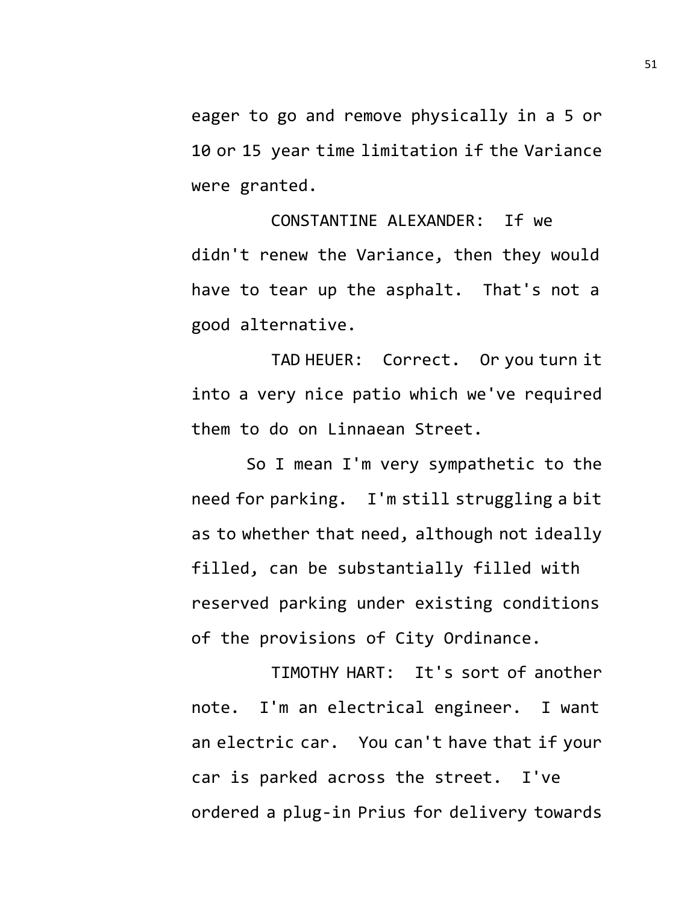eager to go and remove physically in a 5 or 10 or 15 year time limitation if the Variance were granted.

CONSTANTINE ALEXANDER: If we didn't renew the Variance, then they would have to tear up the asphalt. That's not a good alternative.

TAD HEUER: Correct. Or you turn it into a very nice patio which we've required them to do on Linnaean Street.

So I mean I'm very sympathetic to the need for parking. I'm still struggling a bit as to whether that need, although not ideally filled, can be substantially filled with reserved parking under existing conditions of the provisions of City Ordinance.

TIMOTHY HART: It's sort of another note. I'm an electrical engineer. I want an electric car. You can't have that if your car is parked across the street. I've ordered a plug-in Prius for delivery towards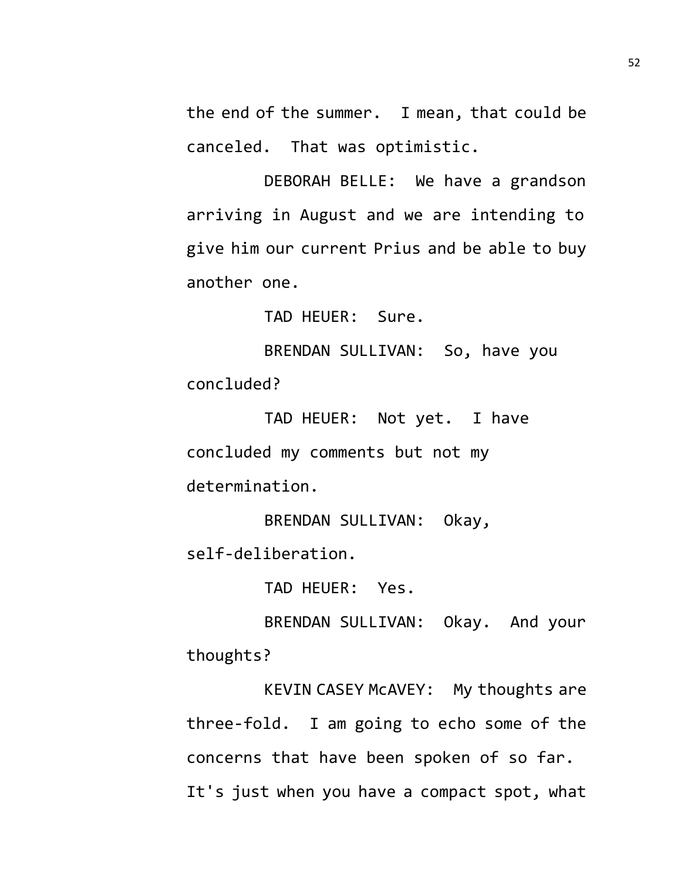the end of the summer. I mean, that could be canceled. That was optimistic.

DEBORAH BELLE: We have a grandson arriving in August and we are intending to give him our current Prius and be able to buy another one.

TAD HEUER: Sure.

BRENDAN SULLIVAN: So, have you concluded?

TAD HEUER: Not yet. I have concluded my comments but not my determination.

BRENDAN SULLIVAN: Okay, self-deliberation.

TAD HEUER: Yes.

BRENDAN SULLIVAN: Okay. And your thoughts?

KEVIN CASEY McAVEY: My thoughts are three-fold. I am going to echo some of the concerns that have been spoken of so far. It's just when you have a compact spot, what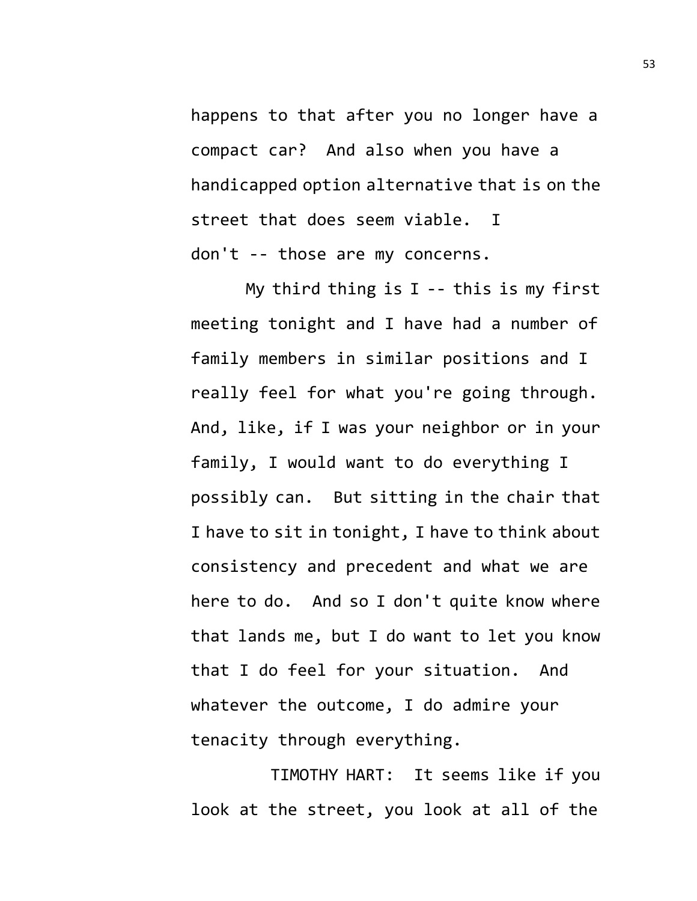happens to that after you no longer have a compact car? And also when you have a handicapped option alternative that is on the street that does seem viable. I don't -- those are my concerns.

My third thing is I -- this is my first meeting tonight and I have had a number of family members in similar positions and I really feel for what you're going through. And, like, if I was your neighbor or in your family, I would want to do everything I possibly can. But sitting in the chair that I have to sit in tonight, I have to think about consistency and precedent and what we are here to do. And so I don't quite know where that lands me, but I do want to let you know that I do feel for your situation. And whatever the outcome, I do admire your tenacity through everything.

TIMOTHY HART: It seems like if you look at the street, you look at all of the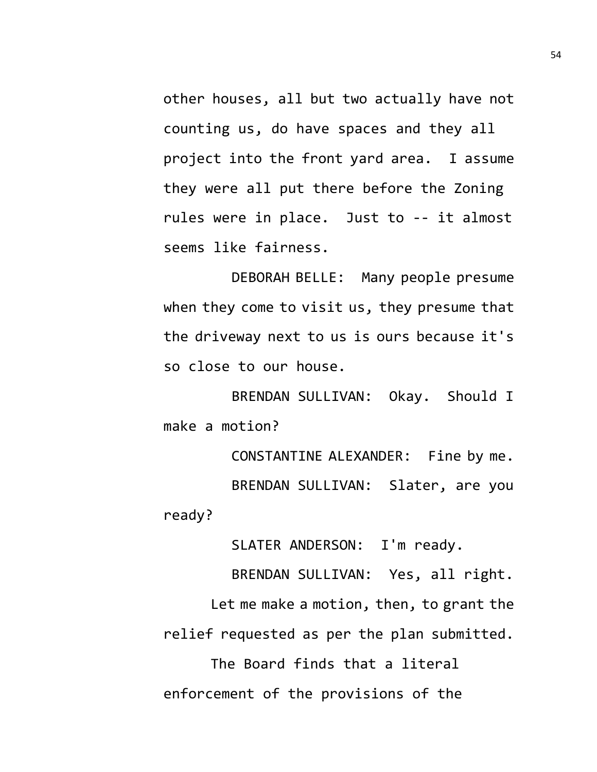other houses, all but two actually have not counting us, do have spaces and they all project into the front yard area. I assume they were all put there before the Zoning rules were in place. Just to -- it almost seems like fairness.

DEBORAH BELLE: Many people presume when they come to visit us, they presume that the driveway next to us is ours because it's so close to our house.

BRENDAN SULLIVAN: Okay. Should I make a motion?

CONSTANTINE ALEXANDER: Fine by me.

BRENDAN SULLIVAN: Slater, are you ready?

SLATER ANDERSON: I'm ready.

BRENDAN SULLIVAN: Yes, all right.

Let me make a motion, then, to grant the relief requested as per the plan submitted.

The Board finds that a literal enforcement of the provisions of the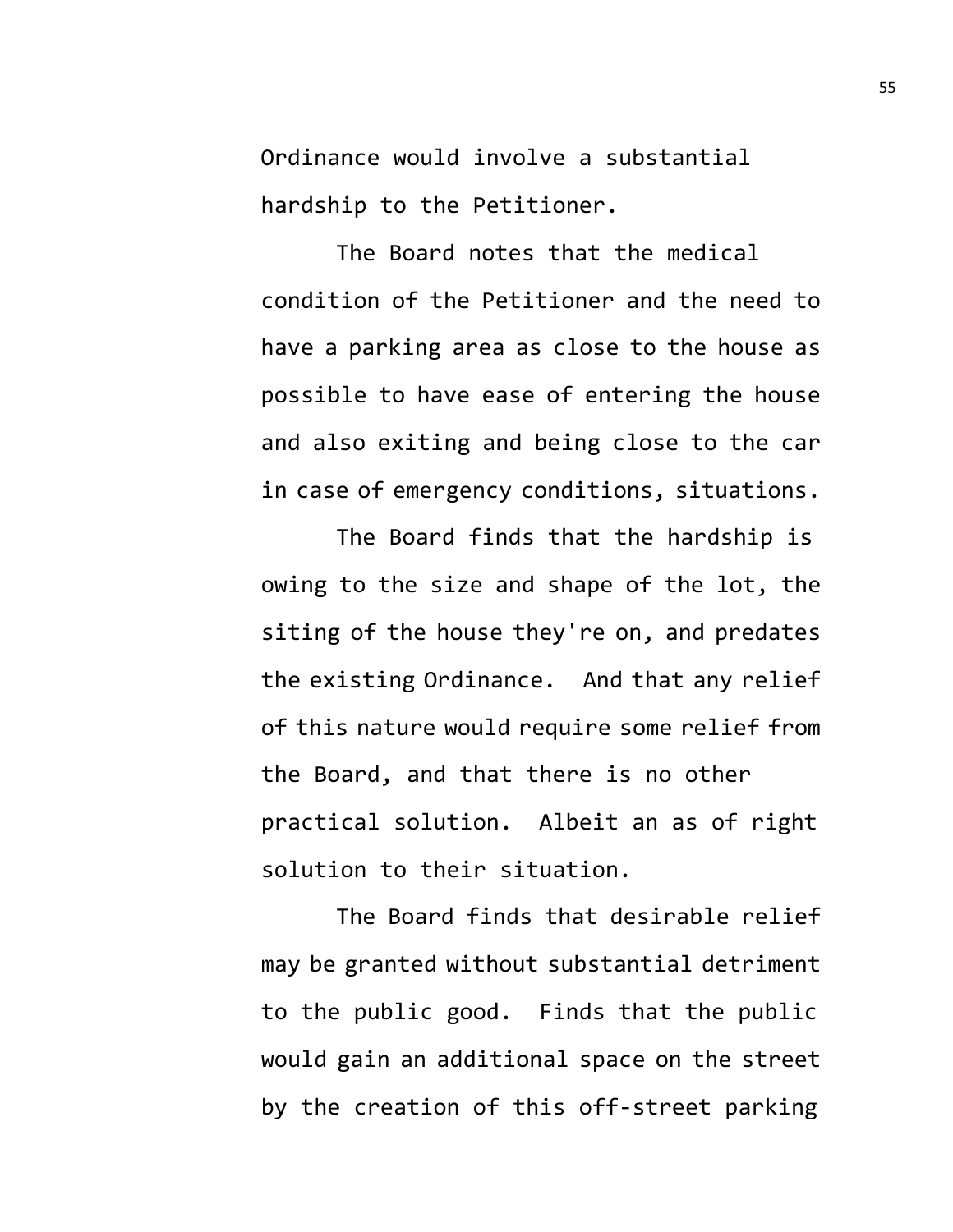Ordinance would involve a substantial hardship to the Petitioner.

The Board notes that the medical condition of the Petitioner and the need to have a parking area as close to the house as possible to have ease of entering the house and also exiting and being close to the car in case of emergency conditions, situations.

The Board finds that the hardship is owing to the size and shape of the lot, the siting of the house they're on, and predates the existing Ordinance. And that any relief of this nature would require some relief from the Board, and that there is no other practical solution. Albeit an as of right solution to their situation.

The Board finds that desirable relief may be granted without substantial detriment to the public good. Finds that the public would gain an additional space on the street by the creation of this off-street parking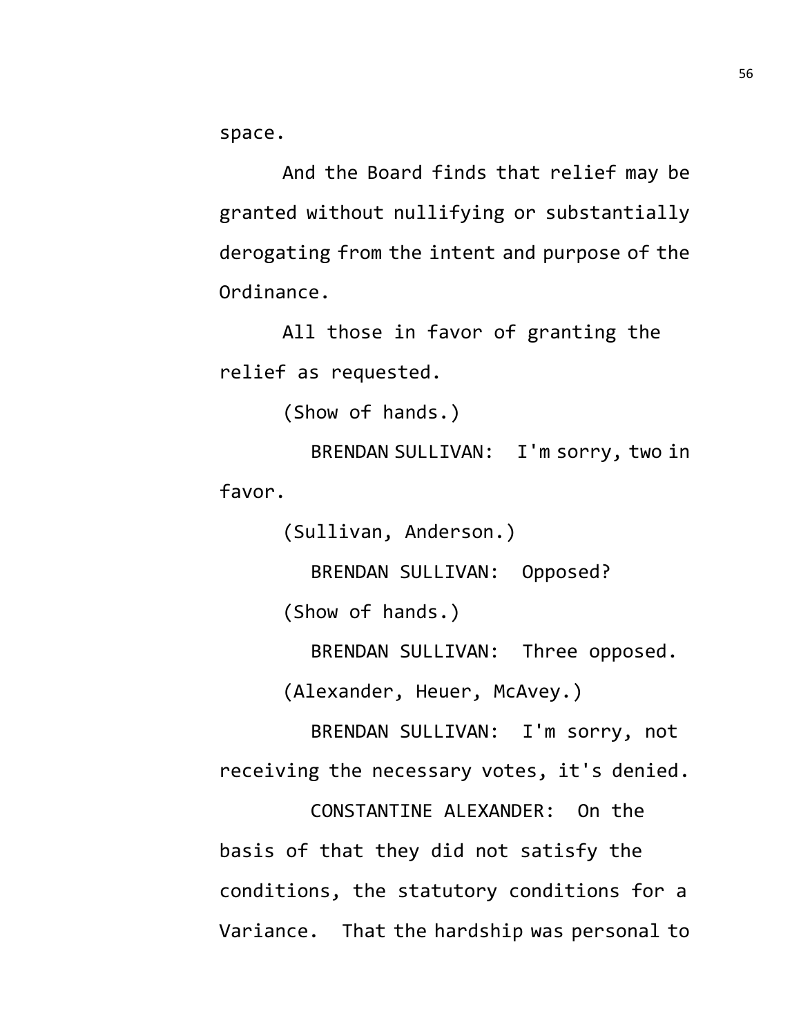space.

And the Board finds that relief may be granted without nullifying or substantially derogating from the intent and purpose of the Ordinance.

All those in favor of granting the relief as requested.

(Show of hands.)

BRENDAN SULLIVAN: I'm sorry, two in favor.

(Sullivan, Anderson.)

BRENDAN SULLIVAN: Opposed?

(Show of hands.)

BRENDAN SULLIVAN: Three opposed.

(Alexander, Heuer, McAvey.)

BRENDAN SULLIVAN: I'm sorry, not receiving the necessary votes, it's denied.

CONSTANTINE ALEXANDER: On the basis of that they did not satisfy the conditions, the statutory conditions for a Variance. That the hardship was personal to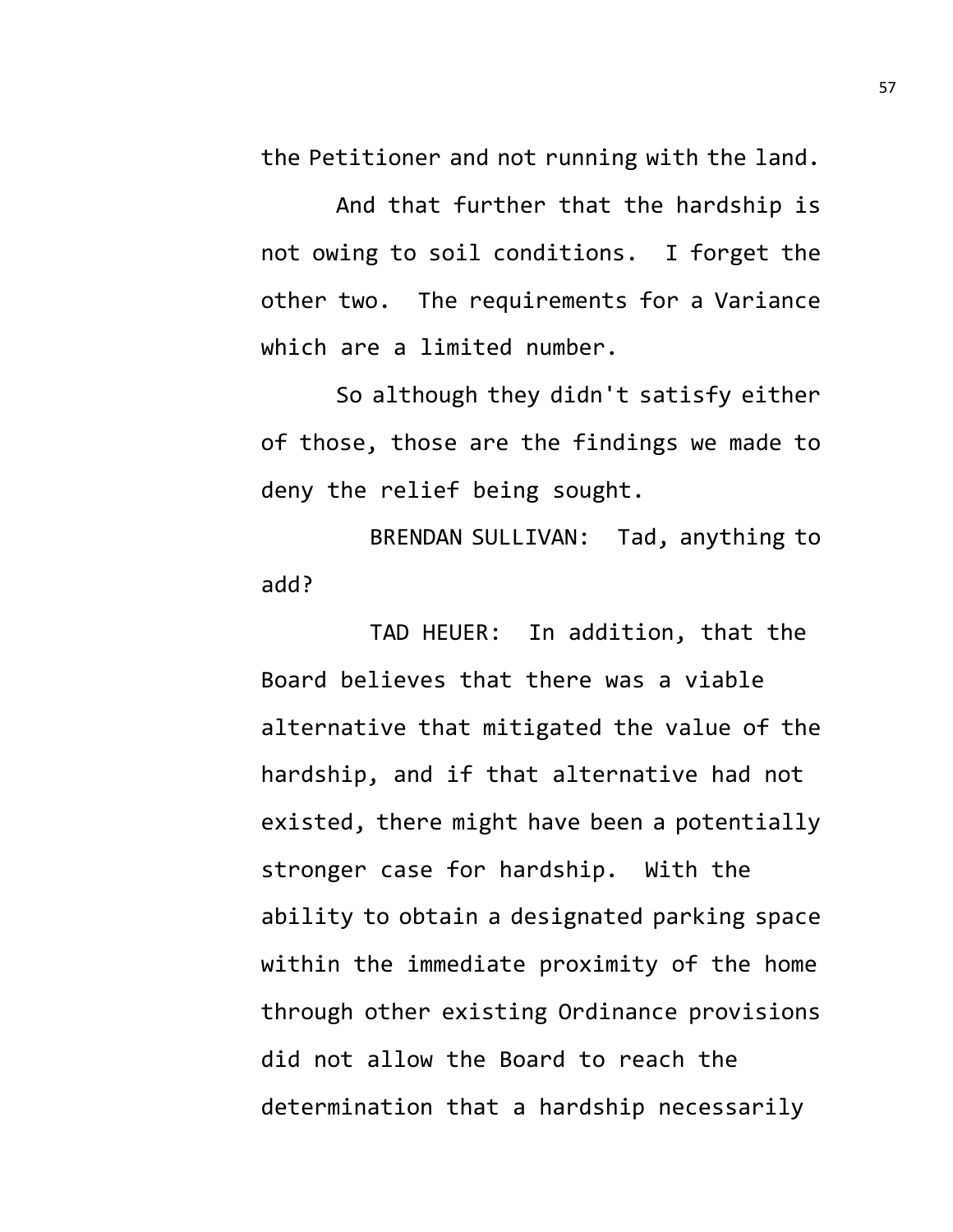the Petitioner and not running with the land.

And that further that the hardship is not owing to soil conditions. I forget the other two. The requirements for a Variance which are a limited number.

So although they didn't satisfy either of those, those are the findings we made to deny the relief being sought.

BRENDAN SULLIVAN: Tad, anything to add?

TAD HEUER: In addition, that the Board believes that there was a viable alternative that mitigated the value of the hardship, and if that alternative had not existed, there might have been a potentially stronger case for hardship. With the ability to obtain a designated parking space within the immediate proximity of the home through other existing Ordinance provisions did not allow the Board to reach the determination that a hardship necessarily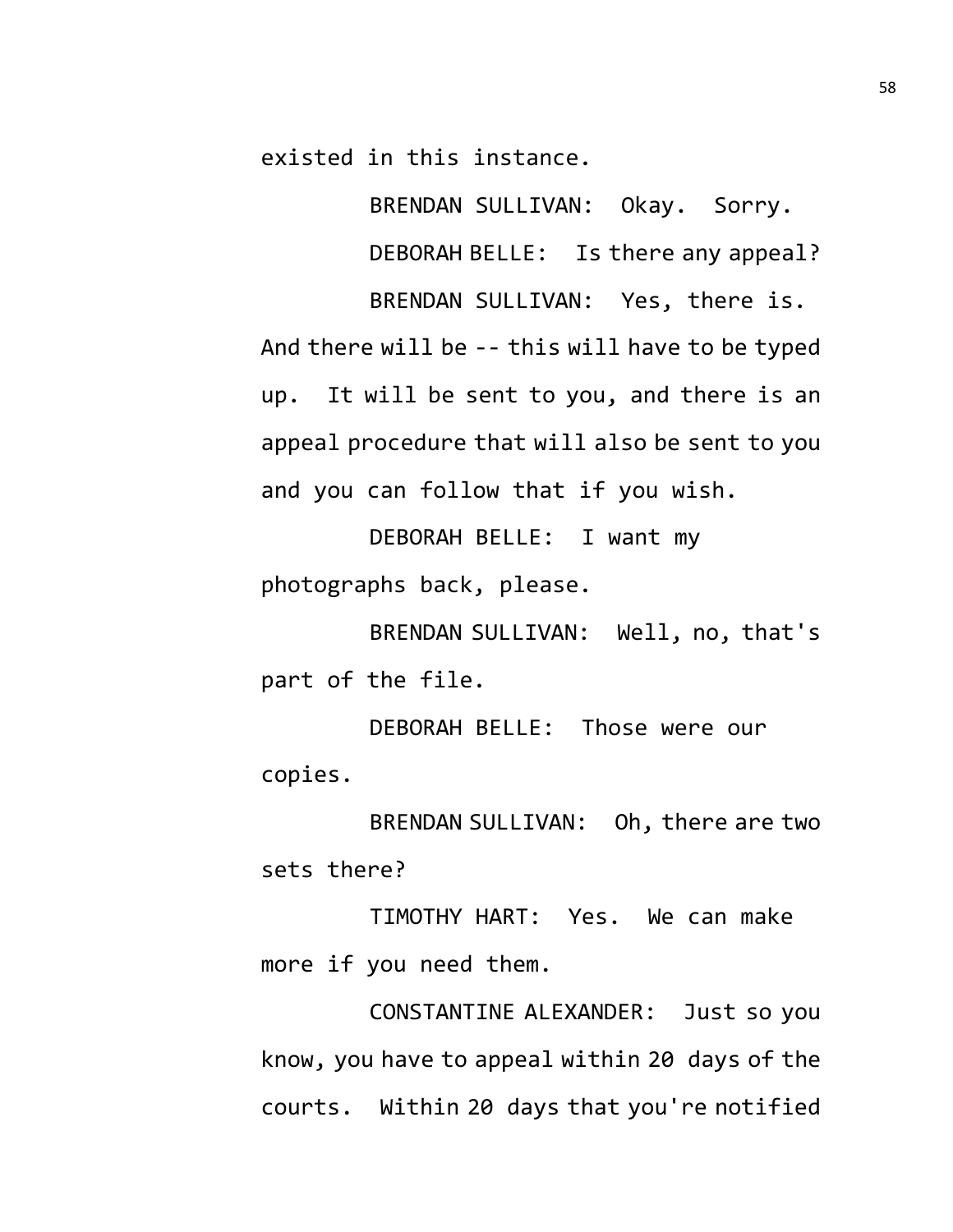existed in this instance.

BRENDAN SULLIVAN: Okay. Sorry.

DEBORAH BELLE: Is there any appeal?

BRENDAN SULLIVAN: Yes, there is. And there will be -- this will have to be typed up. It will be sent to you, and there is an appeal procedure that will also be sent to you and you can follow that if you wish.

DEBORAH BELLE: I want my photographs back, please.

BRENDAN SULLIVAN: Well, no, that's part of the file.

DEBORAH BELLE: Those were our copies.

BRENDAN SULLIVAN: Oh, there are two sets there?

TIMOTHY HART: Yes. We can make more if you need them.

CONSTANTINE ALEXANDER: Just so you know, you have to appeal within 20 days of the courts. Within 20 days that you're notified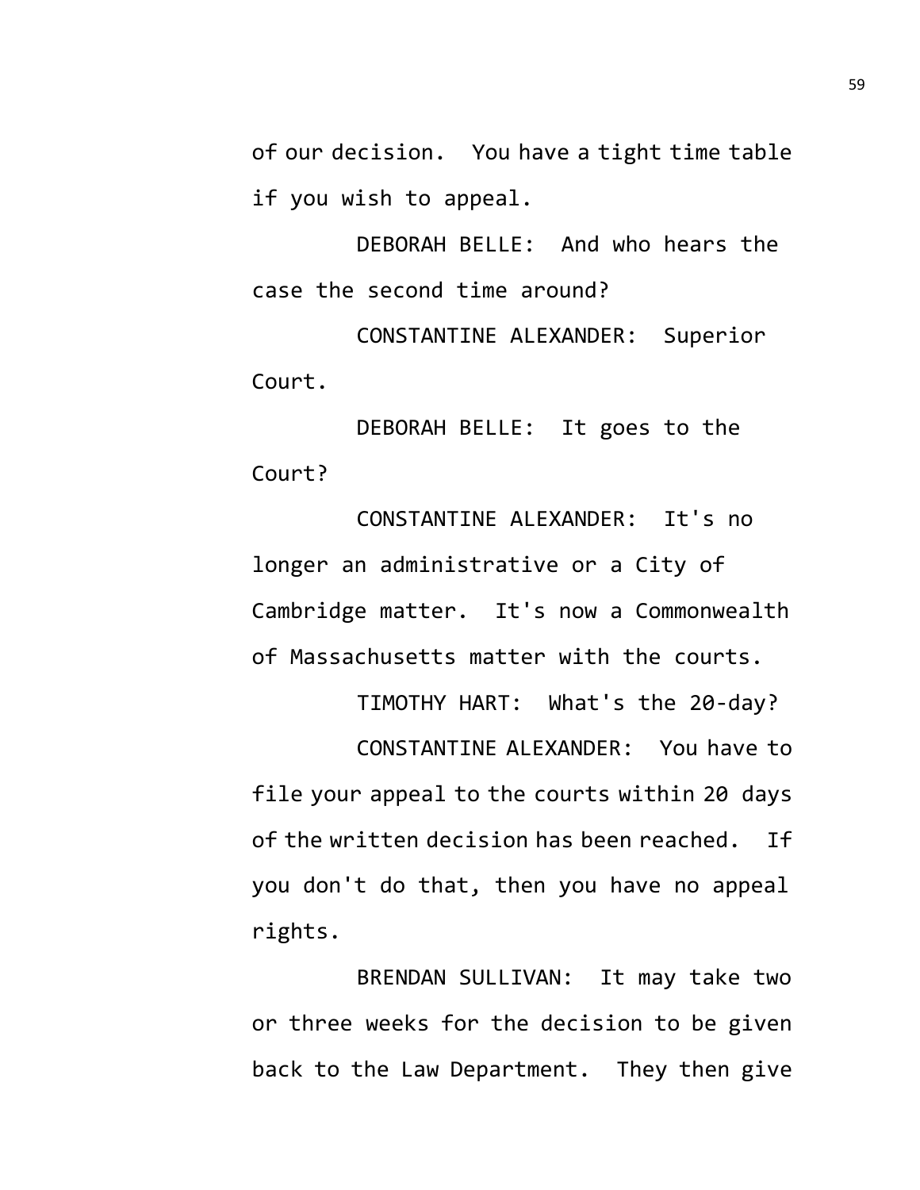of our decision. You have a tight time table if you wish to appeal.

DEBORAH BELLE: And who hears the case the second time around?

CONSTANTINE ALEXANDER: Superior Court.

DEBORAH BELLE: It goes to the Court?

CONSTANTINE ALEXANDER: It's no longer an administrative or a City of Cambridge matter. It's now a Commonwealth of Massachusetts matter with the courts.

TIMOTHY HART: What's the 20-day?

CONSTANTINE ALEXANDER: You have to file your appeal to the courts within 20 days of the written decision has been reached. If you don't do that, then you have no appeal rights.

BRENDAN SULLIVAN: It may take two or three weeks for the decision to be given back to the Law Department. They then give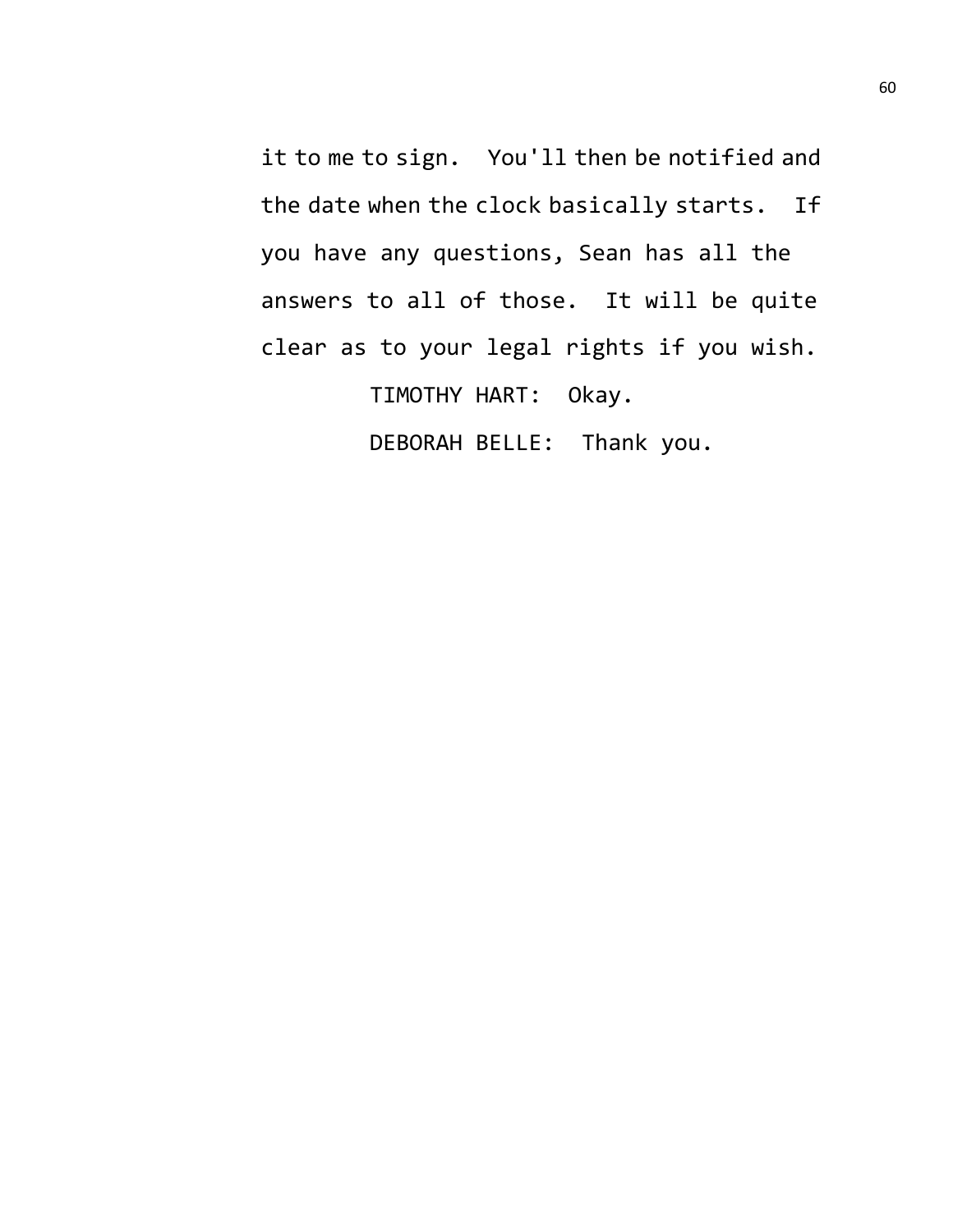it to me to sign. You'll then be notified and the date when the clock basically starts. If you have any questions, Sean has all the answers to all of those. It will be quite clear as to your legal rights if you wish.

TIMOTHY HART: Okay.

DEBORAH BELLE: Thank you.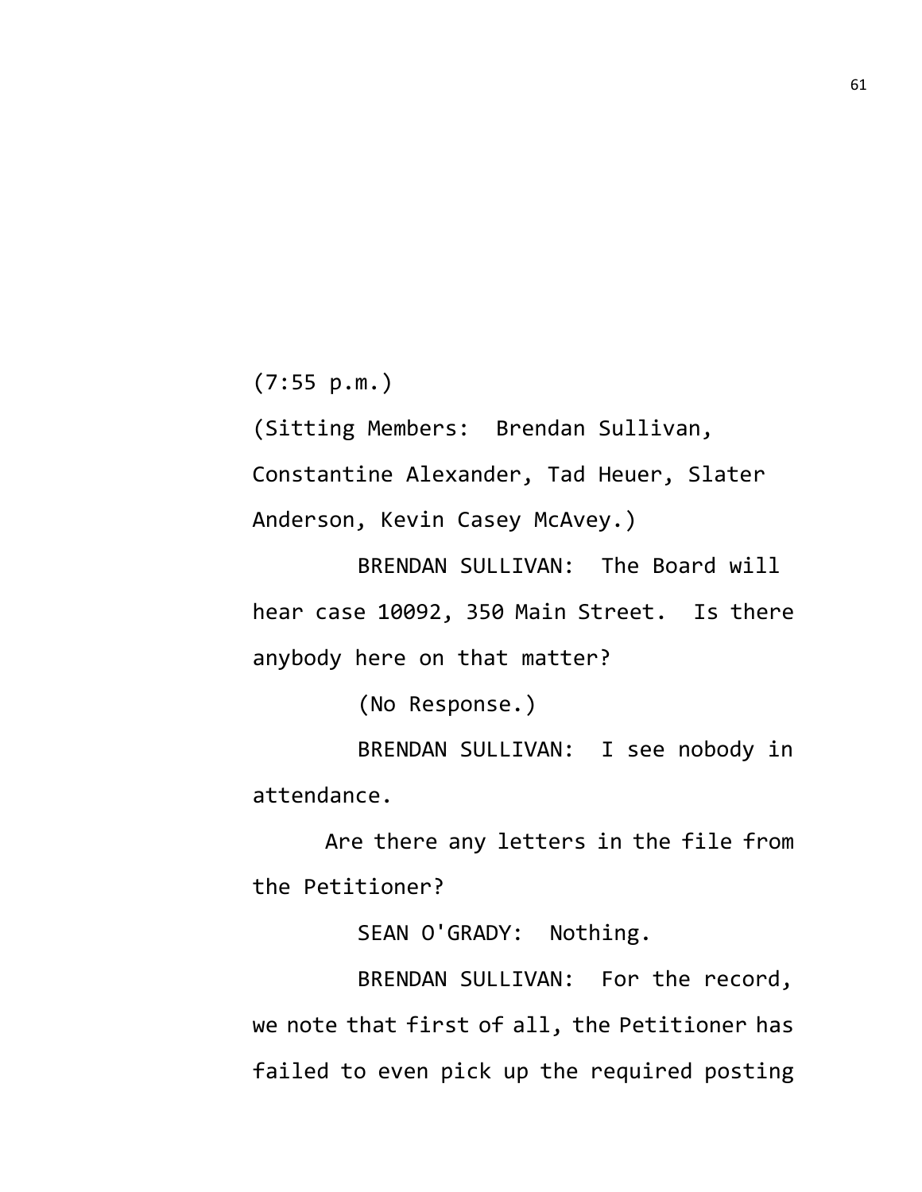(7:55 p.m.)

(Sitting Members: Brendan Sullivan, Constantine Alexander, Tad Heuer, Slater Anderson, Kevin Casey McAvey.)

BRENDAN SULLIVAN: The Board will hear case 10092, 350 Main Street. Is there anybody here on that matter?

(No Response.)

BRENDAN SULLIVAN: I see nobody in attendance.

Are there any letters in the file from the Petitioner?

SEAN O'GRADY: Nothing.

BRENDAN SULLIVAN: For the record, we note that first of all, the Petitioner has failed to even pick up the required posting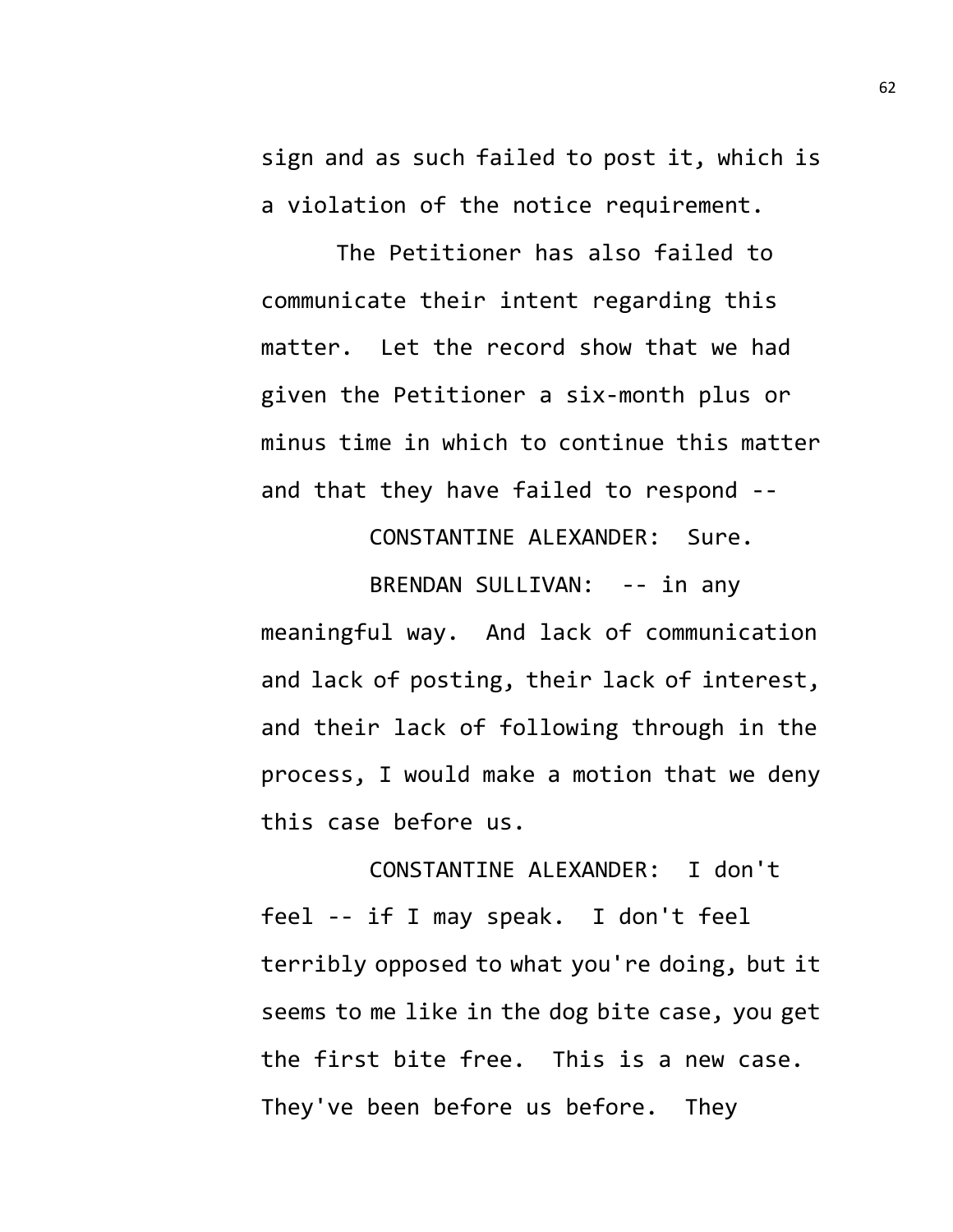sign and as such failed to post it, which is a violation of the notice requirement.

The Petitioner has also failed to communicate their intent regarding this matter. Let the record show that we had given the Petitioner a six-month plus or minus time in which to continue this matter and that they have failed to respond --

CONSTANTINE ALEXANDER: Sure.

BRENDAN SULLIVAN: -- in any meaningful way. And lack of communication and lack of posting, their lack of interest, and their lack of following through in the process, I would make a motion that we deny this case before us.

CONSTANTINE ALEXANDER: I don't feel -- if I may speak. I don't feel terribly opposed to what you're doing, but it seems to me like in the dog bite case, you get the first bite free. This is a new case. They've been before us before. They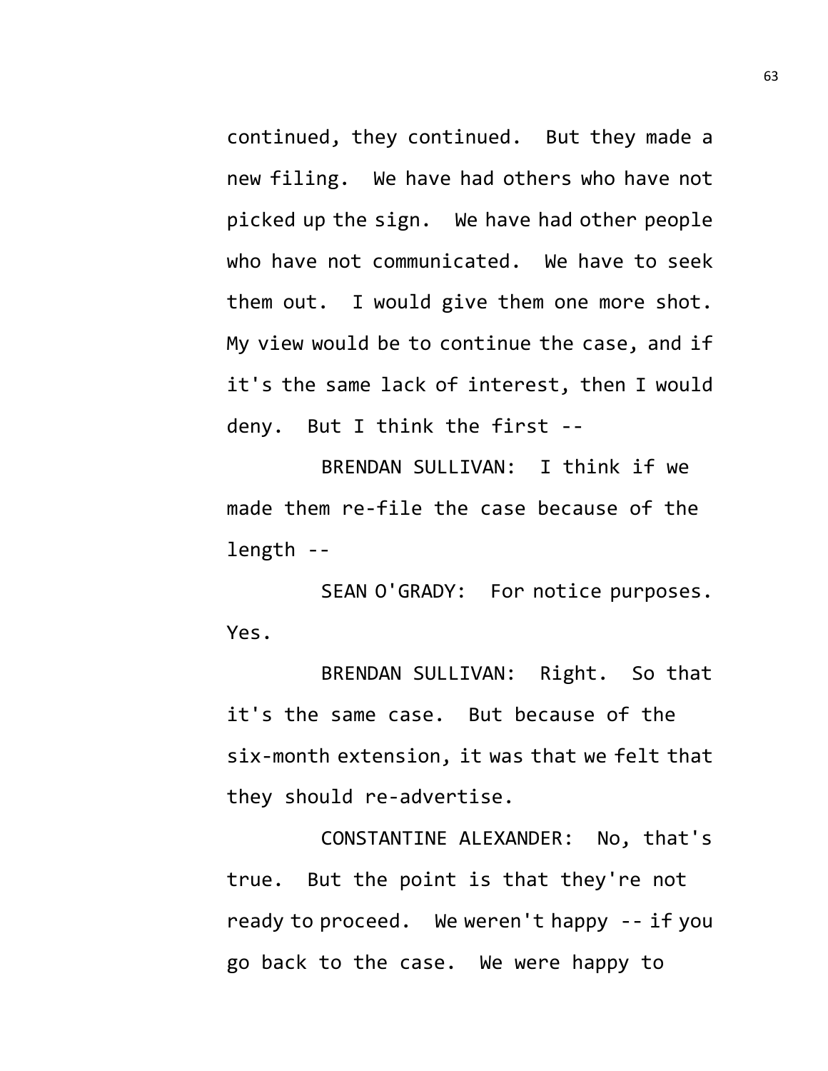continued, they continued. But they made a new filing. We have had others who have not picked up the sign. We have had other people who have not communicated. We have to seek them out. I would give them one more shot. My view would be to continue the case, and if it's the same lack of interest, then I would deny. But I think the first --

BRENDAN SULLIVAN: I think if we made them re-file the case because of the length --

SEAN O'GRADY: For notice purposes. Yes.

BRENDAN SULLIVAN: Right. So that it's the same case. But because of the six-month extension, it was that we felt that they should re-advertise.

CONSTANTINE ALEXANDER: No, that's true. But the point is that they're not ready to proceed. We weren't happy -- if you go back to the case. We were happy to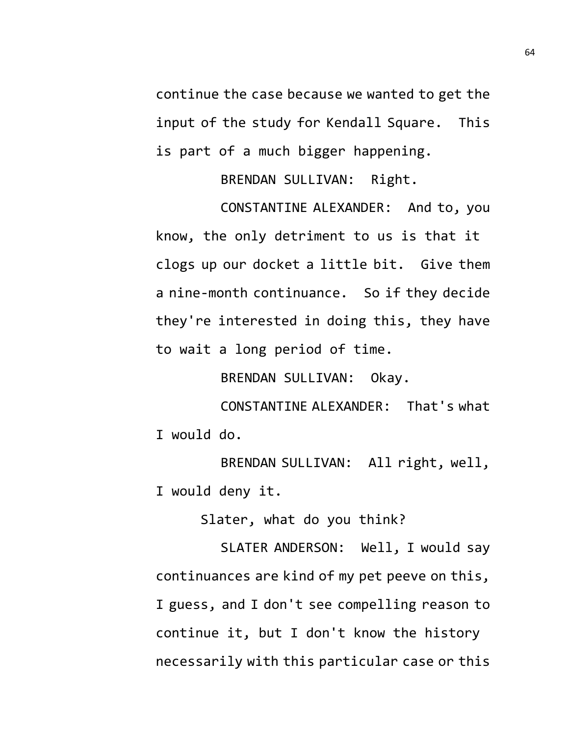continue the case because we wanted to get the input of the study for Kendall Square. This is part of a much bigger happening.

BRENDAN SULLIVAN: Right.

CONSTANTINE ALEXANDER: And to, you know, the only detriment to us is that it clogs up our docket a little bit. Give them a nine-month continuance. So if they decide they're interested in doing this, they have to wait a long period of time.

BRENDAN SULLIVAN: Okay.

CONSTANTINE ALEXANDER: That's what I would do.

BRENDAN SULLIVAN: All right, well, I would deny it.

Slater, what do you think?

SLATER ANDERSON: Well, I would say continuances are kind of my pet peeve on this, I guess, and I don't see compelling reason to continue it, but I don't know the history necessarily with this particular case or this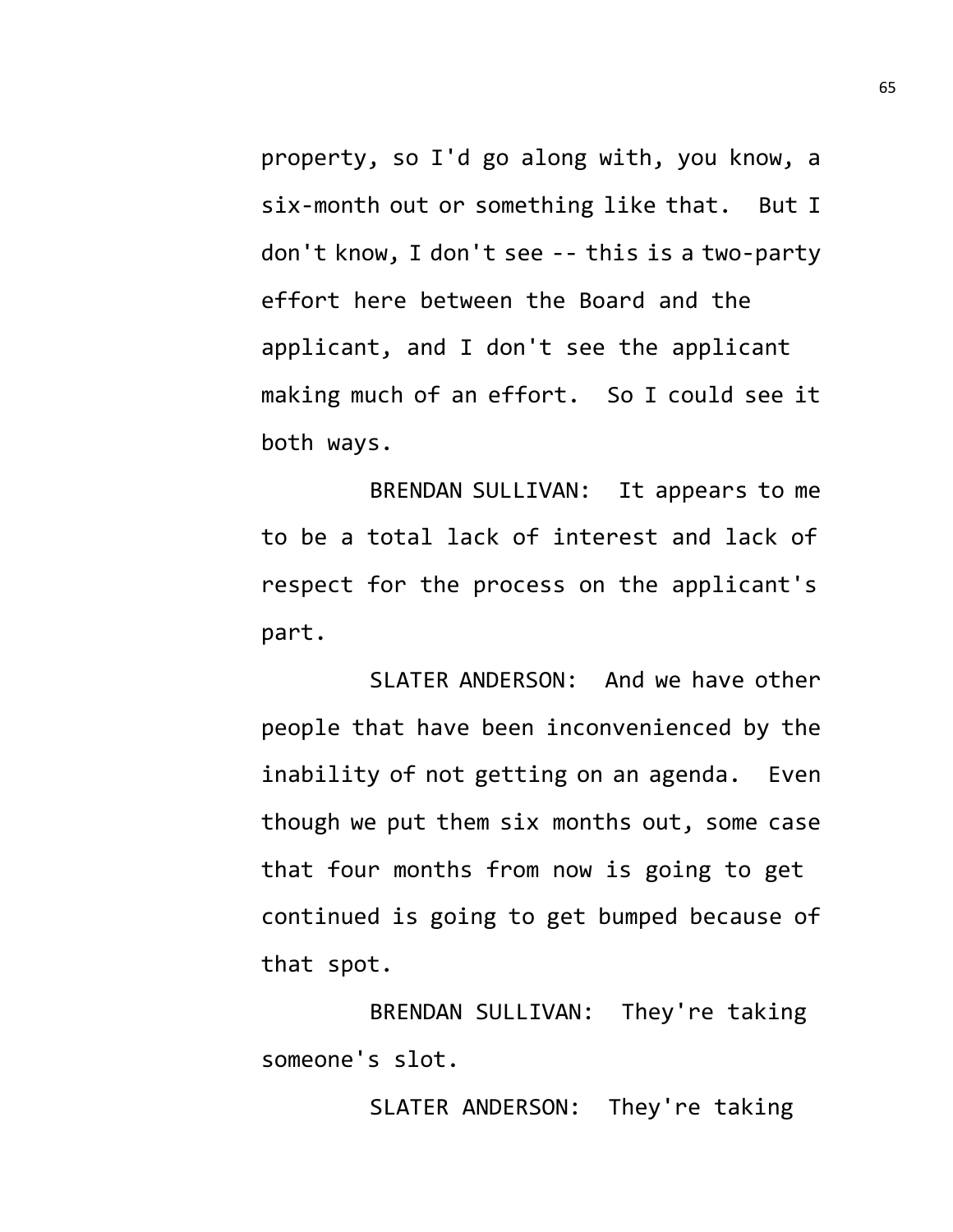property, so I'd go along with, you know, a six-month out or something like that. But I don't know, I don't see -- this is a two-party effort here between the Board and the applicant, and I don't see the applicant making much of an effort. So I could see it both ways.

BRENDAN SULLIVAN: It appears to me to be a total lack of interest and lack of respect for the process on the applicant's part.

SLATER ANDERSON: And we have other people that have been inconvenienced by the inability of not getting on an agenda. Even though we put them six months out, some case that four months from now is going to get continued is going to get bumped because of that spot.

BRENDAN SULLIVAN: They're taking someone's slot.

SLATER ANDERSON: They're taking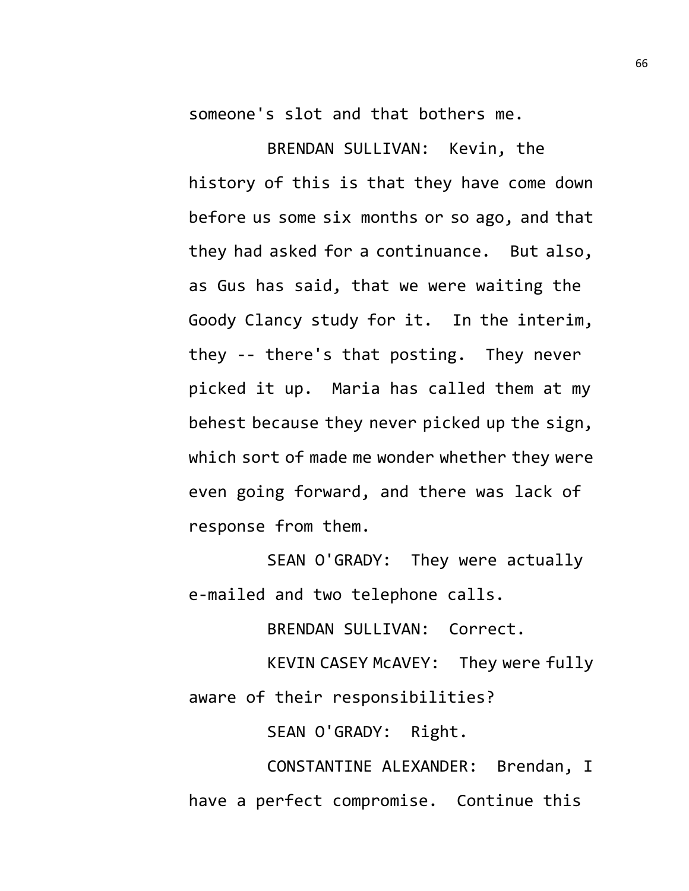someone's slot and that bothers me.

BRENDAN SULLIVAN: Kevin, the history of this is that they have come down before us some six months or so ago, and that they had asked for a continuance. But also, as Gus has said, that we were waiting the Goody Clancy study for it. In the interim, they -- there's that posting. They never picked it up. Maria has called them at my behest because they never picked up the sign, which sort of made me wonder whether they were even going forward, and there was lack of response from them.

SEAN O'GRADY: They were actually e-mailed and two telephone calls.

BRENDAN SULLIVAN: Correct.

KEVIN CASEY McAVEY: They were fully aware of their responsibilities?

SEAN O'GRADY: Right.

CONSTANTINE ALEXANDER: Brendan, I have a perfect compromise. Continue this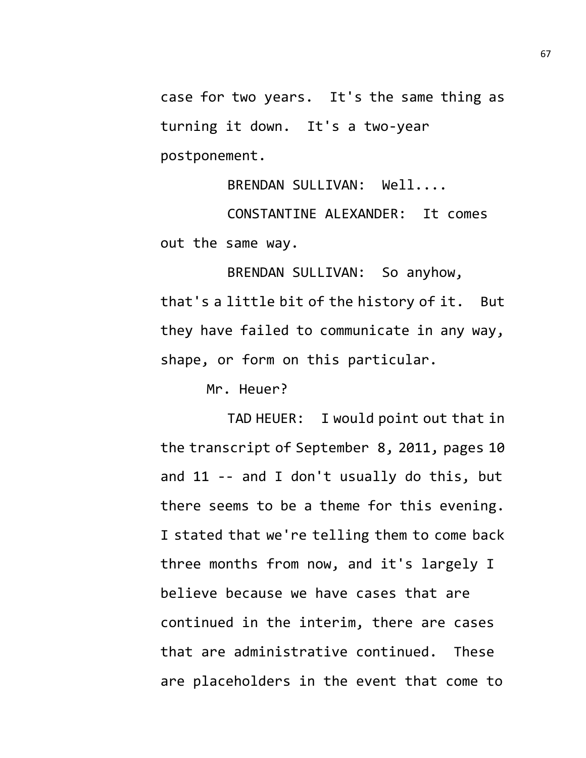case for two years. It's the same thing as turning it down. It's a two-year postponement.

BRENDAN SULLIVAN: Well....

CONSTANTINE ALEXANDER: It comes out the same way.

BRENDAN SULLIVAN: So anyhow, that's a little bit of the history of it. But they have failed to communicate in any way, shape, or form on this particular.

Mr. Heuer?

TAD HEUER: I would point out that in the transcript of September 8, 2011, pages 10 and 11 -- and I don't usually do this, but there seems to be a theme for this evening. I stated that we're telling them to come back three months from now, and it's largely I believe because we have cases that are continued in the interim, there are cases that are administrative continued. These are placeholders in the event that come to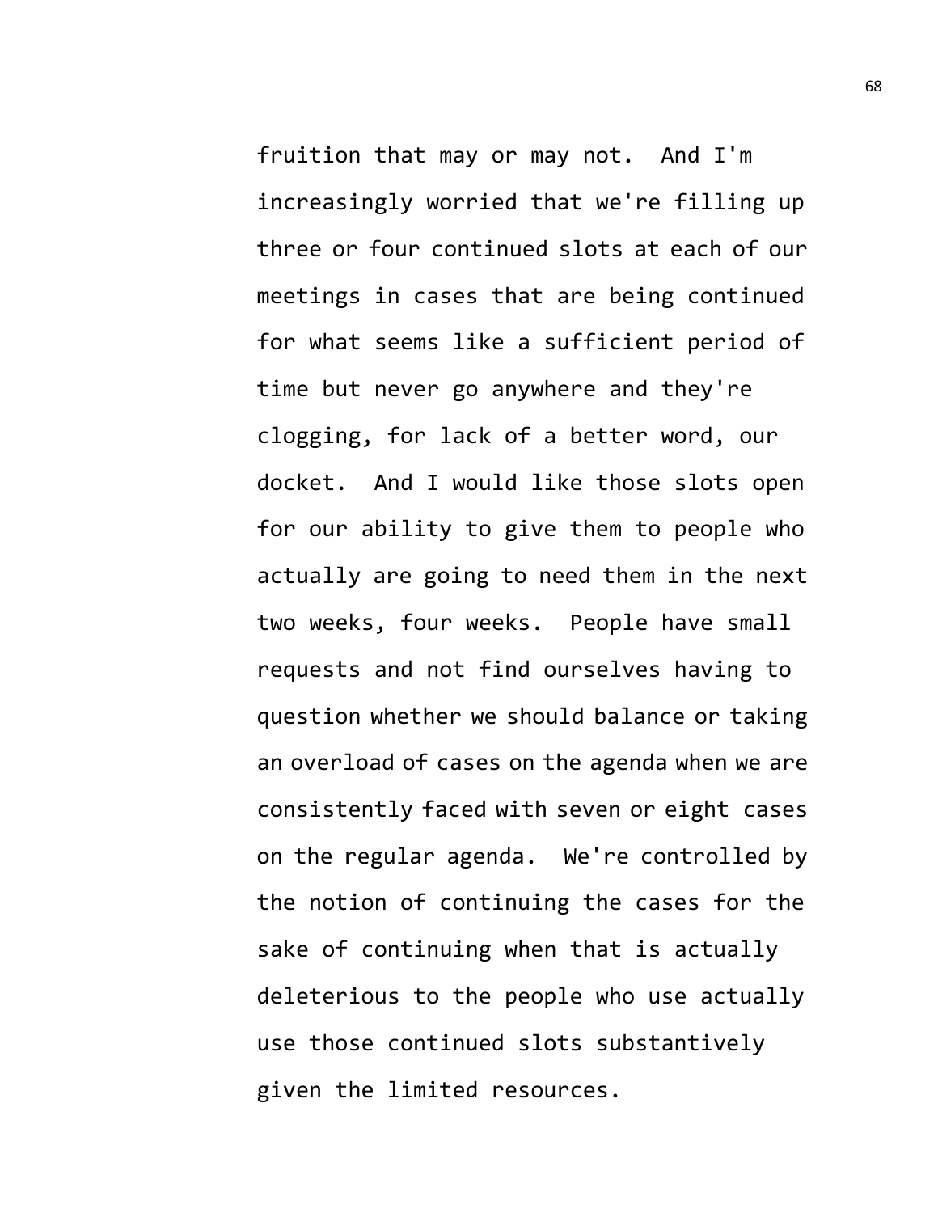fruition that may or may not. And I'm increasingly worried that we're filling up three or four continued slots at each of our meetings in cases that are being continued for what seems like a sufficient period of time but never go anywhere and they're clogging, for lack of a better word, our docket. And I would like those slots open for our ability to give them to people who actually are going to need them in the next two weeks, four weeks. People have small requests and not find ourselves having to question whether we should balance or taking an overload of cases on the agenda when we are consistently faced with seven or eight cases on the regular agenda. We're controlled by the notion of continuing the cases for the sake of continuing when that is actually deleterious to the people who use actually use those continued slots substantively given the limited resources.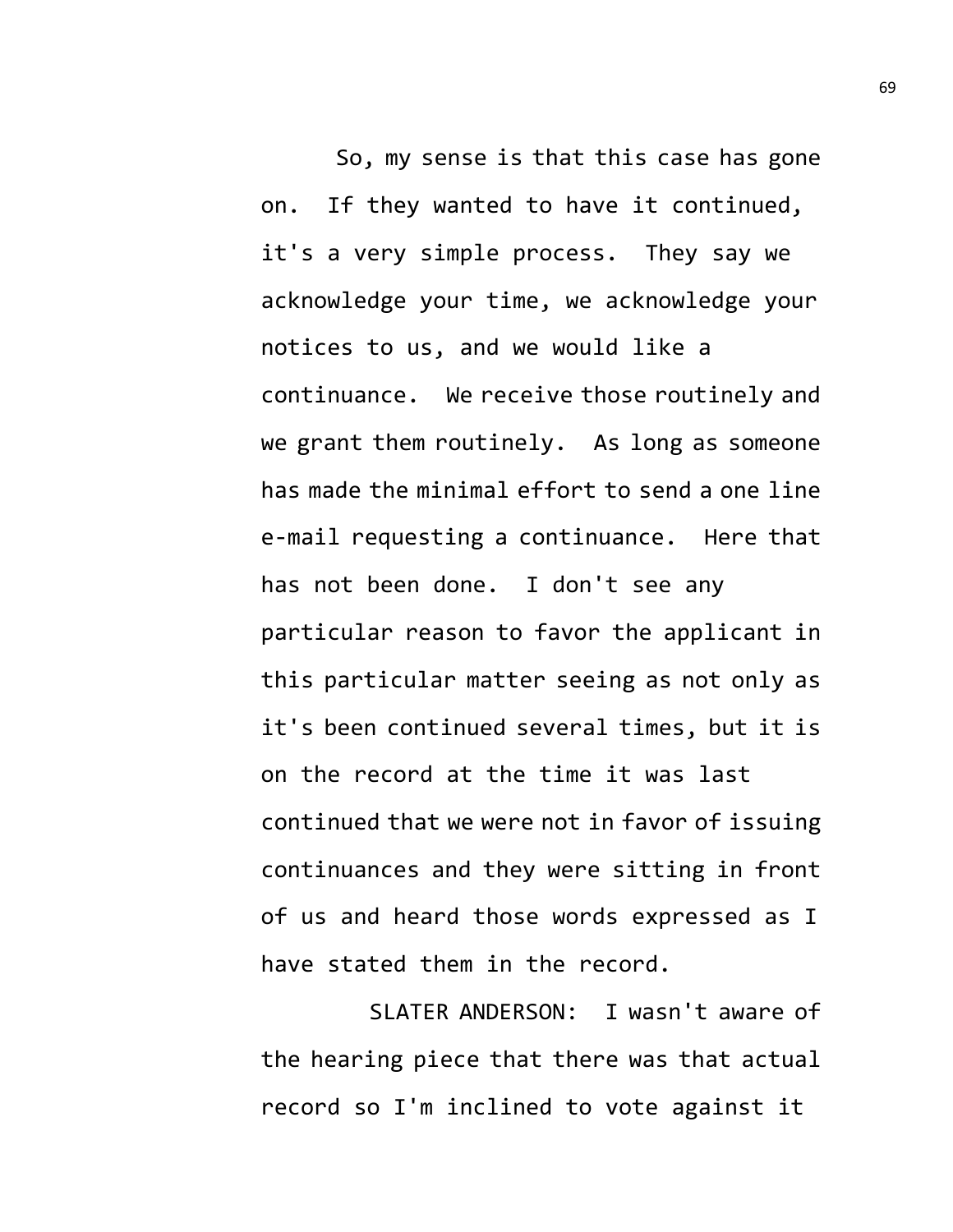So, my sense is that this case has gone on. If they wanted to have it continued, it's a very simple process. They say we acknowledge your time, we acknowledge your notices to us, and we would like a continuance. We receive those routinely and we grant them routinely. As long as someone has made the minimal effort to send a one line e-mail requesting a continuance. Here that has not been done. I don't see any particular reason to favor the applicant in this particular matter seeing as not only as it's been continued several times, but it is on the record at the time it was last continued that we were not in favor of issuing continuances and they were sitting in front of us and heard those words expressed as I have stated them in the record.

SLATER ANDERSON: I wasn't aware of the hearing piece that there was that actual record so I'm inclined to vote against it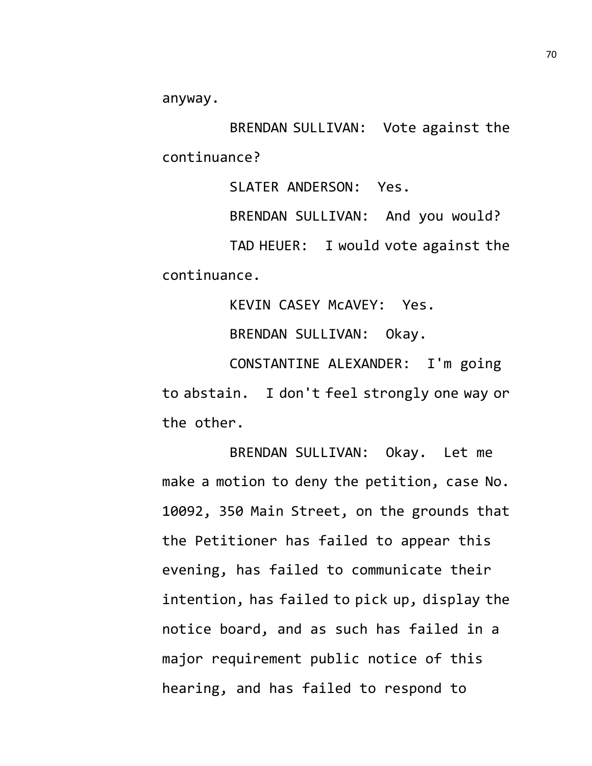anyway.

BRENDAN SULLIVAN: Vote against the continuance?

SLATER ANDERSON: Yes.

BRENDAN SULLIVAN: And you would?

TAD HEUER: I would vote against the continuance.

KEVIN CASEY McAVEY: Yes.

BRENDAN SULLIVAN: Okay.

CONSTANTINE ALEXANDER: I'm going to abstain. I don't feel strongly one way or the other.

BRENDAN SULLIVAN: Okay. Let me make a motion to deny the petition, case No. 10092, 350 Main Street, on the grounds that the Petitioner has failed to appear this evening, has failed to communicate their intention, has failed to pick up, display the notice board, and as such has failed in a major requirement public notice of this hearing, and has failed to respond to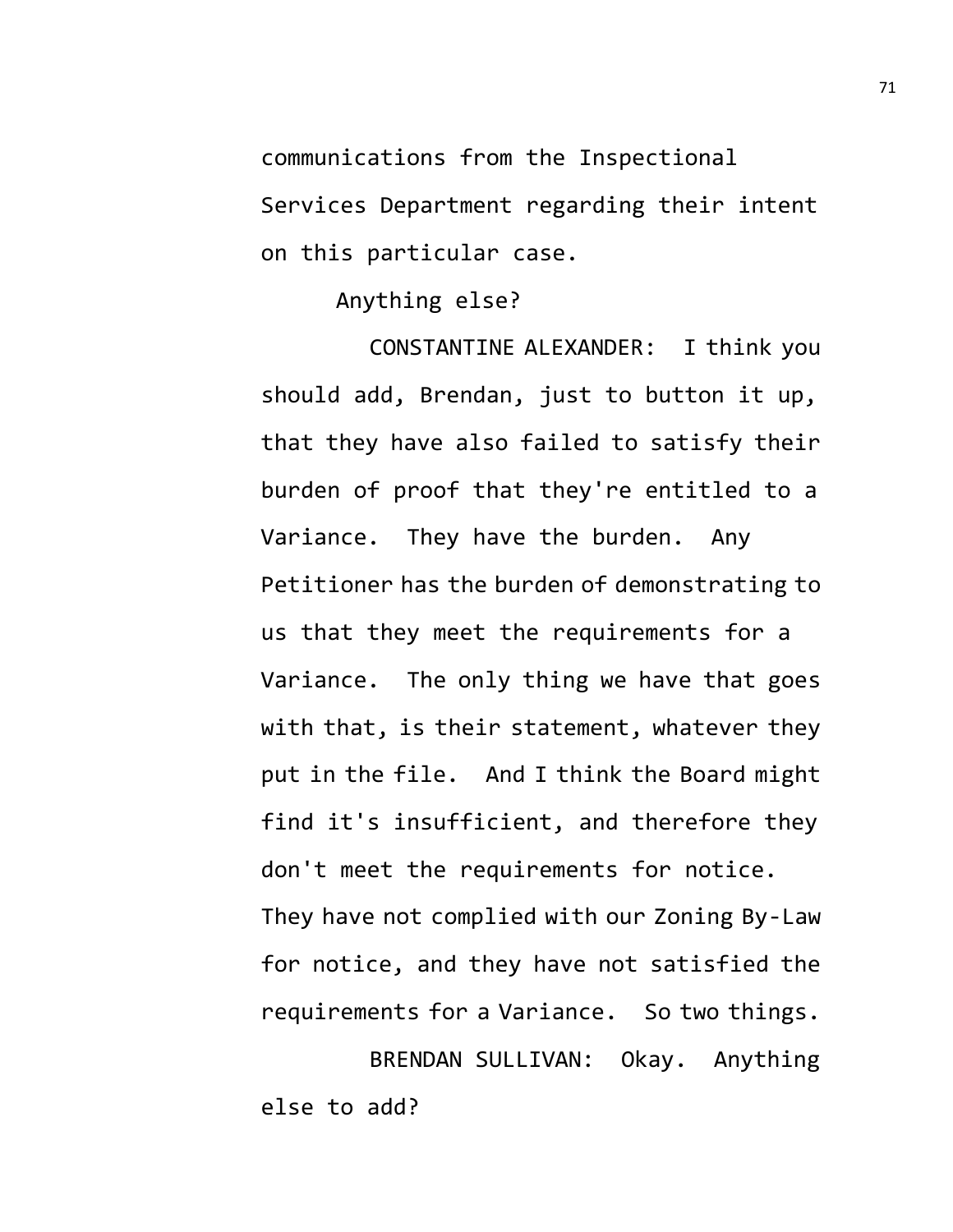communications from the Inspectional Services Department regarding their intent on this particular case.

Anything else?

CONSTANTINE ALEXANDER: I think you should add, Brendan, just to button it up, that they have also failed to satisfy their burden of proof that they're entitled to a Variance. They have the burden. Any Petitioner has the burden of demonstrating to us that they meet the requirements for a Variance. The only thing we have that goes with that, is their statement, whatever they put in the file. And I think the Board might find it's insufficient, and therefore they don't meet the requirements for notice. They have not complied with our Zoning By-Law for notice, and they have not satisfied the requirements for a Variance. So two things.

BRENDAN SULLIVAN: Okay. Anything else to add?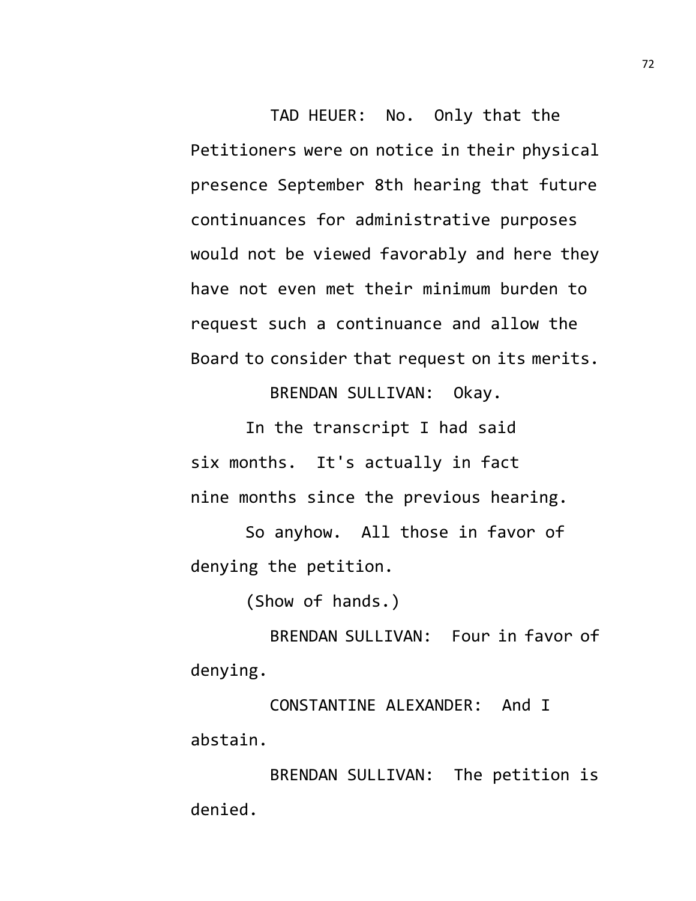TAD HEUER: No. Only that the Petitioners were on notice in their physical presence September 8th hearing that future continuances for administrative purposes would not be viewed favorably and here they have not even met their minimum burden to request such a continuance and allow the Board to consider that request on its merits.

BRENDAN SULLIVAN: Okay.

In the transcript I had said six months. It's actually in fact nine months since the previous hearing.

So anyhow. All those in favor of denying the petition.

(Show of hands.)

BRENDAN SULLIVAN: Four in favor of denying.

CONSTANTINE ALEXANDER: And I abstain.

BRENDAN SULLIVAN: The petition is denied.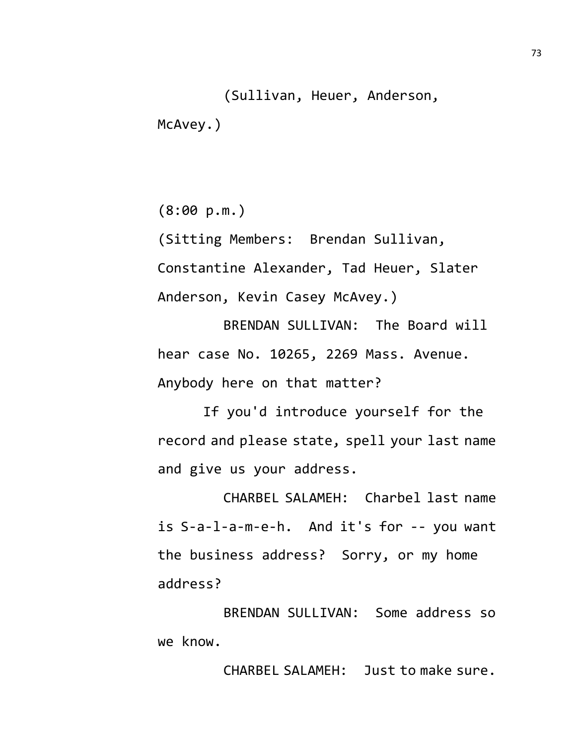(Sullivan, Heuer, Anderson, McAvey.)

(8:00 p.m.)

(Sitting Members: Brendan Sullivan, Constantine Alexander, Tad Heuer, Slater Anderson, Kevin Casey McAvey.)

BRENDAN SULLIVAN: The Board will hear case No. 10265, 2269 Mass. Avenue. Anybody here on that matter?

If you'd introduce yourself for the record and please state, spell your last name and give us your address.

CHARBEL SALAMEH: Charbel last name is S-a-l-a-m-e-h. And it's for -- you want the business address? Sorry, or my home address?

BRENDAN SULLIVAN: Some address so we know.

CHARBEL SALAMEH: Just to make sure.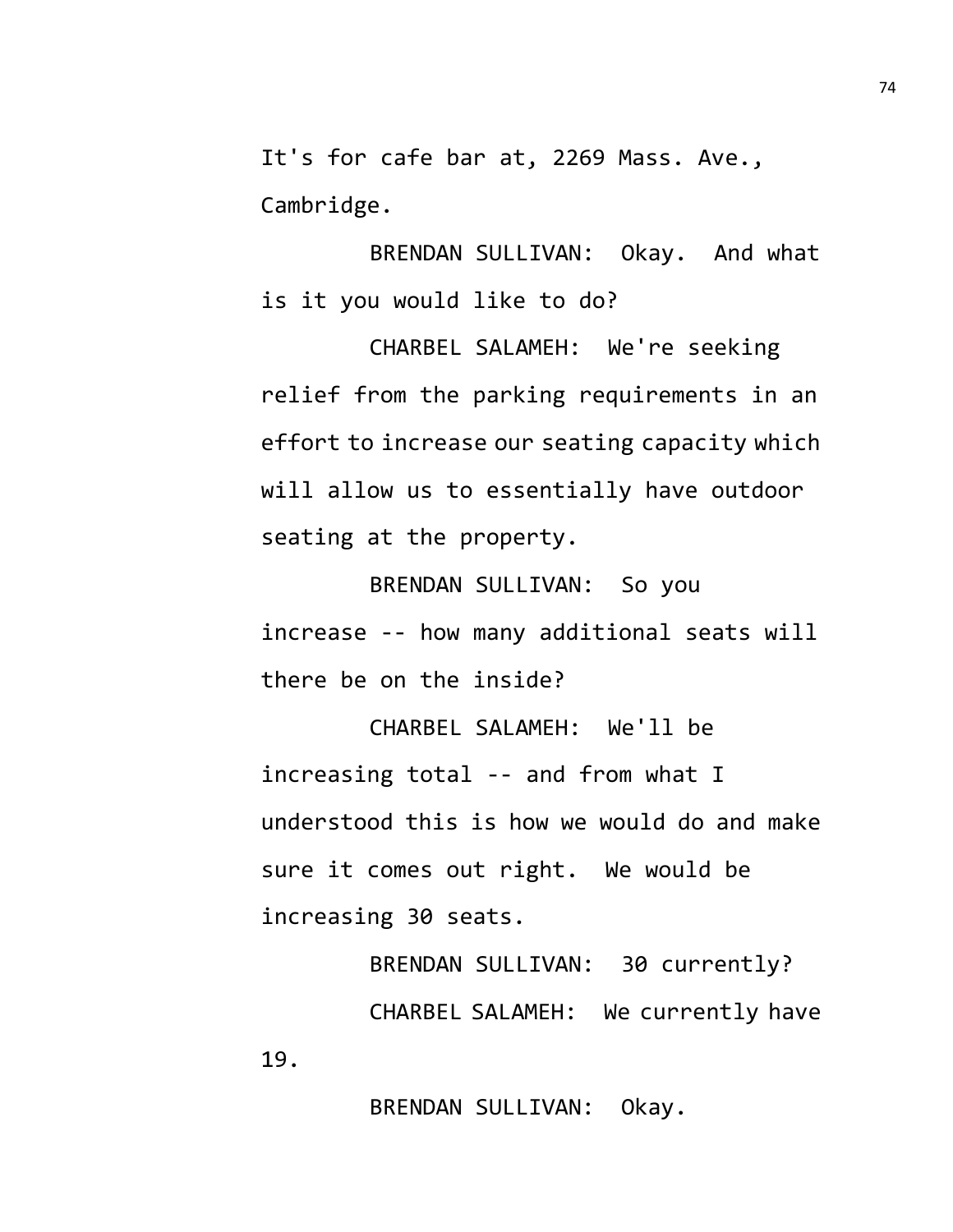It's for cafe bar at, 2269 Mass. Ave., Cambridge.

BRENDAN SULLIVAN: Okay. And what is it you would like to do?

CHARBEL SALAMEH: We're seeking relief from the parking requirements in an effort to increase our seating capacity which will allow us to essentially have outdoor seating at the property.

BRENDAN SULLIVAN: So you increase -- how many additional seats will there be on the inside?

CHARBEL SALAMEH: We'll be increasing total -- and from what I understood this is how we would do and make sure it comes out right. We would be increasing 30 seats.

BRENDAN SULLIVAN: 30 currently?

CHARBEL SALAMEH: We currently have 19.

BRENDAN SULLIVAN: Okay.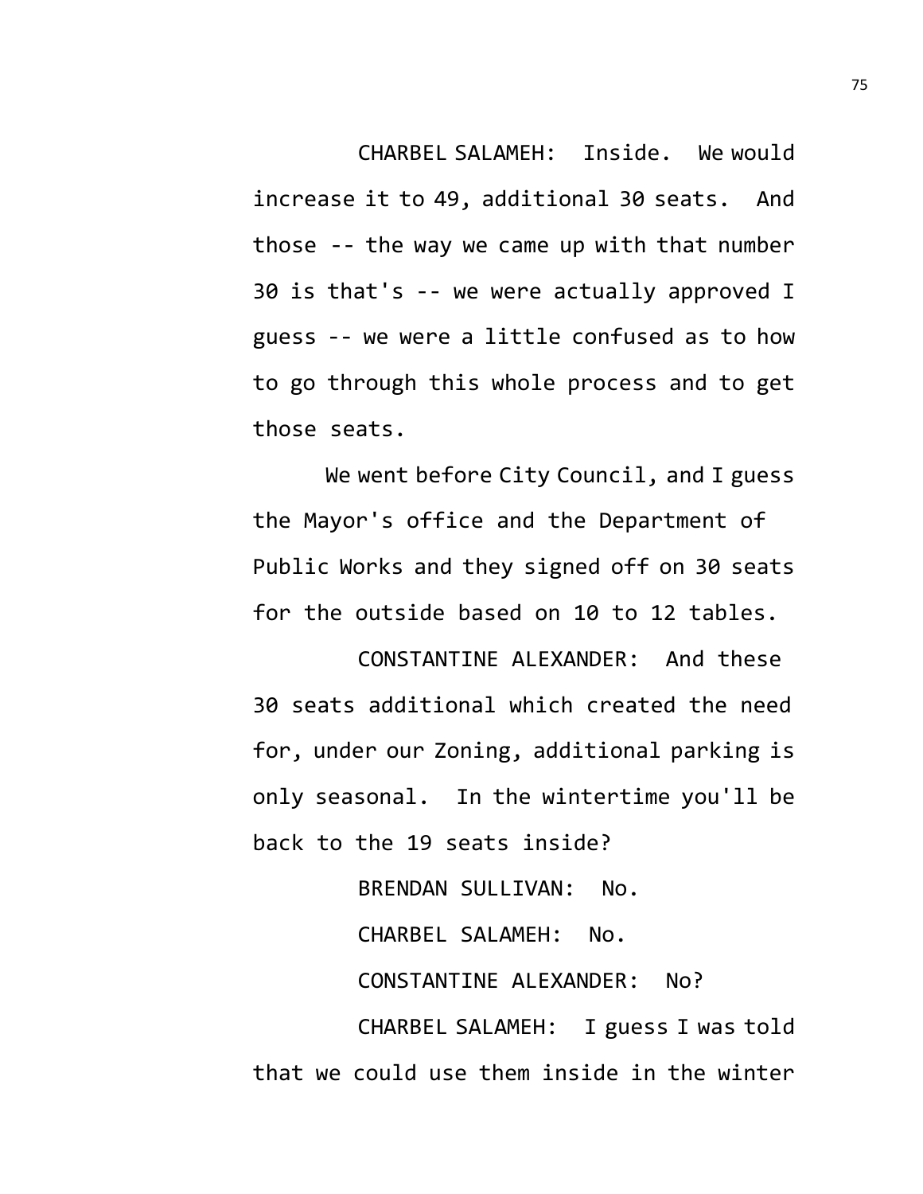CHARBEL SALAMEH: Inside. We would increase it to 49, additional 30 seats. And those -- the way we came up with that number 30 is that's -- we were actually approved I guess -- we were a little confused as to how to go through this whole process and to get those seats.

We went before City Council, and I guess the Mayor's office and the Department of Public Works and they signed off on 30 seats for the outside based on 10 to 12 tables.

CONSTANTINE ALEXANDER: And these 30 seats additional which created the need for, under our Zoning, additional parking is only seasonal. In the wintertime you'll be back to the 19 seats inside?

BRENDAN SULLIVAN: No.

CHARBEL SALAMEH: No.

CONSTANTINE ALEXANDER: No?

CHARBEL SALAMEH: I guess I was told that we could use them inside in the winter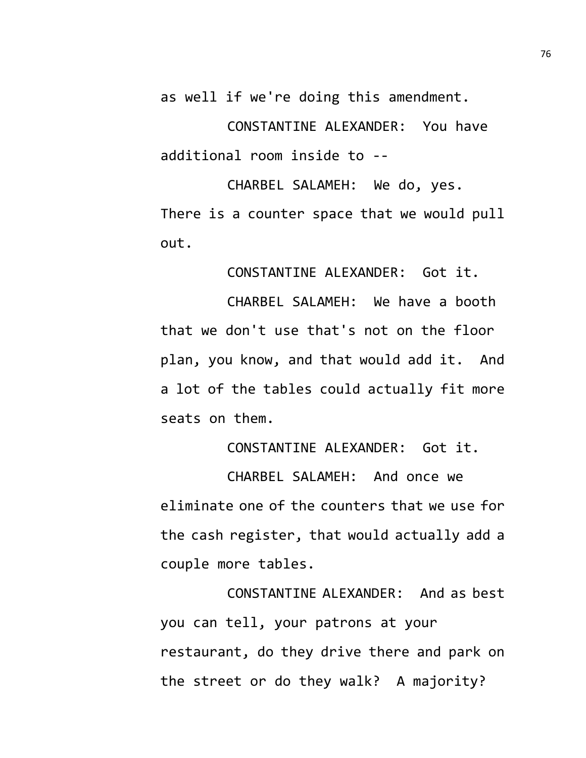as well if we're doing this amendment.

CONSTANTINE ALEXANDER: You have additional room inside to --

CHARBEL SALAMEH: We do, yes. There is a counter space that we would pull out.

CONSTANTINE ALEXANDER: Got it.

CHARBEL SALAMEH: We have a booth that we don't use that's not on the floor plan, you know, and that would add it. And a lot of the tables could actually fit more seats on them.

CONSTANTINE ALEXANDER: Got it.

CHARBEL SALAMEH: And once we eliminate one of the counters that we use for the cash register, that would actually add a couple more tables.

CONSTANTINE ALEXANDER: And as best you can tell, your patrons at your restaurant, do they drive there and park on the street or do they walk? A majority?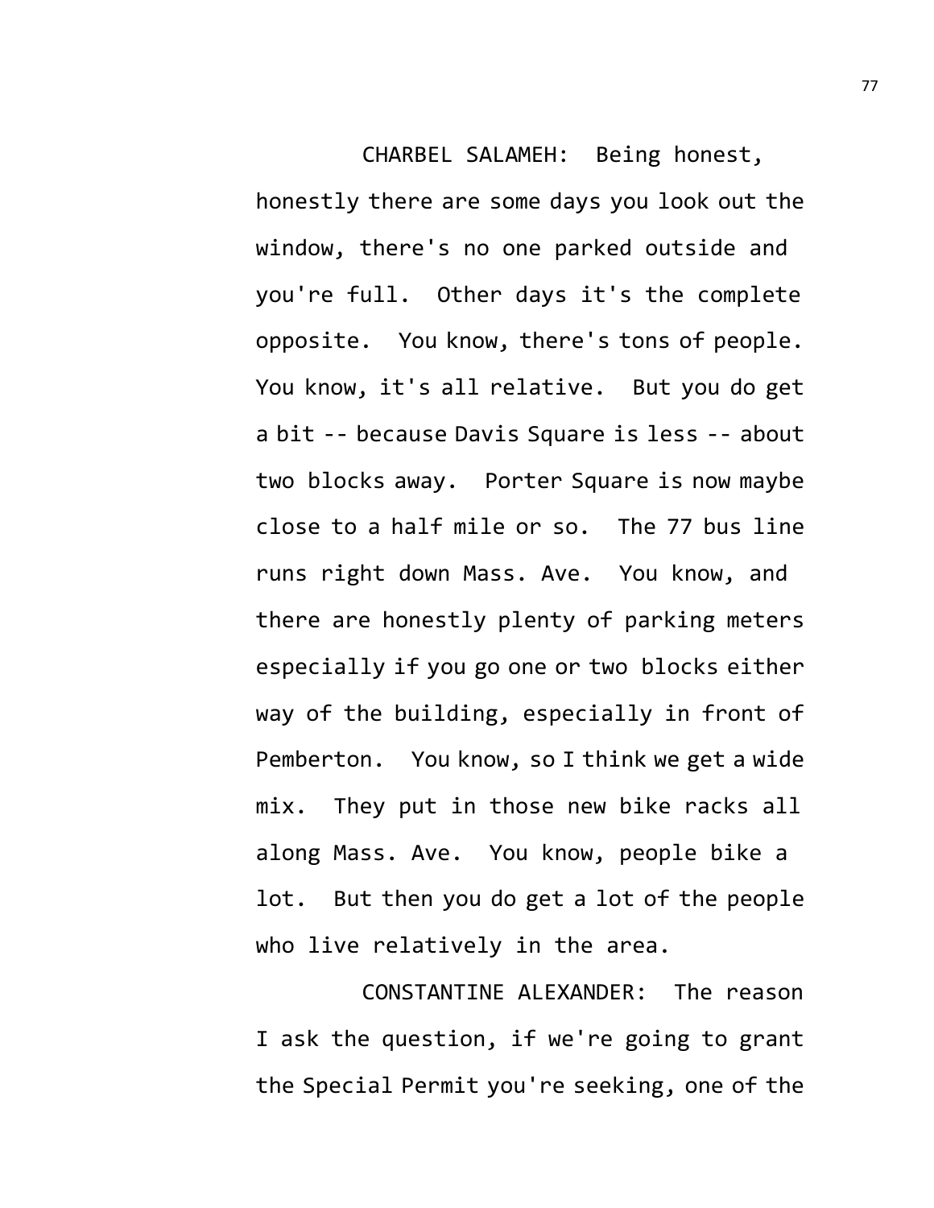CHARBEL SALAMEH: Being honest, honestly there are some days you look out the window, there's no one parked outside and you're full. Other days it's the complete opposite. You know, there's tons of people. You know, it's all relative. But you do get a bit -- because Davis Square is less -- about two blocks away. Porter Square is now maybe close to a half mile or so. The 77 bus line runs right down Mass. Ave. You know, and there are honestly plenty of parking meters especially if you go one or two blocks either way of the building, especially in front of Pemberton. You know, so I think we get a wide mix. They put in those new bike racks all along Mass. Ave. You know, people bike a lot. But then you do get a lot of the people who live relatively in the area.

CONSTANTINE ALEXANDER: The reason I ask the question, if we're going to grant the Special Permit you're seeking, one of the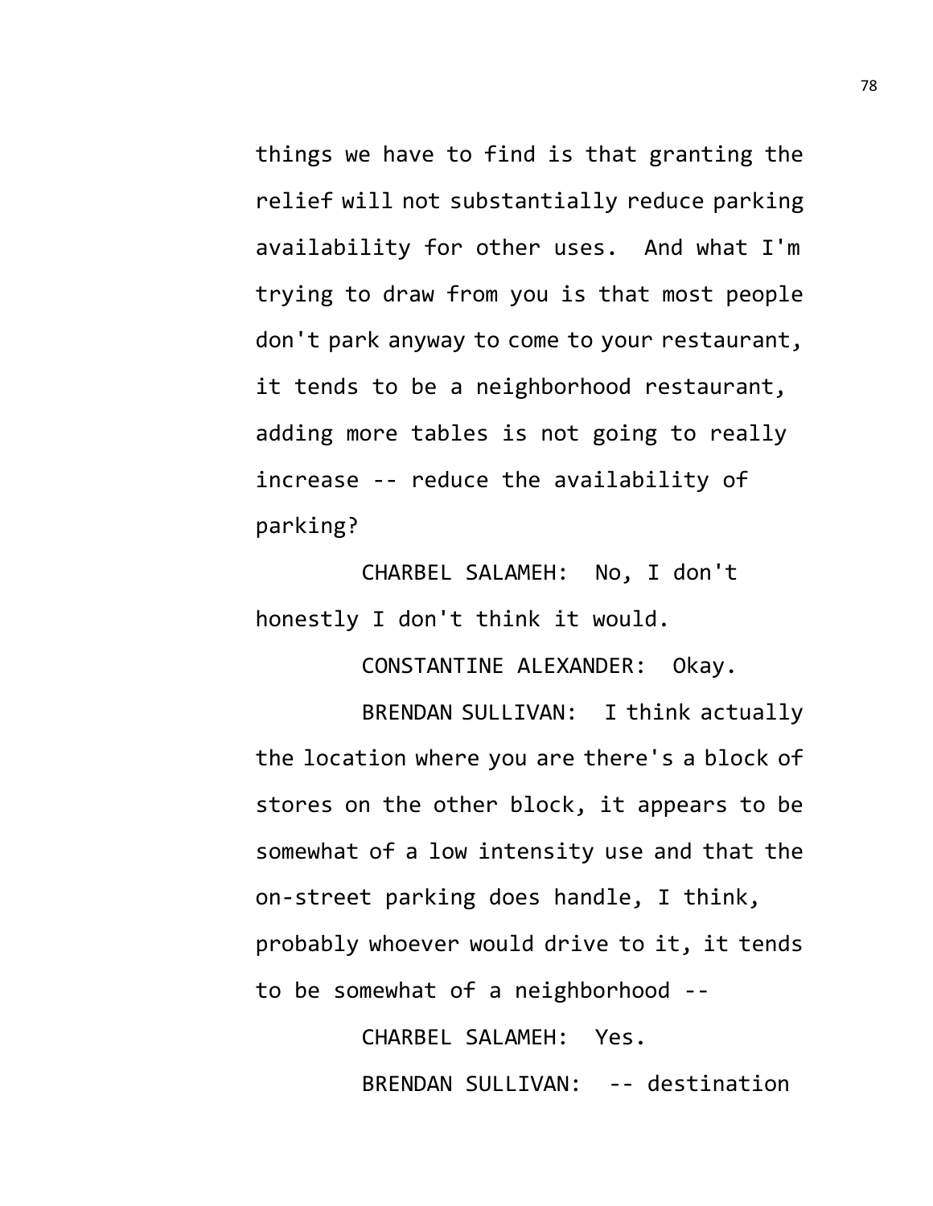things we have to find is that granting the relief will not substantially reduce parking availability for other uses. And what I'm trying to draw from you is that most people don't park anyway to come to your restaurant, it tends to be a neighborhood restaurant, adding more tables is not going to really increase -- reduce the availability of parking?

CHARBEL SALAMEH: No, I don't honestly I don't think it would.

CONSTANTINE ALEXANDER: Okay.

BRENDAN SULLIVAN: I think actually the location where you are there's a block of stores on the other block, it appears to be somewhat of a low intensity use and that the on-street parking does handle, I think, probably whoever would drive to it, it tends to be somewhat of a neighborhood --

CHARBEL SALAMEH: Yes.

BRENDAN SULLIVAN: -- destination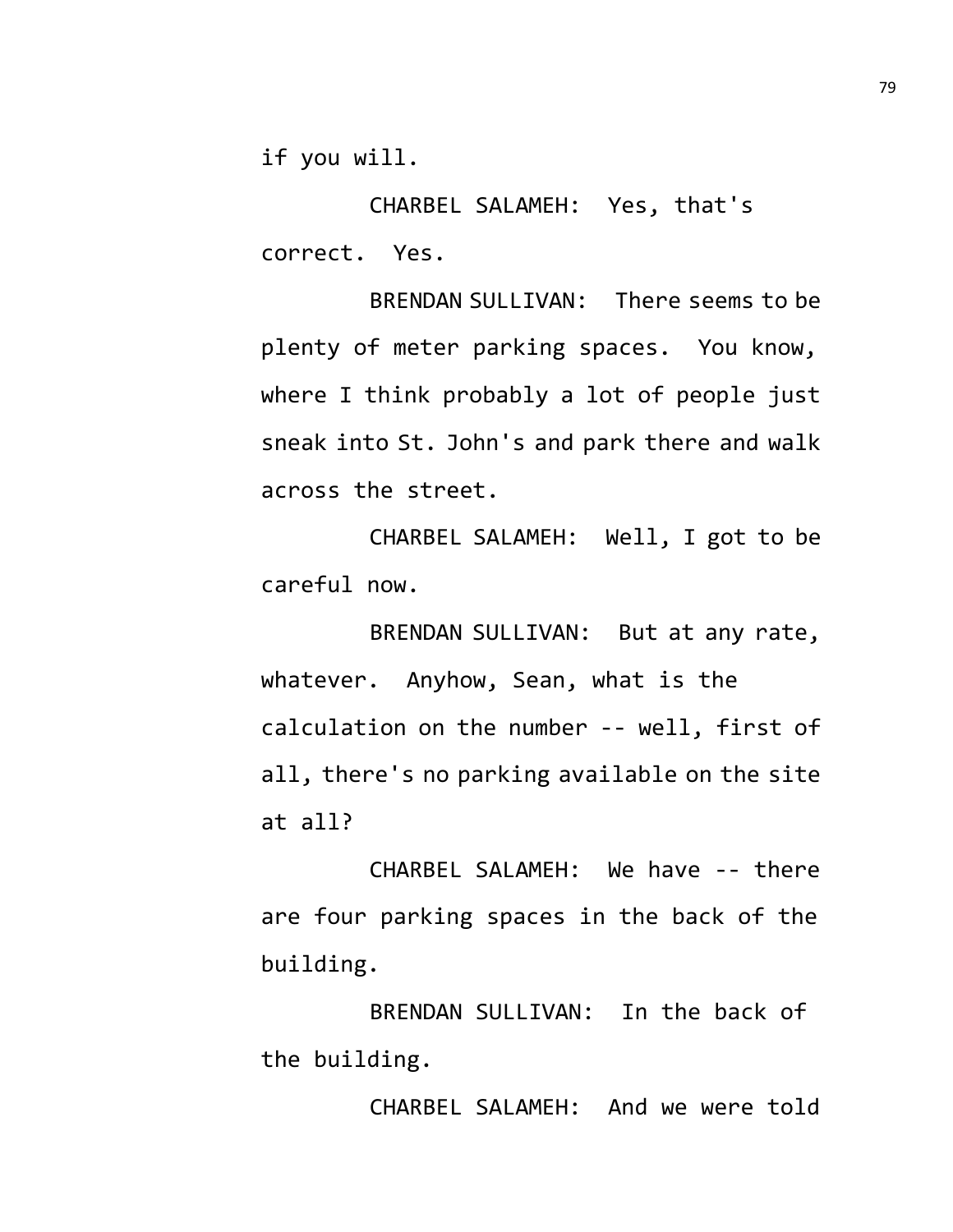if you will.

CHARBEL SALAMEH: Yes, that's correct. Yes.

BRENDAN SULLIVAN: There seems to be plenty of meter parking spaces. You know, where I think probably a lot of people just sneak into St. John's and park there and walk across the street.

CHARBEL SALAMEH: Well, I got to be careful now.

BRENDAN SULLIVAN: But at any rate, whatever. Anyhow, Sean, what is the calculation on the number -- well, first of all, there's no parking available on the site at all?

CHARBEL SALAMEH: We have -- there are four parking spaces in the back of the building.

BRENDAN SULLIVAN: In the back of the building.

CHARBEL SALAMEH: And we were told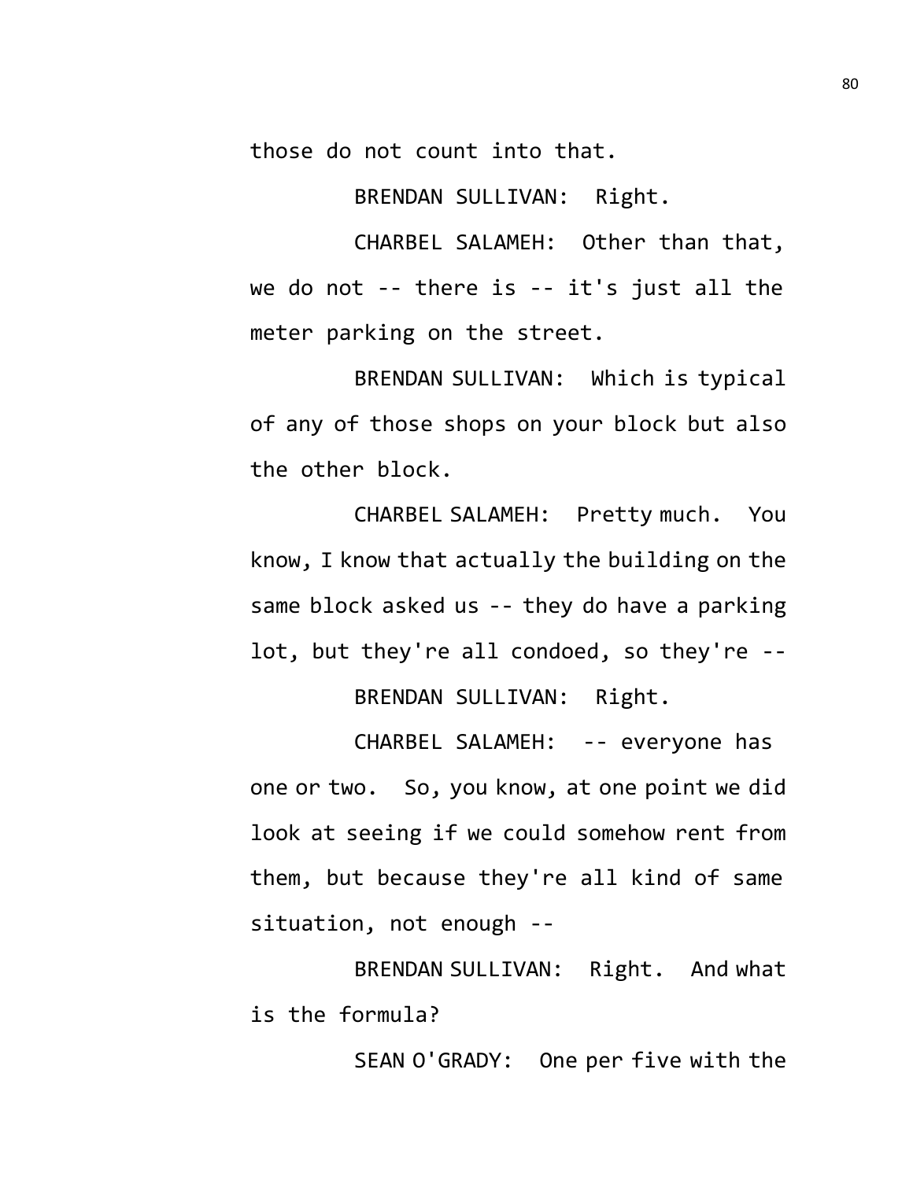those do not count into that.

BRENDAN SULLIVAN: Right.

CHARBEL SALAMEH: Other than that, we do not -- there is -- it's just all the meter parking on the street.

BRENDAN SULLIVAN: Which is typical of any of those shops on your block but also the other block.

CHARBEL SALAMEH: Pretty much. You know, I know that actually the building on the same block asked us -- they do have a parking lot, but they're all condoed, so they're --

BRENDAN SULLIVAN: Right.

CHARBEL SALAMEH: -- everyone has one or two. So, you know, at one point we did look at seeing if we could somehow rent from them, but because they're all kind of same situation, not enough --

BRENDAN SULLIVAN: Right. And what is the formula?

SEAN O'GRADY: One per five with the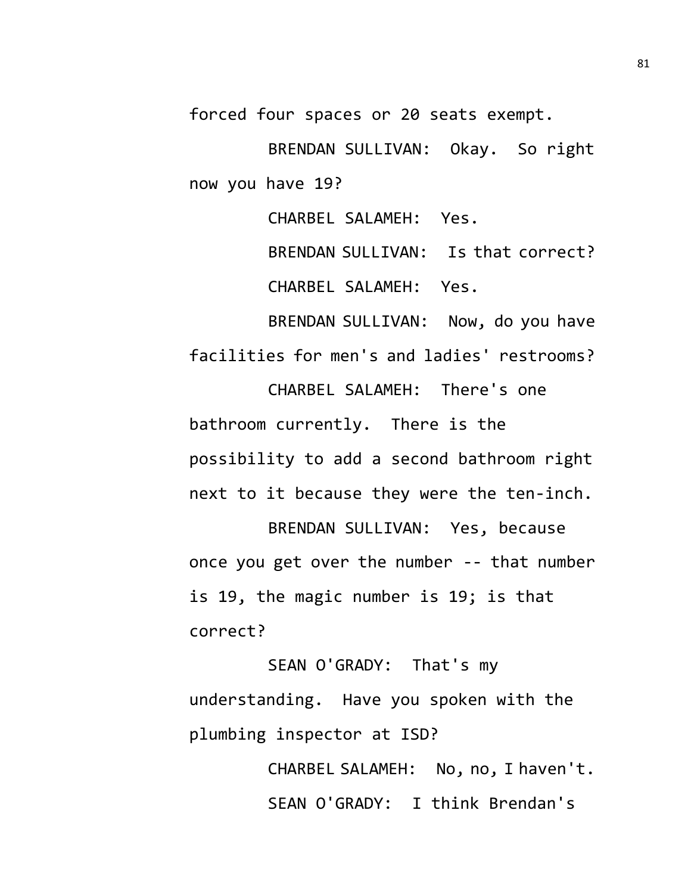forced four spaces or 20 seats exempt.

BRENDAN SULLIVAN: Okay. So right now you have 19?

CHARBEL SALAMEH: Yes.

BRENDAN SULLIVAN: Is that correct?

CHARBEL SALAMEH: Yes.

BRENDAN SULLIVAN: Now, do you have facilities for men's and ladies' restrooms?

CHARBEL SALAMEH: There's one bathroom currently. There is the possibility to add a second bathroom right next to it because they were the ten-inch.

BRENDAN SULLIVAN: Yes, because once you get over the number -- that number is 19, the magic number is 19; is that correct?

SEAN O'GRADY: That's my understanding. Have you spoken with the plumbing inspector at ISD?

CHARBEL SALAMEH: No, no, I haven't.

SEAN O'GRADY: I think Brendan's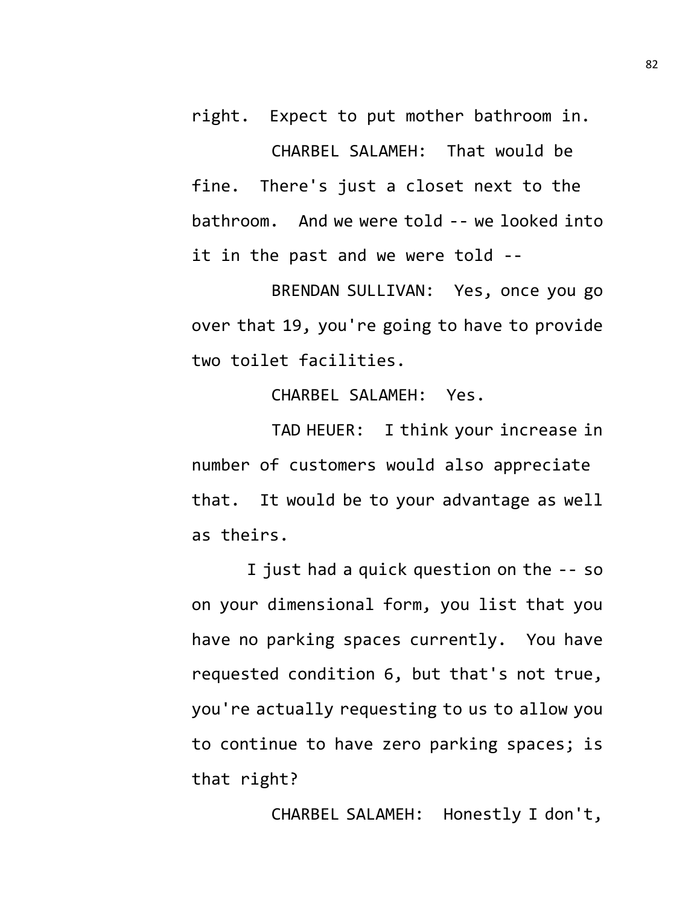right. Expect to put mother bathroom in.

CHARBEL SALAMEH: That would be fine. There's just a closet next to the bathroom. And we were told -- we looked into it in the past and we were told --

BRENDAN SULLIVAN: Yes, once you go over that 19, you're going to have to provide two toilet facilities.

CHARBEL SALAMEH: Yes.

TAD HEUER: I think your increase in number of customers would also appreciate that. It would be to your advantage as well as theirs.

I just had a quick question on the -- so on your dimensional form, you list that you have no parking spaces currently. You have requested condition 6, but that's not true, you're actually requesting to us to allow you to continue to have zero parking spaces; is that right?

CHARBEL SALAMEH: Honestly I don't,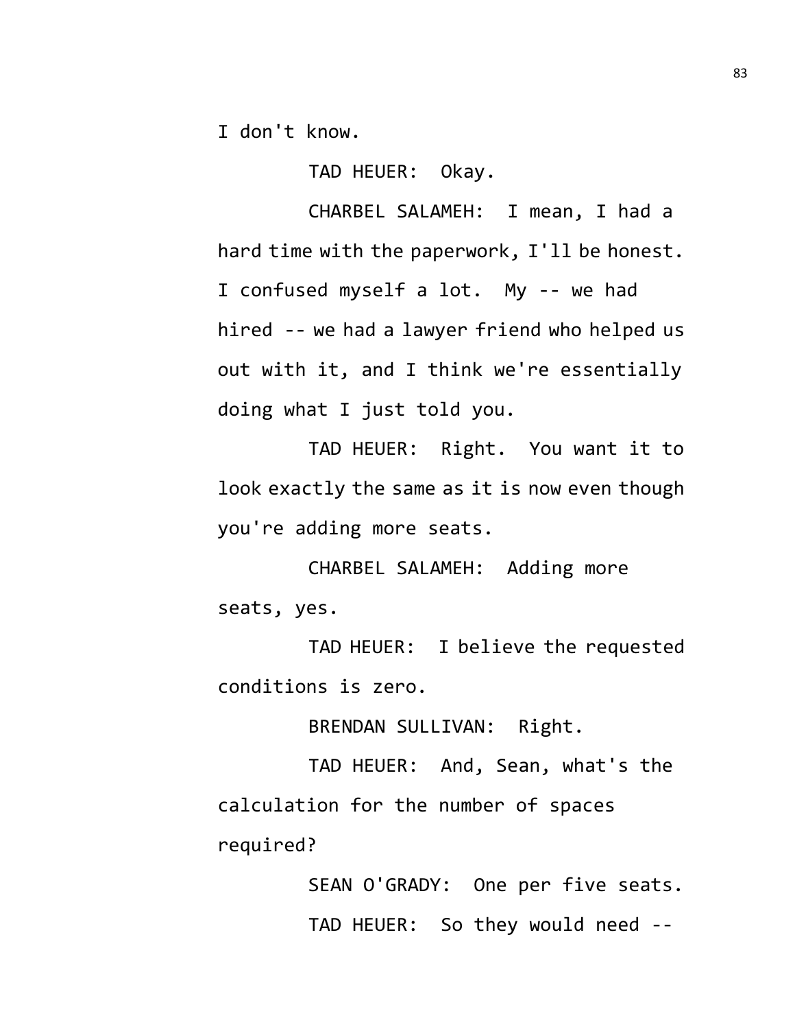I don't know.

TAD HEUER: Okay.

CHARBEL SALAMEH: I mean, I had a hard time with the paperwork, I'll be honest. I confused myself a lot. My -- we had hired -- we had a lawyer friend who helped us out with it, and I think we're essentially doing what I just told you.

TAD HEUER: Right. You want it to look exactly the same as it is now even though you're adding more seats.

CHARBEL SALAMEH: Adding more seats, yes.

TAD HEUER: I believe the requested conditions is zero.

BRENDAN SULLIVAN: Right.

TAD HEUER: And, Sean, what's the calculation for the number of spaces required?

SEAN O'GRADY: One per five seats.

TAD HEUER: So they would need --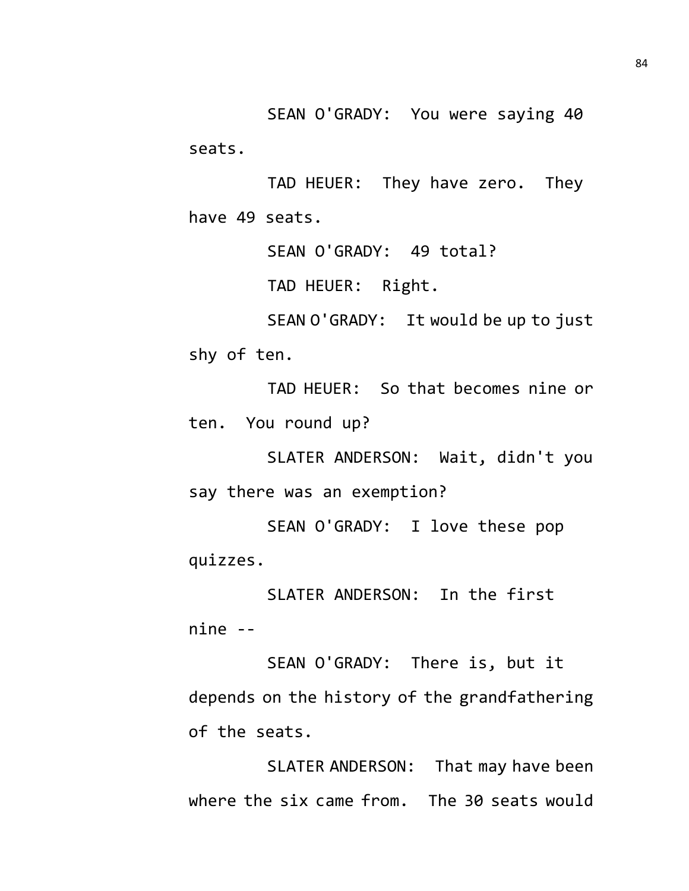SEAN O'GRADY: You were saying 40 seats.

TAD HEUER: They have zero. They have 49 seats.

SEAN O'GRADY: 49 total?

TAD HEUER: Right.

SEAN O'GRADY: It would be up to just shy of ten.

TAD HEUER: So that becomes nine or ten. You round up?

SLATER ANDERSON: Wait, didn't you say there was an exemption?

SEAN O'GRADY: I love these pop quizzes.

SLATER ANDERSON: In the first nine --

SEAN O'GRADY: There is, but it depends on the history of the grandfathering of the seats.

SLATER ANDERSON: That may have been where the six came from. The 30 seats would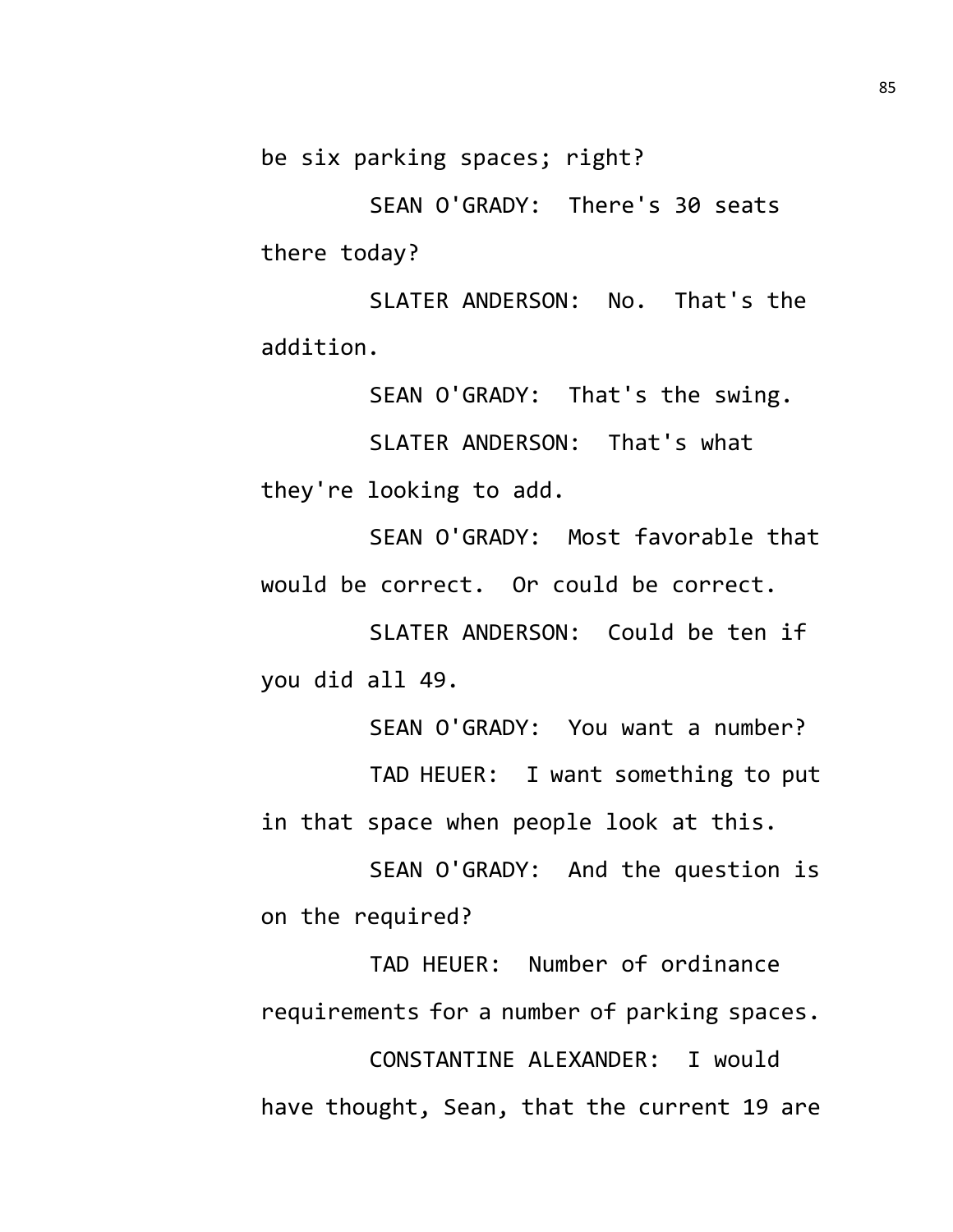be six parking spaces; right?

SEAN O'GRADY: There's 30 seats there today?

SLATER ANDERSON: No. That's the addition.

SEAN O'GRADY: That's the swing.

SLATER ANDERSON: That's what they're looking to add.

SEAN O'GRADY: Most favorable that would be correct. Or could be correct.

SLATER ANDERSON: Could be ten if you did all 49.

SEAN O'GRADY: You want a number?

TAD HEUER: I want something to put in that space when people look at this.

SEAN O'GRADY: And the question is on the required?

TAD HEUER: Number of ordinance requirements for a number of parking spaces.

CONSTANTINE ALEXANDER: I would have thought, Sean, that the current 19 are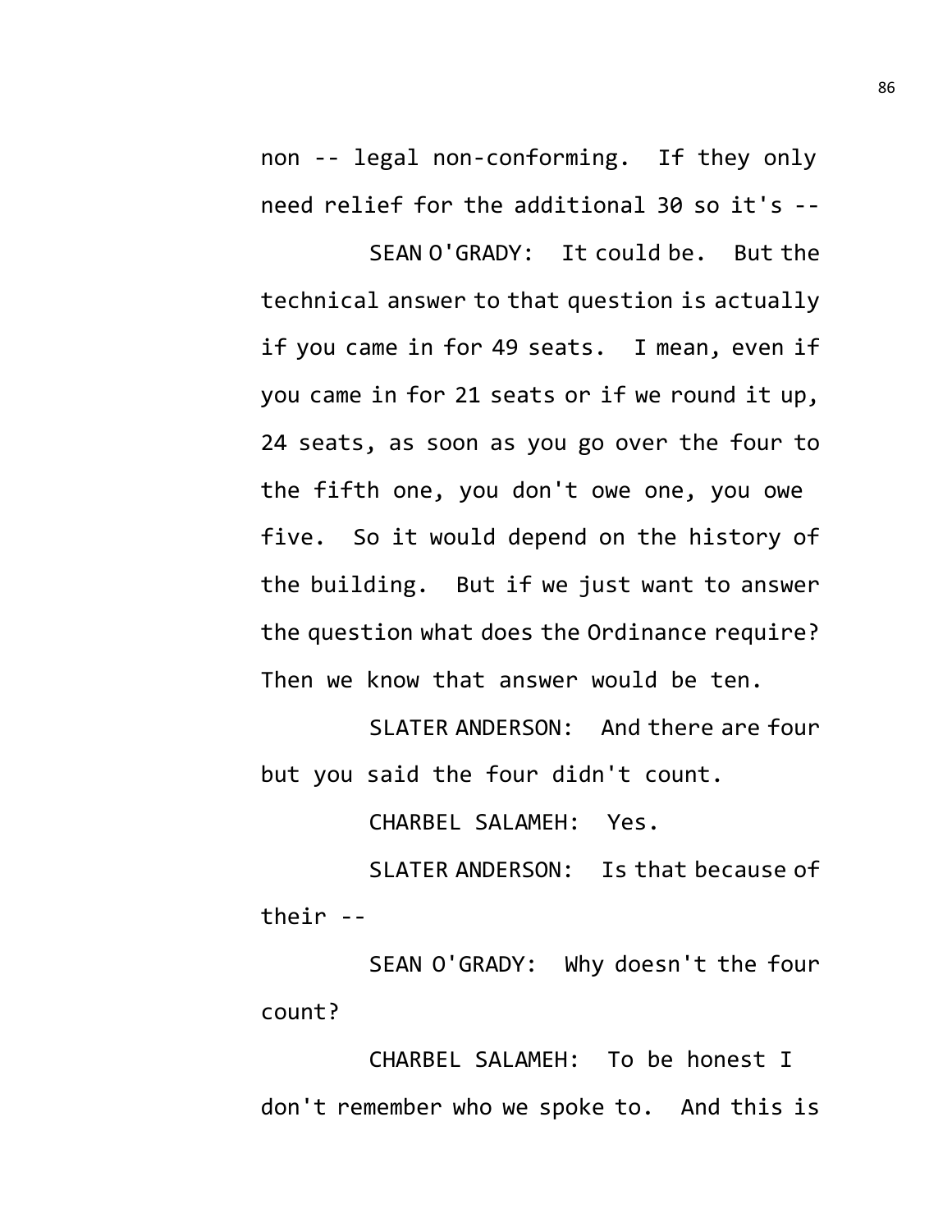non -- legal non-conforming. If they only need relief for the additional 30 so it's --

SEAN O'GRADY: It could be. But the technical answer to that question is actually if you came in for 49 seats. I mean, even if you came in for 21 seats or if we round it up, 24 seats, as soon as you go over the four to the fifth one, you don't owe one, you owe five. So it would depend on the history of the building. But if we just want to answer the question what does the Ordinance require? Then we know that answer would be ten.

SLATER ANDERSON: And there are four but you said the four didn't count.

CHARBEL SALAMEH: Yes.

SLATER ANDERSON: Is that because of their --

SEAN O'GRADY: Why doesn't the four count?

CHARBEL SALAMEH: To be honest I don't remember who we spoke to. And this is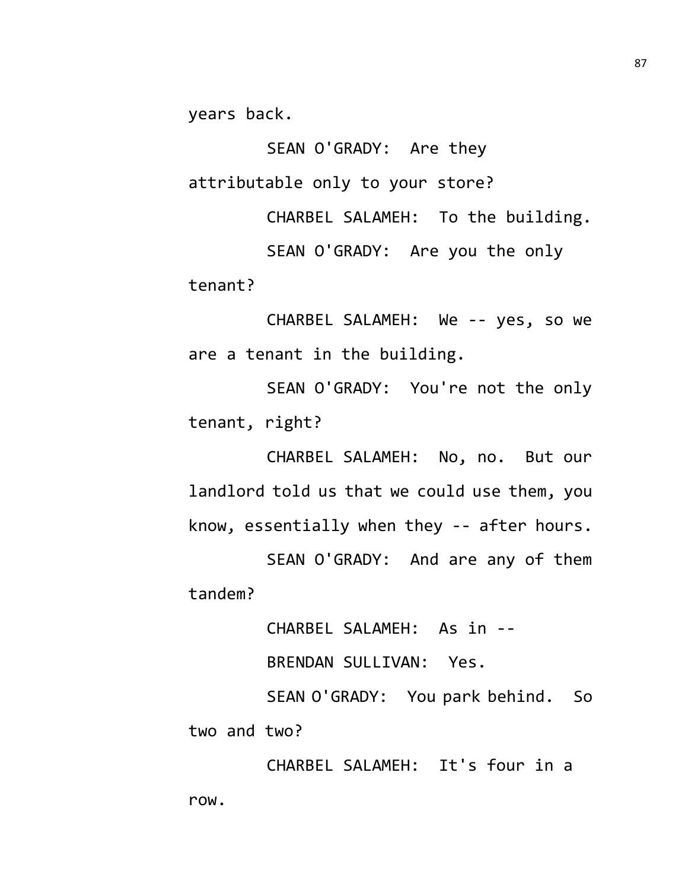years back.

SEAN O'GRADY: Are they attributable only to your store?

CHARBEL SALAMEH: To the building.

SEAN O'GRADY: Are you the only tenant?

CHARBEL SALAMEH: We -- yes, so we are a tenant in the building.

SEAN O'GRADY: You're not the only tenant, right?

CHARBEL SALAMEH: No, no. But our landlord told us that we could use them, you know, essentially when they -- after hours.

SEAN O'GRADY: And are any of them tandem?

CHARBEL SALAMEH: As in --

BRENDAN SULLIVAN: Yes.

SEAN O'GRADY: You park behind. So two and two?

CHARBEL SALAMEH: It's four in a row.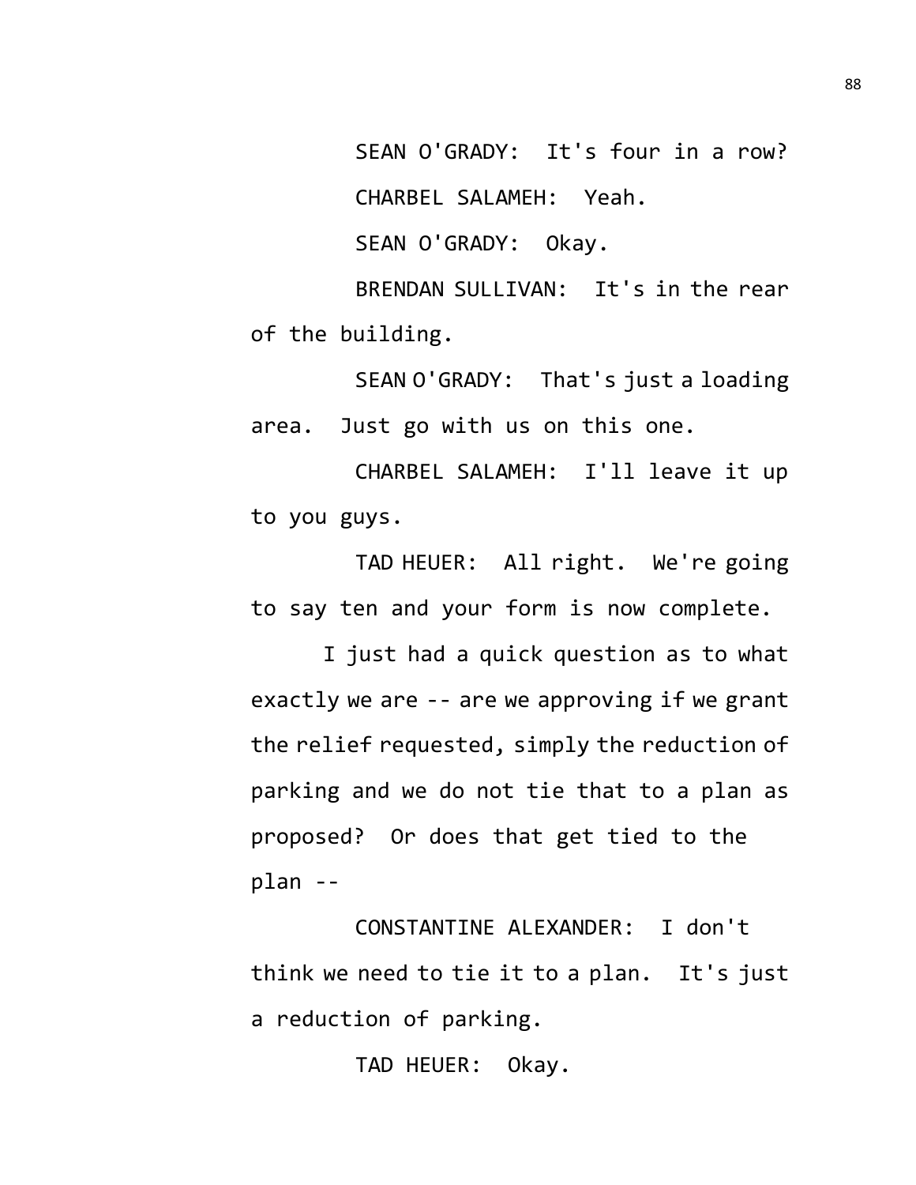SEAN O'GRADY: It's four in a row?

CHARBEL SALAMEH: Yeah.

SEAN O'GRADY: Okay.

BRENDAN SULLIVAN: It's in the rear of the building.

SEAN O'GRADY: That's just a loading area. Just go with us on this one.

CHARBEL SALAMEH: I'll leave it up to you guys.

TAD HEUER: All right. We're going to say ten and your form is now complete.

I just had a quick question as to what exactly we are -- are we approving if we grant the relief requested, simply the reduction of parking and we do not tie that to a plan as proposed? Or does that get tied to the plan --

CONSTANTINE ALEXANDER: I don't think we need to tie it to a plan. It's just a reduction of parking.

TAD HEUER: Okay.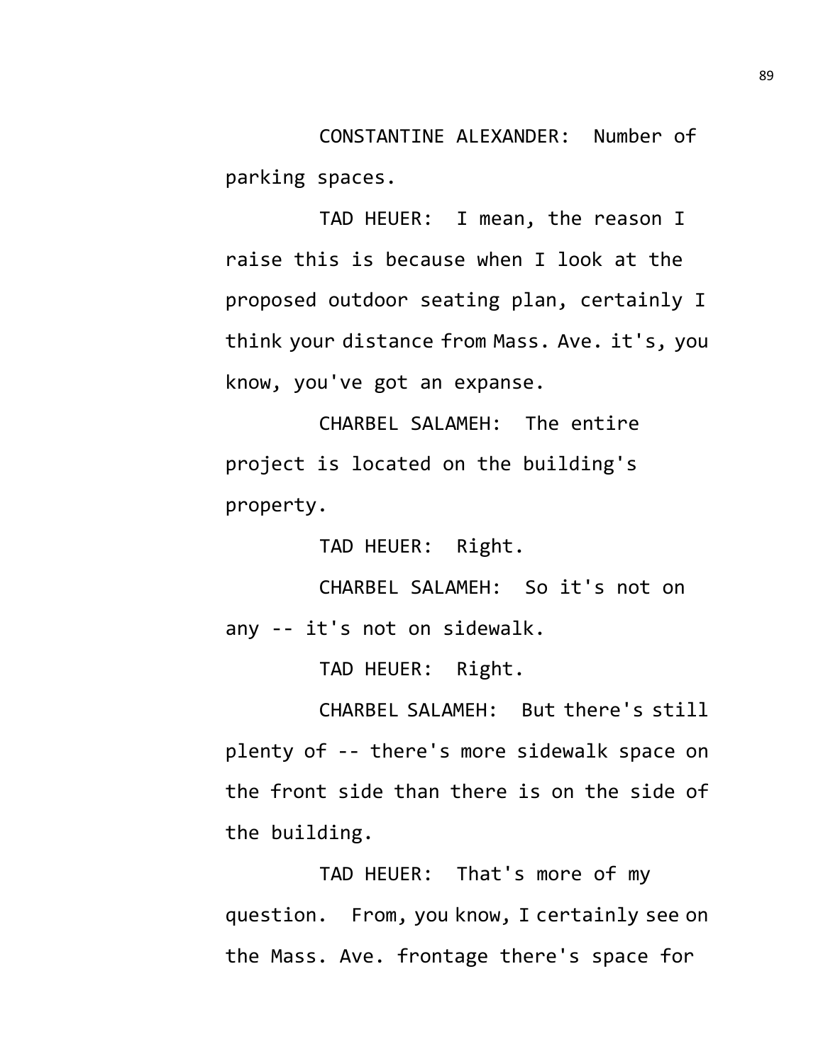CONSTANTINE ALEXANDER: Number of parking spaces.

TAD HEUER: I mean, the reason I raise this is because when I look at the proposed outdoor seating plan, certainly I think your distance from Mass. Ave. it's, you know, you've got an expanse.

CHARBEL SALAMEH: The entire project is located on the building's property.

TAD HEUER: Right.

CHARBEL SALAMEH: So it's not on any -- it's not on sidewalk.

TAD HEUER: Right.

CHARBEL SALAMEH: But there's still plenty of -- there's more sidewalk space on the front side than there is on the side of the building.

TAD HEUER: That's more of my question. From, you know, I certainly see on the Mass. Ave. frontage there's space for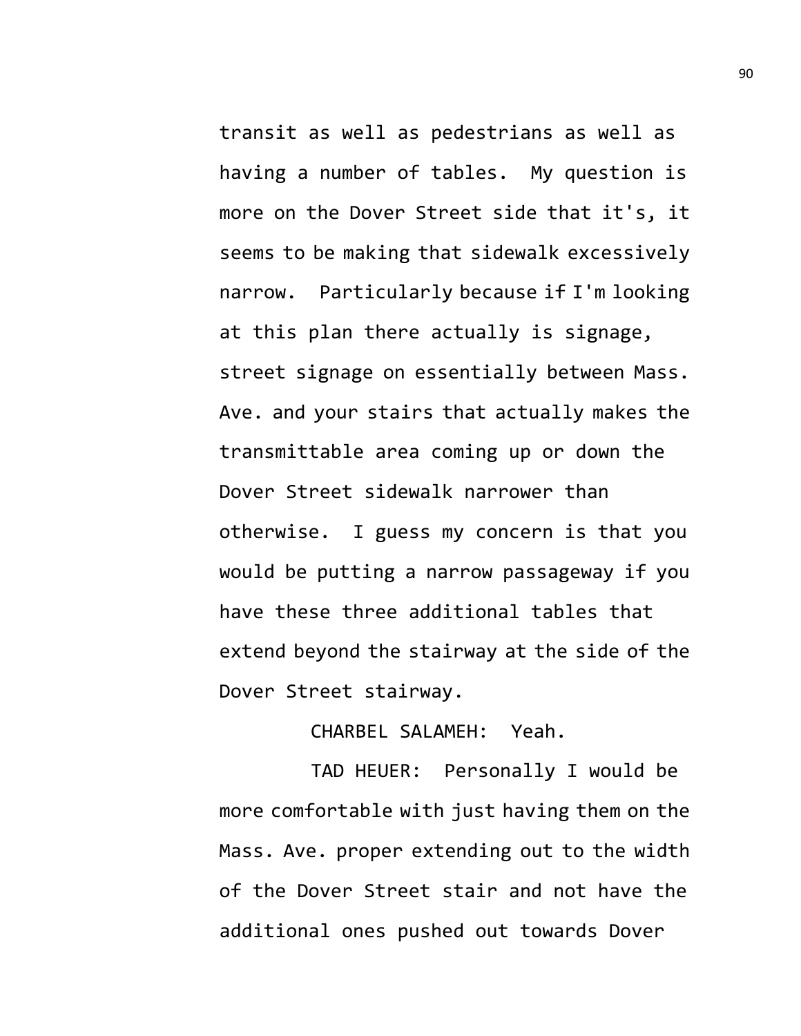transit as well as pedestrians as well as having a number of tables. My question is more on the Dover Street side that it's, it seems to be making that sidewalk excessively narrow. Particularly because if I'm looking at this plan there actually is signage, street signage on essentially between Mass. Ave. and your stairs that actually makes the transmittable area coming up or down the Dover Street sidewalk narrower than otherwise. I guess my concern is that you would be putting a narrow passageway if you have these three additional tables that extend beyond the stairway at the side of the Dover Street stairway.

CHARBEL SALAMEH: Yeah.

TAD HEUER: Personally I would be more comfortable with just having them on the Mass. Ave. proper extending out to the width of the Dover Street stair and not have the additional ones pushed out towards Dover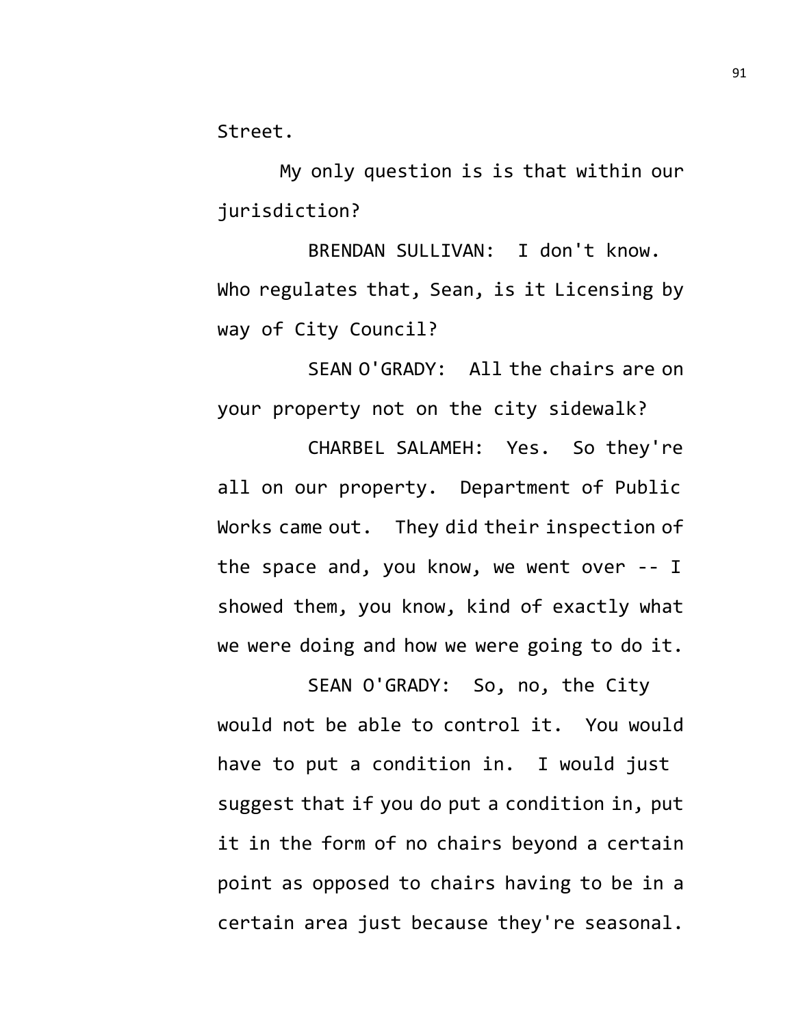Street.

My only question is is that within our jurisdiction?

BRENDAN SULLIVAN: I don't know. Who regulates that, Sean, is it Licensing by way of City Council?

SEAN O'GRADY: All the chairs are on your property not on the city sidewalk?

CHARBEL SALAMEH: Yes. So they're all on our property. Department of Public Works came out. They did their inspection of the space and, you know, we went over -- I showed them, you know, kind of exactly what we were doing and how we were going to do it.

SEAN O'GRADY: So, no, the City would not be able to control it. You would have to put a condition in. I would just suggest that if you do put a condition in, put it in the form of no chairs beyond a certain point as opposed to chairs having to be in a certain area just because they're seasonal.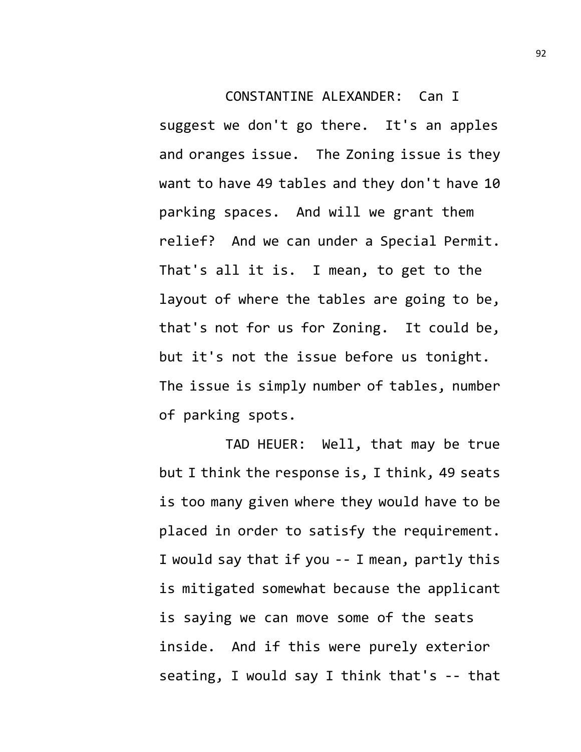CONSTANTINE ALEXANDER: Can I suggest we don't go there. It's an apples and oranges issue. The Zoning issue is they want to have 49 tables and they don't have 10 parking spaces. And will we grant them relief? And we can under a Special Permit. That's all it is. I mean, to get to the layout of where the tables are going to be, that's not for us for Zoning. It could be, but it's not the issue before us tonight. The issue is simply number of tables, number of parking spots.

TAD HEUER: Well, that may be true but I think the response is, I think, 49 seats is too many given where they would have to be placed in order to satisfy the requirement. I would say that if you -- I mean, partly this is mitigated somewhat because the applicant is saying we can move some of the seats inside. And if this were purely exterior seating, I would say I think that's -- that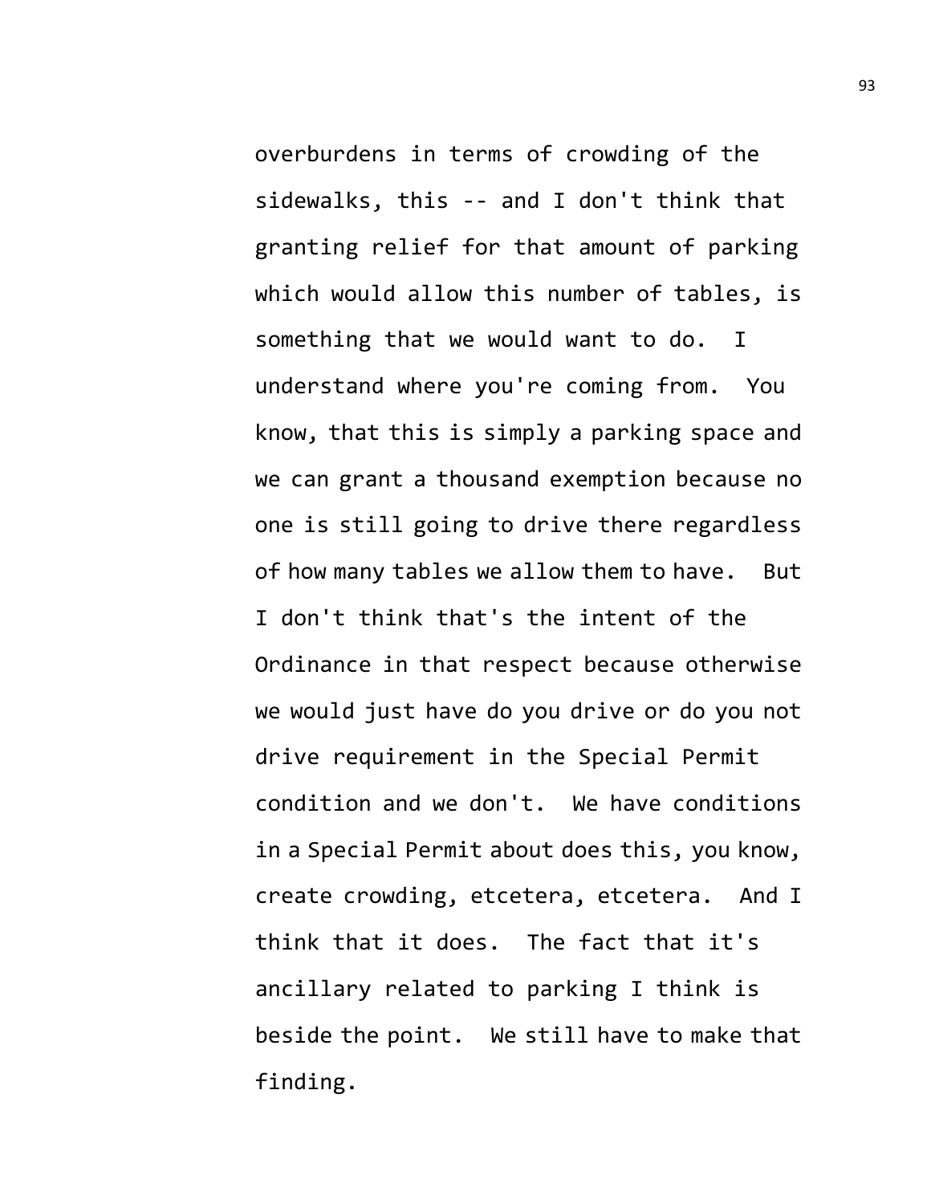overburdens in terms of crowding of the sidewalks, this -- and I don't think that granting relief for that amount of parking which would allow this number of tables, is something that we would want to do. I understand where you're coming from. You know, that this is simply a parking space and we can grant a thousand exemption because no one is still going to drive there regardless of how many tables we allow them to have. But I don't think that's the intent of the Ordinance in that respect because otherwise we would just have do you drive or do you not drive requirement in the Special Permit condition and we don't. We have conditions in a Special Permit about does this, you know, create crowding, etcetera, etcetera. And I think that it does. The fact that it's ancillary related to parking I think is beside the point. We still have to make that finding.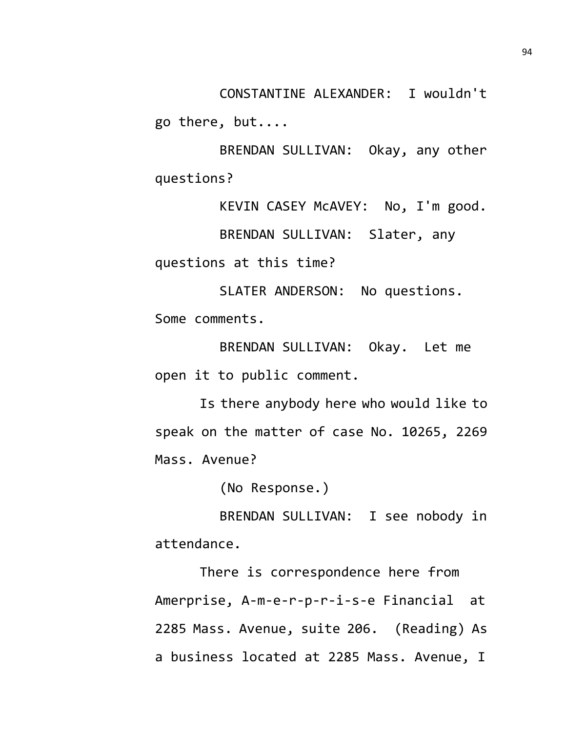CONSTANTINE ALEXANDER: I wouldn't go there, but....

BRENDAN SULLIVAN: Okay, any other questions?

KEVIN CASEY McAVEY: No, I'm good.

BRENDAN SULLIVAN: Slater, any questions at this time?

SLATER ANDERSON: No questions. Some comments.

BRENDAN SULLIVAN: Okay. Let me open it to public comment.

Is there anybody here who would like to speak on the matter of case No. 10265, 2269 Mass. Avenue?

(No Response.)

BRENDAN SULLIVAN: I see nobody in attendance.

There is correspondence here from Amerprise, A-m-e-r-p-r-i-s-e Financial at 2285 Mass. Avenue, suite 206. (Reading) As a business located at 2285 Mass. Avenue, I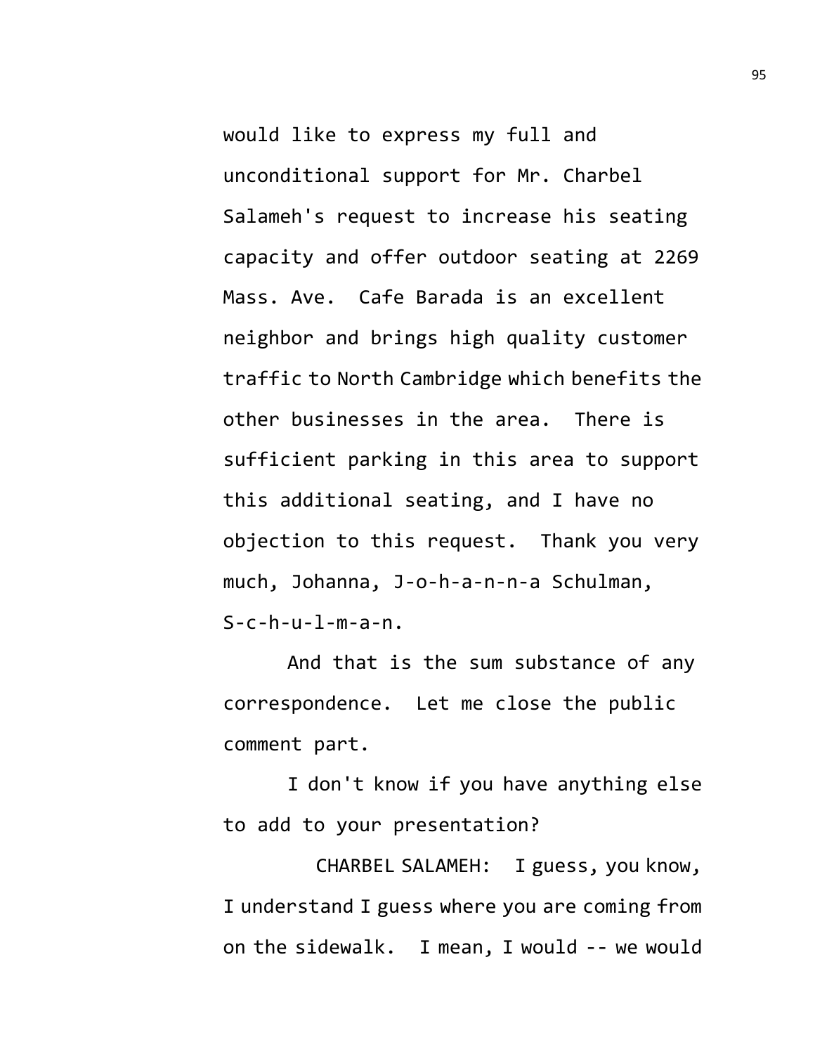would like to express my full and unconditional support for Mr. Charbel Salameh's request to increase his seating capacity and offer outdoor seating at 2269 Mass. Ave. Cafe Barada is an excellent neighbor and brings high quality customer traffic to North Cambridge which benefits the other businesses in the area. There is sufficient parking in this area to support this additional seating, and I have no objection to this request. Thank you very much, Johanna, J-o-h-a-n-n-a Schulman, S-c-h-u-l-m-a-n.

And that is the sum substance of any correspondence. Let me close the public comment part.

I don't know if you have anything else to add to your presentation?

CHARBEL SALAMEH: I guess, you know, I understand I guess where you are coming from on the sidewalk. I mean, I would -- we would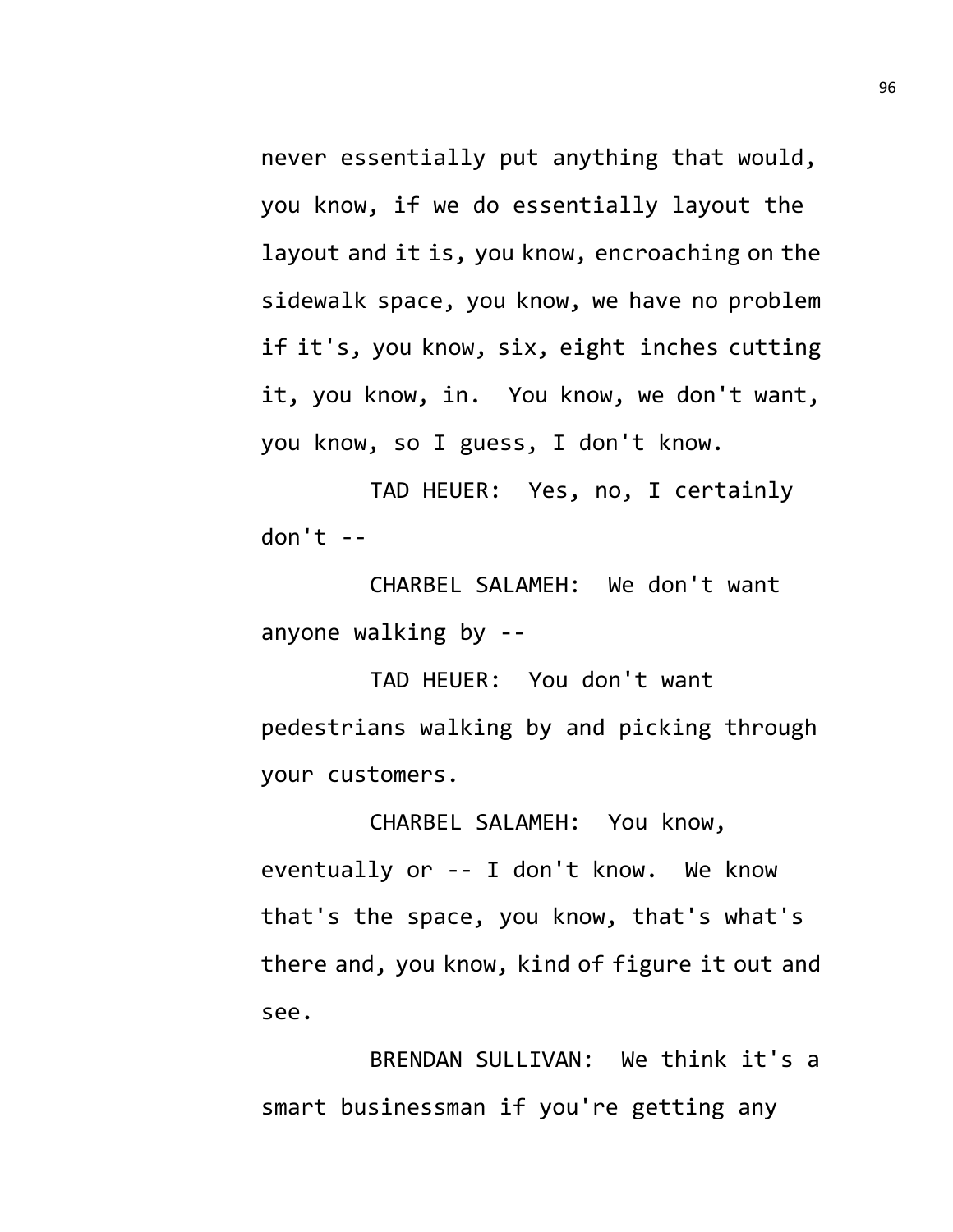never essentially put anything that would, you know, if we do essentially layout the layout and it is, you know, encroaching on the sidewalk space, you know, we have no problem if it's, you know, six, eight inches cutting it, you know, in. You know, we don't want, you know, so I guess, I don't know.

TAD HEUER: Yes, no, I certainly don't --

CHARBEL SALAMEH: We don't want anyone walking by --

TAD HEUER: You don't want pedestrians walking by and picking through your customers.

CHARBEL SALAMEH: You know, eventually or -- I don't know. We know that's the space, you know, that's what's there and, you know, kind of figure it out and see.

BRENDAN SULLIVAN: We think it's a smart businessman if you're getting any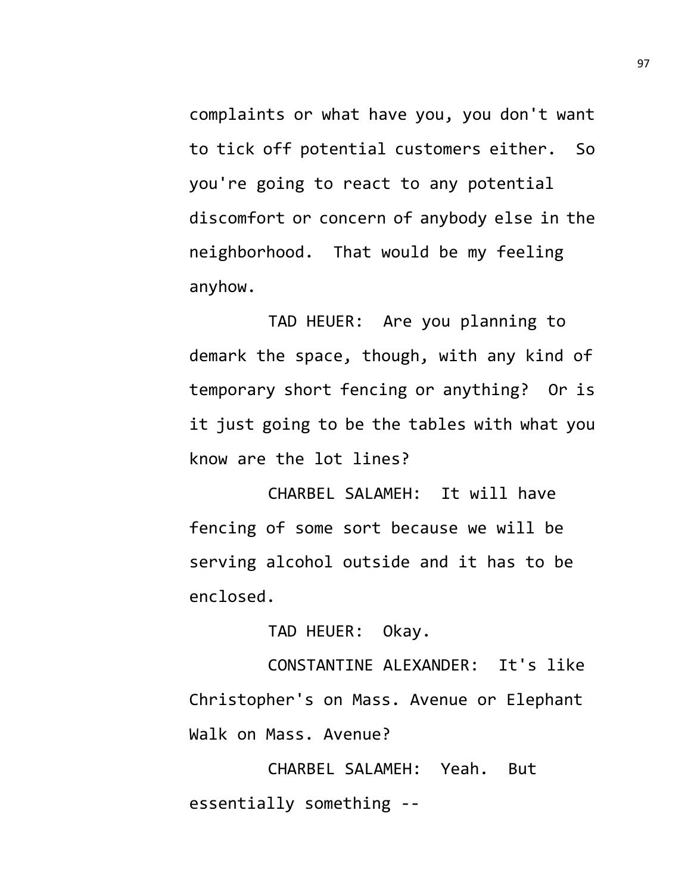complaints or what have you, you don't want to tick off potential customers either. So you're going to react to any potential discomfort or concern of anybody else in the neighborhood. That would be my feeling anyhow.

TAD HEUER: Are you planning to demark the space, though, with any kind of temporary short fencing or anything? Or is it just going to be the tables with what you know are the lot lines?

CHARBEL SALAMEH: It will have fencing of some sort because we will be serving alcohol outside and it has to be enclosed.

TAD HEUER: Okay.

CONSTANTINE ALEXANDER: It's like Christopher's on Mass. Avenue or Elephant Walk on Mass. Avenue?

CHARBEL SALAMEH: Yeah. But essentially something --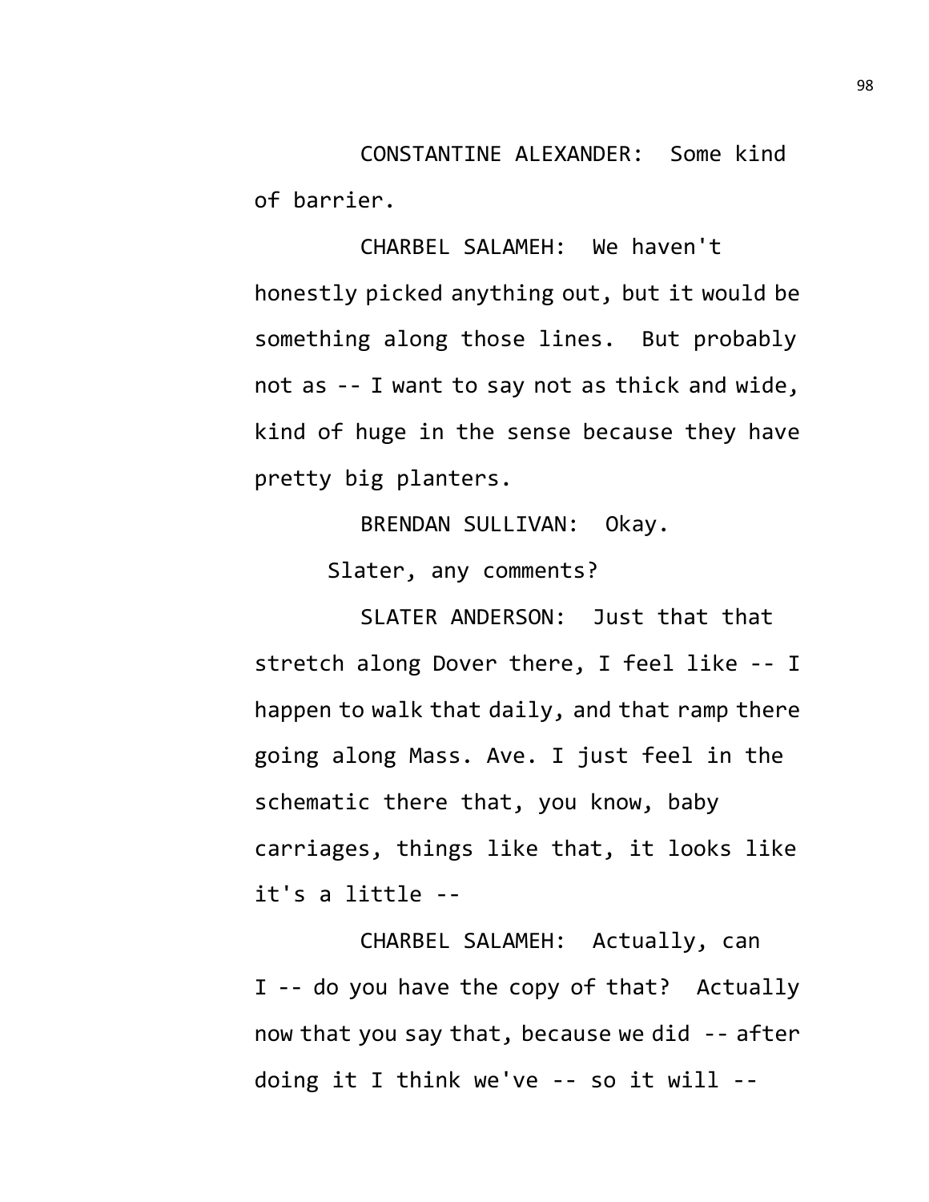CONSTANTINE ALEXANDER: Some kind of barrier.

CHARBEL SALAMEH: We haven't honestly picked anything out, but it would be something along those lines. But probably not as -- I want to say not as thick and wide, kind of huge in the sense because they have pretty big planters.

BRENDAN SULLIVAN: Okay.

Slater, any comments?

SLATER ANDERSON: Just that that stretch along Dover there, I feel like -- I happen to walk that daily, and that ramp there going along Mass. Ave. I just feel in the schematic there that, you know, baby carriages, things like that, it looks like it's a little --

CHARBEL SALAMEH: Actually, can I -- do you have the copy of that? Actually now that you say that, because we did -- after doing it I think we've -- so it will --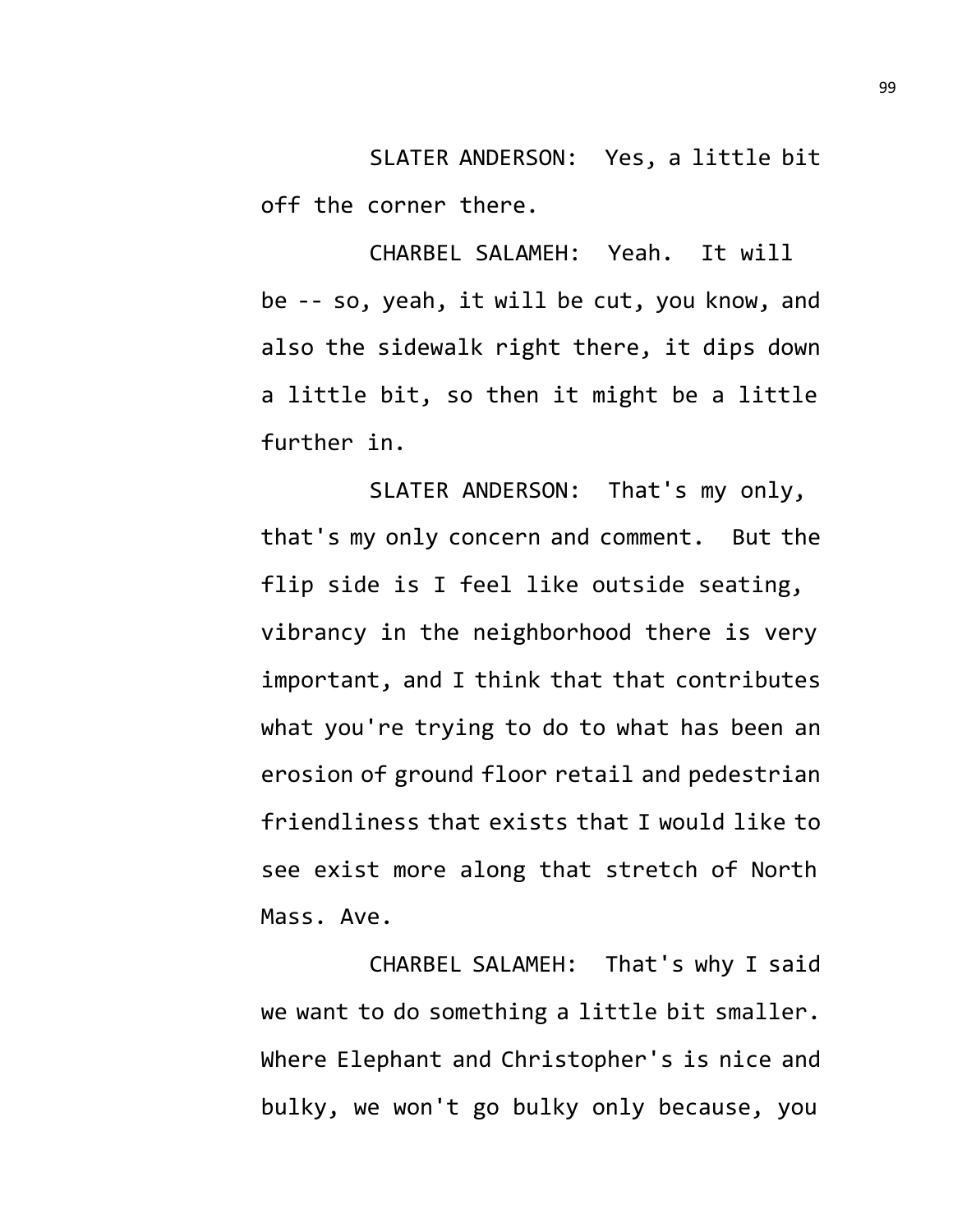SLATER ANDERSON: Yes, a little bit off the corner there.

CHARBEL SALAMEH: Yeah. It will be -- so, yeah, it will be cut, you know, and also the sidewalk right there, it dips down a little bit, so then it might be a little further in.

SLATER ANDERSON: That's my only, that's my only concern and comment. But the flip side is I feel like outside seating, vibrancy in the neighborhood there is very important, and I think that that contributes what you're trying to do to what has been an erosion of ground floor retail and pedestrian friendliness that exists that I would like to see exist more along that stretch of North Mass. Ave.

CHARBEL SALAMEH: That's why I said we want to do something a little bit smaller. Where Elephant and Christopher's is nice and bulky, we won't go bulky only because, you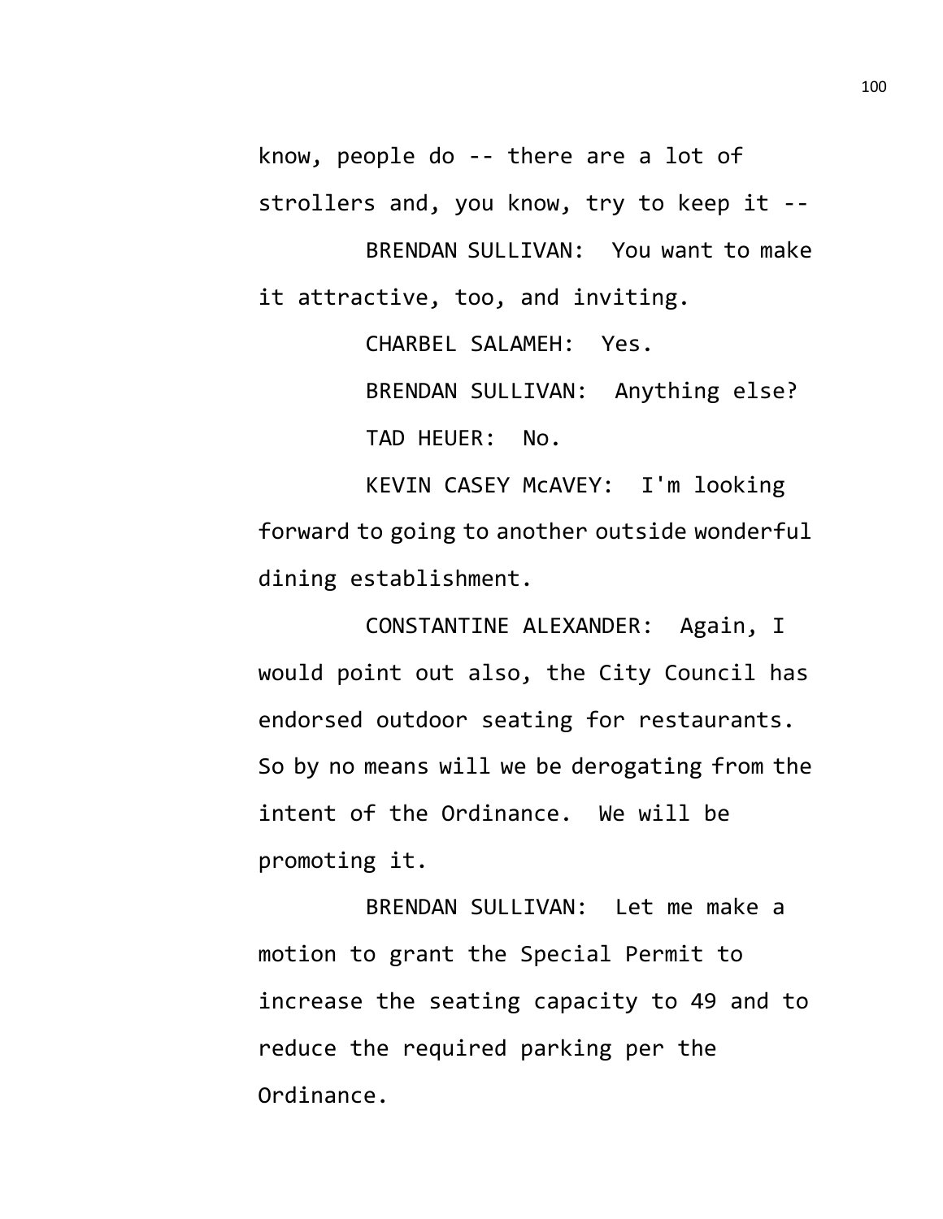know, people do -- there are a lot of strollers and, you know, try to keep it --

BRENDAN SULLIVAN: You want to make it attractive, too, and inviting.

CHARBEL SALAMEH: Yes.

BRENDAN SULLIVAN: Anything else?

TAD HEUER: No.

KEVIN CASEY McAVEY: I'm looking forward to going to another outside wonderful dining establishment.

CONSTANTINE ALEXANDER: Again, I would point out also, the City Council has endorsed outdoor seating for restaurants. So by no means will we be derogating from the intent of the Ordinance. We will be promoting it.

BRENDAN SULLIVAN: Let me make a motion to grant the Special Permit to increase the seating capacity to 49 and to reduce the required parking per the Ordinance.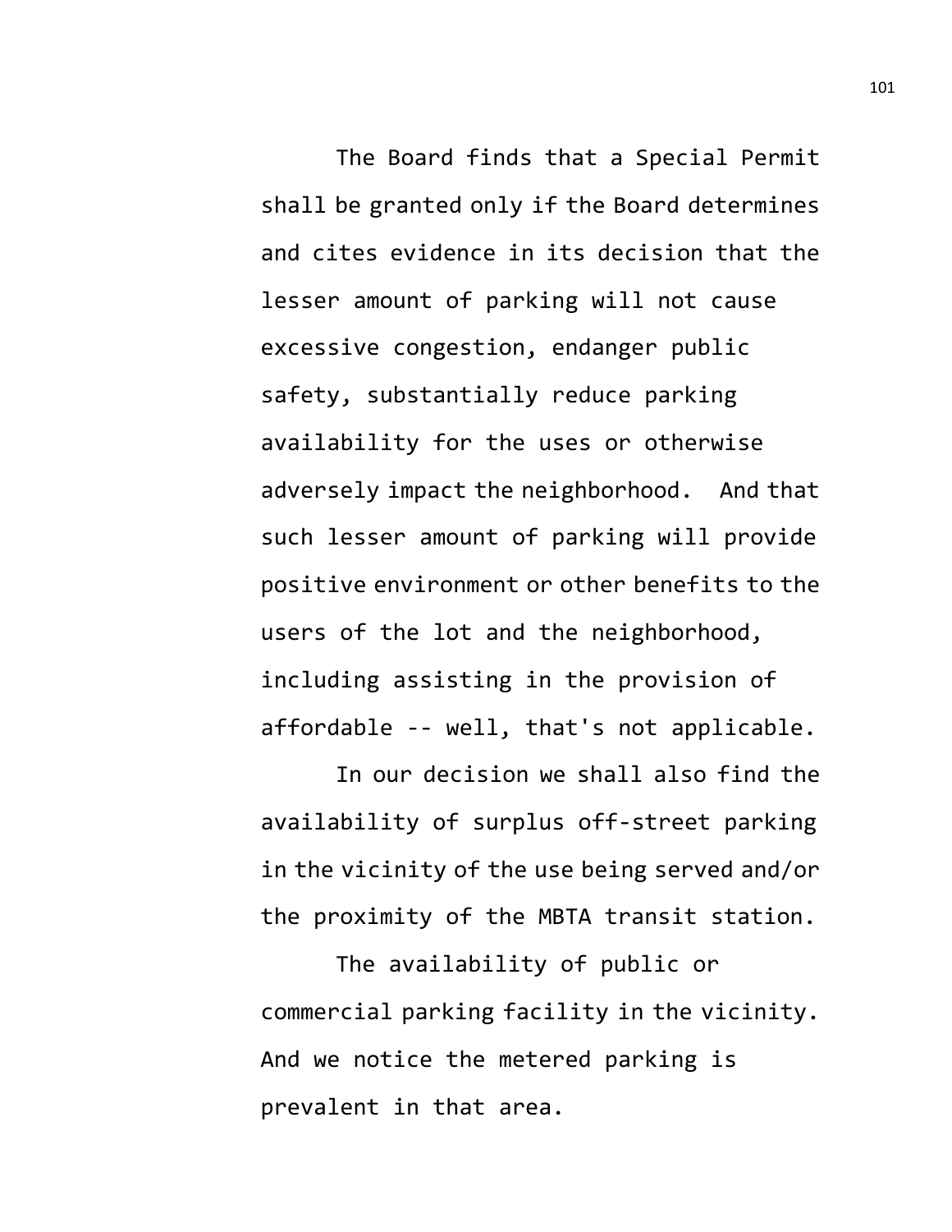The Board finds that a Special Permit shall be granted only if the Board determines and cites evidence in its decision that the lesser amount of parking will not cause excessive congestion, endanger public safety, substantially reduce parking availability for the uses or otherwise adversely impact the neighborhood. And that such lesser amount of parking will provide positive environment or other benefits to the users of the lot and the neighborhood, including assisting in the provision of affordable -- well, that's not applicable.

In our decision we shall also find the availability of surplus off-street parking in the vicinity of the use being served and/or the proximity of the MBTA transit station.

The availability of public or commercial parking facility in the vicinity. And we notice the metered parking is prevalent in that area.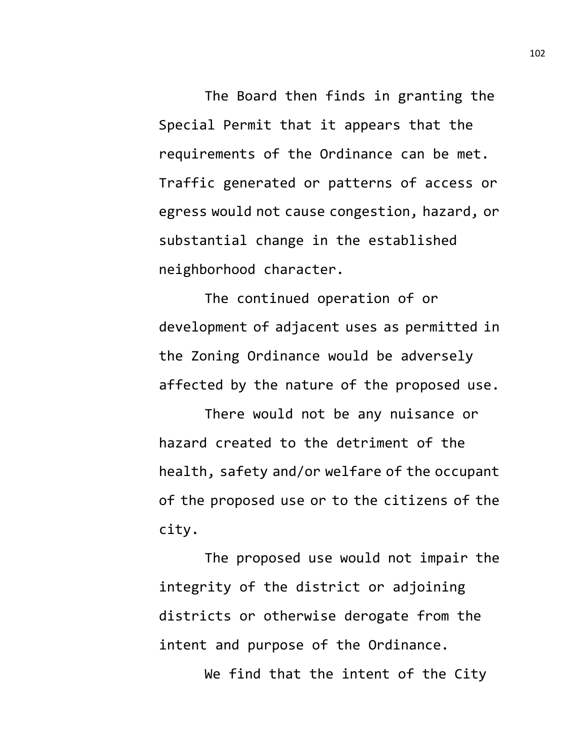The Board then finds in granting the Special Permit that it appears that the requirements of the Ordinance can be met. Traffic generated or patterns of access or egress would not cause congestion, hazard, or substantial change in the established neighborhood character.

The continued operation of or development of adjacent uses as permitted in the Zoning Ordinance would be adversely affected by the nature of the proposed use.

There would not be any nuisance or hazard created to the detriment of the health, safety and/or welfare of the occupant of the proposed use or to the citizens of the city.

The proposed use would not impair the integrity of the district or adjoining districts or otherwise derogate from the intent and purpose of the Ordinance.

We find that the intent of the City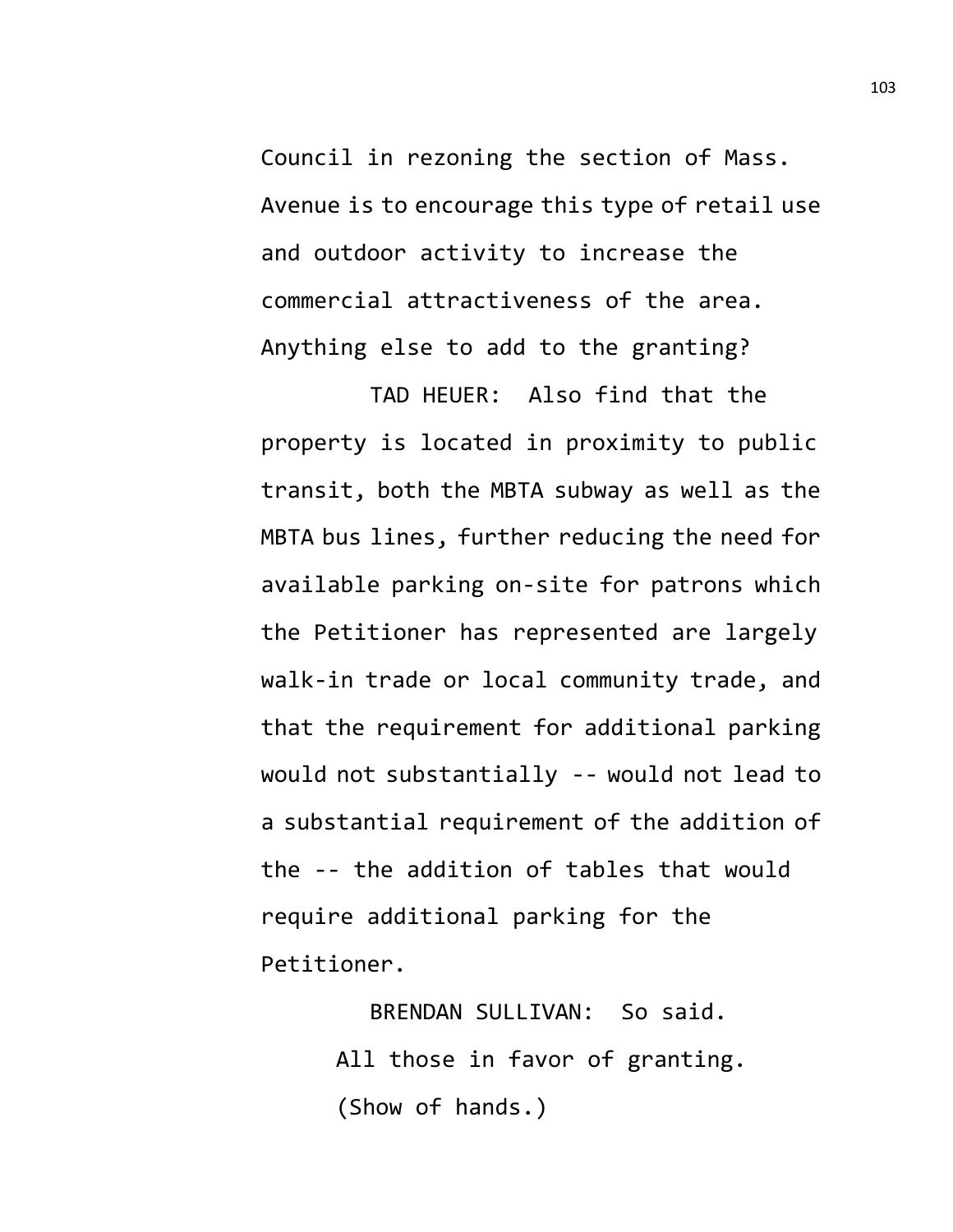Council in rezoning the section of Mass. Avenue is to encourage this type of retail use and outdoor activity to increase the commercial attractiveness of the area. Anything else to add to the granting?

TAD HEUER: Also find that the property is located in proximity to public transit, both the MBTA subway as well as the MBTA bus lines, further reducing the need for available parking on-site for patrons which the Petitioner has represented are largely walk-in trade or local community trade, and that the requirement for additional parking would not substantially -- would not lead to a substantial requirement of the addition of the -- the addition of tables that would require additional parking for the Petitioner.

BRENDAN SULLIVAN: So said.

All those in favor of granting.

(Show of hands.)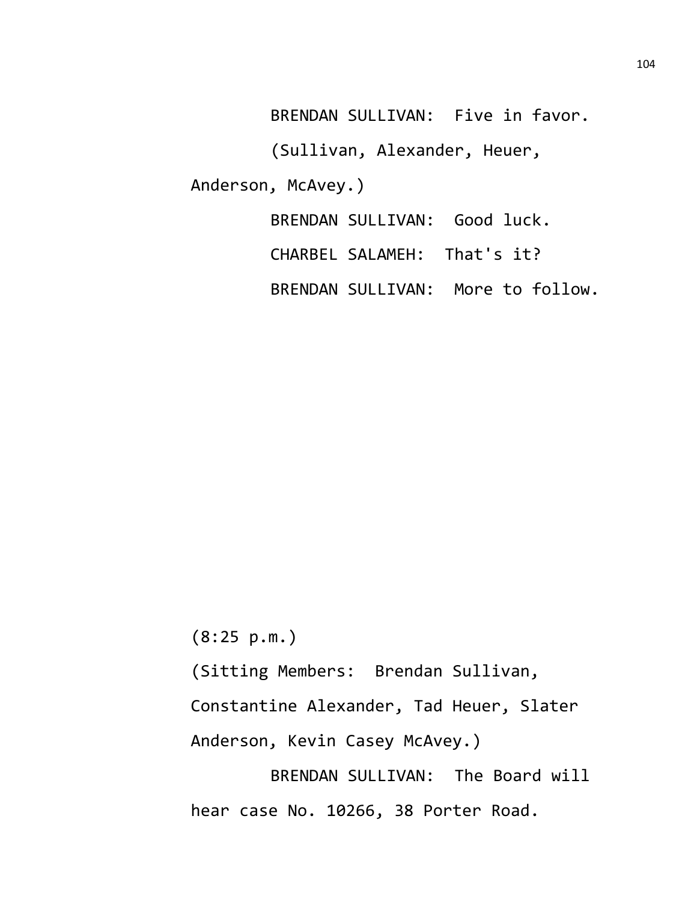BRENDAN SULLIVAN: Five in favor.

(Sullivan, Alexander, Heuer, Anderson, McAvey.)

BRENDAN SULLIVAN: Good luck.

CHARBEL SALAMEH: That's it?

BRENDAN SULLIVAN: More to follow.

(8:25 p.m.)

(Sitting Members: Brendan Sullivan, Constantine Alexander, Tad Heuer, Slater Anderson, Kevin Casey McAvey.)

BRENDAN SULLIVAN: The Board will hear case No. 10266, 38 Porter Road.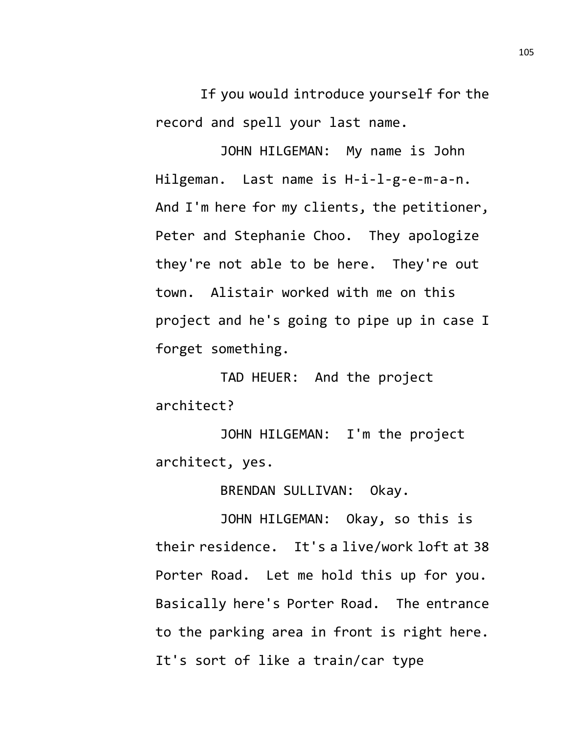If you would introduce yourself for the record and spell your last name.

JOHN HILGEMAN: My name is John Hilgeman. Last name is H-i-l-g-e-m-a-n. And I'm here for my clients, the petitioner, Peter and Stephanie Choo. They apologize they're not able to be here. They're out town. Alistair worked with me on this project and he's going to pipe up in case I forget something.

TAD HEUER: And the project architect?

JOHN HILGEMAN: I'm the project architect, yes.

BRENDAN SULLIVAN: Okay.

JOHN HILGEMAN: Okay, so this is their residence. It's a live/work loft at 38 Porter Road. Let me hold this up for you. Basically here's Porter Road. The entrance to the parking area in front is right here. It's sort of like a train/car type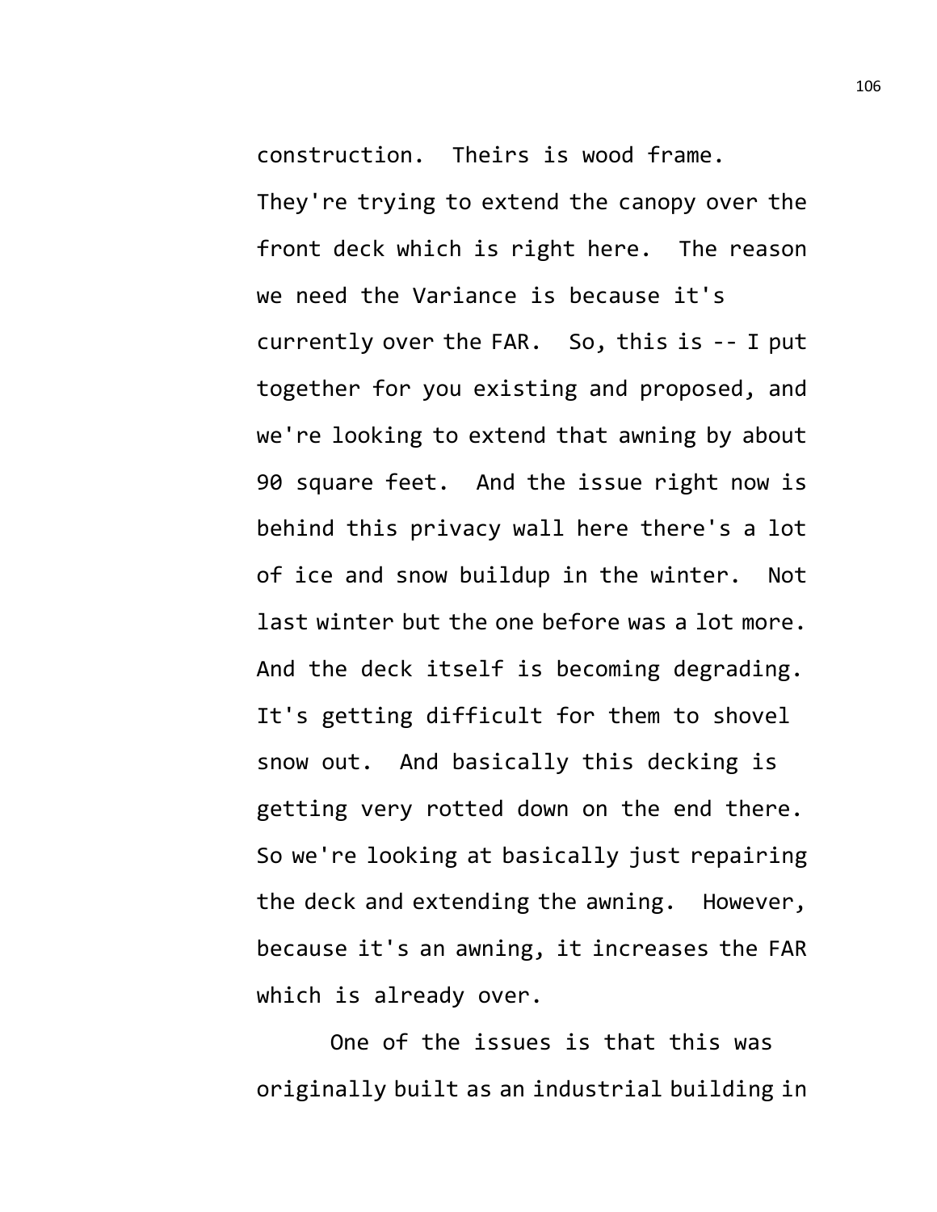construction. Theirs is wood frame. They're trying to extend the canopy over the front deck which is right here. The reason we need the Variance is because it's currently over the FAR. So, this is -- I put together for you existing and proposed, and we're looking to extend that awning by about 90 square feet. And the issue right now is behind this privacy wall here there's a lot of ice and snow buildup in the winter. Not last winter but the one before was a lot more. And the deck itself is becoming degrading. It's getting difficult for them to shovel snow out. And basically this decking is getting very rotted down on the end there. So we're looking at basically just repairing the deck and extending the awning. However, because it's an awning, it increases the FAR which is already over.

One of the issues is that this was originally built as an industrial building in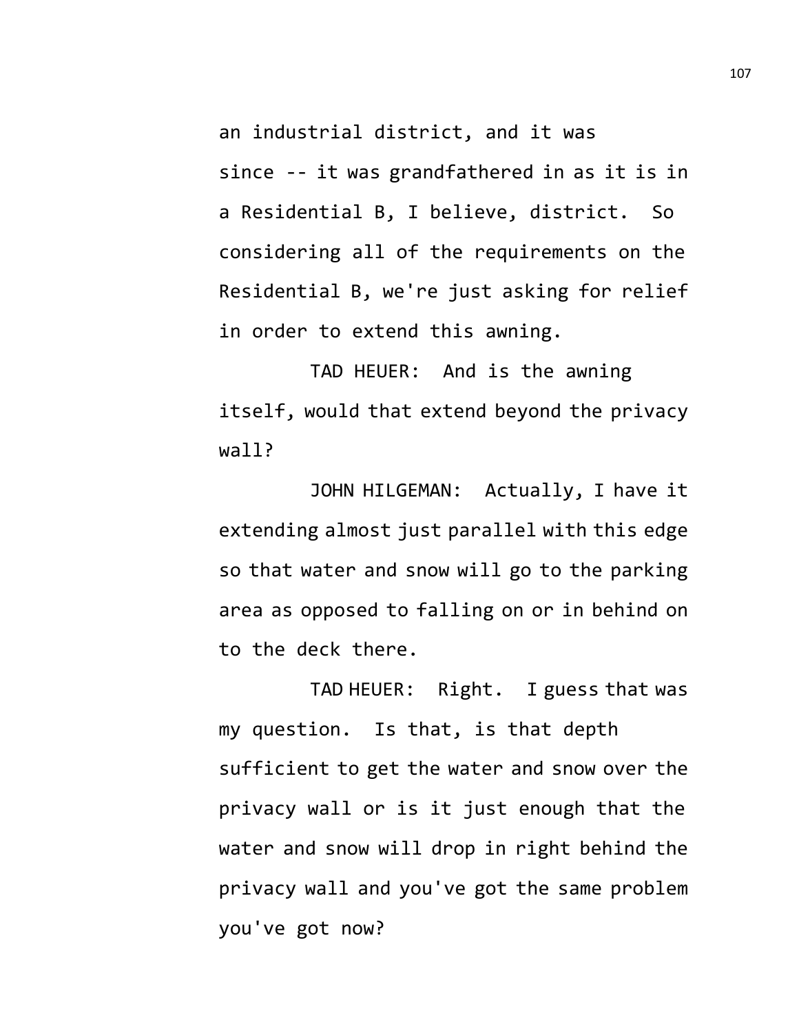an industrial district, and it was since -- it was grandfathered in as it is in a Residential B, I believe, district. So considering all of the requirements on the Residential B, we're just asking for relief in order to extend this awning.

TAD HEUER: And is the awning itself, would that extend beyond the privacy wall?

JOHN HILGEMAN: Actually, I have it extending almost just parallel with this edge so that water and snow will go to the parking area as opposed to falling on or in behind on to the deck there.

TAD HEUER: Right. I guess that was my question. Is that, is that depth sufficient to get the water and snow over the privacy wall or is it just enough that the water and snow will drop in right behind the privacy wall and you've got the same problem you've got now?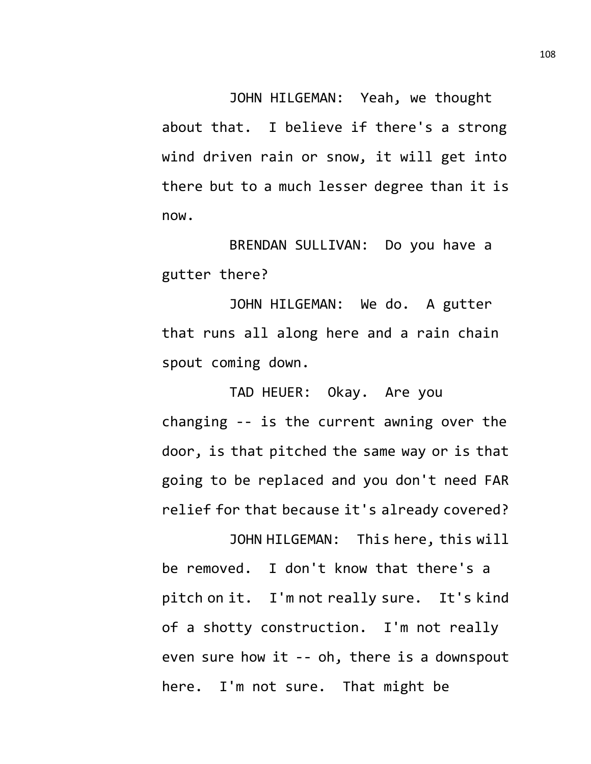JOHN HILGEMAN: Yeah, we thought about that. I believe if there's a strong wind driven rain or snow, it will get into there but to a much lesser degree than it is now.

BRENDAN SULLIVAN: Do you have a gutter there?

JOHN HILGEMAN: We do. A gutter that runs all along here and a rain chain spout coming down.

TAD HEUER: Okay. Are you changing -- is the current awning over the door, is that pitched the same way or is that going to be replaced and you don't need FAR relief for that because it's already covered?

JOHN HILGEMAN: This here, this will be removed. I don't know that there's a pitch on it. I'm not really sure. It's kind of a shotty construction. I'm not really even sure how it -- oh, there is a downspout here. I'm not sure. That might be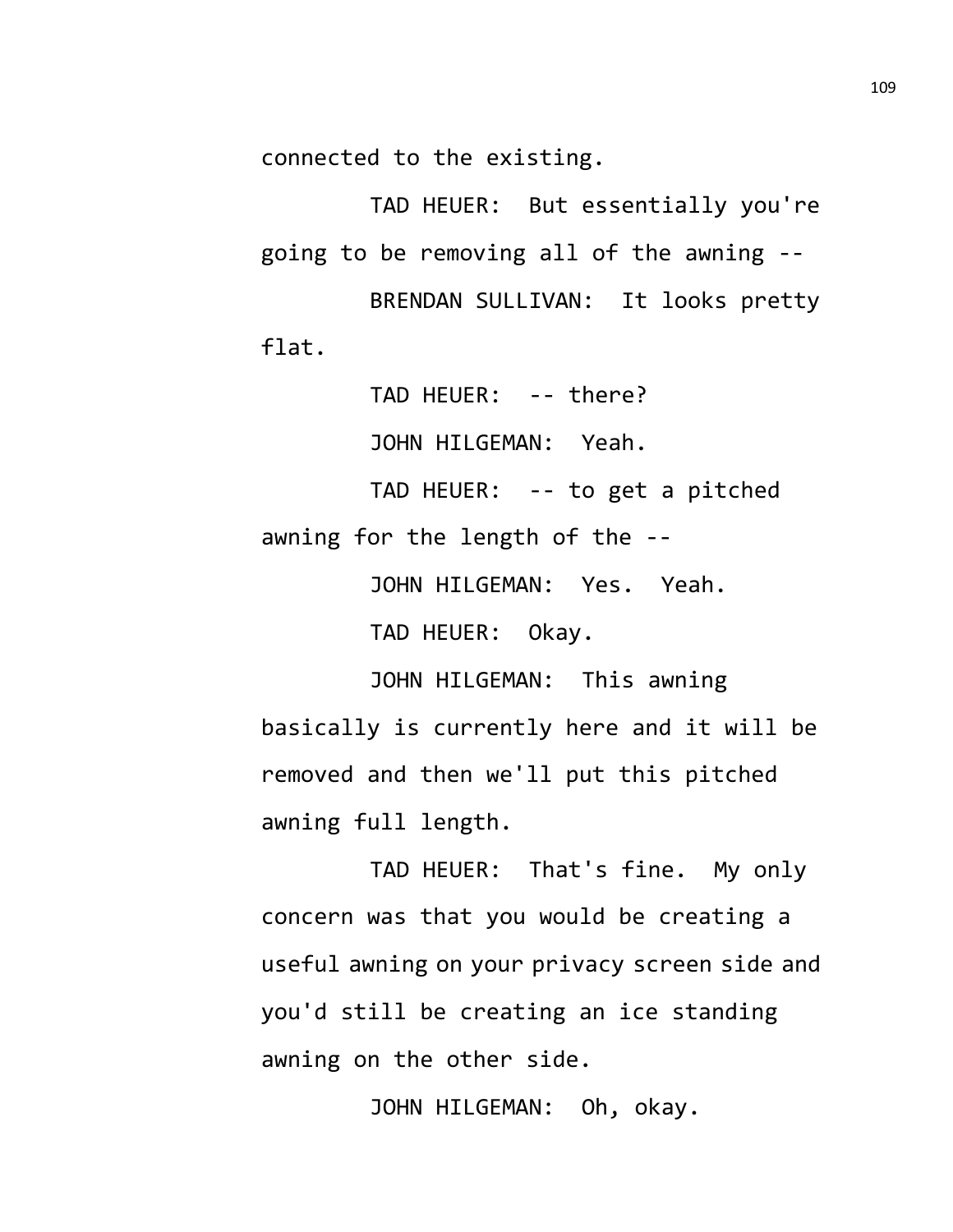connected to the existing.

TAD HEUER: But essentially you're going to be removing all of the awning --

BRENDAN SULLIVAN: It looks pretty flat.

TAD HEUER: -- there?

JOHN HILGEMAN: Yeah.

TAD HEUER: -- to get a pitched awning for the length of the --

JOHN HILGEMAN: Yes. Yeah.

TAD HEUER: Okay.

JOHN HILGEMAN: This awning basically is currently here and it will be removed and then we'll put this pitched awning full length.

TAD HEUER: That's fine. My only concern was that you would be creating a useful awning on your privacy screen side and you'd still be creating an ice standing awning on the other side.

JOHN HILGEMAN: Oh, okay.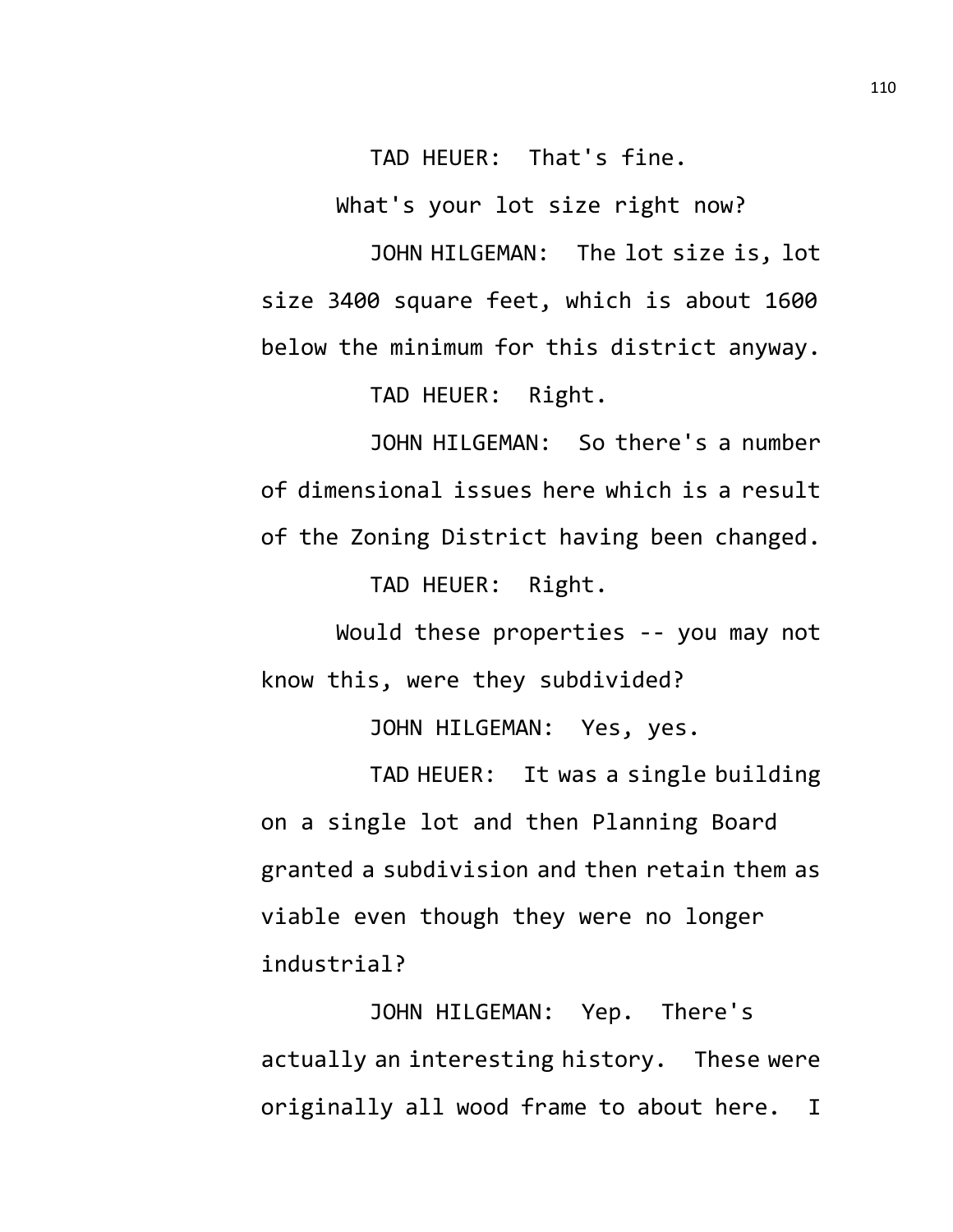TAD HEUER: That's fine.

What's your lot size right now?

JOHN HILGEMAN: The lot size is, lot size 3400 square feet, which is about 1600 below the minimum for this district anyway.

TAD HEUER: Right.

JOHN HILGEMAN: So there's a number of dimensional issues here which is a result of the Zoning District having been changed.

TAD HEUER: Right.

Would these properties -- you may not know this, were they subdivided?

JOHN HILGEMAN: Yes, yes.

TAD HEUER: It was a single building on a single lot and then Planning Board granted a subdivision and then retain them as viable even though they were no longer industrial?

JOHN HILGEMAN: Yep. There's actually an interesting history. These were originally all wood frame to about here. I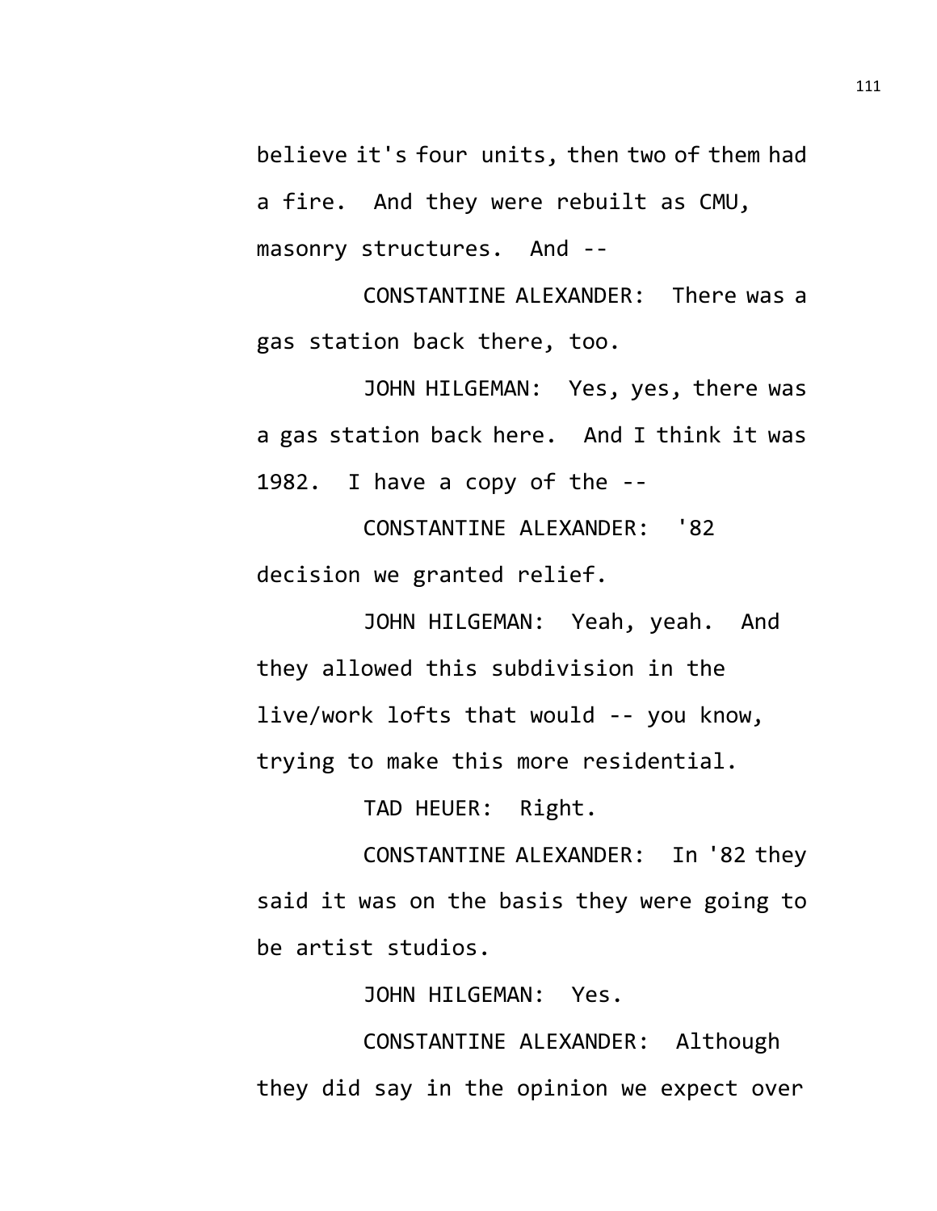believe it's four units, then two of them had a fire. And they were rebuilt as CMU, masonry structures. And --

CONSTANTINE ALEXANDER: There was a gas station back there, too.

JOHN HILGEMAN: Yes, yes, there was a gas station back here. And I think it was 1982. I have a copy of the --

CONSTANTINE ALEXANDER: '82 decision we granted relief.

JOHN HILGEMAN: Yeah, yeah. And they allowed this subdivision in the live/work lofts that would -- you know, trying to make this more residential.

TAD HEUER: Right.

CONSTANTINE ALEXANDER: In '82 they said it was on the basis they were going to be artist studios.

JOHN HILGEMAN: Yes.

CONSTANTINE ALEXANDER: Although they did say in the opinion we expect over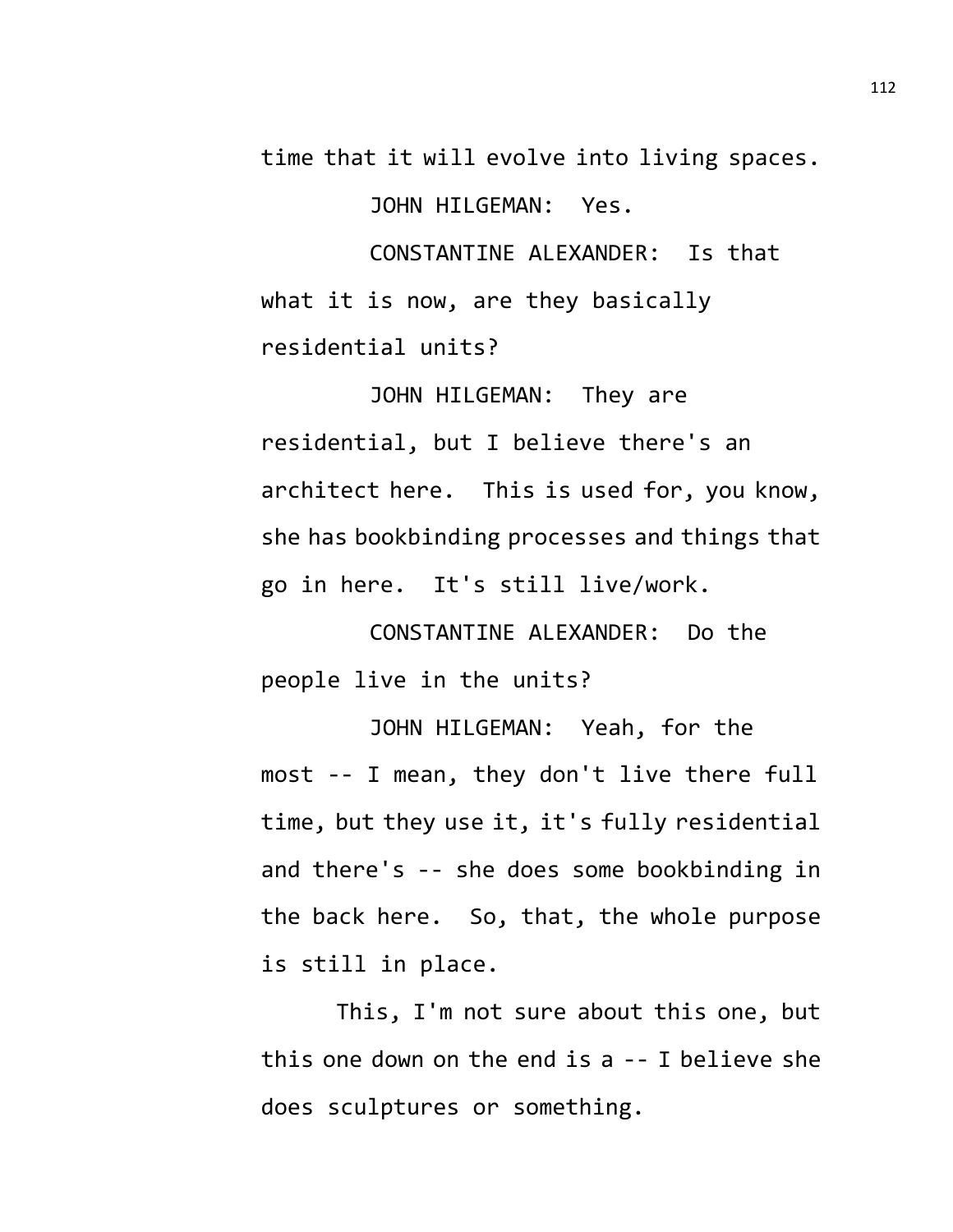time that it will evolve into living spaces.

JOHN HILGEMAN: Yes.

CONSTANTINE ALEXANDER: Is that what it is now, are they basically residential units?

JOHN HILGEMAN: They are residential, but I believe there's an architect here. This is used for, you know, she has bookbinding processes and things that go in here. It's still live/work.

CONSTANTINE ALEXANDER: Do the people live in the units?

JOHN HILGEMAN: Yeah, for the most -- I mean, they don't live there full time, but they use it, it's fully residential and there's -- she does some bookbinding in the back here. So, that, the whole purpose is still in place.

This, I'm not sure about this one, but this one down on the end is a -- I believe she does sculptures or something.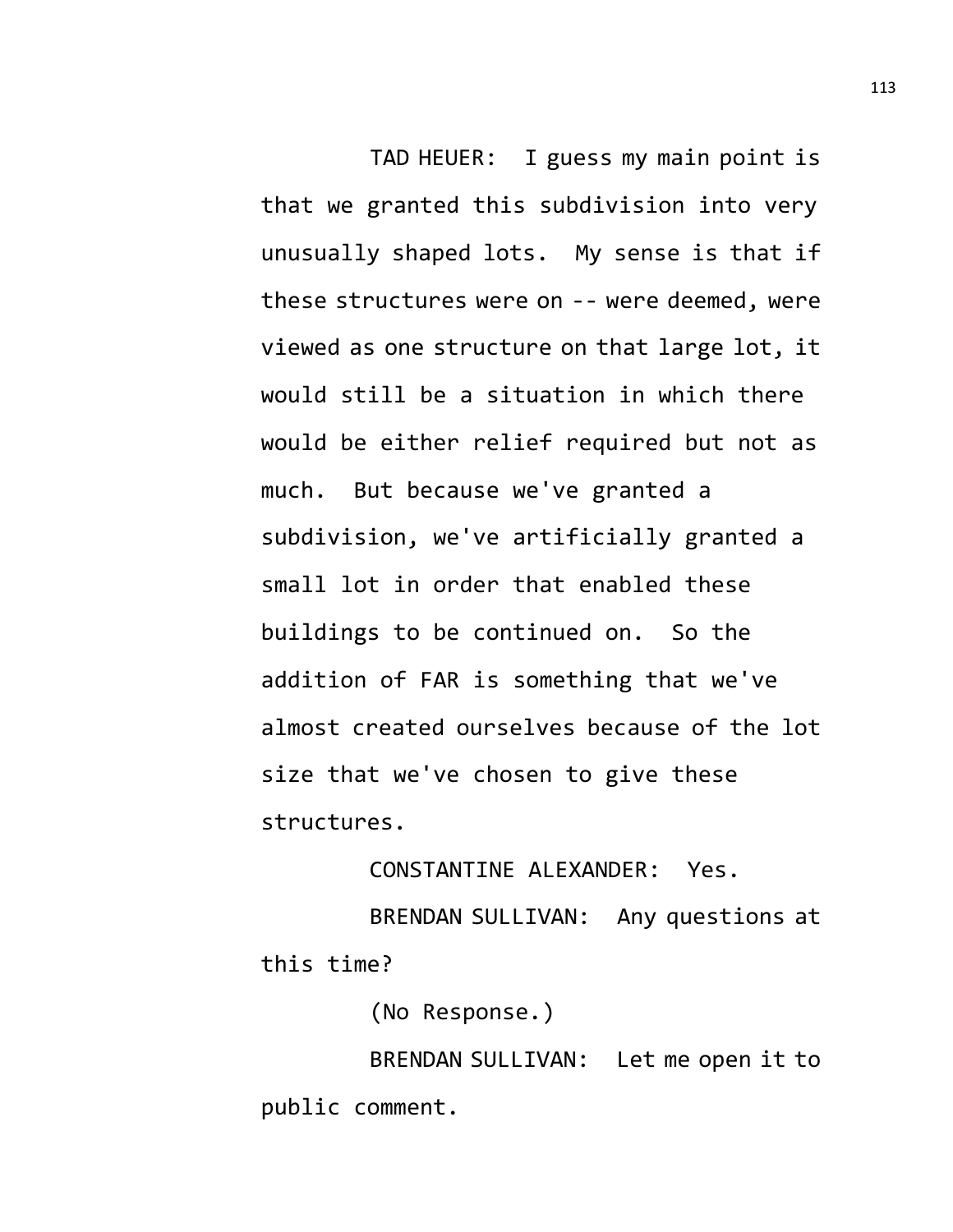TAD HEUER: I guess my main point is that we granted this subdivision into very unusually shaped lots. My sense is that if these structures were on -- were deemed, were viewed as one structure on that large lot, it would still be a situation in which there would be either relief required but not as much. But because we've granted a subdivision, we've artificially granted a small lot in order that enabled these buildings to be continued on. So the addition of FAR is something that we've almost created ourselves because of the lot size that we've chosen to give these structures.

CONSTANTINE ALEXANDER: Yes.

BRENDAN SULLIVAN: Any questions at this time?

(No Response.)

BRENDAN SULLIVAN: Let me open it to public comment.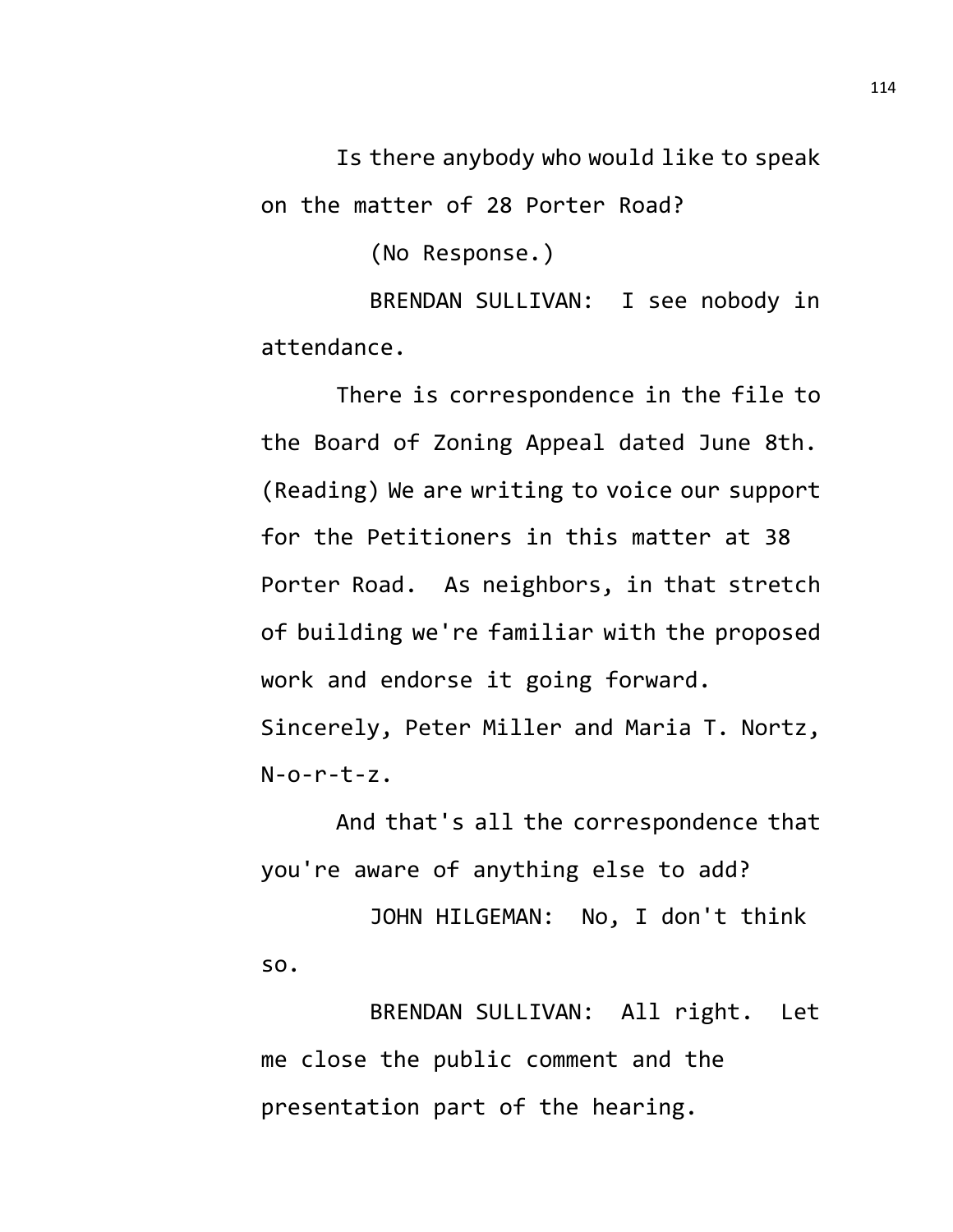Is there anybody who would like to speak on the matter of 28 Porter Road?

(No Response.)

BRENDAN SULLIVAN: I see nobody in attendance.

There is correspondence in the file to the Board of Zoning Appeal dated June 8th. (Reading) We are writing to voice our support for the Petitioners in this matter at 38 Porter Road. As neighbors, in that stretch of building we're familiar with the proposed work and endorse it going forward. Sincerely, Peter Miller and Maria T. Nortz, N-o-r-t-z.

And that's all the correspondence that you're aware of anything else to add?

JOHN HILGEMAN: No, I don't think so.

BRENDAN SULLIVAN: All right. Let me close the public comment and the presentation part of the hearing.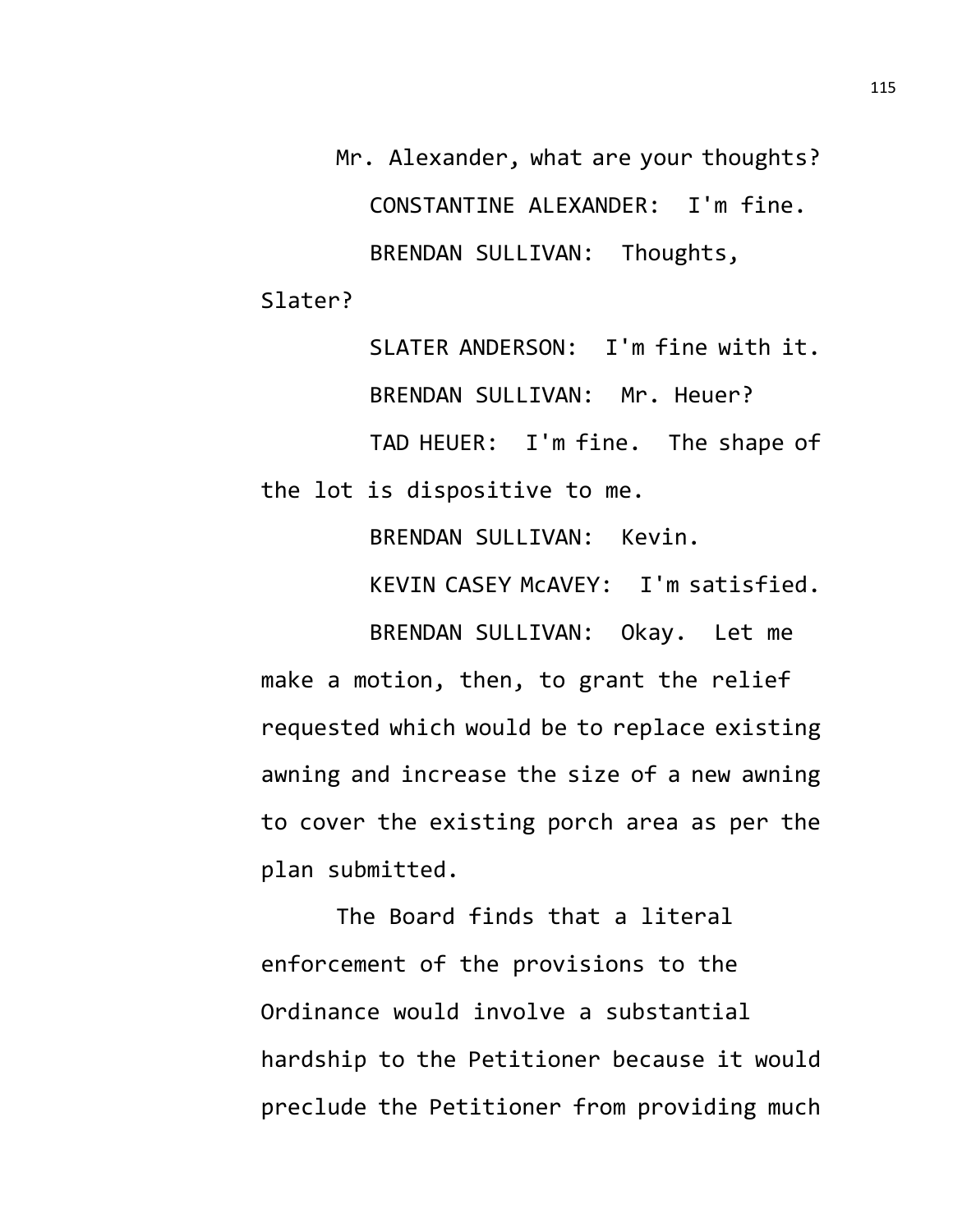Mr. Alexander, what are your thoughts?

CONSTANTINE ALEXANDER: I'm fine.

BRENDAN SULLIVAN: Thoughts, Slater?

SLATER ANDERSON: I'm fine with it.

BRENDAN SULLIVAN: Mr. Heuer?

TAD HEUER: I'm fine. The shape of the lot is dispositive to me.

BRENDAN SULLIVAN: Kevin.

KEVIN CASEY McAVEY: I'm satisfied.

BRENDAN SULLIVAN: Okay. Let me make a motion, then, to grant the relief requested which would be to replace existing awning and increase the size of a new awning to cover the existing porch area as per the plan submitted.

The Board finds that a literal enforcement of the provisions to the Ordinance would involve a substantial hardship to the Petitioner because it would preclude the Petitioner from providing much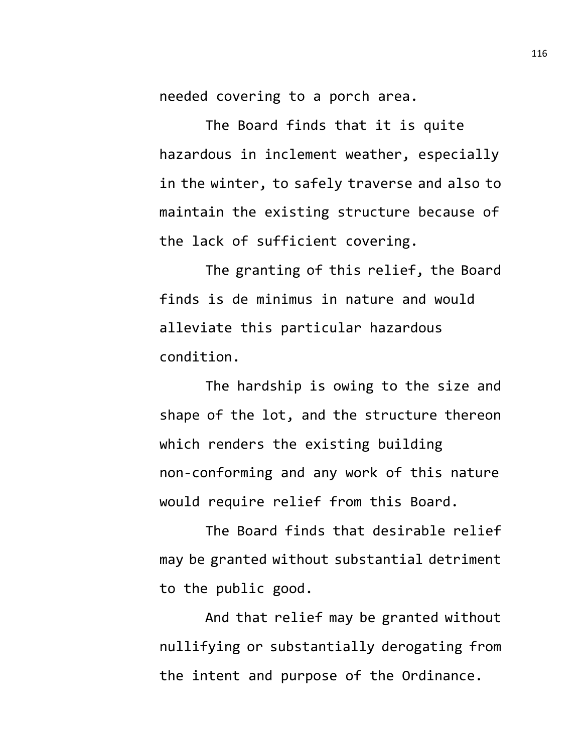needed covering to a porch area.

The Board finds that it is quite hazardous in inclement weather, especially in the winter, to safely traverse and also to maintain the existing structure because of the lack of sufficient covering.

The granting of this relief, the Board finds is de minimus in nature and would alleviate this particular hazardous condition.

The hardship is owing to the size and shape of the lot, and the structure thereon which renders the existing building non-conforming and any work of this nature would require relief from this Board.

The Board finds that desirable relief may be granted without substantial detriment to the public good.

And that relief may be granted without nullifying or substantially derogating from the intent and purpose of the Ordinance.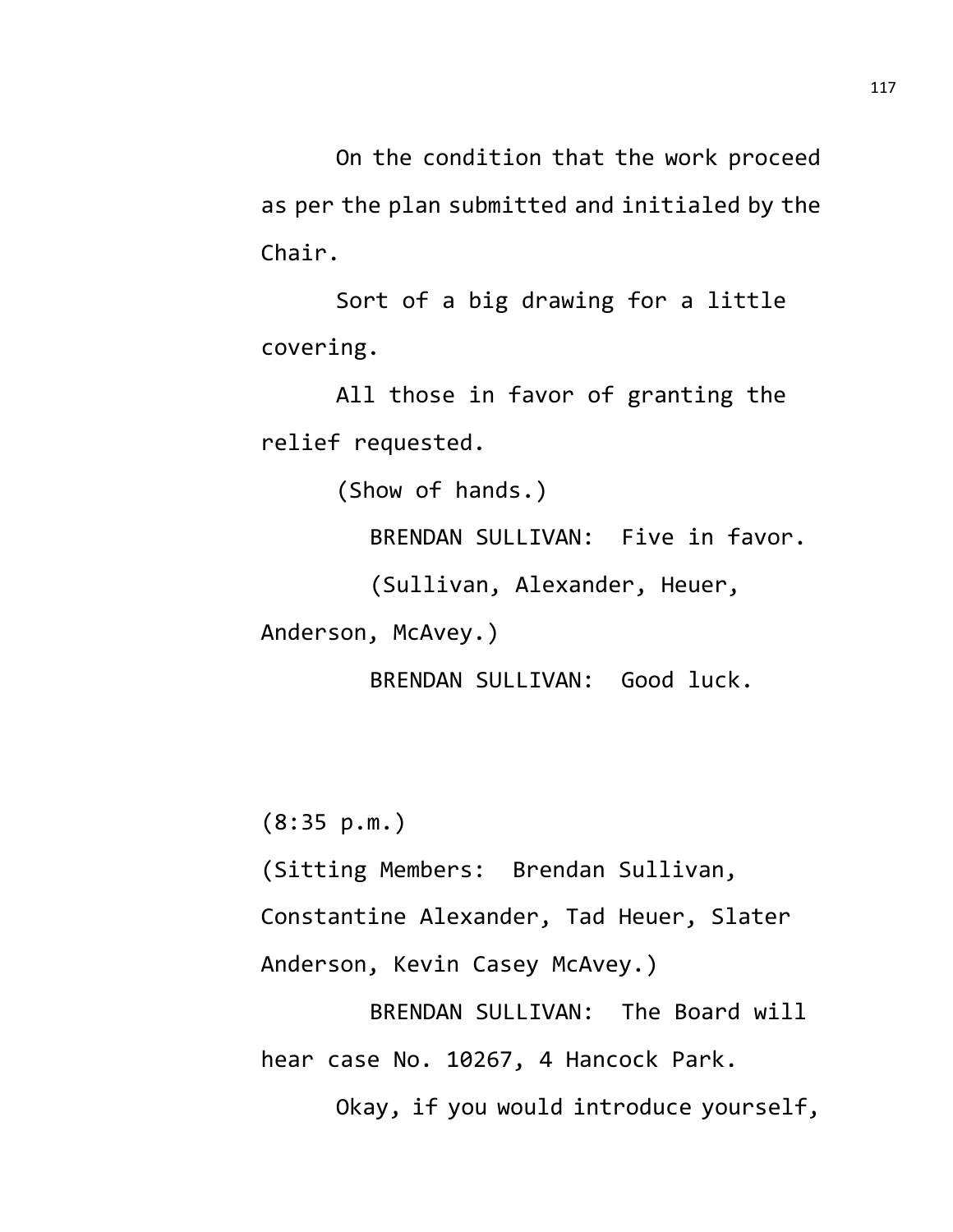On the condition that the work proceed as per the plan submitted and initialed by the Chair.

Sort of a big drawing for a little covering.

All those in favor of granting the relief requested.

(Show of hands.)

BRENDAN SULLIVAN: Five in favor.

(Sullivan, Alexander, Heuer, Anderson, McAvey.)

BRENDAN SULLIVAN: Good luck.

(8:35 p.m.)

(Sitting Members: Brendan Sullivan, Constantine Alexander, Tad Heuer, Slater Anderson, Kevin Casey McAvey.)

BRENDAN SULLIVAN: The Board will hear case No. 10267, 4 Hancock Park.

Okay, if you would introduce yourself,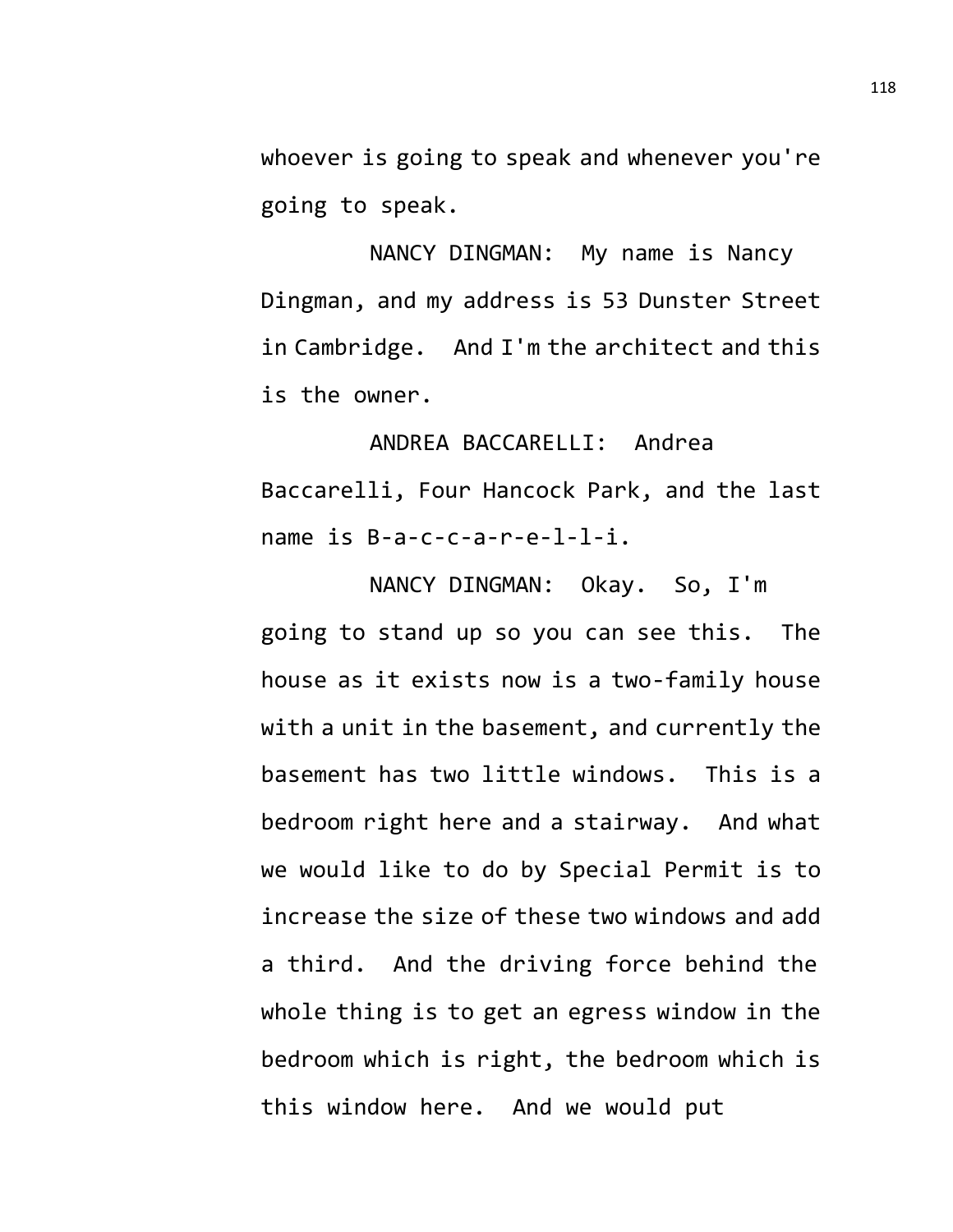whoever is going to speak and whenever you're going to speak.

NANCY DINGMAN: My name is Nancy Dingman, and my address is 53 Dunster Street in Cambridge. And I'm the architect and this is the owner.

ANDREA BACCARELLI: Andrea Baccarelli, Four Hancock Park, and the last name is B-a-c-c-a-r-e-l-l-i.

NANCY DINGMAN: Okay. So, I'm going to stand up so you can see this. The house as it exists now is a two-family house with a unit in the basement, and currently the basement has two little windows. This is a bedroom right here and a stairway. And what we would like to do by Special Permit is to increase the size of these two windows and add a third. And the driving force behind the whole thing is to get an egress window in the bedroom which is right, the bedroom which is this window here. And we would put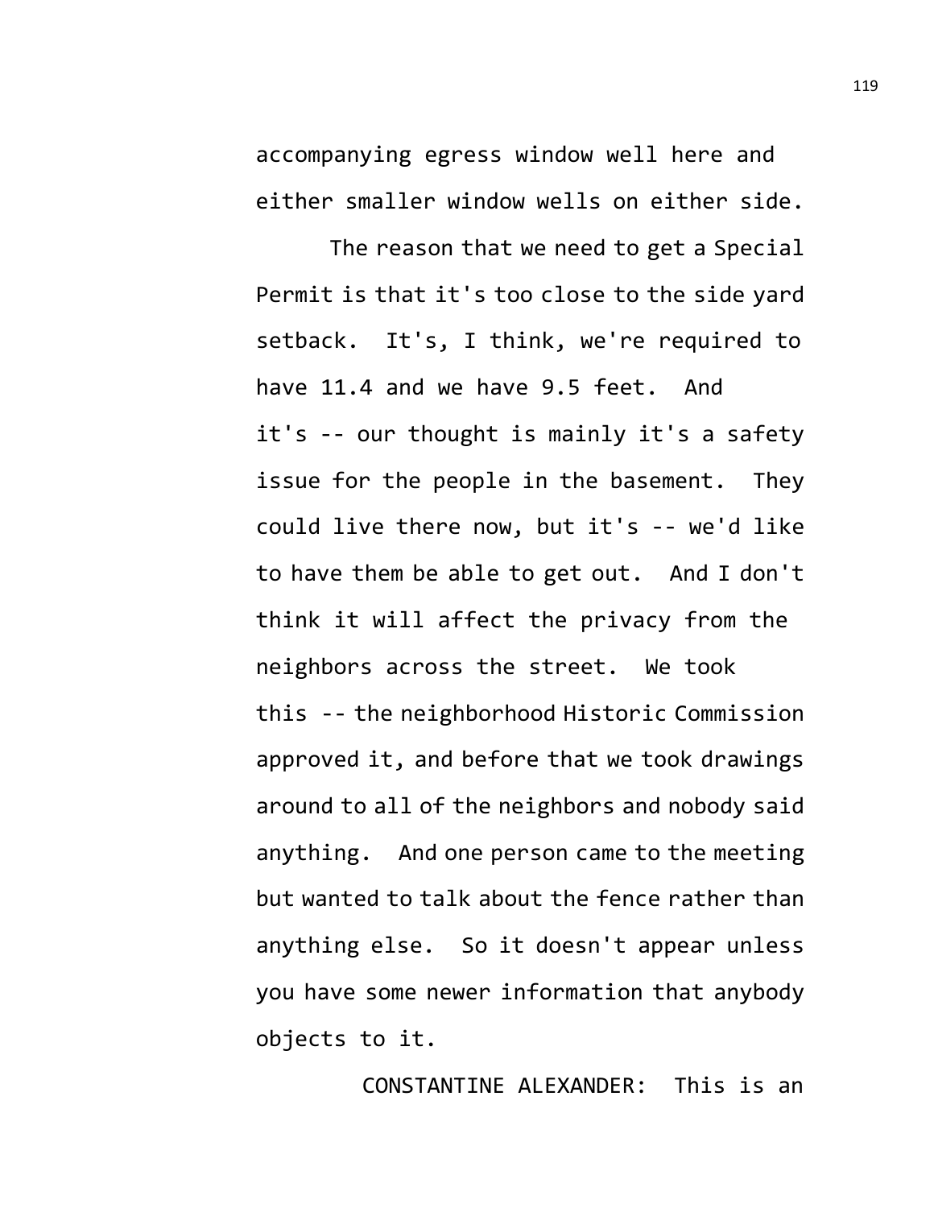accompanying egress window well here and either smaller window wells on either side.

The reason that we need to get a Special Permit is that it's too close to the side yard setback. It's, I think, we're required to have 11.4 and we have 9.5 feet. And it's -- our thought is mainly it's a safety issue for the people in the basement. They could live there now, but it's -- we'd like to have them be able to get out. And I don't think it will affect the privacy from the neighbors across the street. We took this -- the neighborhood Historic Commission approved it, and before that we took drawings around to all of the neighbors and nobody said anything. And one person came to the meeting but wanted to talk about the fence rather than anything else. So it doesn't appear unless you have some newer information that anybody objects to it.

CONSTANTINE ALEXANDER: This is an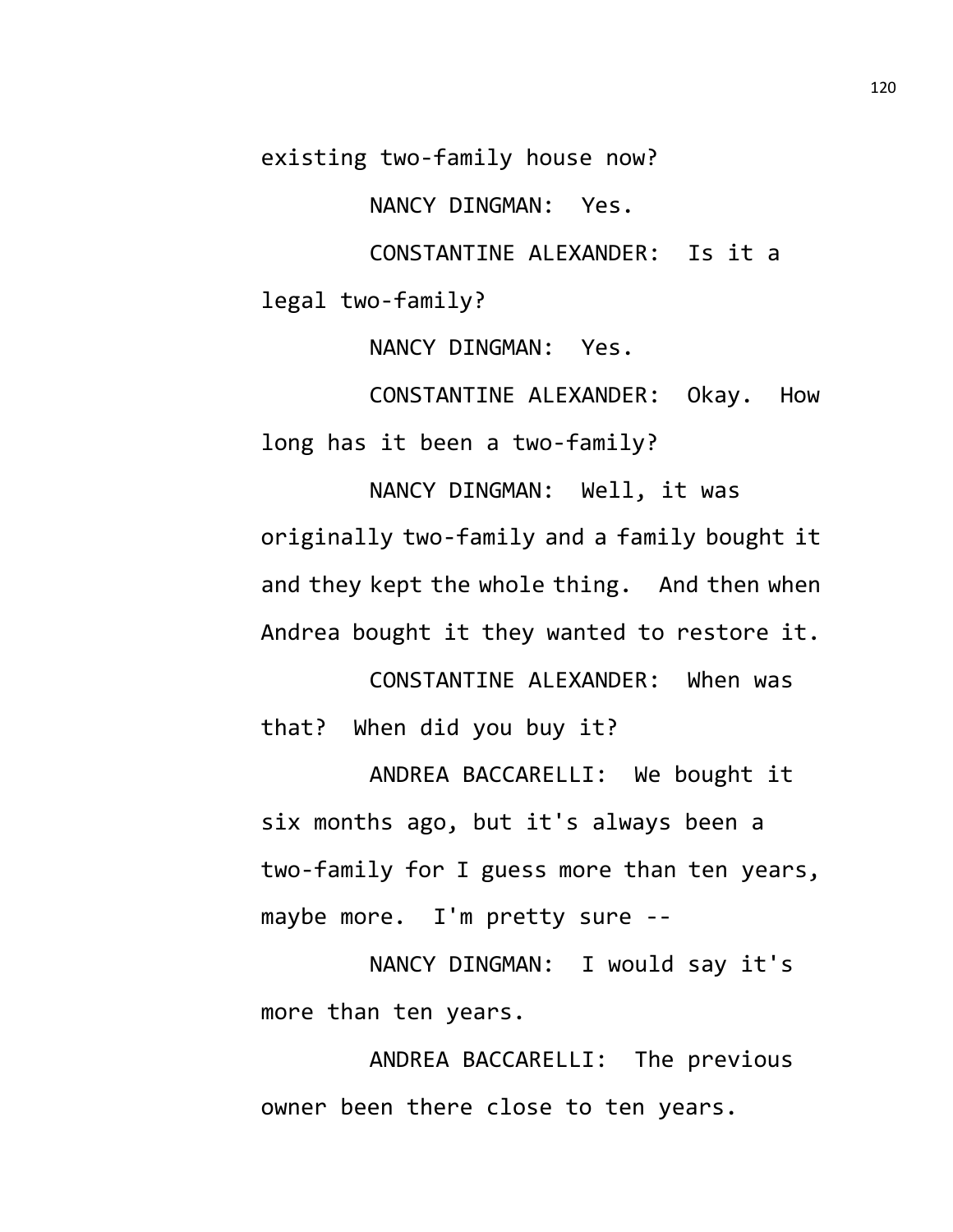existing two-family house now?

NANCY DINGMAN: Yes.

CONSTANTINE ALEXANDER: Is it a legal two-family?

NANCY DINGMAN: Yes.

CONSTANTINE ALEXANDER: Okay. How long has it been a two-family?

NANCY DINGMAN: Well, it was originally two-family and a family bought it and they kept the whole thing. And then when Andrea bought it they wanted to restore it.

CONSTANTINE ALEXANDER: When was that? When did you buy it?

ANDREA BACCARELLI: We bought it six months ago, but it's always been a two-family for I guess more than ten years, maybe more. I'm pretty sure --

NANCY DINGMAN: I would say it's more than ten years.

ANDREA BACCARELLI: The previous owner been there close to ten years.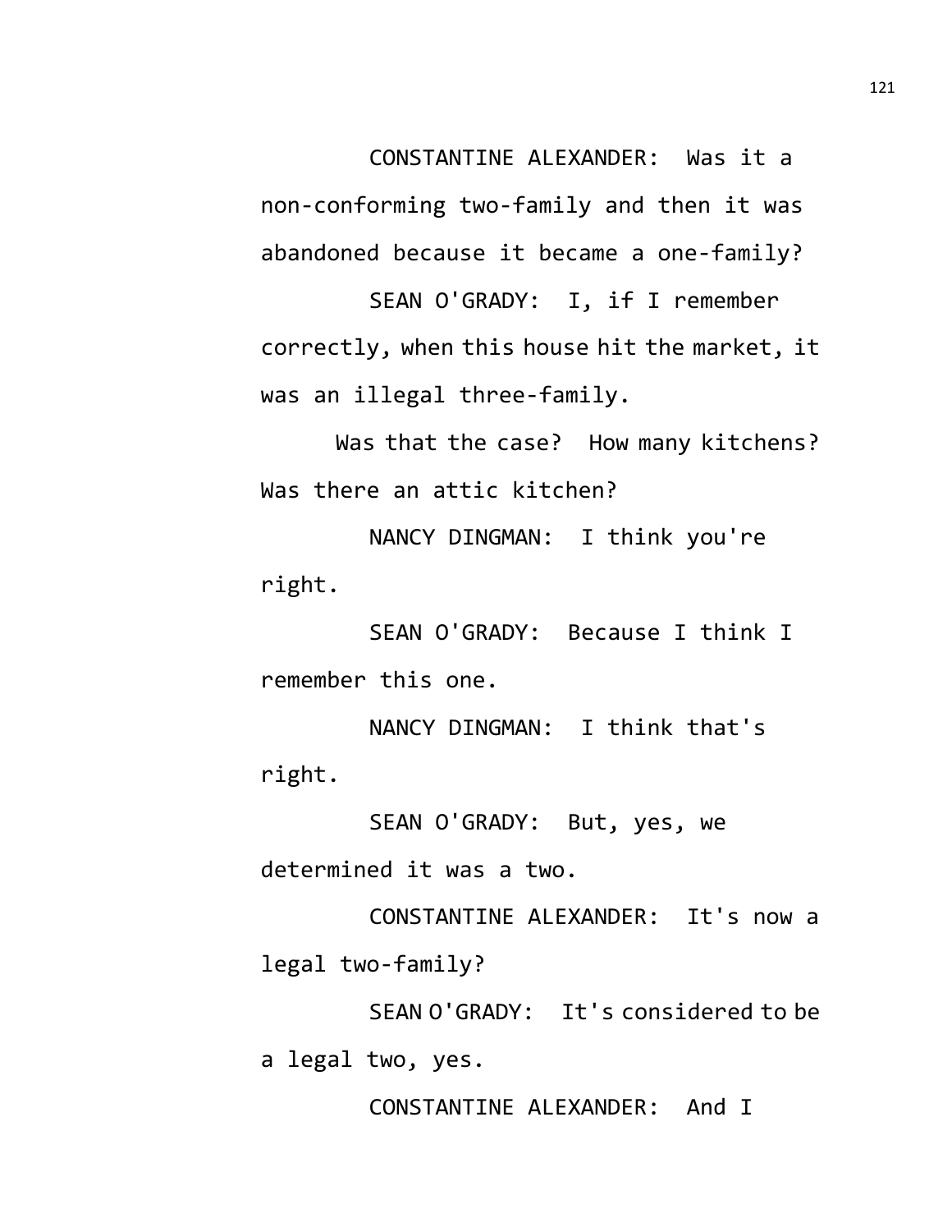CONSTANTINE ALEXANDER: Was it a non-conforming two-family and then it was abandoned because it became a one-family?

SEAN O'GRADY: I, if I remember correctly, when this house hit the market, it was an illegal three-family.

Was that the case? How many kitchens? Was there an attic kitchen?

NANCY DINGMAN: I think you're right.

SEAN O'GRADY: Because I think I remember this one.

NANCY DINGMAN: I think that's right.

SEAN O'GRADY: But, yes, we determined it was a two.

CONSTANTINE ALEXANDER: It's now a legal two-family?

SEAN O'GRADY: It's considered to be a legal two, yes.

CONSTANTINE ALEXANDER: And I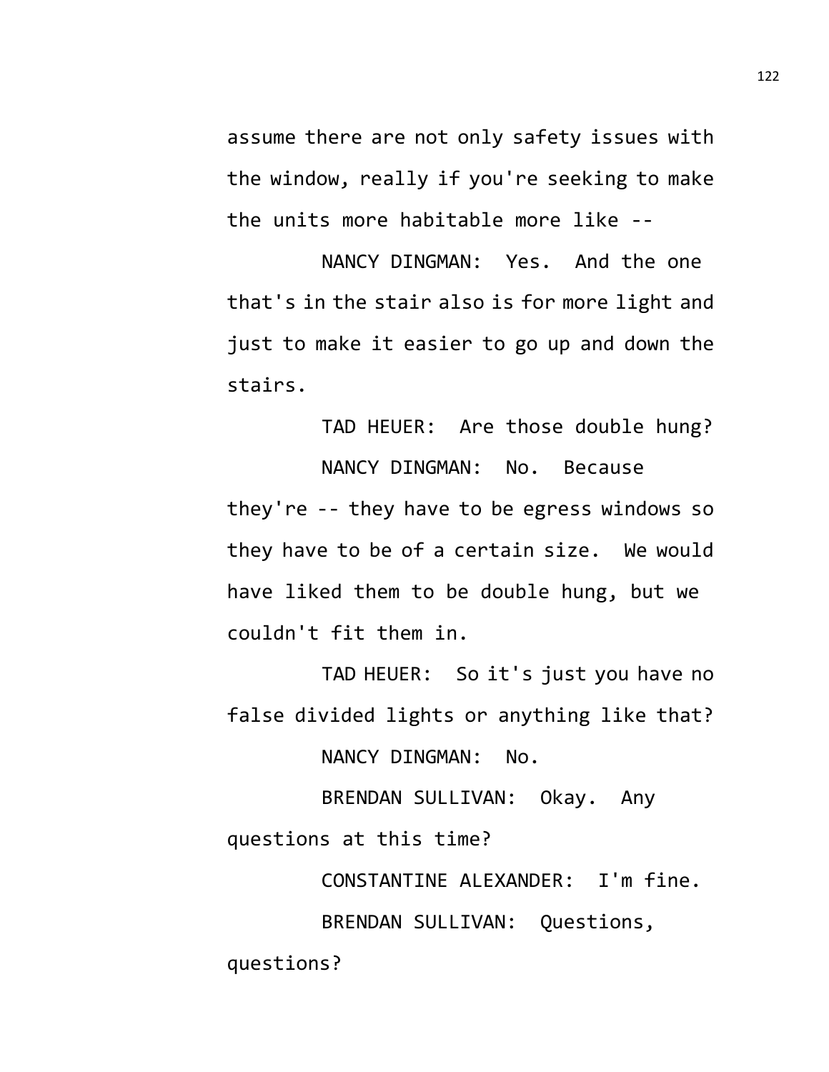assume there are not only safety issues with the window, really if you're seeking to make the units more habitable more like --

NANCY DINGMAN: Yes. And the one that's in the stair also is for more light and just to make it easier to go up and down the stairs.

TAD HEUER: Are those double hung?

NANCY DINGMAN: No. Because they're -- they have to be egress windows so they have to be of a certain size. We would have liked them to be double hung, but we couldn't fit them in.

TAD HEUER: So it's just you have no false divided lights or anything like that?

NANCY DINGMAN: No.

BRENDAN SULLIVAN: Okay. Any questions at this time?

CONSTANTINE ALEXANDER: I'm fine.

BRENDAN SULLIVAN: Questions, questions?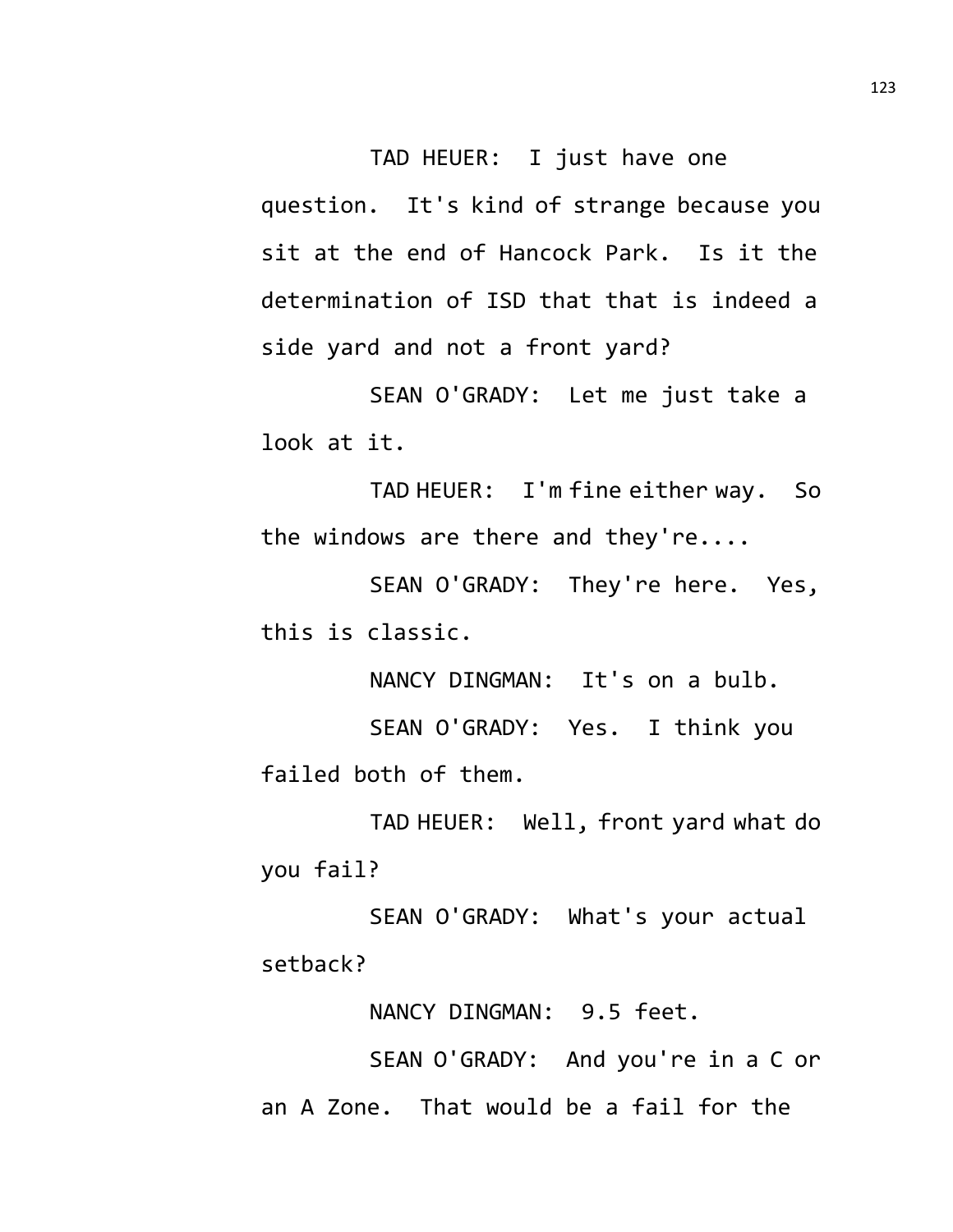TAD HEUER: I just have one question. It's kind of strange because you sit at the end of Hancock Park. Is it the determination of ISD that that is indeed a side yard and not a front yard?

SEAN O'GRADY: Let me just take a look at it.

TAD HEUER: I'm fine either way. So the windows are there and they're....

SEAN O'GRADY: They're here. Yes, this is classic.

NANCY DINGMAN: It's on a bulb.

SEAN O'GRADY: Yes. I think you failed both of them.

TAD HEUER: Well, front yard what do you fail?

SEAN O'GRADY: What's your actual setback?

NANCY DINGMAN: 9.5 feet.

SEAN O'GRADY: And you're in a C or an A Zone. That would be a fail for the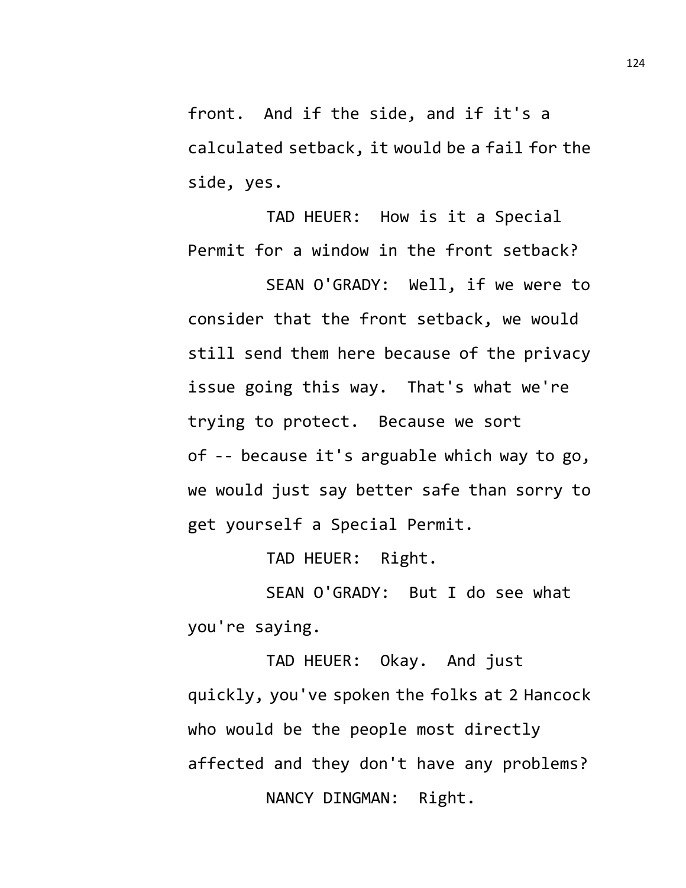front. And if the side, and if it's a calculated setback, it would be a fail for the side, yes.

TAD HEUER: How is it a Special Permit for a window in the front setback?

SEAN O'GRADY: Well, if we were to consider that the front setback, we would still send them here because of the privacy issue going this way. That's what we're trying to protect. Because we sort of -- because it's arguable which way to go, we would just say better safe than sorry to get yourself a Special Permit.

TAD HEUER: Right.

SEAN O'GRADY: But I do see what you're saying.

TAD HEUER: Okay. And just quickly, you've spoken the folks at 2 Hancock who would be the people most directly affected and they don't have any problems?

NANCY DINGMAN: Right.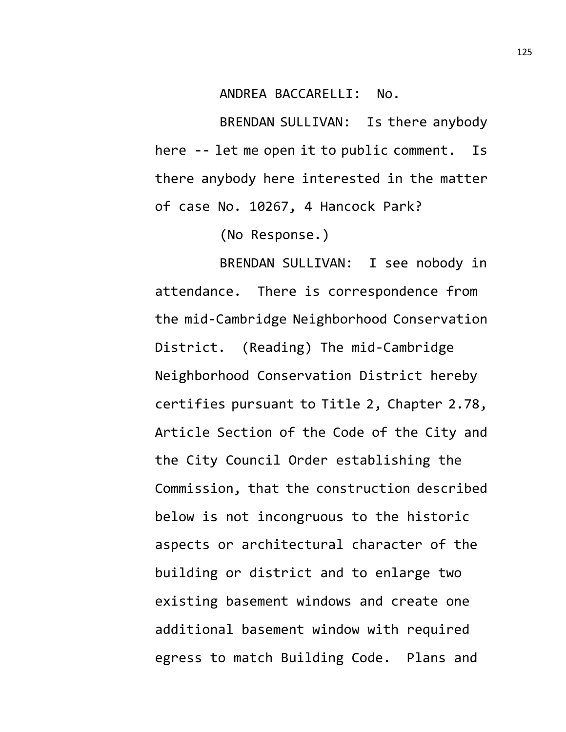ANDREA BACCARELLI: No.

BRENDAN SULLIVAN: Is there anybody here -- let me open it to public comment. Is there anybody here interested in the matter of case No. 10267, 4 Hancock Park?

(No Response.)

BRENDAN SULLIVAN: I see nobody in attendance. There is correspondence from the mid-Cambridge Neighborhood Conservation District. (Reading) The mid-Cambridge Neighborhood Conservation District hereby certifies pursuant to Title 2, Chapter 2.78, Article Section of the Code of the City and the City Council Order establishing the Commission, that the construction described below is not incongruous to the historic aspects or architectural character of the building or district and to enlarge two existing basement windows and create one additional basement window with required egress to match Building Code. Plans and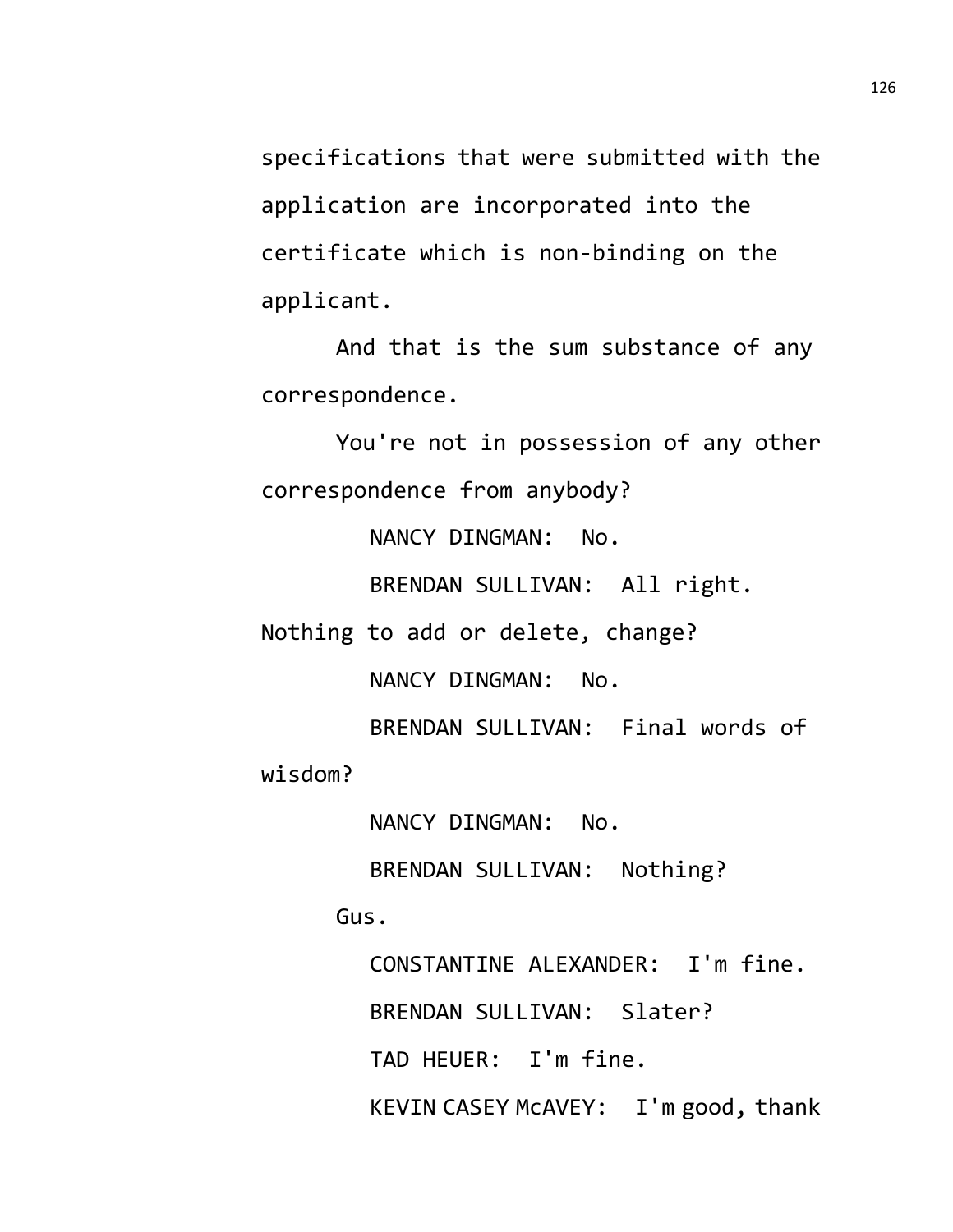specifications that were submitted with the application are incorporated into the certificate which is non-binding on the applicant.

And that is the sum substance of any correspondence.

You're not in possession of any other correspondence from anybody?

NANCY DINGMAN: No.

BRENDAN SULLIVAN: All right. Nothing to add or delete, change?

NANCY DINGMAN: No.

BRENDAN SULLIVAN: Final words of wisdom?

NANCY DINGMAN: No.

BRENDAN SULLIVAN: Nothing?

Gus.

CONSTANTINE ALEXANDER: I'm fine.

BRENDAN SULLIVAN: Slater?

TAD HEUER: I'm fine.

KEVIN CASEY McAVEY: I'm good, thank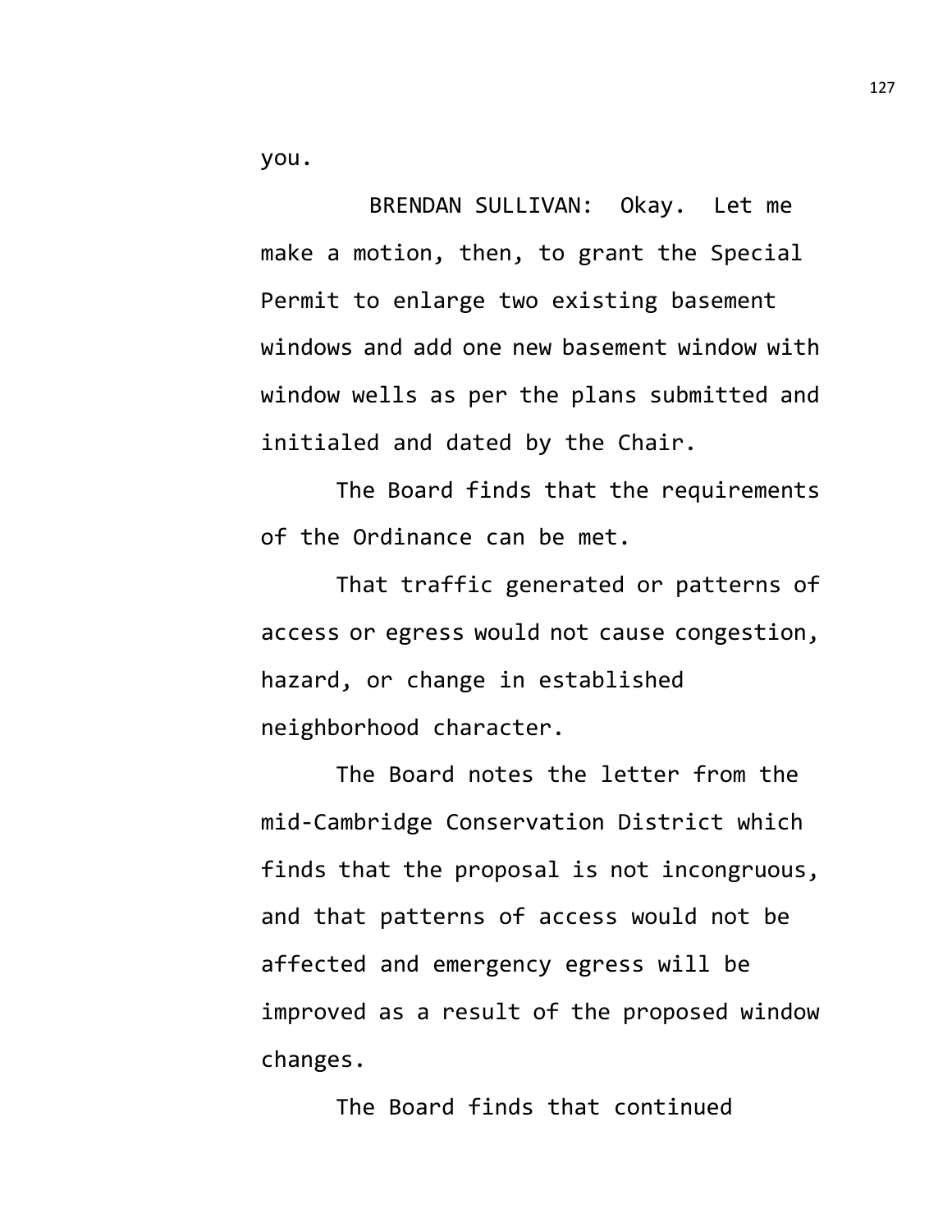you.

BRENDAN SULLIVAN: Okay. Let me make a motion, then, to grant the Special Permit to enlarge two existing basement windows and add one new basement window with window wells as per the plans submitted and initialed and dated by the Chair.

The Board finds that the requirements of the Ordinance can be met.

That traffic generated or patterns of access or egress would not cause congestion, hazard, or change in established neighborhood character.

The Board notes the letter from the mid-Cambridge Conservation District which finds that the proposal is not incongruous, and that patterns of access would not be affected and emergency egress will be improved as a result of the proposed window changes.

The Board finds that continued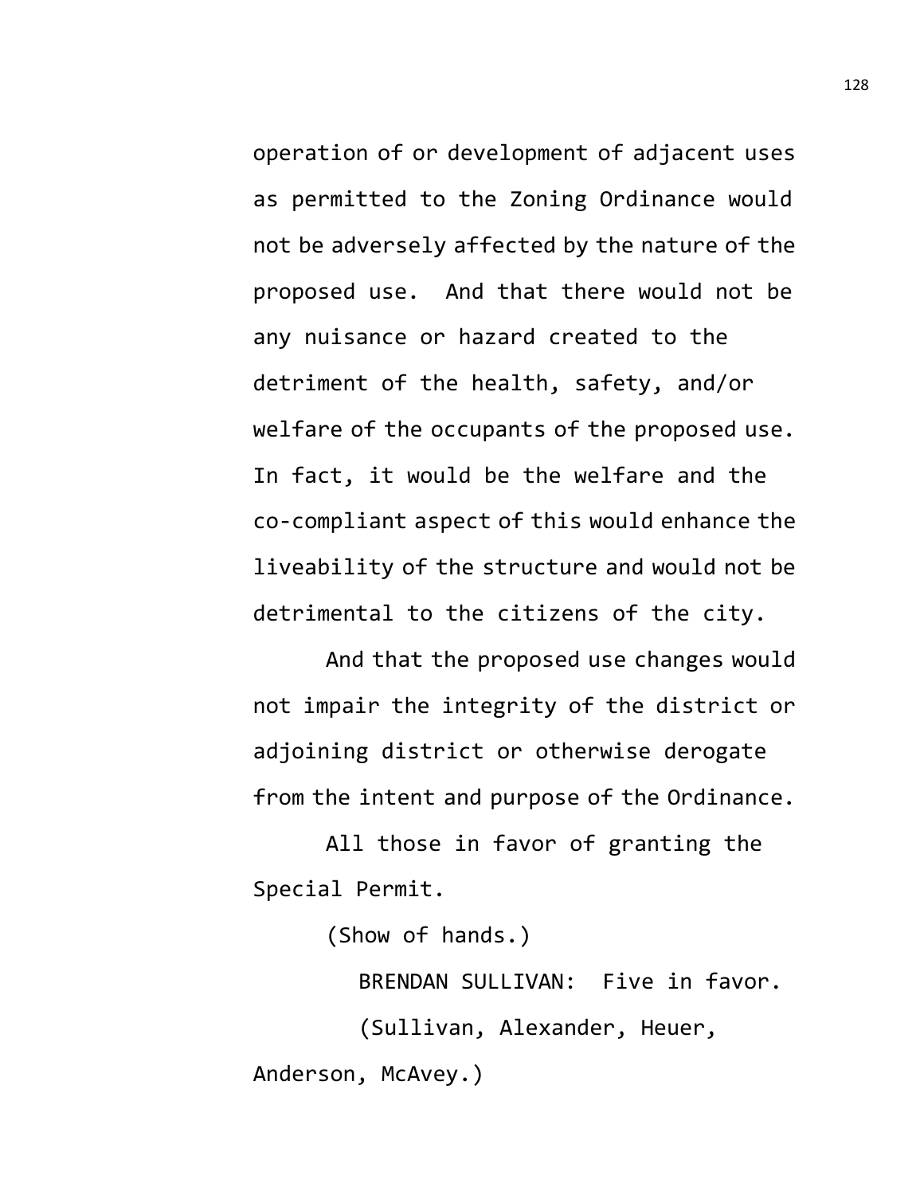operation of or development of adjacent uses as permitted to the Zoning Ordinance would not be adversely affected by the nature of the proposed use. And that there would not be any nuisance or hazard created to the detriment of the health, safety, and/or welfare of the occupants of the proposed use. In fact, it would be the welfare and the co-compliant aspect of this would enhance the liveability of the structure and would not be detrimental to the citizens of the city.

And that the proposed use changes would not impair the integrity of the district or adjoining district or otherwise derogate from the intent and purpose of the Ordinance.

All those in favor of granting the Special Permit.

(Show of hands.)

BRENDAN SULLIVAN: Five in favor.

(Sullivan, Alexander, Heuer, Anderson, McAvey.)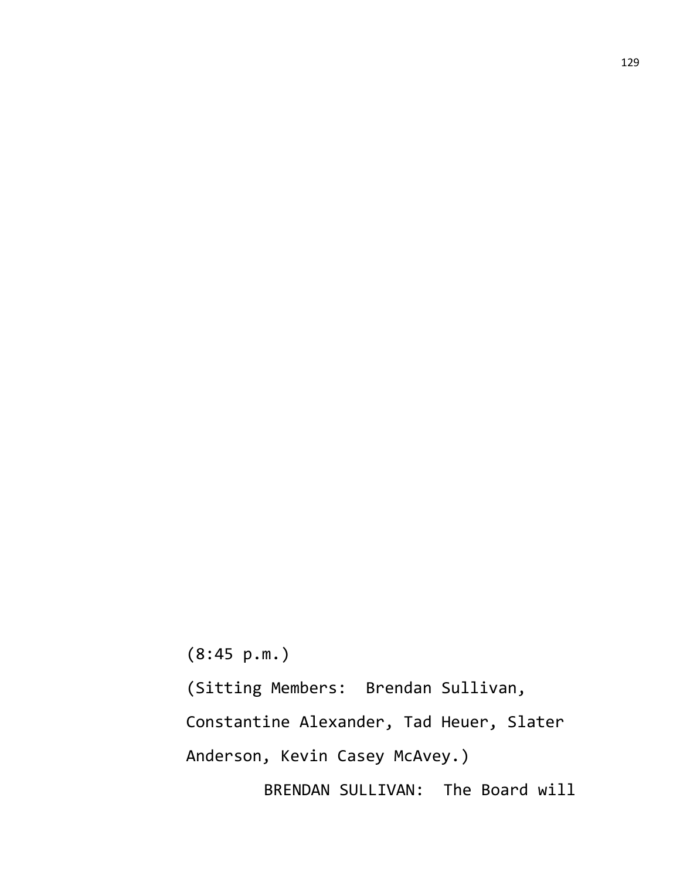(8:45 p.m.)

(Sitting Members: Brendan Sullivan, Constantine Alexander, Tad Heuer, Slater Anderson, Kevin Casey McAvey.)

BRENDAN SULLIVAN: The Board will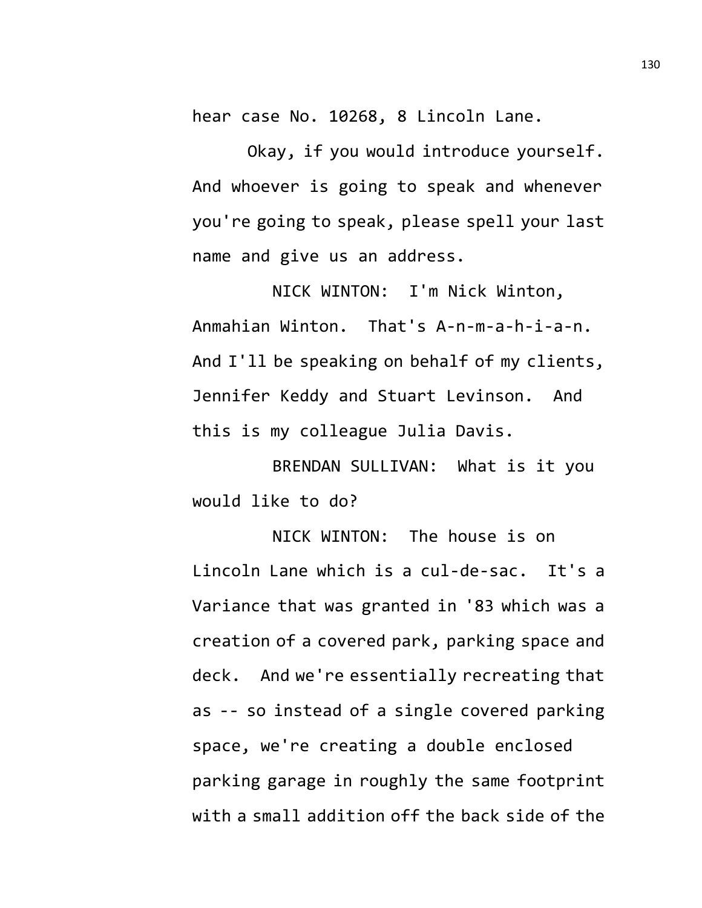hear case No. 10268, 8 Lincoln Lane.

Okay, if you would introduce yourself. And whoever is going to speak and whenever you're going to speak, please spell your last name and give us an address.

NICK WINTON: I'm Nick Winton, Anmahian Winton. That's A-n-m-a-h-i-a-n. And I'll be speaking on behalf of my clients, Jennifer Keddy and Stuart Levinson. And this is my colleague Julia Davis.

BRENDAN SULLIVAN: What is it you would like to do?

NICK WINTON: The house is on Lincoln Lane which is a cul-de-sac. It's a Variance that was granted in '83 which was a creation of a covered park, parking space and deck. And we're essentially recreating that as -- so instead of a single covered parking space, we're creating a double enclosed parking garage in roughly the same footprint with a small addition off the back side of the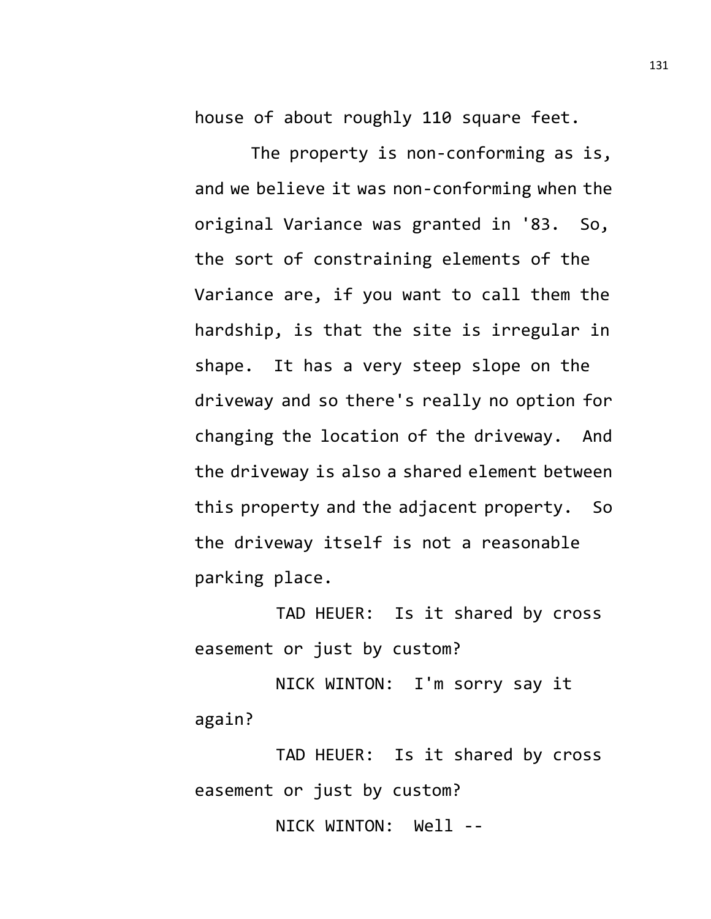house of about roughly 110 square feet.

The property is non-conforming as is, and we believe it was non-conforming when the original Variance was granted in '83. So, the sort of constraining elements of the Variance are, if you want to call them the hardship, is that the site is irregular in shape. It has a very steep slope on the driveway and so there's really no option for changing the location of the driveway. And the driveway is also a shared element between this property and the adjacent property. So the driveway itself is not a reasonable parking place.

TAD HEUER: Is it shared by cross easement or just by custom?

NICK WINTON: I'm sorry say it again?

TAD HEUER: Is it shared by cross easement or just by custom?

NICK WINTON: Well --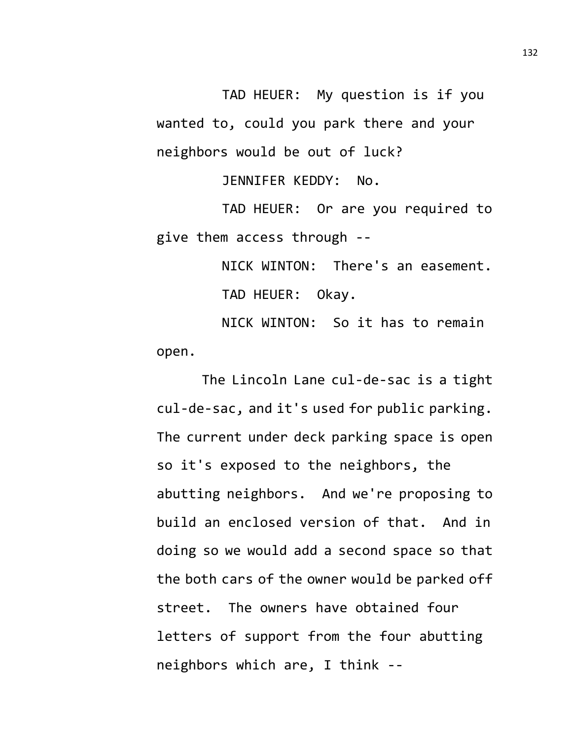TAD HEUER: My question is if you wanted to, could you park there and your neighbors would be out of luck?

JENNIFER KEDDY: No.

TAD HEUER: Or are you required to give them access through --

NICK WINTON: There's an easement.

TAD HEUER: Okay.

NICK WINTON: So it has to remain open.

The Lincoln Lane cul-de-sac is a tight cul-de-sac, and it's used for public parking. The current under deck parking space is open so it's exposed to the neighbors, the abutting neighbors. And we're proposing to build an enclosed version of that. And in doing so we would add a second space so that the both cars of the owner would be parked off street. The owners have obtained four letters of support from the four abutting neighbors which are, I think --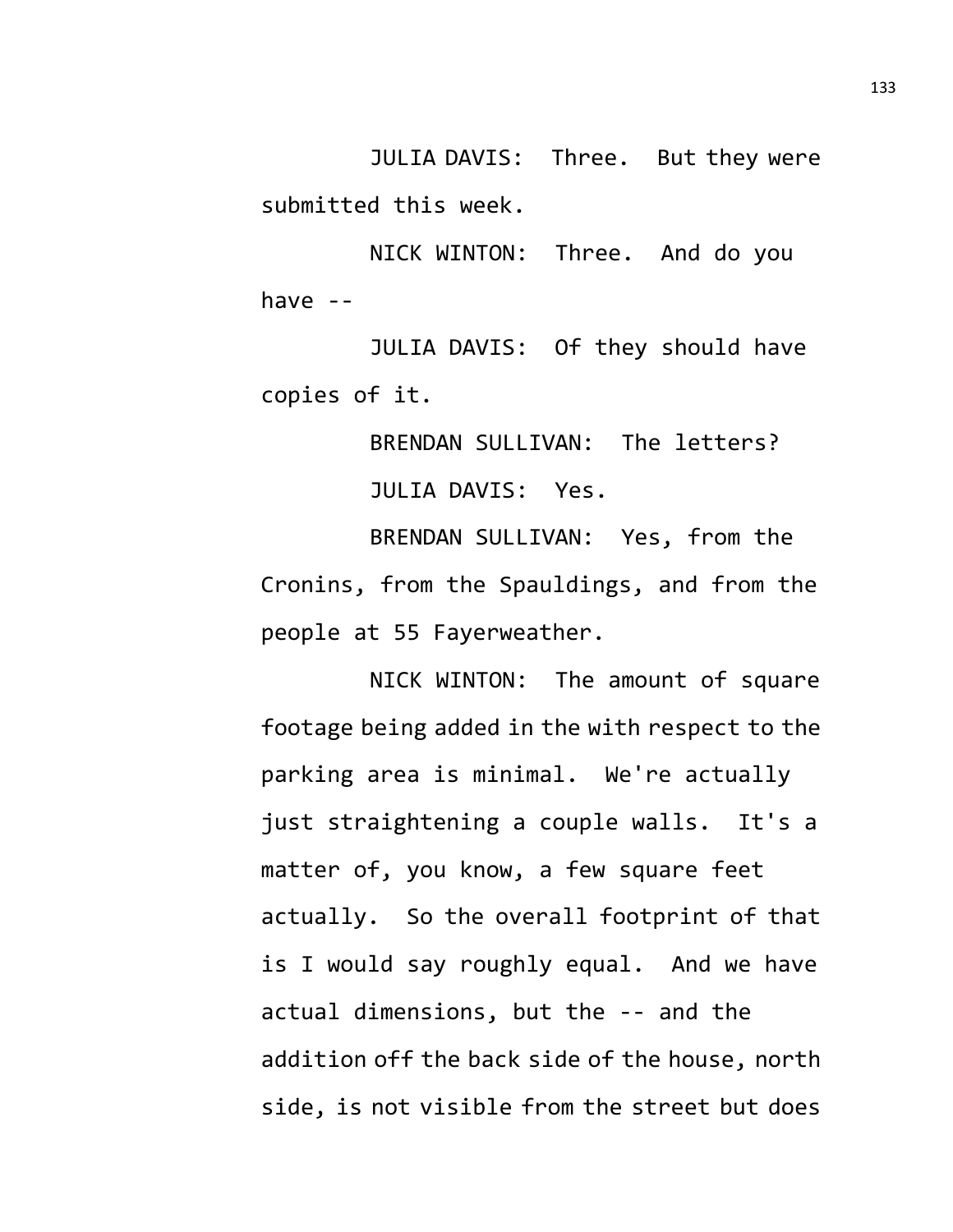JULIA DAVIS: Three. But they were submitted this week.

NICK WINTON: Three. And do you have --

JULIA DAVIS: Of they should have copies of it.

BRENDAN SULLIVAN: The letters?

JULIA DAVIS: Yes.

BRENDAN SULLIVAN: Yes, from the Cronins, from the Spauldings, and from the people at 55 Fayerweather.

NICK WINTON: The amount of square footage being added in the with respect to the parking area is minimal. We're actually just straightening a couple walls. It's a matter of, you know, a few square feet actually. So the overall footprint of that is I would say roughly equal. And we have actual dimensions, but the -- and the addition off the back side of the house, north side, is not visible from the street but does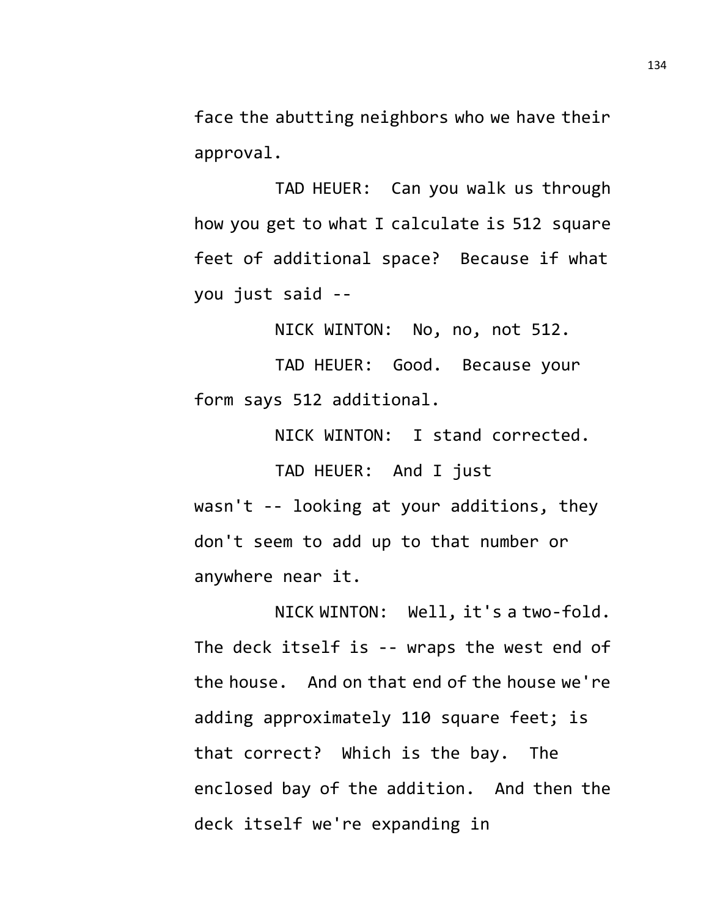face the abutting neighbors who we have their approval.

TAD HEUER: Can you walk us through how you get to what I calculate is 512 square feet of additional space? Because if what you just said --

NICK WINTON: No, no, not 512.

TAD HEUER: Good. Because your form says 512 additional.

NICK WINTON: I stand corrected.

TAD HEUER: And I just wasn't -- looking at your additions, they don't seem to add up to that number or anywhere near it.

NICK WINTON: Well, it's a two-fold. The deck itself is -- wraps the west end of the house. And on that end of the house we're adding approximately 110 square feet; is that correct? Which is the bay. The enclosed bay of the addition. And then the deck itself we're expanding in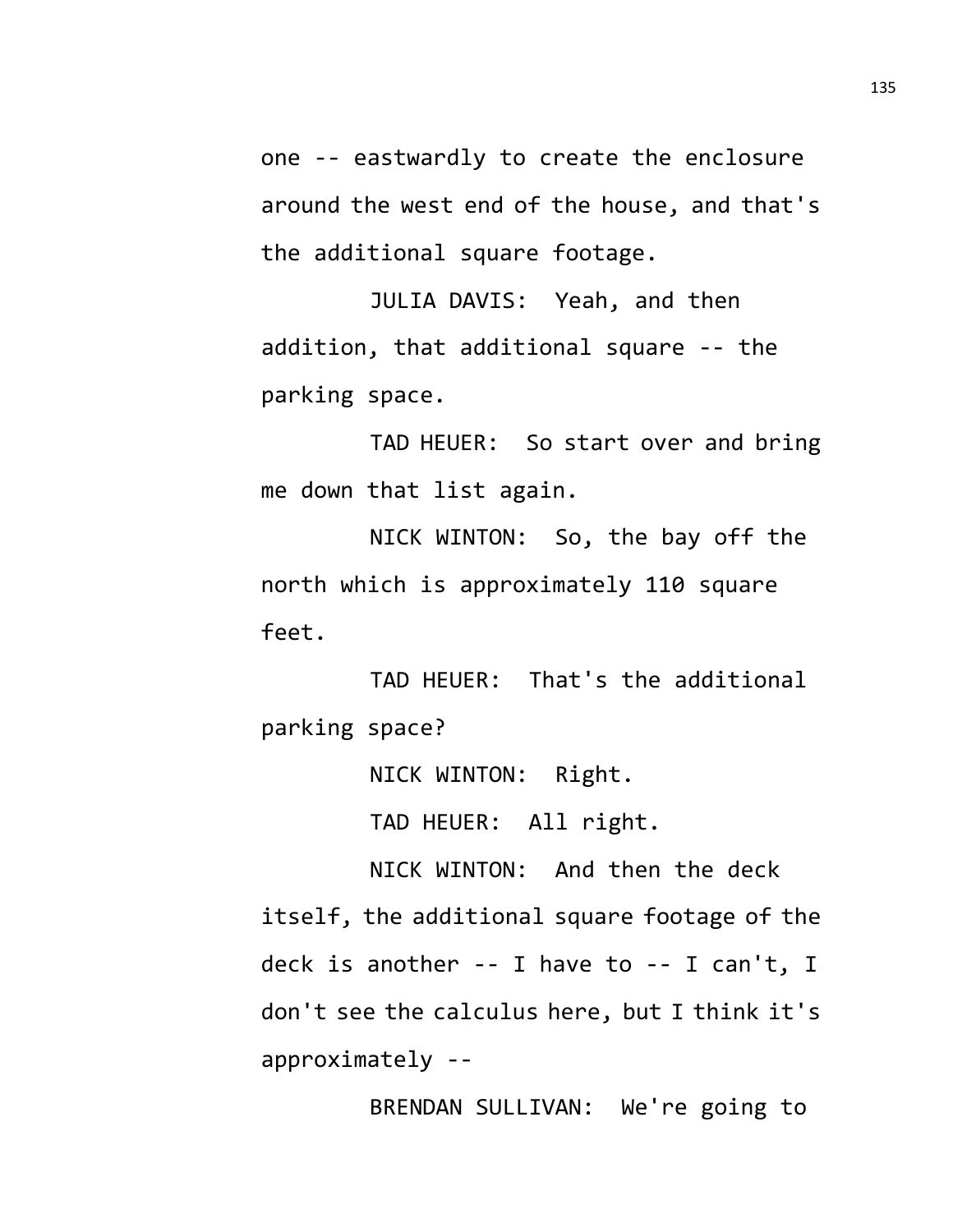one -- eastwardly to create the enclosure around the west end of the house, and that's the additional square footage.

JULIA DAVIS: Yeah, and then addition, that additional square -- the parking space.

TAD HEUER: So start over and bring me down that list again.

NICK WINTON: So, the bay off the north which is approximately 110 square feet.

TAD HEUER: That's the additional parking space?

NICK WINTON: Right.

TAD HEUER: All right.

NICK WINTON: And then the deck itself, the additional square footage of the deck is another -- I have to -- I can't, I don't see the calculus here, but I think it's approximately --

BRENDAN SULLIVAN: We're going to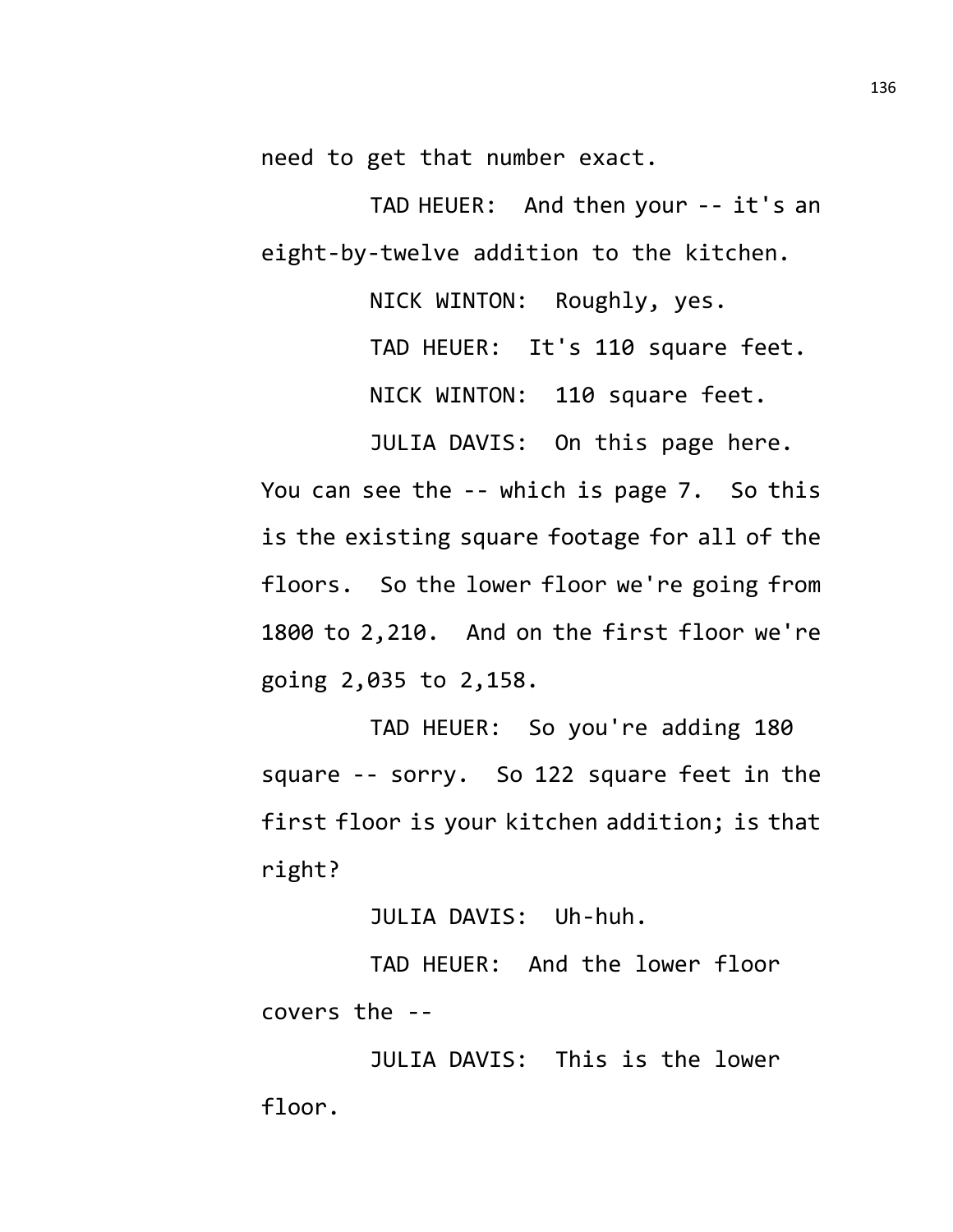need to get that number exact.

TAD HEUER: And then your -- it's an eight-by-twelve addition to the kitchen.

NICK WINTON: Roughly, yes.

TAD HEUER: It's 110 square feet.

NICK WINTON: 110 square feet.

JULIA DAVIS: On this page here. You can see the -- which is page 7. So this is the existing square footage for all of the floors. So the lower floor we're going from 1800 to 2,210. And on the first floor we're going 2,035 to 2,158.

TAD HEUER: So you're adding 180 square -- sorry. So 122 square feet in the first floor is your kitchen addition; is that right?

JULIA DAVIS: Uh-huh.

TAD HEUER: And the lower floor covers the --

JULIA DAVIS: This is the lower floor.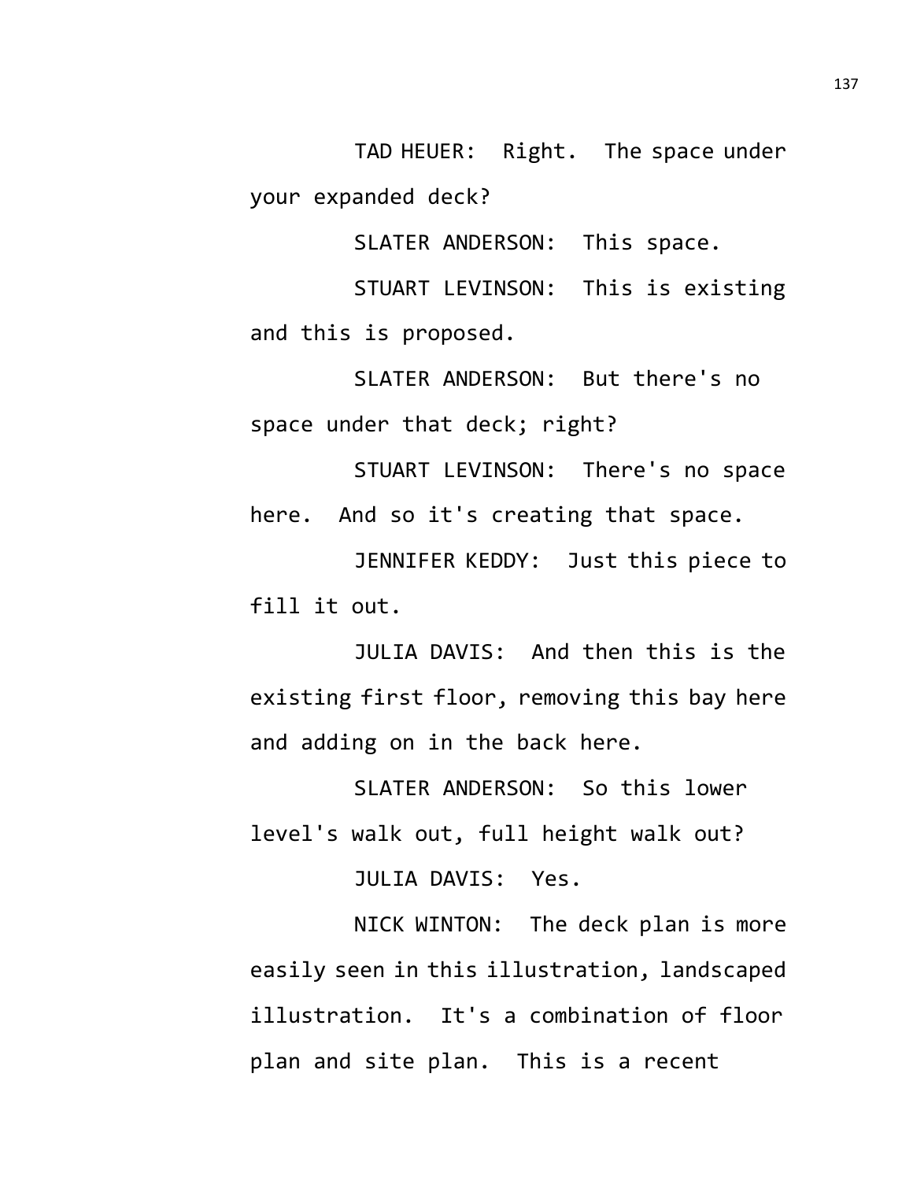TAD HEUER: Right. The space under your expanded deck?

SLATER ANDERSON: This space.

STUART LEVINSON: This is existing and this is proposed.

SLATER ANDERSON: But there's no space under that deck; right?

STUART LEVINSON: There's no space here. And so it's creating that space.

JENNIFER KEDDY: Just this piece to fill it out.

JULIA DAVIS: And then this is the existing first floor, removing this bay here and adding on in the back here.

SLATER ANDERSON: So this lower level's walk out, full height walk out?

JULIA DAVIS: Yes.

NICK WINTON: The deck plan is more easily seen in this illustration, landscaped illustration. It's a combination of floor plan and site plan. This is a recent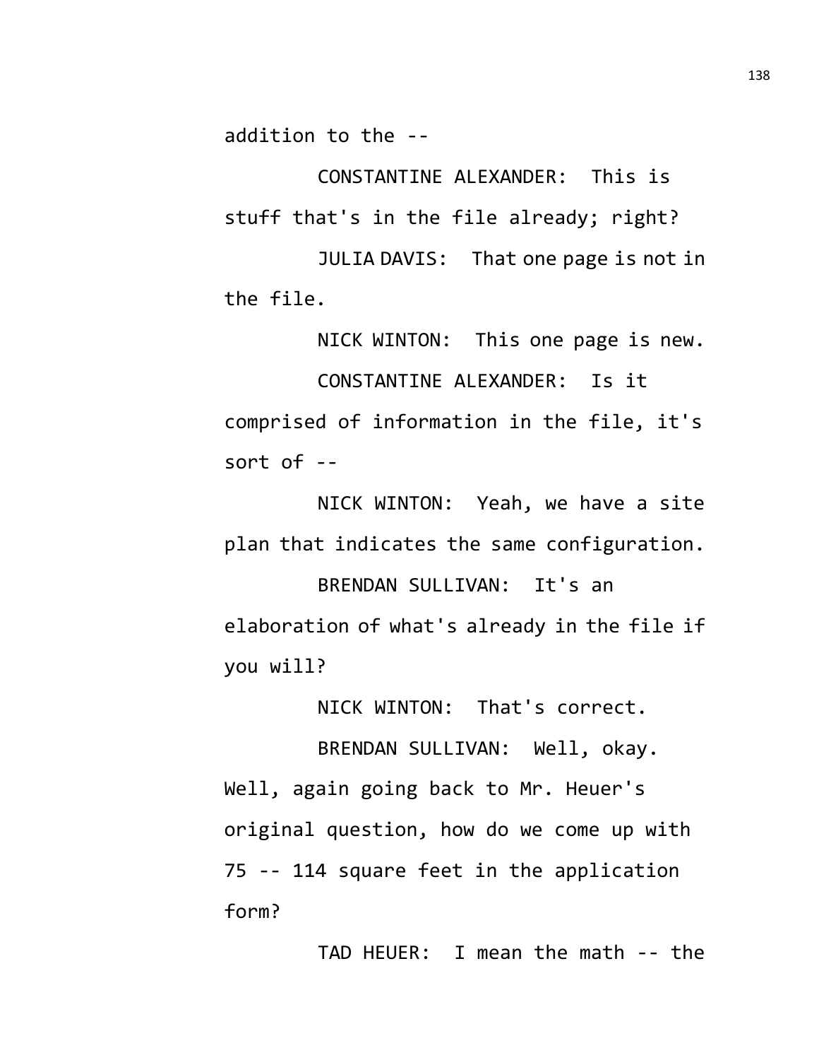addition to the --

CONSTANTINE ALEXANDER: This is stuff that's in the file already; right?

JULIA DAVIS: That one page is not in the file.

NICK WINTON: This one page is new.

CONSTANTINE ALEXANDER: Is it comprised of information in the file, it's sort of --

NICK WINTON: Yeah, we have a site plan that indicates the same configuration.

BRENDAN SULLIVAN: It's an elaboration of what's already in the file if you will?

NICK WINTON: That's correct.

BRENDAN SULLIVAN: Well, okay. Well, again going back to Mr. Heuer's original question, how do we come up with 75 -- 114 square feet in the application form?

TAD HEUER: I mean the math -- the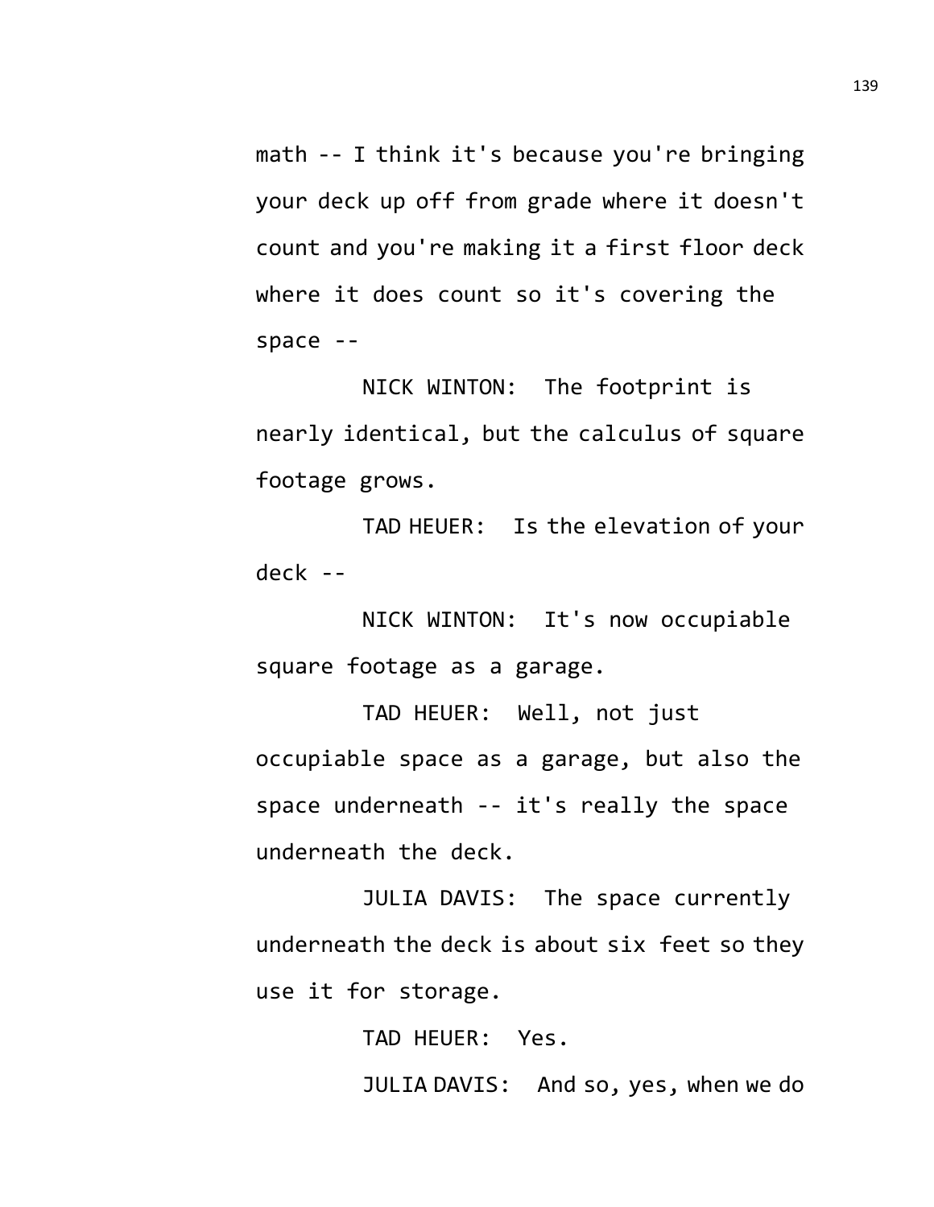math -- I think it's because you're bringing your deck up off from grade where it doesn't count and you're making it a first floor deck where it does count so it's covering the space --

NICK WINTON: The footprint is nearly identical, but the calculus of square footage grows.

TAD HEUER: Is the elevation of your deck --

NICK WINTON: It's now occupiable square footage as a garage.

TAD HEUER: Well, not just occupiable space as a garage, but also the space underneath -- it's really the space underneath the deck.

JULIA DAVIS: The space currently underneath the deck is about six feet so they use it for storage.

TAD HEUER: Yes.

JULIA DAVIS: And so, yes, when we do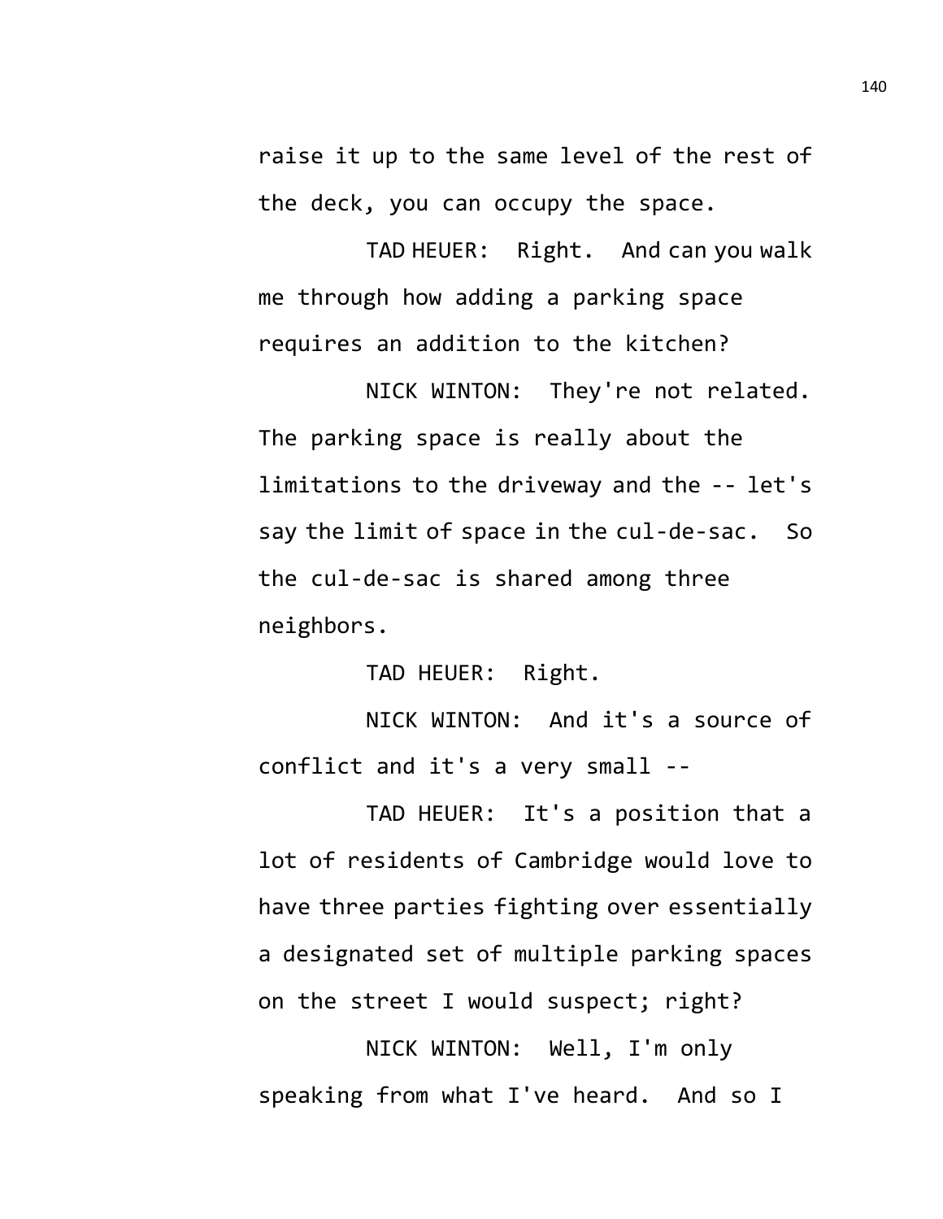raise it up to the same level of the rest of the deck, you can occupy the space.

TAD HEUER: Right. And can you walk me through how adding a parking space requires an addition to the kitchen?

NICK WINTON: They're not related. The parking space is really about the limitations to the driveway and the -- let's say the limit of space in the cul-de-sac. So the cul-de-sac is shared among three neighbors.

TAD HEUER: Right.

NICK WINTON: And it's a source of conflict and it's a very small --

TAD HEUER: It's a position that a lot of residents of Cambridge would love to have three parties fighting over essentially a designated set of multiple parking spaces on the street I would suspect; right?

NICK WINTON: Well, I'm only speaking from what I've heard. And so I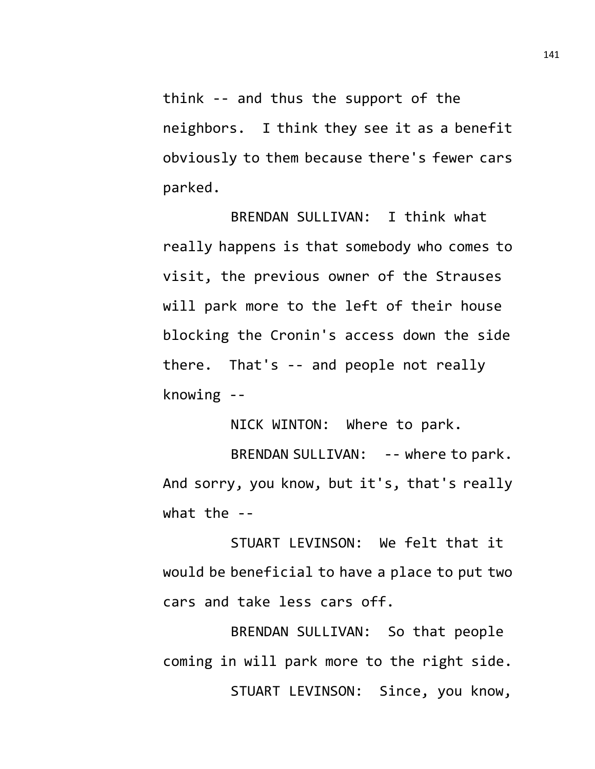think -- and thus the support of the neighbors. I think they see it as a benefit obviously to them because there's fewer cars parked.

BRENDAN SULLIVAN: I think what really happens is that somebody who comes to visit, the previous owner of the Strauses will park more to the left of their house blocking the Cronin's access down the side there. That's -- and people not really knowing --

NICK WINTON: Where to park.

BRENDAN SULLIVAN: -- where to park. And sorry, you know, but it's, that's really what the --

STUART LEVINSON: We felt that it would be beneficial to have a place to put two cars and take less cars off.

BRENDAN SULLIVAN: So that people coming in will park more to the right side.

STUART LEVINSON: Since, you know,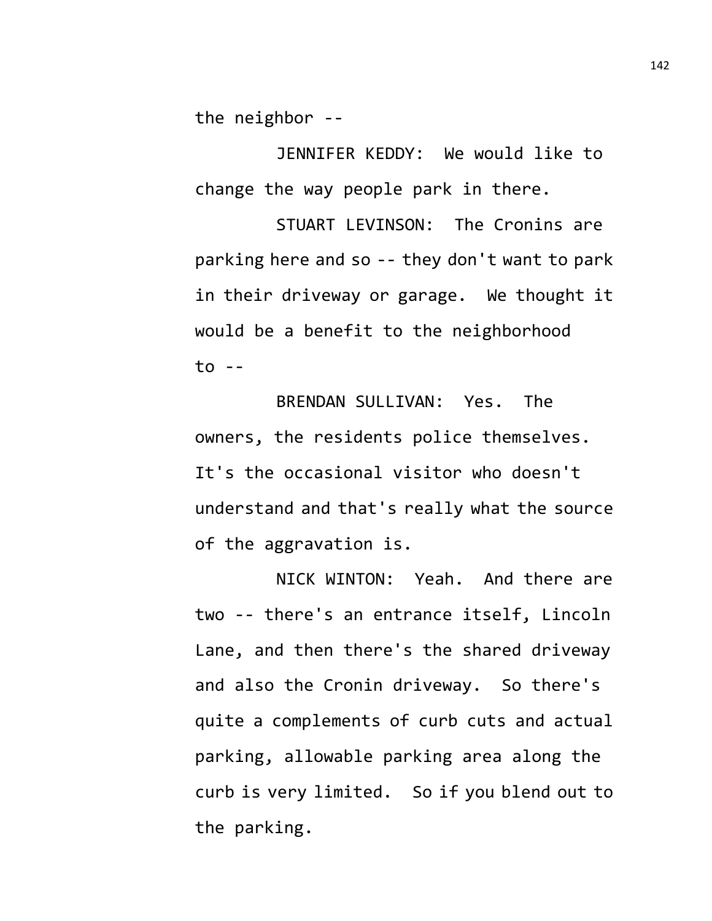the neighbor --

JENNIFER KEDDY: We would like to change the way people park in there.

STUART LEVINSON: The Cronins are parking here and so -- they don't want to park in their driveway or garage. We thought it would be a benefit to the neighborhood to --

BRENDAN SULLIVAN: Yes. The owners, the residents police themselves. It's the occasional visitor who doesn't understand and that's really what the source of the aggravation is.

NICK WINTON: Yeah. And there are two -- there's an entrance itself, Lincoln Lane, and then there's the shared driveway and also the Cronin driveway. So there's quite a complements of curb cuts and actual parking, allowable parking area along the curb is very limited. So if you blend out to the parking.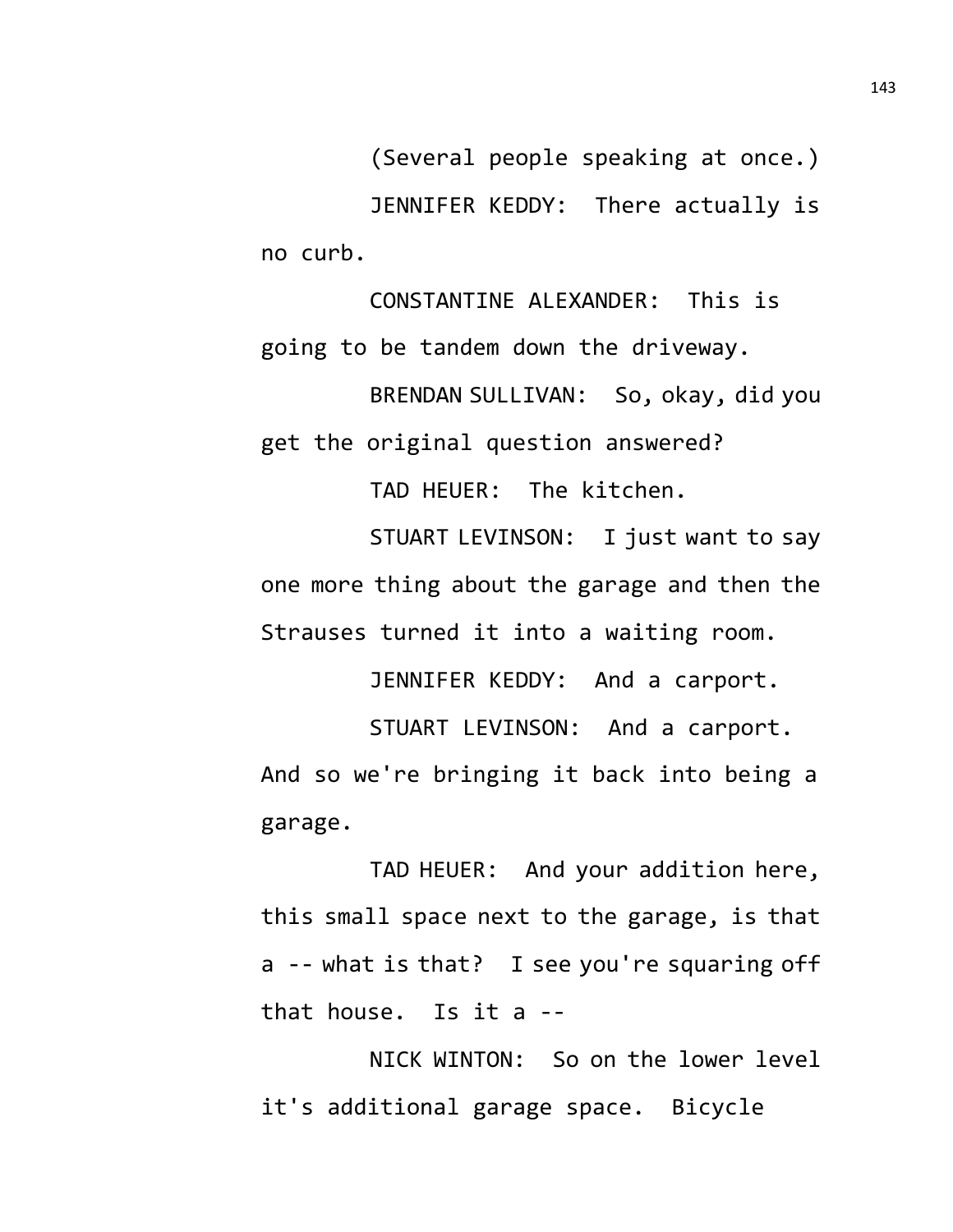(Several people speaking at once.)

JENNIFER KEDDY: There actually is no curb.

CONSTANTINE ALEXANDER: This is going to be tandem down the driveway.

BRENDAN SULLIVAN: So, okay, did you get the original question answered?

TAD HEUER: The kitchen.

STUART LEVINSON: I just want to say one more thing about the garage and then the Strauses turned it into a waiting room.

JENNIFER KEDDY: And a carport.

STUART LEVINSON: And a carport. And so we're bringing it back into being a garage.

TAD HEUER: And your addition here, this small space next to the garage, is that a -- what is that? I see you're squaring off that house. Is it a --

NICK WINTON: So on the lower level it's additional garage space. Bicycle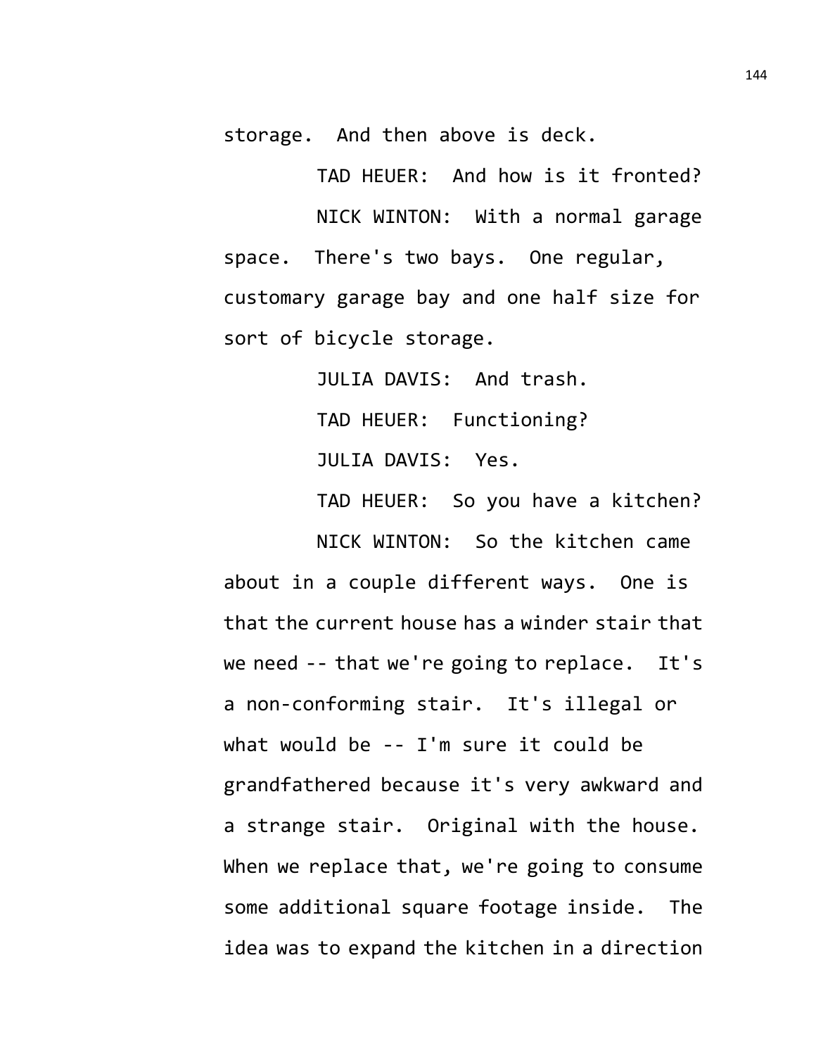storage. And then above is deck.

TAD HEUER: And how is it fronted?

NICK WINTON: With a normal garage space. There's two bays. One regular, customary garage bay and one half size for sort of bicycle storage.

JULIA DAVIS: And trash.

TAD HEUER: Functioning?

JULIA DAVIS: Yes.

TAD HEUER: So you have a kitchen?

NICK WINTON: So the kitchen came about in a couple different ways. One is that the current house has a winder stair that we need -- that we're going to replace. It's a non-conforming stair. It's illegal or what would be -- I'm sure it could be grandfathered because it's very awkward and a strange stair. Original with the house. When we replace that, we're going to consume some additional square footage inside. The idea was to expand the kitchen in a direction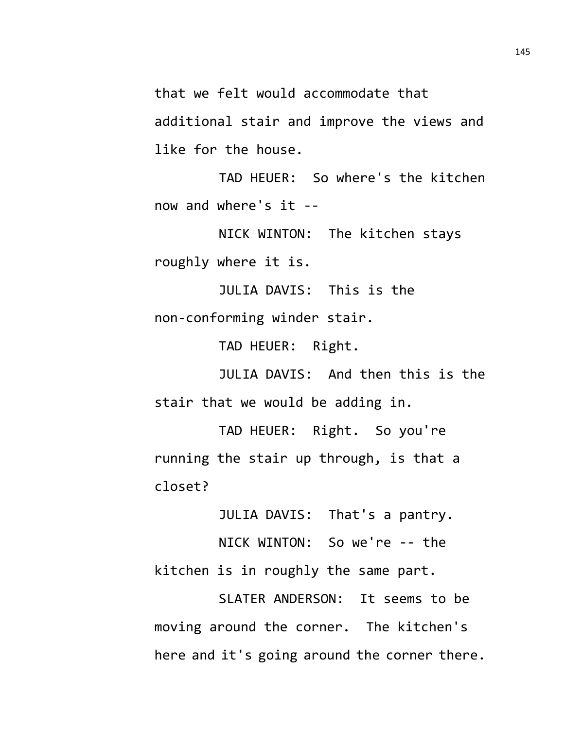that we felt would accommodate that additional stair and improve the views and like for the house.

TAD HEUER: So where's the kitchen now and where's it --

NICK WINTON: The kitchen stays roughly where it is.

JULIA DAVIS: This is the non-conforming winder stair.

TAD HEUER: Right.

JULIA DAVIS: And then this is the stair that we would be adding in.

TAD HEUER: Right. So you're running the stair up through, is that a closet?

JULIA DAVIS: That's a pantry.

NICK WINTON: So we're -- the kitchen is in roughly the same part.

SLATER ANDERSON: It seems to be moving around the corner. The kitchen's here and it's going around the corner there.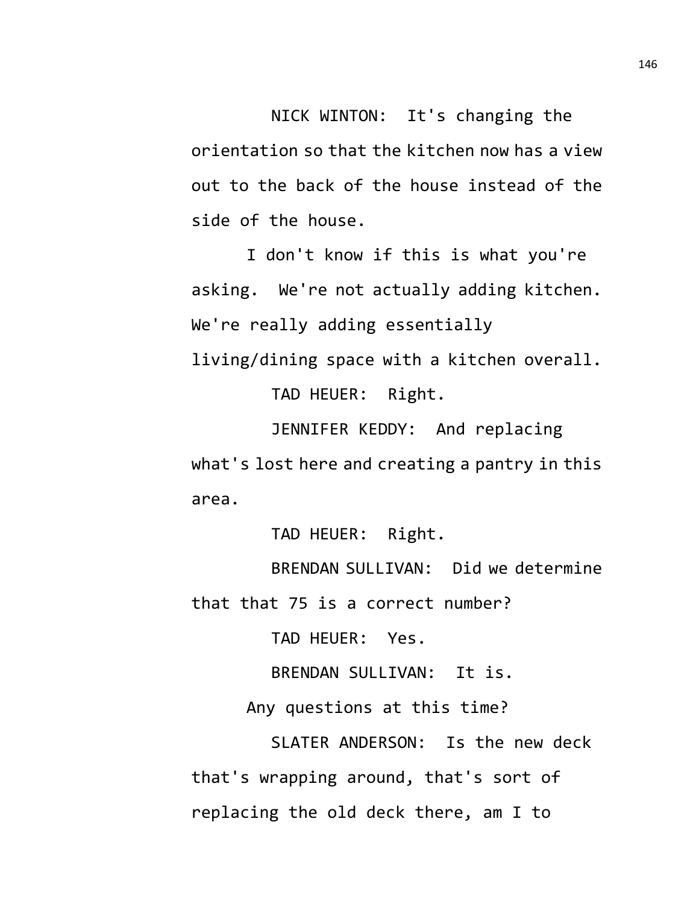NICK WINTON: It's changing the orientation so that the kitchen now has a view out to the back of the house instead of the side of the house.

I don't know if this is what you're asking. We're not actually adding kitchen. We're really adding essentially living/dining space with a kitchen overall.

TAD HEUER: Right.

JENNIFER KEDDY: And replacing what's lost here and creating a pantry in this area.

TAD HEUER: Right.

BRENDAN SULLIVAN: Did we determine that that 75 is a correct number?

TAD HEUER: Yes.

BRENDAN SULLIVAN: It is.

Any questions at this time?

SLATER ANDERSON: Is the new deck that's wrapping around, that's sort of replacing the old deck there, am I to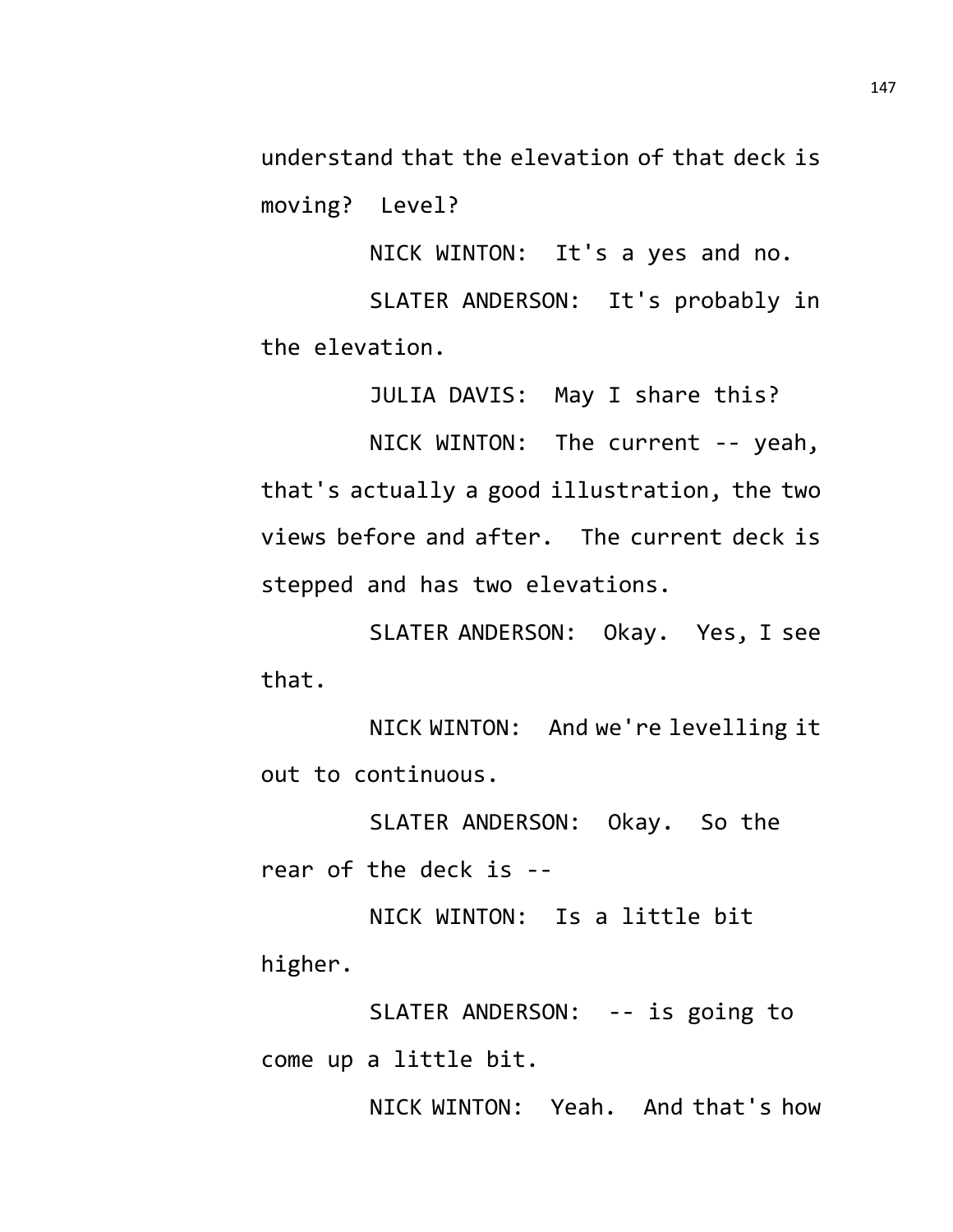understand that the elevation of that deck is moving? Level?

NICK WINTON: It's a yes and no.

SLATER ANDERSON: It's probably in the elevation.

JULIA DAVIS: May I share this?

NICK WINTON: The current -- yeah, that's actually a good illustration, the two views before and after. The current deck is stepped and has two elevations.

SLATER ANDERSON: Okay. Yes, I see that.

NICK WINTON: And we're levelling it out to continuous.

SLATER ANDERSON: Okay. So the rear of the deck is --

NICK WINTON: Is a little bit higher.

SLATER ANDERSON: -- is going to come up a little bit.

NICK WINTON: Yeah. And that's how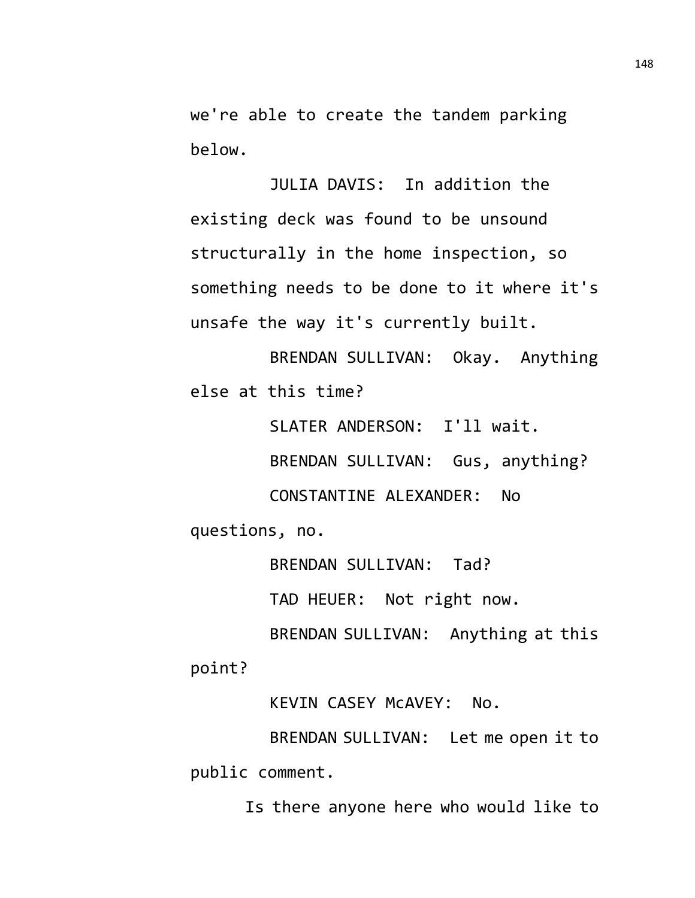we're able to create the tandem parking below.

JULIA DAVIS: In addition the existing deck was found to be unsound structurally in the home inspection, so something needs to be done to it where it's unsafe the way it's currently built.

BRENDAN SULLIVAN: Okay. Anything else at this time?

SLATER ANDERSON: I'll wait.

BRENDAN SULLIVAN: Gus, anything?

CONSTANTINE ALEXANDER: No questions, no.

BRENDAN SULLIVAN: Tad?

TAD HEUER: Not right now.

BRENDAN SULLIVAN: Anything at this point?

KEVIN CASEY McAVEY: No.

BRENDAN SULLIVAN: Let me open it to public comment.

Is there anyone here who would like to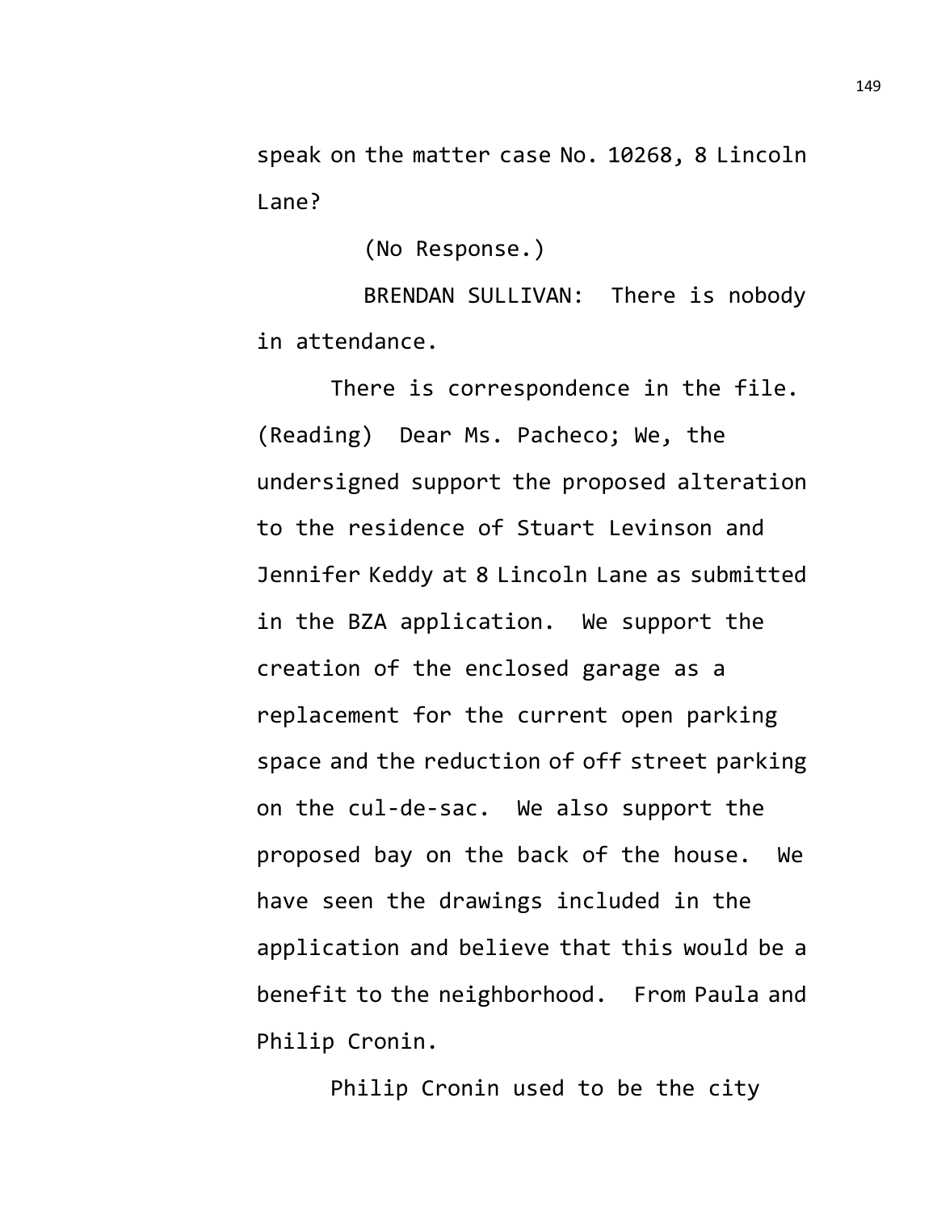speak on the matter case No. 10268, 8 Lincoln Lane?

(No Response.)

BRENDAN SULLIVAN: There is nobody in attendance.

There is correspondence in the file. (Reading) Dear Ms. Pacheco; We, the undersigned support the proposed alteration to the residence of Stuart Levinson and Jennifer Keddy at 8 Lincoln Lane as submitted in the BZA application. We support the creation of the enclosed garage as a replacement for the current open parking space and the reduction of off street parking on the cul-de-sac. We also support the proposed bay on the back of the house. We have seen the drawings included in the application and believe that this would be a benefit to the neighborhood. From Paula and Philip Cronin.

Philip Cronin used to be the city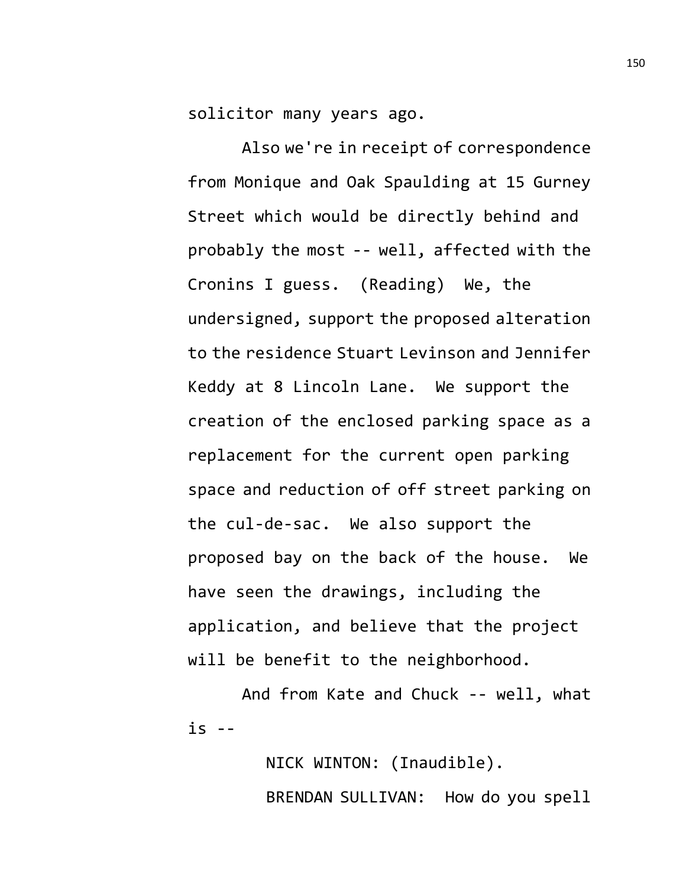solicitor many years ago.

Also we're in receipt of correspondence from Monique and Oak Spaulding at 15 Gurney Street which would be directly behind and probably the most -- well, affected with the Cronins I guess. (Reading) We, the undersigned, support the proposed alteration to the residence Stuart Levinson and Jennifer Keddy at 8 Lincoln Lane. We support the creation of the enclosed parking space as a replacement for the current open parking space and reduction of off street parking on the cul-de-sac. We also support the proposed bay on the back of the house. We have seen the drawings, including the application, and believe that the project will be benefit to the neighborhood.

And from Kate and Chuck -- well, what is --

NICK WINTON: (Inaudible).

BRENDAN SULLIVAN: How do you spell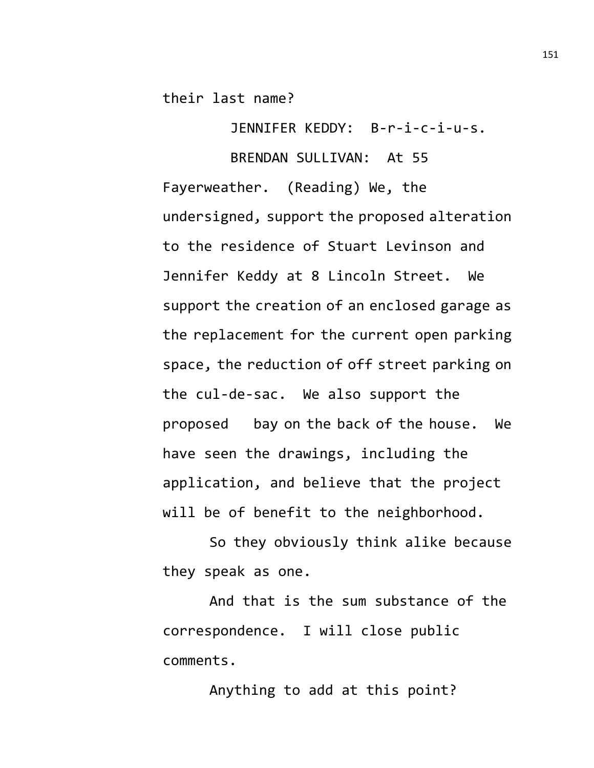their last name?

JENNIFER KEDDY: B-r-i-c-i-u-s.

BRENDAN SULLIVAN: At 55 Fayerweather. (Reading) We, the undersigned, support the proposed alteration to the residence of Stuart Levinson and Jennifer Keddy at 8 Lincoln Street. We support the creation of an enclosed garage as the replacement for the current open parking space, the reduction of off street parking on the cul-de-sac. We also support the proposed bay on the back of the house. We have seen the drawings, including the application, and believe that the project will be of benefit to the neighborhood.

So they obviously think alike because they speak as one.

And that is the sum substance of the correspondence. I will close public comments.

Anything to add at this point?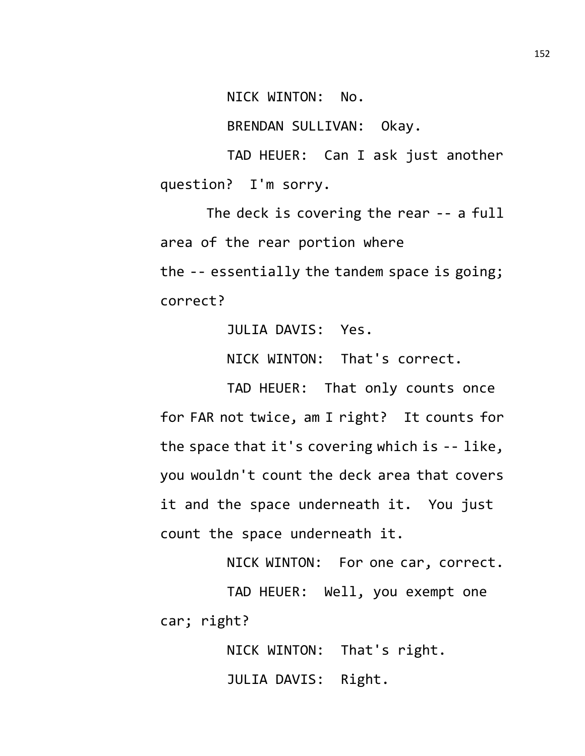NICK WINTON: No.

BRENDAN SULLIVAN: Okay.

TAD HEUER: Can I ask just another question? I'm sorry.

The deck is covering the rear -- a full area of the rear portion where the -- essentially the tandem space is going; correct?

JULIA DAVIS: Yes.

NICK WINTON: That's correct.

TAD HEUER: That only counts once for FAR not twice, am I right? It counts for the space that it's covering which is -- like, you wouldn't count the deck area that covers it and the space underneath it. You just count the space underneath it.

NICK WINTON: For one car, correct.

TAD HEUER: Well, you exempt one car; right?

NICK WINTON: That's right.

JULIA DAVIS: Right.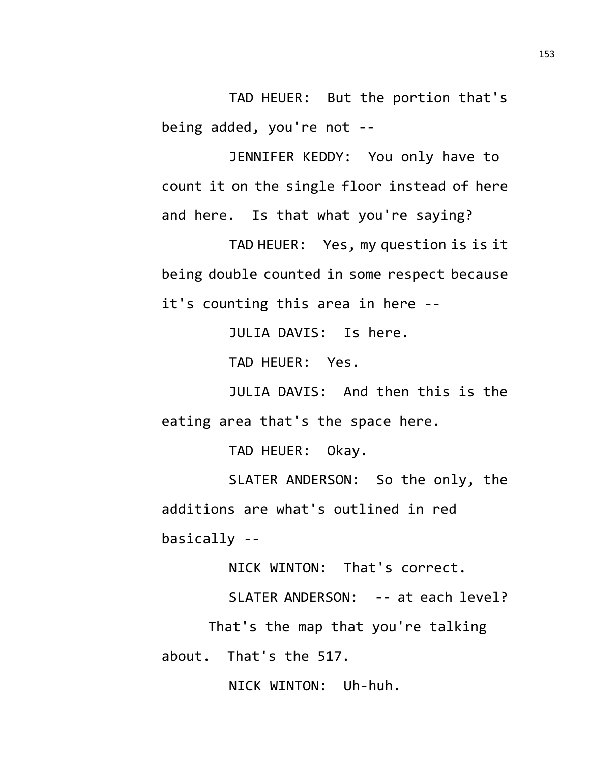TAD HEUER: But the portion that's being added, you're not --

JENNIFER KEDDY: You only have to count it on the single floor instead of here and here. Is that what you're saying?

TAD HEUER: Yes, my question is is it being double counted in some respect because it's counting this area in here --

JULIA DAVIS: Is here.

TAD HEUER: Yes.

JULIA DAVIS: And then this is the eating area that's the space here.

TAD HEUER: Okay.

SLATER ANDERSON: So the only, the additions are what's outlined in red basically --

NICK WINTON: That's correct.

SLATER ANDERSON: -- at each level?

That's the map that you're talking about. That's the 517.

NICK WINTON: Uh-huh.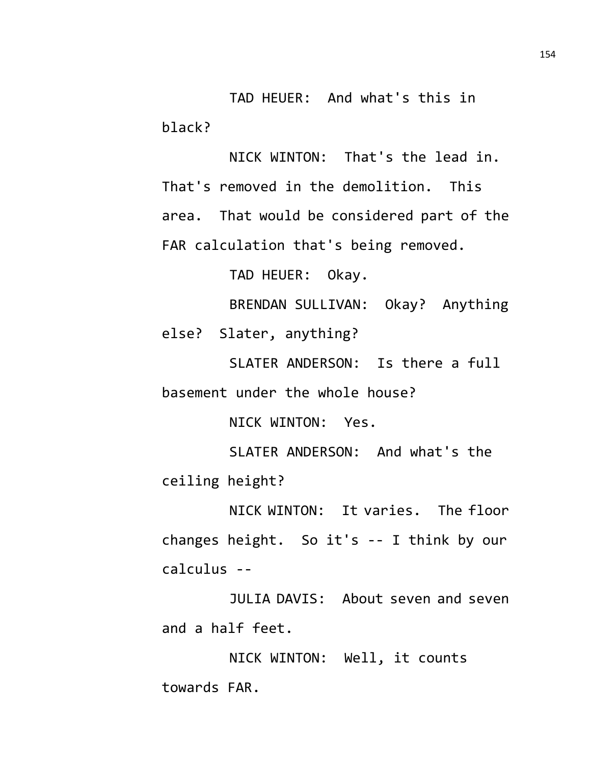TAD HEUER: And what's this in black?

NICK WINTON: That's the lead in. That's removed in the demolition. This area. That would be considered part of the FAR calculation that's being removed.

TAD HEUER: Okay.

BRENDAN SULLIVAN: Okay? Anything else? Slater, anything?

SLATER ANDERSON: Is there a full basement under the whole house?

NICK WINTON: Yes.

SLATER ANDERSON: And what's the ceiling height?

NICK WINTON: It varies. The floor changes height. So it's -- I think by our calculus --

JULIA DAVIS: About seven and seven and a half feet.

NICK WINTON: Well, it counts towards FAR.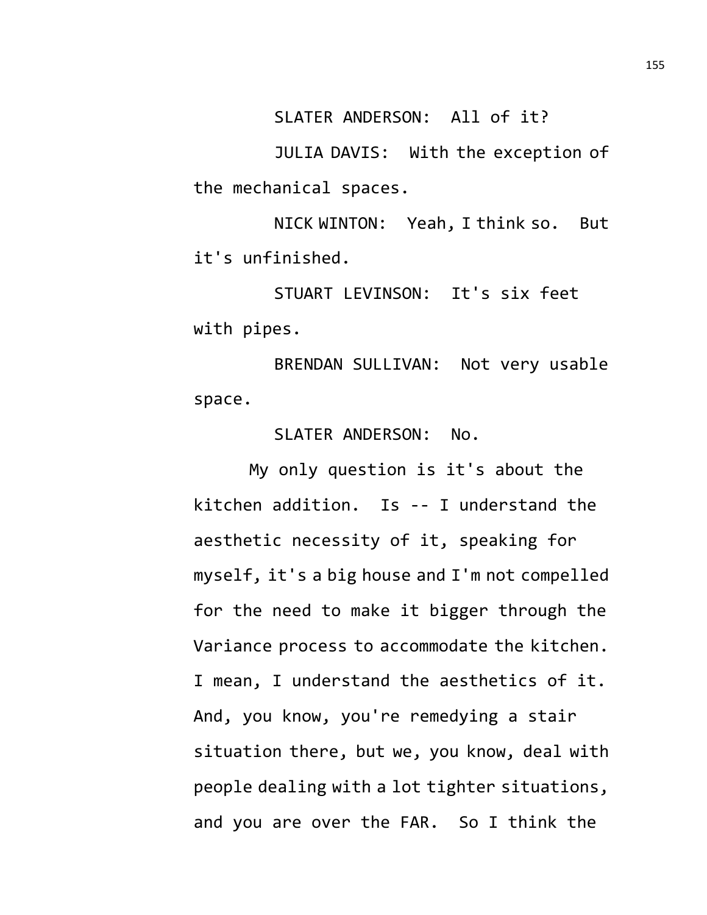SLATER ANDERSON: All of it?

JULIA DAVIS: With the exception of the mechanical spaces.

NICK WINTON: Yeah, I think so. But it's unfinished.

STUART LEVINSON: It's six feet with pipes.

BRENDAN SULLIVAN: Not very usable space.

SLATER ANDERSON: No.

My only question is it's about the kitchen addition. Is -- I understand the aesthetic necessity of it, speaking for myself, it's a big house and I'm not compelled for the need to make it bigger through the Variance process to accommodate the kitchen. I mean, I understand the aesthetics of it. And, you know, you're remedying a stair situation there, but we, you know, deal with people dealing with a lot tighter situations, and you are over the FAR. So I think the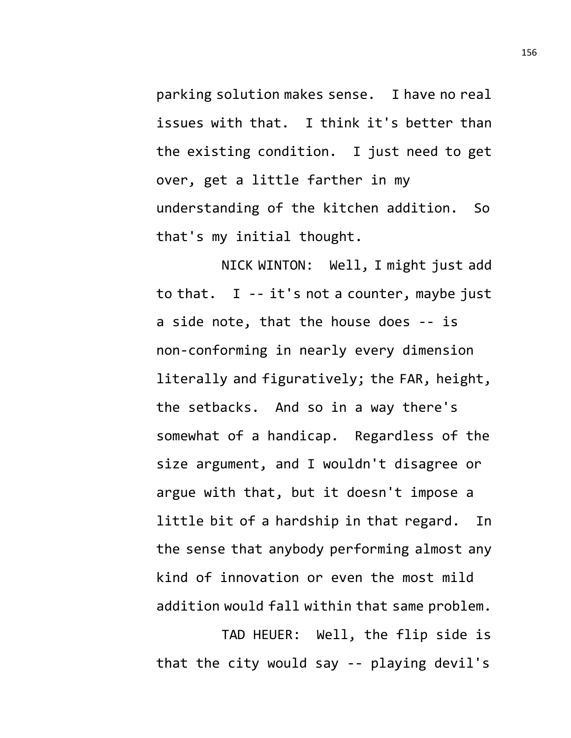parking solution makes sense. I have no real issues with that. I think it's better than the existing condition. I just need to get over, get a little farther in my understanding of the kitchen addition. So that's my initial thought.

NICK WINTON: Well, I might just add to that. I -- it's not a counter, maybe just a side note, that the house does -- is non-conforming in nearly every dimension literally and figuratively; the FAR, height, the setbacks. And so in a way there's somewhat of a handicap. Regardless of the size argument, and I wouldn't disagree or argue with that, but it doesn't impose a little bit of a hardship in that regard. In the sense that anybody performing almost any kind of innovation or even the most mild addition would fall within that same problem.

TAD HEUER: Well, the flip side is that the city would say -- playing devil's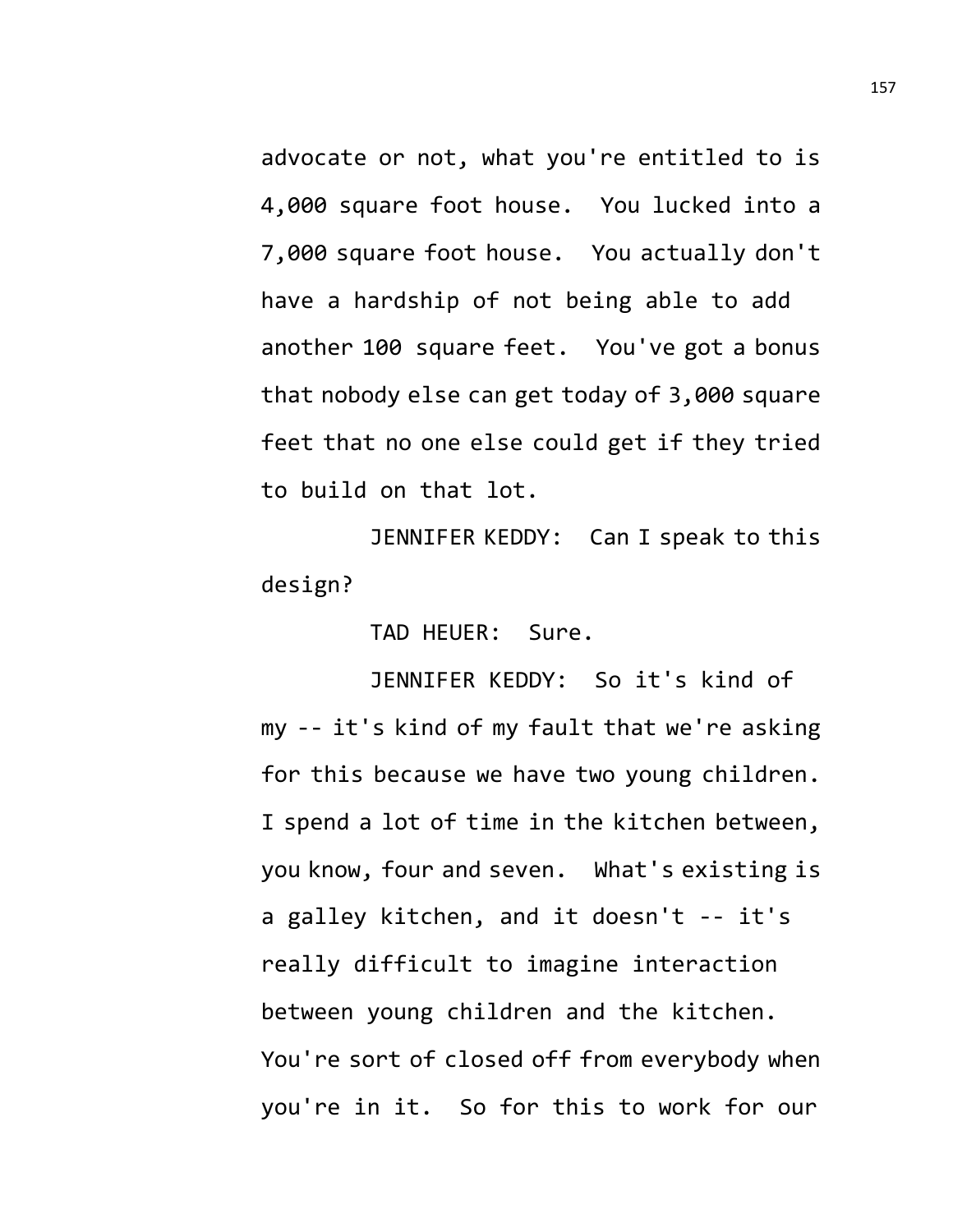advocate or not, what you're entitled to is 4,000 square foot house. You lucked into a 7,000 square foot house. You actually don't have a hardship of not being able to add another 100 square feet. You've got a bonus that nobody else can get today of 3,000 square feet that no one else could get if they tried to build on that lot.

JENNIFER KEDDY: Can I speak to this design?

TAD HEUER: Sure.

JENNIFER KEDDY: So it's kind of my -- it's kind of my fault that we're asking for this because we have two young children. I spend a lot of time in the kitchen between, you know, four and seven. What's existing is a galley kitchen, and it doesn't -- it's really difficult to imagine interaction between young children and the kitchen. You're sort of closed off from everybody when you're in it. So for this to work for our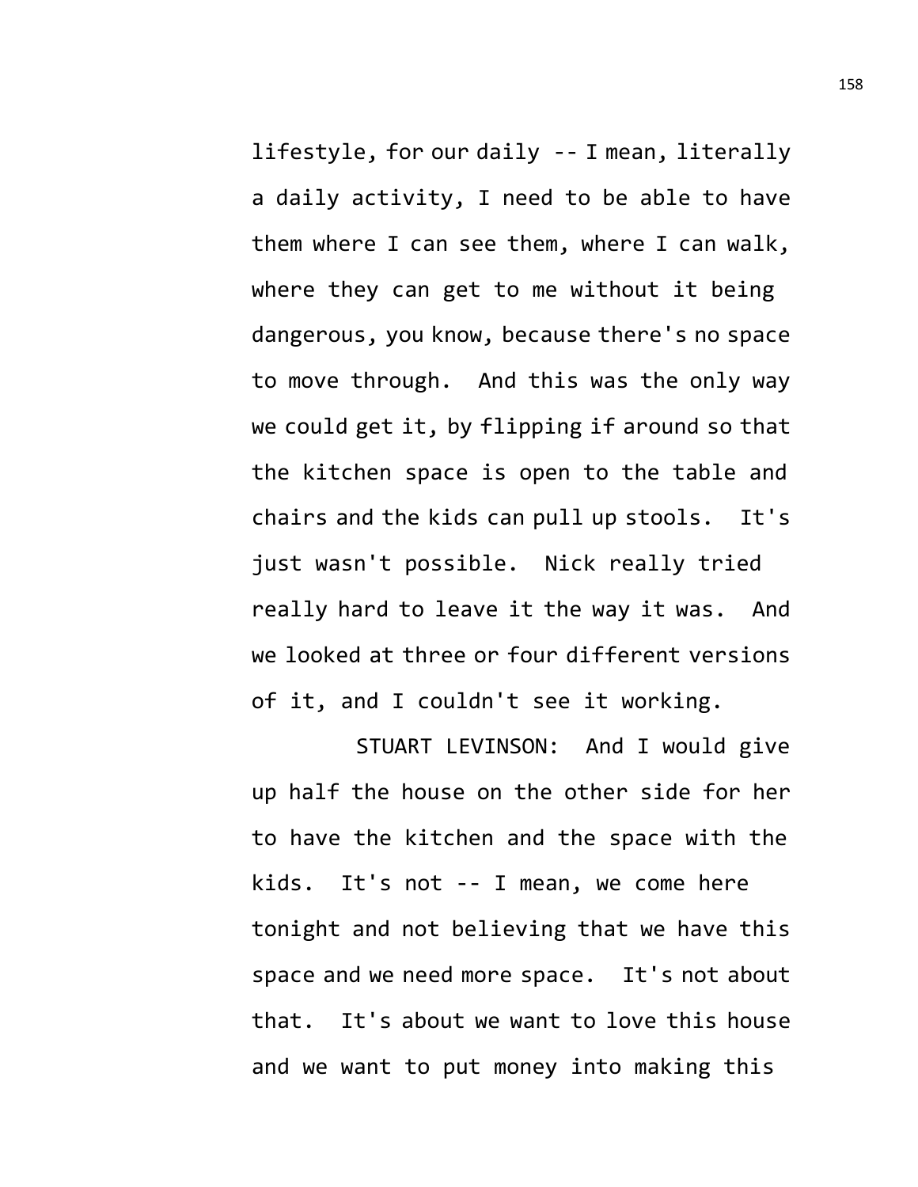lifestyle, for our daily -- I mean, literally a daily activity, I need to be able to have them where I can see them, where I can walk, where they can get to me without it being dangerous, you know, because there's no space to move through. And this was the only way we could get it, by flipping if around so that the kitchen space is open to the table and chairs and the kids can pull up stools. It's just wasn't possible. Nick really tried really hard to leave it the way it was. And we looked at three or four different versions of it, and I couldn't see it working.

STUART LEVINSON: And I would give up half the house on the other side for her to have the kitchen and the space with the kids. It's not -- I mean, we come here tonight and not believing that we have this space and we need more space. It's not about that. It's about we want to love this house and we want to put money into making this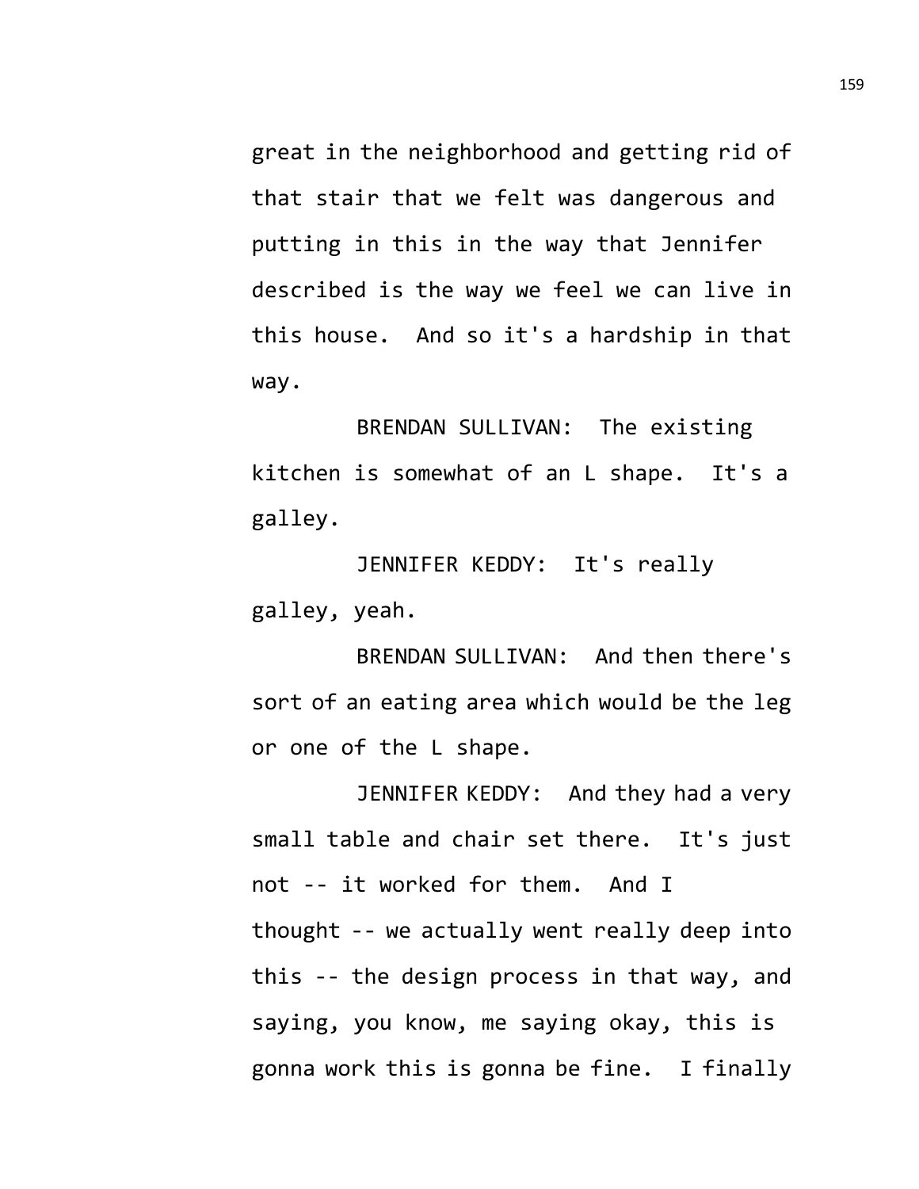great in the neighborhood and getting rid of that stair that we felt was dangerous and putting in this in the way that Jennifer described is the way we feel we can live in this house. And so it's a hardship in that way.

BRENDAN SULLIVAN: The existing kitchen is somewhat of an L shape. It's a galley.

JENNIFER KEDDY: It's really galley, yeah.

BRENDAN SULLIVAN: And then there's sort of an eating area which would be the leg or one of the L shape.

JENNIFER KEDDY: And they had a very small table and chair set there. It's just not -- it worked for them. And I thought -- we actually went really deep into this -- the design process in that way, and saying, you know, me saying okay, this is gonna work this is gonna be fine. I finally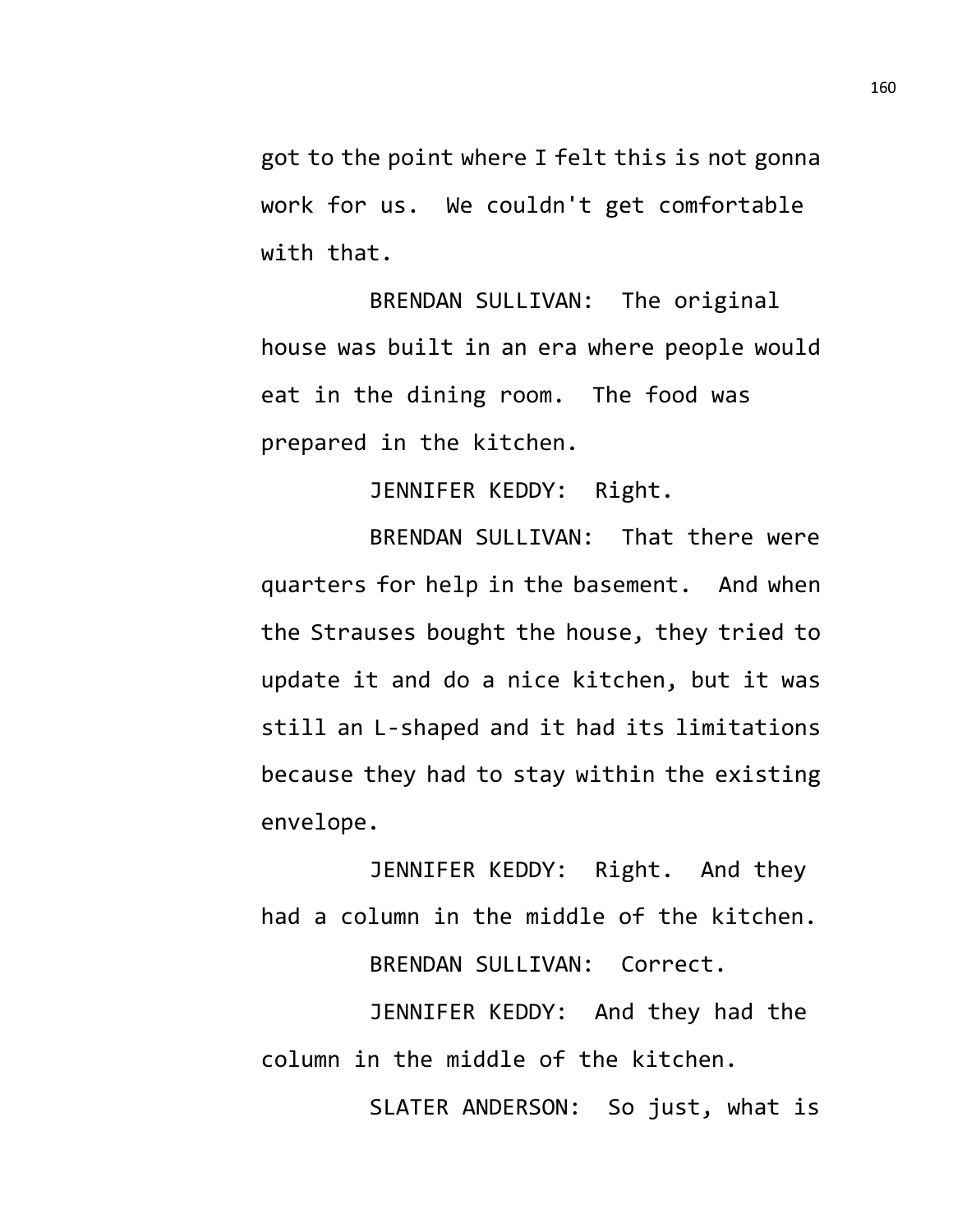got to the point where I felt this is not gonna work for us. We couldn't get comfortable with that.

BRENDAN SULLIVAN: The original house was built in an era where people would eat in the dining room. The food was prepared in the kitchen.

JENNIFER KEDDY: Right.

BRENDAN SULLIVAN: That there were quarters for help in the basement. And when the Strauses bought the house, they tried to update it and do a nice kitchen, but it was still an L-shaped and it had its limitations because they had to stay within the existing envelope.

JENNIFER KEDDY: Right. And they had a column in the middle of the kitchen.

BRENDAN SULLIVAN: Correct.

JENNIFER KEDDY: And they had the column in the middle of the kitchen.

SLATER ANDERSON: So just, what is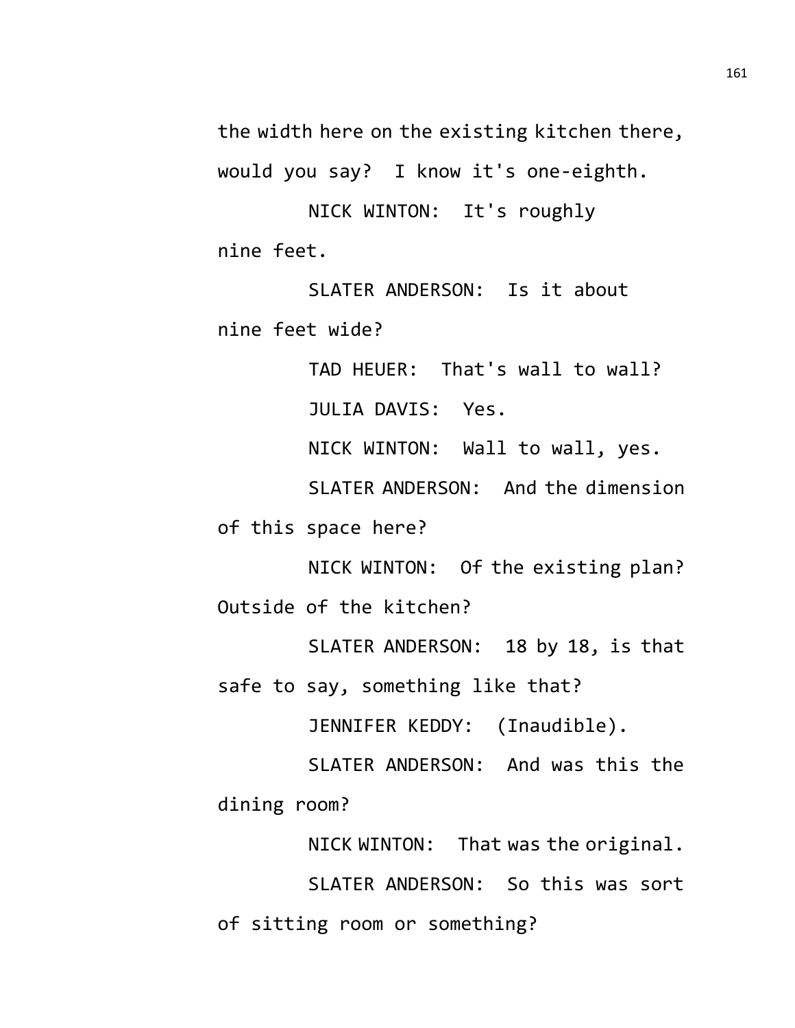the width here on the existing kitchen there, would you say? I know it's one-eighth.

NICK WINTON: It's roughly nine feet.

SLATER ANDERSON: Is it about nine feet wide?

TAD HEUER: That's wall to wall?

JULIA DAVIS: Yes.

NICK WINTON: Wall to wall, yes.

SLATER ANDERSON: And the dimension of this space here?

NICK WINTON: Of the existing plan? Outside of the kitchen?

SLATER ANDERSON: 18 by 18, is that safe to say, something like that?

JENNIFER KEDDY: (Inaudible).

SLATER ANDERSON: And was this the dining room?

NICK WINTON: That was the original.

SLATER ANDERSON: So this was sort of sitting room or something?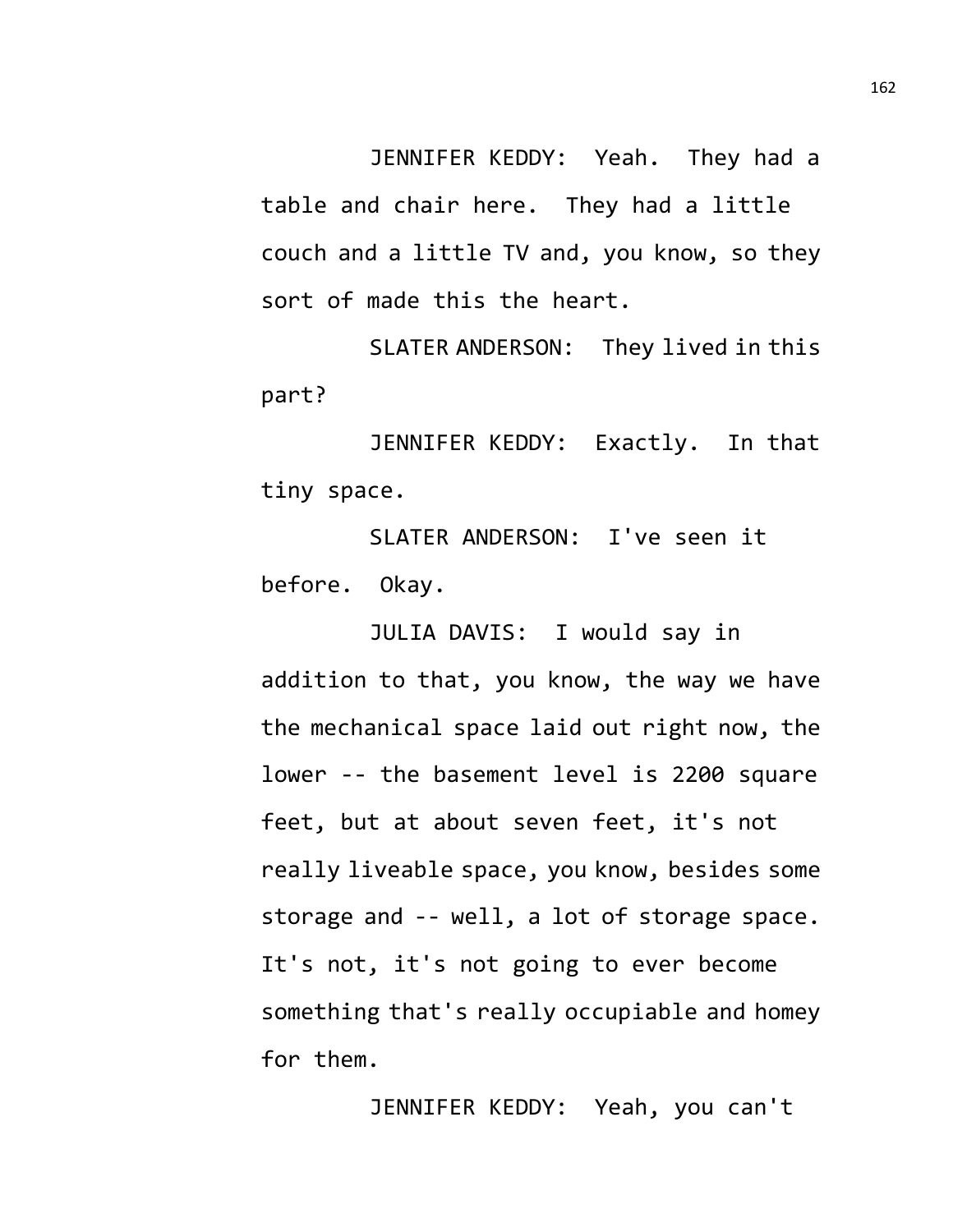JENNIFER KEDDY: Yeah. They had a table and chair here. They had a little couch and a little TV and, you know, so they sort of made this the heart.

SLATER ANDERSON: They lived in this part?

JENNIFER KEDDY: Exactly. In that tiny space.

SLATER ANDERSON: I've seen it before. Okay.

JULIA DAVIS: I would say in addition to that, you know, the way we have the mechanical space laid out right now, the lower -- the basement level is 2200 square feet, but at about seven feet, it's not really liveable space, you know, besides some storage and -- well, a lot of storage space. It's not, it's not going to ever become something that's really occupiable and homey for them.

JENNIFER KEDDY: Yeah, you can't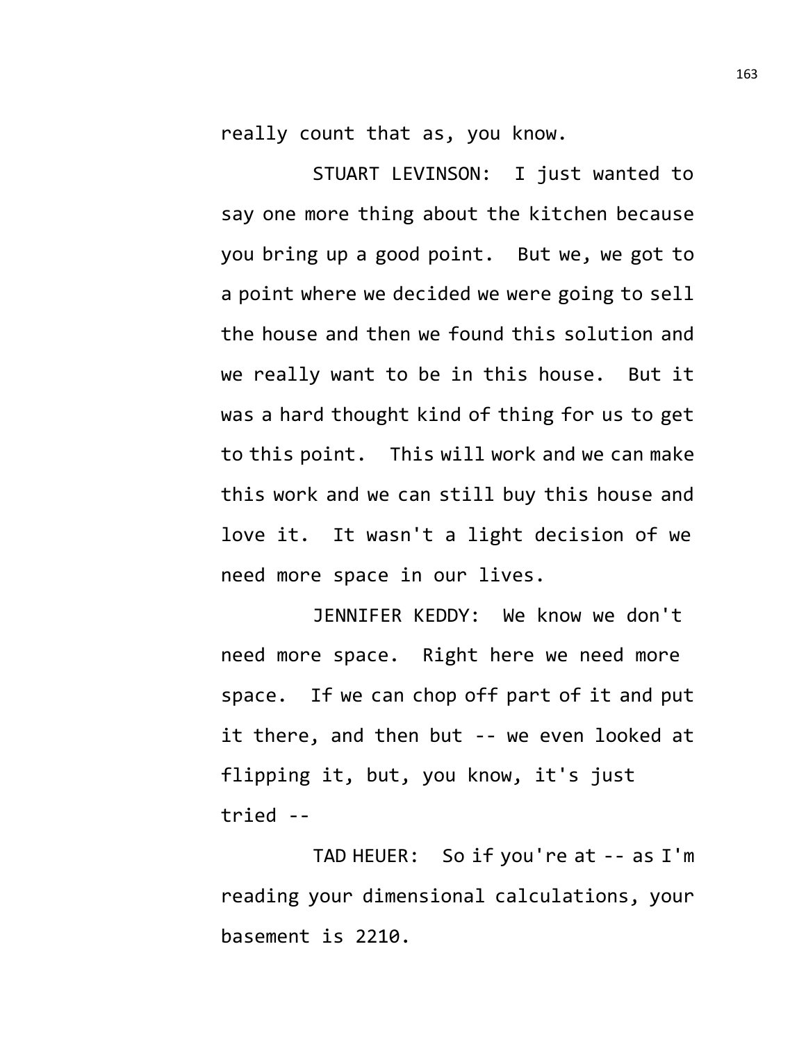really count that as, you know.

STUART LEVINSON: I just wanted to say one more thing about the kitchen because you bring up a good point. But we, we got to a point where we decided we were going to sell the house and then we found this solution and we really want to be in this house. But it was a hard thought kind of thing for us to get to this point. This will work and we can make this work and we can still buy this house and love it. It wasn't a light decision of we need more space in our lives.

JENNIFER KEDDY: We know we don't need more space. Right here we need more space. If we can chop off part of it and put it there, and then but -- we even looked at flipping it, but, you know, it's just tried --

TAD HEUER: So if you're at -- as I'm reading your dimensional calculations, your basement is 2210.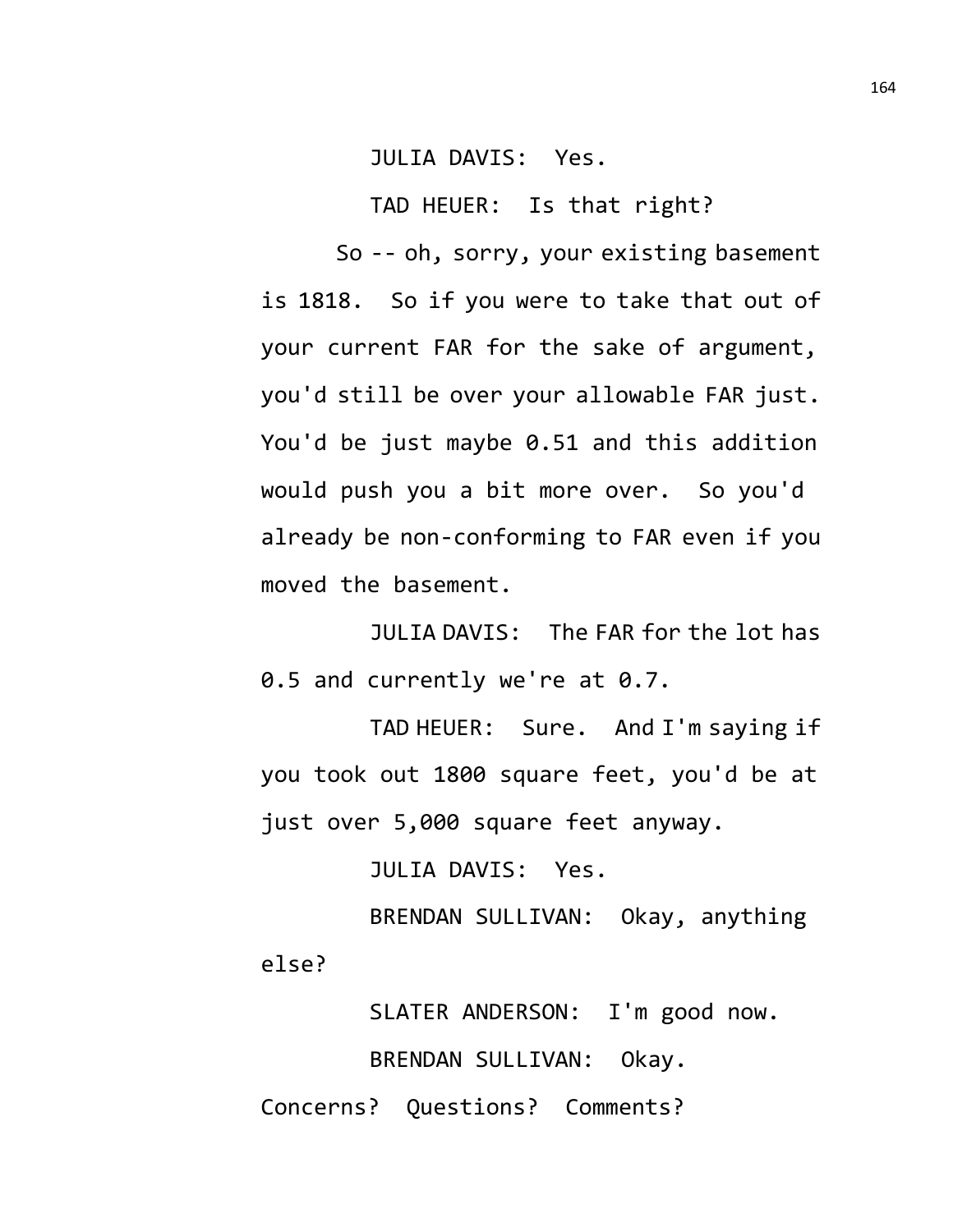JULIA DAVIS: Yes.

TAD HEUER: Is that right?

So -- oh, sorry, your existing basement is 1818. So if you were to take that out of your current FAR for the sake of argument, you'd still be over your allowable FAR just. You'd be just maybe 0.51 and this addition would push you a bit more over. So you'd already be non-conforming to FAR even if you moved the basement.

JULIA DAVIS: The FAR for the lot has 0.5 and currently we're at 0.7.

TAD HEUER: Sure. And I'm saying if you took out 1800 square feet, you'd be at just over 5,000 square feet anyway.

JULIA DAVIS: Yes.

BRENDAN SULLIVAN: Okay, anything else?

SLATER ANDERSON: I'm good now.

BRENDAN SULLIVAN: Okay. Concerns? Questions? Comments?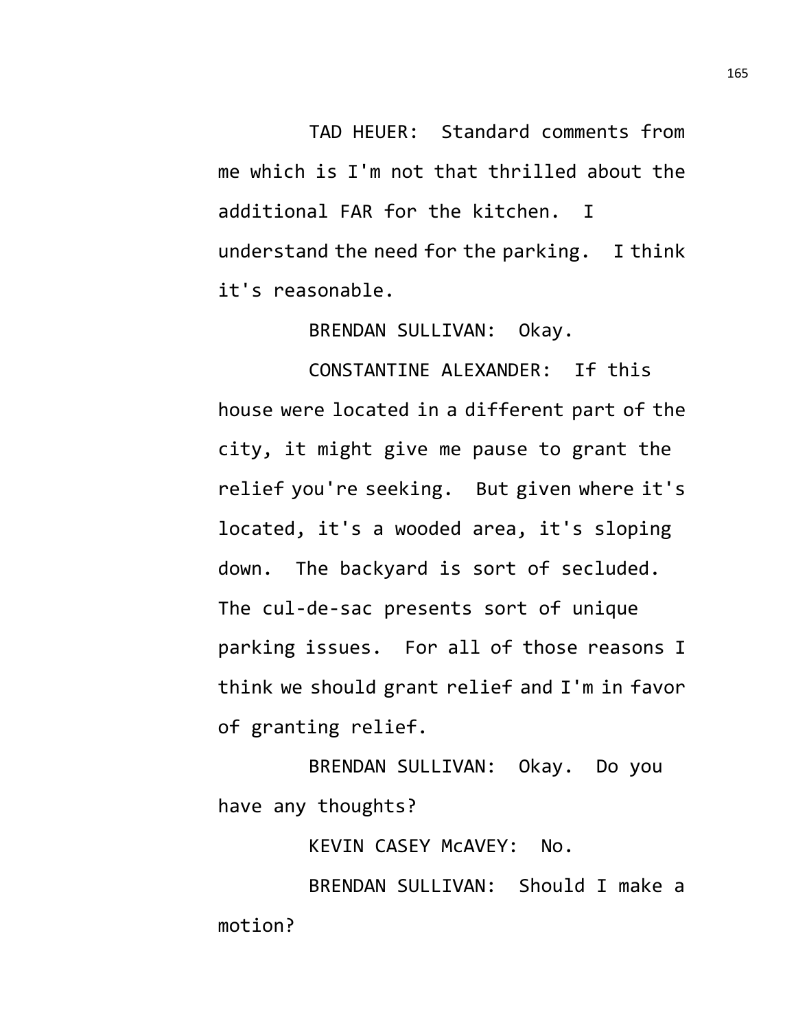TAD HEUER: Standard comments from me which is I'm not that thrilled about the additional FAR for the kitchen. I understand the need for the parking. I think it's reasonable.

BRENDAN SULLIVAN: Okay.

CONSTANTINE ALEXANDER: If this house were located in a different part of the city, it might give me pause to grant the relief you're seeking. But given where it's located, it's a wooded area, it's sloping down. The backyard is sort of secluded. The cul-de-sac presents sort of unique parking issues. For all of those reasons I think we should grant relief and I'm in favor of granting relief.

BRENDAN SULLIVAN: Okay. Do you have any thoughts?

KEVIN CASEY McAVEY: No.

BRENDAN SULLIVAN: Should I make a motion?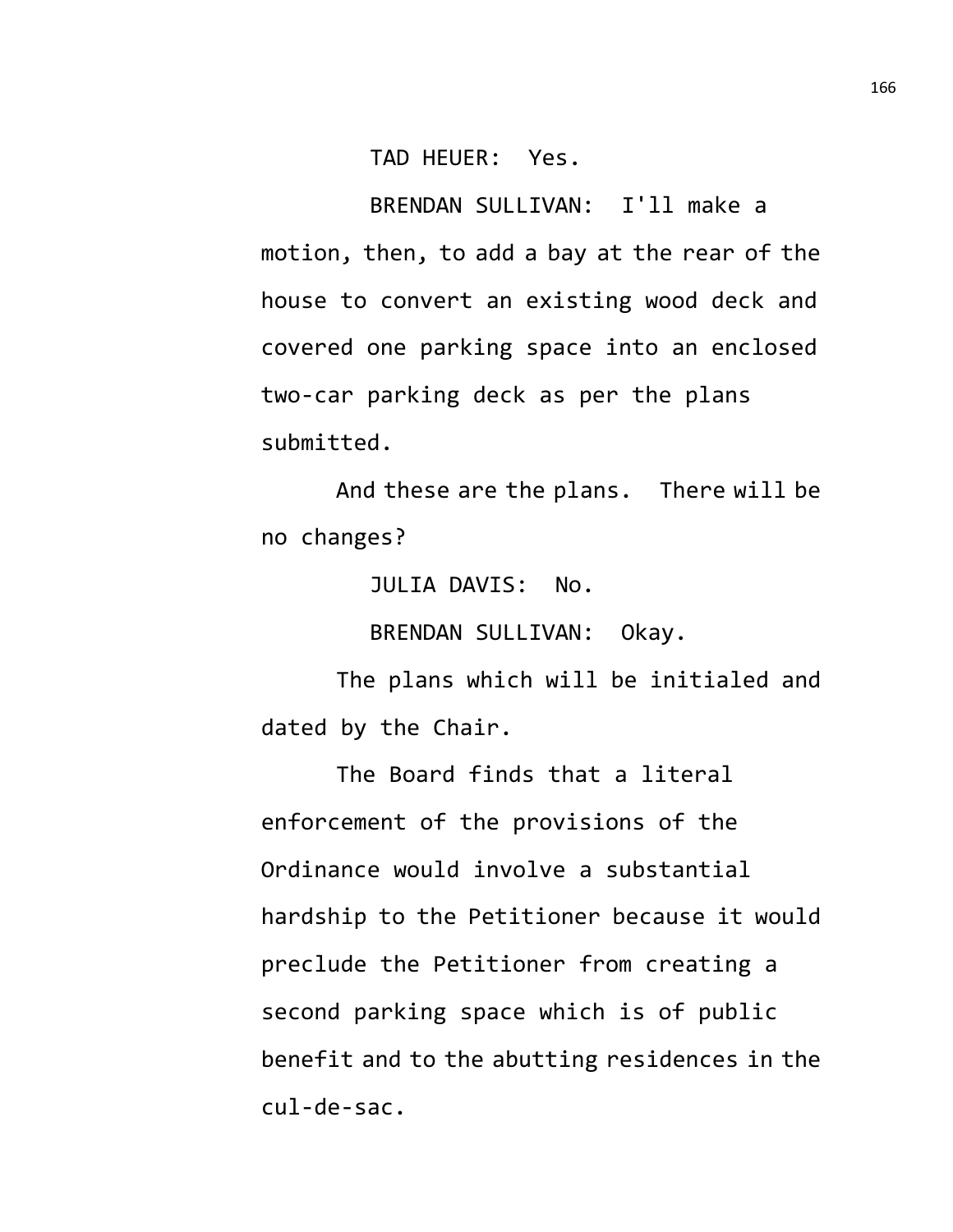TAD HEUER: Yes.

BRENDAN SULLIVAN: I'll make a motion, then, to add a bay at the rear of the house to convert an existing wood deck and covered one parking space into an enclosed two-car parking deck as per the plans submitted.

And these are the plans. There will be no changes?

JULIA DAVIS: No.

BRENDAN SULLIVAN: Okay.

The plans which will be initialed and dated by the Chair.

The Board finds that a literal enforcement of the provisions of the Ordinance would involve a substantial hardship to the Petitioner because it would preclude the Petitioner from creating a second parking space which is of public benefit and to the abutting residences in the cul-de-sac.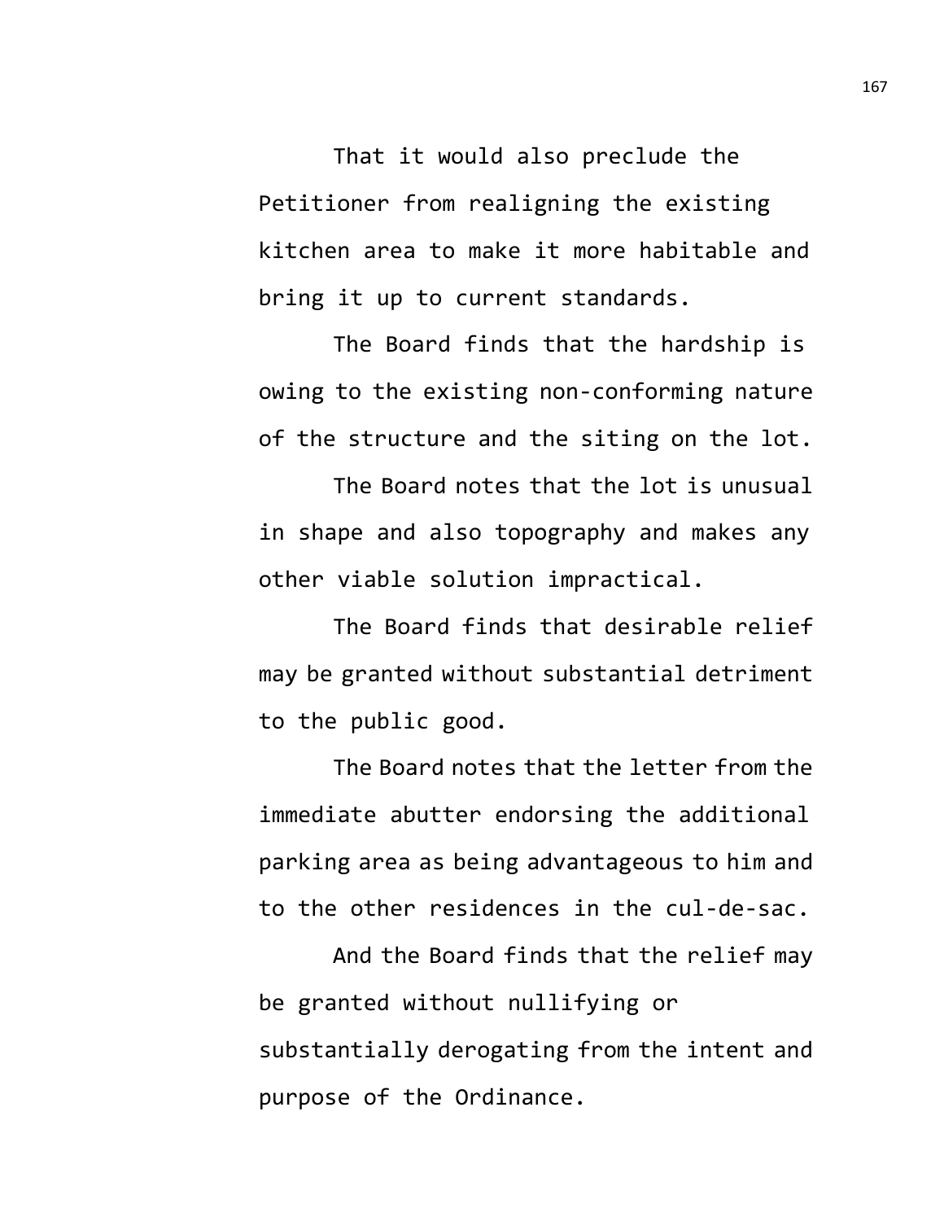That it would also preclude the Petitioner from realigning the existing kitchen area to make it more habitable and bring it up to current standards.

The Board finds that the hardship is owing to the existing non-conforming nature of the structure and the siting on the lot.

The Board notes that the lot is unusual in shape and also topography and makes any other viable solution impractical.

The Board finds that desirable relief may be granted without substantial detriment to the public good.

The Board notes that the letter from the immediate abutter endorsing the additional parking area as being advantageous to him and to the other residences in the cul-de-sac.

And the Board finds that the relief may be granted without nullifying or substantially derogating from the intent and purpose of the Ordinance.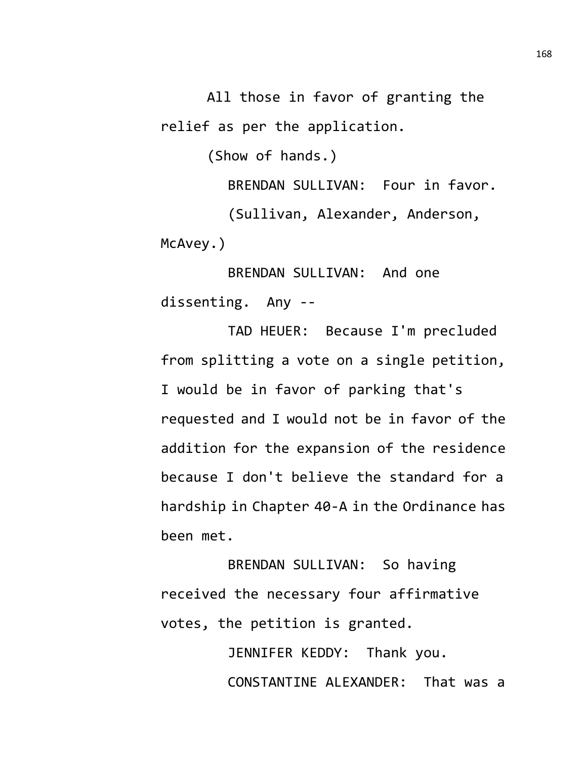All those in favor of granting the relief as per the application.

(Show of hands.)

BRENDAN SULLIVAN: Four in favor.

(Sullivan, Alexander, Anderson, McAvey.)

BRENDAN SULLIVAN: And one dissenting. Any --

TAD HEUER: Because I'm precluded from splitting a vote on a single petition, I would be in favor of parking that's requested and I would not be in favor of the addition for the expansion of the residence because I don't believe the standard for a hardship in Chapter 40-A in the Ordinance has been met.

BRENDAN SULLIVAN: So having received the necessary four affirmative votes, the petition is granted.

JENNIFER KEDDY: Thank you.

CONSTANTINE ALEXANDER: That was a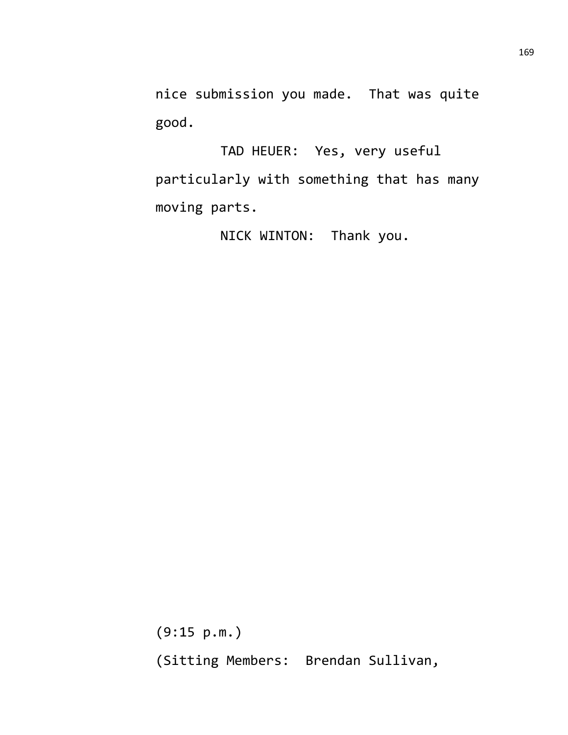nice submission you made. That was quite good.

TAD HEUER: Yes, very useful particularly with something that has many moving parts.

NICK WINTON: Thank you.

(9:15 p.m.)

(Sitting Members: Brendan Sullivan,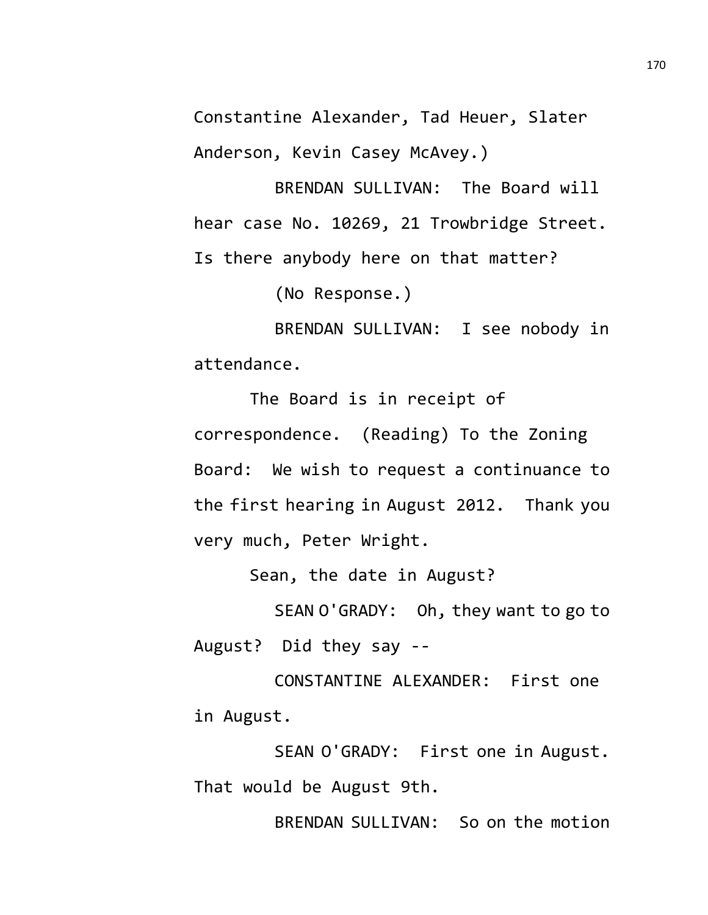Constantine Alexander, Tad Heuer, Slater Anderson, Kevin Casey McAvey.)

BRENDAN SULLIVAN: The Board will hear case No. 10269, 21 Trowbridge Street. Is there anybody here on that matter?

(No Response.)

BRENDAN SULLIVAN: I see nobody in attendance.

The Board is in receipt of correspondence. (Reading) To the Zoning Board: We wish to request a continuance to the first hearing in August 2012. Thank you very much, Peter Wright.

Sean, the date in August?

SEAN O'GRADY: Oh, they want to go to August? Did they say --

CONSTANTINE ALEXANDER: First one in August.

SEAN O'GRADY: First one in August. That would be August 9th.

BRENDAN SULLIVAN: So on the motion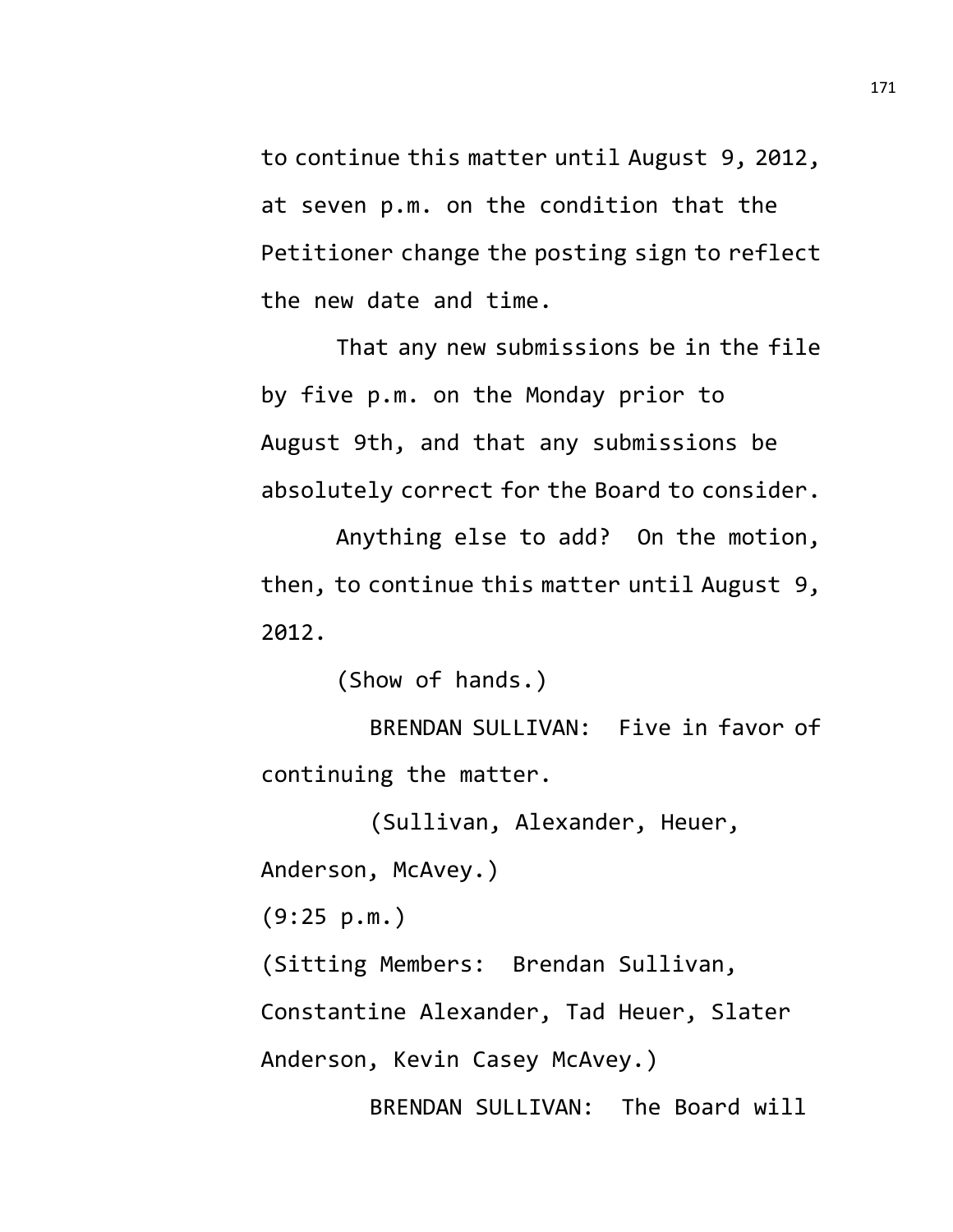to continue this matter until August 9, 2012, at seven p.m. on the condition that the Petitioner change the posting sign to reflect the new date and time.

That any new submissions be in the file by five p.m. on the Monday prior to August 9th, and that any submissions be absolutely correct for the Board to consider.

Anything else to add? On the motion, then, to continue this matter until August 9, 2012.

(Show of hands.)

BRENDAN SULLIVAN: Five in favor of continuing the matter.

(Sullivan, Alexander, Heuer, Anderson, McAvey.)

(9:25 p.m.)

(Sitting Members: Brendan Sullivan, Constantine Alexander, Tad Heuer, Slater Anderson, Kevin Casey McAvey.)

BRENDAN SULLIVAN: The Board will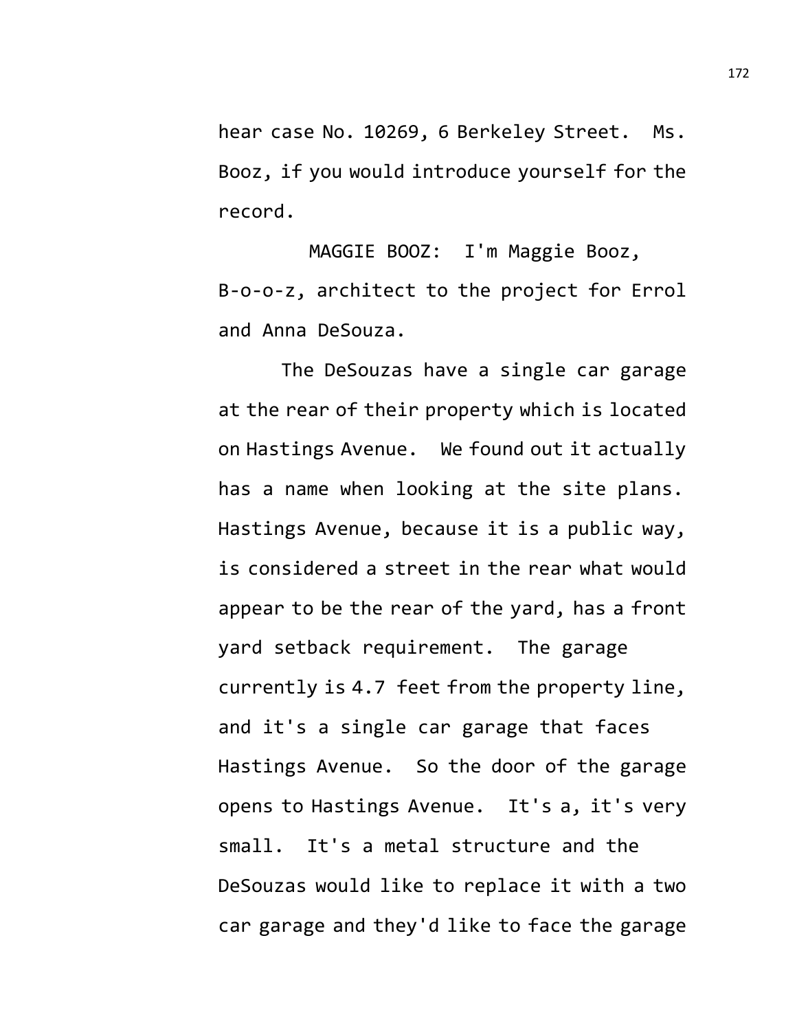hear case No. 10269, 6 Berkeley Street. Ms. Booz, if you would introduce yourself for the record.

MAGGIE BOOZ: I'm Maggie Booz, B-o-o-z, architect to the project for Errol and Anna DeSouza.

The DeSouzas have a single car garage at the rear of their property which is located on Hastings Avenue. We found out it actually has a name when looking at the site plans. Hastings Avenue, because it is a public way, is considered a street in the rear what would appear to be the rear of the yard, has a front yard setback requirement. The garage currently is 4.7 feet from the property line, and it's a single car garage that faces Hastings Avenue. So the door of the garage opens to Hastings Avenue. It's a, it's very small. It's a metal structure and the DeSouzas would like to replace it with a two car garage and they'd like to face the garage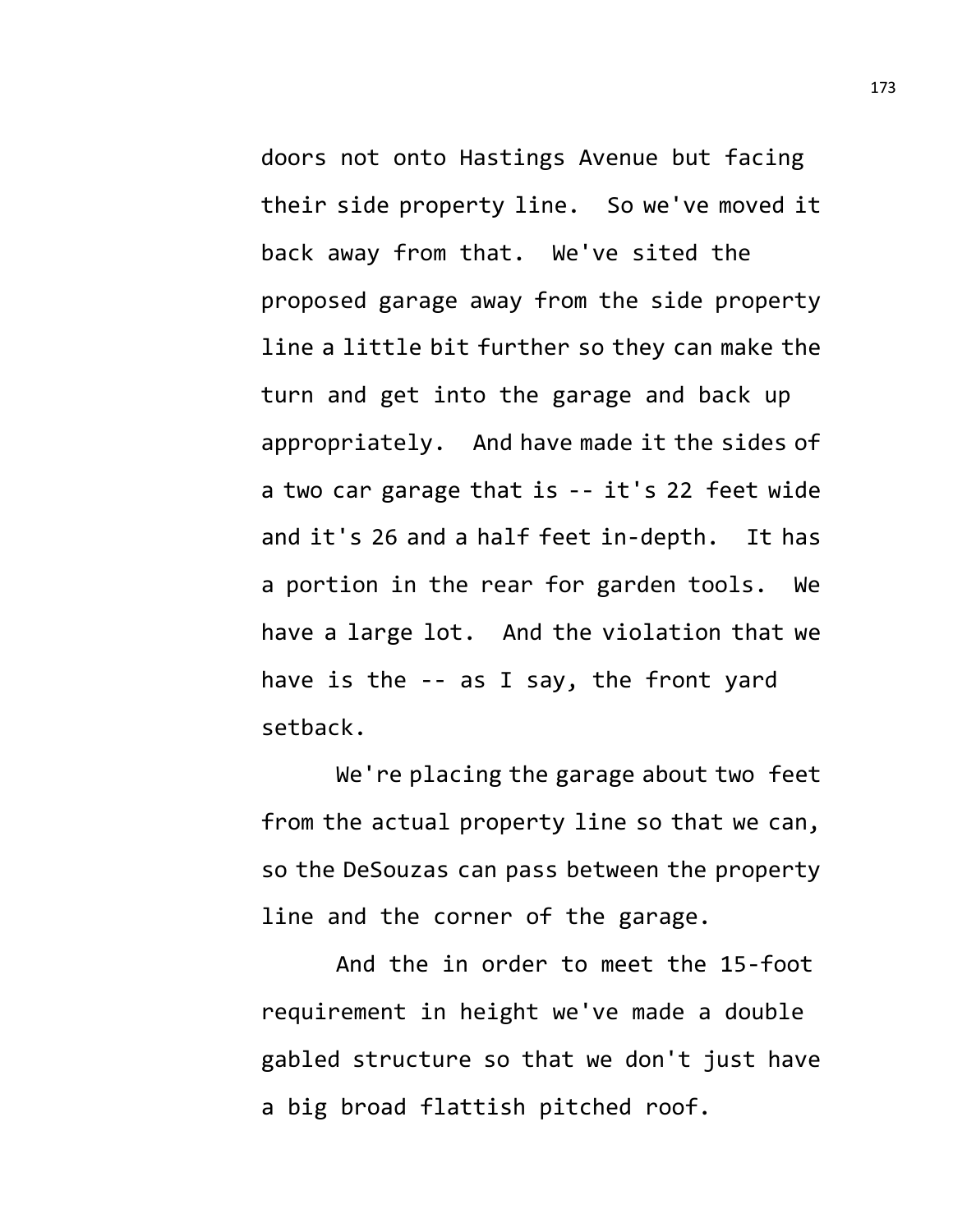doors not onto Hastings Avenue but facing their side property line. So we've moved it back away from that. We've sited the proposed garage away from the side property line a little bit further so they can make the turn and get into the garage and back up appropriately. And have made it the sides of a two car garage that is -- it's 22 feet wide and it's 26 and a half feet in-depth. It has a portion in the rear for garden tools. We have a large lot. And the violation that we have is the -- as I say, the front yard setback.

We're placing the garage about two feet from the actual property line so that we can, so the DeSouzas can pass between the property line and the corner of the garage.

And the in order to meet the 15-foot requirement in height we've made a double gabled structure so that we don't just have a big broad flattish pitched roof.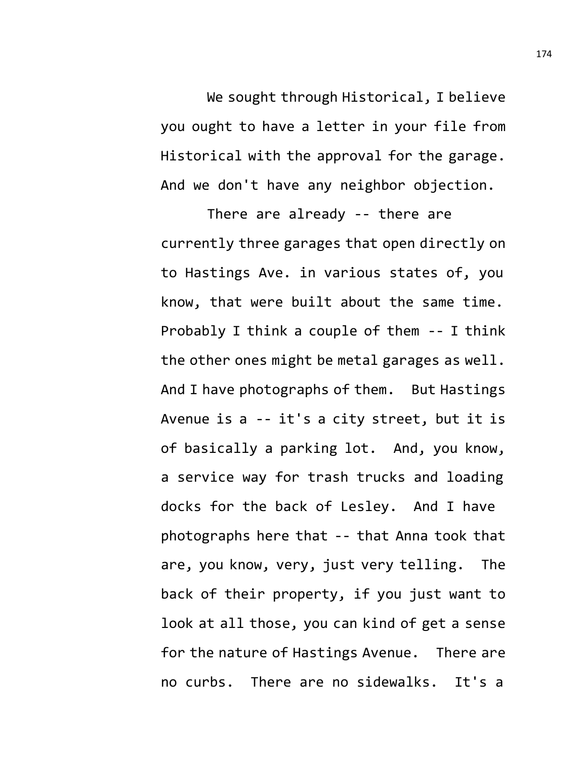We sought through Historical, I believe you ought to have a letter in your file from Historical with the approval for the garage. And we don't have any neighbor objection.

There are already -- there are currently three garages that open directly on to Hastings Ave. in various states of, you know, that were built about the same time. Probably I think a couple of them -- I think the other ones might be metal garages as well. And I have photographs of them. But Hastings Avenue is a -- it's a city street, but it is of basically a parking lot. And, you know, a service way for trash trucks and loading docks for the back of Lesley. And I have photographs here that -- that Anna took that are, you know, very, just very telling. The back of their property, if you just want to look at all those, you can kind of get a sense for the nature of Hastings Avenue. There are no curbs. There are no sidewalks. It's a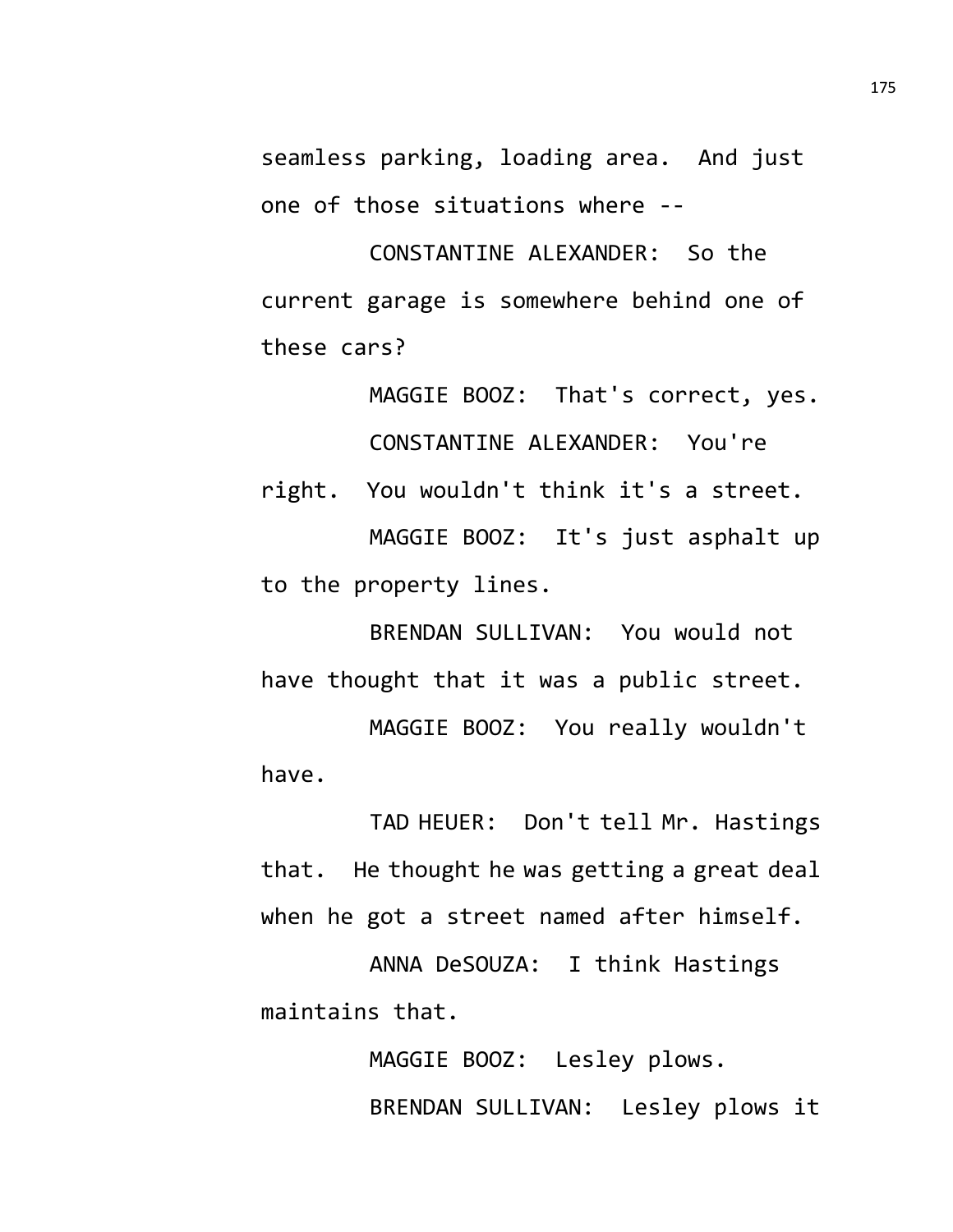seamless parking, loading area. And just one of those situations where --

CONSTANTINE ALEXANDER: So the current garage is somewhere behind one of these cars?

MAGGIE BOOZ: That's correct, yes.

CONSTANTINE ALEXANDER: You're right. You wouldn't think it's a street.

MAGGIE BOOZ: It's just asphalt up to the property lines.

BRENDAN SULLIVAN: You would not have thought that it was a public street.

MAGGIE BOOZ: You really wouldn't have.

TAD HEUER: Don't tell Mr. Hastings that. He thought he was getting a great deal when he got a street named after himself.

ANNA DeSOUZA: I think Hastings maintains that.

MAGGIE BOOZ: Lesley plows.

BRENDAN SULLIVAN: Lesley plows it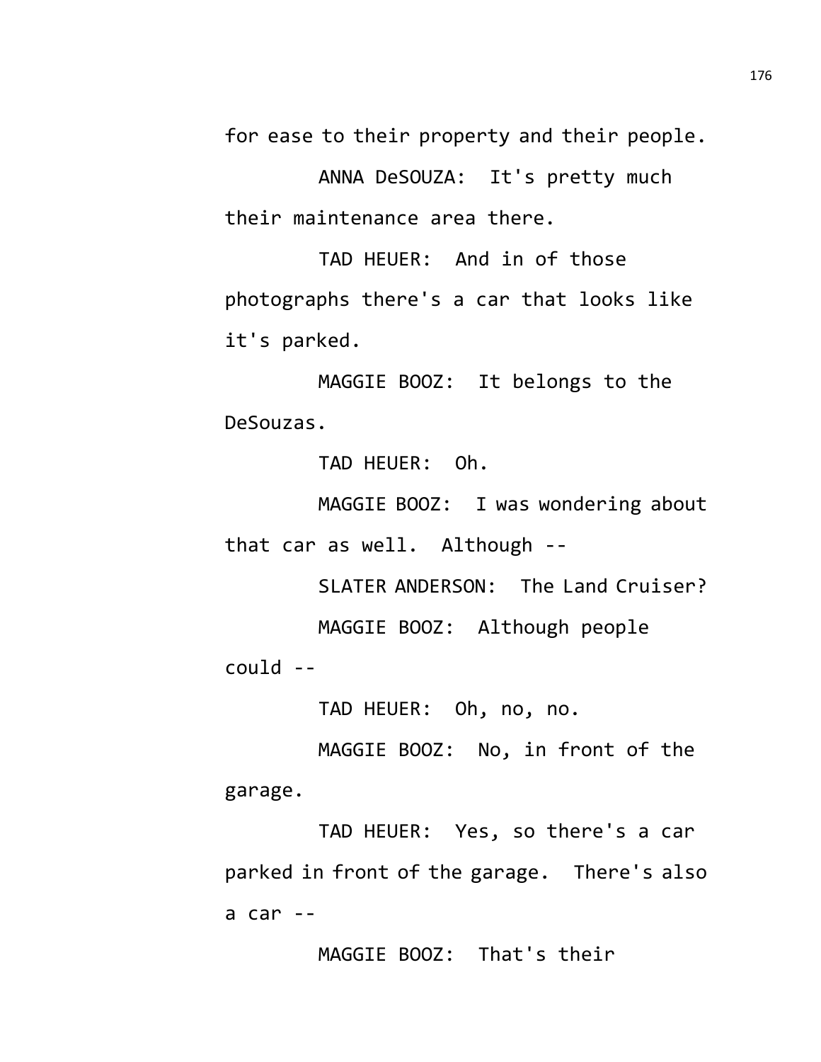for ease to their property and their people.

ANNA DeSOUZA: It's pretty much their maintenance area there.

TAD HEUER: And in of those photographs there's a car that looks like it's parked.

MAGGIE BOOZ: It belongs to the DeSouzas.

TAD HEUER: Oh.

MAGGIE BOOZ: I was wondering about that car as well. Although --

SLATER ANDERSON: The Land Cruiser?

MAGGIE BOOZ: Although people could --

TAD HEUER: Oh, no, no.

MAGGIE BOOZ: No, in front of the garage.

TAD HEUER: Yes, so there's a car parked in front of the garage. There's also a car --

MAGGIE BOOZ: That's their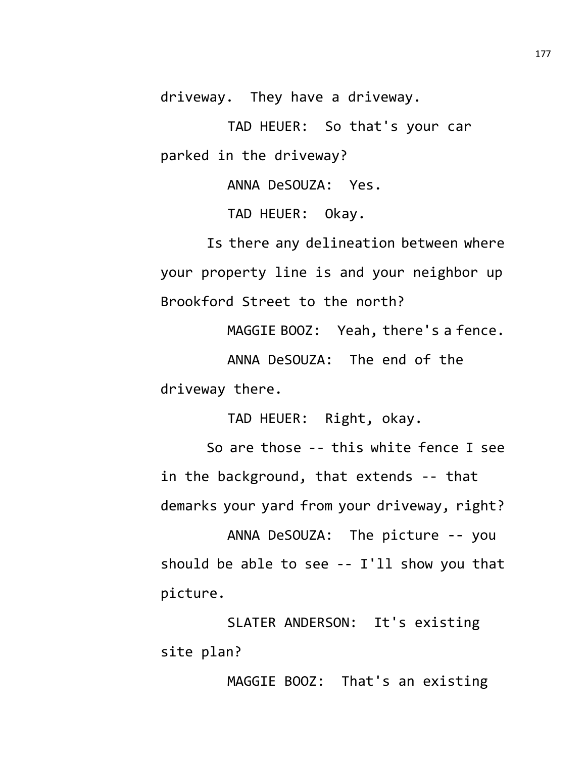driveway. They have a driveway.

TAD HEUER: So that's your car parked in the driveway?

ANNA DeSOUZA: Yes.

TAD HEUER: Okay.

Is there any delineation between where your property line is and your neighbor up Brookford Street to the north?

MAGGIE BOOZ: Yeah, there's a fence.

ANNA DeSOUZA: The end of the driveway there.

TAD HEUER: Right, okay.

So are those -- this white fence I see in the background, that extends -- that demarks your yard from your driveway, right?

ANNA DeSOUZA: The picture -- you should be able to see -- I'll show you that picture.

SLATER ANDERSON: It's existing site plan?

MAGGIE BOOZ: That's an existing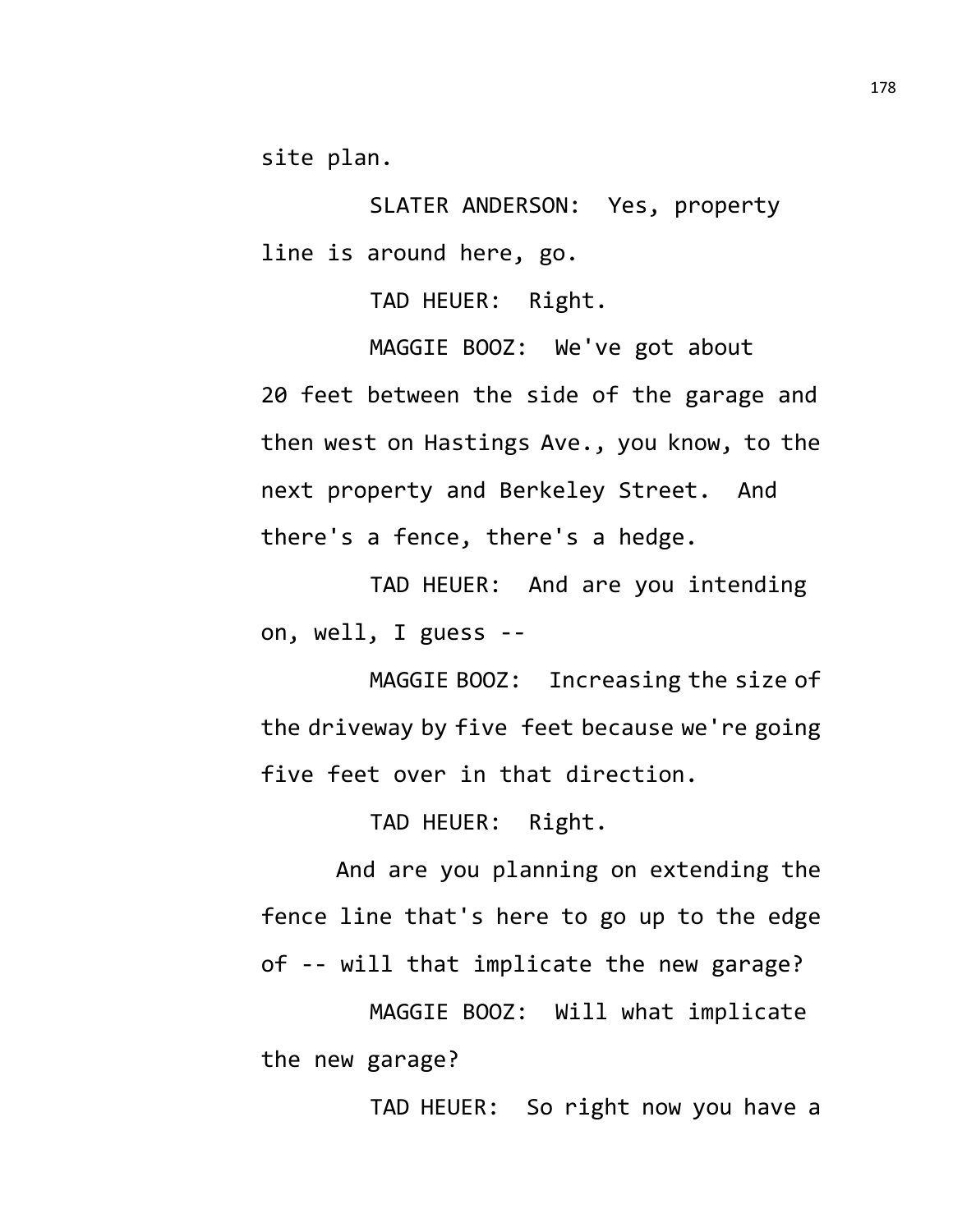site plan.

SLATER ANDERSON: Yes, property line is around here, go.

TAD HEUER: Right.

MAGGIE BOOZ: We've got about 20 feet between the side of the garage and then west on Hastings Ave., you know, to the next property and Berkeley Street. And there's a fence, there's a hedge.

TAD HEUER: And are you intending on, well, I guess --

MAGGIE BOOZ: Increasing the size of the driveway by five feet because we're going five feet over in that direction.

TAD HEUER: Right.

And are you planning on extending the fence line that's here to go up to the edge of -- will that implicate the new garage?

MAGGIE BOOZ: Will what implicate the new garage?

TAD HEUER: So right now you have a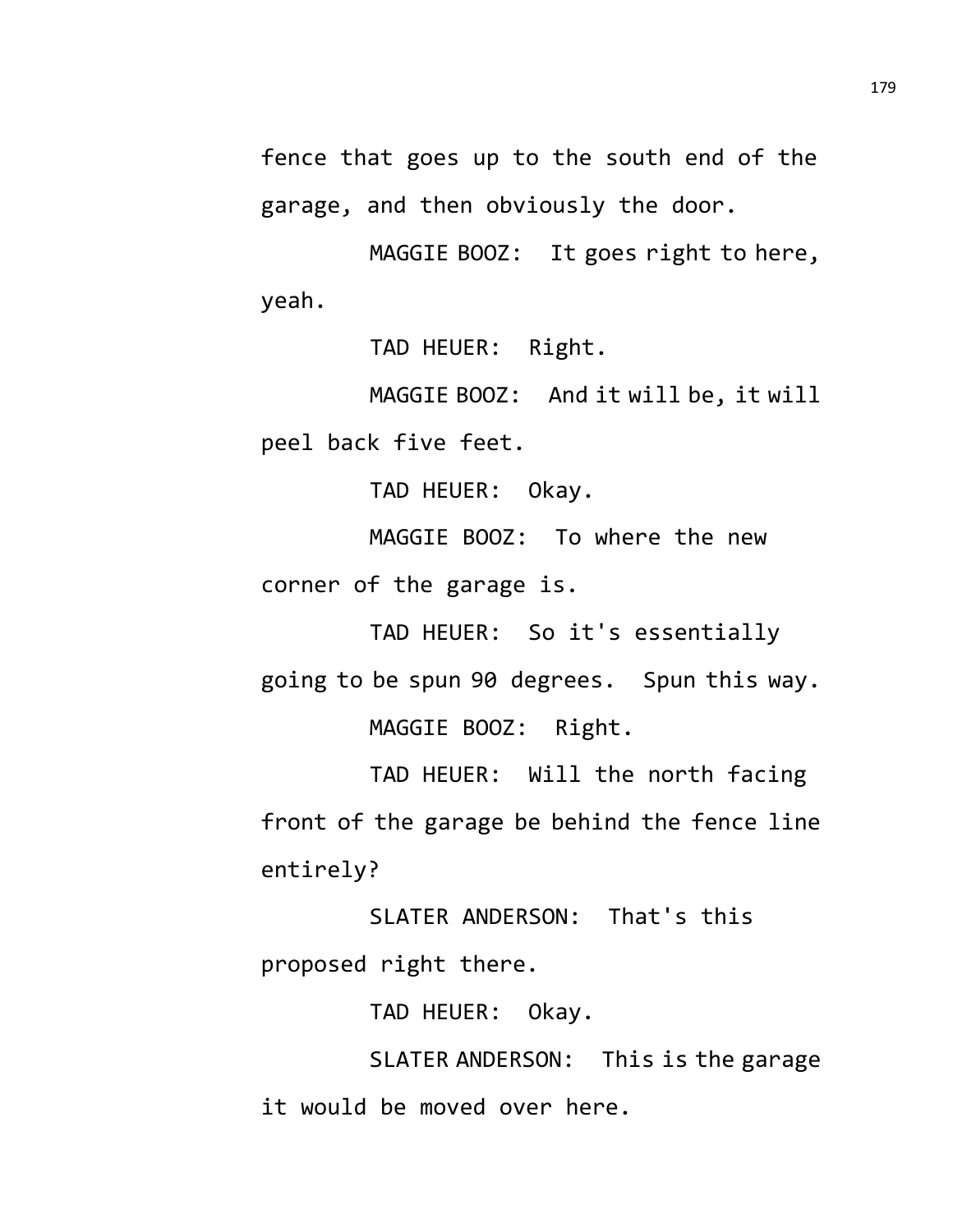fence that goes up to the south end of the garage, and then obviously the door.

MAGGIE BOOZ: It goes right to here, yeah.

TAD HEUER: Right.

MAGGIE BOOZ: And it will be, it will peel back five feet.

TAD HEUER: Okay.

MAGGIE BOOZ: To where the new corner of the garage is.

TAD HEUER: So it's essentially going to be spun 90 degrees. Spun this way.

MAGGIE BOOZ: Right.

TAD HEUER: Will the north facing front of the garage be behind the fence line entirely?

SLATER ANDERSON: That's this proposed right there.

TAD HEUER: Okay.

SLATER ANDERSON: This is the garage it would be moved over here.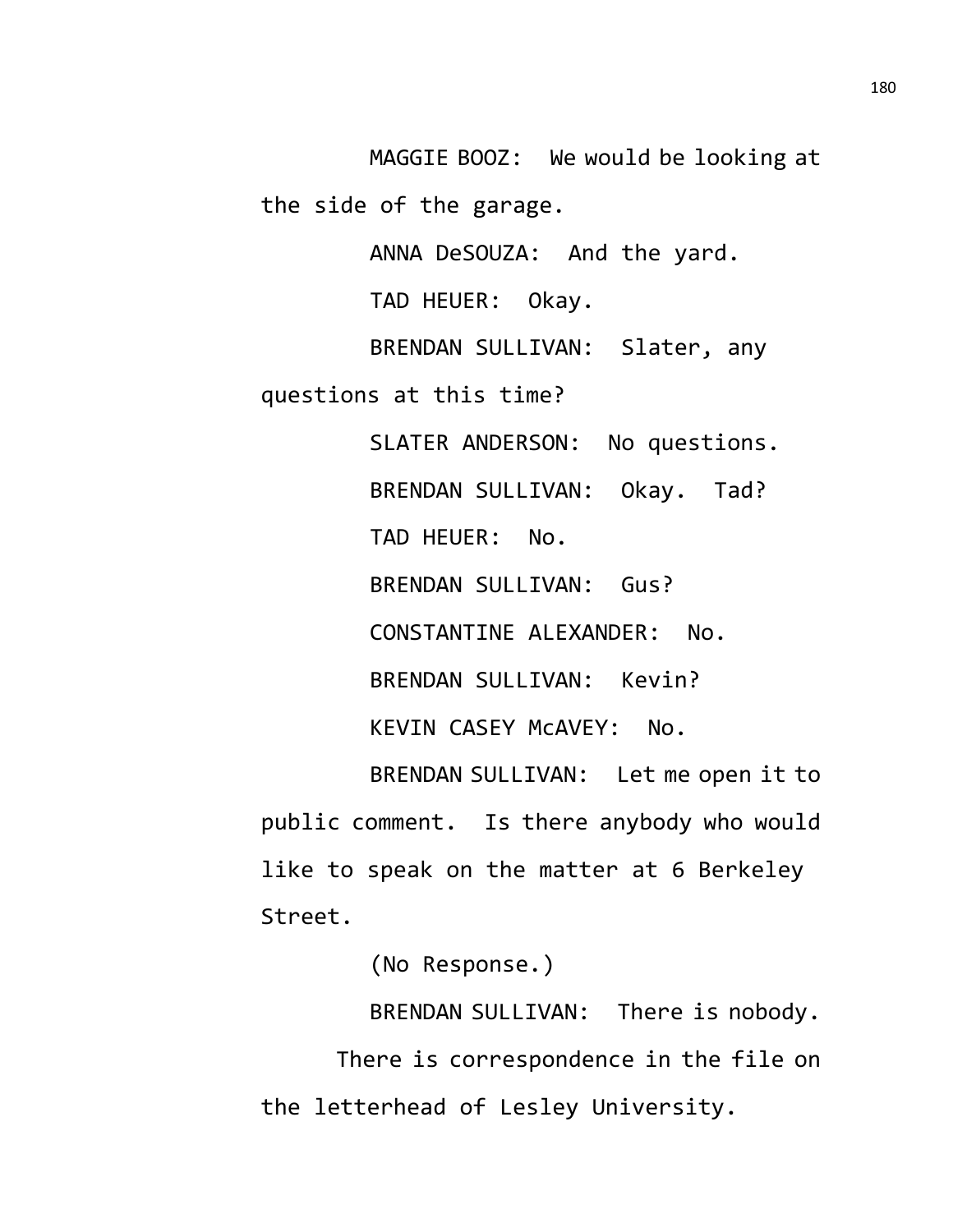MAGGIE BOOZ: We would be looking at the side of the garage.

ANNA DeSOUZA: And the yard.

TAD HEUER: Okay.

BRENDAN SULLIVAN: Slater, any questions at this time?

SLATER ANDERSON: No questions.

BRENDAN SULLIVAN: Okay. Tad?

TAD HEUER: No.

BRENDAN SULLIVAN: Gus?

CONSTANTINE ALEXANDER: No.

BRENDAN SULLIVAN: Kevin?

KEVIN CASEY McAVEY: No.

BRENDAN SULLIVAN: Let me open it to public comment. Is there anybody who would like to speak on the matter at 6 Berkeley Street.

(No Response.)

BRENDAN SULLIVAN: There is nobody.

There is correspondence in the file on the letterhead of Lesley University.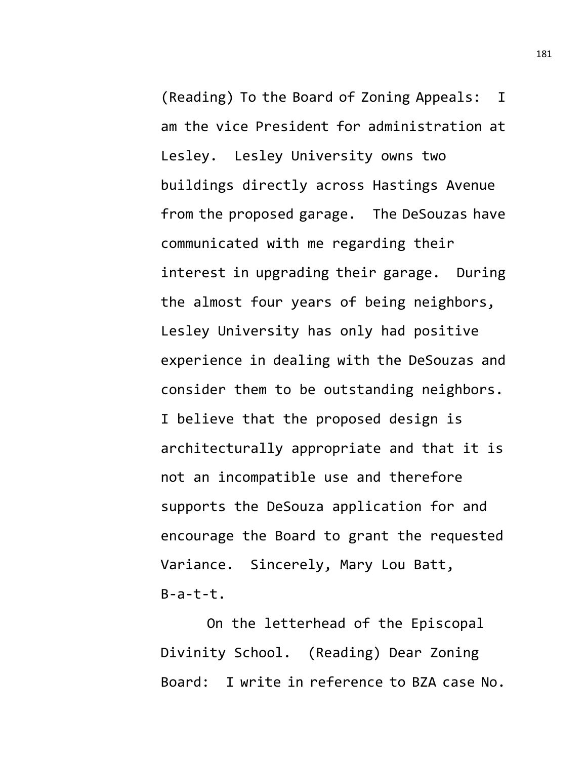(Reading) To the Board of Zoning Appeals: I am the vice President for administration at Lesley. Lesley University owns two buildings directly across Hastings Avenue from the proposed garage. The DeSouzas have communicated with me regarding their interest in upgrading their garage. During the almost four years of being neighbors, Lesley University has only had positive experience in dealing with the DeSouzas and consider them to be outstanding neighbors. I believe that the proposed design is architecturally appropriate and that it is not an incompatible use and therefore supports the DeSouza application for and encourage the Board to grant the requested Variance. Sincerely, Mary Lou Batt, B-a-t-t.

On the letterhead of the Episcopal Divinity School. (Reading) Dear Zoning Board: I write in reference to BZA case No.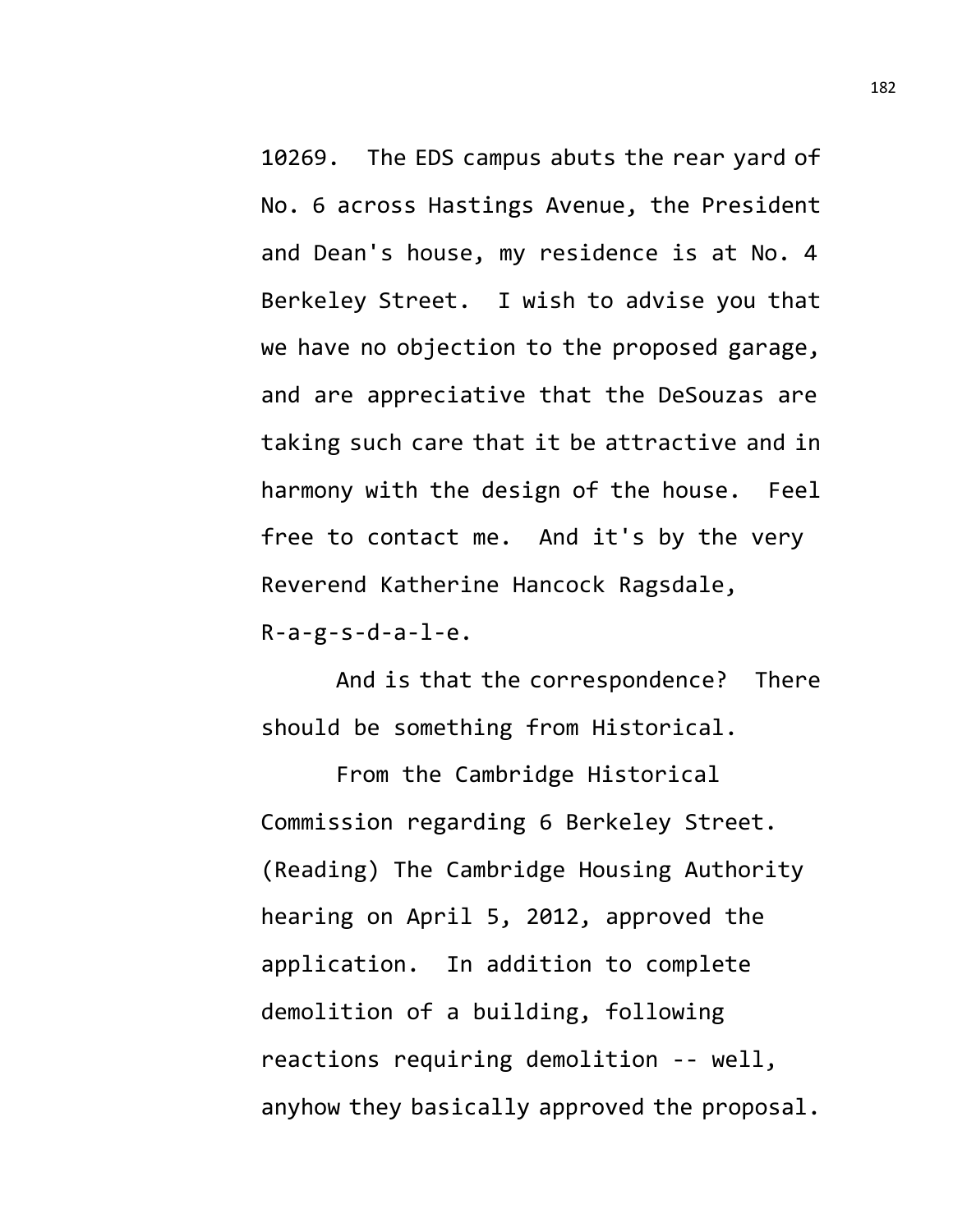10269. The EDS campus abuts the rear yard of No. 6 across Hastings Avenue, the President and Dean's house, my residence is at No. 4 Berkeley Street. I wish to advise you that we have no objection to the proposed garage, and are appreciative that the DeSouzas are taking such care that it be attractive and in harmony with the design of the house. Feel free to contact me. And it's by the very Reverend Katherine Hancock Ragsdale, R-a-g-s-d-a-l-e.

And is that the correspondence? There should be something from Historical.

From the Cambridge Historical Commission regarding 6 Berkeley Street. (Reading) The Cambridge Housing Authority hearing on April 5, 2012, approved the application. In addition to complete demolition of a building, following reactions requiring demolition -- well, anyhow they basically approved the proposal.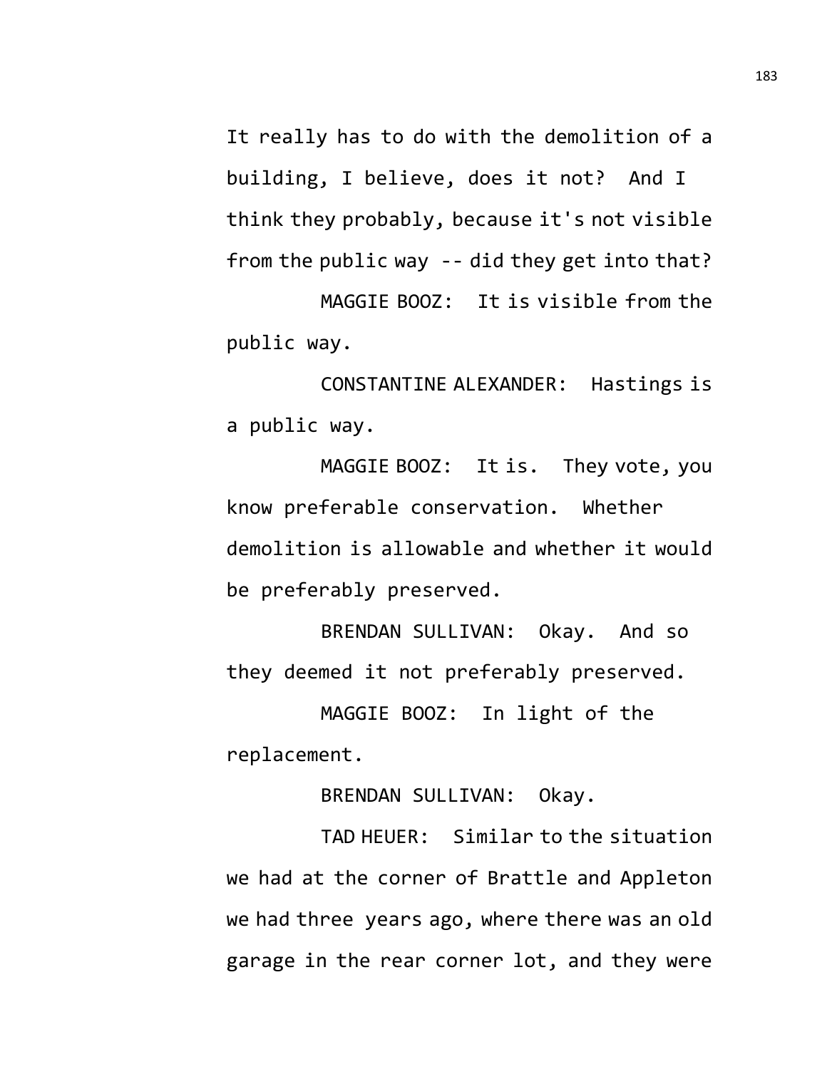It really has to do with the demolition of a building, I believe, does it not? And I think they probably, because it's not visible from the public way -- did they get into that?

MAGGIE BOOZ: It is visible from the public way.

CONSTANTINE ALEXANDER: Hastings is a public way.

MAGGIE BOOZ: It is. They vote, you know preferable conservation. Whether demolition is allowable and whether it would be preferably preserved.

BRENDAN SULLIVAN: Okay. And so they deemed it not preferably preserved.

MAGGIE BOOZ: In light of the replacement.

BRENDAN SULLIVAN: Okay.

TAD HEUER: Similar to the situation we had at the corner of Brattle and Appleton we had three years ago, where there was an old garage in the rear corner lot, and they were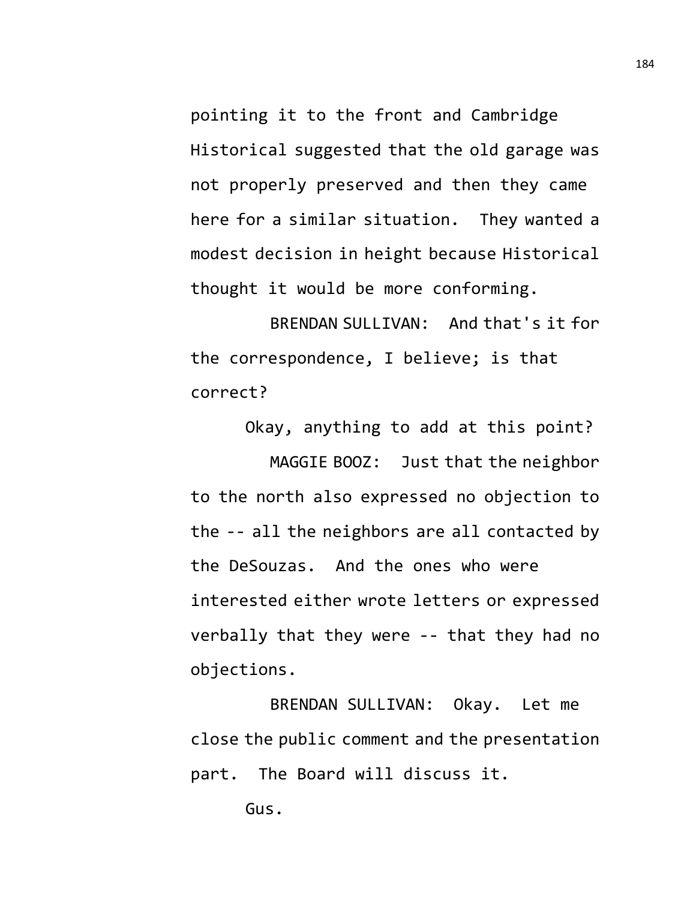pointing it to the front and Cambridge Historical suggested that the old garage was not properly preserved and then they came here for a similar situation. They wanted a modest decision in height because Historical thought it would be more conforming.

BRENDAN SULLIVAN: And that's it for the correspondence, I believe; is that correct?

Okay, anything to add at this point?

MAGGIE BOOZ: Just that the neighbor to the north also expressed no objection to the -- all the neighbors are all contacted by the DeSouzas. And the ones who were interested either wrote letters or expressed verbally that they were -- that they had no objections.

BRENDAN SULLIVAN: Okay. Let me close the public comment and the presentation part. The Board will discuss it.

Gus.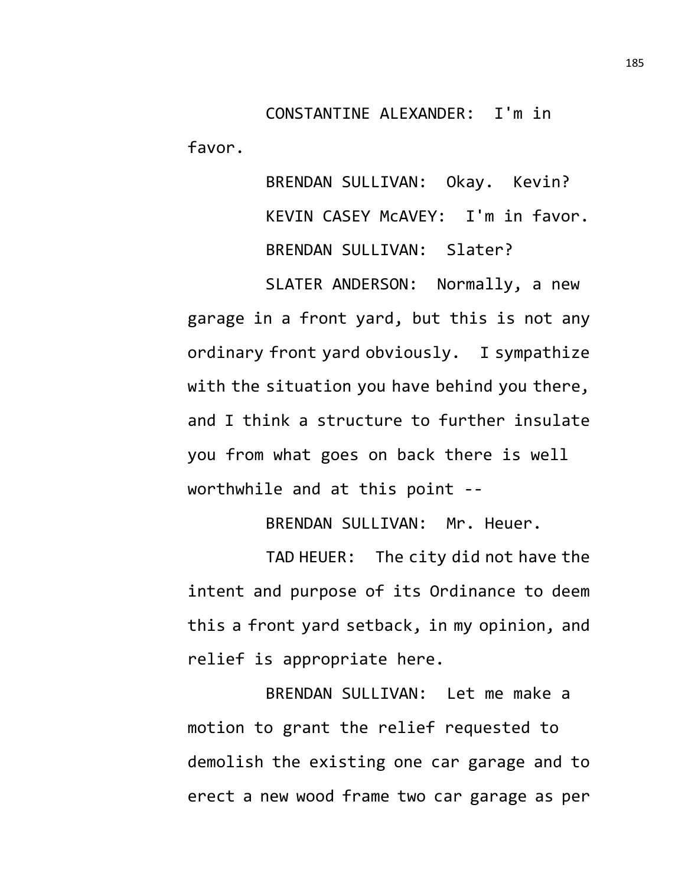CONSTANTINE ALEXANDER: I'm in favor.

BRENDAN SULLIVAN: Okay. Kevin?

KEVIN CASEY McAVEY: I'm in favor.

BRENDAN SULLIVAN: Slater?

SLATER ANDERSON: Normally, a new garage in a front yard, but this is not any ordinary front yard obviously. I sympathize with the situation you have behind you there, and I think a structure to further insulate you from what goes on back there is well worthwhile and at this point --

BRENDAN SULLIVAN: Mr. Heuer.

TAD HEUER: The city did not have the intent and purpose of its Ordinance to deem this a front yard setback, in my opinion, and relief is appropriate here.

BRENDAN SULLIVAN: Let me make a motion to grant the relief requested to demolish the existing one car garage and to erect a new wood frame two car garage as per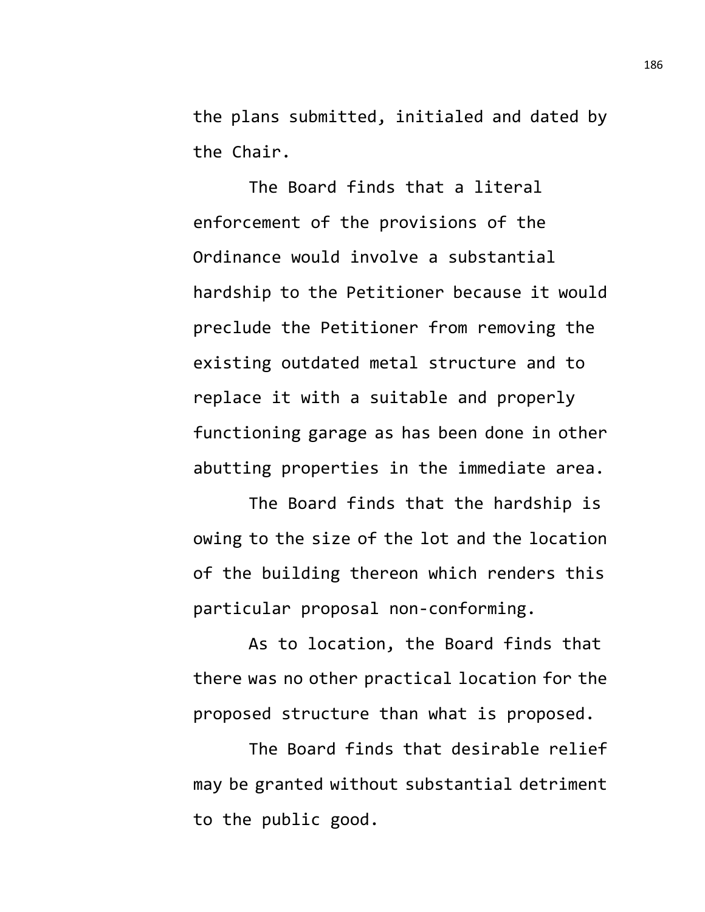the plans submitted, initialed and dated by the Chair.

The Board finds that a literal enforcement of the provisions of the Ordinance would involve a substantial hardship to the Petitioner because it would preclude the Petitioner from removing the existing outdated metal structure and to replace it with a suitable and properly functioning garage as has been done in other abutting properties in the immediate area.

The Board finds that the hardship is owing to the size of the lot and the location of the building thereon which renders this particular proposal non-conforming.

As to location, the Board finds that there was no other practical location for the proposed structure than what is proposed.

The Board finds that desirable relief may be granted without substantial detriment to the public good.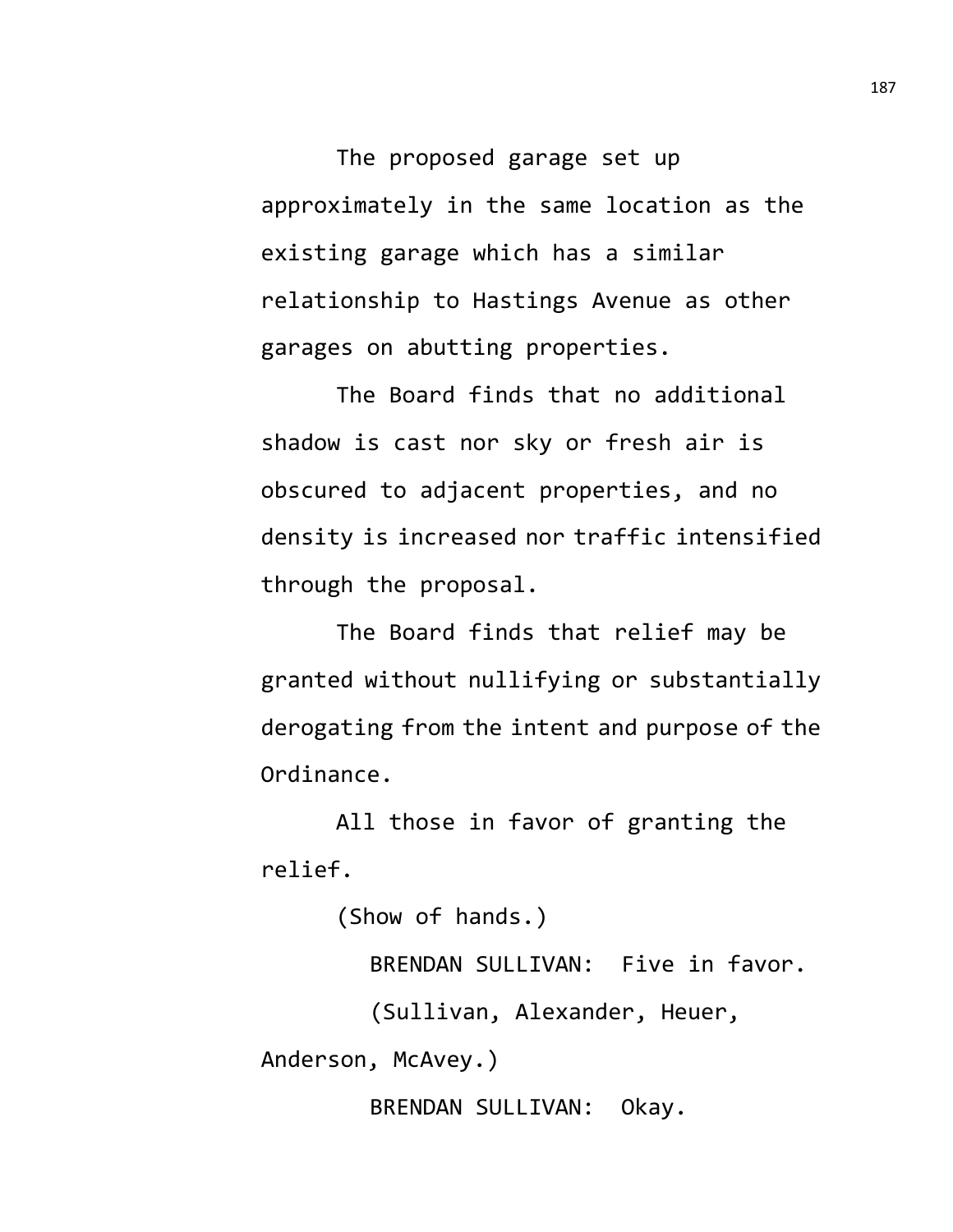The proposed garage set up approximately in the same location as the existing garage which has a similar relationship to Hastings Avenue as other garages on abutting properties.

The Board finds that no additional shadow is cast nor sky or fresh air is obscured to adjacent properties, and no density is increased nor traffic intensified through the proposal.

The Board finds that relief may be granted without nullifying or substantially derogating from the intent and purpose of the Ordinance.

All those in favor of granting the relief.

(Show of hands.)

BRENDAN SULLIVAN: Five in favor.

(Sullivan, Alexander, Heuer, Anderson, McAvey.)

BRENDAN SULLIVAN: Okay.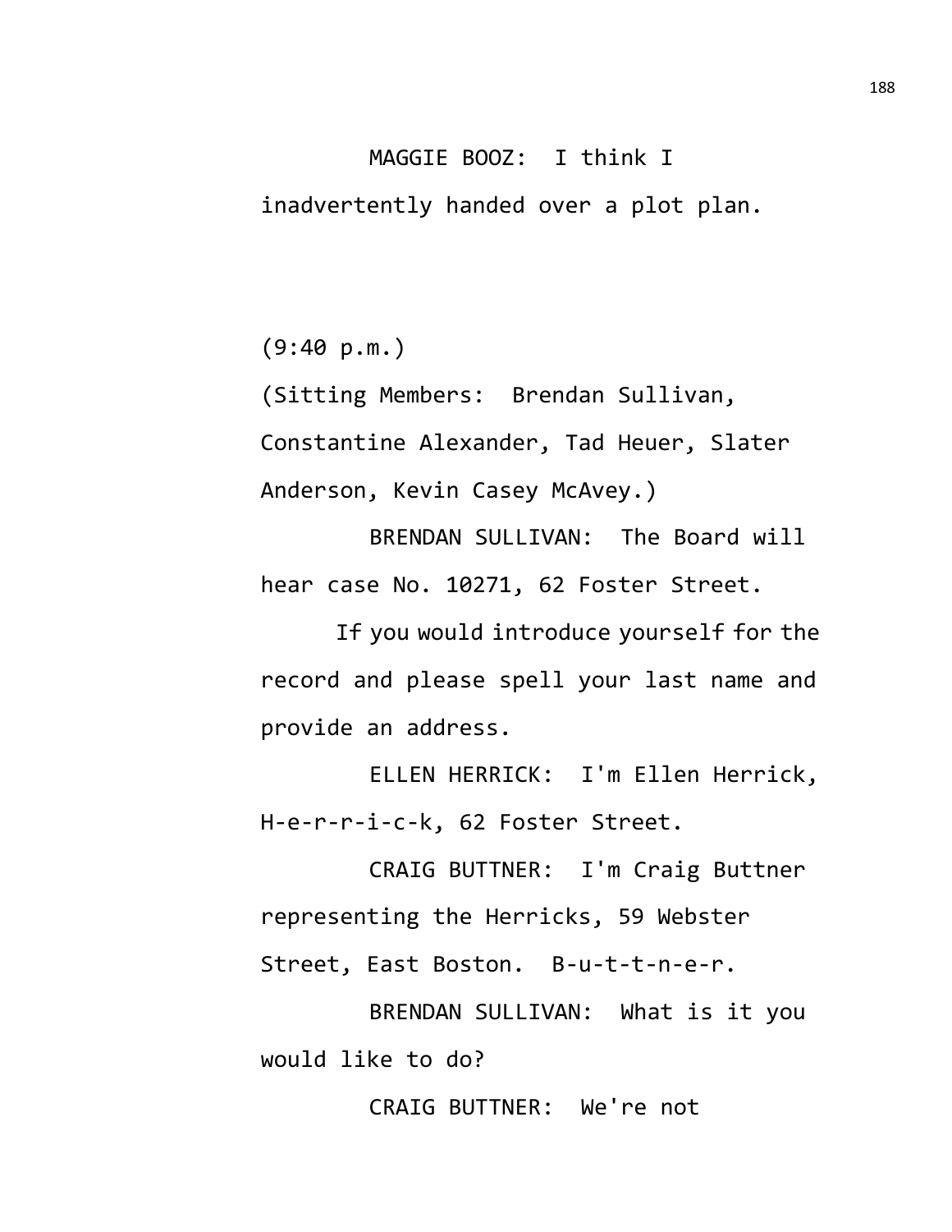MAGGIE BOOZ: I think I inadvertently handed over a plot plan.

(9:40 p.m.)

(Sitting Members: Brendan Sullivan, Constantine Alexander, Tad Heuer, Slater Anderson, Kevin Casey McAvey.)

BRENDAN SULLIVAN: The Board will hear case No. 10271, 62 Foster Street.

If you would introduce yourself for the record and please spell your last name and provide an address.

ELLEN HERRICK: I'm Ellen Herrick, H-e-r-r-i-c-k, 62 Foster Street.

CRAIG BUTTNER: I'm Craig Buttner representing the Herricks, 59 Webster Street, East Boston. B-u-t-t-n-e-r.

BRENDAN SULLIVAN: What is it you would like to do?

CRAIG BUTTNER: We're not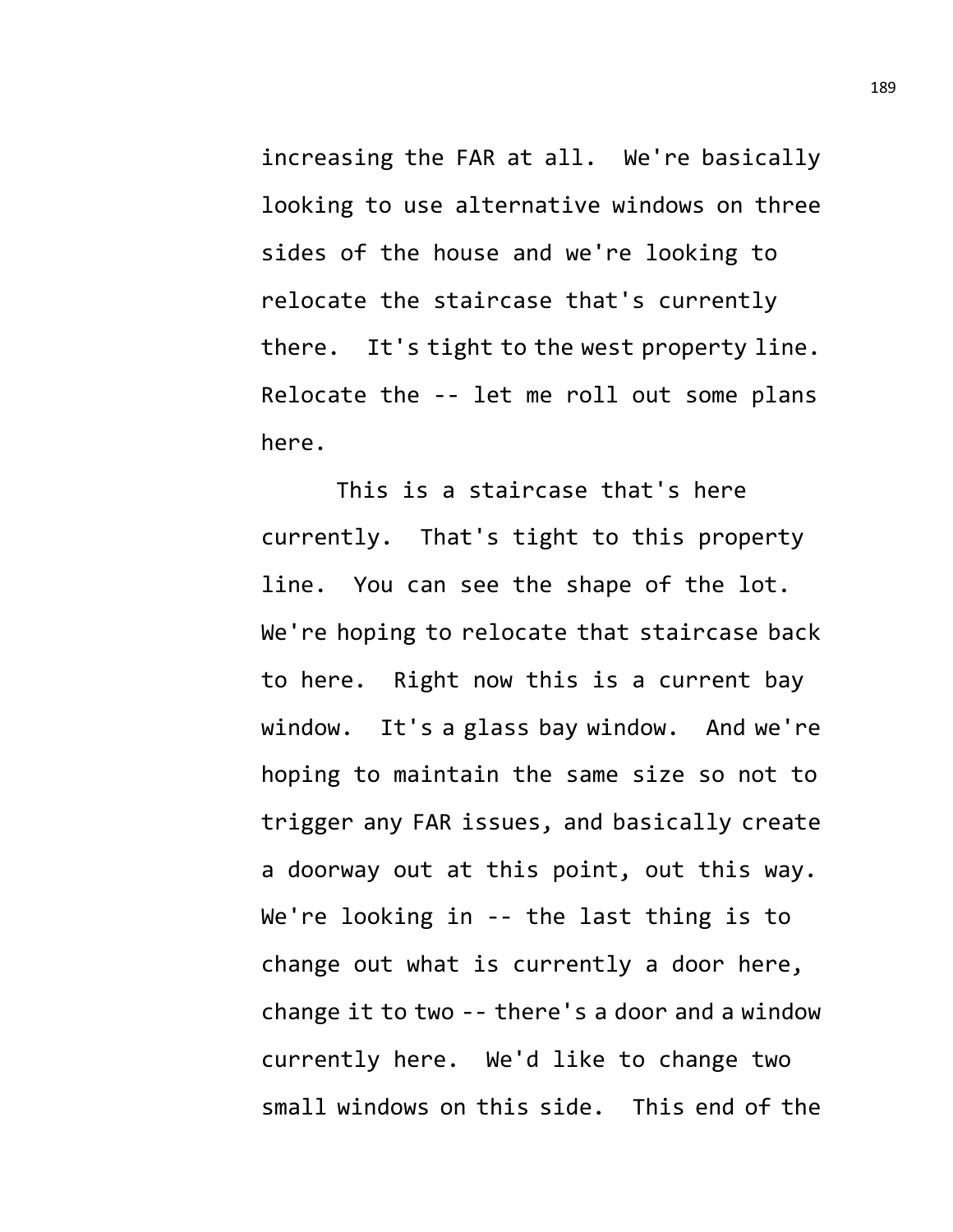increasing the FAR at all. We're basically looking to use alternative windows on three sides of the house and we're looking to relocate the staircase that's currently there. It's tight to the west property line. Relocate the -- let me roll out some plans here.

This is a staircase that's here currently. That's tight to this property line. You can see the shape of the lot. We're hoping to relocate that staircase back to here. Right now this is a current bay window. It's a glass bay window. And we're hoping to maintain the same size so not to trigger any FAR issues, and basically create a doorway out at this point, out this way. We're looking in -- the last thing is to change out what is currently a door here, change it to two -- there's a door and a window currently here. We'd like to change two small windows on this side. This end of the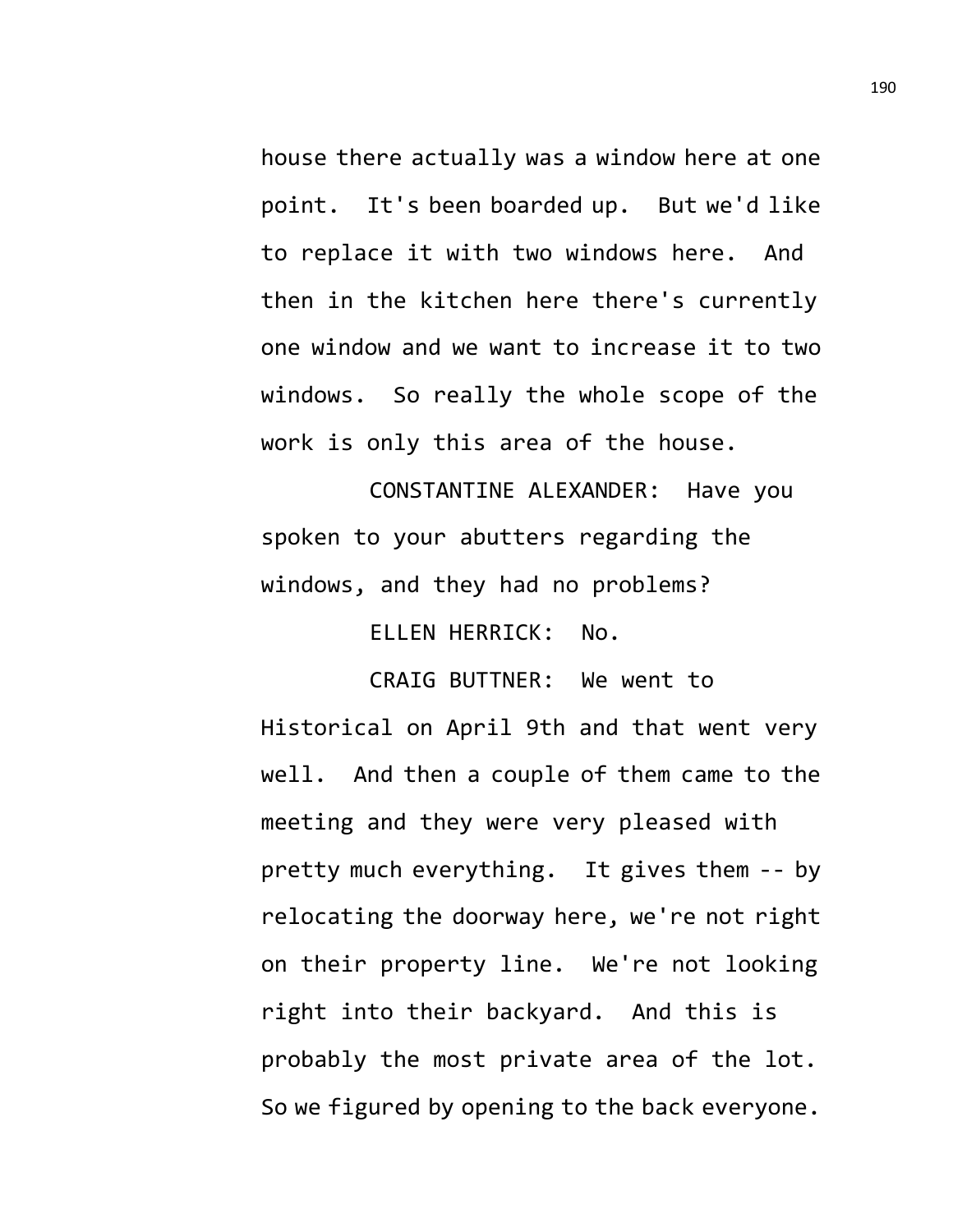house there actually was a window here at one point. It's been boarded up. But we'd like to replace it with two windows here. And then in the kitchen here there's currently one window and we want to increase it to two windows. So really the whole scope of the work is only this area of the house.

CONSTANTINE ALEXANDER: Have you spoken to your abutters regarding the windows, and they had no problems?

ELLEN HERRICK: No.

CRAIG BUTTNER: We went to Historical on April 9th and that went very well. And then a couple of them came to the meeting and they were very pleased with pretty much everything. It gives them -- by relocating the doorway here, we're not right on their property line. We're not looking right into their backyard. And this is probably the most private area of the lot. So we figured by opening to the back everyone.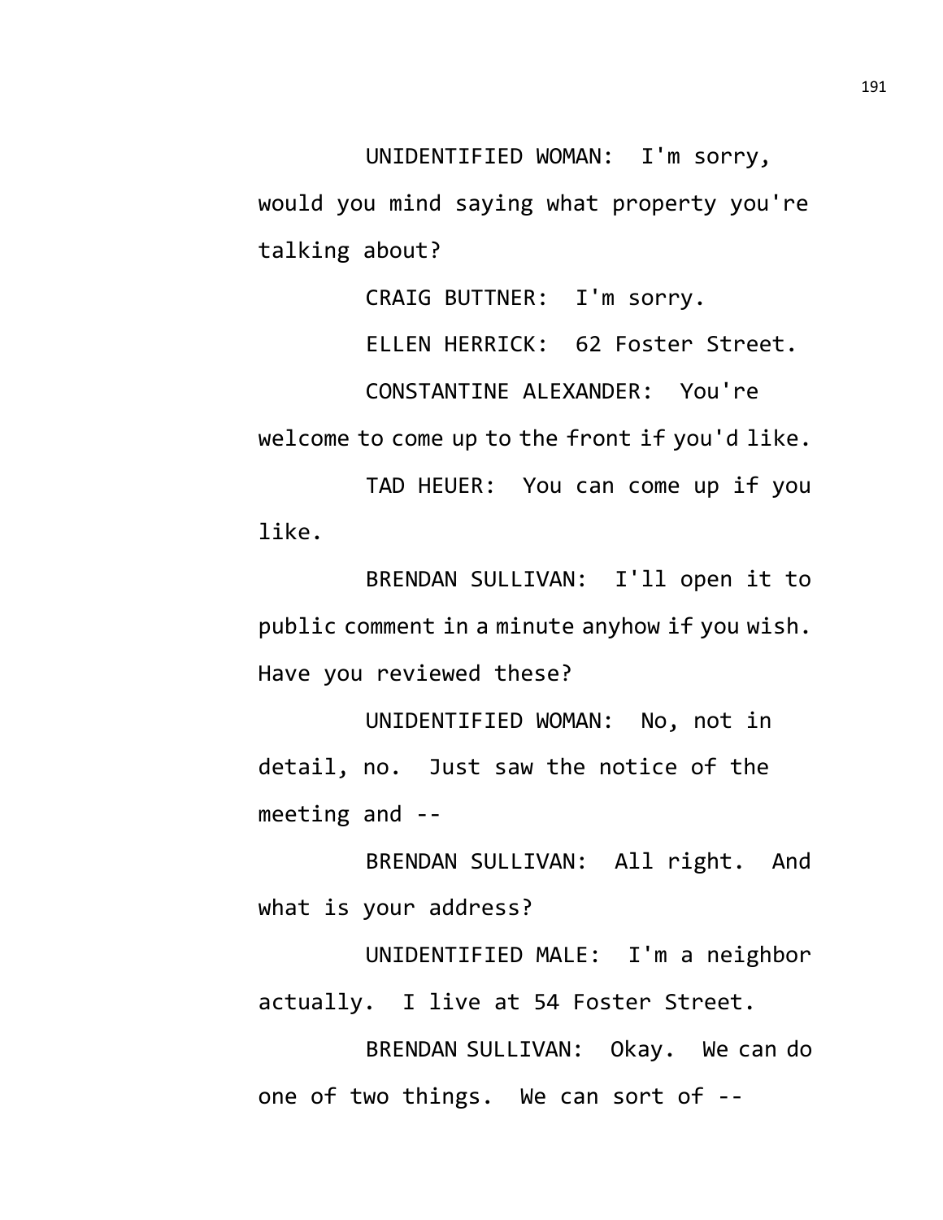UNIDENTIFIED WOMAN: I'm sorry, would you mind saying what property you're talking about?

CRAIG BUTTNER: I'm sorry.

ELLEN HERRICK: 62 Foster Street.

CONSTANTINE ALEXANDER: You're welcome to come up to the front if you'd like.

TAD HEUER: You can come up if you like.

BRENDAN SULLIVAN: I'll open it to public comment in a minute anyhow if you wish. Have you reviewed these?

UNIDENTIFIED WOMAN: No, not in detail, no. Just saw the notice of the meeting and --

BRENDAN SULLIVAN: All right. And what is your address?

UNIDENTIFIED MALE: I'm a neighbor actually. I live at 54 Foster Street.

BRENDAN SULLIVAN: Okay. We can do one of two things. We can sort of --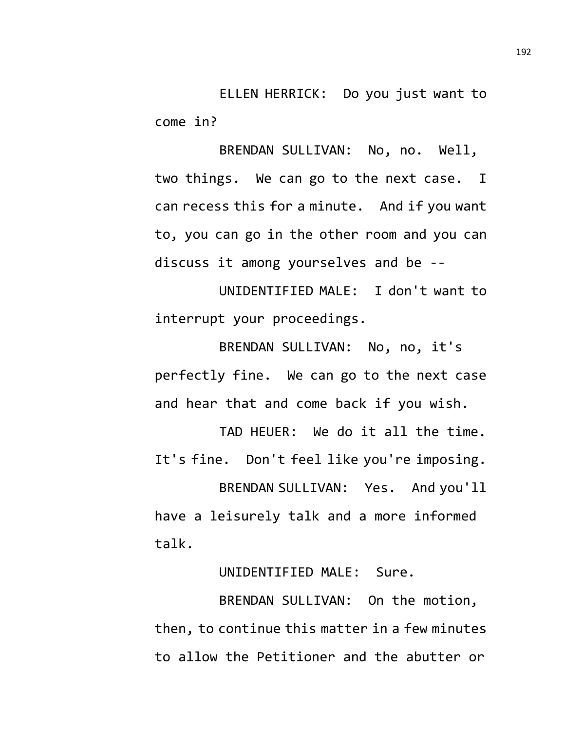ELLEN HERRICK: Do you just want to come in?

BRENDAN SULLIVAN: No, no. Well, two things. We can go to the next case. I can recess this for a minute. And if you want to, you can go in the other room and you can discuss it among yourselves and be --

UNIDENTIFIED MALE: I don't want to interrupt your proceedings.

BRENDAN SULLIVAN: No, no, it's perfectly fine. We can go to the next case and hear that and come back if you wish.

TAD HEUER: We do it all the time. It's fine. Don't feel like you're imposing.

BRENDAN SULLIVAN: Yes. And you'll have a leisurely talk and a more informed talk.

UNIDENTIFIED MALE: Sure.

BRENDAN SULLIVAN: On the motion, then, to continue this matter in a few minutes to allow the Petitioner and the abutter or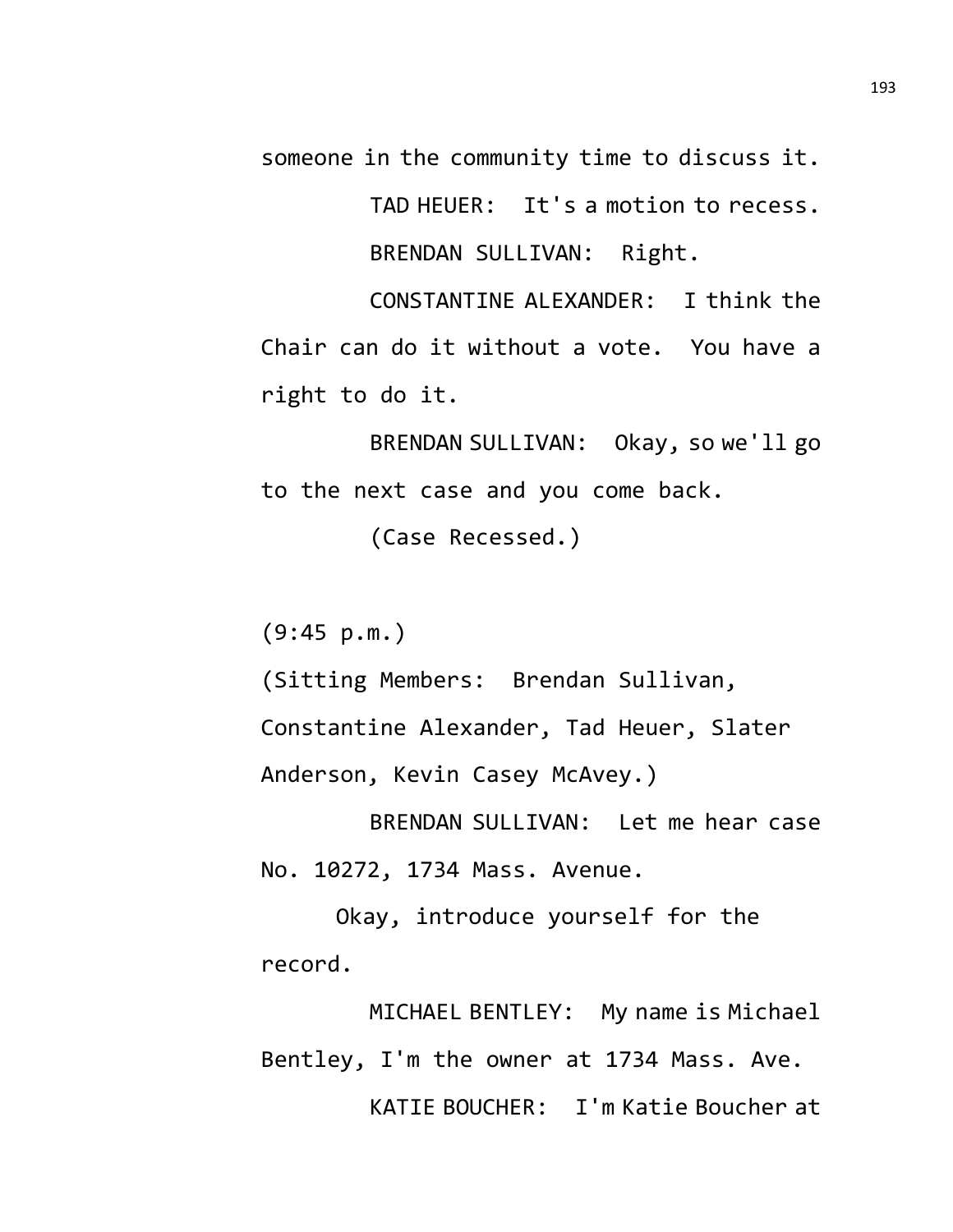someone in the community time to discuss it.

TAD HEUER: It's a motion to recess.

BRENDAN SULLIVAN: Right.

CONSTANTINE ALEXANDER: I think the Chair can do it without a vote. You have a right to do it.

BRENDAN SULLIVAN: Okay, so we'll go to the next case and you come back.

(Case Recessed.)

(9:45 p.m.)

(Sitting Members: Brendan Sullivan, Constantine Alexander, Tad Heuer, Slater Anderson, Kevin Casey McAvey.)

BRENDAN SULLIVAN: Let me hear case No. 10272, 1734 Mass. Avenue.

Okay, introduce yourself for the record.

MICHAEL BENTLEY: My name is Michael Bentley, I'm the owner at 1734 Mass. Ave.

KATIE BOUCHER: I'm Katie Boucher at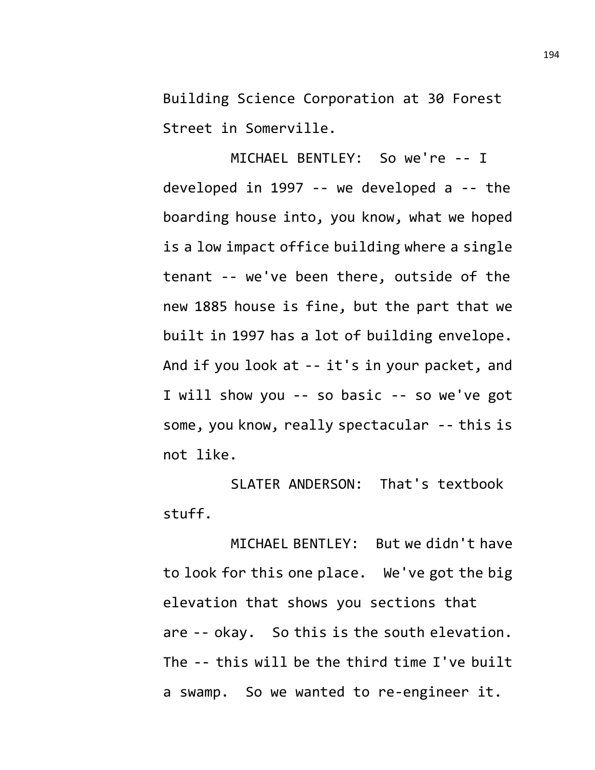Building Science Corporation at 30 Forest Street in Somerville.

MICHAEL BENTLEY: So we're -- I developed in 1997 -- we developed a -- the boarding house into, you know, what we hoped is a low impact office building where a single tenant -- we've been there, outside of the new 1885 house is fine, but the part that we built in 1997 has a lot of building envelope. And if you look at -- it's in your packet, and I will show you -- so basic -- so we've got some, you know, really spectacular -- this is not like.

SLATER ANDERSON: That's textbook stuff.

MICHAEL BENTLEY: But we didn't have to look for this one place. We've got the big elevation that shows you sections that are -- okay. So this is the south elevation. The -- this will be the third time I've built a swamp. So we wanted to re-engineer it.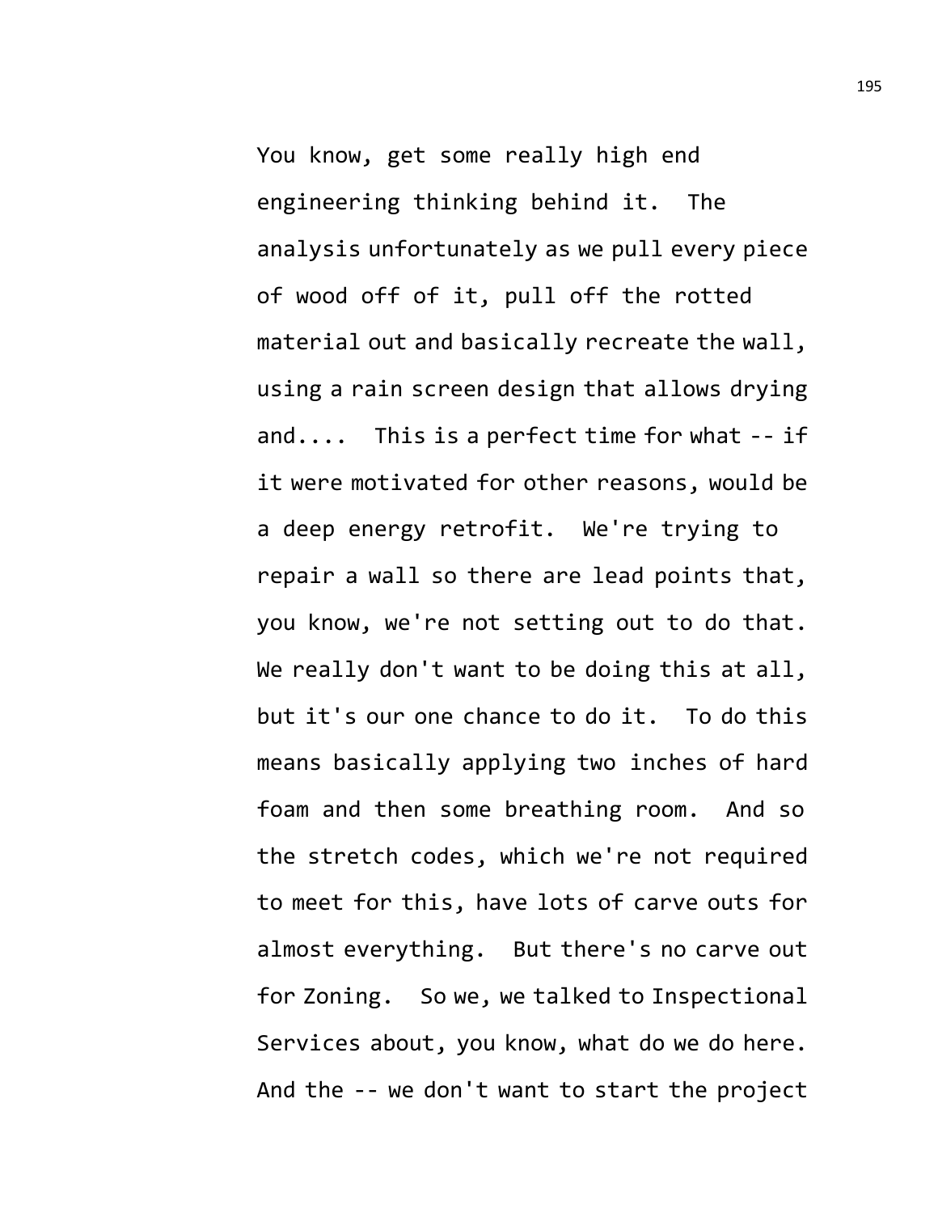You know, get some really high end engineering thinking behind it. The analysis unfortunately as we pull every piece of wood off of it, pull off the rotted material out and basically recreate the wall, using a rain screen design that allows drying and.... This is a perfect time for what -- if it were motivated for other reasons, would be a deep energy retrofit. We're trying to repair a wall so there are lead points that, you know, we're not setting out to do that. We really don't want to be doing this at all, but it's our one chance to do it. To do this means basically applying two inches of hard foam and then some breathing room. And so the stretch codes, which we're not required to meet for this, have lots of carve outs for almost everything. But there's no carve out for Zoning. So we, we talked to Inspectional Services about, you know, what do we do here. And the -- we don't want to start the project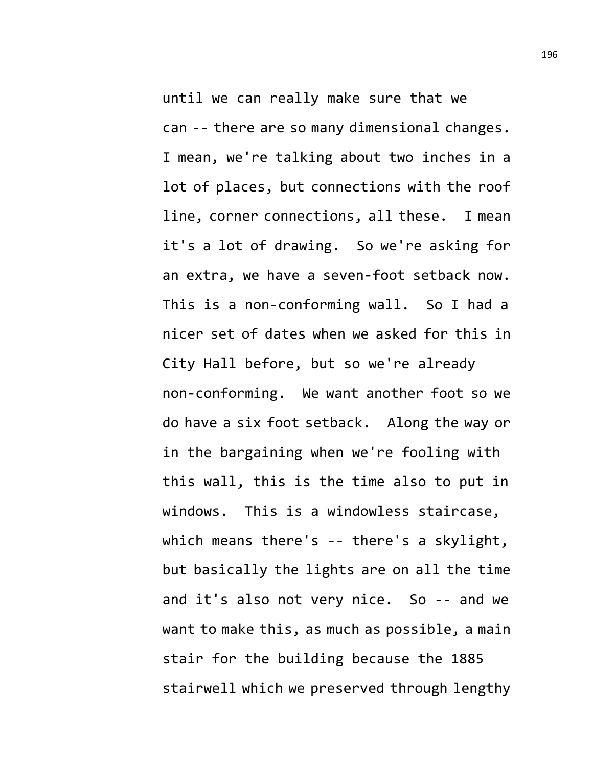until we can really make sure that we can -- there are so many dimensional changes. I mean, we're talking about two inches in a lot of places, but connections with the roof line, corner connections, all these. I mean it's a lot of drawing. So we're asking for an extra, we have a seven-foot setback now. This is a non-conforming wall. So I had a nicer set of dates when we asked for this in City Hall before, but so we're already non-conforming. We want another foot so we do have a six foot setback. Along the way or in the bargaining when we're fooling with this wall, this is the time also to put in windows. This is a windowless staircase, which means there's -- there's a skylight, but basically the lights are on all the time and it's also not very nice. So -- and we want to make this, as much as possible, a main stair for the building because the 1885 stairwell which we preserved through lengthy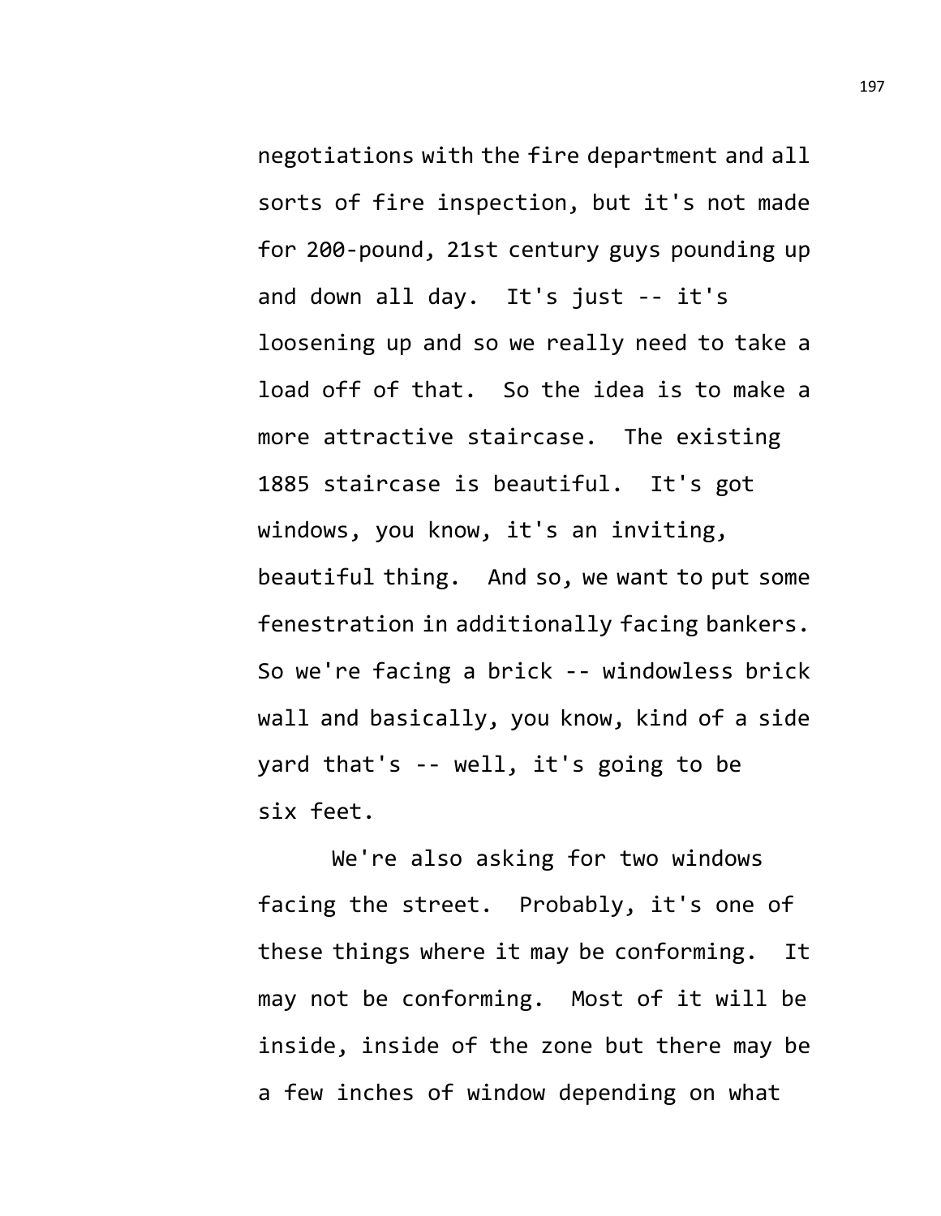negotiations with the fire department and all sorts of fire inspection, but it's not made for 200-pound, 21st century guys pounding up and down all day. It's just -- it's loosening up and so we really need to take a load off of that. So the idea is to make a more attractive staircase. The existing 1885 staircase is beautiful. It's got windows, you know, it's an inviting, beautiful thing. And so, we want to put some fenestration in additionally facing bankers. So we're facing a brick -- windowless brick wall and basically, you know, kind of a side yard that's -- well, it's going to be six feet.

We're also asking for two windows facing the street. Probably, it's one of these things where it may be conforming. It may not be conforming. Most of it will be inside, inside of the zone but there may be a few inches of window depending on what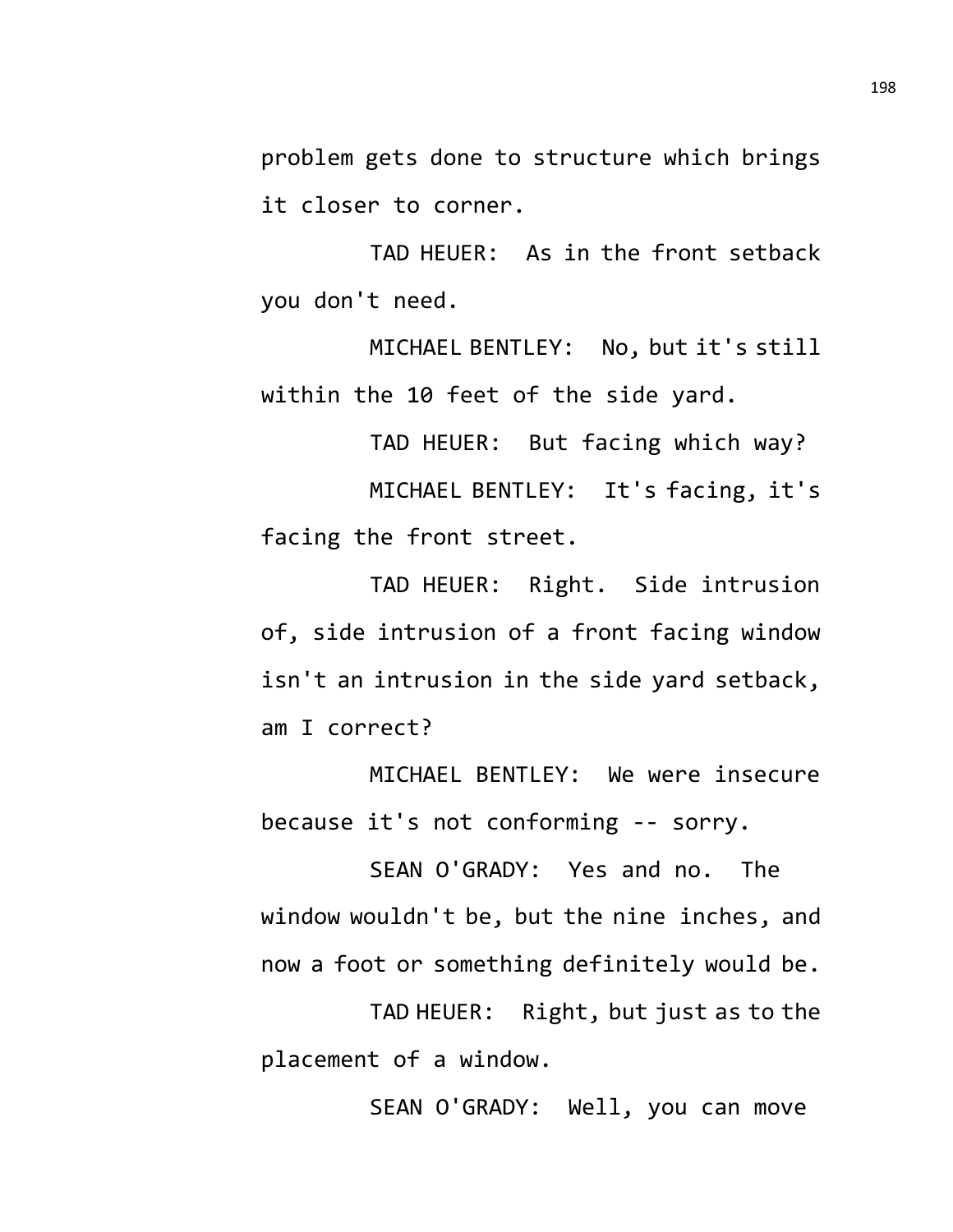problem gets done to structure which brings it closer to corner.

TAD HEUER: As in the front setback you don't need.

MICHAEL BENTLEY: No, but it's still within the 10 feet of the side yard.

TAD HEUER: But facing which way?

MICHAEL BENTLEY: It's facing, it's facing the front street.

TAD HEUER: Right. Side intrusion of, side intrusion of a front facing window isn't an intrusion in the side yard setback, am I correct?

MICHAEL BENTLEY: We were insecure because it's not conforming -- sorry.

SEAN O'GRADY: Yes and no. The window wouldn't be, but the nine inches, and now a foot or something definitely would be.

TAD HEUER: Right, but just as to the placement of a window.

SEAN O'GRADY: Well, you can move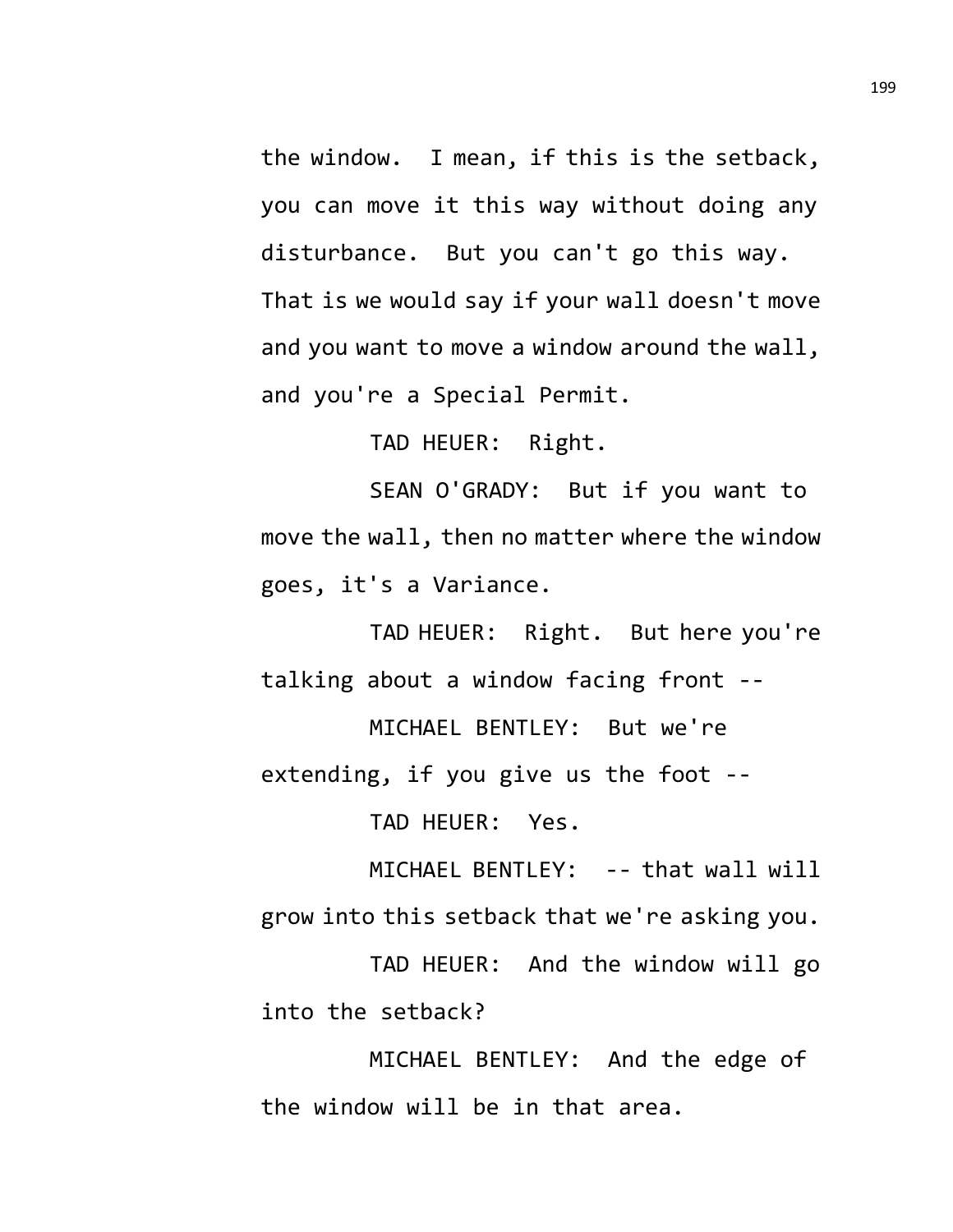the window. I mean, if this is the setback, you can move it this way without doing any disturbance. But you can't go this way. That is we would say if your wall doesn't move and you want to move a window around the wall, and you're a Special Permit.

TAD HEUER: Right.

SEAN O'GRADY: But if you want to move the wall, then no matter where the window goes, it's a Variance.

TAD HEUER: Right. But here you're talking about a window facing front --

MICHAEL BENTLEY: But we're extending, if you give us the foot --

TAD HEUER: Yes.

MICHAEL BENTLEY: -- that wall will grow into this setback that we're asking you.

TAD HEUER: And the window will go into the setback?

MICHAEL BENTLEY: And the edge of the window will be in that area.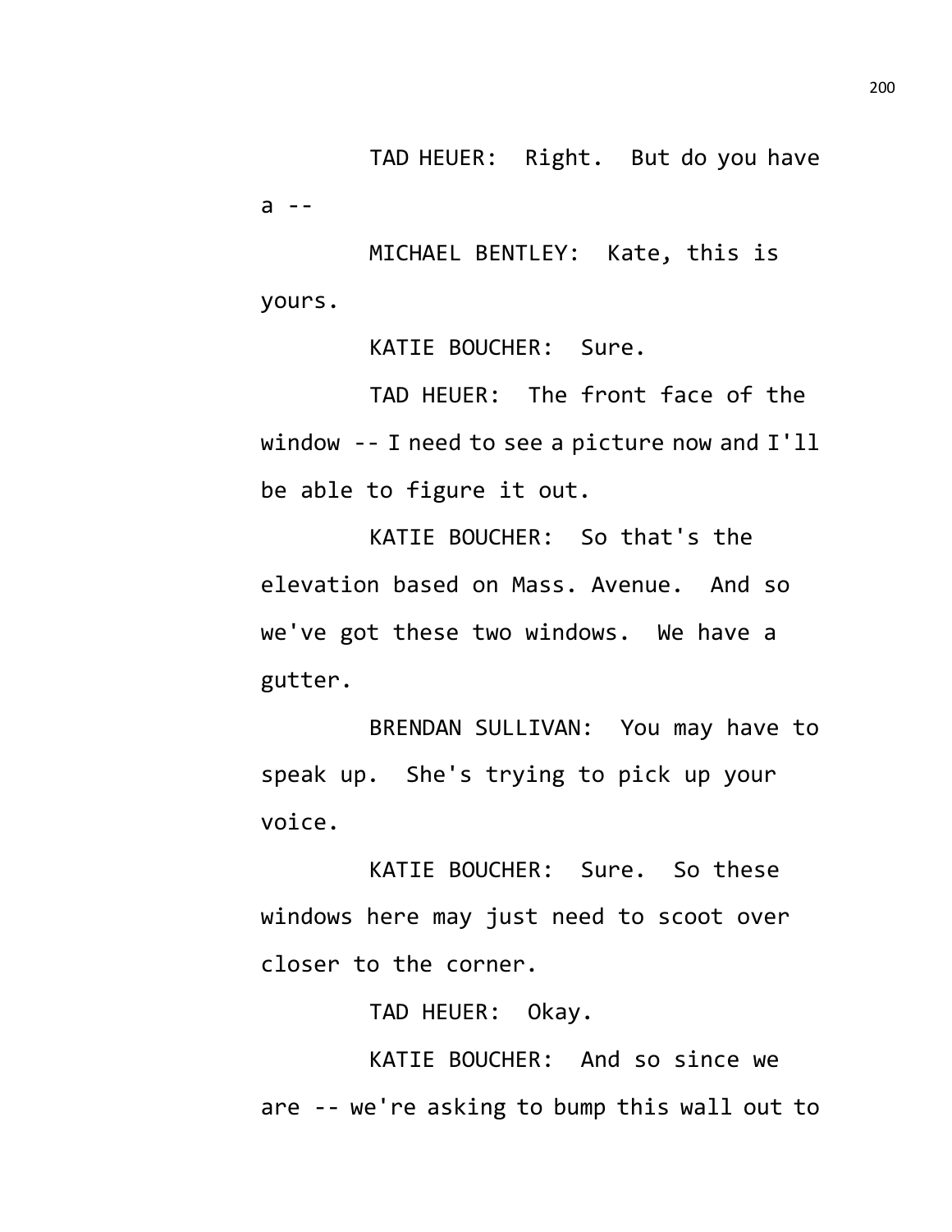TAD HEUER: Right. But do you have a --

MICHAEL BENTLEY: Kate, this is yours.

KATIE BOUCHER: Sure.

TAD HEUER: The front face of the window -- I need to see a picture now and I'll be able to figure it out.

KATIE BOUCHER: So that's the elevation based on Mass. Avenue. And so we've got these two windows. We have a gutter.

BRENDAN SULLIVAN: You may have to speak up. She's trying to pick up your voice.

KATIE BOUCHER: Sure. So these windows here may just need to scoot over closer to the corner.

TAD HEUER: Okay.

KATIE BOUCHER: And so since we are -- we're asking to bump this wall out to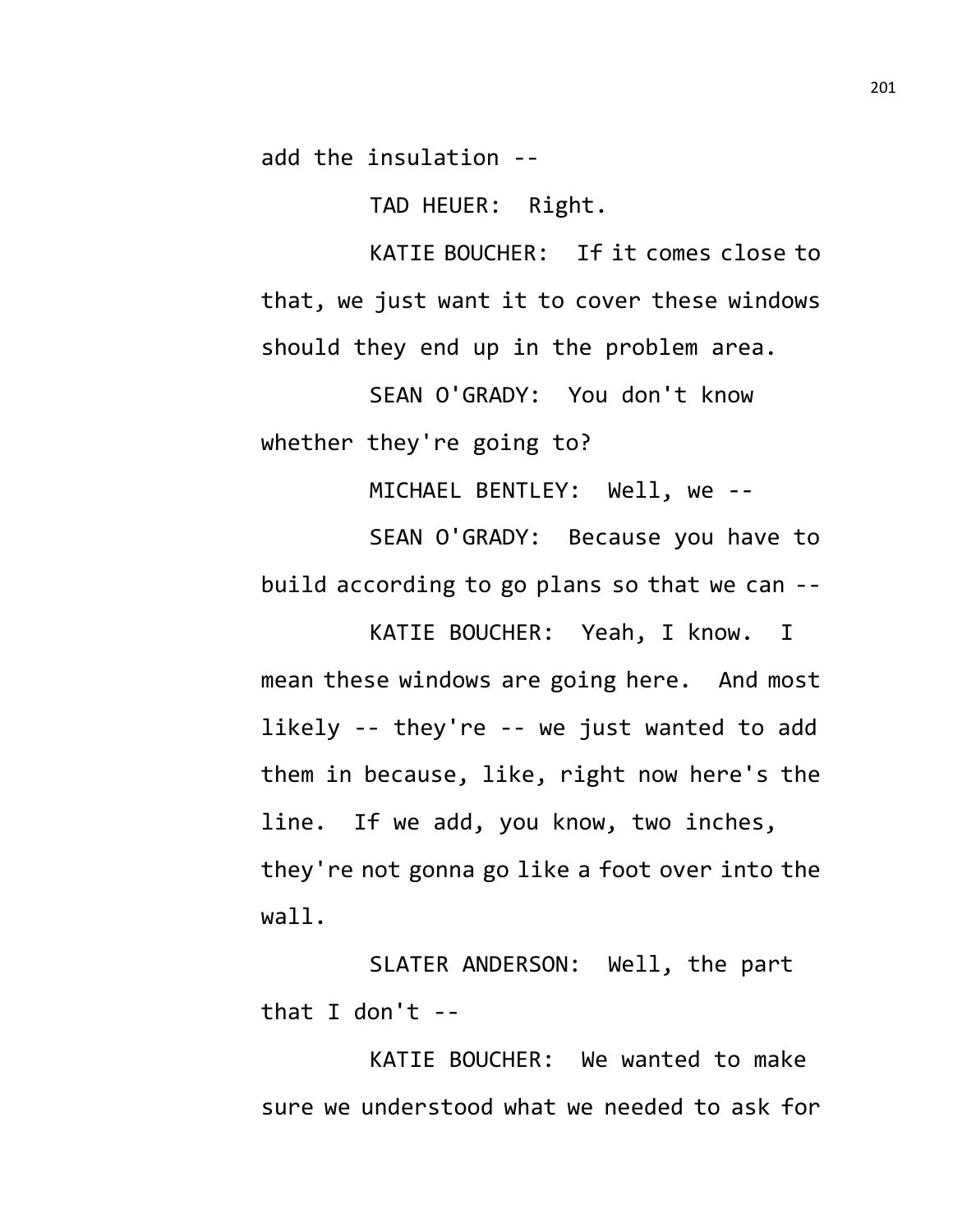add the insulation --

TAD HEUER: Right.

KATIE BOUCHER: If it comes close to that, we just want it to cover these windows should they end up in the problem area.

SEAN O'GRADY: You don't know whether they're going to?

MICHAEL BENTLEY: Well, we --

SEAN O'GRADY: Because you have to build according to go plans so that we can --

KATIE BOUCHER: Yeah, I know. I mean these windows are going here. And most likely -- they're -- we just wanted to add them in because, like, right now here's the line. If we add, you know, two inches, they're not gonna go like a foot over into the wall.

SLATER ANDERSON: Well, the part that I don't --

KATIE BOUCHER: We wanted to make sure we understood what we needed to ask for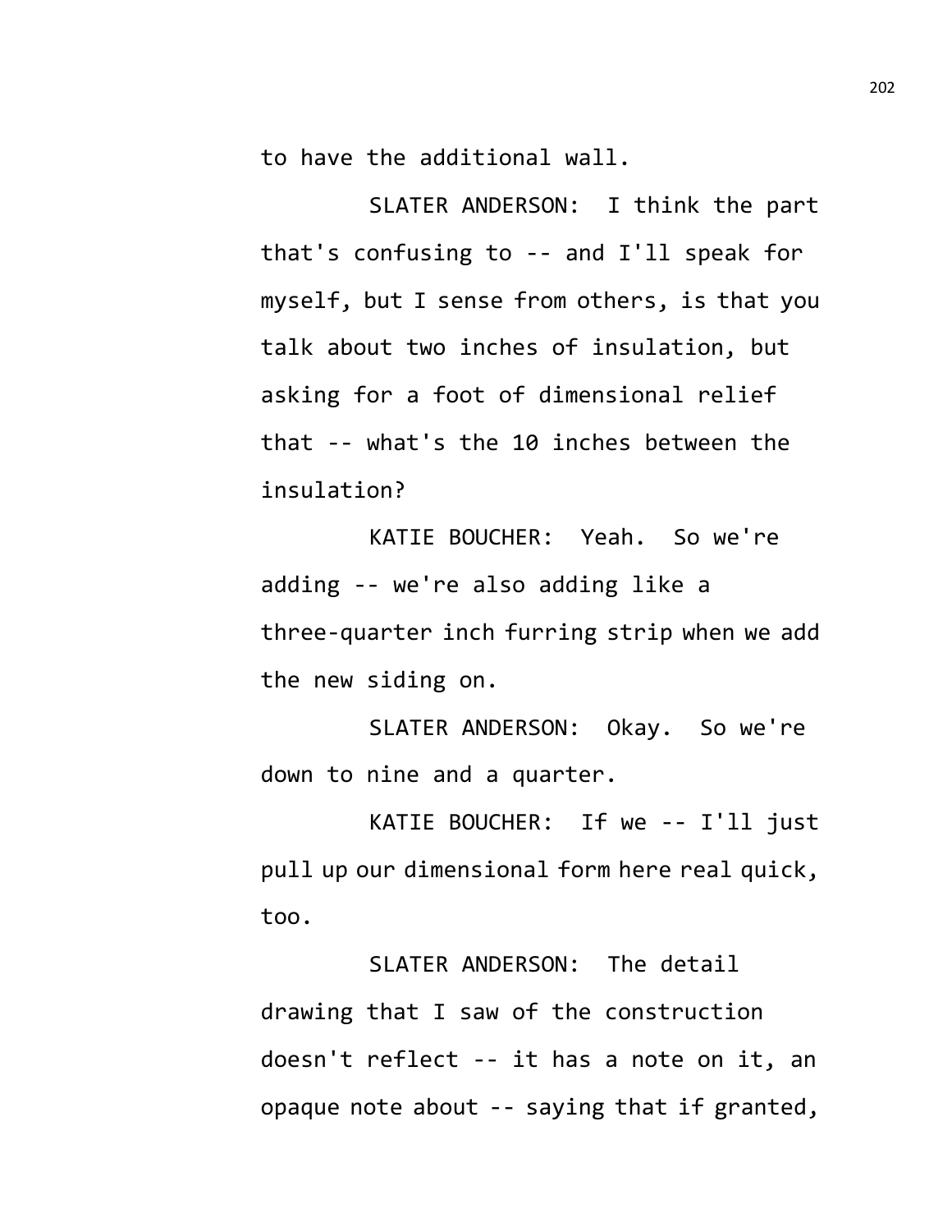to have the additional wall.

SLATER ANDERSON: I think the part that's confusing to -- and I'll speak for myself, but I sense from others, is that you talk about two inches of insulation, but asking for a foot of dimensional relief that -- what's the 10 inches between the insulation?

KATIE BOUCHER: Yeah. So we're adding -- we're also adding like a three-quarter inch furring strip when we add the new siding on.

SLATER ANDERSON: Okay. So we're down to nine and a quarter.

KATIE BOUCHER: If we -- I'll just pull up our dimensional form here real quick, too.

SLATER ANDERSON: The detail drawing that I saw of the construction doesn't reflect -- it has a note on it, an opaque note about -- saying that if granted,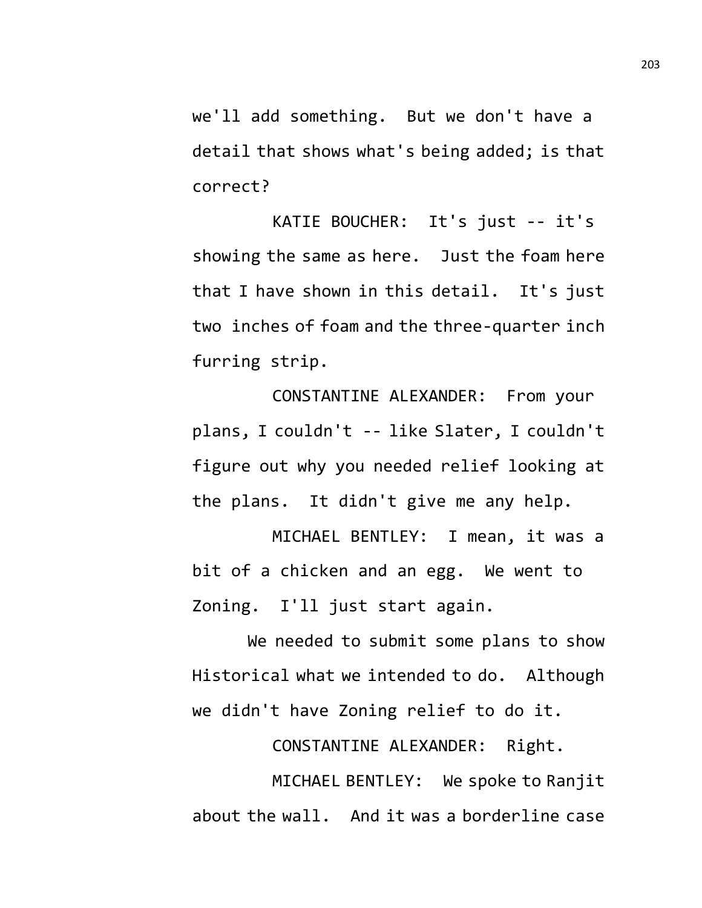we'll add something. But we don't have a detail that shows what's being added; is that correct?

KATIE BOUCHER: It's just -- it's showing the same as here. Just the foam here that I have shown in this detail. It's just two inches of foam and the three-quarter inch furring strip.

CONSTANTINE ALEXANDER: From your plans, I couldn't -- like Slater, I couldn't figure out why you needed relief looking at the plans. It didn't give me any help.

MICHAEL BENTLEY: I mean, it was a bit of a chicken and an egg. We went to Zoning. I'll just start again.

We needed to submit some plans to show Historical what we intended to do. Although we didn't have Zoning relief to do it.

CONSTANTINE ALEXANDER: Right.

MICHAEL BENTLEY: We spoke to Ranjit about the wall. And it was a borderline case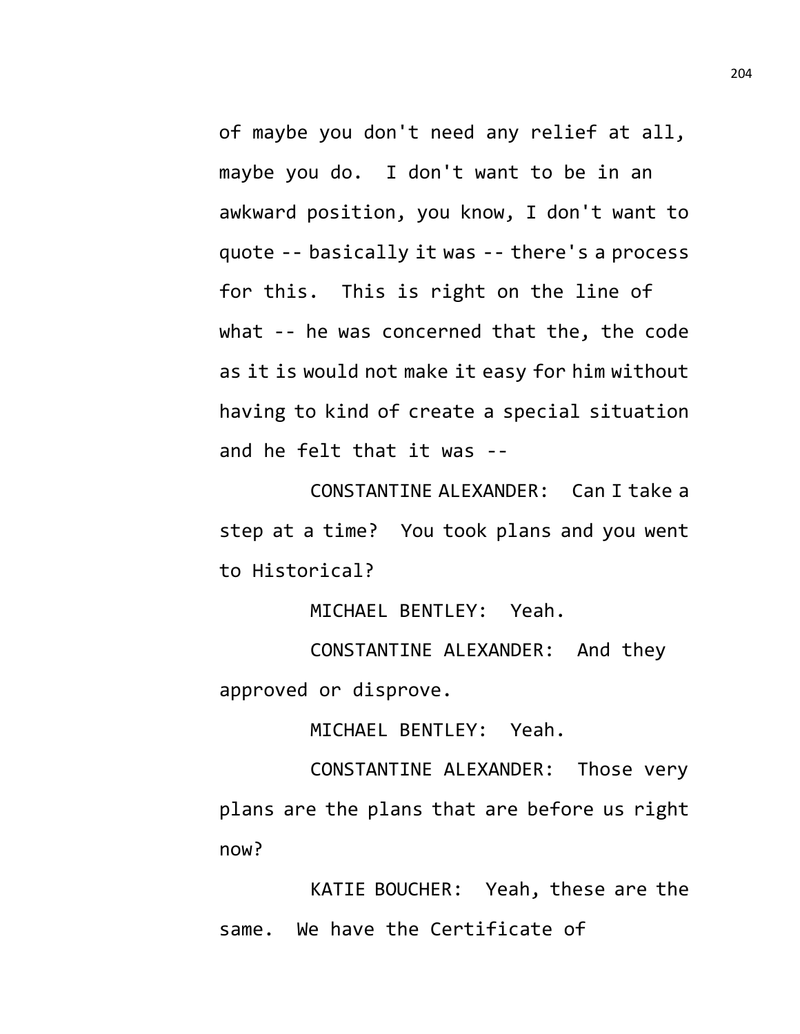of maybe you don't need any relief at all, maybe you do. I don't want to be in an awkward position, you know, I don't want to quote -- basically it was -- there's a process for this. This is right on the line of what -- he was concerned that the, the code as it is would not make it easy for him without having to kind of create a special situation and he felt that it was --

CONSTANTINE ALEXANDER: Can I take a step at a time? You took plans and you went to Historical?

MICHAEL BENTLEY: Yeah.

CONSTANTINE ALEXANDER: And they approved or disprove.

MICHAEL BENTLEY: Yeah.

CONSTANTINE ALEXANDER: Those very plans are the plans that are before us right now?

KATIE BOUCHER: Yeah, these are the same. We have the Certificate of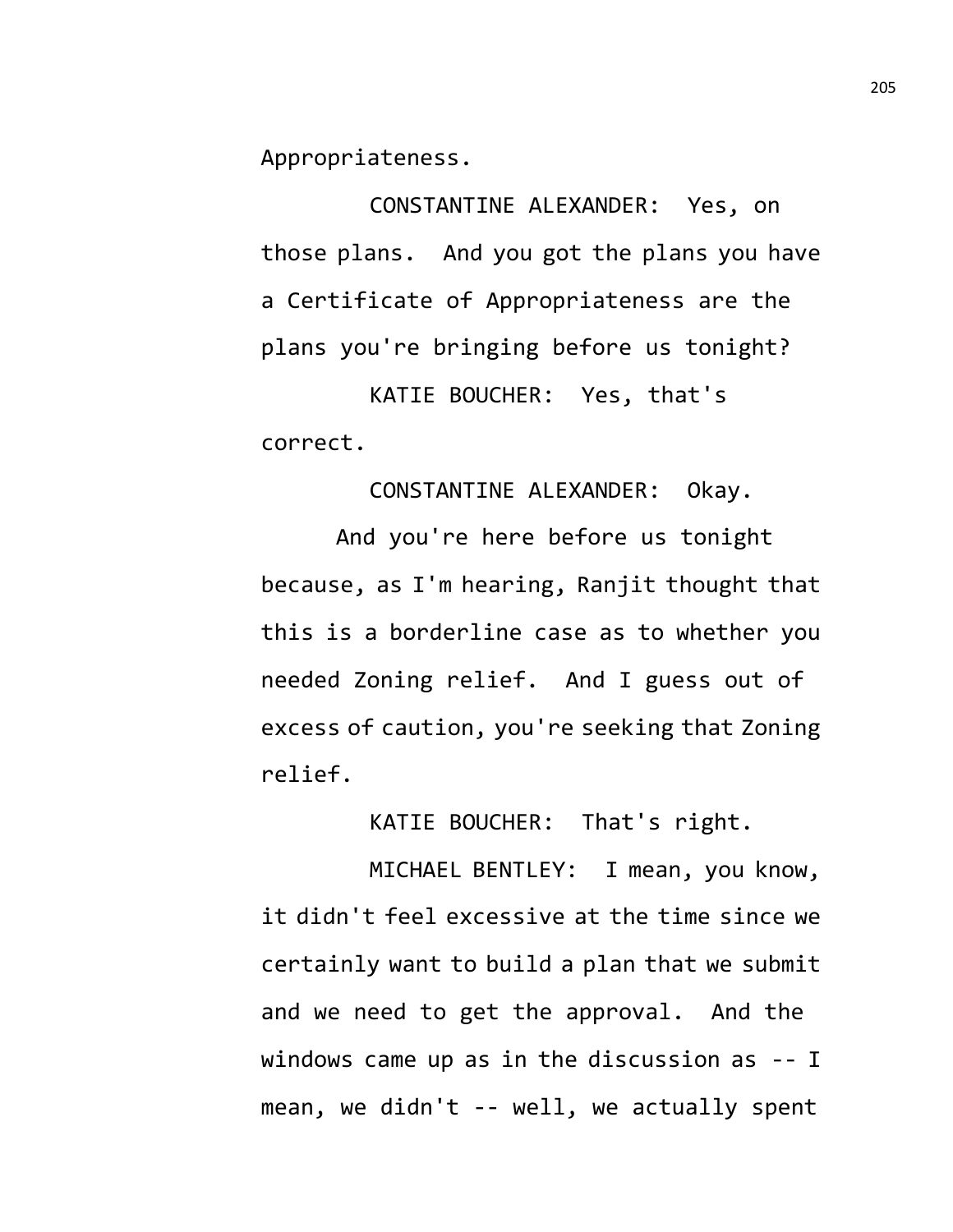Appropriateness.

CONSTANTINE ALEXANDER: Yes, on those plans. And you got the plans you have a Certificate of Appropriateness are the plans you're bringing before us tonight?

KATIE BOUCHER: Yes, that's correct.

CONSTANTINE ALEXANDER: Okay.

And you're here before us tonight because, as I'm hearing, Ranjit thought that this is a borderline case as to whether you needed Zoning relief. And I guess out of excess of caution, you're seeking that Zoning relief.

KATIE BOUCHER: That's right.

MICHAEL BENTLEY: I mean, you know, it didn't feel excessive at the time since we certainly want to build a plan that we submit and we need to get the approval. And the windows came up as in the discussion as -- I mean, we didn't -- well, we actually spent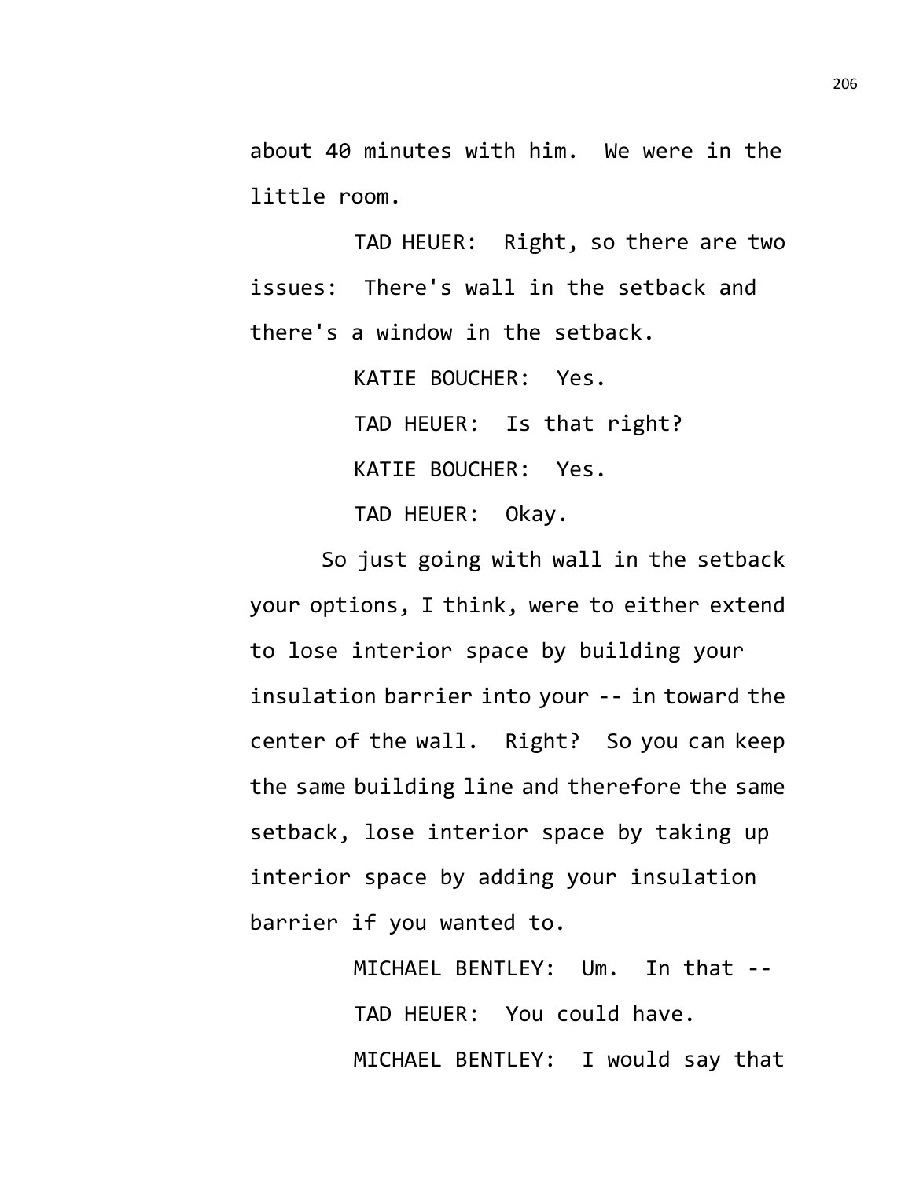about 40 minutes with him. We were in the little room.

TAD HEUER: Right, so there are two issues: There's wall in the setback and there's a window in the setback.

KATIE BOUCHER: Yes.

TAD HEUER: Is that right?

KATIE BOUCHER: Yes.

TAD HEUER: Okay.

So just going with wall in the setback your options, I think, were to either extend to lose interior space by building your insulation barrier into your -- in toward the center of the wall. Right? So you can keep the same building line and therefore the same setback, lose interior space by taking up interior space by adding your insulation barrier if you wanted to.

MICHAEL BENTLEY: Um. In that --

TAD HEUER: You could have.

MICHAEL BENTLEY: I would say that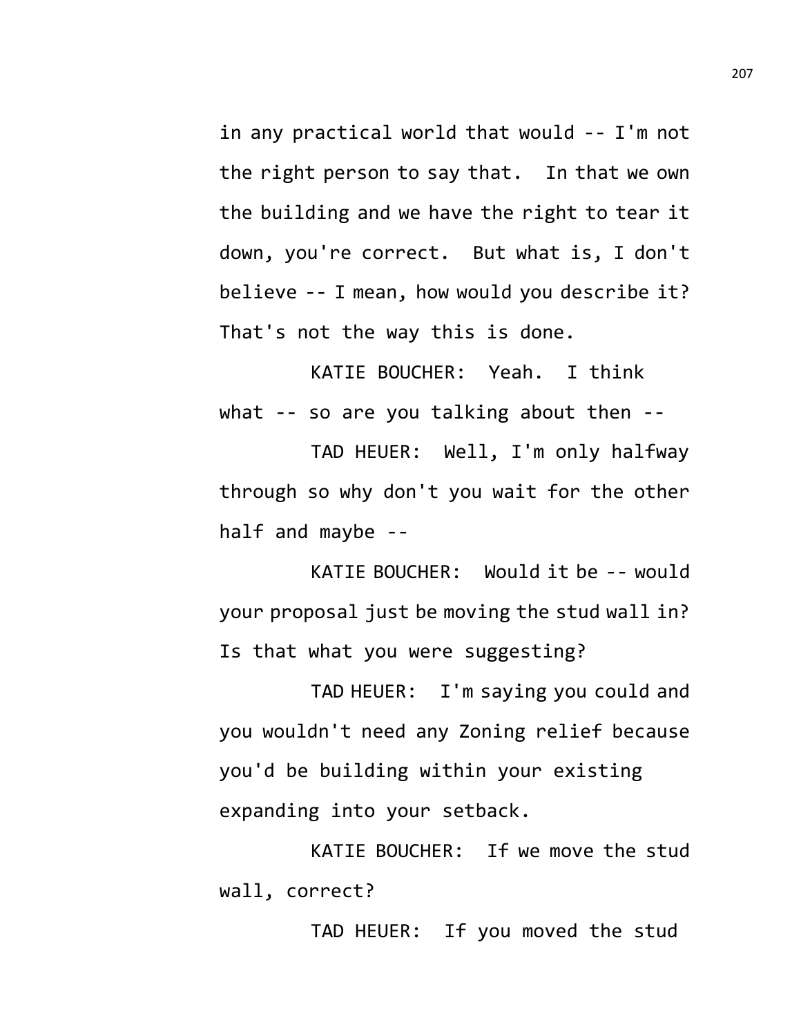in any practical world that would -- I'm not the right person to say that. In that we own the building and we have the right to tear it down, you're correct. But what is, I don't believe -- I mean, how would you describe it? That's not the way this is done.

KATIE BOUCHER: Yeah. I think what -- so are you talking about then --

TAD HEUER: Well, I'm only halfway through so why don't you wait for the other half and maybe --

KATIE BOUCHER: Would it be -- would your proposal just be moving the stud wall in? Is that what you were suggesting?

TAD HEUER: I'm saying you could and you wouldn't need any Zoning relief because you'd be building within your existing expanding into your setback.

KATIE BOUCHER: If we move the stud wall, correct?

TAD HEUER: If you moved the stud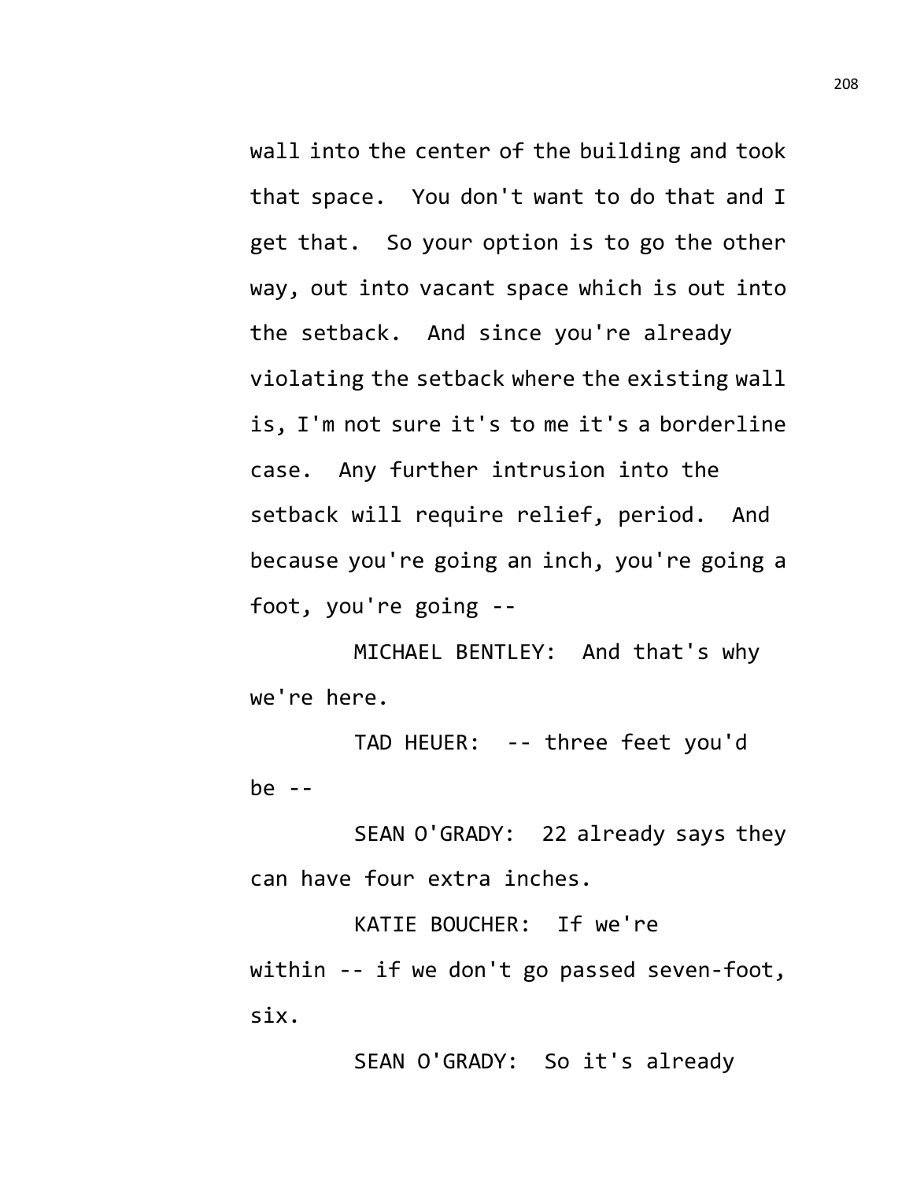wall into the center of the building and took that space. You don't want to do that and I get that. So your option is to go the other way, out into vacant space which is out into the setback. And since you're already violating the setback where the existing wall is, I'm not sure it's to me it's a borderline case. Any further intrusion into the setback will require relief, period. And because you're going an inch, you're going a foot, you're going --

MICHAEL BENTLEY: And that's why we're here.

TAD HEUER: -- three feet you'd be --

SEAN O'GRADY: 22 already says they can have four extra inches.

KATIE BOUCHER: If we're within -- if we don't go passed seven-foot, six.

SEAN O'GRADY: So it's already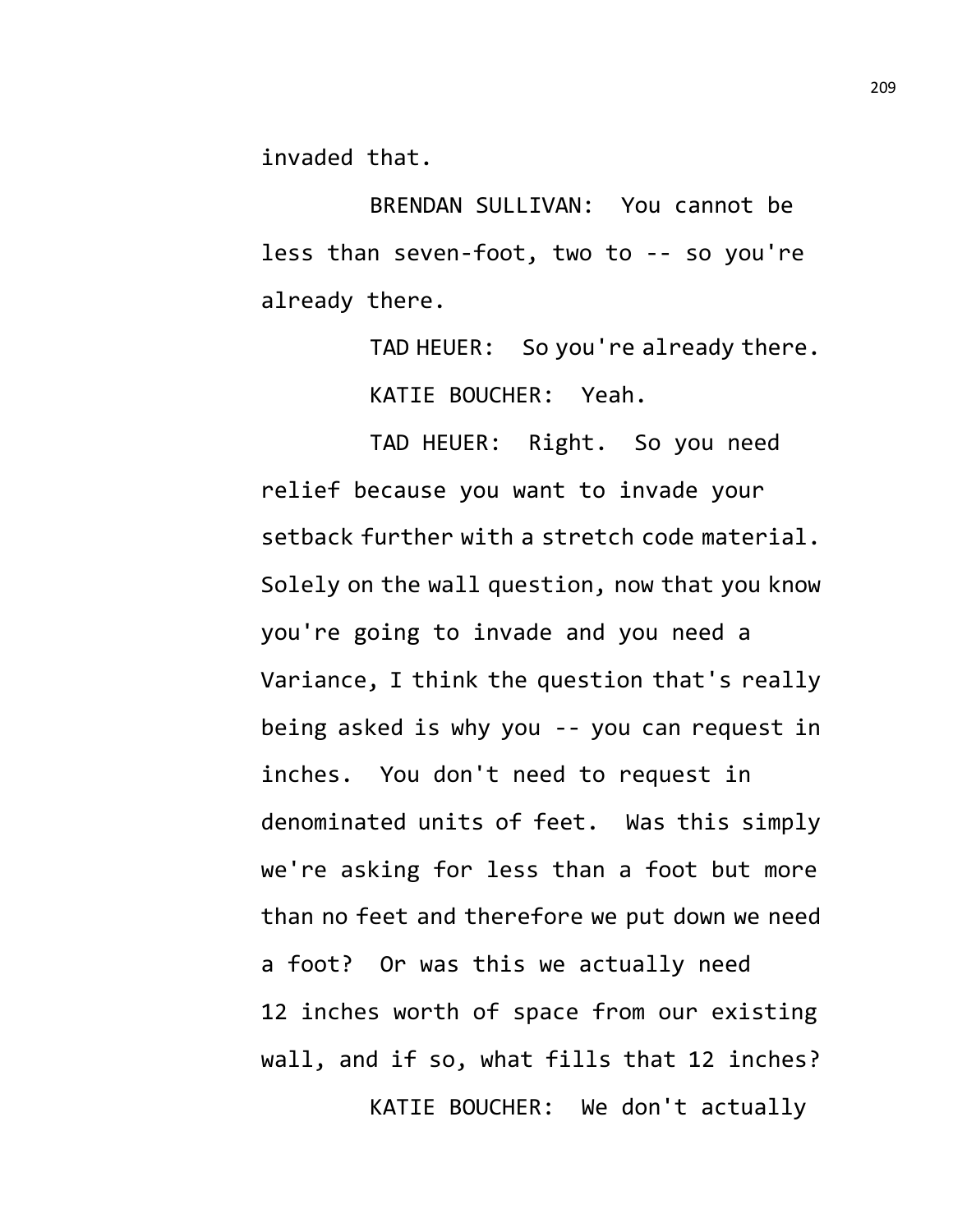invaded that.

BRENDAN SULLIVAN: You cannot be less than seven-foot, two to -- so you're already there.

TAD HEUER: So you're already there.

KATIE BOUCHER: Yeah.

TAD HEUER: Right. So you need relief because you want to invade your setback further with a stretch code material. Solely on the wall question, now that you know you're going to invade and you need a Variance, I think the question that's really being asked is why you -- you can request in inches. You don't need to request in denominated units of feet. Was this simply we're asking for less than a foot but more than no feet and therefore we put down we need a foot? Or was this we actually need 12 inches worth of space from our existing wall, and if so, what fills that 12 inches?

KATIE BOUCHER: We don't actually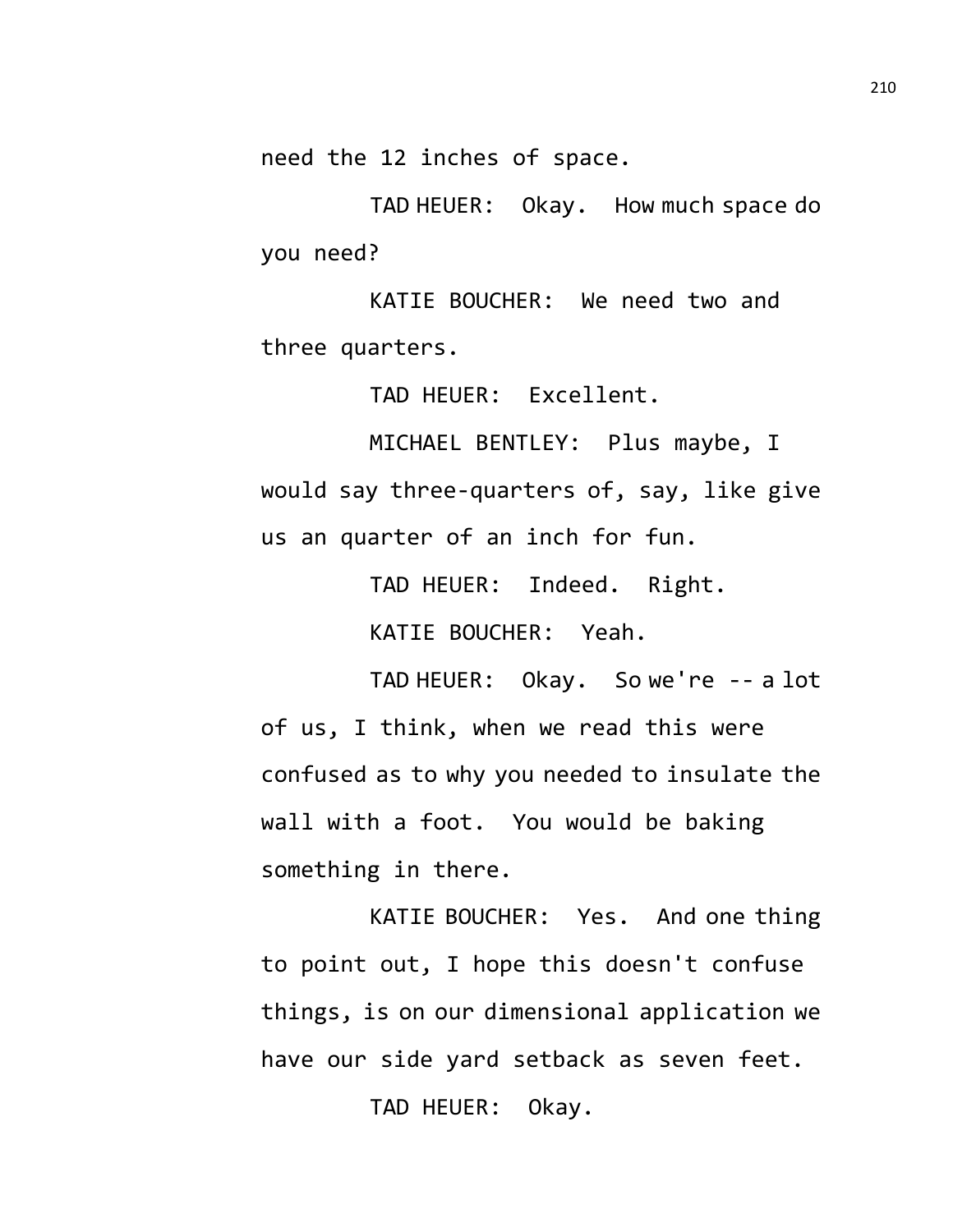need the 12 inches of space.

TAD HEUER: Okay. How much space do you need?

KATIE BOUCHER: We need two and three quarters.

TAD HEUER: Excellent.

MICHAEL BENTLEY: Plus maybe, I would say three-quarters of, say, like give us an quarter of an inch for fun.

TAD HEUER: Indeed. Right.

KATIE BOUCHER: Yeah.

TAD HEUER: Okay. So we're -- a lot of us, I think, when we read this were confused as to why you needed to insulate the wall with a foot. You would be baking something in there.

KATIE BOUCHER: Yes. And one thing to point out, I hope this doesn't confuse things, is on our dimensional application we have our side yard setback as seven feet.

TAD HEUER: Okay.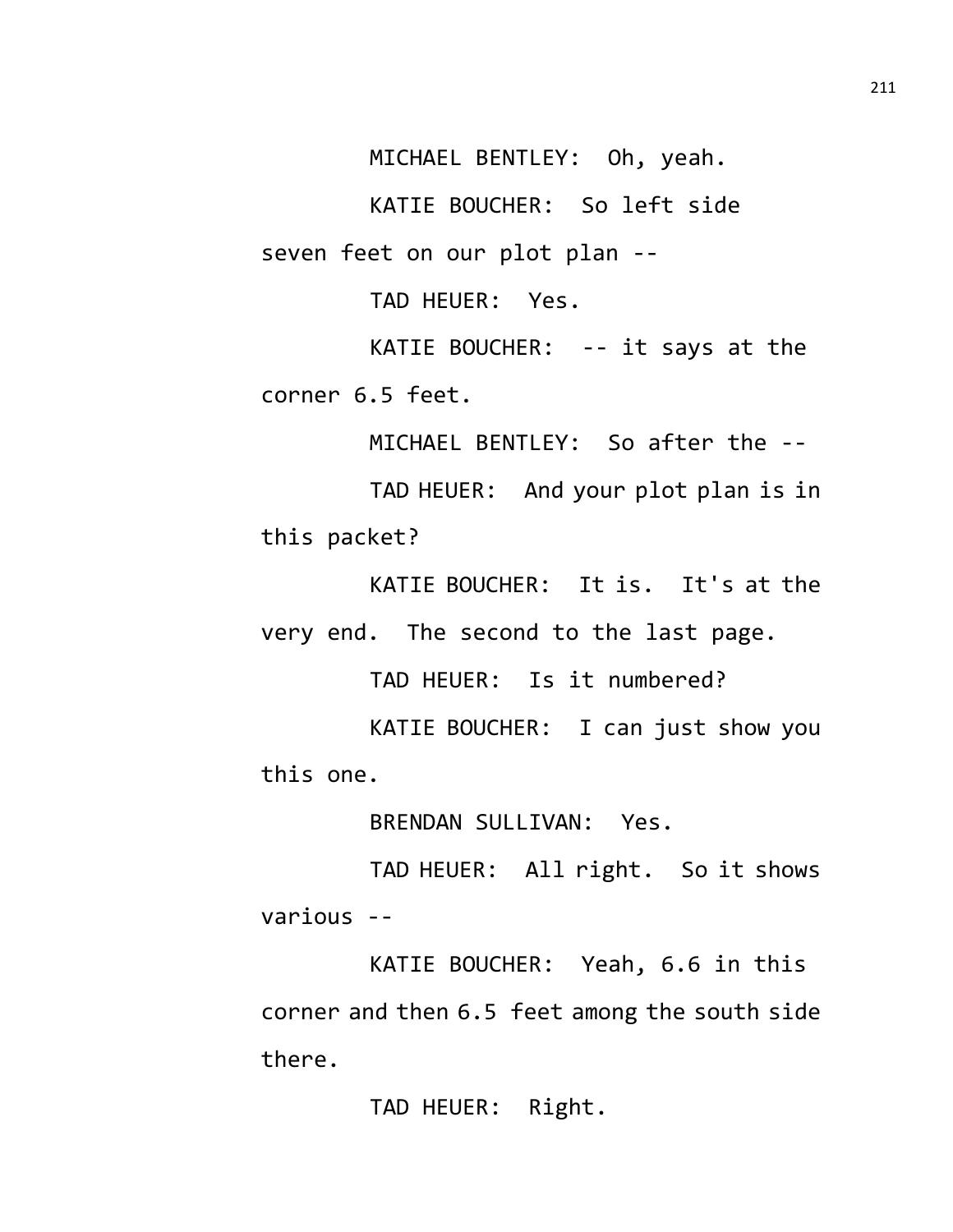MICHAEL BENTLEY: Oh, yeah.

KATIE BOUCHER: So left side seven feet on our plot plan --

TAD HEUER: Yes.

KATIE BOUCHER: -- it says at the corner 6.5 feet.

MICHAEL BENTLEY: So after the --

TAD HEUER: And your plot plan is in this packet?

KATIE BOUCHER: It is. It's at the very end. The second to the last page.

TAD HEUER: Is it numbered?

KATIE BOUCHER: I can just show you this one.

BRENDAN SULLIVAN: Yes.

TAD HEUER: All right. So it shows various --

KATIE BOUCHER: Yeah, 6.6 in this corner and then 6.5 feet among the south side there.

TAD HEUER: Right.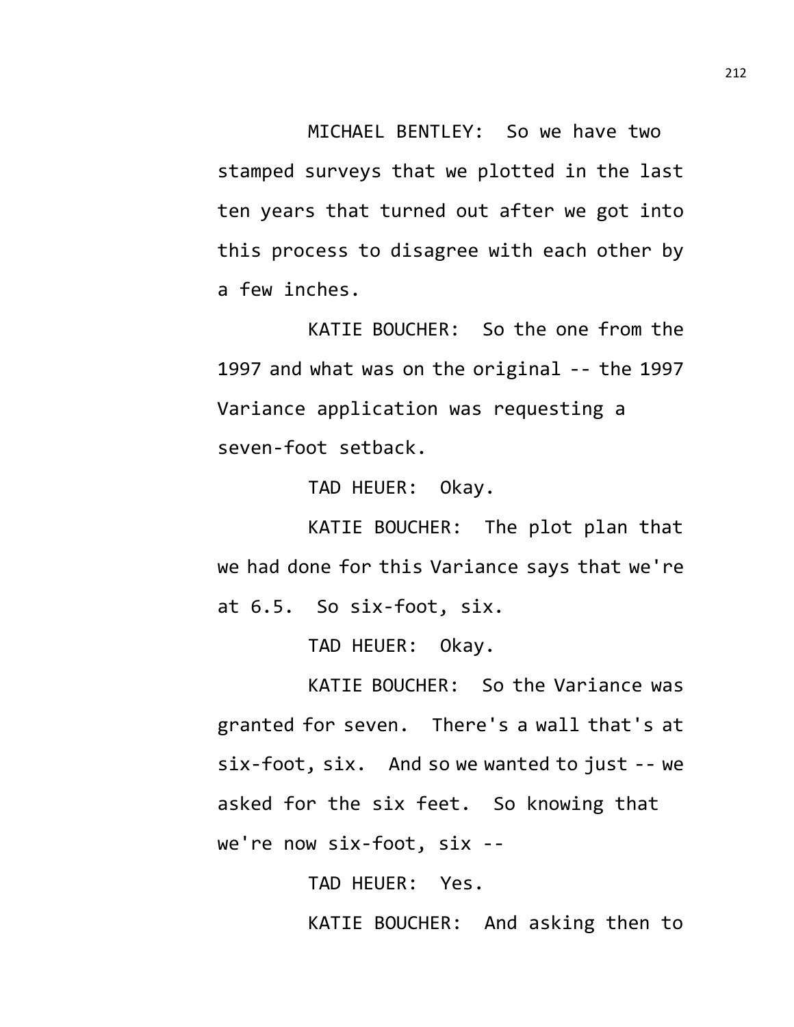MICHAEL BENTLEY: So we have two stamped surveys that we plotted in the last ten years that turned out after we got into this process to disagree with each other by a few inches.

KATIE BOUCHER: So the one from the 1997 and what was on the original -- the 1997 Variance application was requesting a seven-foot setback.

TAD HEUER: Okay.

KATIE BOUCHER: The plot plan that we had done for this Variance says that we're at 6.5. So six-foot, six.

TAD HEUER: Okay.

KATIE BOUCHER: So the Variance was granted for seven. There's a wall that's at six-foot, six. And so we wanted to just -- we asked for the six feet. So knowing that we're now six-foot, six --

TAD HEUER: Yes.

KATIE BOUCHER: And asking then to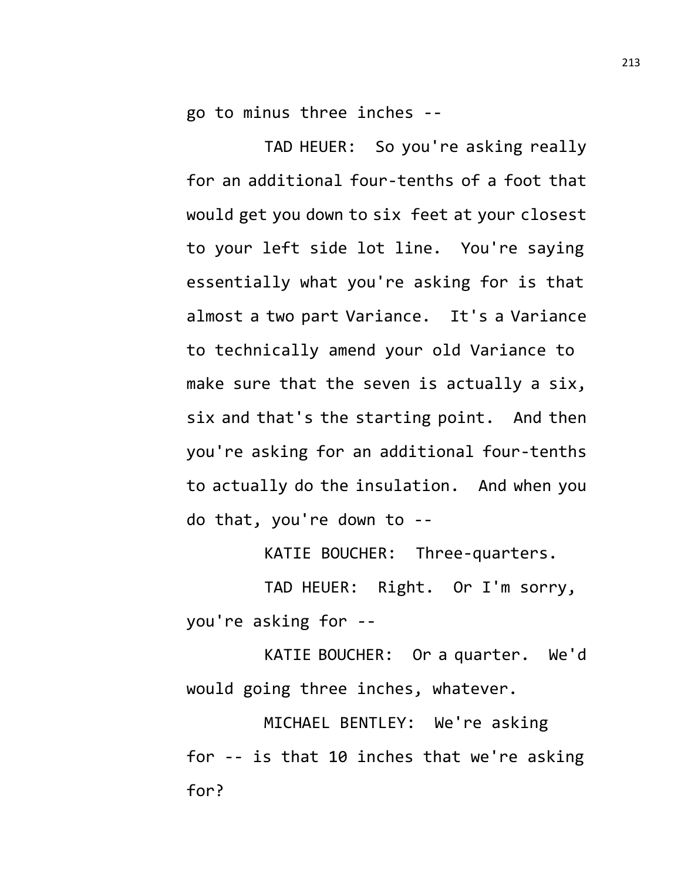go to minus three inches --

TAD HEUER: So you're asking really for an additional four-tenths of a foot that would get you down to six feet at your closest to your left side lot line. You're saying essentially what you're asking for is that almost a two part Variance. It's a Variance to technically amend your old Variance to make sure that the seven is actually a six, six and that's the starting point. And then you're asking for an additional four-tenths to actually do the insulation. And when you do that, you're down to --

KATIE BOUCHER: Three-quarters.

TAD HEUER: Right. Or I'm sorry, you're asking for --

KATIE BOUCHER: Or a quarter. We'd would going three inches, whatever.

MICHAEL BENTLEY: We're asking for -- is that 10 inches that we're asking for?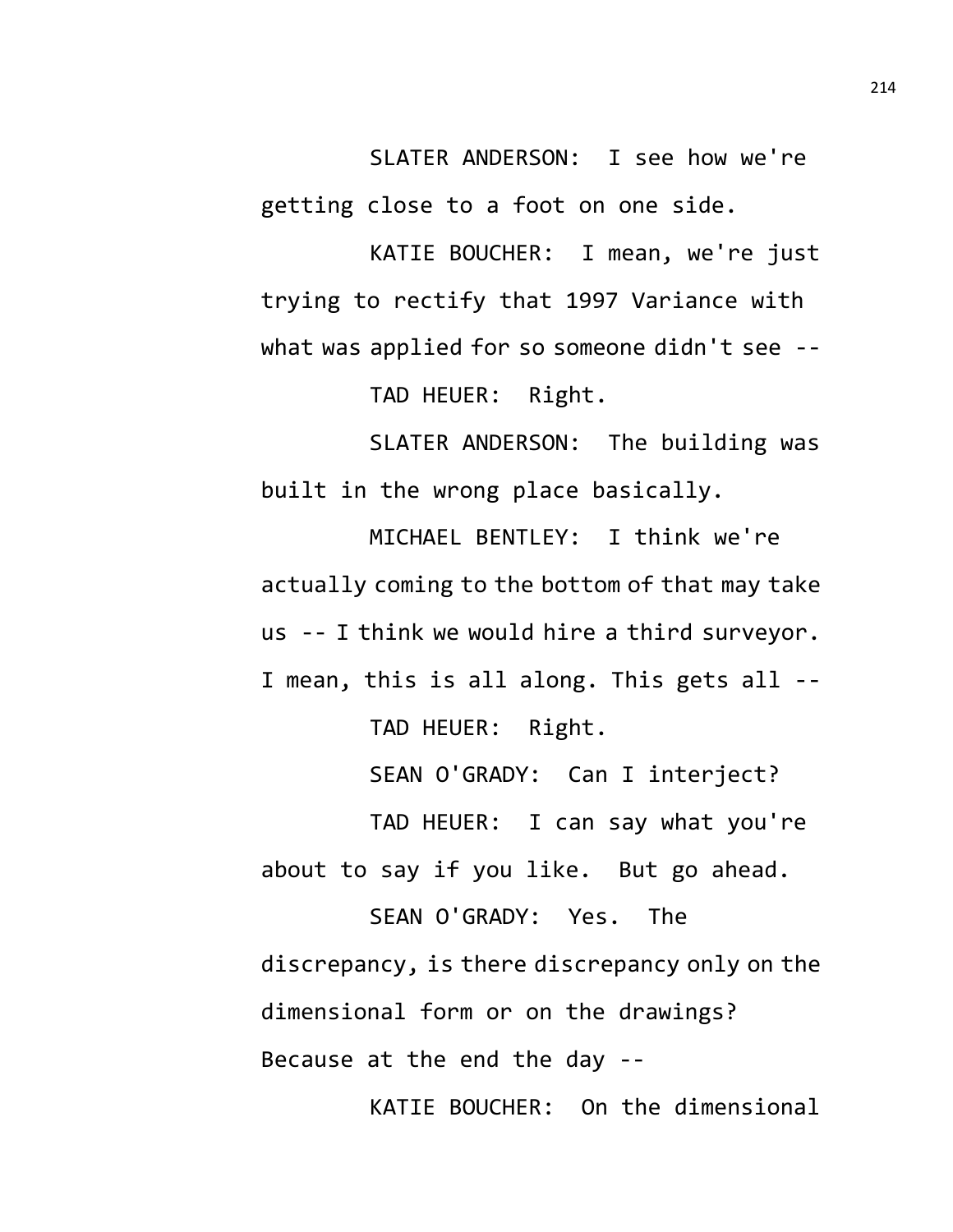SLATER ANDERSON: I see how we're getting close to a foot on one side.

KATIE BOUCHER: I mean, we're just trying to rectify that 1997 Variance with what was applied for so someone didn't see --

TAD HEUER: Right.

SLATER ANDERSON: The building was built in the wrong place basically.

MICHAEL BENTLEY: I think we're actually coming to the bottom of that may take us -- I think we would hire a third surveyor. I mean, this is all along. This gets all --

TAD HEUER: Right.

SEAN O'GRADY: Can I interject?

TAD HEUER: I can say what you're about to say if you like. But go ahead.

SEAN O'GRADY: Yes. The discrepancy, is there discrepancy only on the dimensional form or on the drawings? Because at the end the day --

KATIE BOUCHER: On the dimensional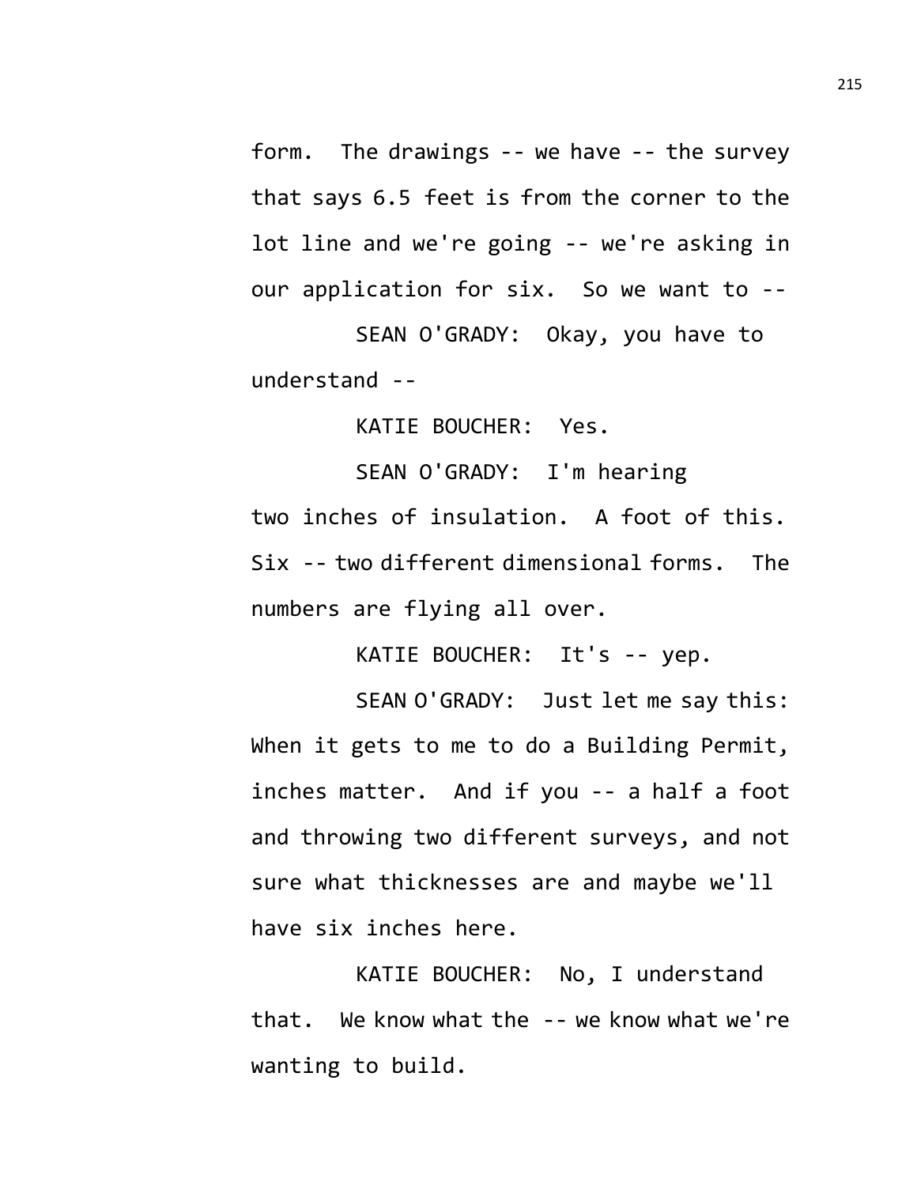form. The drawings -- we have -- the survey that says 6.5 feet is from the corner to the lot line and we're going -- we're asking in our application for six. So we want to --

SEAN O'GRADY: Okay, you have to understand --

KATIE BOUCHER: Yes.

SEAN O'GRADY: I'm hearing two inches of insulation. A foot of this. Six -- two different dimensional forms. The numbers are flying all over.

KATIE BOUCHER: It's -- yep.

SEAN O'GRADY: Just let me say this: When it gets to me to do a Building Permit, inches matter. And if you -- a half a foot and throwing two different surveys, and not sure what thicknesses are and maybe we'll have six inches here.

KATIE BOUCHER: No, I understand that. We know what the -- we know what we're wanting to build.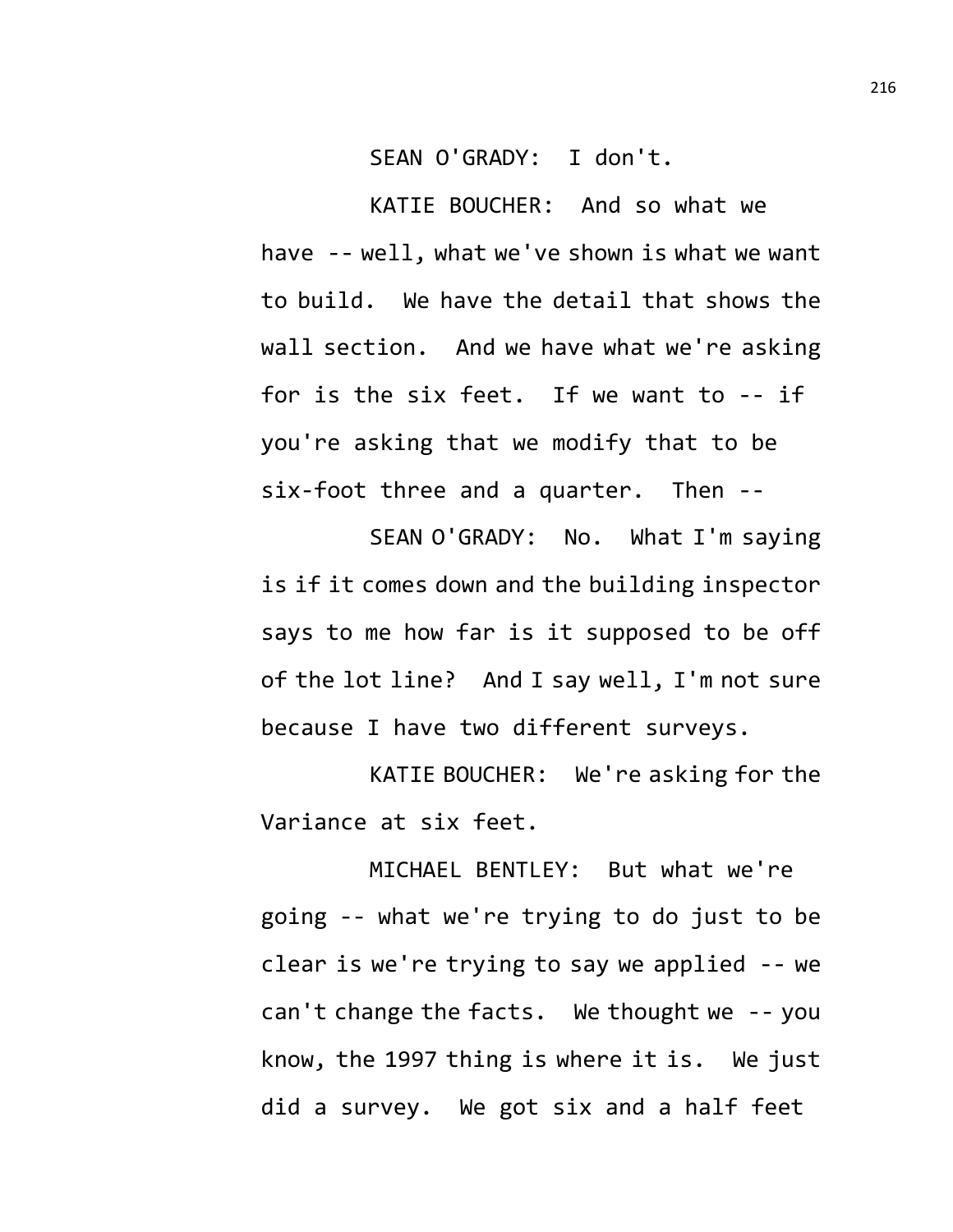SEAN O'GRADY: I don't.

KATIE BOUCHER: And so what we have -- well, what we've shown is what we want to build. We have the detail that shows the wall section. And we have what we're asking for is the six feet. If we want to -- if you're asking that we modify that to be six-foot three and a quarter. Then --

SEAN O'GRADY: No. What I'm saying is if it comes down and the building inspector says to me how far is it supposed to be off of the lot line? And I say well, I'm not sure because I have two different surveys.

KATIE BOUCHER: We're asking for the Variance at six feet.

MICHAEL BENTLEY: But what we're going -- what we're trying to do just to be clear is we're trying to say we applied -- we can't change the facts. We thought we -- you know, the 1997 thing is where it is. We just did a survey. We got six and a half feet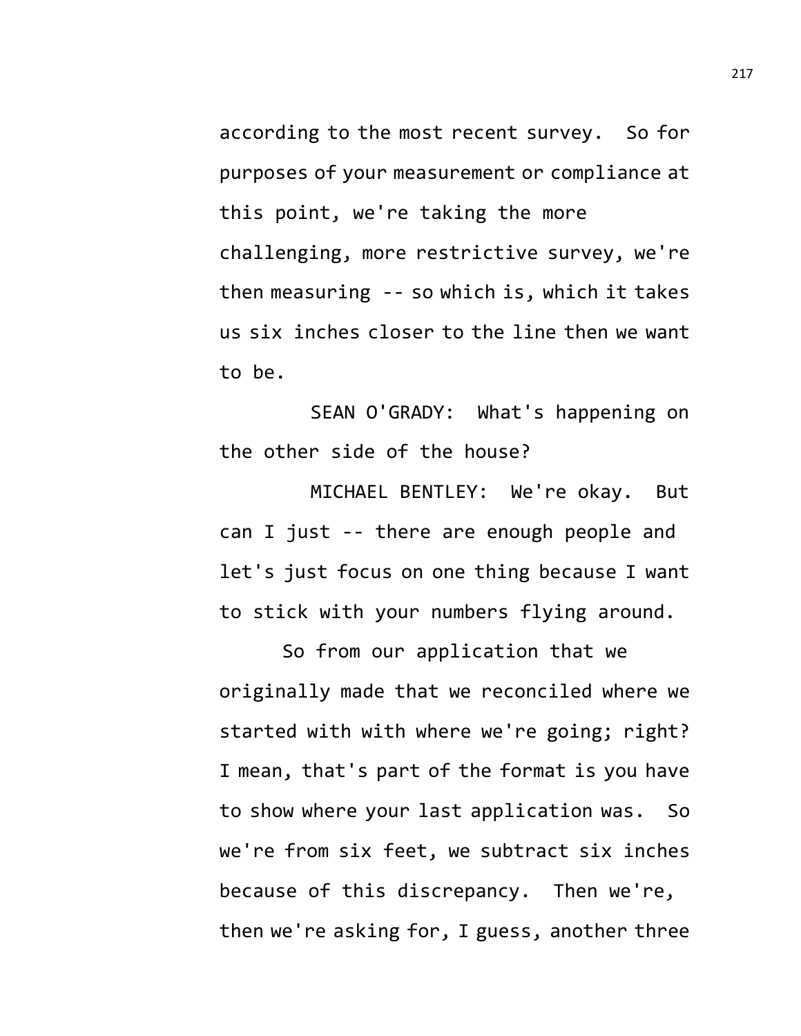according to the most recent survey. So for purposes of your measurement or compliance at this point, we're taking the more challenging, more restrictive survey, we're then measuring -- so which is, which it takes us six inches closer to the line then we want to be.

SEAN O'GRADY: What's happening on the other side of the house?

MICHAEL BENTLEY: We're okay. But can I just -- there are enough people and let's just focus on one thing because I want to stick with your numbers flying around.

So from our application that we originally made that we reconciled where we started with with where we're going; right? I mean, that's part of the format is you have to show where your last application was. So we're from six feet, we subtract six inches because of this discrepancy. Then we're, then we're asking for, I guess, another three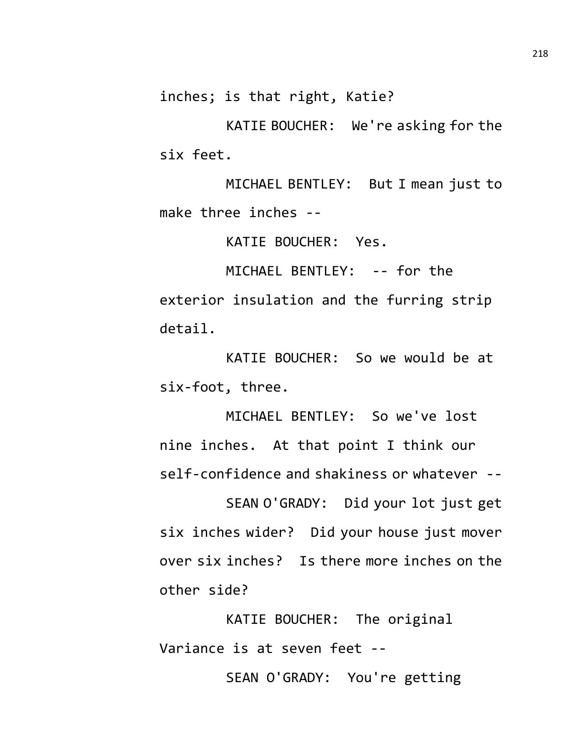inches; is that right, Katie?

KATIE BOUCHER: We're asking for the six feet.

MICHAEL BENTLEY: But I mean just to make three inches --

KATIE BOUCHER: Yes.

MICHAEL BENTLEY: -- for the exterior insulation and the furring strip detail.

KATIE BOUCHER: So we would be at six-foot, three.

MICHAEL BENTLEY: So we've lost nine inches. At that point I think our self-confidence and shakiness or whatever --

SEAN O'GRADY: Did your lot just get six inches wider? Did your house just mover over six inches? Is there more inches on the other side?

KATIE BOUCHER: The original Variance is at seven feet --

SEAN O'GRADY: You're getting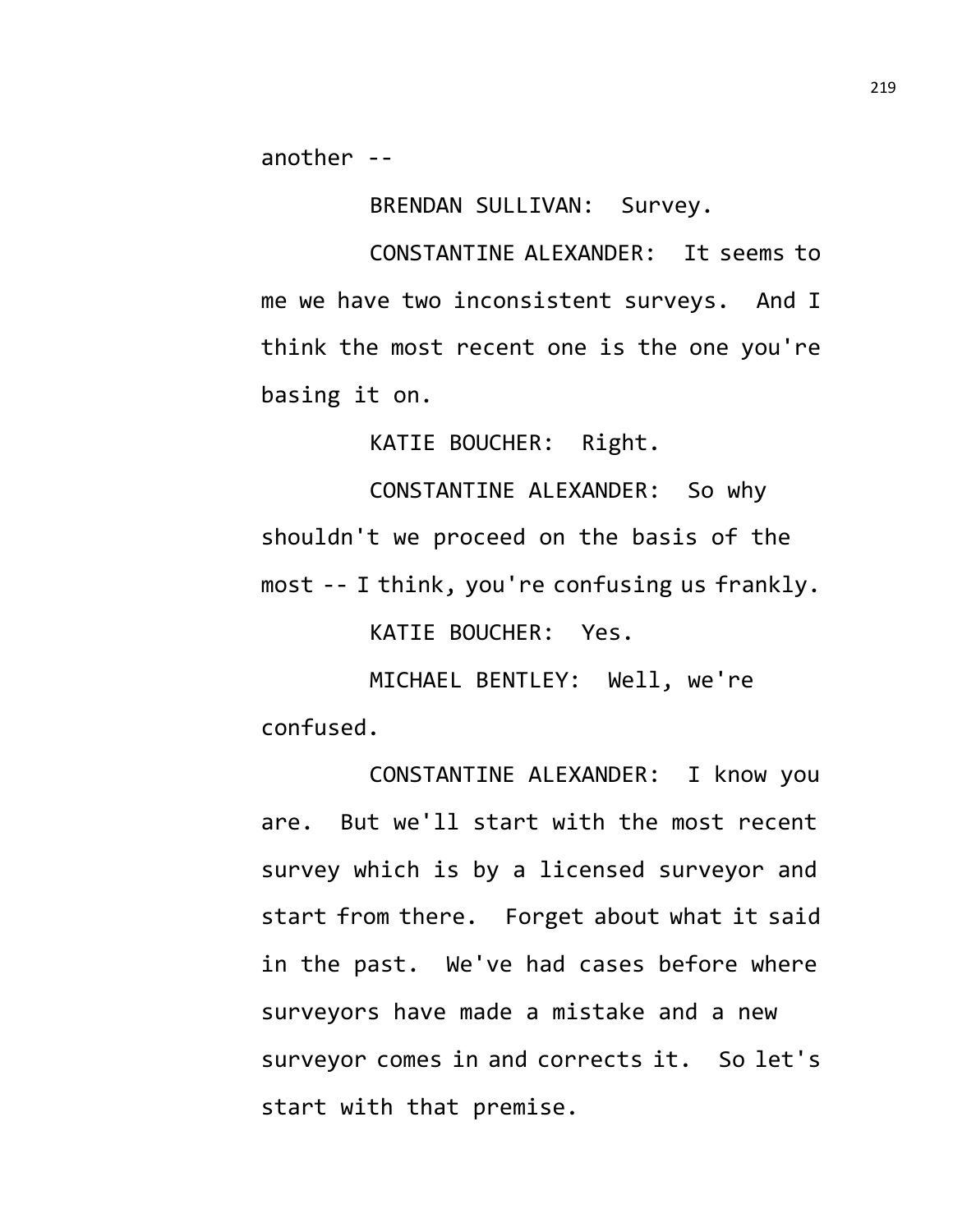another --

BRENDAN SULLIVAN: Survey.

CONSTANTINE ALEXANDER: It seems to me we have two inconsistent surveys. And I think the most recent one is the one you're basing it on.

KATIE BOUCHER: Right.

CONSTANTINE ALEXANDER: So why shouldn't we proceed on the basis of the most -- I think, you're confusing us frankly.

KATIE BOUCHER: Yes.

MICHAEL BENTLEY: Well, we're confused.

CONSTANTINE ALEXANDER: I know you are. But we'll start with the most recent survey which is by a licensed surveyor and start from there. Forget about what it said in the past. We've had cases before where surveyors have made a mistake and a new surveyor comes in and corrects it. So let's start with that premise.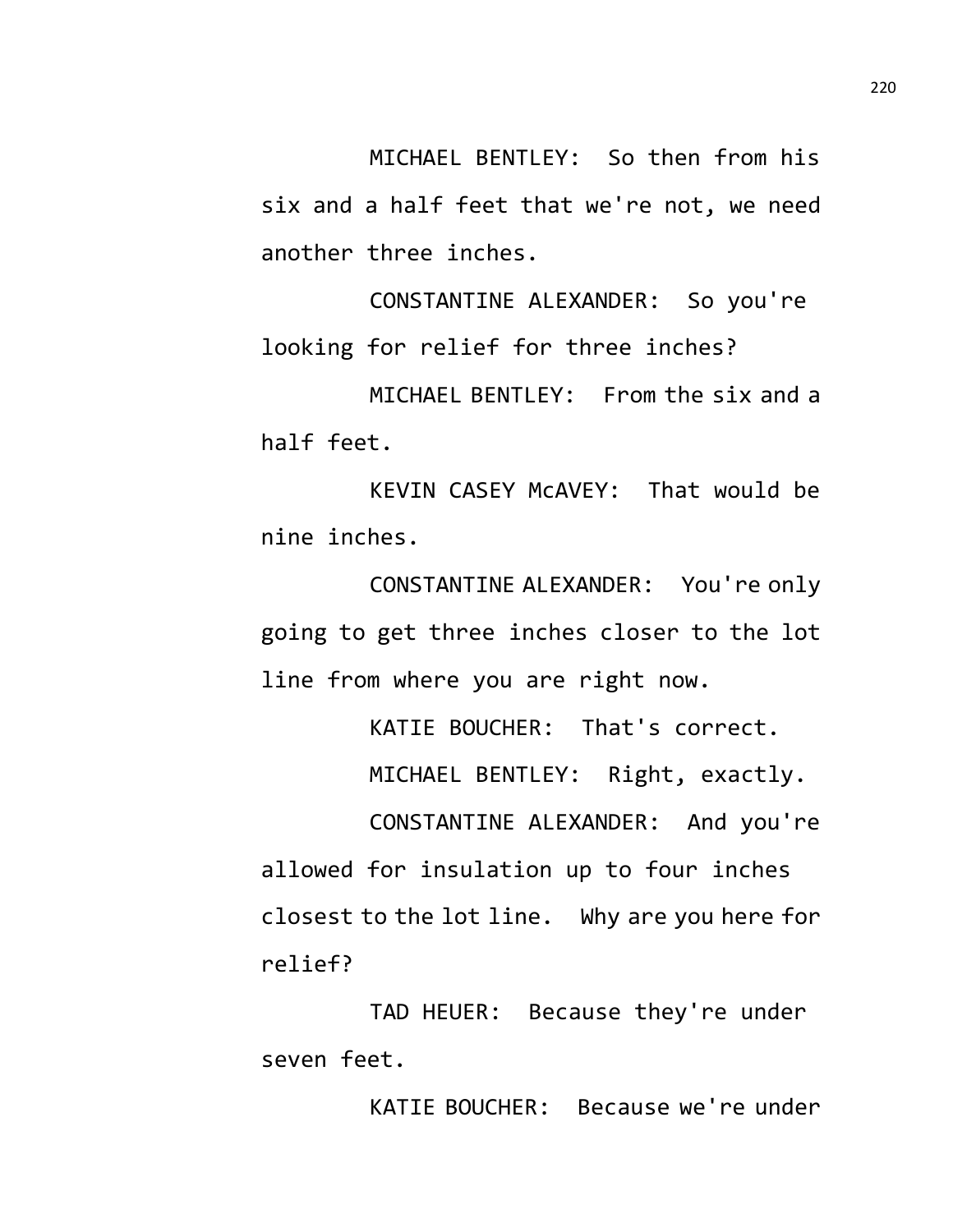MICHAEL BENTLEY: So then from his six and a half feet that we're not, we need another three inches.

CONSTANTINE ALEXANDER: So you're looking for relief for three inches?

MICHAEL BENTLEY: From the six and a half feet.

KEVIN CASEY McAVEY: That would be nine inches.

CONSTANTINE ALEXANDER: You're only going to get three inches closer to the lot line from where you are right now.

KATIE BOUCHER: That's correct.

MICHAEL BENTLEY: Right, exactly.

CONSTANTINE ALEXANDER: And you're allowed for insulation up to four inches closest to the lot line. Why are you here for relief?

TAD HEUER: Because they're under seven feet.

KATIE BOUCHER: Because we're under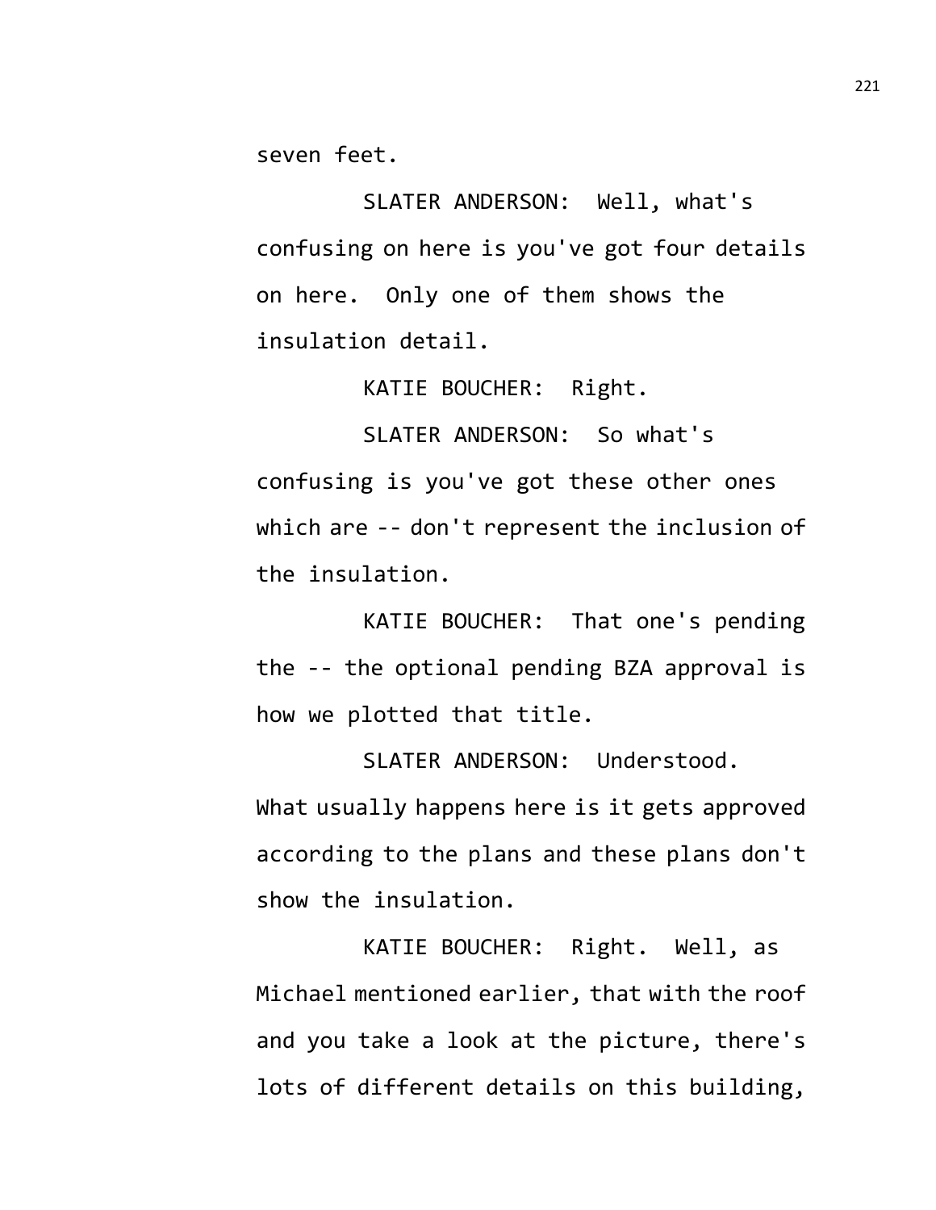seven feet.

SLATER ANDERSON: Well, what's confusing on here is you've got four details on here. Only one of them shows the insulation detail.

KATIE BOUCHER: Right.

SLATER ANDERSON: So what's confusing is you've got these other ones which are -- don't represent the inclusion of the insulation.

KATIE BOUCHER: That one's pending the -- the optional pending BZA approval is how we plotted that title.

SLATER ANDERSON: Understood. What usually happens here is it gets approved according to the plans and these plans don't show the insulation.

KATIE BOUCHER: Right. Well, as Michael mentioned earlier, that with the roof and you take a look at the picture, there's lots of different details on this building,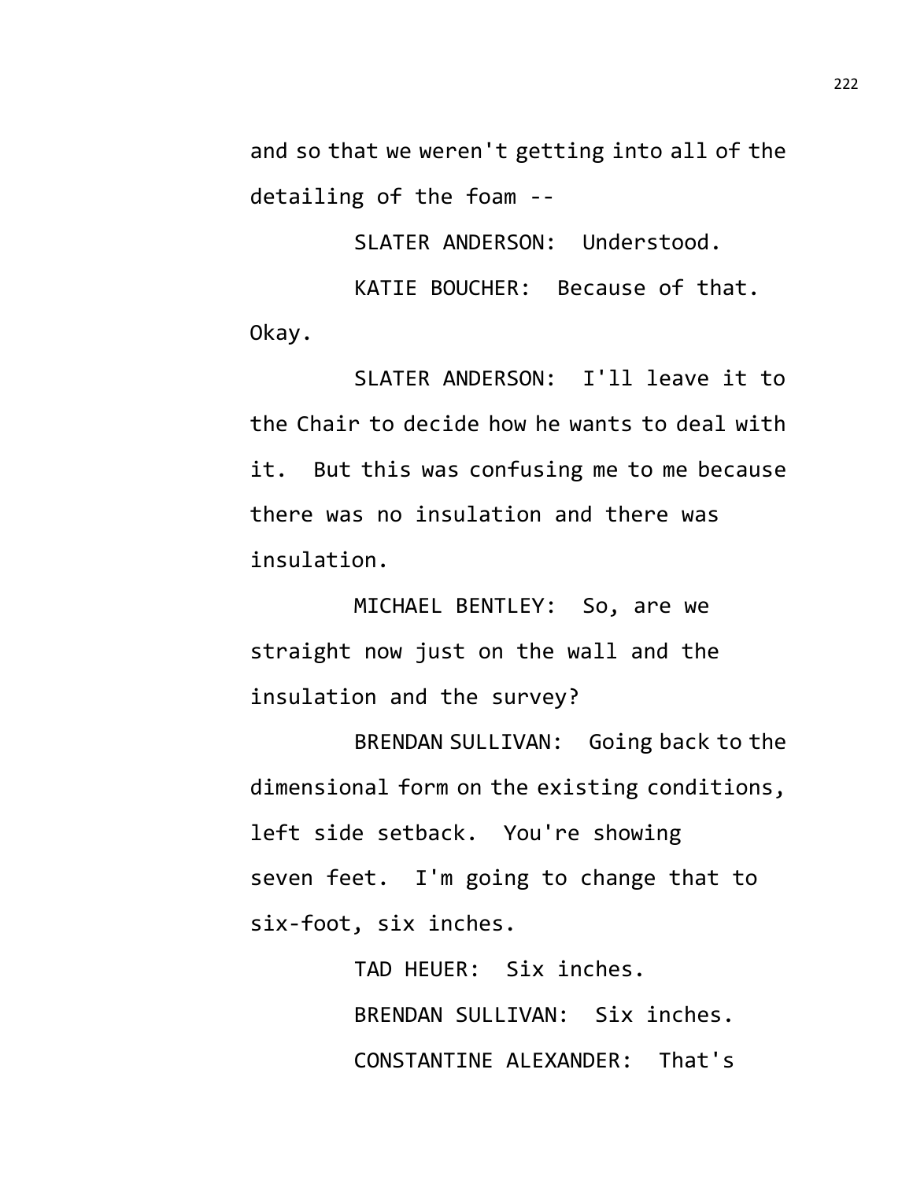and so that we weren't getting into all of the detailing of the foam --

SLATER ANDERSON: Understood.

KATIE BOUCHER: Because of that. Okay.

SLATER ANDERSON: I'll leave it to the Chair to decide how he wants to deal with it. But this was confusing me to me because there was no insulation and there was insulation.

MICHAEL BENTLEY: So, are we straight now just on the wall and the insulation and the survey?

BRENDAN SULLIVAN: Going back to the dimensional form on the existing conditions, left side setback. You're showing seven feet. I'm going to change that to six-foot, six inches.

TAD HEUER: Six inches.

BRENDAN SULLIVAN: Six inches.

CONSTANTINE ALEXANDER: That's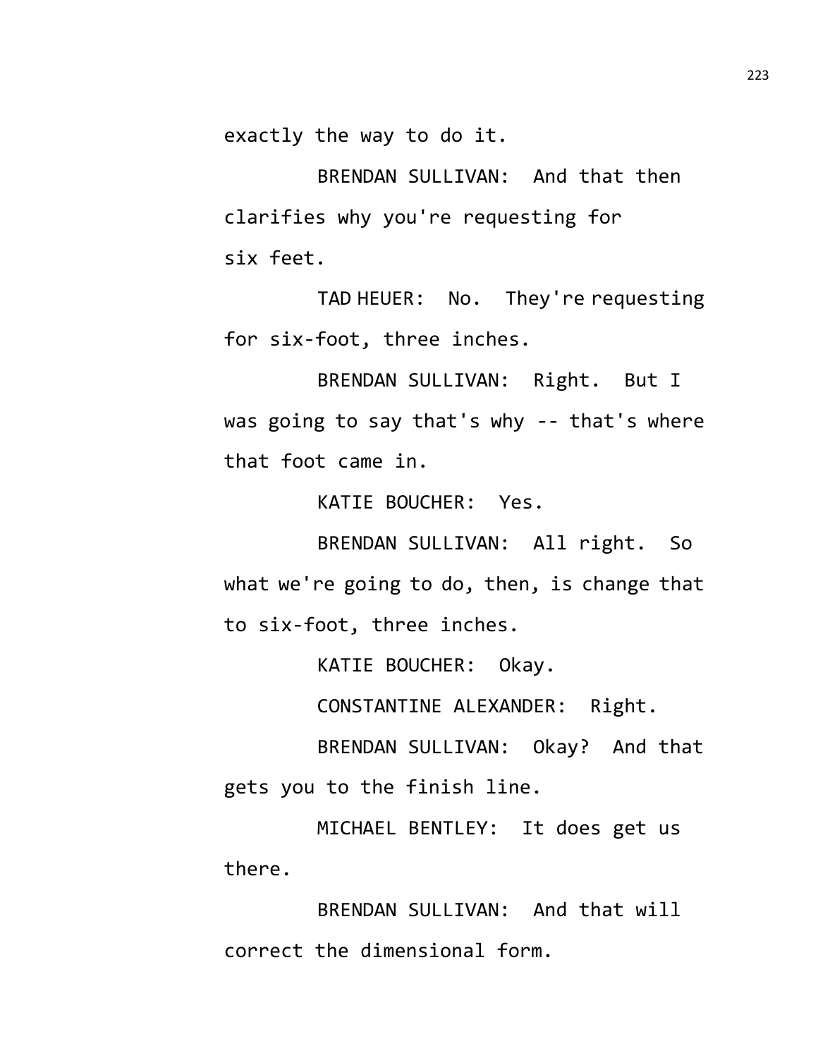exactly the way to do it.

BRENDAN SULLIVAN: And that then clarifies why you're requesting for six feet.

TAD HEUER: No. They're requesting for six-foot, three inches.

BRENDAN SULLIVAN: Right. But I was going to say that's why -- that's where that foot came in.

KATIE BOUCHER: Yes.

BRENDAN SULLIVAN: All right. So what we're going to do, then, is change that to six-foot, three inches.

KATIE BOUCHER: Okay.

CONSTANTINE ALEXANDER: Right.

BRENDAN SULLIVAN: Okay? And that gets you to the finish line.

MICHAEL BENTLEY: It does get us there.

BRENDAN SULLIVAN: And that will correct the dimensional form.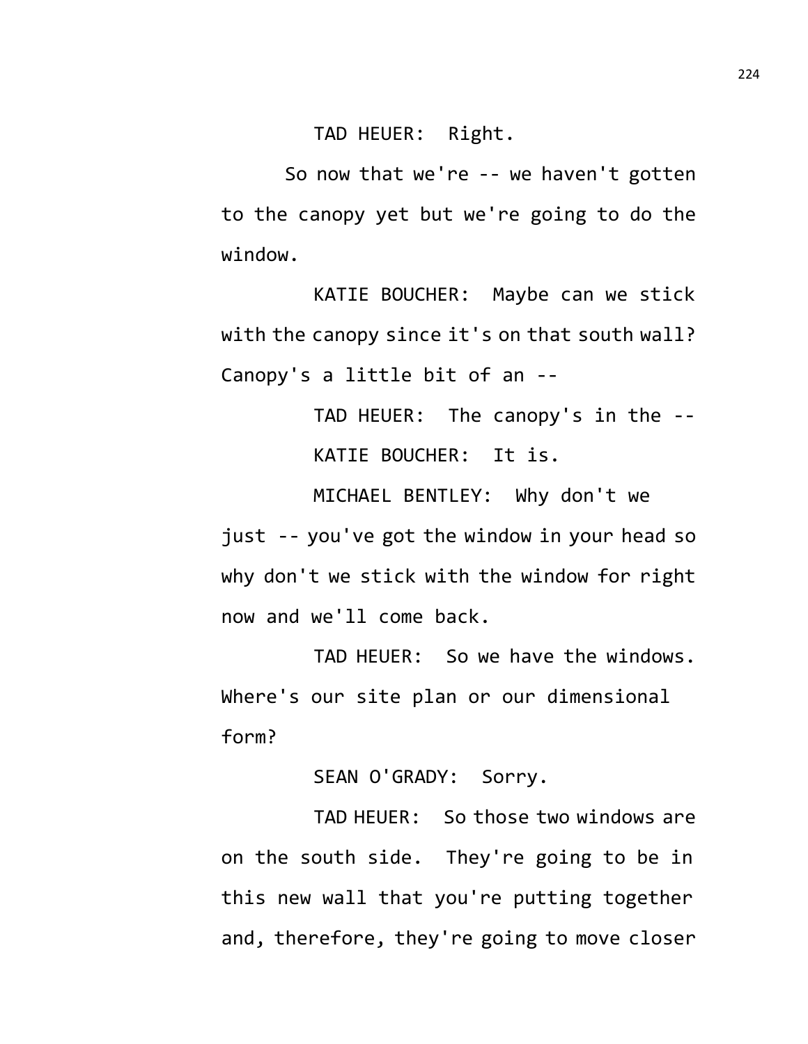TAD HEUER: Right.

So now that we're -- we haven't gotten to the canopy yet but we're going to do the window.

KATIE BOUCHER: Maybe can we stick with the canopy since it's on that south wall? Canopy's a little bit of an --

TAD HEUER: The canopy's in the --

KATIE BOUCHER: It is.

MICHAEL BENTLEY: Why don't we just -- you've got the window in your head so why don't we stick with the window for right now and we'll come back.

TAD HEUER: So we have the windows. Where's our site plan or our dimensional form?

SEAN O'GRADY: Sorry.

TAD HEUER: So those two windows are on the south side. They're going to be in this new wall that you're putting together and, therefore, they're going to move closer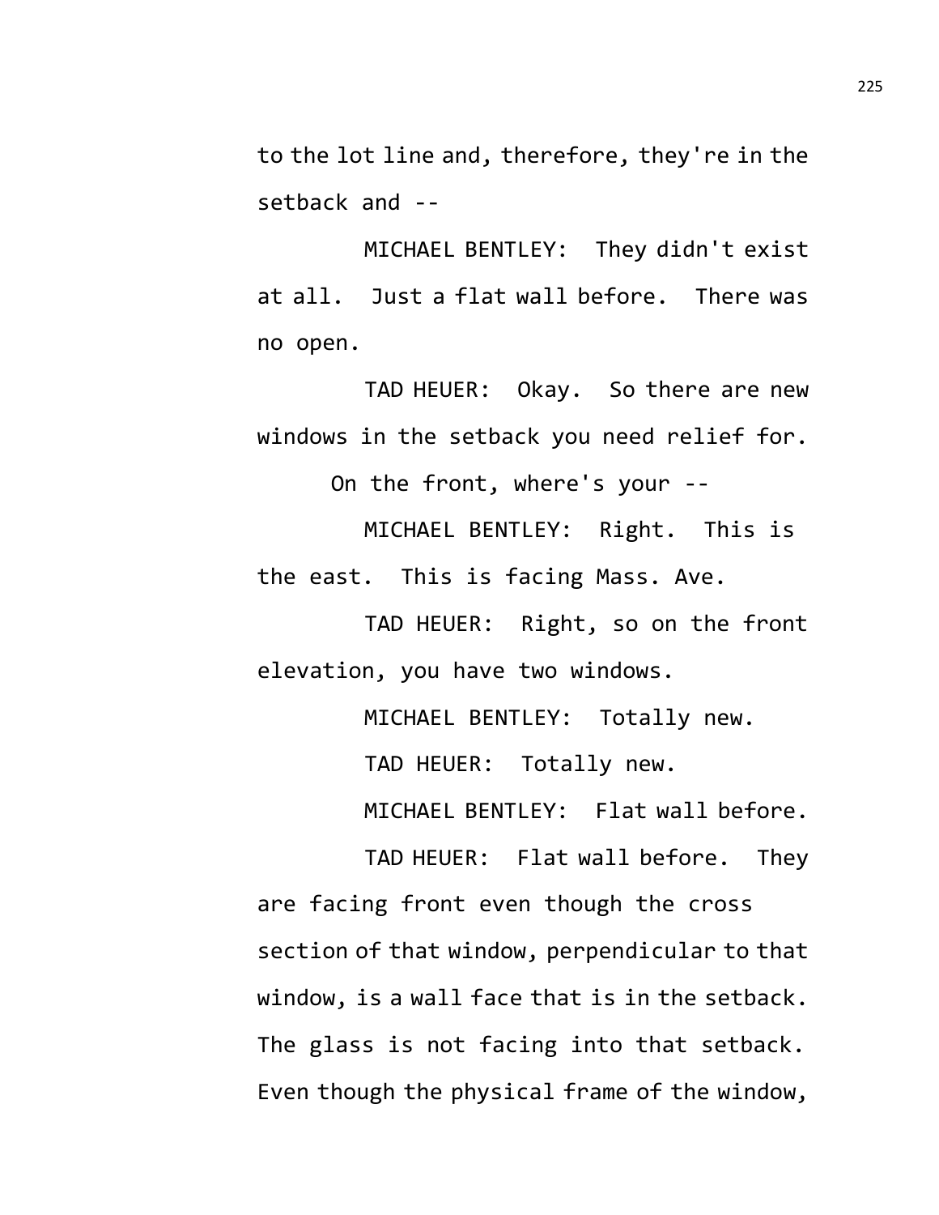to the lot line and, therefore, they're in the setback and --

MICHAEL BENTLEY: They didn't exist at all. Just a flat wall before. There was no open.

TAD HEUER: Okay. So there are new windows in the setback you need relief for.

On the front, where's your --

MICHAEL BENTLEY: Right. This is the east. This is facing Mass. Ave.

TAD HEUER: Right, so on the front elevation, you have two windows.

MICHAEL BENTLEY: Totally new.

TAD HEUER: Totally new.

MICHAEL BENTLEY: Flat wall before.

TAD HEUER: Flat wall before. They are facing front even though the cross section of that window, perpendicular to that window, is a wall face that is in the setback. The glass is not facing into that setback. Even though the physical frame of the window,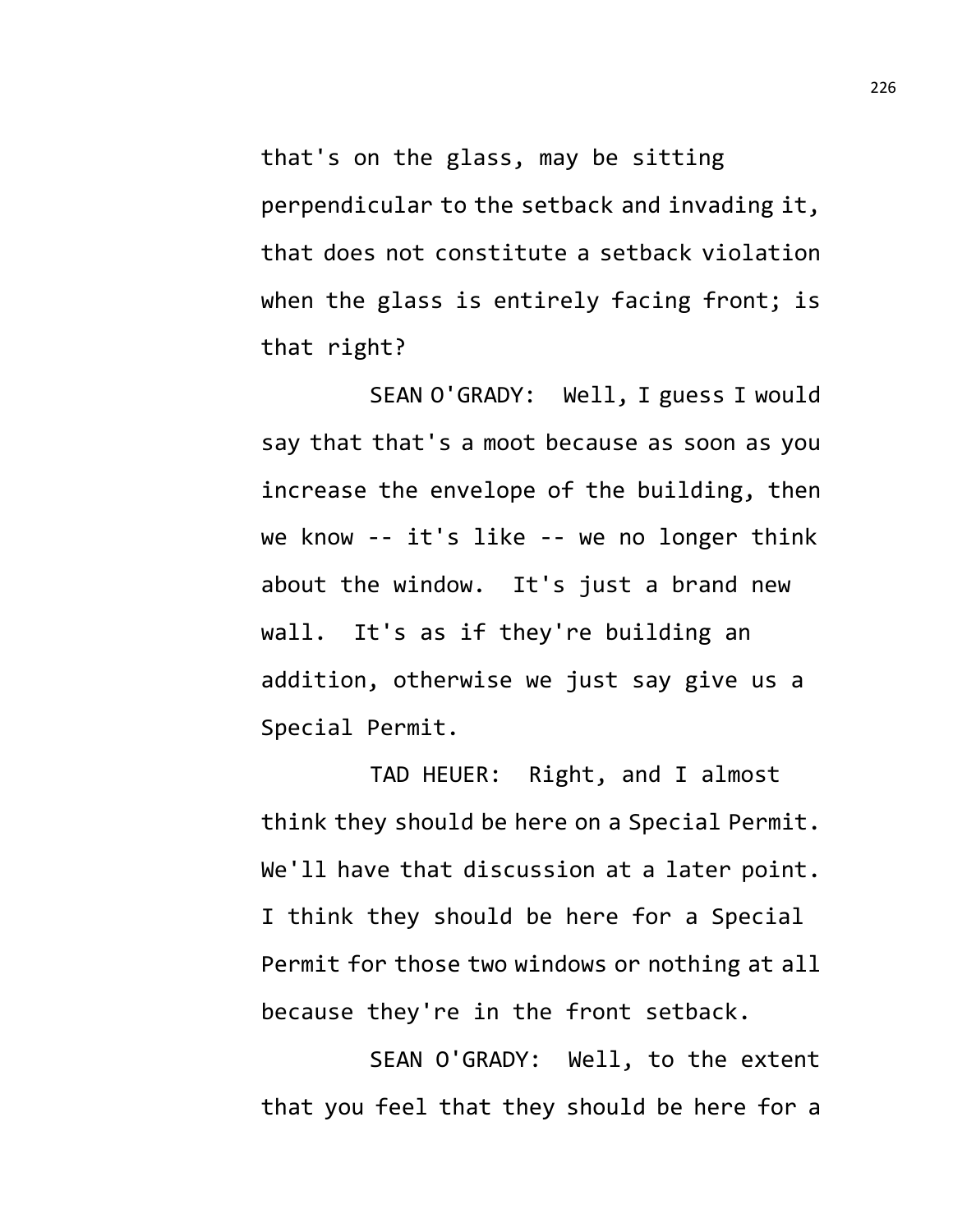that's on the glass, may be sitting perpendicular to the setback and invading it, that does not constitute a setback violation when the glass is entirely facing front; is that right?

SEAN O'GRADY: Well, I guess I would say that that's a moot because as soon as you increase the envelope of the building, then we know -- it's like -- we no longer think about the window. It's just a brand new wall. It's as if they're building an addition, otherwise we just say give us a Special Permit.

TAD HEUER: Right, and I almost think they should be here on a Special Permit. We'll have that discussion at a later point. I think they should be here for a Special Permit for those two windows or nothing at all because they're in the front setback.

SEAN O'GRADY: Well, to the extent that you feel that they should be here for a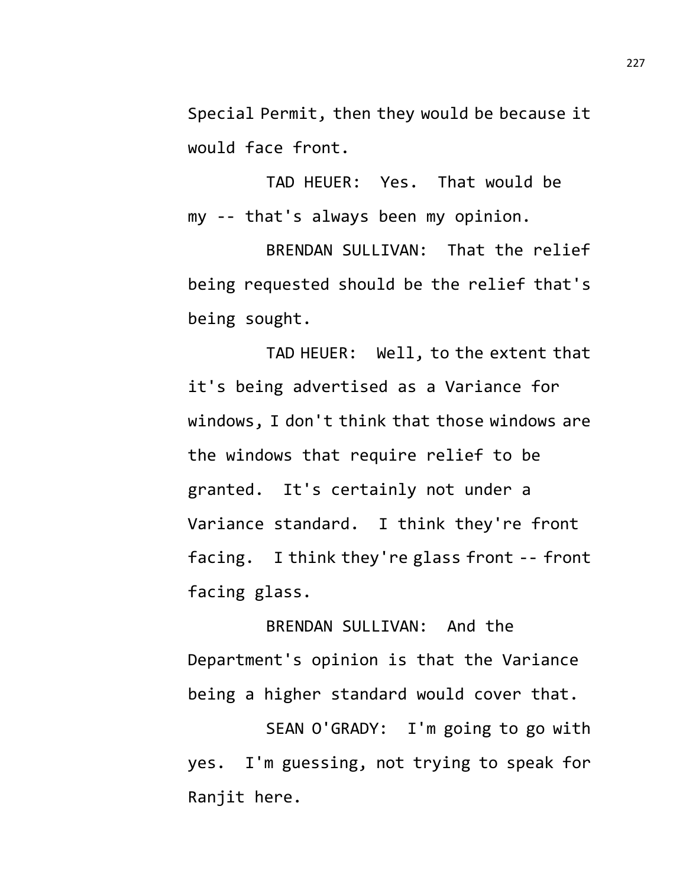Special Permit, then they would be because it would face front.

TAD HEUER: Yes. That would be my -- that's always been my opinion.

BRENDAN SULLIVAN: That the relief being requested should be the relief that's being sought.

TAD HEUER: Well, to the extent that it's being advertised as a Variance for windows, I don't think that those windows are the windows that require relief to be granted. It's certainly not under a Variance standard. I think they're front facing. I think they're glass front -- front facing glass.

BRENDAN SULLIVAN: And the Department's opinion is that the Variance being a higher standard would cover that.

SEAN O'GRADY: I'm going to go with yes. I'm guessing, not trying to speak for Ranjit here.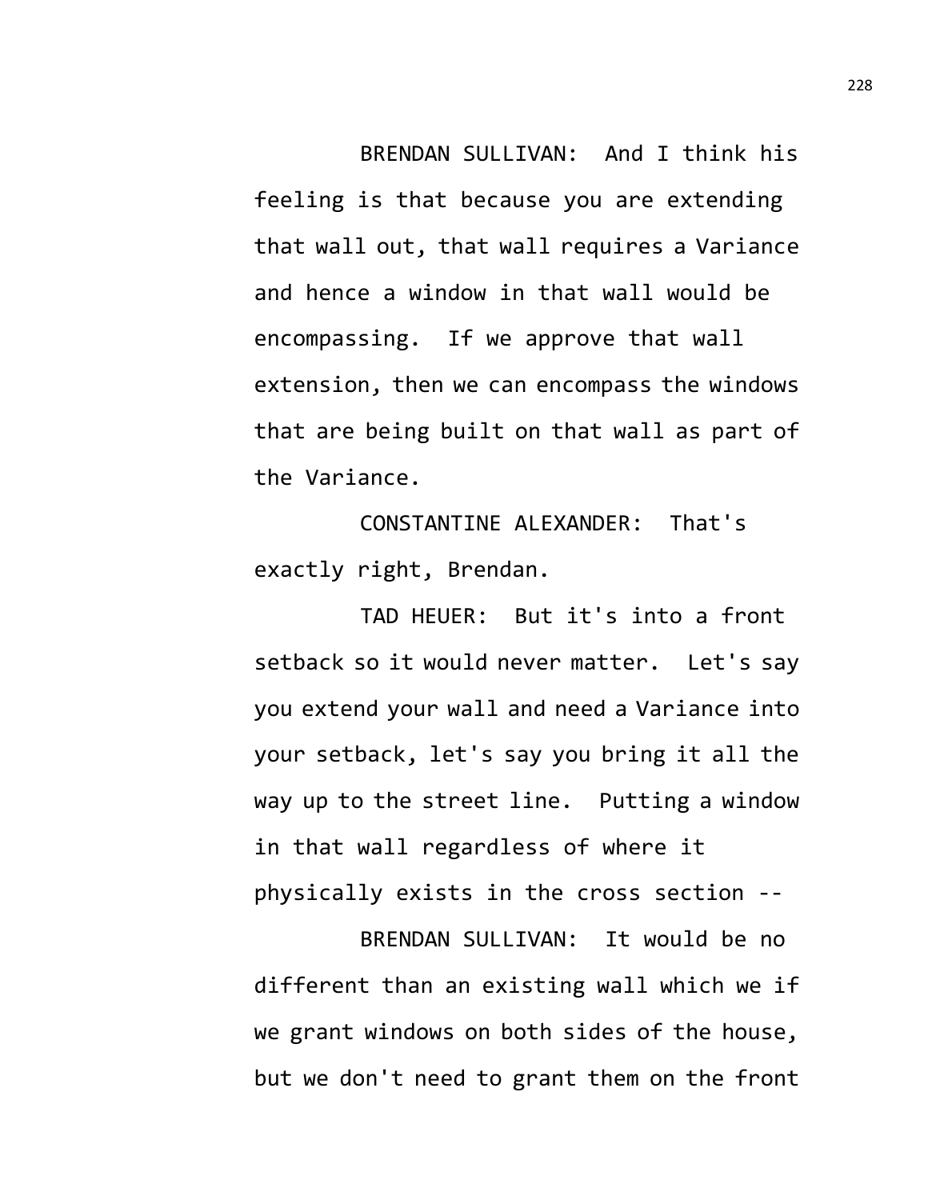BRENDAN SULLIVAN: And I think his feeling is that because you are extending that wall out, that wall requires a Variance and hence a window in that wall would be encompassing. If we approve that wall extension, then we can encompass the windows that are being built on that wall as part of the Variance.

CONSTANTINE ALEXANDER: That's exactly right, Brendan.

TAD HEUER: But it's into a front setback so it would never matter. Let's say you extend your wall and need a Variance into your setback, let's say you bring it all the way up to the street line. Putting a window in that wall regardless of where it physically exists in the cross section --

BRENDAN SULLIVAN: It would be no different than an existing wall which we if we grant windows on both sides of the house, but we don't need to grant them on the front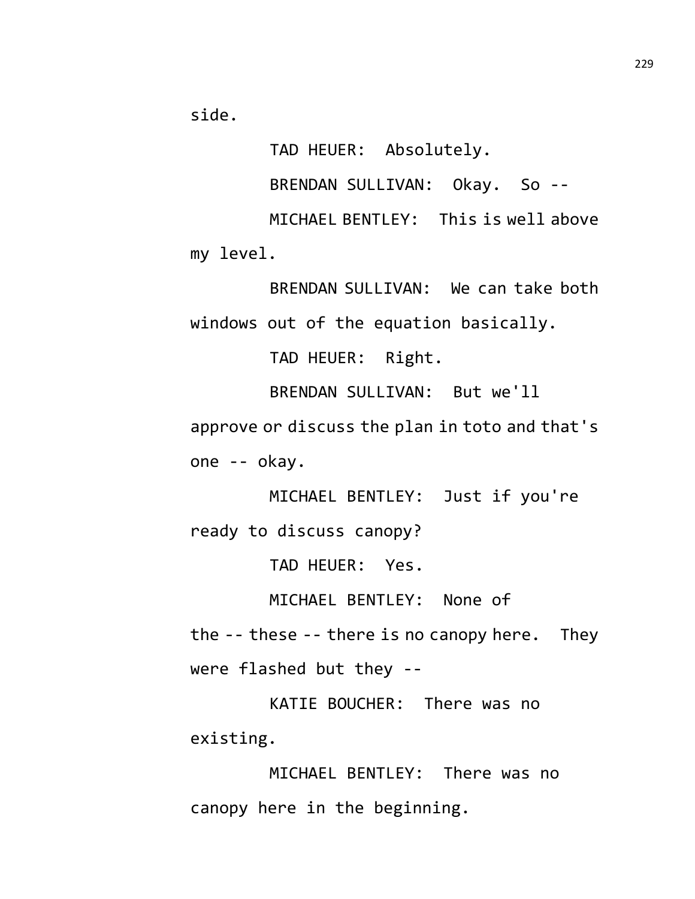side.

TAD HEUER: Absolutely.

BRENDAN SULLIVAN: Okay. So --

MICHAEL BENTLEY: This is well above my level.

BRENDAN SULLIVAN: We can take both windows out of the equation basically.

TAD HEUER: Right.

BRENDAN SULLIVAN: But we'll approve or discuss the plan in toto and that's one -- okay.

MICHAEL BENTLEY: Just if you're ready to discuss canopy?

TAD HEUER: Yes.

MICHAEL BENTLEY: None of the -- these -- there is no canopy here. They were flashed but they --

KATIE BOUCHER: There was no existing.

MICHAEL BENTLEY: There was no canopy here in the beginning.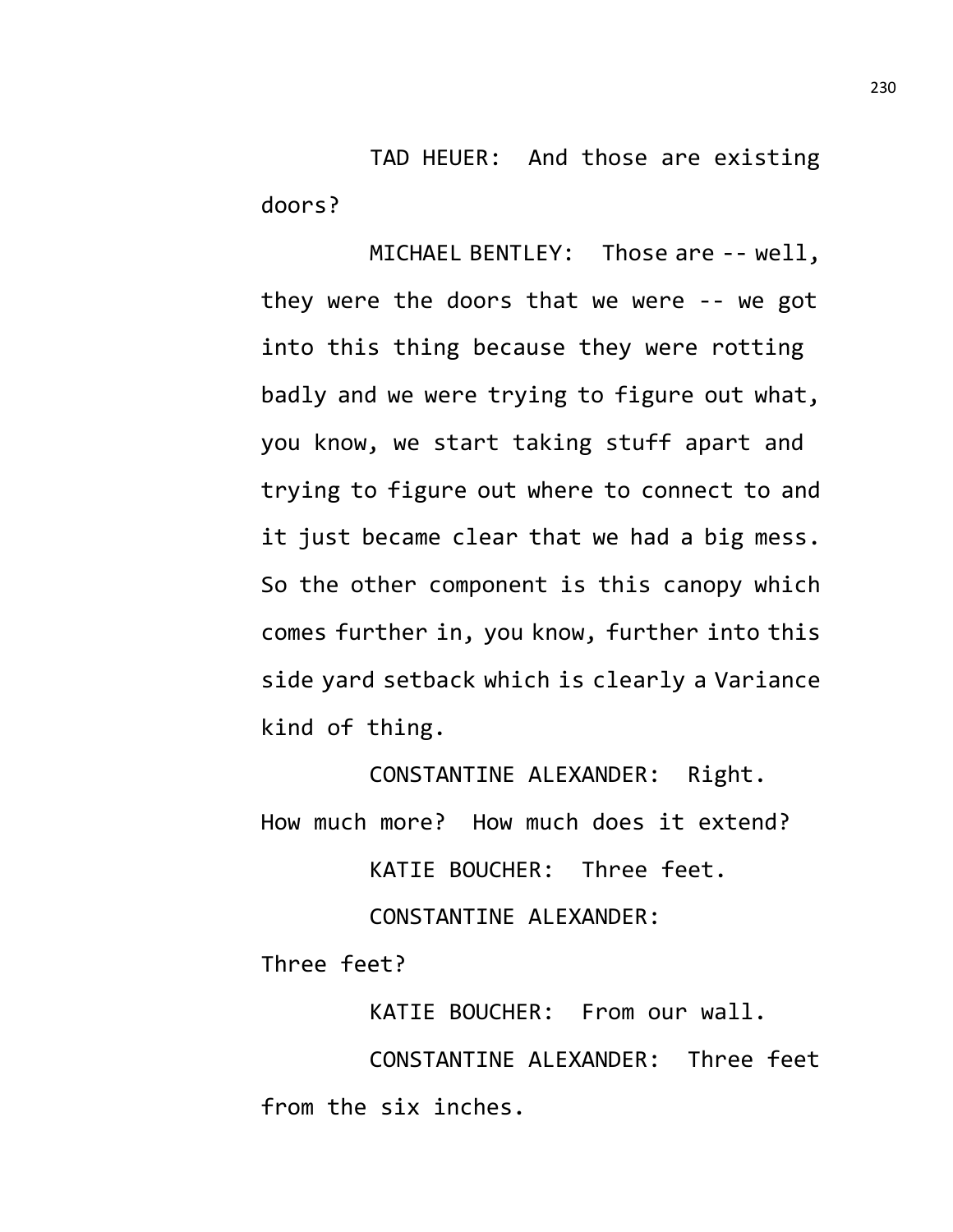TAD HEUER: And those are existing doors?

MICHAEL BENTLEY: Those are -- well, they were the doors that we were -- we got into this thing because they were rotting badly and we were trying to figure out what, you know, we start taking stuff apart and trying to figure out where to connect to and it just became clear that we had a big mess. So the other component is this canopy which comes further in, you know, further into this side yard setback which is clearly a Variance kind of thing.

CONSTANTINE ALEXANDER: Right. How much more? How much does it extend?

KATIE BOUCHER: Three feet.

CONSTANTINE ALEXANDER: Three feet?

KATIE BOUCHER: From our wall.

CONSTANTINE ALEXANDER: Three feet from the six inches.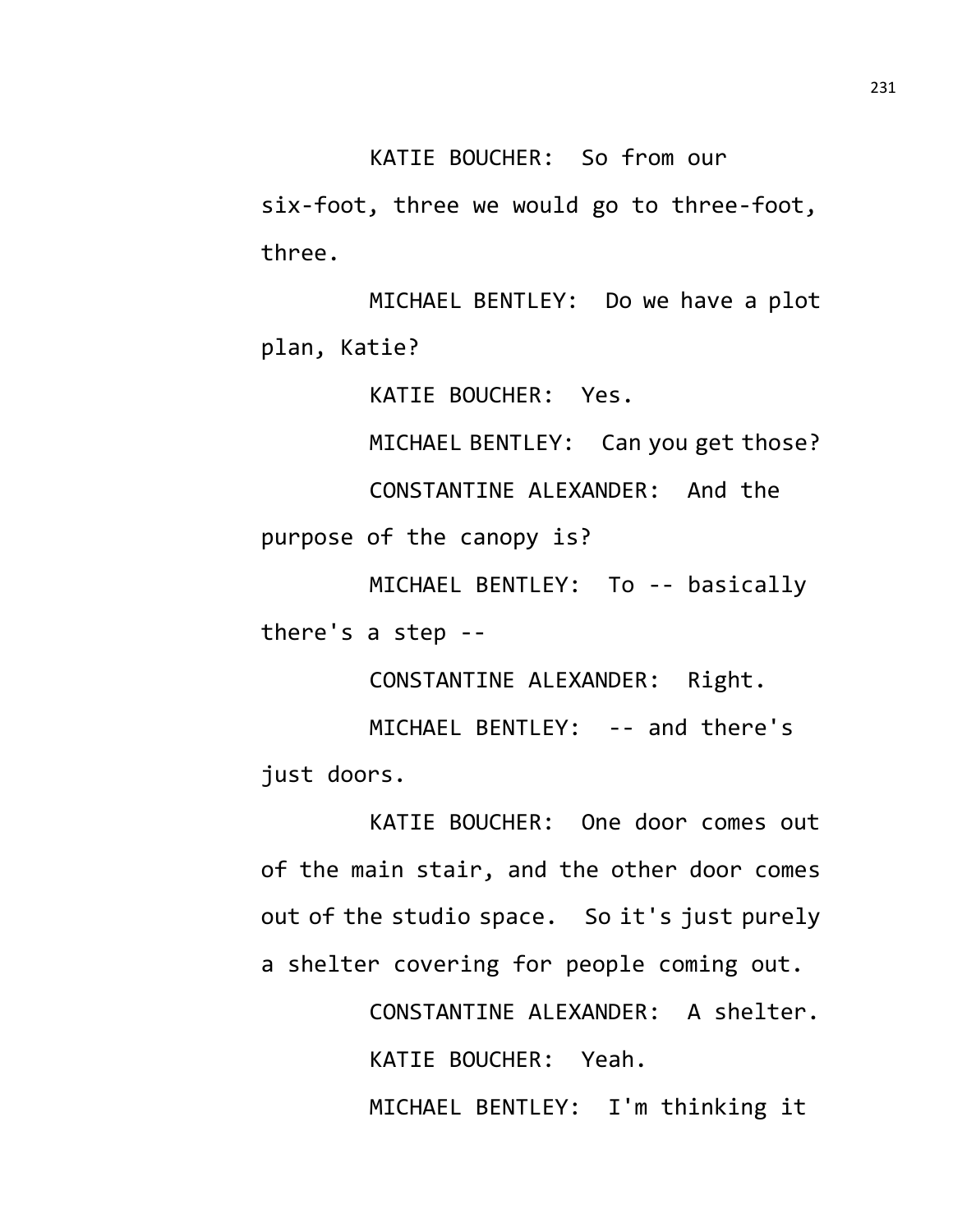KATIE BOUCHER: So from our six-foot, three we would go to three-foot, three.

MICHAEL BENTLEY: Do we have a plot plan, Katie?

KATIE BOUCHER: Yes.

MICHAEL BENTLEY: Can you get those?

CONSTANTINE ALEXANDER: And the purpose of the canopy is?

MICHAEL BENTLEY: To -- basically there's a step --

CONSTANTINE ALEXANDER: Right.

MICHAEL BENTLEY: -- and there's just doors.

KATIE BOUCHER: One door comes out of the main stair, and the other door comes out of the studio space. So it's just purely a shelter covering for people coming out.

CONSTANTINE ALEXANDER: A shelter.

KATIE BOUCHER: Yeah.

MICHAEL BENTLEY: I'm thinking it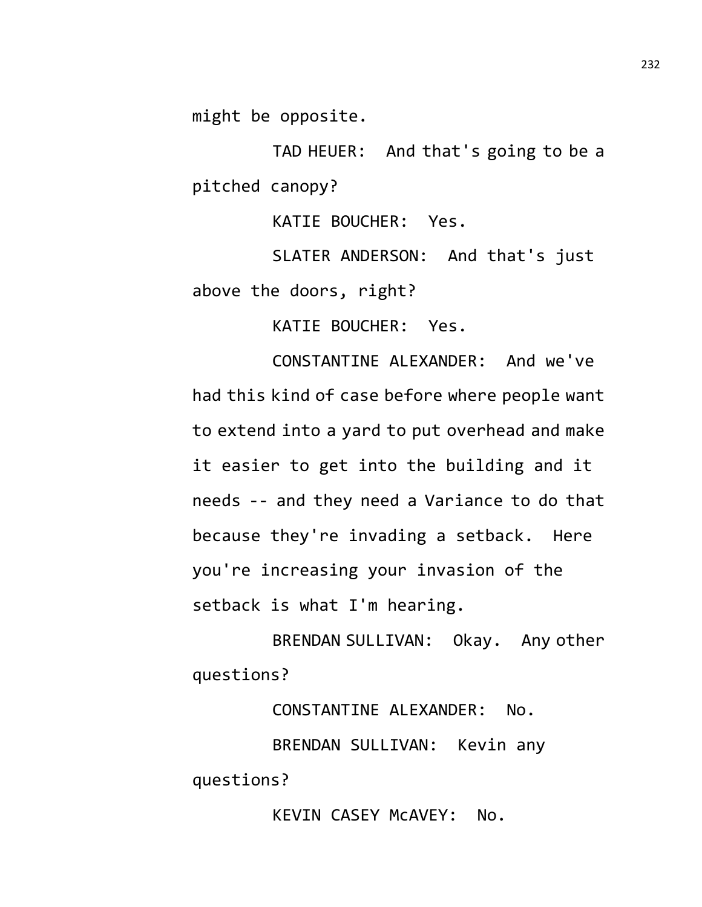might be opposite.

TAD HEUER: And that's going to be a pitched canopy?

KATIE BOUCHER: Yes.

SLATER ANDERSON: And that's just above the doors, right?

KATIE BOUCHER: Yes.

CONSTANTINE ALEXANDER: And we've had this kind of case before where people want to extend into a yard to put overhead and make it easier to get into the building and it needs -- and they need a Variance to do that because they're invading a setback. Here you're increasing your invasion of the setback is what I'm hearing.

BRENDAN SULLIVAN: Okay. Any other questions?

CONSTANTINE ALEXANDER: No.

BRENDAN SULLIVAN: Kevin any questions?

KEVIN CASEY McAVEY: No.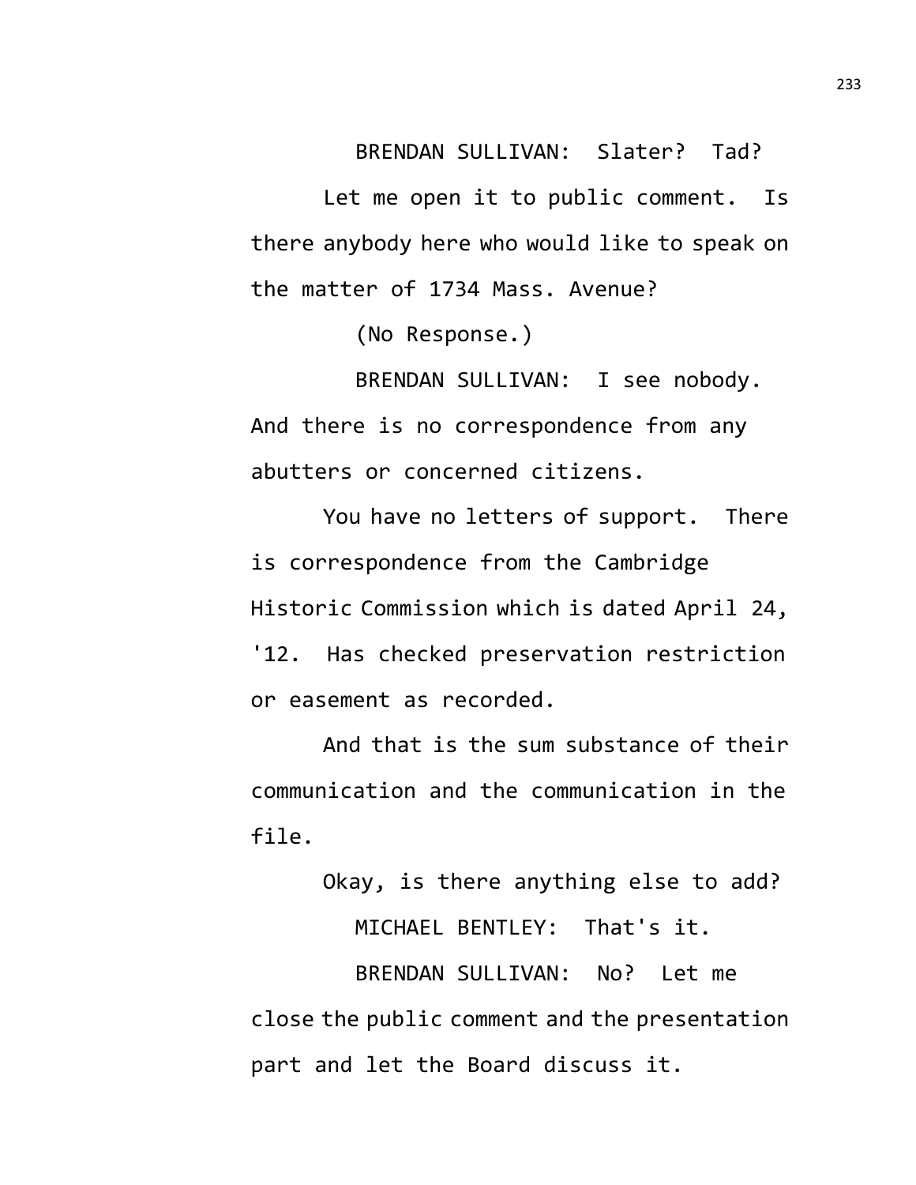BRENDAN SULLIVAN: Slater? Tad?

Let me open it to public comment. Is there anybody here who would like to speak on the matter of 1734 Mass. Avenue?

(No Response.)

BRENDAN SULLIVAN: I see nobody. And there is no correspondence from any abutters or concerned citizens.

You have no letters of support. There is correspondence from the Cambridge Historic Commission which is dated April 24, '12. Has checked preservation restriction or easement as recorded.

And that is the sum substance of their communication and the communication in the file.

Okay, is there anything else to add?

MICHAEL BENTLEY: That's it.

BRENDAN SULLIVAN: No? Let me close the public comment and the presentation part and let the Board discuss it.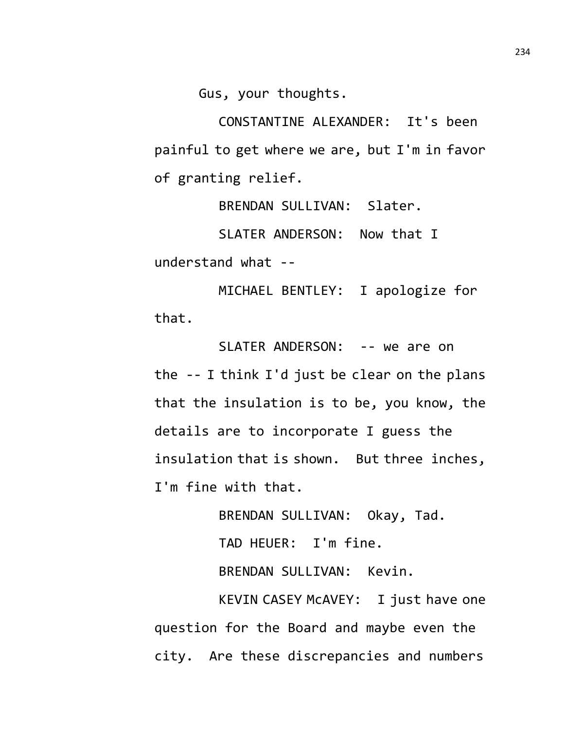Gus, your thoughts.

CONSTANTINE ALEXANDER: It's been painful to get where we are, but I'm in favor of granting relief.

BRENDAN SULLIVAN: Slater.

SLATER ANDERSON: Now that I understand what --

MICHAEL BENTLEY: I apologize for that.

SLATER ANDERSON: -- we are on the -- I think I'd just be clear on the plans that the insulation is to be, you know, the details are to incorporate I guess the insulation that is shown. But three inches, I'm fine with that.

BRENDAN SULLIVAN: Okay, Tad.

TAD HEUER: I'm fine.

BRENDAN SULLIVAN: Kevin.

KEVIN CASEY McAVEY: I just have one question for the Board and maybe even the city. Are these discrepancies and numbers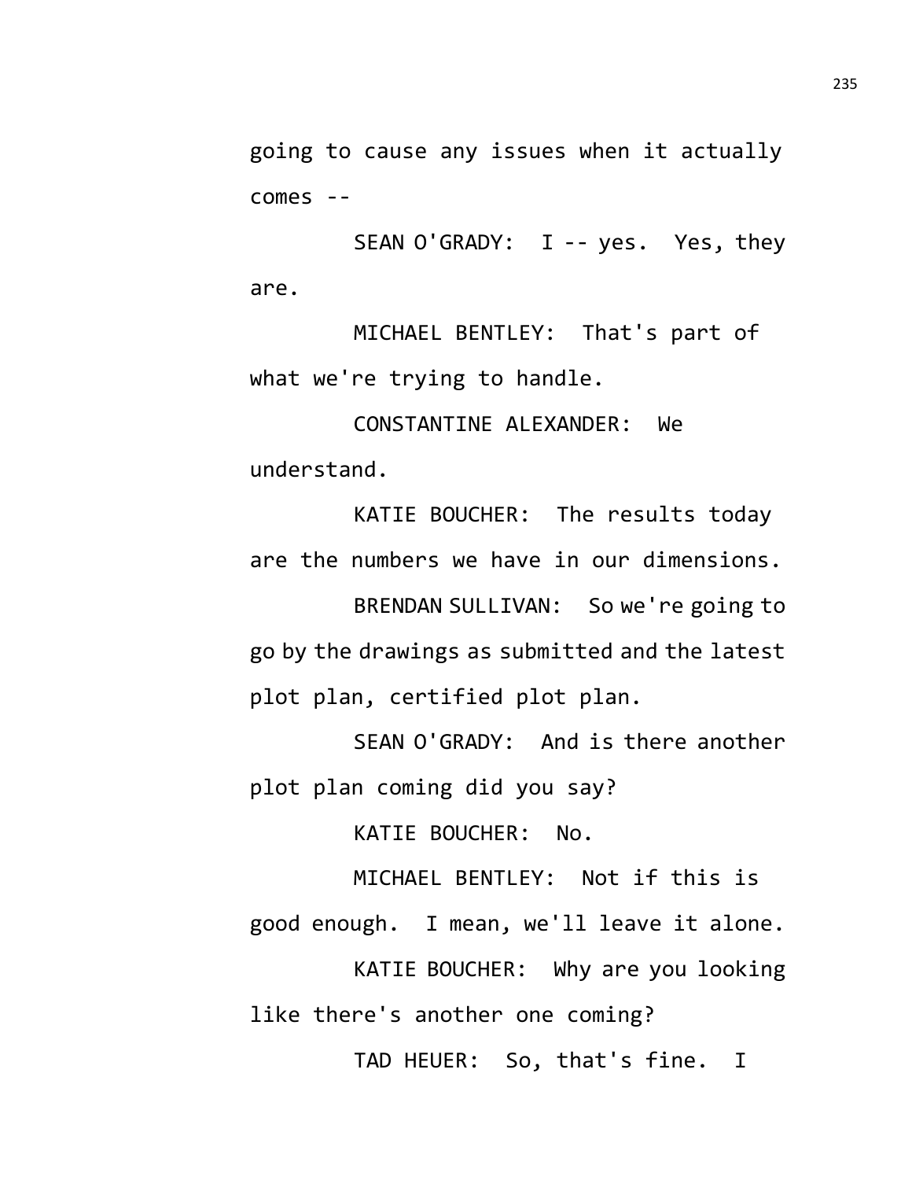going to cause any issues when it actually comes --

SEAN O'GRADY: I -- yes. Yes, they are.

MICHAEL BENTLEY: That's part of what we're trying to handle.

CONSTANTINE ALEXANDER: We understand.

KATIE BOUCHER: The results today are the numbers we have in our dimensions.

BRENDAN SULLIVAN: So we're going to go by the drawings as submitted and the latest plot plan, certified plot plan.

SEAN O'GRADY: And is there another plot plan coming did you say?

KATIE BOUCHER: No.

MICHAEL BENTLEY: Not if this is good enough. I mean, we'll leave it alone.

KATIE BOUCHER: Why are you looking like there's another one coming?

TAD HEUER: So, that's fine. I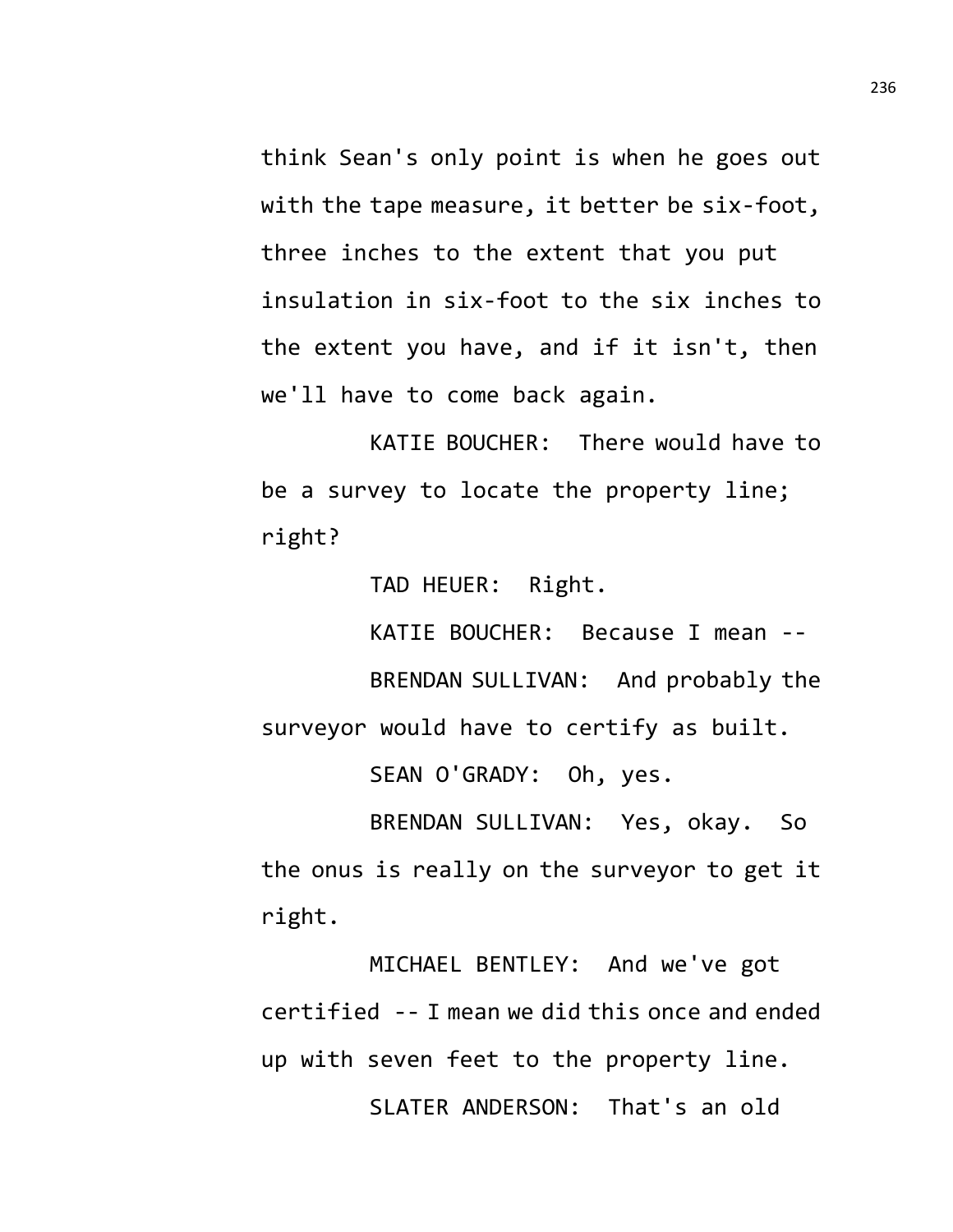think Sean's only point is when he goes out with the tape measure, it better be six-foot, three inches to the extent that you put insulation in six-foot to the six inches to the extent you have, and if it isn't, then we'll have to come back again.

KATIE BOUCHER: There would have to be a survey to locate the property line; right?

TAD HEUER: Right.

KATIE BOUCHER: Because I mean --

BRENDAN SULLIVAN: And probably the surveyor would have to certify as built.

SEAN O'GRADY: Oh, yes.

BRENDAN SULLIVAN: Yes, okay. So the onus is really on the surveyor to get it right.

MICHAEL BENTLEY: And we've got certified -- I mean we did this once and ended up with seven feet to the property line.

SLATER ANDERSON: That's an old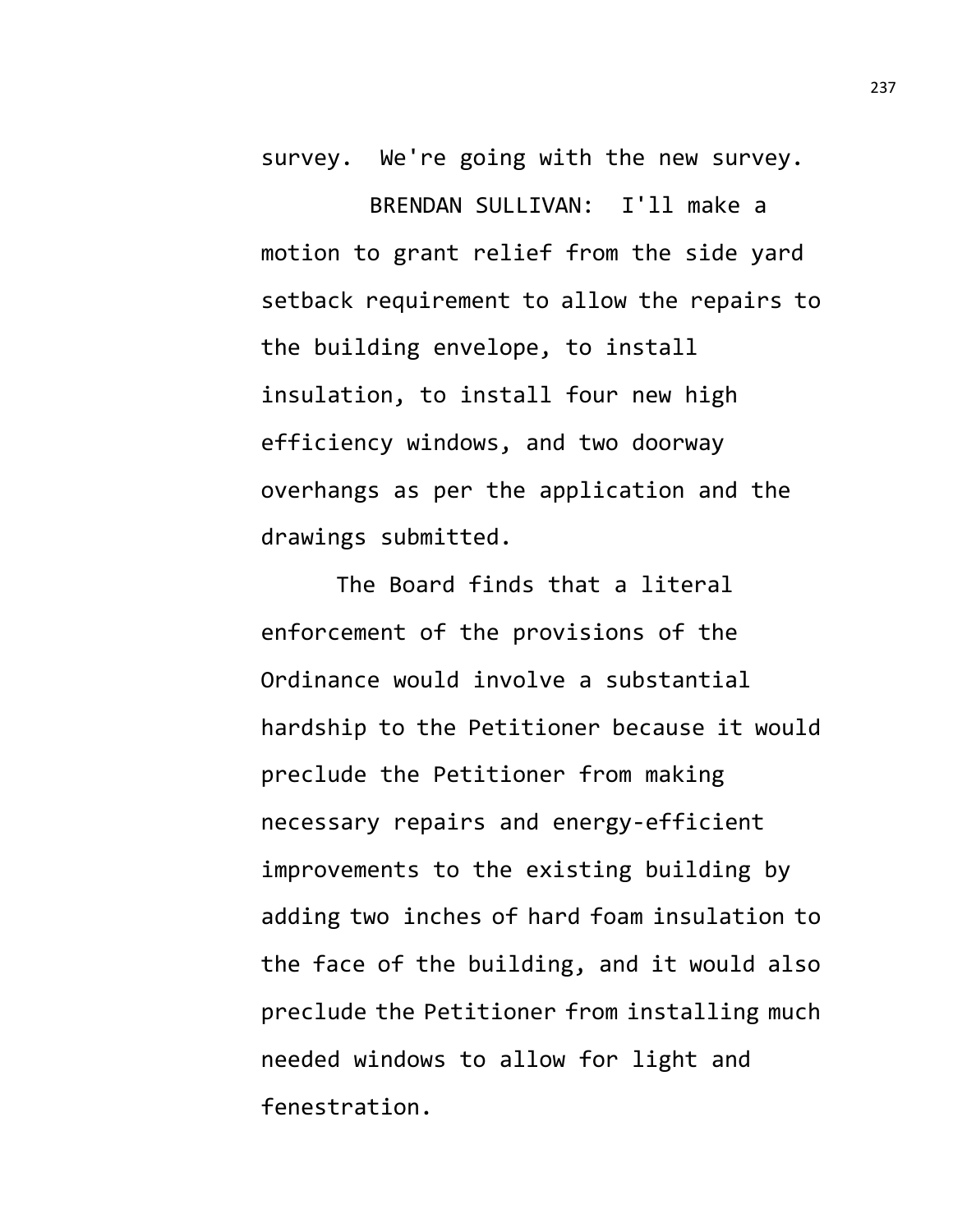survey. We're going with the new survey.

BRENDAN SULLIVAN: I'll make a motion to grant relief from the side yard setback requirement to allow the repairs to the building envelope, to install insulation, to install four new high efficiency windows, and two doorway overhangs as per the application and the drawings submitted.

The Board finds that a literal enforcement of the provisions of the Ordinance would involve a substantial hardship to the Petitioner because it would preclude the Petitioner from making necessary repairs and energy-efficient improvements to the existing building by adding two inches of hard foam insulation to the face of the building, and it would also preclude the Petitioner from installing much needed windows to allow for light and fenestration.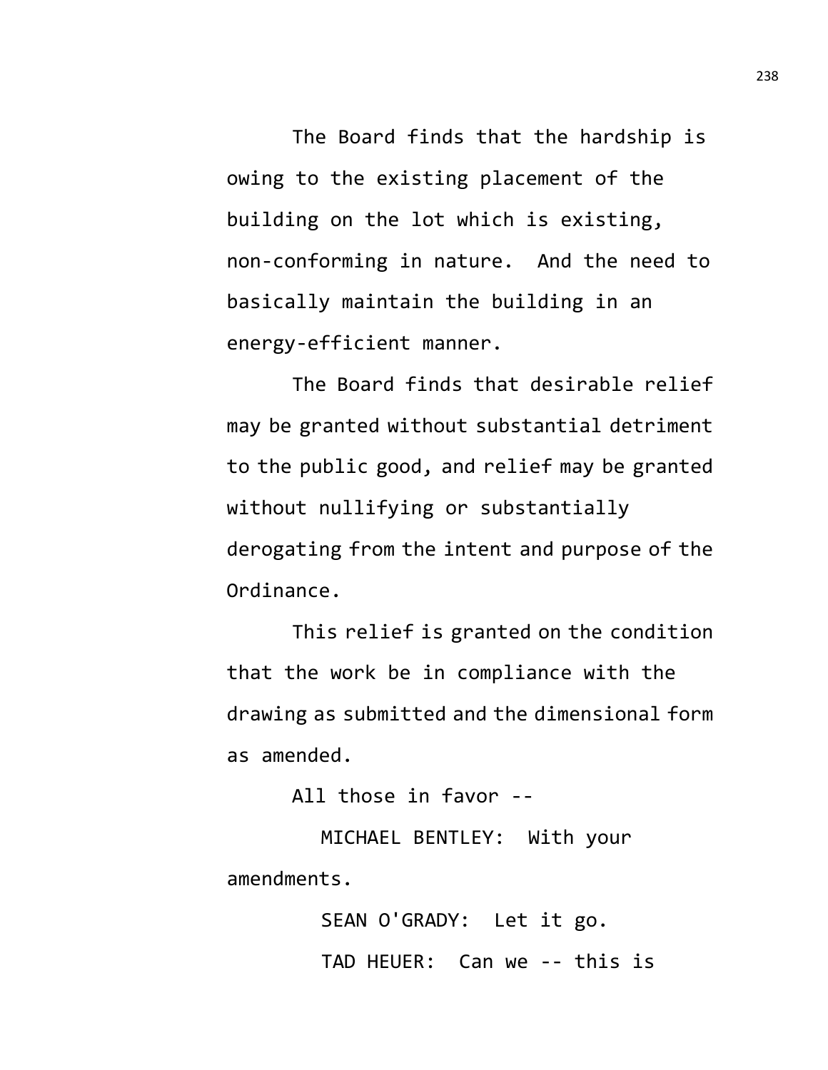The Board finds that the hardship is owing to the existing placement of the building on the lot which is existing, non-conforming in nature. And the need to basically maintain the building in an energy-efficient manner.

The Board finds that desirable relief may be granted without substantial detriment to the public good, and relief may be granted without nullifying or substantially derogating from the intent and purpose of the Ordinance.

This relief is granted on the condition that the work be in compliance with the drawing as submitted and the dimensional form as amended.

All those in favor --

MICHAEL BENTLEY: With your amendments.

SEAN O'GRADY: Let it go.

TAD HEUER: Can we -- this is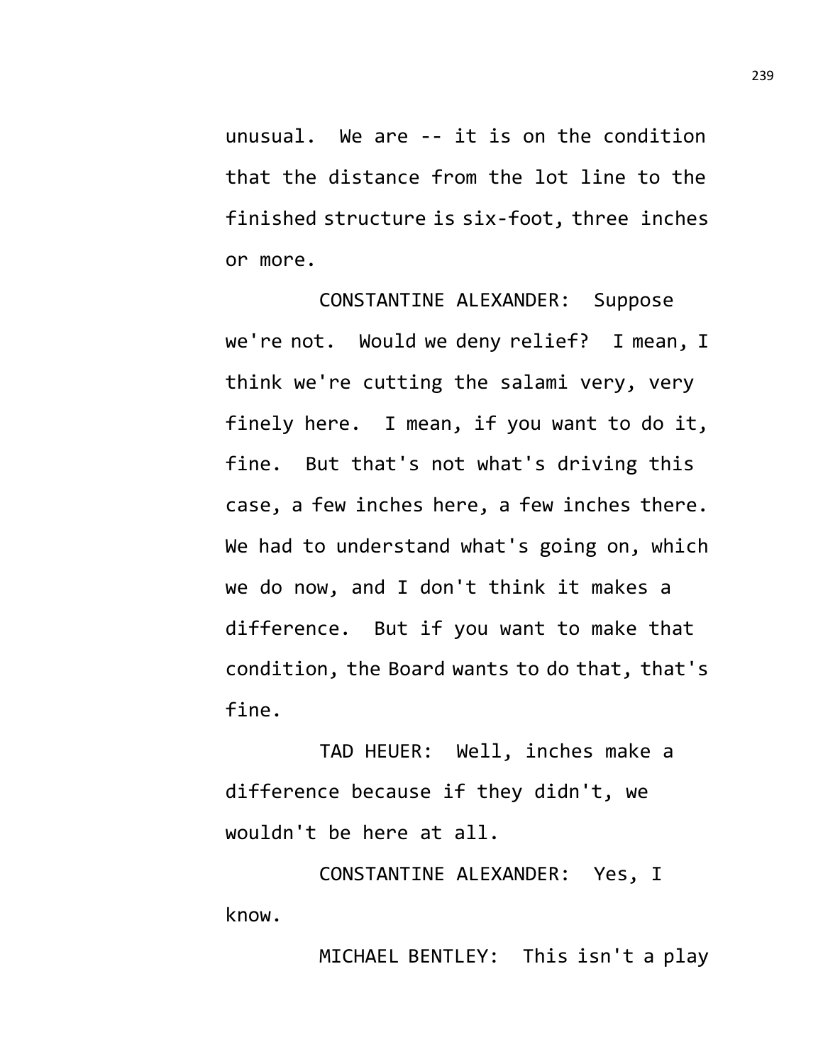unusual. We are -- it is on the condition that the distance from the lot line to the finished structure is six-foot, three inches or more.

CONSTANTINE ALEXANDER: Suppose we're not. Would we deny relief? I mean, I think we're cutting the salami very, very finely here. I mean, if you want to do it, fine. But that's not what's driving this case, a few inches here, a few inches there. We had to understand what's going on, which we do now, and I don't think it makes a difference. But if you want to make that condition, the Board wants to do that, that's fine.

TAD HEUER: Well, inches make a difference because if they didn't, we wouldn't be here at all.

CONSTANTINE ALEXANDER: Yes, I know.

MICHAEL BENTLEY: This isn't a play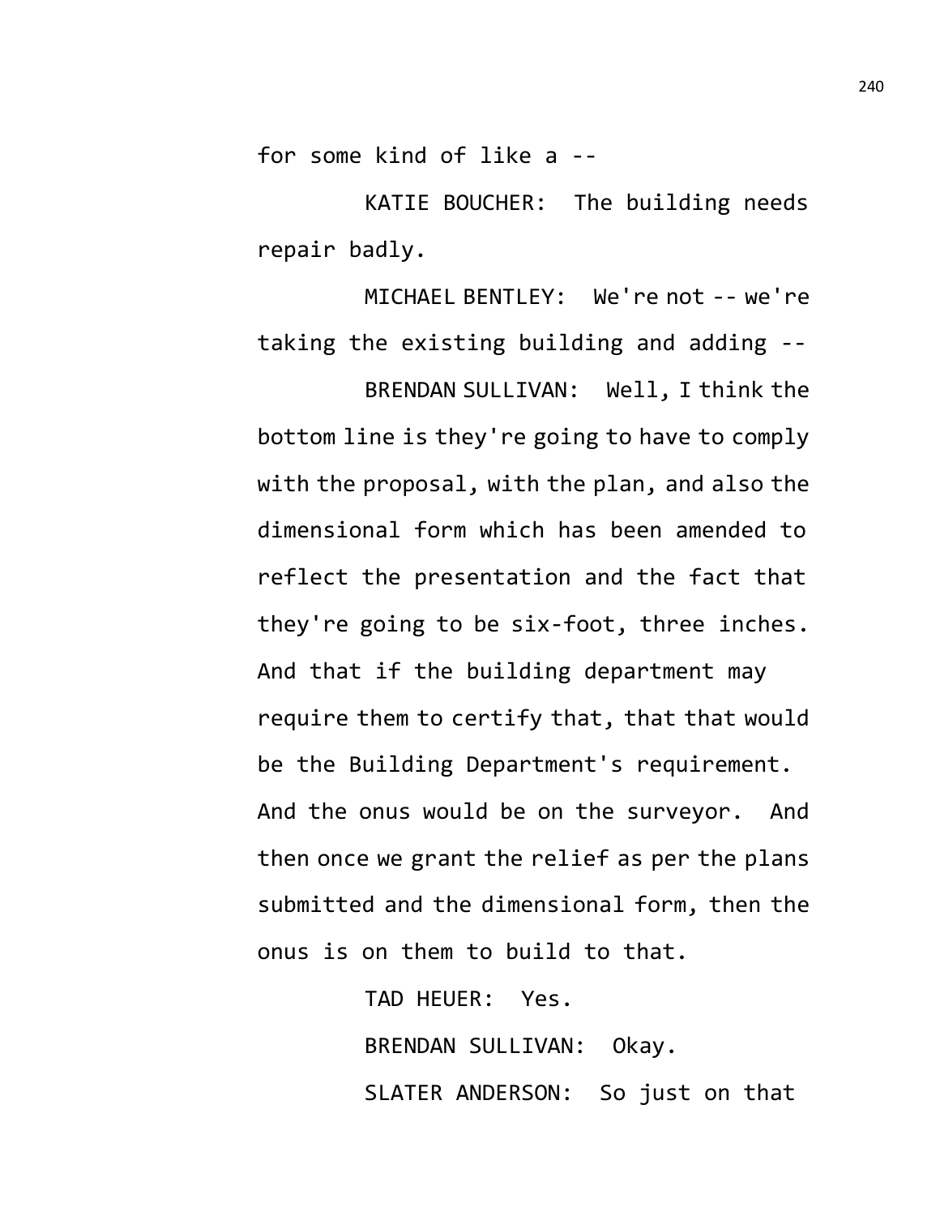for some kind of like a --

KATIE BOUCHER: The building needs repair badly.

MICHAEL BENTLEY: We're not -- we're taking the existing building and adding --

BRENDAN SULLIVAN: Well, I think the bottom line is they're going to have to comply with the proposal, with the plan, and also the dimensional form which has been amended to reflect the presentation and the fact that they're going to be six-foot, three inches. And that if the building department may require them to certify that, that that would be the Building Department's requirement. And the onus would be on the surveyor. And then once we grant the relief as per the plans submitted and the dimensional form, then the onus is on them to build to that.

TAD HEUER: Yes.

BRENDAN SULLIVAN: Okay.

SLATER ANDERSON: So just on that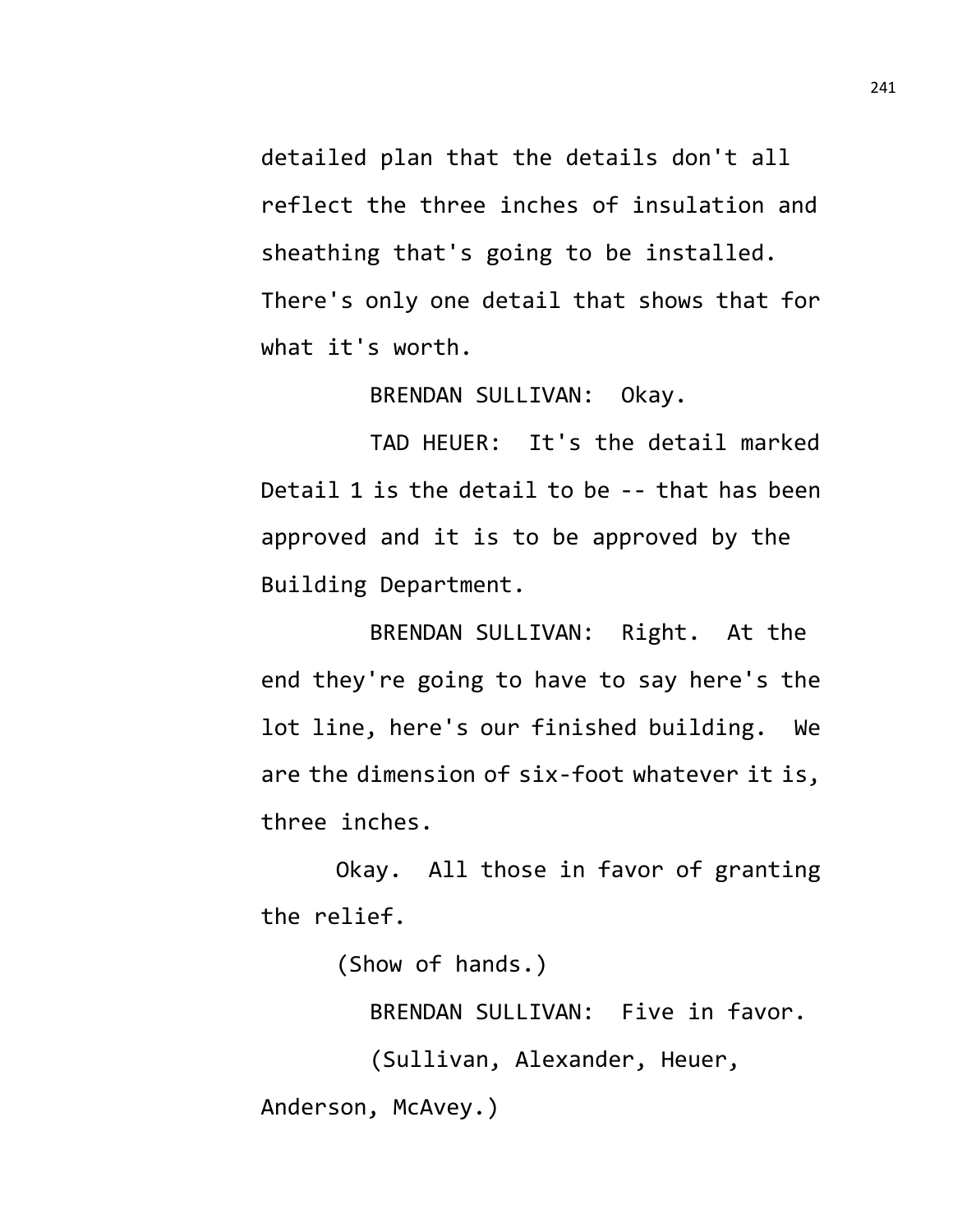detailed plan that the details don't all reflect the three inches of insulation and sheathing that's going to be installed. There's only one detail that shows that for what it's worth.

BRENDAN SULLIVAN: Okay.

TAD HEUER: It's the detail marked Detail 1 is the detail to be -- that has been approved and it is to be approved by the Building Department.

BRENDAN SULLIVAN: Right. At the end they're going to have to say here's the lot line, here's our finished building. We are the dimension of six-foot whatever it is, three inches.

Okay. All those in favor of granting the relief.

(Show of hands.)

BRENDAN SULLIVAN: Five in favor.

(Sullivan, Alexander, Heuer, Anderson, McAvey.)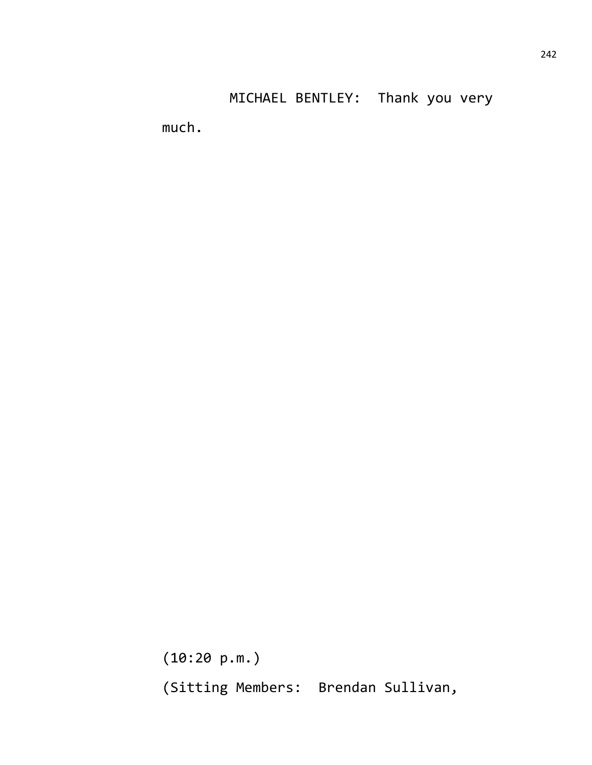MICHAEL BENTLEY: Thank you very much.

(10:20 p.m.)

(Sitting Members: Brendan Sullivan,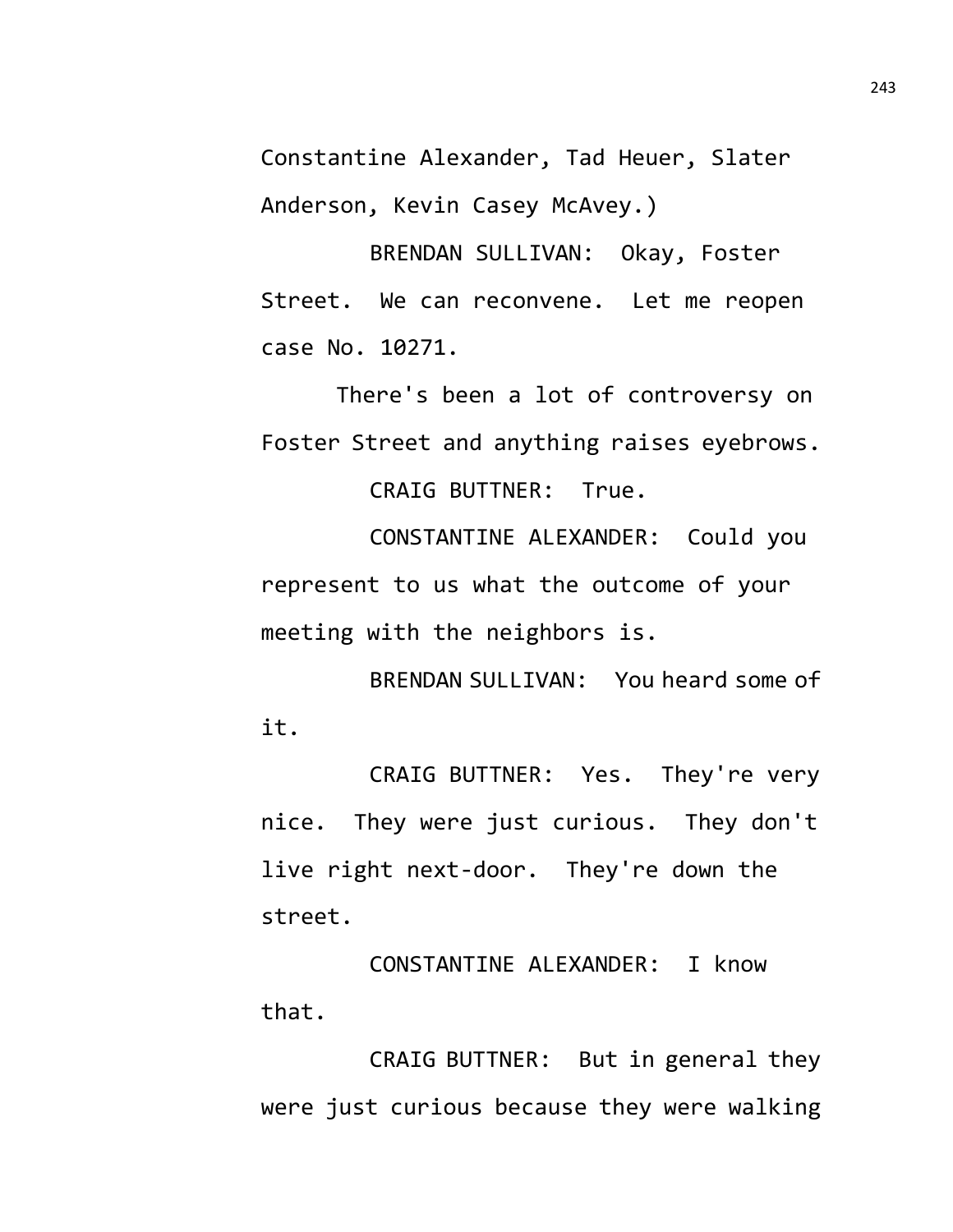Constantine Alexander, Tad Heuer, Slater Anderson, Kevin Casey McAvey.)

BRENDAN SULLIVAN: Okay, Foster Street. We can reconvene. Let me reopen case No. 10271.

There's been a lot of controversy on Foster Street and anything raises eyebrows.

CRAIG BUTTNER: True.

CONSTANTINE ALEXANDER: Could you represent to us what the outcome of your meeting with the neighbors is.

BRENDAN SULLIVAN: You heard some of it.

CRAIG BUTTNER: Yes. They're very nice. They were just curious. They don't live right next-door. They're down the street.

CONSTANTINE ALEXANDER: I know that.

CRAIG BUTTNER: But in general they were just curious because they were walking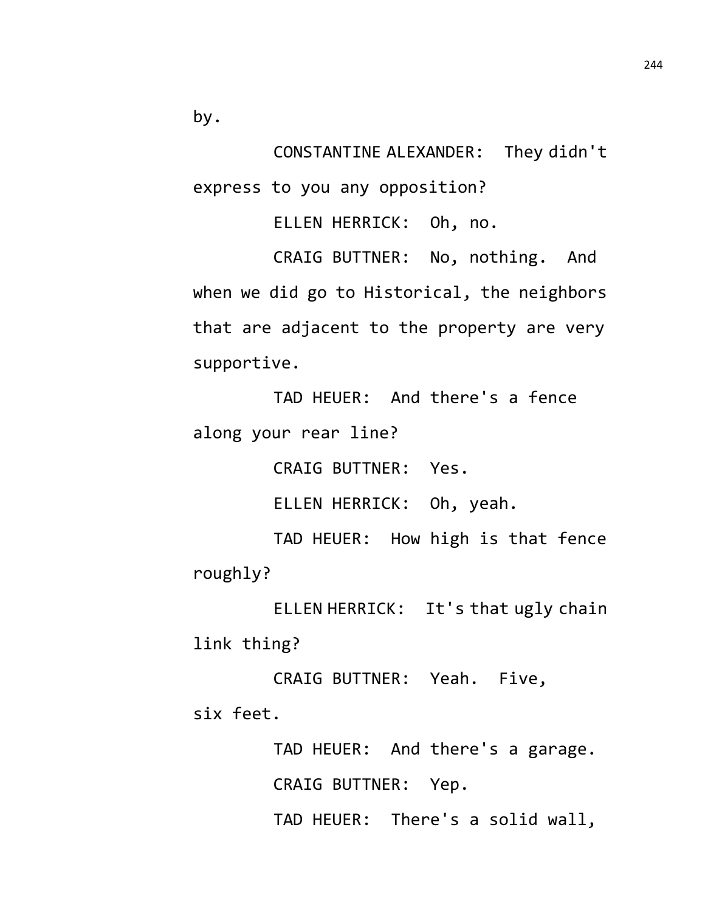by.

CONSTANTINE ALEXANDER: They didn't express to you any opposition?

ELLEN HERRICK: Oh, no.

CRAIG BUTTNER: No, nothing. And when we did go to Historical, the neighbors that are adjacent to the property are very supportive.

TAD HEUER: And there's a fence along your rear line?

CRAIG BUTTNER: Yes.

ELLEN HERRICK: Oh, yeah.

TAD HEUER: How high is that fence roughly?

ELLEN HERRICK: It's that ugly chain link thing?

CRAIG BUTTNER: Yeah. Five, six feet.

TAD HEUER: And there's a garage.

CRAIG BUTTNER: Yep.

TAD HEUER: There's a solid wall,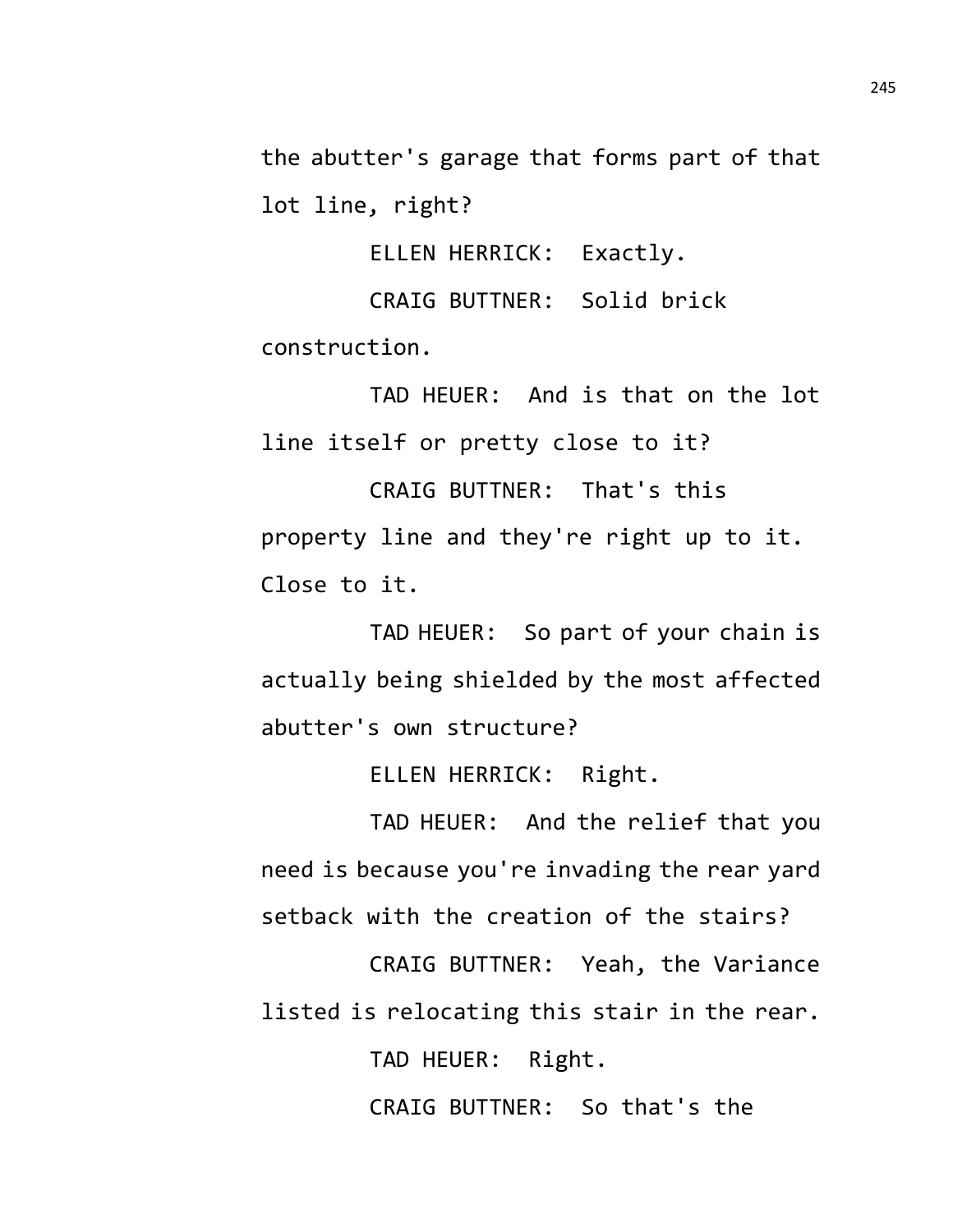the abutter's garage that forms part of that lot line, right?

ELLEN HERRICK: Exactly.

CRAIG BUTTNER: Solid brick construction.

TAD HEUER: And is that on the lot line itself or pretty close to it?

CRAIG BUTTNER: That's this property line and they're right up to it. Close to it.

TAD HEUER: So part of your chain is actually being shielded by the most affected abutter's own structure?

ELLEN HERRICK: Right.

TAD HEUER: And the relief that you need is because you're invading the rear yard setback with the creation of the stairs?

CRAIG BUTTNER: Yeah, the Variance listed is relocating this stair in the rear.

TAD HEUER: Right.

CRAIG BUTTNER: So that's the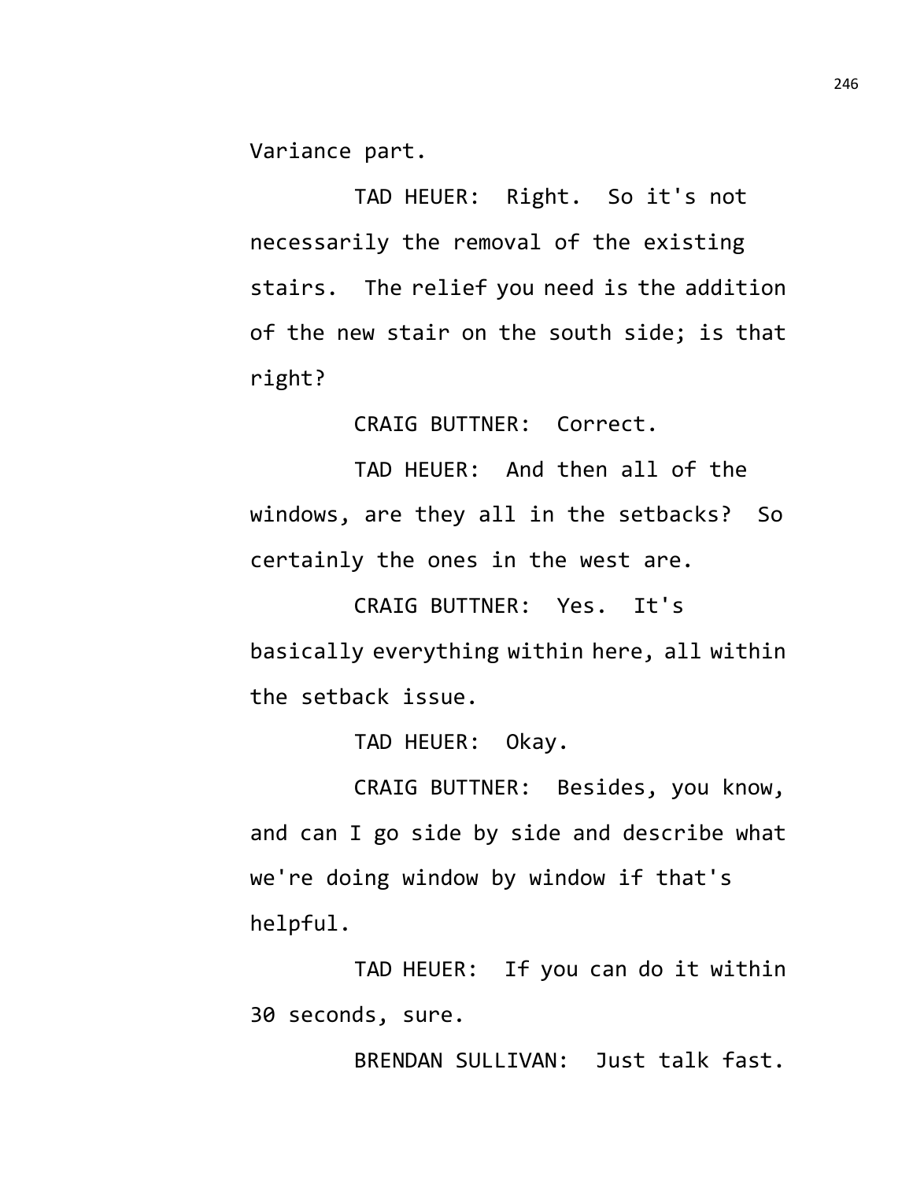Variance part.

TAD HEUER: Right. So it's not necessarily the removal of the existing stairs. The relief you need is the addition of the new stair on the south side; is that right?

CRAIG BUTTNER: Correct.

TAD HEUER: And then all of the windows, are they all in the setbacks? So certainly the ones in the west are.

CRAIG BUTTNER: Yes. It's basically everything within here, all within the setback issue.

TAD HEUER: Okay.

CRAIG BUTTNER: Besides, you know, and can I go side by side and describe what we're doing window by window if that's helpful.

TAD HEUER: If you can do it within 30 seconds, sure.

BRENDAN SULLIVAN: Just talk fast.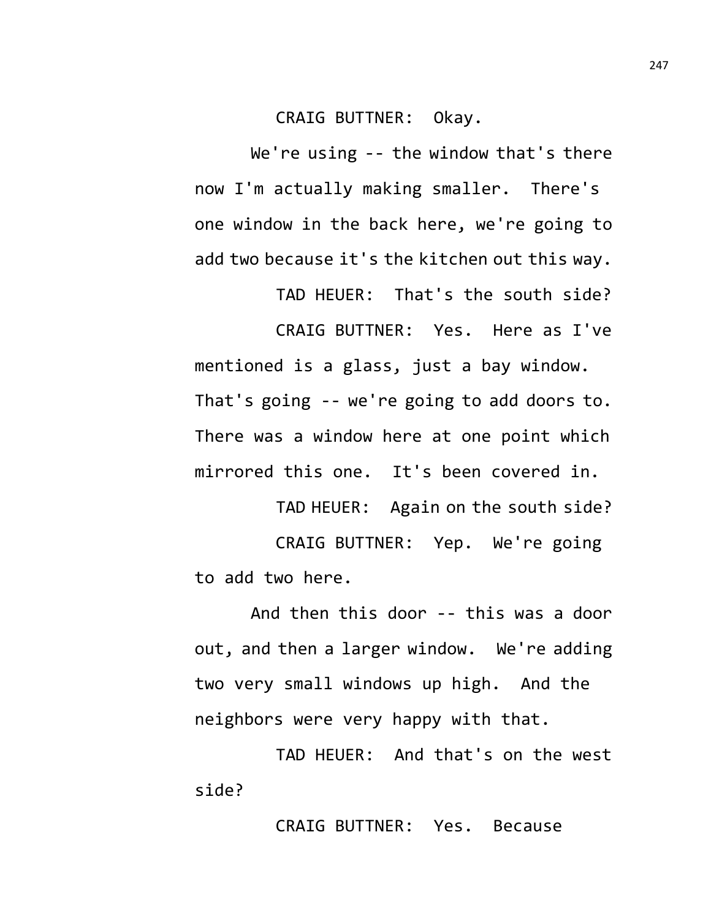CRAIG BUTTNER: Okay.

We're using -- the window that's there now I'm actually making smaller. There's one window in the back here, we're going to add two because it's the kitchen out this way.

TAD HEUER: That's the south side?

CRAIG BUTTNER: Yes. Here as I've mentioned is a glass, just a bay window. That's going -- we're going to add doors to. There was a window here at one point which mirrored this one. It's been covered in.

TAD HEUER: Again on the south side?

CRAIG BUTTNER: Yep. We're going to add two here.

And then this door -- this was a door out, and then a larger window. We're adding two very small windows up high. And the neighbors were very happy with that.

TAD HEUER: And that's on the west side?

CRAIG BUTTNER: Yes. Because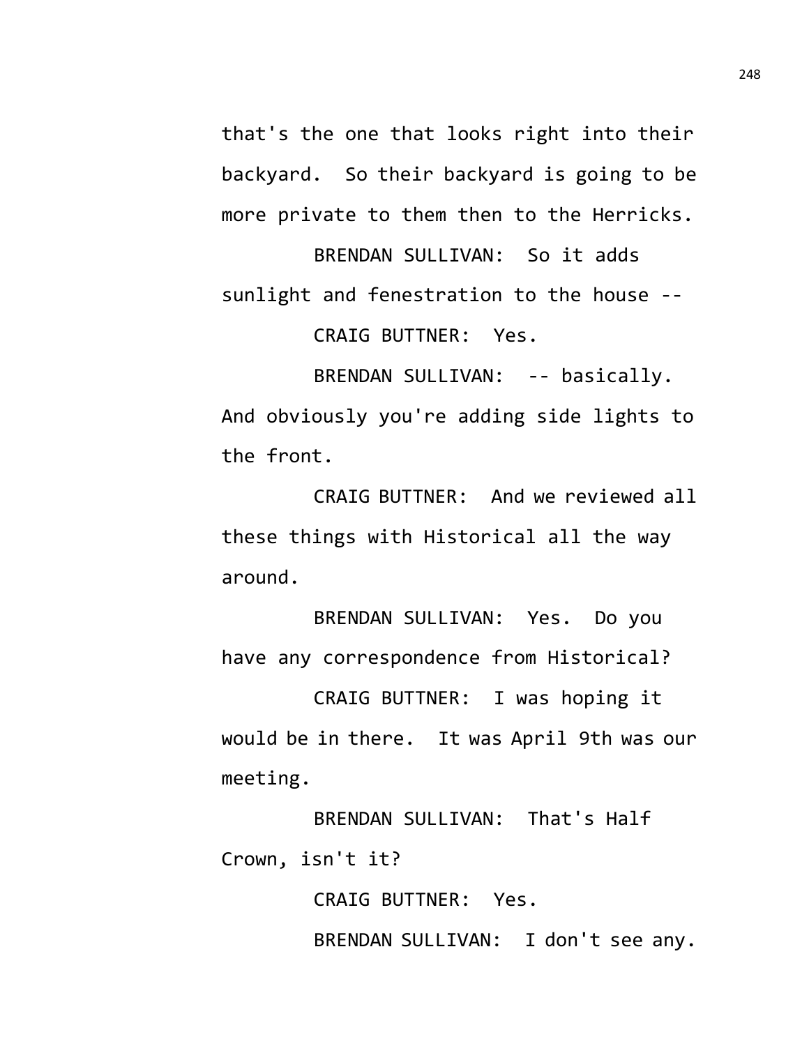that's the one that looks right into their backyard. So their backyard is going to be more private to them then to the Herricks.

BRENDAN SULLIVAN: So it adds sunlight and fenestration to the house --

CRAIG BUTTNER: Yes.

BRENDAN SULLIVAN: -- basically. And obviously you're adding side lights to the front.

CRAIG BUTTNER: And we reviewed all these things with Historical all the way around.

BRENDAN SULLIVAN: Yes. Do you have any correspondence from Historical?

CRAIG BUTTNER: I was hoping it would be in there. It was April 9th was our meeting.

BRENDAN SULLIVAN: That's Half Crown, isn't it?

CRAIG BUTTNER: Yes.

BRENDAN SULLIVAN: I don't see any.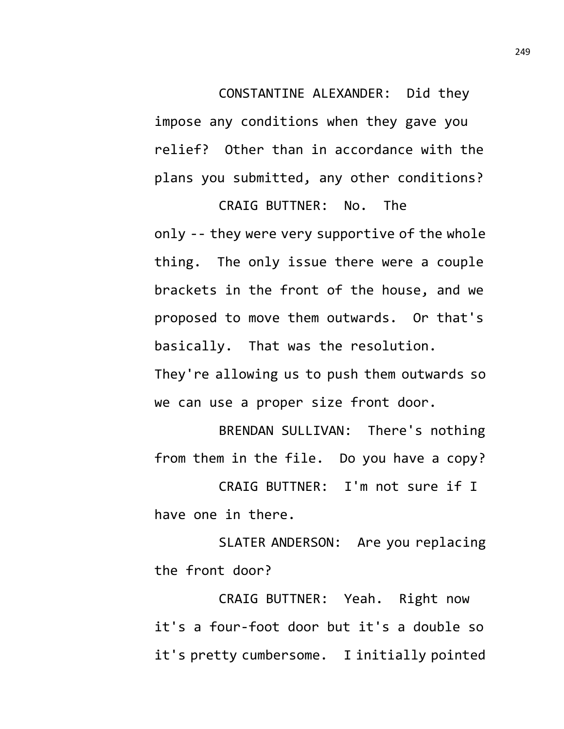CONSTANTINE ALEXANDER: Did they impose any conditions when they gave you relief? Other than in accordance with the plans you submitted, any other conditions?

CRAIG BUTTNER: No. The only -- they were very supportive of the whole thing. The only issue there were a couple brackets in the front of the house, and we proposed to move them outwards. Or that's basically. That was the resolution. They're allowing us to push them outwards so we can use a proper size front door.

BRENDAN SULLIVAN: There's nothing from them in the file. Do you have a copy?

CRAIG BUTTNER: I'm not sure if I have one in there.

SLATER ANDERSON: Are you replacing the front door?

CRAIG BUTTNER: Yeah. Right now it's a four-foot door but it's a double so it's pretty cumbersome. I initially pointed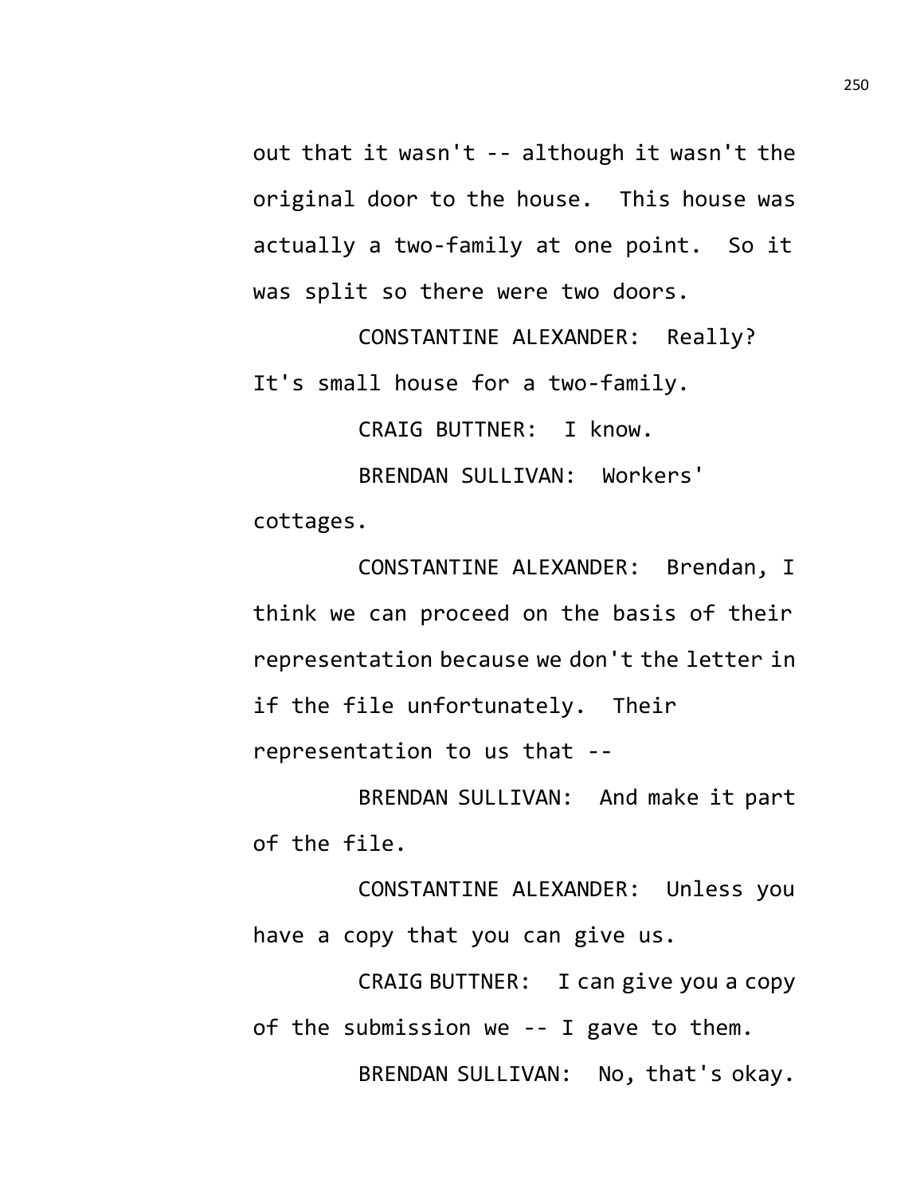out that it wasn't -- although it wasn't the original door to the house. This house was actually a two-family at one point. So it was split so there were two doors.

CONSTANTINE ALEXANDER: Really? It's small house for a two-family.

CRAIG BUTTNER: I know.

BRENDAN SULLIVAN: Workers' cottages.

CONSTANTINE ALEXANDER: Brendan, I think we can proceed on the basis of their representation because we don't the letter in if the file unfortunately. Their representation to us that --

BRENDAN SULLIVAN: And make it part of the file.

CONSTANTINE ALEXANDER: Unless you have a copy that you can give us.

CRAIG BUTTNER: I can give you a copy of the submission we -- I gave to them.

BRENDAN SULLIVAN: No, that's okay.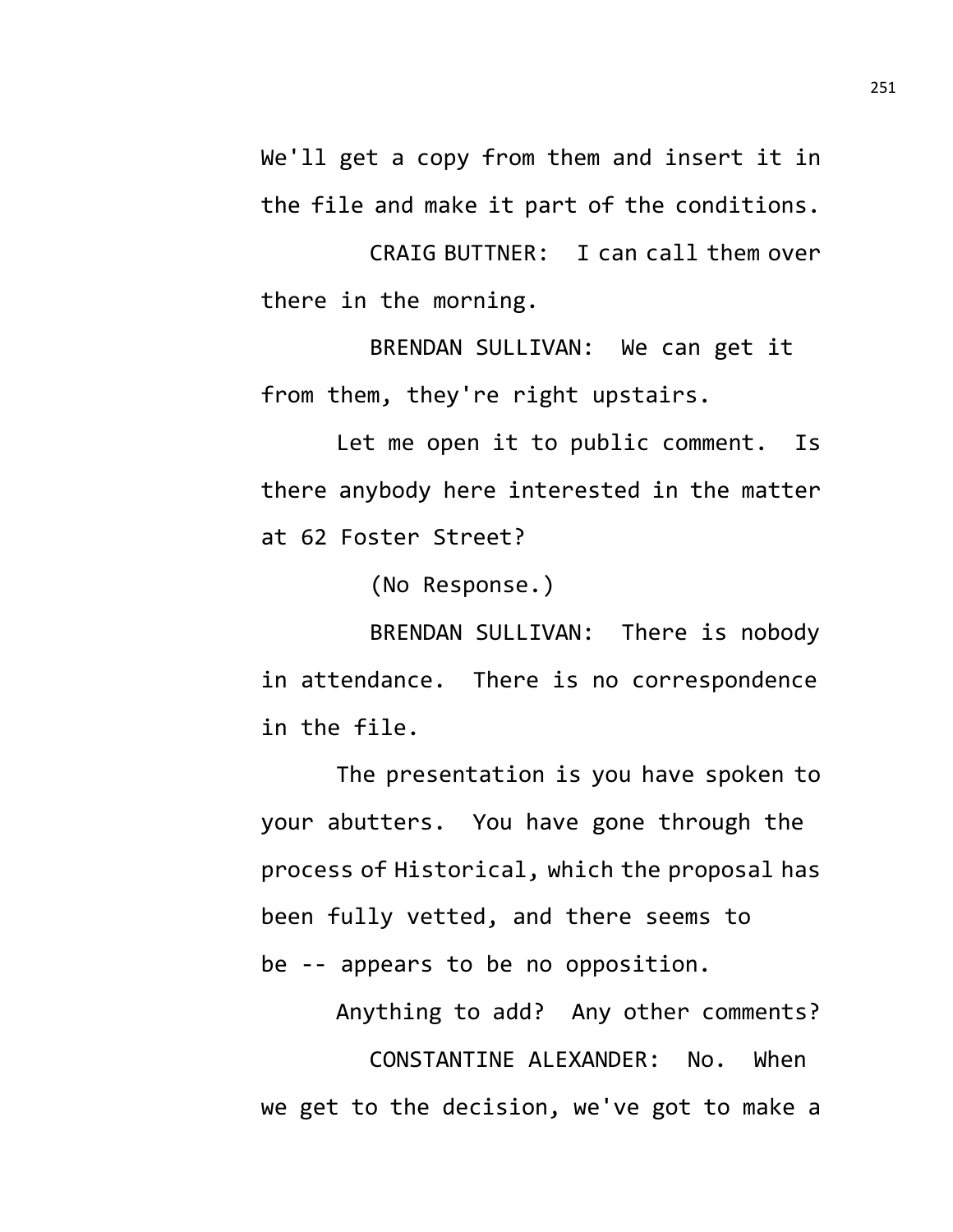We'll get a copy from them and insert it in the file and make it part of the conditions.

CRAIG BUTTNER: I can call them over there in the morning.

BRENDAN SULLIVAN: We can get it from them, they're right upstairs.

Let me open it to public comment. Is there anybody here interested in the matter at 62 Foster Street?

(No Response.)

BRENDAN SULLIVAN: There is nobody in attendance. There is no correspondence in the file.

The presentation is you have spoken to your abutters. You have gone through the process of Historical, which the proposal has been fully vetted, and there seems to be -- appears to be no opposition.

Anything to add? Any other comments?

CONSTANTINE ALEXANDER: No. When we get to the decision, we've got to make a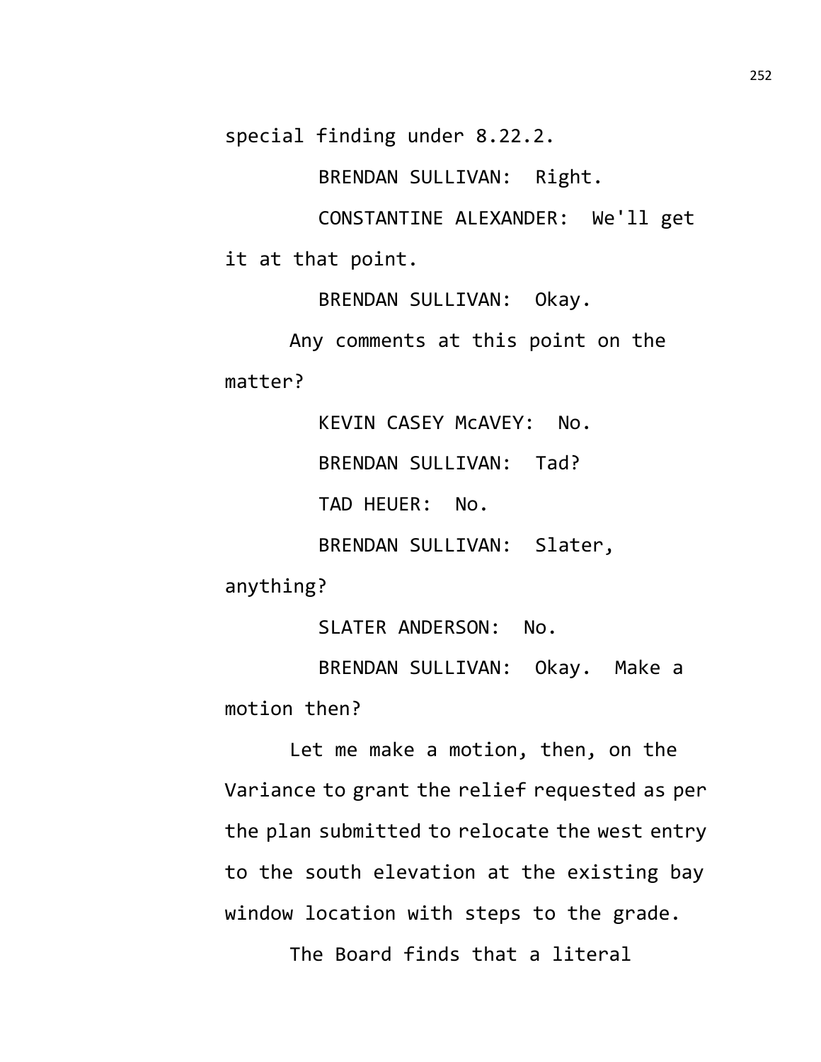special finding under 8.22.2.

BRENDAN SULLIVAN: Right.

CONSTANTINE ALEXANDER: We'll get it at that point.

BRENDAN SULLIVAN: Okay.

Any comments at this point on the matter?

KEVIN CASEY McAVEY: No.

BRENDAN SULLIVAN: Tad?

TAD HEUER: No.

BRENDAN SULLIVAN: Slater, anything?

SLATER ANDERSON: No.

BRENDAN SULLIVAN: Okay. Make a motion then?

Let me make a motion, then, on the Variance to grant the relief requested as per the plan submitted to relocate the west entry to the south elevation at the existing bay window location with steps to the grade.

The Board finds that a literal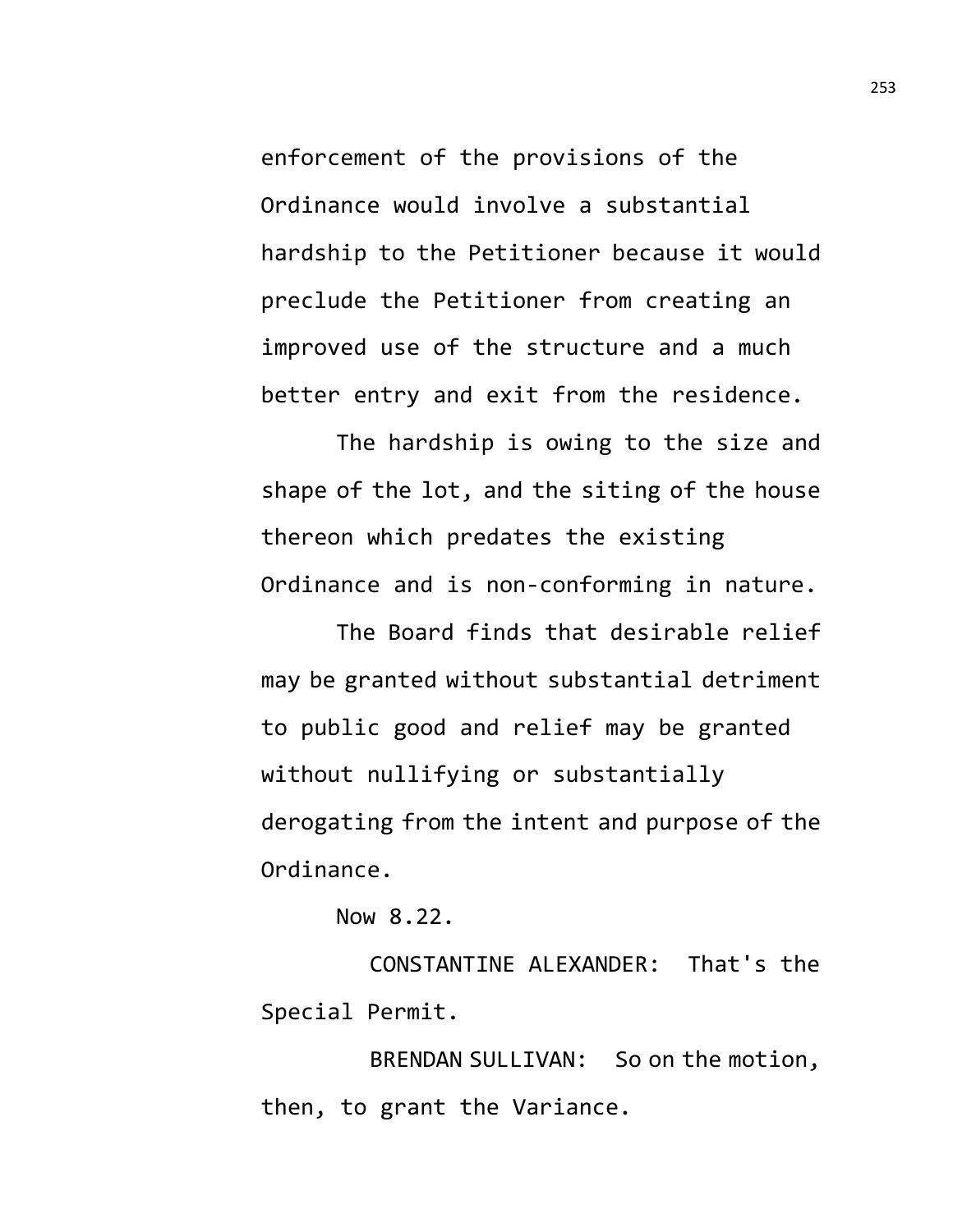enforcement of the provisions of the Ordinance would involve a substantial hardship to the Petitioner because it would preclude the Petitioner from creating an improved use of the structure and a much better entry and exit from the residence.

The hardship is owing to the size and shape of the lot, and the siting of the house thereon which predates the existing Ordinance and is non-conforming in nature.

The Board finds that desirable relief may be granted without substantial detriment to public good and relief may be granted without nullifying or substantially derogating from the intent and purpose of the Ordinance.

Now 8.22.

CONSTANTINE ALEXANDER: That's the Special Permit.

BRENDAN SULLIVAN: So on the motion, then, to grant the Variance.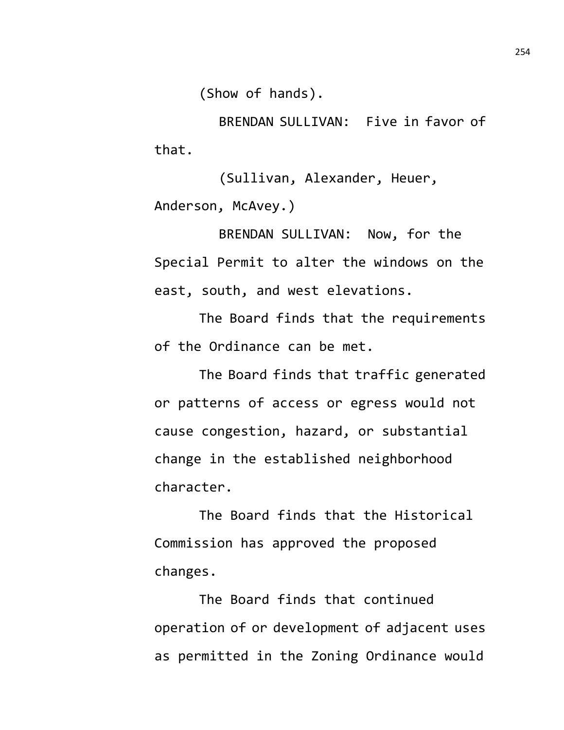(Show of hands).

BRENDAN SULLIVAN: Five in favor of that.

(Sullivan, Alexander, Heuer, Anderson, McAvey.)

BRENDAN SULLIVAN: Now, for the Special Permit to alter the windows on the east, south, and west elevations.

The Board finds that the requirements of the Ordinance can be met.

The Board finds that traffic generated or patterns of access or egress would not cause congestion, hazard, or substantial change in the established neighborhood character.

The Board finds that the Historical Commission has approved the proposed changes.

The Board finds that continued operation of or development of adjacent uses as permitted in the Zoning Ordinance would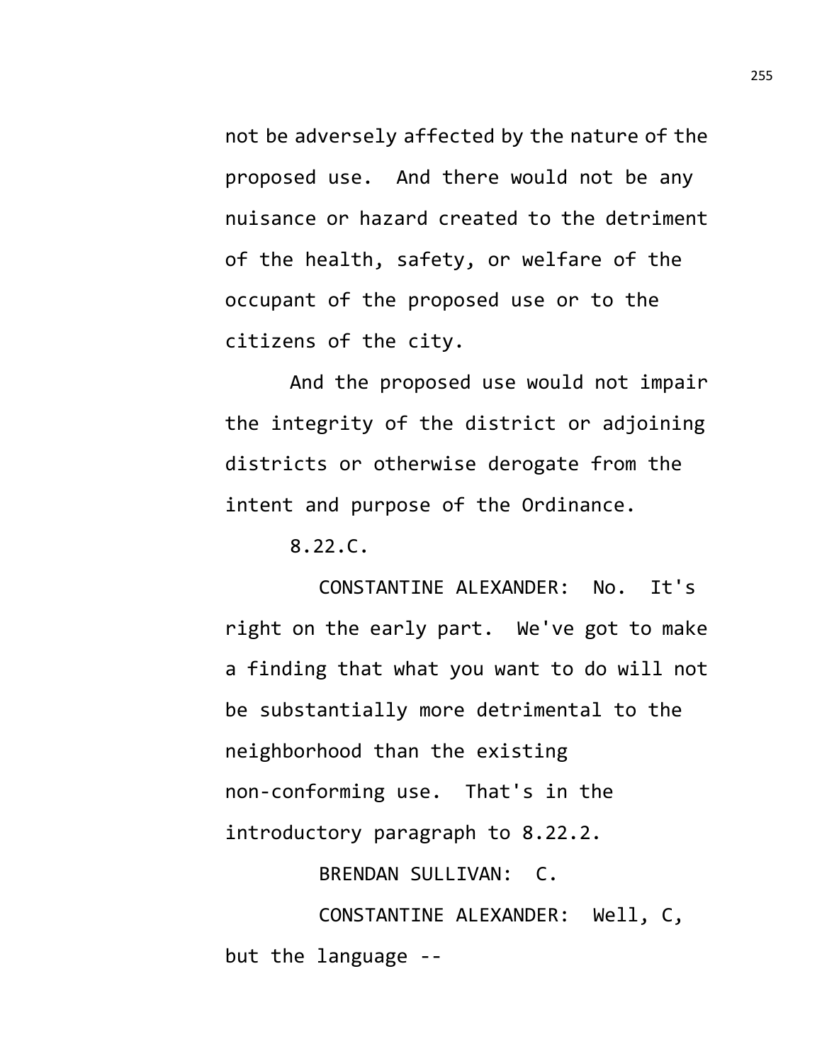not be adversely affected by the nature of the proposed use. And there would not be any nuisance or hazard created to the detriment of the health, safety, or welfare of the occupant of the proposed use or to the citizens of the city.

And the proposed use would not impair the integrity of the district or adjoining districts or otherwise derogate from the intent and purpose of the Ordinance.

8.22.C.

CONSTANTINE ALEXANDER: No. It's right on the early part. We've got to make a finding that what you want to do will not be substantially more detrimental to the neighborhood than the existing non-conforming use. That's in the introductory paragraph to 8.22.2.

BRENDAN SULLIVAN: C.

CONSTANTINE ALEXANDER: Well, C, but the language --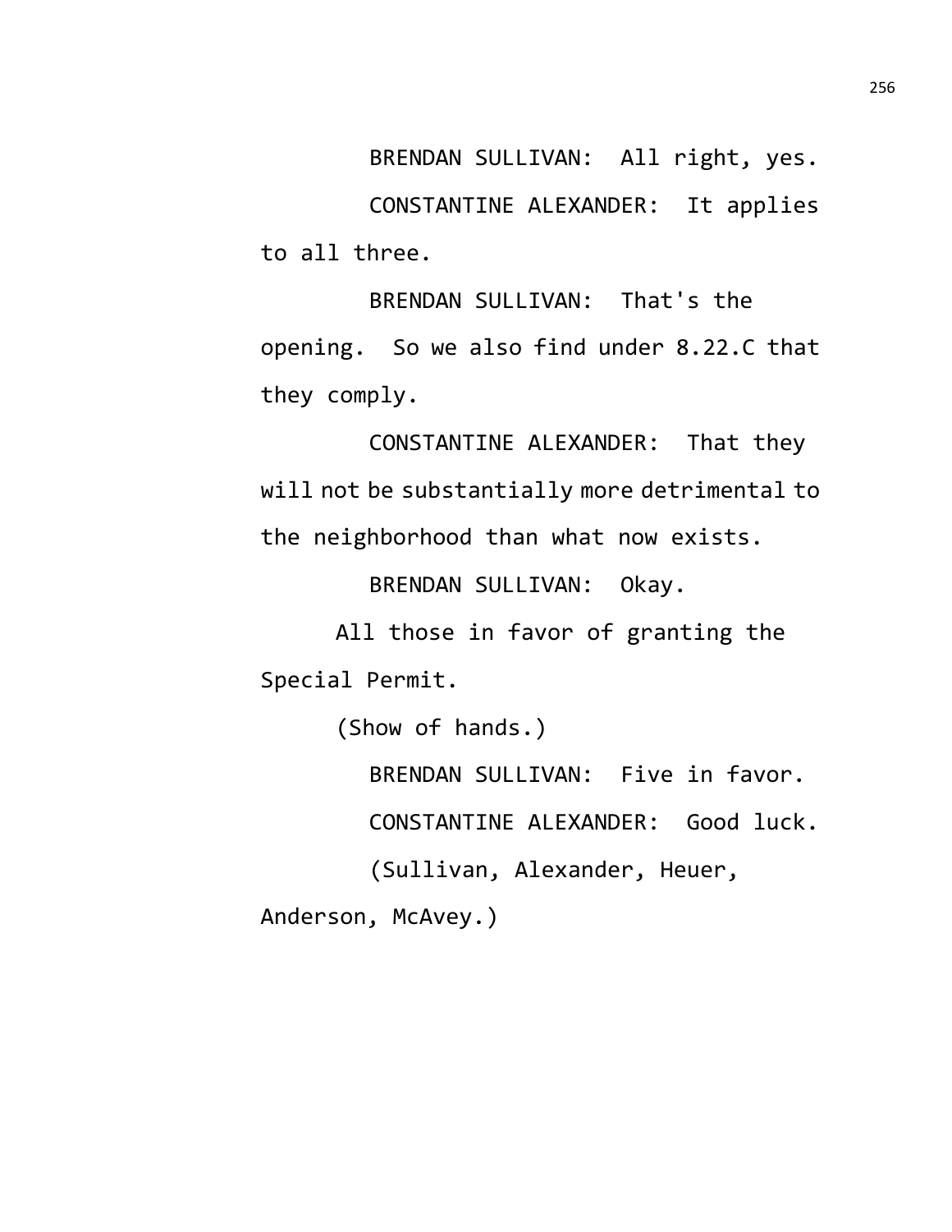BRENDAN SULLIVAN: All right, yes.

CONSTANTINE ALEXANDER: It applies to all three.

BRENDAN SULLIVAN: That's the opening. So we also find under 8.22.C that they comply.

CONSTANTINE ALEXANDER: That they will not be substantially more detrimental to the neighborhood than what now exists.

BRENDAN SULLIVAN: Okay.

All those in favor of granting the Special Permit.

(Show of hands.)

BRENDAN SULLIVAN: Five in favor.

CONSTANTINE ALEXANDER: Good luck.

(Sullivan, Alexander, Heuer, Anderson, McAvey.)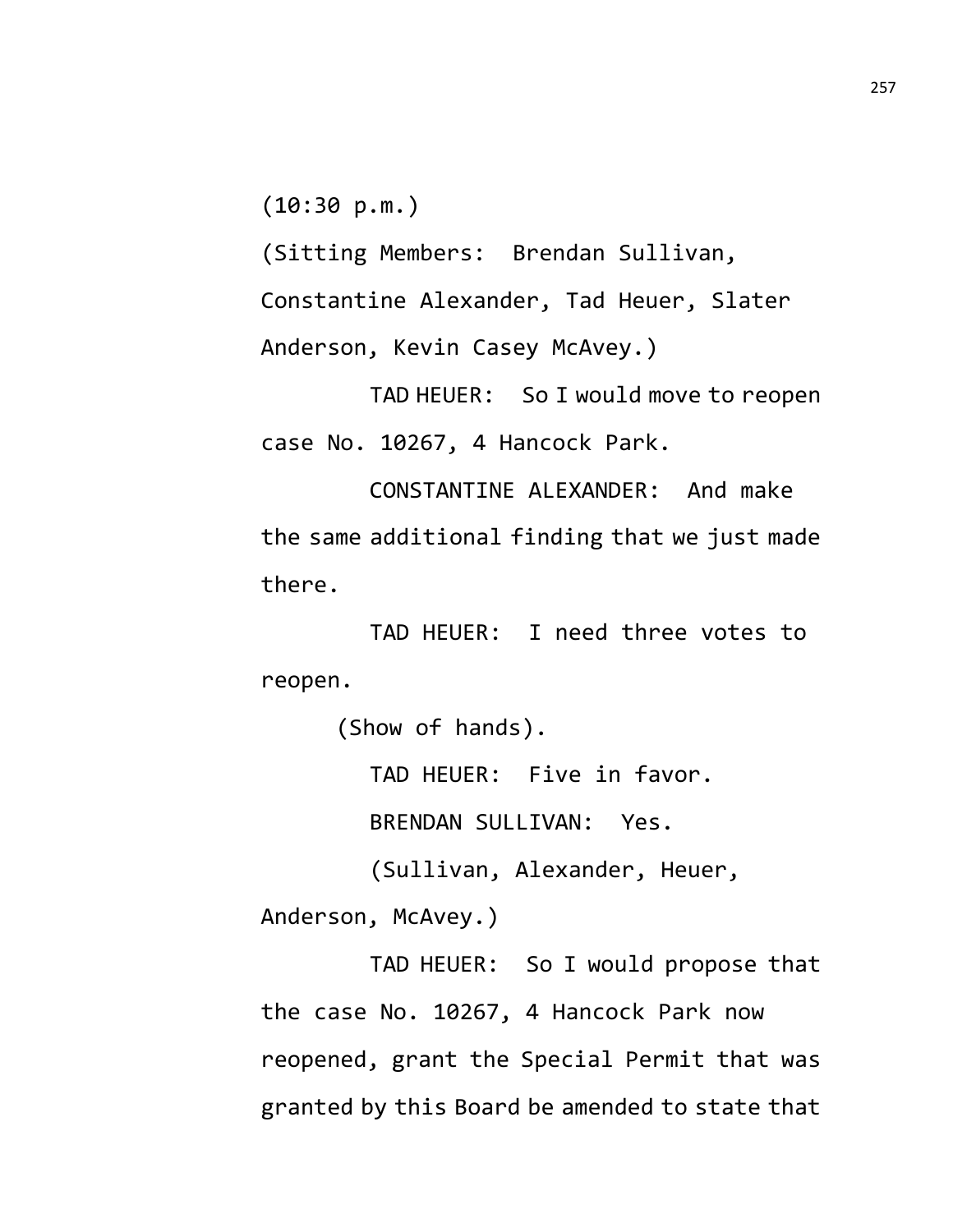(10:30 p.m.)

(Sitting Members: Brendan Sullivan, Constantine Alexander, Tad Heuer, Slater Anderson, Kevin Casey McAvey.)

TAD HEUER: So I would move to reopen case No. 10267, 4 Hancock Park.

CONSTANTINE ALEXANDER: And make the same additional finding that we just made there.

TAD HEUER: I need three votes to reopen.

(Show of hands).

TAD HEUER: Five in favor.

BRENDAN SULLIVAN: Yes.

(Sullivan, Alexander, Heuer, Anderson, McAvey.)

TAD HEUER: So I would propose that the case No. 10267, 4 Hancock Park now reopened, grant the Special Permit that was granted by this Board be amended to state that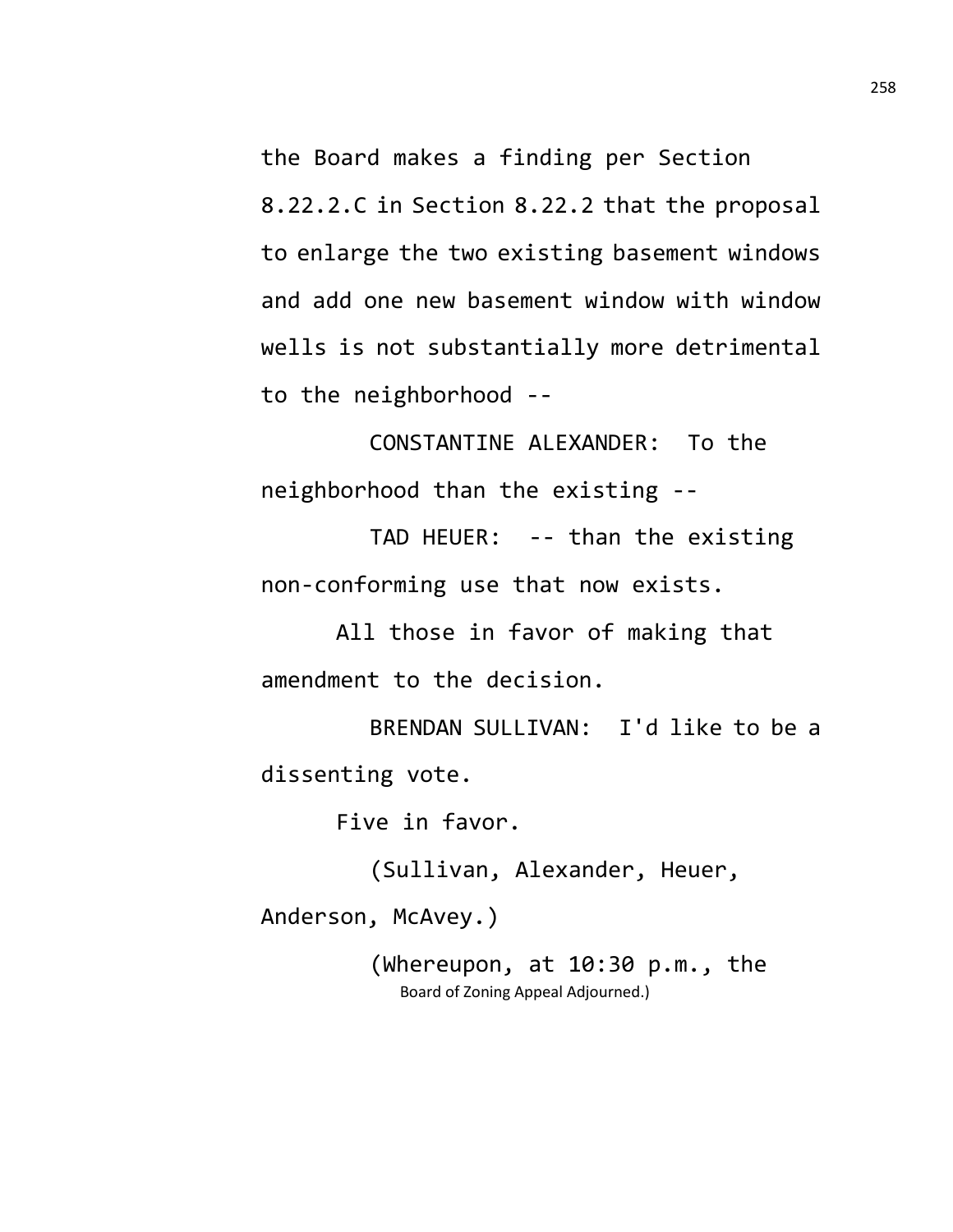the Board makes a finding per Section 8.22.2.C in Section 8.22.2 that the proposal to enlarge the two existing basement windows and add one new basement window with window wells is not substantially more detrimental to the neighborhood --

CONSTANTINE ALEXANDER: To the neighborhood than the existing --

TAD HEUER: -- than the existing non-conforming use that now exists.

All those in favor of making that amendment to the decision.

BRENDAN SULLIVAN: I'd like to be a dissenting vote.

Five in favor.

(Sullivan, Alexander, Heuer, Anderson, McAvey.)

(Whereupon, at 10:30 p.m., the Board of Zoning Appeal Adjourned.)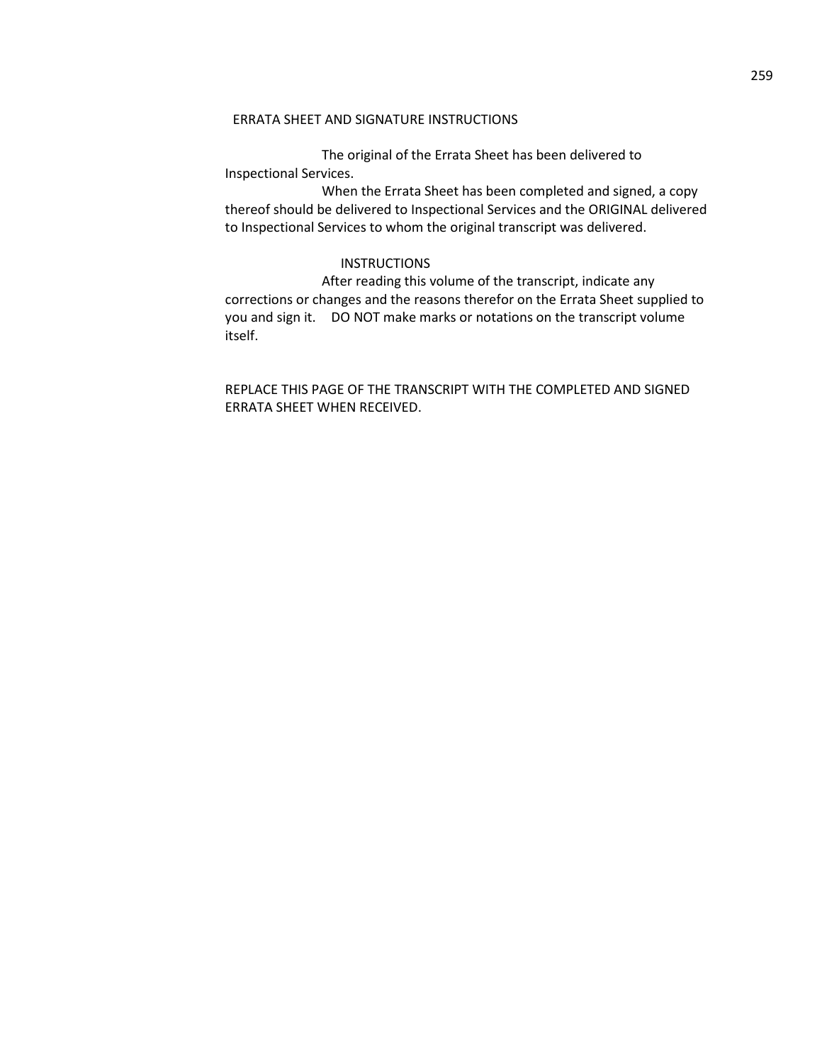## ERRATA SHEET AND SIGNATURE INSTRUCTIONS

The original of the Errata Sheet has been delivered to Inspectional Services.

When the Errata Sheet has been completed and signed, a copy thereof should be delivered to Inspectional Services and the ORIGINAL delivered to Inspectional Services to whom the original transcript was delivered.

### INSTRUCTIONS

After reading this volume of the transcript, indicate any corrections or changes and the reasons therefor on the Errata Sheet supplied to you and sign it. DO NOT make marks or notations on the transcript volume itself.

REPLACE THIS PAGE OF THE TRANSCRIPT WITH THE COMPLETED AND SIGNED ERRATA SHEET WHEN RECEIVED.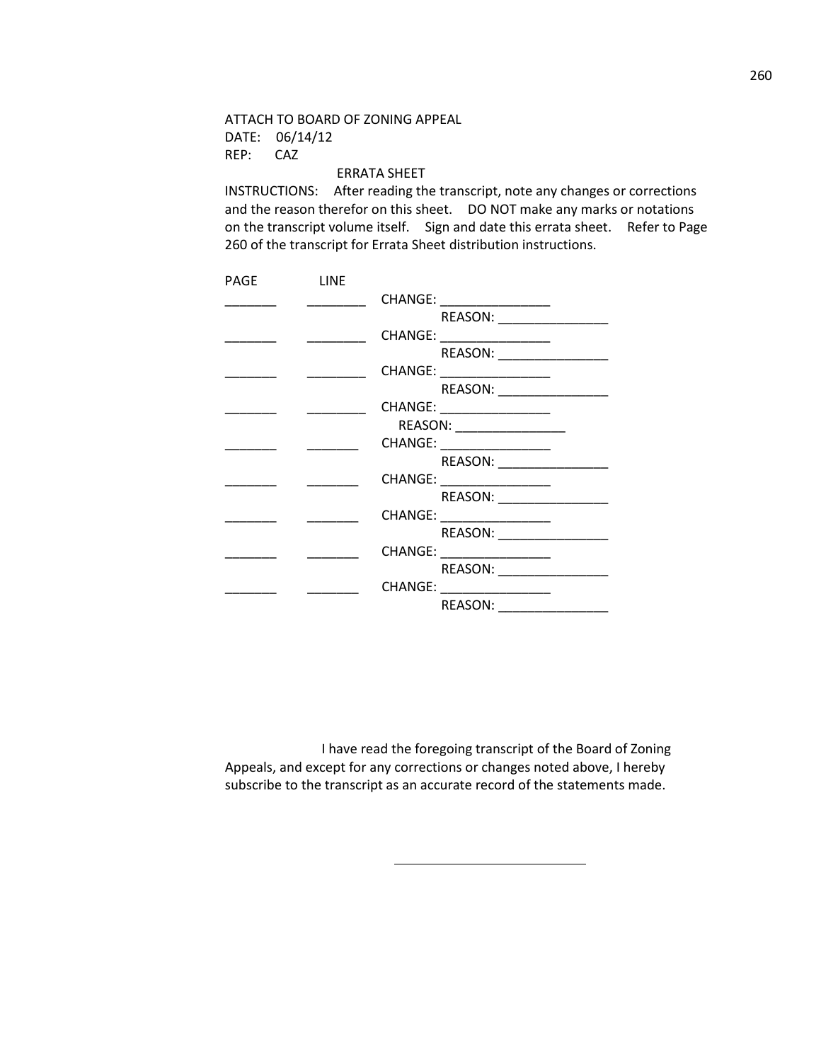ATTACH TO BOARD OF ZONING APPEAL
DATE: 06/14/12
REP: CAZ

ERRATA SHEET

INSTRUCTIONS: After reading the transcript, note any changes or corrections and the reason therefor on this sheet. DO NOT make any marks or notations on the transcript volume itself. Sign and date this errata sheet. Refer to Page 260 of the transcript for Errata Sheet distribution instructions.

PAGE LINE

_______ ________ CHANGE: _______________
REASON: _______________
_______ ________ CHANGE: _______________
REASON: _______________
_______ ________ CHANGE: _______________
REASON: _______________
_______ ________ CHANGE: _______________
REASON: _______________
_______ _______ CHANGE: _______________
REASON: _______________
_______ _______ CHANGE: _______________
REASON: _______________
_______ _______ CHANGE: _______________
REASON: _______________
_______ _______ CHANGE: _______________
REASON: _______________
_______ _______ CHANGE: _______________
REASON: _______________

I have read the foregoing transcript of the Board of Zoning Appeals, and except for any corrections or changes noted above, I hereby subscribe to the transcript as an accurate record of the statements made.

___________________________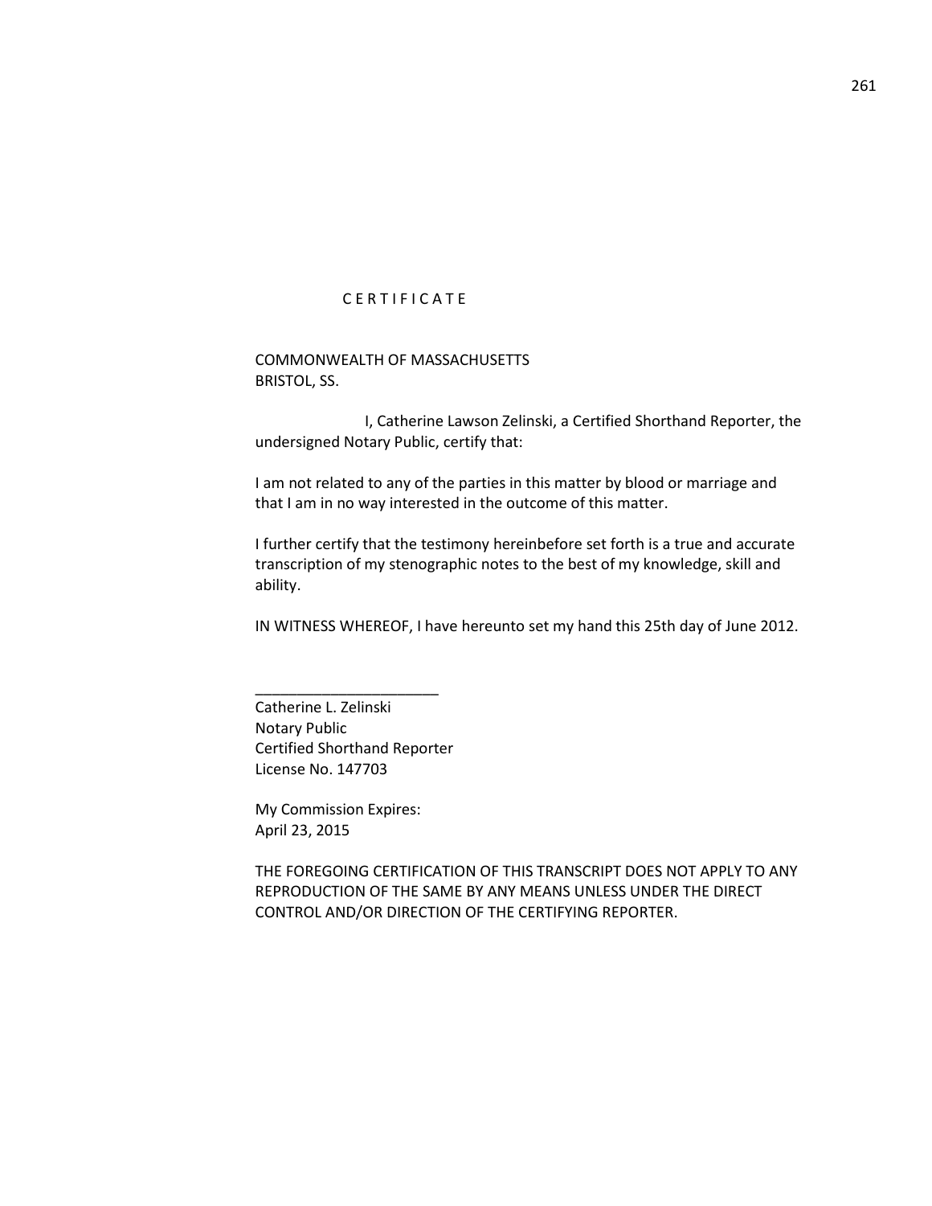# C E R T I F I C A T E

COMMONWEALTH OF MASSACHUSETTS
BRISTOL, SS.

I, Catherine Lawson Zelinski, a Certified Shorthand Reporter, the undersigned Notary Public, certify that:

I am not related to any of the parties in this matter by blood or marriage and that I am in no way interested in the outcome of this matter.

I further certify that the testimony hereinbefore set forth is a true and accurate transcription of my stenographic notes to the best of my knowledge, skill and ability.

IN WITNESS WHEREOF, I have hereunto set my hand this 25th day of June 2012.

______________________
Catherine L. Zelinski
Notary Public
Certified Shorthand Reporter
License No. 147703

My Commission Expires:
April 23, 2015

THE FOREGOING CERTIFICATION OF THIS TRANSCRIPT DOES NOT APPLY TO ANY REPRODUCTION OF THE SAME BY ANY MEANS UNLESS UNDER THE DIRECT CONTROL AND/OR DIRECTION OF THE CERTIFYING REPORTER.